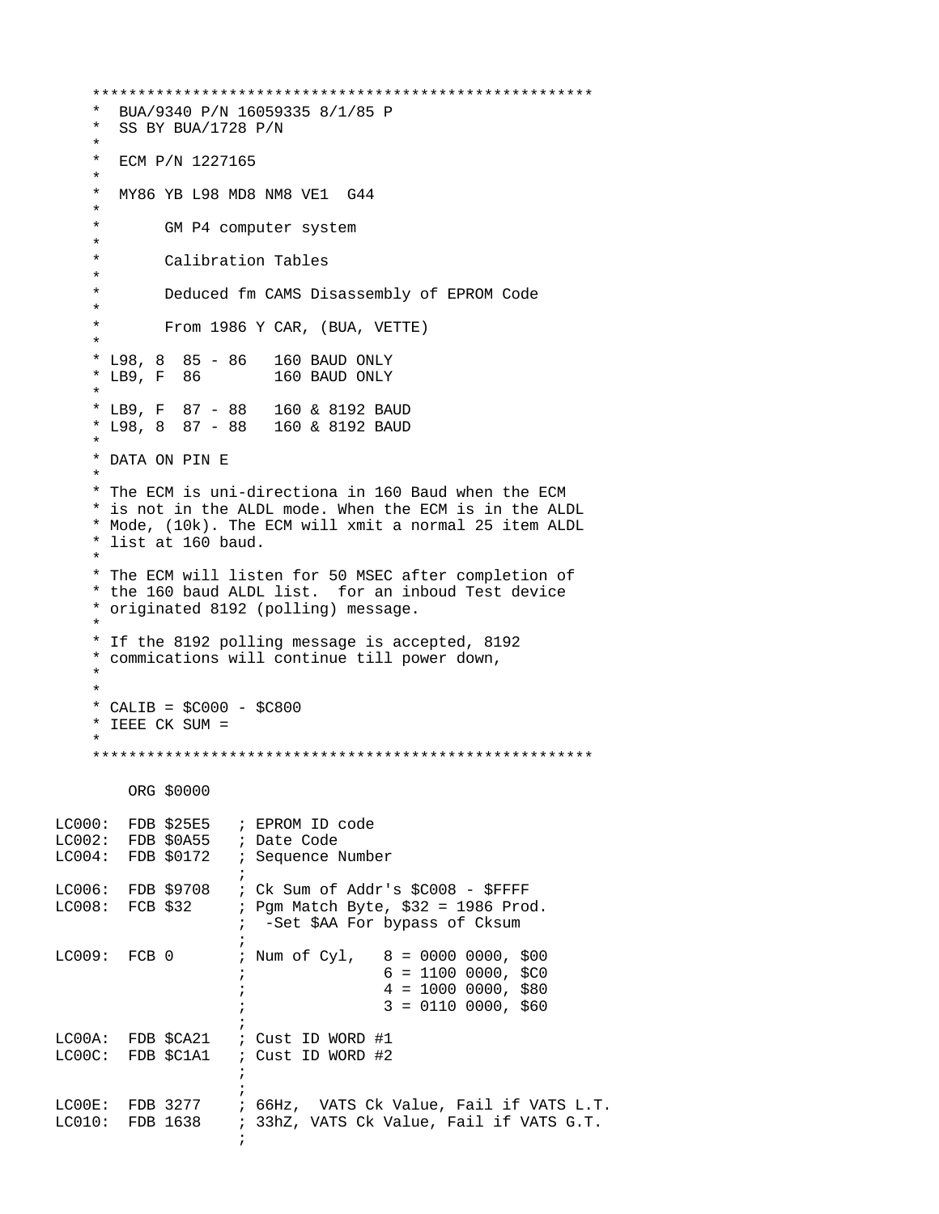```
    *****************************************************
    *  BUA/9340 P/N 16059335 8/1/85 P
    *  SS BY BUA/1728 P/N
    *
    *  ECM P/N 1227165
    *
    *  MY86 YB L98 MD8 NM8 VE1  G44
    *
    *       GM P4 computer system
    *
    *       Calibration Tables
    *
    *       Deduced fm CAMS Disassembly of EPROM Code
    *
    *       From 1986 Y CAR, (BUA, VETTE)
    *
    * L98, 8  85 - 86   160 BAUD ONLY
    * LB9, F  86        160 BAUD ONLY
    *
    * LB9, F  87 - 88   160 & 8192 BAUD
    * L98, 8  87 - 88   160 & 8192 BAUD
    *
    * DATA ON PIN E
    *
    * The ECM is uni-directiona in 160 Baud when the ECM
    * is not in the ALDL mode. When the ECM is in the ALDL
    * Mode, (10k). The ECM will xmit a normal 25 item ALDL
    * list at 160 baud.
    *
    * The ECM will listen for 50 MSEC after completion of
    * the 160 baud ALDL list.  for an inboud Test device
    * originated 8192 (polling) message.
    *
    * If the 8192 polling message is accepted, 8192
    * commications will continue till power down,
    *
    *
    * CALIB = $C000 - $C800
    * IEEE CK SUM =
    *
    *****************************************************

        ORG $0000

LC000:  FDB $25E5   ; EPROM ID code
LC002:  FDB $0A55   ; Date Code
LC004:  FDB $0172   ; Sequence Number
                    ;
LC006:  FDB $9708   ; Ck Sum of Addr's $C008 - $FFFF
LC008:  FCB $32     ; Pgm Match Byte, $32 = 1986 Prod.
                    ;  -Set $AA For bypass of Cksum
                    ;
LC009:  FCB 0       ; Num of Cyl,   8 = 0000 0000, $00
                    ;               6 = 1100 0000, $C0
                    ;               4 = 1000 0000, $80
                    ;               3 = 0110 0000, $60
                    ;
LC00A:  FDB $CA21   ; Cust ID WORD #1
LC00C:  FDB $C1A1   ; Cust ID WORD #2
                    ;
                    ;
LC00E:  FDB 3277    ; 66Hz,  VATS Ck Value, Fail if VATS L.T.
LC010:  FDB 1638    ; 33hZ, VATS Ck Value, Fail if VATS G.T.
                    ;
```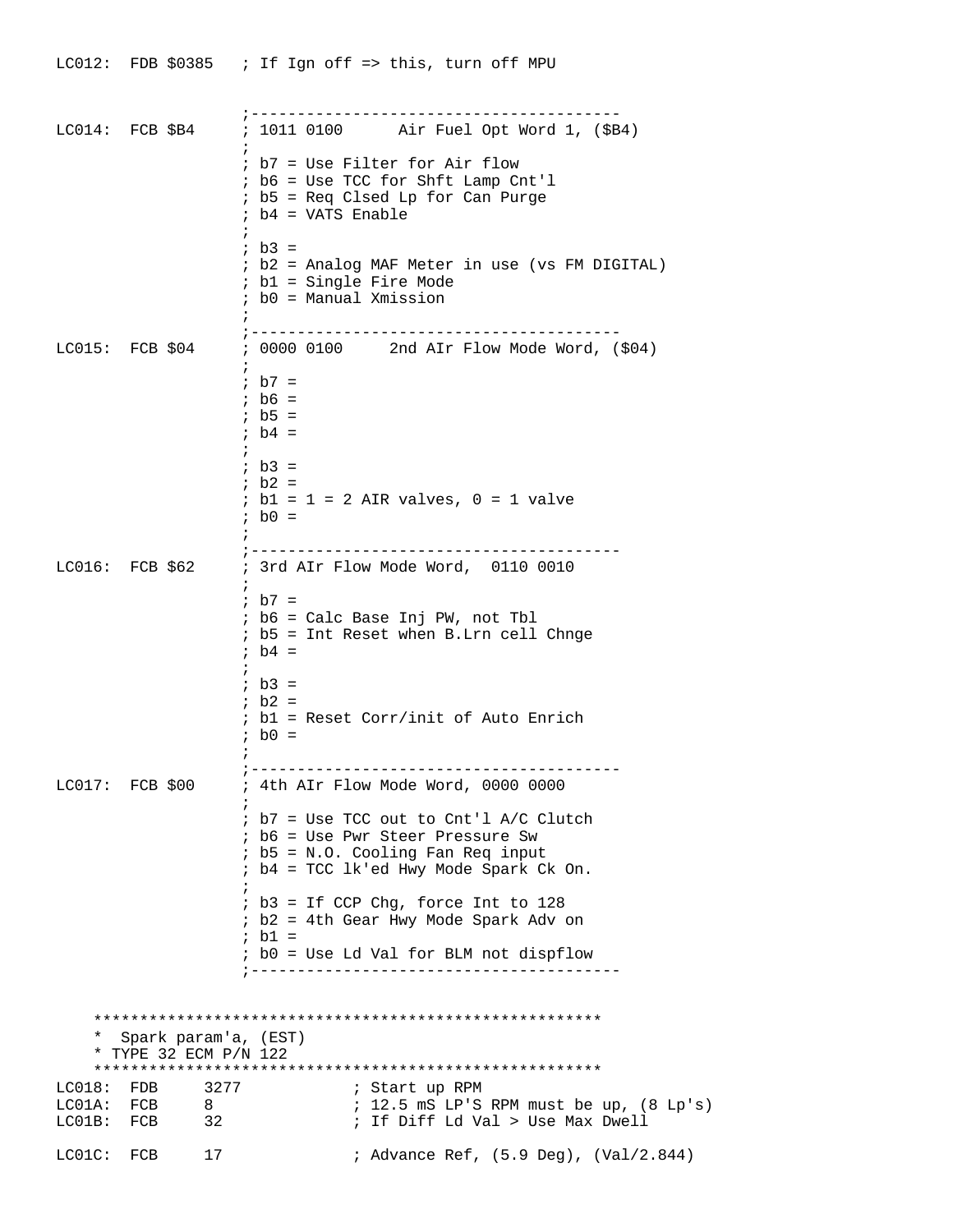```
LC012:  FDB $0385   ; If Ign off => this, turn off MPU


                    ;---------------------------------------
LC014:  FCB $B4     ; 1011 0100      Air Fuel Opt Word 1, ($B4)
                    ;
                    ; b7 = Use Filter for Air flow
                    ; b6 = Use TCC for Shft Lamp Cnt'l
                    ; b5 = Req Clsed Lp for Can Purge
                    ; b4 = VATS Enable
                    ;
                    ; b3 =
                    ; b2 = Analog MAF Meter in use (vs FM DIGITAL)
                    ; b1 = Single Fire Mode
                    ; b0 = Manual Xmission
                    ;
                    ;---------------------------------------
LC015:  FCB $04     ; 0000 0100     2nd AIr Flow Mode Word, ($04)
                    ;
                    ; b7 =
                    ; b6 =
                    ; b5 =
                    ; b4 =
                    ;
                    ; b3 =
                    ; b2 =
                    ; b1 = 1 = 2 AIR valves, 0 = 1 valve
                    ; b0 =
                    ;
                    ;---------------------------------------
LC016:  FCB $62     ; 3rd AIr Flow Mode Word,  0110 0010
                    ;
                    ; b7 =
                    ; b6 = Calc Base Inj PW, not Tbl
                    ; b5 = Int Reset when B.Lrn cell Chnge
                    ; b4 =
                    ;
                    ; b3 =
                    ; b2 =
                    ; b1 = Reset Corr/init of Auto Enrich
                    ; b0 =
                    ;
                    ;---------------------------------------
LC017:  FCB $00     ; 4th AIr Flow Mode Word, 0000 0000
                    ;
                    ; b7 = Use TCC out to Cnt'l A/C Clutch
                    ; b6 = Use Pwr Steer Pressure Sw
                    ; b5 = N.O. Cooling Fan Req input
                    ; b4 = TCC lk'ed Hwy Mode Spark Ck On.
                    ;
                    ; b3 = If CCP Chg, force Int to 128
                    ; b2 = 4th Gear Hwy Mode Spark Adv on
                    ; b1 =
                    ; b0 = Use Ld Val for BLM not dispflow
                    ;---------------------------------------


    *******************************************************
    *  Spark param'a, (EST)
    * TYPE 32 ECM P/N 122
    *******************************************************
LC018:  FDB     3277            ; Start up RPM
LC01A:  FCB     8               ; 12.5 mS LP'S RPM must be up, (8 Lp's)
LC01B:  FCB     32              ; If Diff Ld Val > Use Max Dwell

LC01C:  FCB     17              ; Advance Ref, (5.9 Deg), (Val/2.844)
```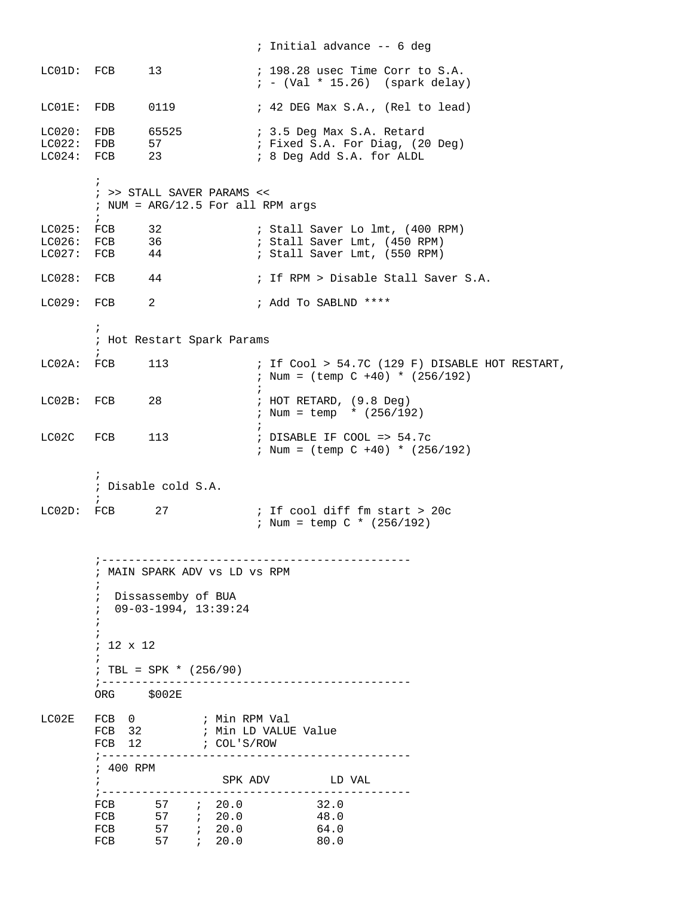```
                                 ; Initial advance -- 6 deg

LC01D:  FCB     13               ; 198.28 usec Time Corr to S.A.
                                 ; - (Val * 15.26)  (spark delay)

LC01E:  FDB     0119             ; 42 DEG Max S.A., (Rel to lead)

LC020:  FDB     65525            ; 3.5 Deg Max S.A. Retard
LC022:  FDB     57               ; Fixed S.A. For Diag, (20 Deg)
LC024:  FCB     23               ; 8 Deg Add S.A. for ALDL

        ;
        ; >> STALL SAVER PARAMS <<
        ; NUM = ARG/12.5 For all RPM args
        ;
LC025:  FCB     32               ; Stall Saver Lo lmt, (400 RPM)
LC026:  FCB     36               ; Stall Saver Lmt, (450 RPM)
LC027:  FCB     44               ; Stall Saver Lmt, (550 RPM)

LC028:  FCB     44               ; If RPM > Disable Stall Saver S.A.

LC029:  FCB     2                ; Add To SABLND ****

        ;
        ; Hot Restart Spark Params
        ;
LC02A:  FCB     113              ; If Cool > 54.7C (129 F) DISABLE HOT RESTART,
                                 ; Num = (temp C +40) * (256/192)
                                 ;
LC02B:  FCB     28               ; HOT RETARD, (9.8 Deg)
                                 ; Num = temp  * (256/192)
                                 ;
LC02C   FCB     113              ; DISABLE IF COOL => 54.7c
                                 ; Num = (temp C +40) * (256/192)

        ;
        ; Disable cold S.A.
        ;
LC02D:  FCB      27              ; If cool diff fm start > 20c
                                 ; Num = temp C * (256/192)


        ;---------------------------------------------
        ; MAIN SPARK ADV vs LD vs RPM
        ;
        ;  Dissassemby of BUA
        ;  09-03-1994, 13:39:24
        ;
        ;
        ; 12 x 12
        ;
        ; TBL = SPK * (256/90)
        ;---------------------------------------------
        ORG     $002E

LC02E   FCB  0          ; Min RPM Val
        FCB  32         ; Min LD VALUE Value
        FCB  12         ; COL'S/ROW
        ;---------------------------------------------
        ; 400 RPM
        ;                SPK ADV         LD VAL
        ;---------------------------------------------
        FCB      57    ;  20.0           32.0
        FCB      57    ;  20.0           48.0
        FCB      57    ;  20.0           64.0
        FCB      57    ;  20.0           80.0
```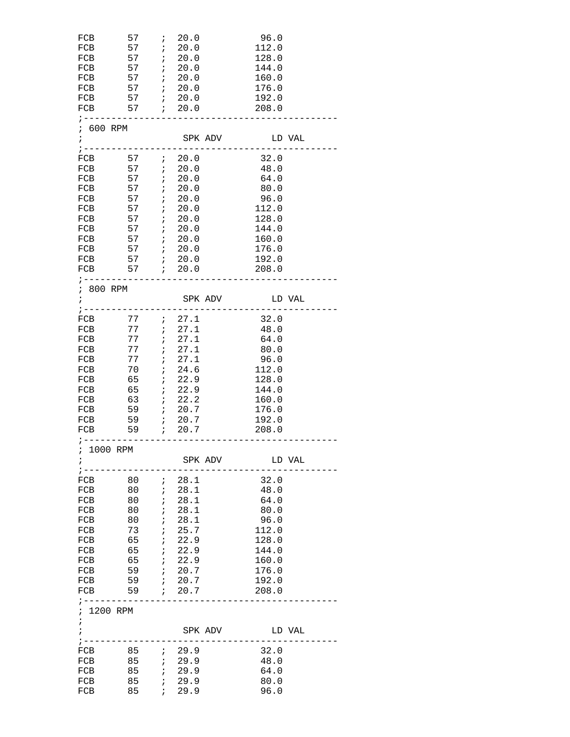```
FCB      57    ;  20.0           96.0
FCB      57    ;  20.0          112.0
FCB      57    ;  20.0          128.0
FCB      57    ;  20.0          144.0
FCB      57    ;  20.0          160.0
FCB      57    ;  20.0          176.0
FCB      57    ;  20.0          192.0
FCB      57    ;  20.0          208.0
;-----------------------------------------------
; 600 RPM
;                  SPK ADV         LD VAL
;-----------------------------------------------
FCB      57    ;  20.0           32.0
FCB      57    ;  20.0           48.0
FCB      57    ;  20.0           64.0
FCB      57    ;  20.0           80.0
FCB      57    ;  20.0           96.0
FCB      57    ;  20.0          112.0
FCB      57    ;  20.0          128.0
FCB      57    ;  20.0          144.0
FCB      57    ;  20.0          160.0
FCB      57    ;  20.0          176.0
FCB      57    ;  20.0          192.0
FCB      57    ;  20.0          208.0
;-----------------------------------------------
; 800 RPM
;                  SPK ADV         LD VAL
;-----------------------------------------------
FCB      77    ;  27.1           32.0
FCB      77    ;  27.1           48.0
FCB      77    ;  27.1           64.0
FCB      77    ;  27.1           80.0
FCB      77    ;  27.1           96.0
FCB      70    ;  24.6          112.0
FCB      65    ;  22.9          128.0
FCB      65    ;  22.9          144.0
FCB      63    ;  22.2          160.0
FCB      59    ;  20.7          176.0
FCB      59    ;  20.7          192.0
FCB      59    ;  20.7          208.0
;-----------------------------------------------
; 1000 RPM
;                  SPK ADV         LD VAL
;-----------------------------------------------
FCB      80    ;  28.1           32.0
FCB      80    ;  28.1           48.0
FCB      80    ;  28.1           64.0
FCB      80    ;  28.1           80.0
FCB      80    ;  28.1           96.0
FCB      73    ;  25.7          112.0
FCB      65    ;  22.9          128.0
FCB      65    ;  22.9          144.0
FCB      65    ;  22.9          160.0
FCB      59    ;  20.7          176.0
FCB      59    ;  20.7          192.0
FCB      59    ;  20.7          208.0
;-----------------------------------------------
; 1200 RPM
;
;                  SPK ADV         LD VAL
;-----------------------------------------------
FCB      85    ;  29.9           32.0
FCB      85    ;  29.9           48.0
FCB      85    ;  29.9           64.0
FCB      85    ;  29.9           80.0
FCB      85    ;  29.9           96.0
```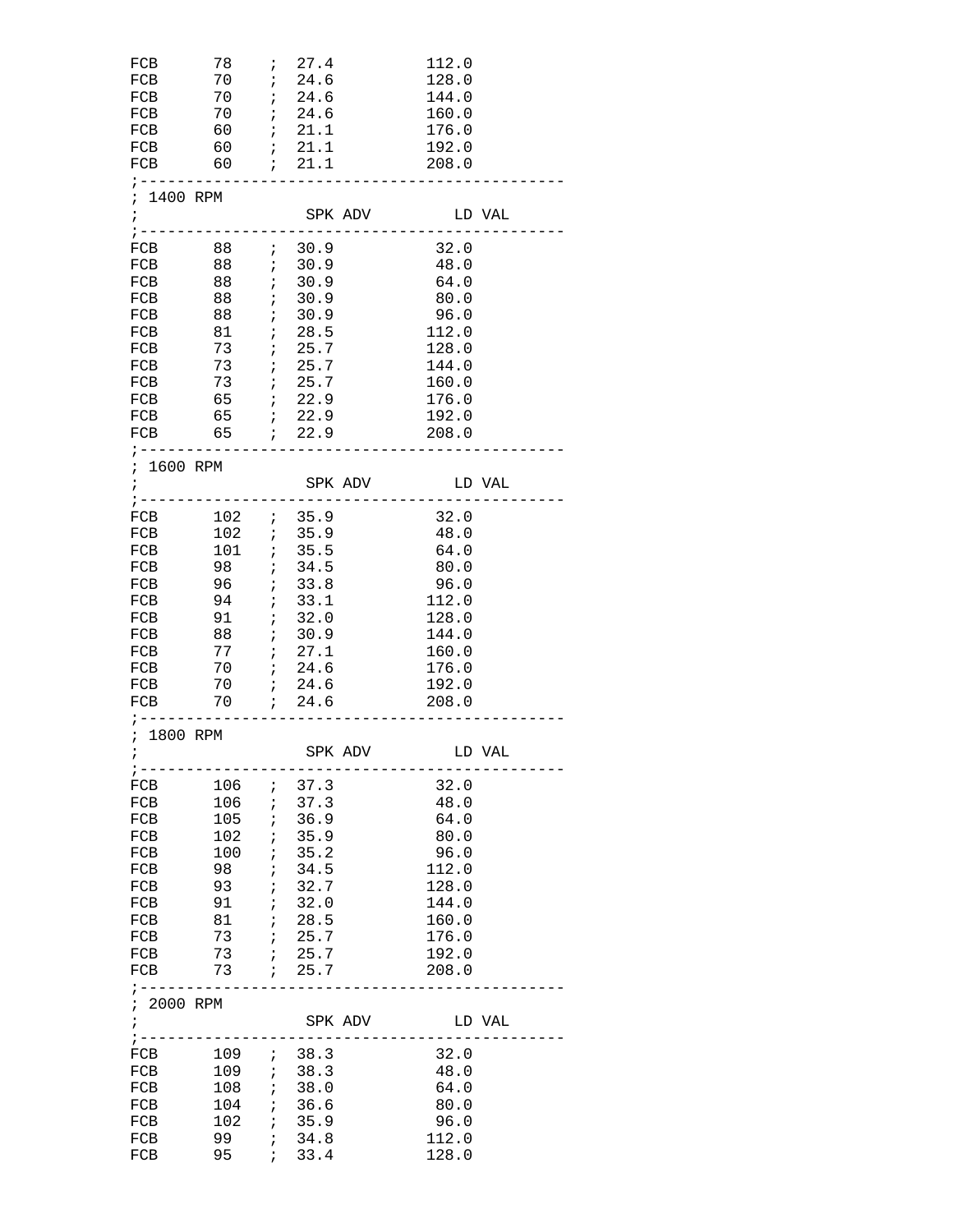```
FCB      78    ;  27.4          112.0
FCB      70    ;  24.6          128.0
FCB      70    ;  24.6          144.0
FCB      70    ;  24.6          160.0
FCB      60    ;  21.1          176.0
FCB      60    ;  21.1          192.0
FCB      60    ;  21.1          208.0
;-----------------------------------------------
; 1400 RPM
;                  SPK ADV         LD VAL
;-----------------------------------------------
FCB      88    ;  30.9           32.0
FCB      88    ;  30.9           48.0
FCB      88    ;  30.9           64.0
FCB      88    ;  30.9           80.0
FCB      88    ;  30.9           96.0
FCB      81    ;  28.5          112.0
FCB      73    ;  25.7          128.0
FCB      73    ;  25.7          144.0
FCB      73    ;  25.7          160.0
FCB      65    ;  22.9          176.0
FCB      65    ;  22.9          192.0
FCB      65    ;  22.9          208.0
;-----------------------------------------------
; 1600 RPM
;                  SPK ADV         LD VAL
;-----------------------------------------------
FCB      102   ;  35.9           32.0
FCB      102   ;  35.9           48.0
FCB      101   ;  35.5           64.0
FCB      98    ;  34.5           80.0
FCB      96    ;  33.8           96.0
FCB      94    ;  33.1          112.0
FCB      91    ;  32.0          128.0
FCB      88    ;  30.9          144.0
FCB      77    ;  27.1          160.0
FCB      70    ;  24.6          176.0
FCB      70    ;  24.6          192.0
FCB      70    ;  24.6          208.0
;-----------------------------------------------
; 1800 RPM
;                  SPK ADV         LD VAL
;-----------------------------------------------
FCB      106   ;  37.3           32.0
FCB      106   ;  37.3           48.0
FCB      105   ;  36.9           64.0
FCB      102   ;  35.9           80.0
FCB      100   ;  35.2           96.0
FCB      98    ;  34.5          112.0
FCB      93    ;  32.7          128.0
FCB      91    ;  32.0          144.0
FCB      81    ;  28.5          160.0
FCB      73    ;  25.7          176.0
FCB      73    ;  25.7          192.0
FCB      73    ;  25.7          208.0
;-----------------------------------------------
; 2000 RPM
;                  SPK ADV         LD VAL
;-----------------------------------------------
FCB      109   ;  38.3           32.0
FCB      109   ;  38.3           48.0
FCB      108   ;  38.0           64.0
FCB      104   ;  36.6           80.0
FCB      102   ;  35.9           96.0
FCB      99    ;  34.8          112.0
FCB      95    ;  33.4          128.0
```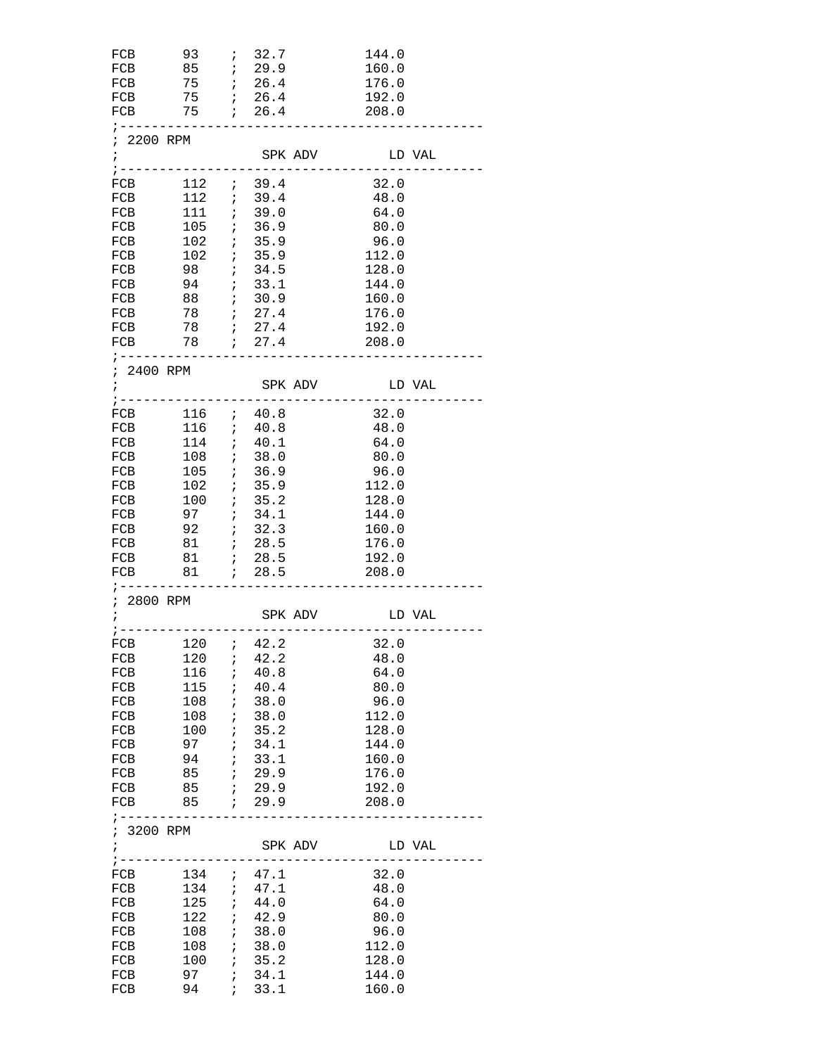```
FCB      93    ;  32.7          144.0
FCB      85    ;  29.9          160.0
FCB      75    ;  26.4          176.0
FCB      75    ;  26.4          192.0
FCB      75    ;  26.4          208.0
;-----------------------------------------------
; 2200 RPM
;                 SPK ADV         LD VAL
;-----------------------------------------------
FCB      112   ;  39.4           32.0
FCB      112   ;  39.4           48.0
FCB      111   ;  39.0           64.0
FCB      105   ;  36.9           80.0
FCB      102   ;  35.9           96.0
FCB      102   ;  35.9          112.0
FCB      98    ;  34.5          128.0
FCB      94    ;  33.1          144.0
FCB      88    ;  30.9          160.0
FCB      78    ;  27.4          176.0
FCB      78    ;  27.4          192.0
FCB      78    ;  27.4          208.0
;-----------------------------------------------
; 2400 RPM
;                 SPK ADV         LD VAL
;-----------------------------------------------
FCB      116   ;  40.8           32.0
FCB      116   ;  40.8           48.0
FCB      114   ;  40.1           64.0
FCB      108   ;  38.0           80.0
FCB      105   ;  36.9           96.0
FCB      102   ;  35.9          112.0
FCB      100   ;  35.2          128.0
FCB      97    ;  34.1          144.0
FCB      92    ;  32.3          160.0
FCB      81    ;  28.5          176.0
FCB      81    ;  28.5          192.0
FCB      81    ;  28.5          208.0
;-----------------------------------------------
; 2800 RPM
;                 SPK ADV         LD VAL
;-----------------------------------------------
FCB      120   ;  42.2           32.0
FCB      120   ;  42.2           48.0
FCB      116   ;  40.8           64.0
FCB      115   ;  40.4           80.0
FCB      108   ;  38.0           96.0
FCB      108   ;  38.0          112.0
FCB      100   ;  35.2          128.0
FCB      97    ;  34.1          144.0
FCB      94    ;  33.1          160.0
FCB      85    ;  29.9          176.0
FCB      85    ;  29.9          192.0
FCB      85    ;  29.9          208.0
;-----------------------------------------------
; 3200 RPM
;                 SPK ADV         LD VAL
;-----------------------------------------------
FCB      134   ;  47.1           32.0
FCB      134   ;  47.1           48.0
FCB      125   ;  44.0           64.0
FCB      122   ;  42.9           80.0
FCB      108   ;  38.0           96.0
FCB      108   ;  38.0          112.0
FCB      100   ;  35.2          128.0
FCB      97    ;  34.1          144.0
FCB      94    ;  33.1          160.0
```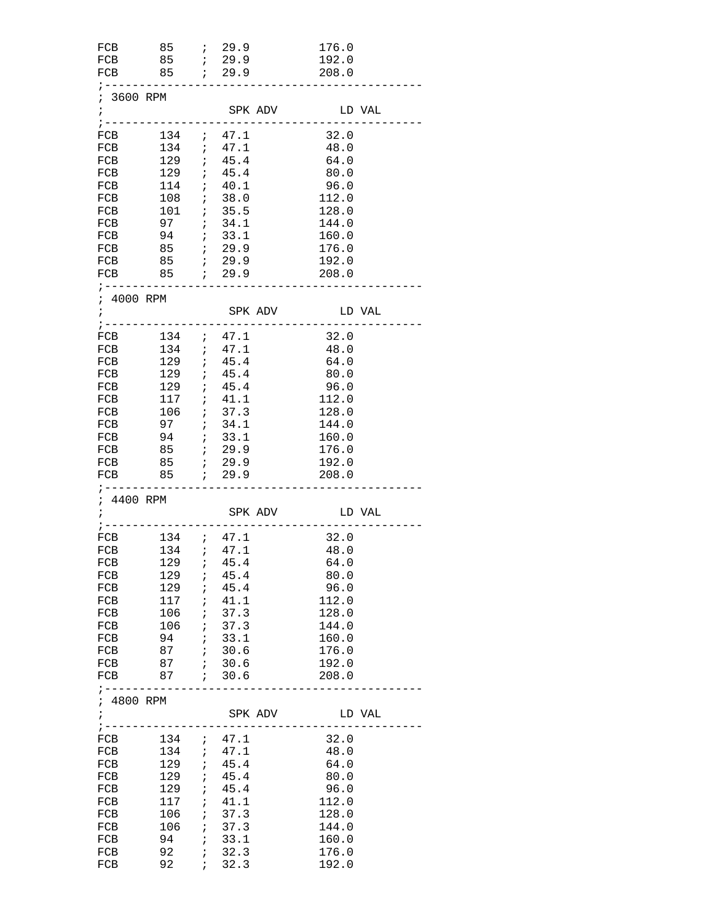```
FCB      85    ;  29.9          176.0
FCB      85    ;  29.9          192.0
FCB      85    ;  29.9          208.0
;-----------------------------------------------
; 3600 RPM
;                  SPK ADV         LD VAL
;-----------------------------------------------
FCB      134   ;  47.1           32.0
FCB      134   ;  47.1           48.0
FCB      129   ;  45.4           64.0
FCB      129   ;  45.4           80.0
FCB      114   ;  40.1           96.0
FCB      108   ;  38.0          112.0
FCB      101   ;  35.5          128.0
FCB      97    ;  34.1          144.0
FCB      94    ;  33.1          160.0
FCB      85    ;  29.9          176.0
FCB      85    ;  29.9          192.0
FCB      85    ;  29.9          208.0
;-----------------------------------------------
; 4000 RPM
;                  SPK ADV         LD VAL
;-----------------------------------------------
FCB      134   ;  47.1           32.0
FCB      134   ;  47.1           48.0
FCB      129   ;  45.4           64.0
FCB      129   ;  45.4           80.0
FCB      129   ;  45.4           96.0
FCB      117   ;  41.1          112.0
FCB      106   ;  37.3          128.0
FCB      97    ;  34.1          144.0
FCB      94    ;  33.1          160.0
FCB      85    ;  29.9          176.0
FCB      85    ;  29.9          192.0
FCB      85    ;  29.9          208.0
;-----------------------------------------------
; 4400 RPM
;                  SPK ADV         LD VAL
;-----------------------------------------------
FCB      134   ;  47.1           32.0
FCB      134   ;  47.1           48.0
FCB      129   ;  45.4           64.0
FCB      129   ;  45.4           80.0
FCB      129   ;  45.4           96.0
FCB      117   ;  41.1          112.0
FCB      106   ;  37.3          128.0
FCB      106   ;  37.3          144.0
FCB      94    ;  33.1          160.0
FCB      87    ;  30.6          176.0
FCB      87    ;  30.6          192.0
FCB      87    ;  30.6          208.0
;-----------------------------------------------
; 4800 RPM
;                  SPK ADV         LD VAL
;-----------------------------------------------
FCB      134   ;  47.1           32.0
FCB      134   ;  47.1           48.0
FCB      129   ;  45.4           64.0
FCB      129   ;  45.4           80.0
FCB      129   ;  45.4           96.0
FCB      117   ;  41.1          112.0
FCB      106   ;  37.3          128.0
FCB      106   ;  37.3          144.0
FCB      94    ;  33.1          160.0
FCB      92    ;  32.3          176.0
FCB      92    ;  32.3          192.0
```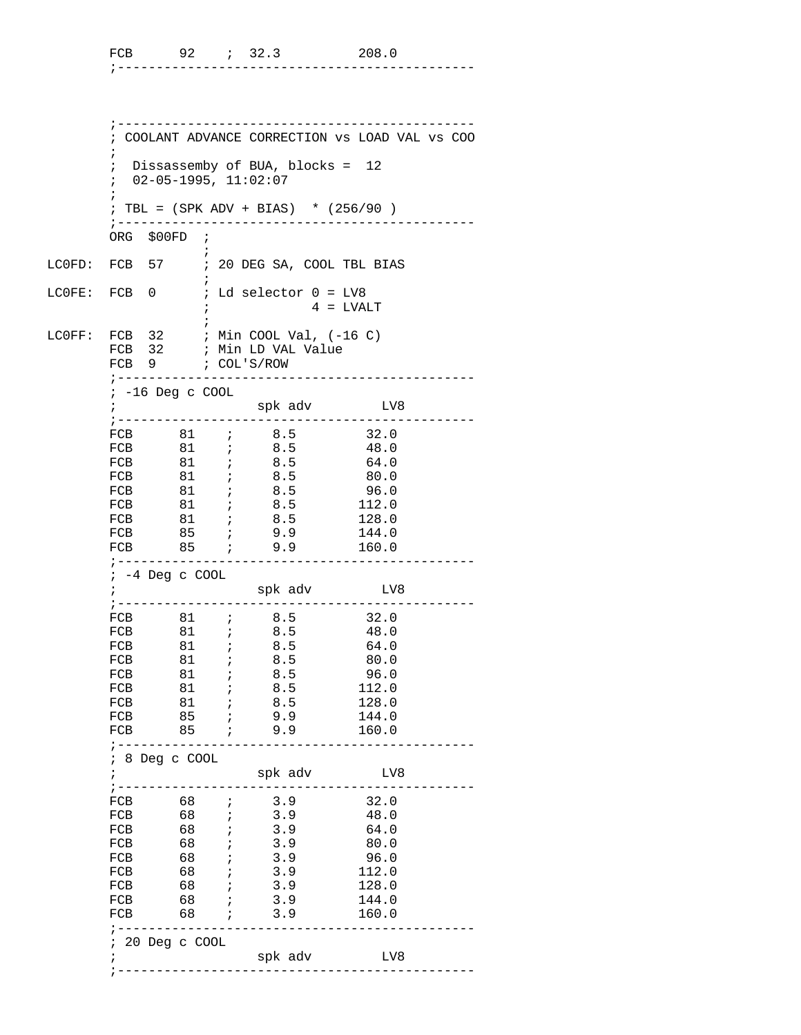```
        FCB      92    ;  32.3          208.0
        ;---------------------------------------------



        ;---------------------------------------------
        ; COOLANT ADVANCE CORRECTION vs LOAD VAL vs COO
        ;
        ;  Dissassemby of BUA, blocks =  12
        ;  02-05-1995, 11:02:07
        ;
        ; TBL = (SPK ADV + BIAS)  * (256/90 )
        ;---------------------------------------------
        ORG  $00FD  ;
                    ;
LC0FD:  FCB  57     ; 20 DEG SA, COOL TBL BIAS
                    ;
LC0FE:  FCB  0      ; Ld selector 0 = LV8
                    ;             4 = LVALT
                    ;
LC0FF:  FCB  32     ; Min COOL Val, (-16 C)
        FCB  32     ; Min LD VAL Value
        FCB  9      ; COL'S/ROW
        ;---------------------------------------------
        ; -16 Deg c COOL
        ;                 spk adv         LV8
        ;---------------------------------------------
        FCB      81    ;     8.5         32.0
        FCB      81    ;     8.5         48.0
        FCB      81    ;     8.5         64.0
        FCB      81    ;     8.5         80.0
        FCB      81    ;     8.5         96.0
        FCB      81    ;     8.5        112.0
        FCB      81    ;     8.5        128.0
        FCB      85    ;     9.9        144.0
        FCB      85    ;     9.9        160.0
        ;---------------------------------------------
        ; -4 Deg c COOL
        ;                 spk adv         LV8
        ;---------------------------------------------
        FCB      81    ;     8.5         32.0
        FCB      81    ;     8.5         48.0
        FCB      81    ;     8.5         64.0
        FCB      81    ;     8.5         80.0
        FCB      81    ;     8.5         96.0
        FCB      81    ;     8.5        112.0
        FCB      81    ;     8.5        128.0
        FCB      85    ;     9.9        144.0
        FCB      85    ;     9.9        160.0
        ;---------------------------------------------
        ; 8 Deg c COOL
        ;                 spk adv         LV8
        ;---------------------------------------------
        FCB      68    ;     3.9         32.0
        FCB      68    ;     3.9         48.0
        FCB      68    ;     3.9         64.0
        FCB      68    ;     3.9         80.0
        FCB      68    ;     3.9         96.0
        FCB      68    ;     3.9        112.0
        FCB      68    ;     3.9        128.0
        FCB      68    ;     3.9        144.0
        FCB      68    ;     3.9        160.0
        ;---------------------------------------------
        ; 20 Deg c COOL
        ;                 spk adv         LV8
        ;---------------------------------------------
```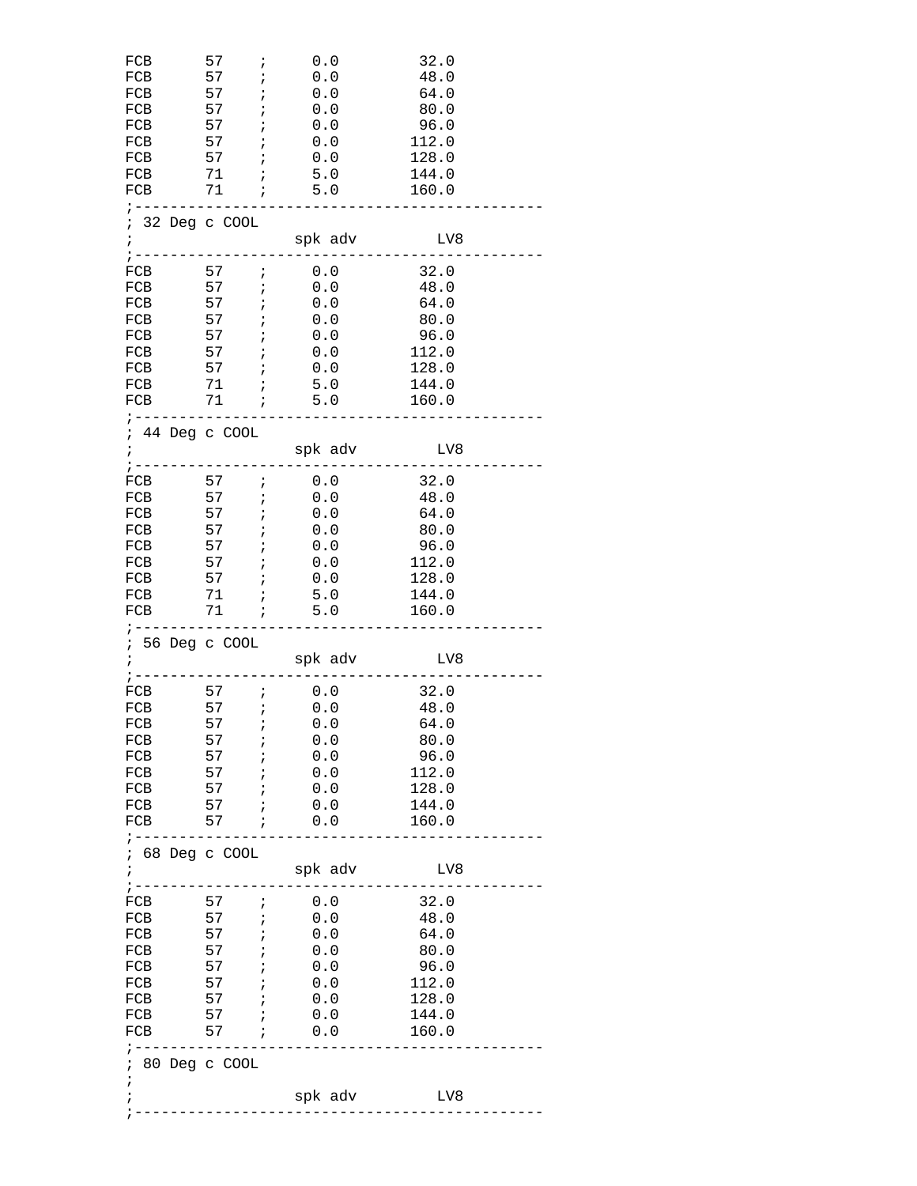```
FCB      57    ;     0.0        32.0
FCB      57    ;     0.0        48.0
FCB      57    ;     0.0        64.0
FCB      57    ;     0.0        80.0
FCB      57    ;     0.0        96.0
FCB      57    ;     0.0       112.0
FCB      57    ;     0.0       128.0
FCB      71    ;     5.0       144.0
FCB      71    ;     5.0       160.0
;---------------------------------------------
; 32 Deg c COOL
;                 spk adv         LV8
;---------------------------------------------
FCB      57    ;     0.0        32.0
FCB      57    ;     0.0        48.0
FCB      57    ;     0.0        64.0
FCB      57    ;     0.0        80.0
FCB      57    ;     0.0        96.0
FCB      57    ;     0.0       112.0
FCB      57    ;     0.0       128.0
FCB      71    ;     5.0       144.0
FCB      71    ;     5.0       160.0
;---------------------------------------------
; 44 Deg c COOL
;                 spk adv         LV8
;---------------------------------------------
FCB      57    ;     0.0        32.0
FCB      57    ;     0.0        48.0
FCB      57    ;     0.0        64.0
FCB      57    ;     0.0        80.0
FCB      57    ;     0.0        96.0
FCB      57    ;     0.0       112.0
FCB      57    ;     0.0       128.0
FCB      71    ;     5.0       144.0
FCB      71    ;     5.0       160.0
;---------------------------------------------
; 56 Deg c COOL
;                 spk adv         LV8
;---------------------------------------------
FCB      57    ;     0.0        32.0
FCB      57    ;     0.0        48.0
FCB      57    ;     0.0        64.0
FCB      57    ;     0.0        80.0
FCB      57    ;     0.0        96.0
FCB      57    ;     0.0       112.0
FCB      57    ;     0.0       128.0
FCB      57    ;     0.0       144.0
FCB      57    ;     0.0       160.0
;---------------------------------------------
; 68 Deg c COOL
;                 spk adv         LV8
;---------------------------------------------
FCB      57    ;     0.0        32.0
FCB      57    ;     0.0        48.0
FCB      57    ;     0.0        64.0
FCB      57    ;     0.0        80.0
FCB      57    ;     0.0        96.0
FCB      57    ;     0.0       112.0
FCB      57    ;     0.0       128.0
FCB      57    ;     0.0       144.0
FCB      57    ;     0.0       160.0
;---------------------------------------------
; 80 Deg c COOL
;
;                 spk adv         LV8
;---------------------------------------------
```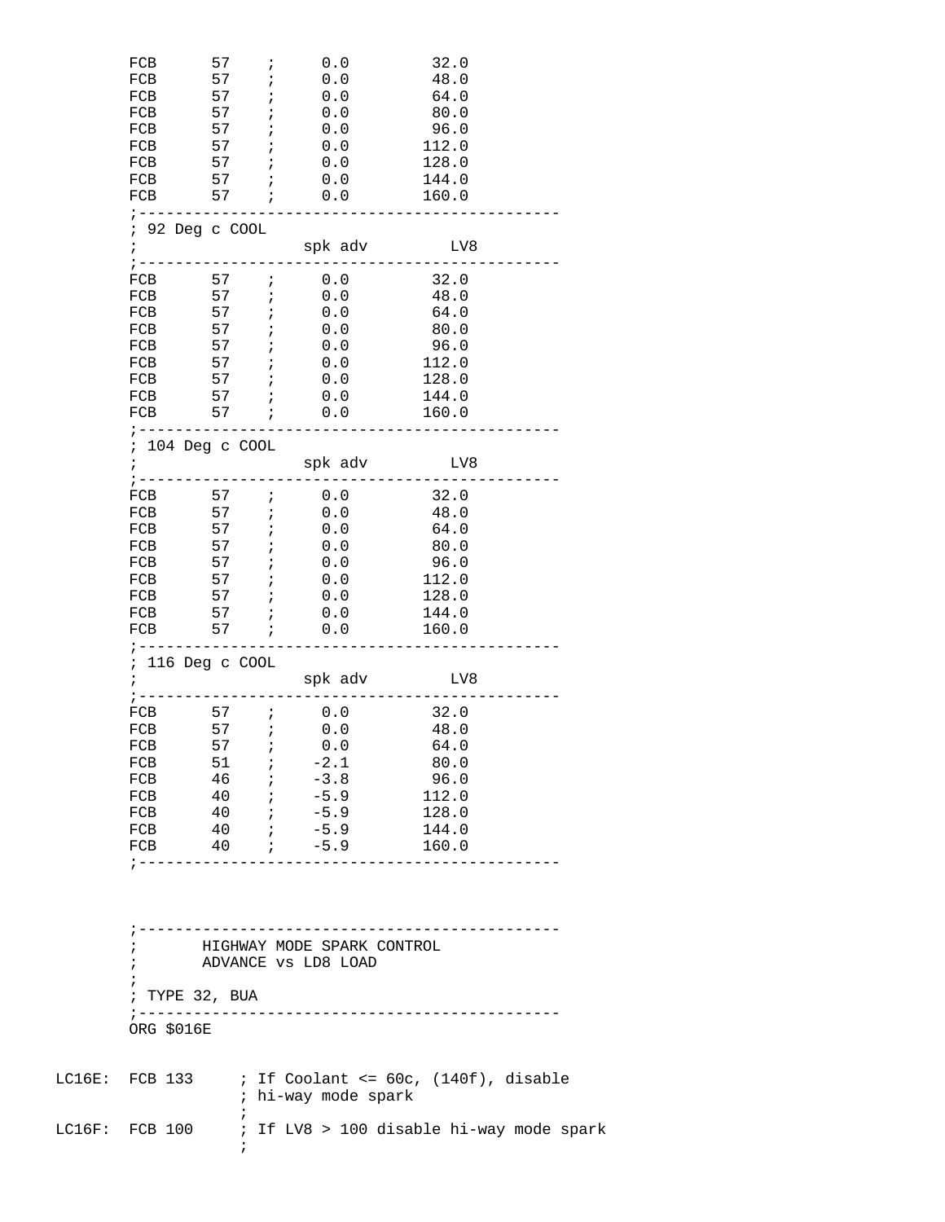```
        FCB      57    ;     0.0         32.0
        FCB      57    ;     0.0         48.0
        FCB      57    ;     0.0         64.0
        FCB      57    ;     0.0         80.0
        FCB      57    ;     0.0         96.0
        FCB      57    ;     0.0        112.0
        FCB      57    ;     0.0        128.0
        FCB      57    ;     0.0        144.0
        FCB      57    ;     0.0        160.0
        ;---------------------------------------------
        ; 92 Deg c COOL
        ;                  spk adv         LV8
        ;---------------------------------------------
        FCB      57    ;     0.0         32.0
        FCB      57    ;     0.0         48.0
        FCB      57    ;     0.0         64.0
        FCB      57    ;     0.0         80.0
        FCB      57    ;     0.0         96.0
        FCB      57    ;     0.0        112.0
        FCB      57    ;     0.0        128.0
        FCB      57    ;     0.0        144.0
        FCB      57    ;     0.0        160.0
        ;---------------------------------------------
        ; 104 Deg c COOL
        ;                  spk adv         LV8
        ;---------------------------------------------
        FCB      57    ;     0.0         32.0
        FCB      57    ;     0.0         48.0
        FCB      57    ;     0.0         64.0
        FCB      57    ;     0.0         80.0
        FCB      57    ;     0.0         96.0
        FCB      57    ;     0.0        112.0
        FCB      57    ;     0.0        128.0
        FCB      57    ;     0.0        144.0
        FCB      57    ;     0.0        160.0
        ;---------------------------------------------
        ; 116 Deg c COOL
        ;                  spk adv         LV8
        ;---------------------------------------------
        FCB      57    ;     0.0         32.0
        FCB      57    ;     0.0         48.0
        FCB      57    ;     0.0         64.0
        FCB      51    ;    -2.1         80.0
        FCB      46    ;    -3.8         96.0
        FCB      40    ;    -5.9        112.0
        FCB      40    ;    -5.9        128.0
        FCB      40    ;    -5.9        144.0
        FCB      40    ;    -5.9        160.0
        ;---------------------------------------------



        ;---------------------------------------------
        ;       HIGHWAY MODE SPARK CONTROL
        ;       ADVANCE vs LD8 LOAD
        ;
        ; TYPE 32, BUA
        ;---------------------------------------------
        ORG $016E


LC16E:  FCB 133     ; If Coolant <= 60c, (140f), disable
                    ; hi-way mode spark
                    ;
LC16F:  FCB 100     ; If LV8 > 100 disable hi-way mode spark
                    ;
```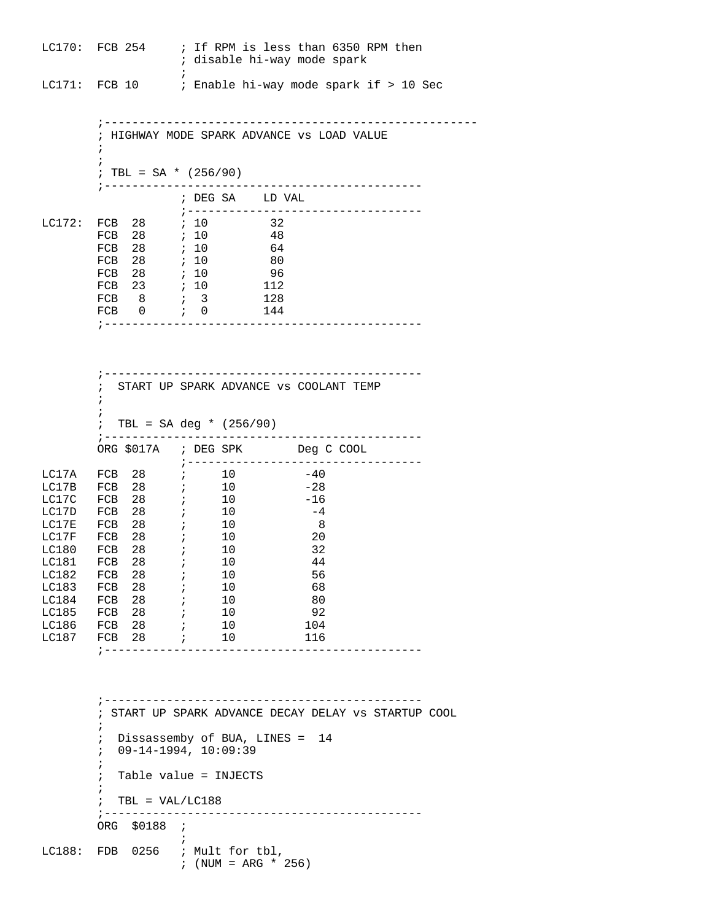```
LC170:  FCB 254     ; If RPM is less than 6350 RPM then
                    ; disable hi-way mode spark
                    ;
LC171:  FCB 10      ; Enable hi-way mode spark if > 10 Sec


        ;-----------------------------------------------------
        ; HIGHWAY MODE SPARK ADVANCE vs LOAD VALUE
        ;
        ;
        ; TBL = SA * (256/90)
        ;---------------------------------------------
                    ; DEG SA    LD VAL
                    ;---------------------------------
LC172:  FCB  28     ; 10         32
        FCB  28     ; 10         48
        FCB  28     ; 10         64
        FCB  28     ; 10         80
        FCB  28     ; 10         96
        FCB  23     ; 10        112
        FCB   8     ;  3        128
        FCB   0     ;  0        144
        ;---------------------------------------------



        ;---------------------------------------------
        ;  START UP SPARK ADVANCE vs COOLANT TEMP
        ;
        ;
        ;  TBL = SA deg * (256/90)
        ;---------------------------------------------
        ORG $017A   ; DEG SPK        Deg C COOL
                    ;---------------------------------
LC17A   FCB  28     ;     10          -40
LC17B   FCB  28     ;     10          -28
LC17C   FCB  28     ;     10          -16
LC17D   FCB  28     ;     10           -4
LC17E   FCB  28     ;     10            8
LC17F   FCB  28     ;     10           20
LC180   FCB  28     ;     10           32
LC181   FCB  28     ;     10           44
LC182   FCB  28     ;     10           56
LC183   FCB  28     ;     10           68
LC184   FCB  28     ;     10           80
LC185   FCB  28     ;     10           92
LC186   FCB  28     ;     10          104
LC187   FCB  28     ;     10          116
        ;---------------------------------------------



        ;---------------------------------------------
        ; START UP SPARK ADVANCE DECAY DELAY vs STARTUP COOL
        ;
        ;  Dissassemby of BUA, LINES =  14
        ;  09-14-1994, 10:09:39
        ;
        ;  Table value = INJECTS
        ;
        ;  TBL = VAL/LC188
        ;---------------------------------------------
        ORG  $0188  ;
                    ;
LC188:  FDB  0256   ; Mult for tbl,
                    ; (NUM = ARG * 256)
```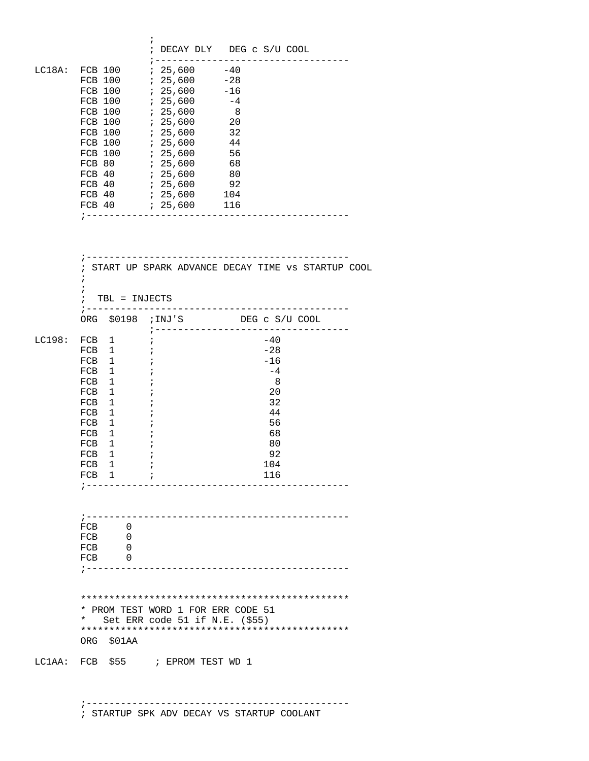```
                ;
                ; DECAY DLY   DEG c S/U COOL
                ;----------------------------------
LC18A:  FCB 100     ; 25,600     -40
        FCB 100     ; 25,600     -28
        FCB 100     ; 25,600     -16
        FCB 100     ; 25,600      -4
        FCB 100     ; 25,600       8
        FCB 100     ; 25,600      20
        FCB 100     ; 25,600      32
        FCB 100     ; 25,600      44
        FCB 100     ; 25,600      56
        FCB 80      ; 25,600      68
        FCB 40      ; 25,600      80
        FCB 40      ; 25,600      92
        FCB 40      ; 25,600     104
        FCB 40      ; 25,600     116
        ;---------------------------------------------



        ;---------------------------------------------
        ; START UP SPARK ADVANCE DECAY TIME vs STARTUP COOL
        ;
        ;
        ;  TBL = INJECTS
        ;---------------------------------------------
        ORG  $0198  ;INJ'S          DEG c S/U COOL
                    ;---------------------------------
LC198:  FCB  1      ;                    -40
        FCB  1      ;                    -28
        FCB  1      ;                    -16
        FCB  1      ;                     -4
        FCB  1      ;                      8
        FCB  1      ;                     20
        FCB  1      ;                     32
        FCB  1      ;                     44
        FCB  1      ;                     56
        FCB  1      ;                     68
        FCB  1      ;                     80
        FCB  1      ;                     92
        FCB  1      ;                    104
        FCB  1      ;                    116
        ;---------------------------------------------


        ;---------------------------------------------
        FCB     0
        FCB     0
        FCB     0
        FCB     0
        ;---------------------------------------------


        ***********************************************
        * PROM TEST WORD 1 FOR ERR CODE 51
        *   Set ERR code 51 if N.E. ($55)
        ***********************************************
        ORG  $01AA

LC1AA:  FCB  $55     ; EPROM TEST WD 1



        ;---------------------------------------------
        ; STARTUP SPK ADV DECAY VS STARTUP COOLANT
```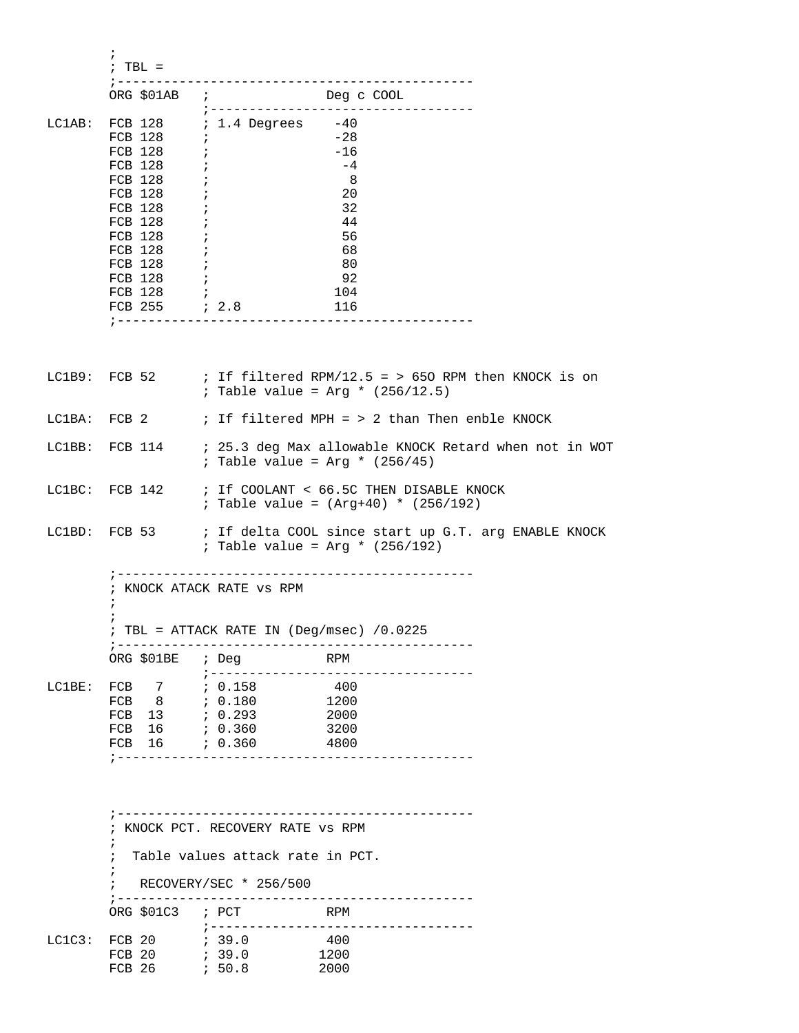```
        ;
        ; TBL =
        ;---------------------------------------------
        ORG $01AB   ;              Deg c COOL
                    ;---------------------------------
LC1AB:  FCB 128     ; 1.4 Degrees    -40
        FCB 128     ;                -28
        FCB 128     ;                -16
        FCB 128     ;                 -4
        FCB 128     ;                  8
        FCB 128     ;                 20
        FCB 128     ;                 32
        FCB 128     ;                 44
        FCB 128     ;                 56
        FCB 128     ;                 68
        FCB 128     ;                 80
        FCB 128     ;                 92
        FCB 128     ;                104
        FCB 255     ; 2.8            116
        ;---------------------------------------------



LC1B9:  FCB 52      ; If filtered RPM/12.5 = > 65O RPM then KNOCK is on
                    ; Table value = Arg * (256/12.5)

LC1BA:  FCB 2       ; If filtered MPH = > 2 than Then enble KNOCK

LC1BB:  FCB 114     ; 25.3 deg Max allowable KNOCK Retard when not in WOT
                    ; Table value = Arg * (256/45)

LC1BC:  FCB 142     ; If COOLANT < 66.5C THEN DISABLE KNOCK
                    ; Table value = (Arg+40) * (256/192)

LC1BD:  FCB 53      ; If delta COOL since start up G.T. arg ENABLE KNOCK
                    ; Table value = Arg * (256/192)

        ;---------------------------------------------
        ; KNOCK ATACK RATE vs RPM
        ;
        ;
        ; TBL = ATTACK RATE IN (Deg/msec) /0.0225
        ;---------------------------------------------
        ORG $01BE   ; Deg           RPM
                    ;---------------------------------
LC1BE:  FCB   7     ; 0.158          400
        FCB   8     ; 0.180         1200
        FCB  13     ; 0.293         2000
        FCB  16     ; 0.360         3200
        FCB  16     ; 0.360         4800
        ;---------------------------------------------



        ;---------------------------------------------
        ; KNOCK PCT. RECOVERY RATE vs RPM
        ;
        ;  Table values attack rate in PCT.
        ;
        ;   RECOVERY/SEC * 256/500
        ;---------------------------------------------
        ORG $01C3   ; PCT           RPM
                    ;---------------------------------
LC1C3:  FCB 20      ; 39.0           400
        FCB 20      ; 39.0          1200
        FCB 26      ; 50.8          2000
```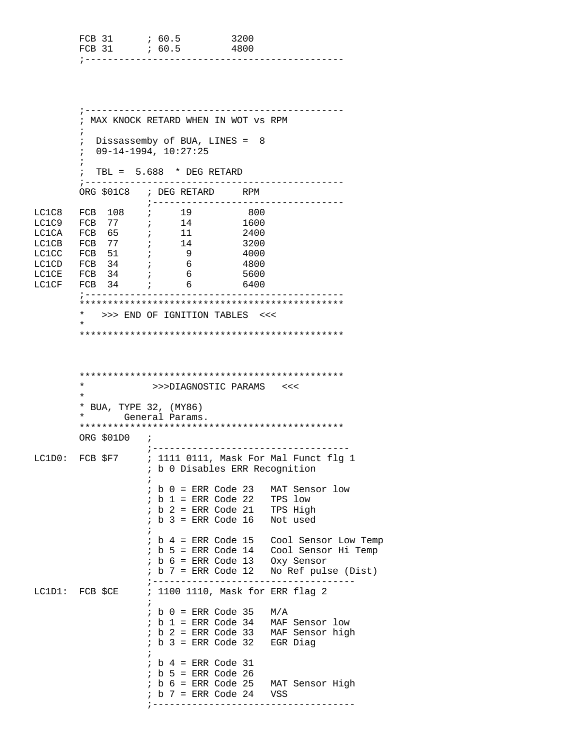```
        FCB 31      ; 60.5         3200
        FCB 31      ; 60.5         4800
        ;---------------------------------------------



        ;---------------------------------------------
        ; MAX KNOCK RETARD WHEN IN WOT vs RPM
        ;
        ;  Dissassemby of BUA, LINES =  8
        ;  09-14-1994, 10:27:25
        ;
        ;  TBL =  5.688  * DEG RETARD
        ;---------------------------------------------
        ORG $01C8   ; DEG RETARD     RPM
                    ;----------------------------------
LC1C8   FCB  108    ;     19          800
LC1C9   FCB  77     ;     14         1600
LC1CA   FCB  65     ;     11         2400
LC1CB   FCB  77     ;     14         3200
LC1CC   FCB  51     ;      9         4000
LC1CD   FCB  34     ;      6         4800
LC1CE   FCB  34     ;      6         5600
LC1CF   FCB  34     ;      6         6400
        ;---------------------------------------------
        **********************************************
        *   >>> END OF IGNITION TABLES  <<<
        *
        **********************************************



        **********************************************
        *            >>>DIAGNOSTIC PARAMS   <<<
        *
        * BUA, TYPE 32, (MY86)
        *       General Params.
        **********************************************
        ORG $01D0   ;
                    ;-----------------------------------
LC1D0:  FCB $F7     ; 1111 0111, Mask For Mal Funct flg 1
                    ; b 0 Disables ERR Recognition
                    ;
                    ; b 0 = ERR Code 23   MAT Sensor low
                    ; b 1 = ERR Code 22   TPS low
                    ; b 2 = ERR Code 21   TPS High
                    ; b 3 = ERR Code 16   Not used
                    ;
                    ; b 4 = ERR Code 15   Cool Sensor Low Temp
                    ; b 5 = ERR Code 14   Cool Sensor Hi Temp
                    ; b 6 = ERR Code 13   Oxy Sensor
                    ; b 7 = ERR Code 12   No Ref pulse (Dist)
                    ;-----------------------------------
LC1D1:  FCB $CE     ; 1100 1110, Mask for ERR flag 2
                    ;
                    ; b 0 = ERR Code 35   M/A
                    ; b 1 = ERR Code 34   MAF Sensor low
                    ; b 2 = ERR Code 33   MAF Sensor high
                    ; b 3 = ERR Code 32   EGR Diag
                    ;
                    ; b 4 = ERR Code 31
                    ; b 5 = ERR Code 26
                    ; b 6 = ERR Code 25   MAT Sensor High
                    ; b 7 = ERR Code 24   VSS
                    ;-----------------------------------
```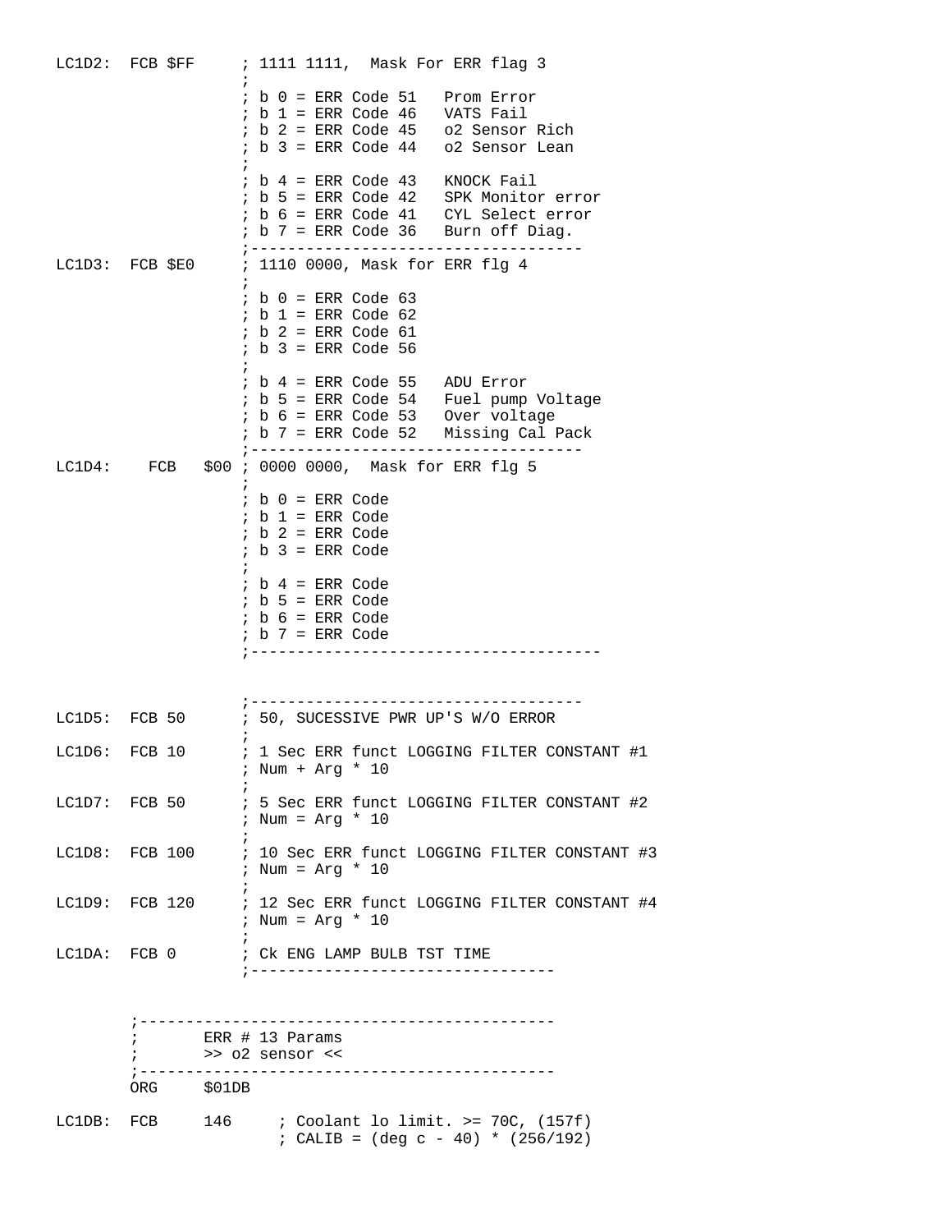```
LC1D2:  FCB $FF     ; 1111 1111,  Mask For ERR flag 3
                    ;
                    ; b 0 = ERR Code 51   Prom Error
                    ; b 1 = ERR Code 46   VATS Fail
                    ; b 2 = ERR Code 45   o2 Sensor Rich
                    ; b 3 = ERR Code 44   o2 Sensor Lean
                    ;
                    ; b 4 = ERR Code 43   KNOCK Fail
                    ; b 5 = ERR Code 42   SPK Monitor error
                    ; b 6 = ERR Code 41   CYL Select error
                    ; b 7 = ERR Code 36   Burn off Diag.
                    ;-----------------------------------
LC1D3:  FCB $E0     ; 1110 0000, Mask for ERR flg 4
                    ;
                    ; b 0 = ERR Code 63
                    ; b 1 = ERR Code 62
                    ; b 2 = ERR Code 61
                    ; b 3 = ERR Code 56
                    ;
                    ; b 4 = ERR Code 55   ADU Error
                    ; b 5 = ERR Code 54   Fuel pump Voltage
                    ; b 6 = ERR Code 53   Over voltage
                    ; b 7 = ERR Code 52   Missing Cal Pack
                    ;-----------------------------------
LC1D4:    FCB   $00 ; 0000 0000,  Mask for ERR flg 5
                    ;
                    ; b 0 = ERR Code
                    ; b 1 = ERR Code
                    ; b 2 = ERR Code
                    ; b 3 = ERR Code
                    ;
                    ; b 4 = ERR Code
                    ; b 5 = ERR Code
                    ; b 6 = ERR Code
                    ; b 7 = ERR Code
                    ;-------------------------------------


                    ;-----------------------------------
LC1D5:  FCB 50      ; 50, SUCESSIVE PWR UP'S W/O ERROR
                    ;
LC1D6:  FCB 10      ; 1 Sec ERR funct LOGGING FILTER CONSTANT #1
                    ; Num + Arg * 10
                    ;
LC1D7:  FCB 50      ; 5 Sec ERR funct LOGGING FILTER CONSTANT #2
                    ; Num = Arg * 10
                    ;
LC1D8:  FCB 100     ; 10 Sec ERR funct LOGGING FILTER CONSTANT #3
                    ; Num = Arg * 10
                    ;
LC1D9:  FCB 120     ; 12 Sec ERR funct LOGGING FILTER CONSTANT #4
                    ; Num = Arg * 10
                    ;
LC1DA:  FCB 0       ; Ck ENG LAMP BULB TST TIME
                    ;--------------------------------


        ;--------------------------------------------
        ;       ERR # 13 Params
        ;       >> o2 sensor <<
        ;--------------------------------------------
        ORG     $01DB

LC1DB:  FCB     146     ; Coolant lo limit. >= 70C, (157f)
                        ; CALIB = (deg c - 40) * (256/192)
```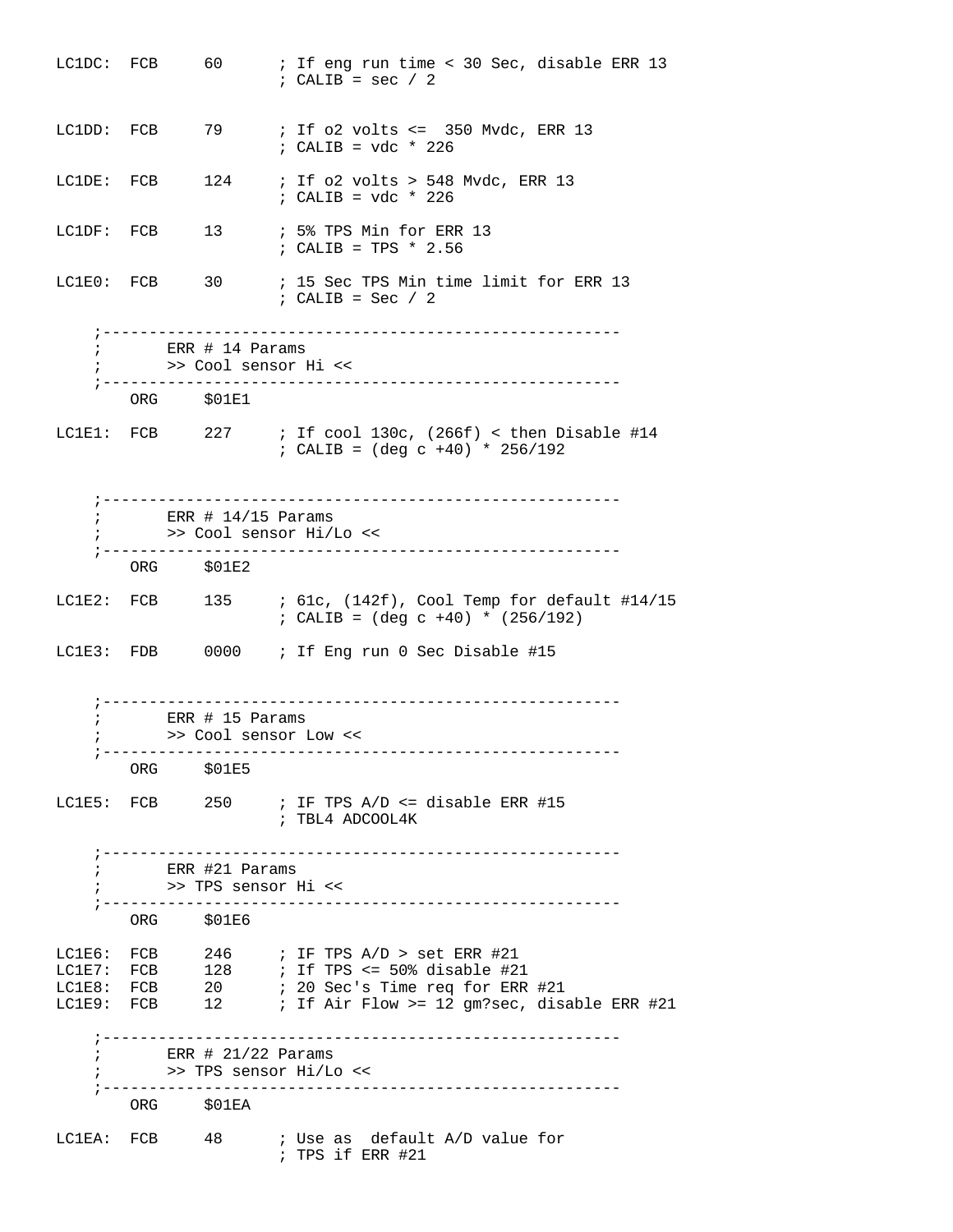```
LC1DC:  FCB     60      ; If eng run time < 30 Sec, disable ERR 13
                        ; CALIB = sec / 2


LC1DD:  FCB     79      ; If o2 volts <=  350 Mvdc, ERR 13
                        ; CALIB = vdc * 226

LC1DE:  FCB     124     ; If o2 volts > 548 Mvdc, ERR 13
                        ; CALIB = vdc * 226

LC1DF:  FCB     13      ; 5% TPS Min for ERR 13
                        ; CALIB = TPS * 2.56

LC1E0:  FCB     30      ; 15 Sec TPS Min time limit for ERR 13
                        ; CALIB = Sec / 2

    ;-------------------------------------------------------
    ;       ERR # 14 Params
    ;       >> Cool sensor Hi <<
    ;-------------------------------------------------------
        ORG     $01E1

LC1E1:  FCB     227     ; If cool 130c, (266f) < then Disable #14
                        ; CALIB = (deg c +40) * 256/192


    ;-------------------------------------------------------
    ;       ERR # 14/15 Params
    ;       >> Cool sensor Hi/Lo <<
    ;-------------------------------------------------------
        ORG     $01E2

LC1E2:  FCB     135     ; 61c, (142f), Cool Temp for default #14/15
                        ; CALIB = (deg c +40) * (256/192)

LC1E3:  FDB     0000    ; If Eng run 0 Sec Disable #15


    ;-------------------------------------------------------
    ;       ERR # 15 Params
    ;       >> Cool sensor Low <<
    ;-------------------------------------------------------
        ORG     $01E5

LC1E5:  FCB     250     ; IF TPS A/D <= disable ERR #15
                        ; TBL4 ADCOOL4K

    ;-------------------------------------------------------
    ;       ERR #21 Params
    ;       >> TPS sensor Hi <<
    ;-------------------------------------------------------
        ORG     $01E6

LC1E6:  FCB     246     ; IF TPS A/D > set ERR #21
LC1E7:  FCB     128     ; If TPS <= 50% disable #21
LC1E8:  FCB     20      ; 20 Sec's Time req for ERR #21
LC1E9:  FCB     12      ; If Air Flow >= 12 gm?sec, disable ERR #21

    ;-------------------------------------------------------
    ;       ERR # 21/22 Params
    ;       >> TPS sensor Hi/Lo <<
    ;-------------------------------------------------------
        ORG     $01EA

LC1EA:  FCB     48      ; Use as  default A/D value for
                        ; TPS if ERR #21
```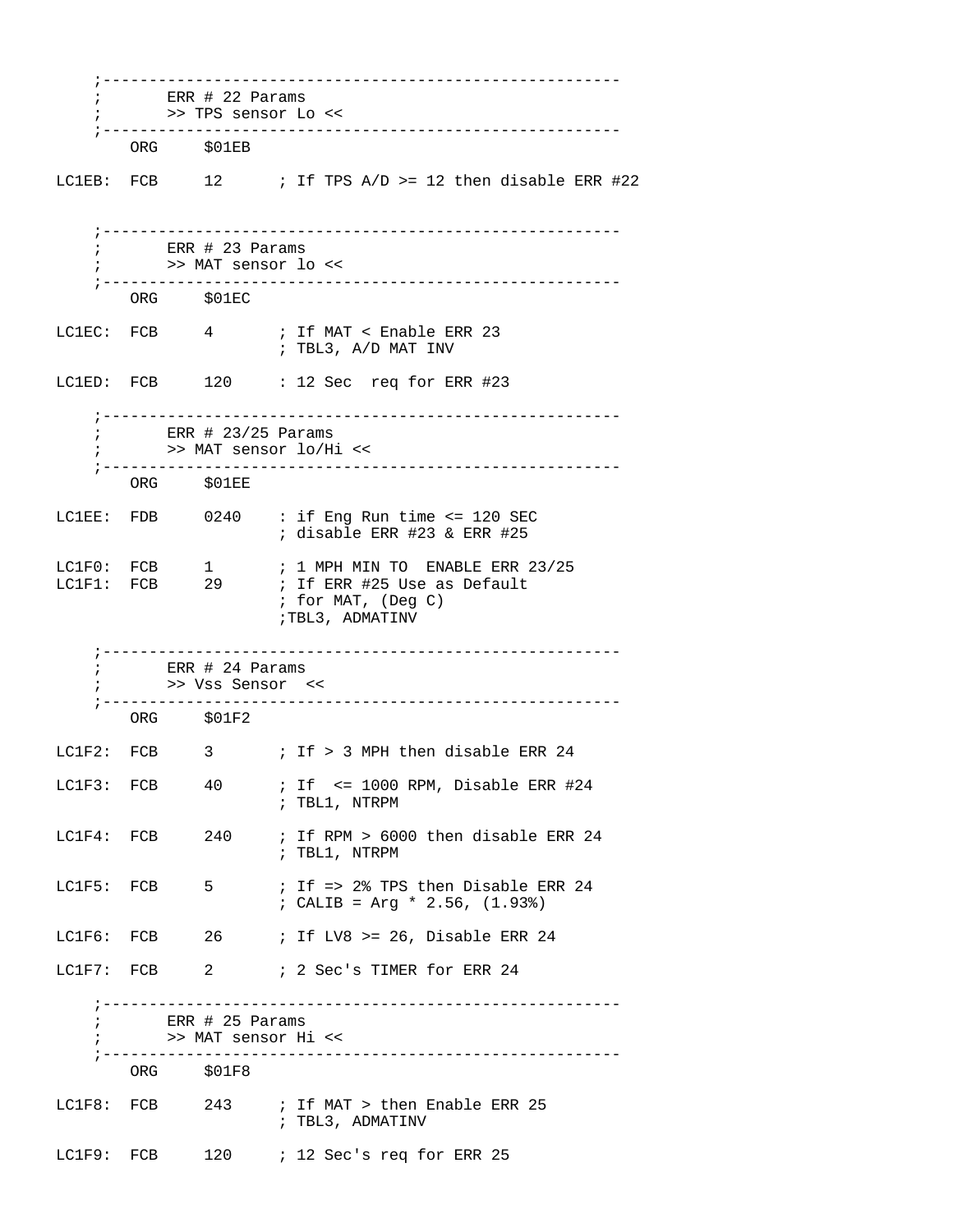```
    ;-------------------------------------------------------
    ;       ERR # 22 Params
    ;       >> TPS sensor Lo <<
    ;-------------------------------------------------------
        ORG     $01EB

LC1EB:  FCB     12      ; If TPS A/D >= 12 then disable ERR #22


    ;-------------------------------------------------------
    ;       ERR # 23 Params
    ;       >> MAT sensor lo <<
    ;-------------------------------------------------------
        ORG     $01EC

LC1EC:  FCB     4       ; If MAT < Enable ERR 23
                        ; TBL3, A/D MAT INV

LC1ED:  FCB     120     : 12 Sec  req for ERR #23

    ;-------------------------------------------------------
    ;       ERR # 23/25 Params
    ;       >> MAT sensor lo/Hi <<
    ;-------------------------------------------------------
        ORG     $01EE

LC1EE:  FDB     0240    : if Eng Run time <= 120 SEC
                        ; disable ERR #23 & ERR #25

LC1F0:  FCB     1       ; 1 MPH MIN TO  ENABLE ERR 23/25
LC1F1:  FCB     29      ; If ERR #25 Use as Default
                        ; for MAT, (Deg C)
                        ;TBL3, ADMATINV

    ;-------------------------------------------------------
    ;       ERR # 24 Params
    ;       >> Vss Sensor  <<
    ;-------------------------------------------------------
        ORG     $01F2

LC1F2:  FCB     3       ; If > 3 MPH then disable ERR 24

LC1F3:  FCB     40      ; If  <= 1000 RPM, Disable ERR #24
                        ; TBL1, NTRPM

LC1F4:  FCB     240     ; If RPM > 6000 then disable ERR 24
                        ; TBL1, NTRPM

LC1F5:  FCB     5       ; If => 2% TPS then Disable ERR 24
                        ; CALIB = Arg * 2.56, (1.93%)

LC1F6:  FCB     26      ; If LV8 >= 26, Disable ERR 24

LC1F7:  FCB     2       ; 2 Sec's TIMER for ERR 24

    ;-------------------------------------------------------
    ;       ERR # 25 Params
    ;       >> MAT sensor Hi <<
    ;-------------------------------------------------------
        ORG     $01F8

LC1F8:  FCB     243     ; If MAT > then Enable ERR 25
                        ; TBL3, ADMATINV

LC1F9:  FCB     120     ; 12 Sec's req for ERR 25
```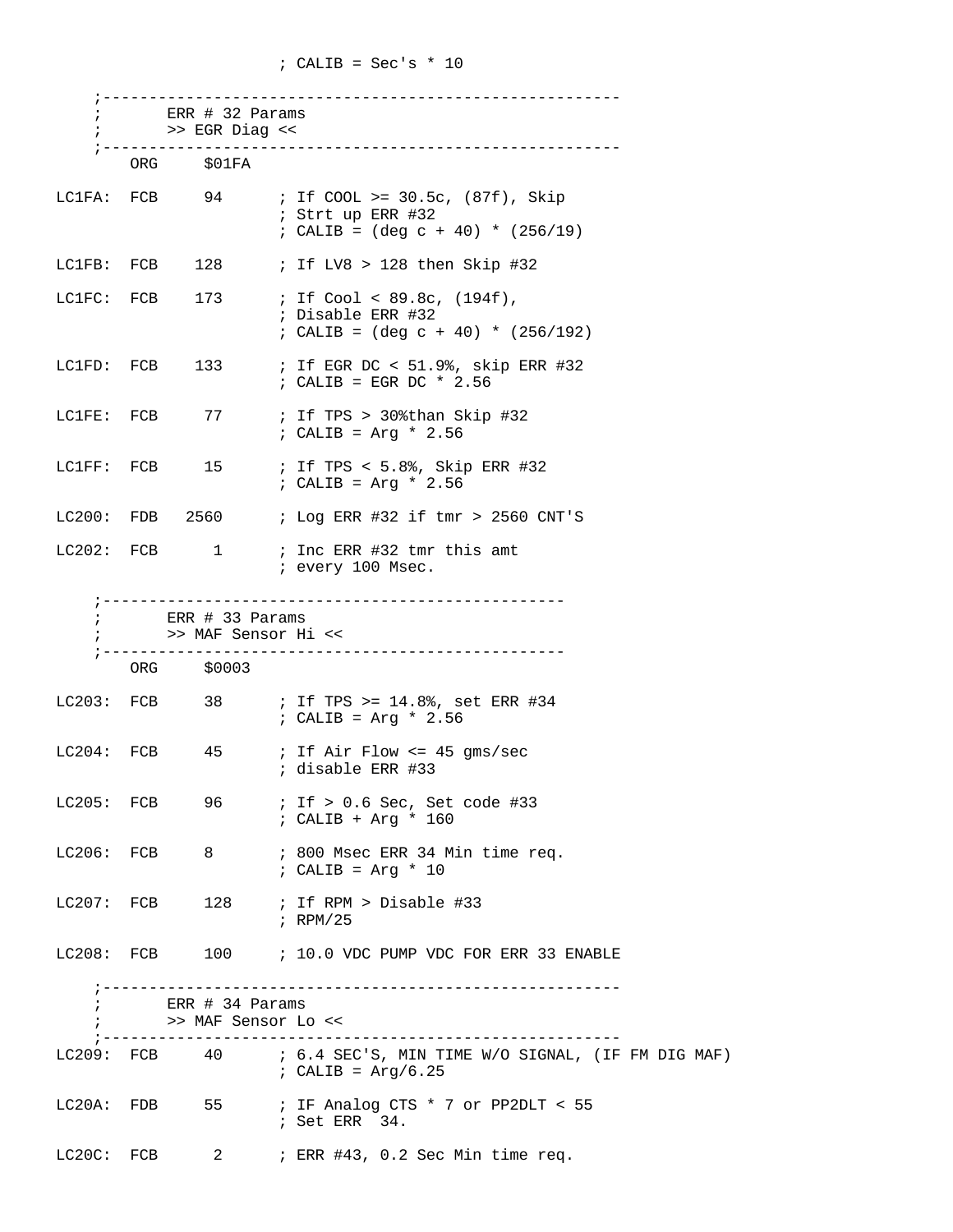```
                        ; CALIB = Sec's * 10

    ;---------------------------------------------------------
    ;       ERR # 32 Params
    ;       >> EGR Diag <<
    ;---------------------------------------------------------
        ORG     $01FA

LC1FA:  FCB     94      ; If COOL >= 30.5c, (87f), Skip
                        ; Strt up ERR #32
                        ; CALIB = (deg c + 40) * (256/19)

LC1FB:  FCB    128      ; If LV8 > 128 then Skip #32

LC1FC:  FCB    173      ; If Cool < 89.8c, (194f),
                        ; Disable ERR #32
                        ; CALIB = (deg c + 40) * (256/192)

LC1FD:  FCB    133      ; If EGR DC < 51.9%, skip ERR #32
                        ; CALIB = EGR DC * 2.56

LC1FE:  FCB     77      ; If TPS > 30%than Skip #32
                        ; CALIB = Arg * 2.56

LC1FF:  FCB     15      ; If TPS < 5.8%, Skip ERR #32
                        ; CALIB = Arg * 2.56

LC200:  FDB   2560      ; Log ERR #32 if tmr > 2560 CNT'S

LC202:  FCB      1      ; Inc ERR #32 tmr this amt
                        ; every 100 Msec.

    ;-------------------------------------------------
    ;       ERR # 33 Params
    ;       >> MAF Sensor Hi <<
    ;-------------------------------------------------
        ORG     $0003

LC203:  FCB     38      ; If TPS >= 14.8%, set ERR #34
                        ; CALIB = Arg * 2.56

LC204:  FCB     45      ; If Air Flow <= 45 gms/sec
                        ; disable ERR #33

LC205:  FCB     96      ; If > 0.6 Sec, Set code #33
                        ; CALIB + Arg * 160

LC206:  FCB     8       ; 800 Msec ERR 34 Min time req.
                        ; CALIB = Arg * 10

LC207:  FCB     128     ; If RPM > Disable #33
                        ; RPM/25

LC208:  FCB     100     ; 10.0 VDC PUMP VDC FOR ERR 33 ENABLE

    ;---------------------------------------------------------
    ;       ERR # 34 Params
    ;       >> MAF Sensor Lo <<
    ;---------------------------------------------------------
LC209:  FCB     40      ; 6.4 SEC'S, MIN TIME W/O SIGNAL, (IF FM DIG MAF)
                        ; CALIB = Arg/6.25

LC20A:  FDB     55      ; IF Analog CTS * 7 or PP2DLT < 55
                        ; Set ERR  34.

LC20C:  FCB      2      ; ERR #43, 0.2 Sec Min time req.
```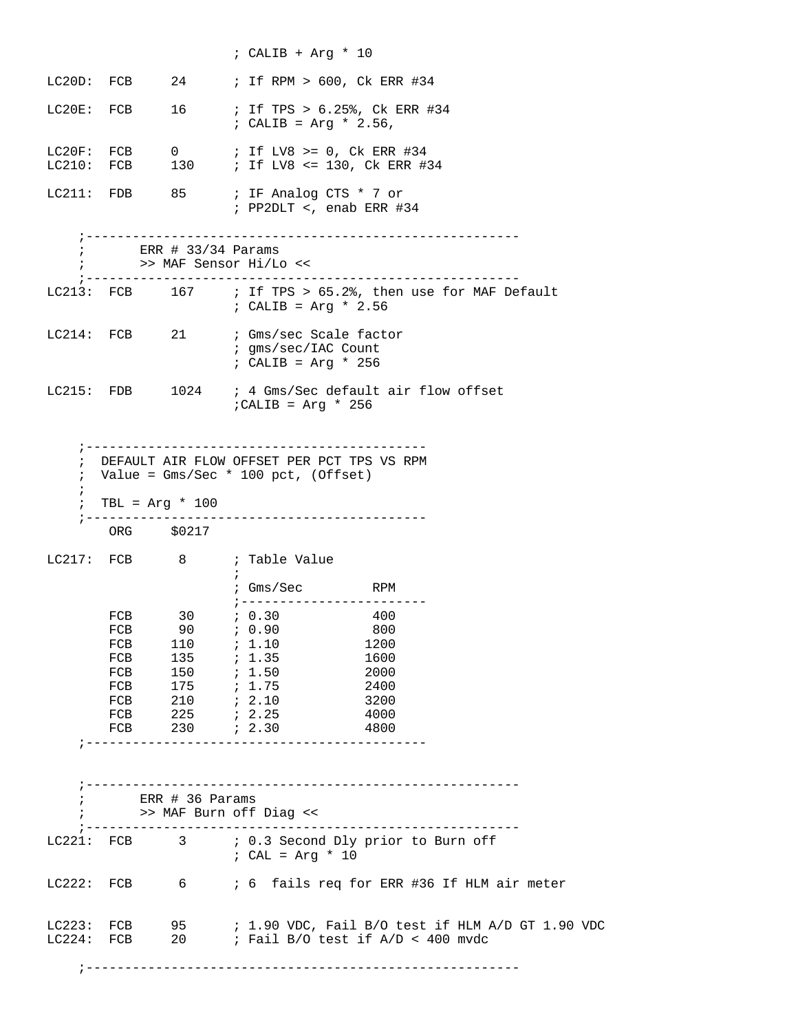```
                        ; CALIB + Arg * 10

LC20D:  FCB     24      ; If RPM > 600, Ck ERR #34

LC20E:  FCB     16      ; If TPS > 6.25%, Ck ERR #34
                        ; CALIB = Arg * 2.56,

LC20F:  FCB     0       ; If LV8 >= 0, Ck ERR #34
LC210:  FCB     130     ; If LV8 <= 130, Ck ERR #34

LC211:  FDB     85      ; IF Analog CTS * 7 or
                        ; PP2DLT <, enab ERR #34

    ;-------------------------------------------------------
    ;       ERR # 33/34 Params
    ;       >> MAF Sensor Hi/Lo <<
    ;-------------------------------------------------------
LC213:  FCB     167     ; If TPS > 65.2%, then use for MAF Default
                        ; CALIB = Arg * 2.56

LC214:  FCB     21      ; Gms/sec Scale factor
                        ; gms/sec/IAC Count
                        ; CALIB = Arg * 256

LC215:  FDB     1024    ; 4 Gms/Sec default air flow offset
                        ;CALIB = Arg * 256


    ;-------------------------------------------
    ;  DEFAULT AIR FLOW OFFSET PER PCT TPS VS RPM
    ;  Value = Gms/Sec * 100 pct, (Offset)
    ;
    ;  TBL = Arg * 100
    ;-------------------------------------------
        ORG     $0217

LC217:  FCB      8      ; Table Value
                        ;
                        ; Gms/Sec         RPM
                        ;------------------------
        FCB      30     ; 0.30            400
        FCB      90     ; 0.90            800
        FCB     110     ; 1.10           1200
        FCB     135     ; 1.35           1600
        FCB     150     ; 1.50           2000
        FCB     175     ; 1.75           2400
        FCB     210     ; 2.10           3200
        FCB     225     ; 2.25           4000
        FCB     230     ; 2.30           4800
    ;-------------------------------------------


    ;-------------------------------------------------------
    ;       ERR # 36 Params
    ;       >> MAF Burn off Diag <<
    ;-------------------------------------------------------
LC221:  FCB      3      ; 0.3 Second Dly prior to Burn off
                        ; CAL = Arg * 10

LC222:  FCB      6      ; 6  fails req for ERR #36 If HLM air meter


LC223:  FCB     95      ; 1.90 VDC, Fail B/O test if HLM A/D GT 1.90 VDC
LC224:  FCB     20      ; Fail B/O test if A/D < 400 mvdc

    ;-------------------------------------------------------
```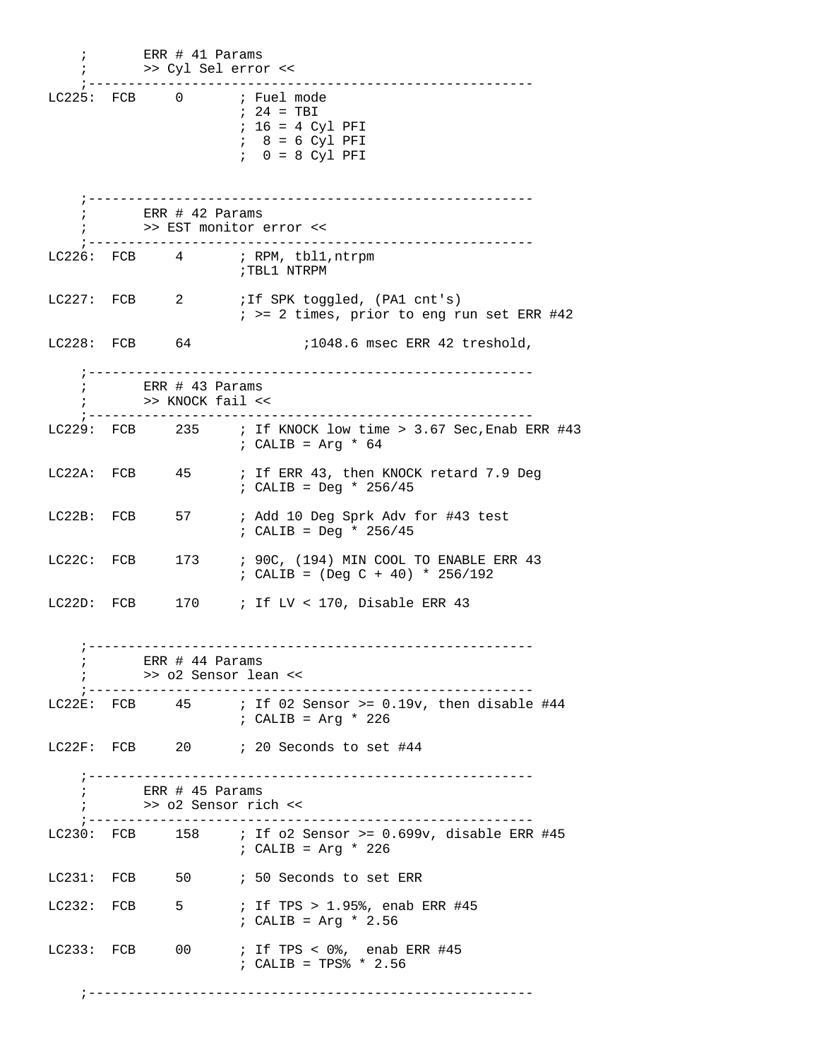```
    ;       ERR # 41 Params
    ;       >> Cyl Sel error <<
    ;--------------------------------------------------------
LC225:  FCB     0       ; Fuel mode
                        ; 24 = TBI
                        ; 16 = 4 Cyl PFI
                        ;  8 = 6 Cyl PFI
                        ;  0 = 8 Cyl PFI


    ;--------------------------------------------------------
    ;       ERR # 42 Params
    ;       >> EST monitor error <<
    ;--------------------------------------------------------
LC226:  FCB     4       ; RPM, tbl1,ntrpm
                        ;TBL1 NTRPM

LC227:  FCB     2       ;If SPK toggled, (PA1 cnt's)
                        ; >= 2 times, prior to eng run set ERR #42

LC228:  FCB     64              ;1048.6 msec ERR 42 treshold,

    ;--------------------------------------------------------
    ;       ERR # 43 Params
    ;       >> KNOCK fail <<
    ;--------------------------------------------------------
LC229:  FCB     235     ; If KNOCK low time > 3.67 Sec,Enab ERR #43
                        ; CALIB = Arg * 64

LC22A:  FCB     45      ; If ERR 43, then KNOCK retard 7.9 Deg
                        ; CALIB = Deg * 256/45

LC22B:  FCB     57      ; Add 10 Deg Sprk Adv for #43 test
                        ; CALIB = Deg * 256/45

LC22C:  FCB     173     ; 90C, (194) MIN COOL TO ENABLE ERR 43
                        ; CALIB = (Deg C + 40) * 256/192

LC22D:  FCB     170     ; If LV < 170, Disable ERR 43


    ;--------------------------------------------------------
    ;       ERR # 44 Params
    ;       >> o2 Sensor lean <<
    ;--------------------------------------------------------
LC22E:  FCB     45      ; If 02 Sensor >= 0.19v, then disable #44
                        ; CALIB = Arg * 226

LC22F:  FCB     20      ; 20 Seconds to set #44

    ;--------------------------------------------------------
    ;       ERR # 45 Params
    ;       >> o2 Sensor rich <<
    ;--------------------------------------------------------
LC230:  FCB     158     ; If o2 Sensor >= 0.699v, disable ERR #45
                        ; CALIB = Arg * 226

LC231:  FCB     50      ; 50 Seconds to set ERR

LC232:  FCB     5       ; If TPS > 1.95%, enab ERR #45
                        ; CALIB = Arg * 2.56

LC233:  FCB     00      ; If TPS < 0%,  enab ERR #45
                        ; CALIB = TPS% * 2.56

    ;--------------------------------------------------------
```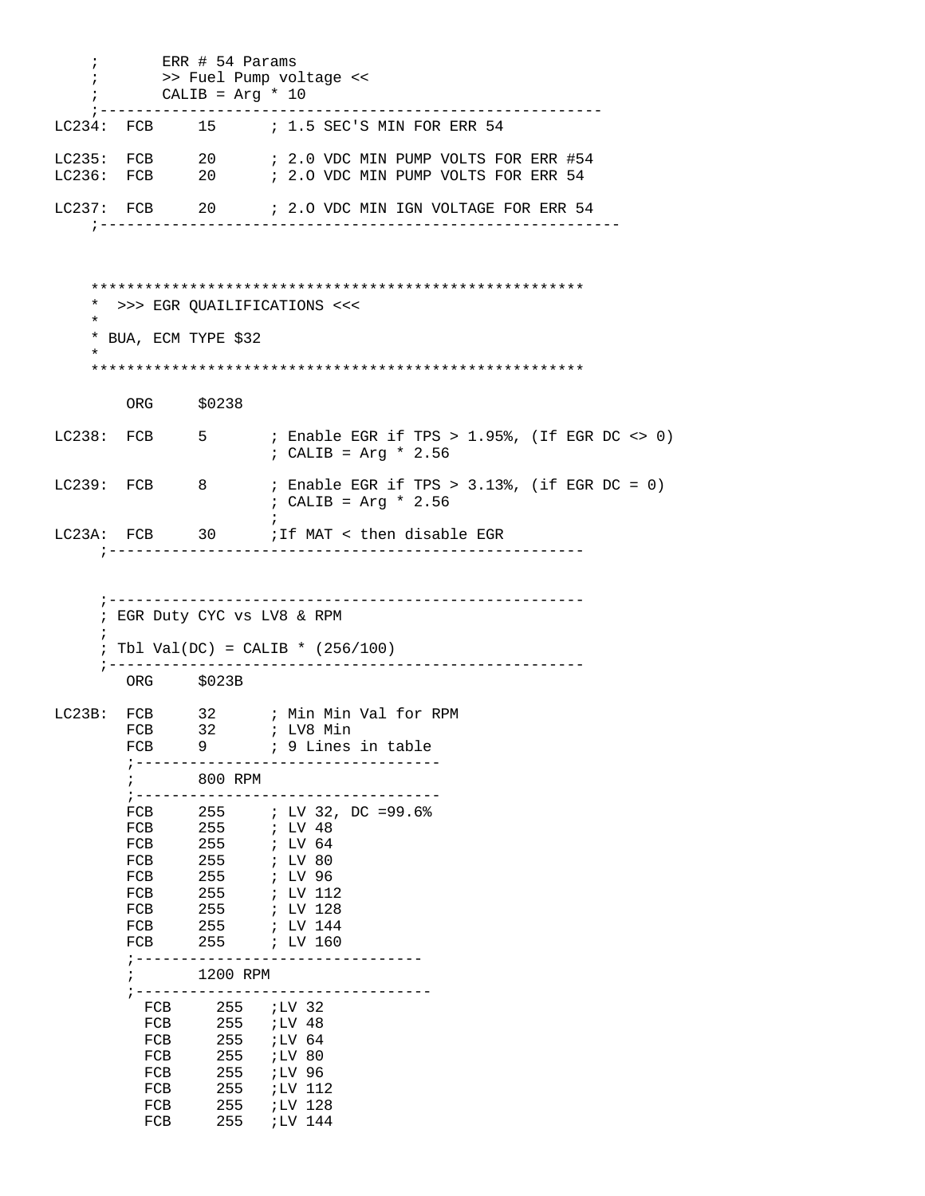```
    ;       ERR # 54 Params
    ;       >> Fuel Pump voltage <<
    ;       CALIB = Arg * 10
    ;-------------------------------------------------------
LC234:  FCB     15      ; 1.5 SEC'S MIN FOR ERR 54

LC235:  FCB     20      ; 2.0 VDC MIN PUMP VOLTS FOR ERR #54
LC236:  FCB     20      ; 2.O VDC MIN PUMP VOLTS FOR ERR 54

LC237:  FCB     20      ; 2.O VDC MIN IGN VOLTAGE FOR ERR 54
    ;---------------------------------------------------------



    *******************************************************
    *  >>> EGR QUAILIFICATIONS <<<
    *
    * BUA, ECM TYPE $32
    *
    *******************************************************

        ORG     $0238

LC238:  FCB     5       ; Enable EGR if TPS > 1.95%, (If EGR DC <> 0)
                        ; CALIB = Arg * 2.56

LC239:  FCB     8       ; Enable EGR if TPS > 3.13%, (if EGR DC = 0)
                        ; CALIB = Arg * 2.56
                        ;
LC23A:  FCB     30      ;If MAT < then disable EGR
     ;------------------------------------------------------


     ;------------------------------------------------------
     ; EGR Duty CYC vs LV8 & RPM
     ;
     ; Tbl Val(DC) = CALIB * (256/100)
     ;------------------------------------------------------
        ORG     $023B

LC23B:  FCB     32      ; Min Min Val for RPM
        FCB     32      ; LV8 Min
        FCB     9       ; 9 Lines in table
        ;---------------------------------
        ;       800 RPM
        ;---------------------------------
        FCB     255     ; LV 32, DC =99.6%
        FCB     255     ; LV 48
        FCB     255     ; LV 64
        FCB     255     ; LV 80
        FCB     255     ; LV 96
        FCB     255     ; LV 112
        FCB     255     ; LV 128
        FCB     255     ; LV 144
        FCB     255     ; LV 160
        ;-------------------------------
        ;       1200 RPM
        ;--------------------------------
          FCB     255   ;LV 32
          FCB     255   ;LV 48
          FCB     255   ;LV 64
          FCB     255   ;LV 80
          FCB     255   ;LV 96
          FCB     255   ;LV 112
          FCB     255   ;LV 128
          FCB     255   ;LV 144
```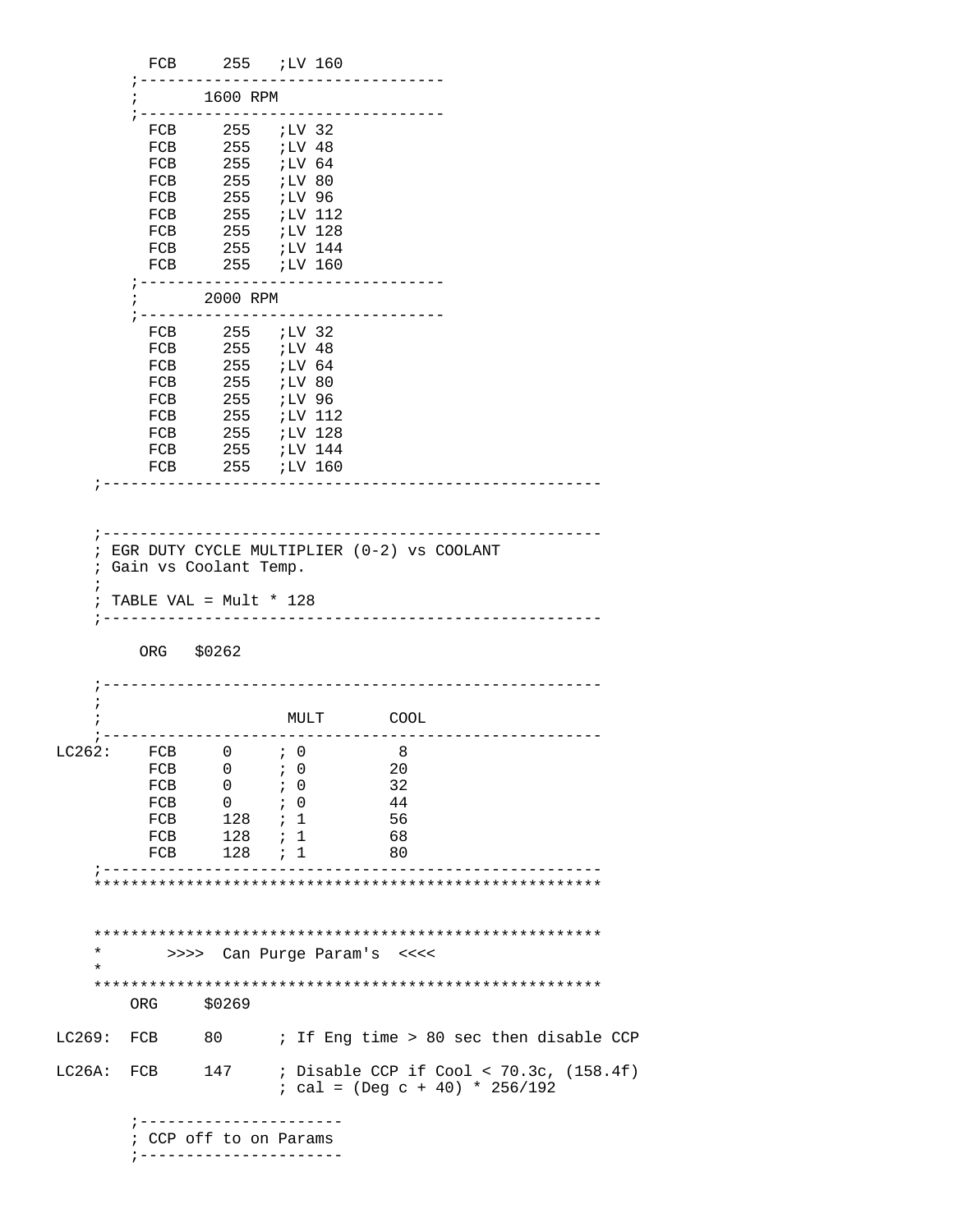```
          FCB     255   ;LV 160
        ;---------------------------------
        ;       1600 RPM
        ;---------------------------------
          FCB     255   ;LV 32
          FCB     255   ;LV 48
          FCB     255   ;LV 64
          FCB     255   ;LV 80
          FCB     255   ;LV 96
          FCB     255   ;LV 112
          FCB     255   ;LV 128
          FCB     255   ;LV 144
          FCB     255   ;LV 160
        ;---------------------------------
        ;       2000 RPM
        ;---------------------------------
          FCB     255   ;LV 32
          FCB     255   ;LV 48
          FCB     255   ;LV 64
          FCB     255   ;LV 80
          FCB     255   ;LV 96
          FCB     255   ;LV 112
          FCB     255   ;LV 128
          FCB     255   ;LV 144
          FCB     255   ;LV 160
    ;-------------------------------------------------------


    ;-------------------------------------------------------
    ; EGR DUTY CYCLE MULTIPLIER (0-2) vs COOLANT
    ; Gain vs Coolant Temp.
    ;
    ; TABLE VAL = Mult * 128
    ;-------------------------------------------------------

         ORG   $0262

    ;-------------------------------------------------------
    ;
    ;                    MULT       COOL
    ;-------------------------------------------------------
LC262:    FCB     0     ; 0          8
          FCB     0     ; 0         20
          FCB     0     ; 0         32
          FCB     0     ; 0         44
          FCB     128   ; 1         56
          FCB     128   ; 1         68
          FCB     128   ; 1         80
    ;-------------------------------------------------------
    *******************************************************


    *******************************************************
    *       >>>>  Can Purge Param's  <<<<
    *
    *******************************************************
        ORG     $0269

LC269:  FCB     80      ; If Eng time > 80 sec then disable CCP

LC26A:  FCB     147     ; Disable CCP if Cool < 70.3c, (158.4f)
                        ; cal = (Deg c + 40) * 256/192

        ;----------------------
        ; CCP off to on Params
        ;----------------------
```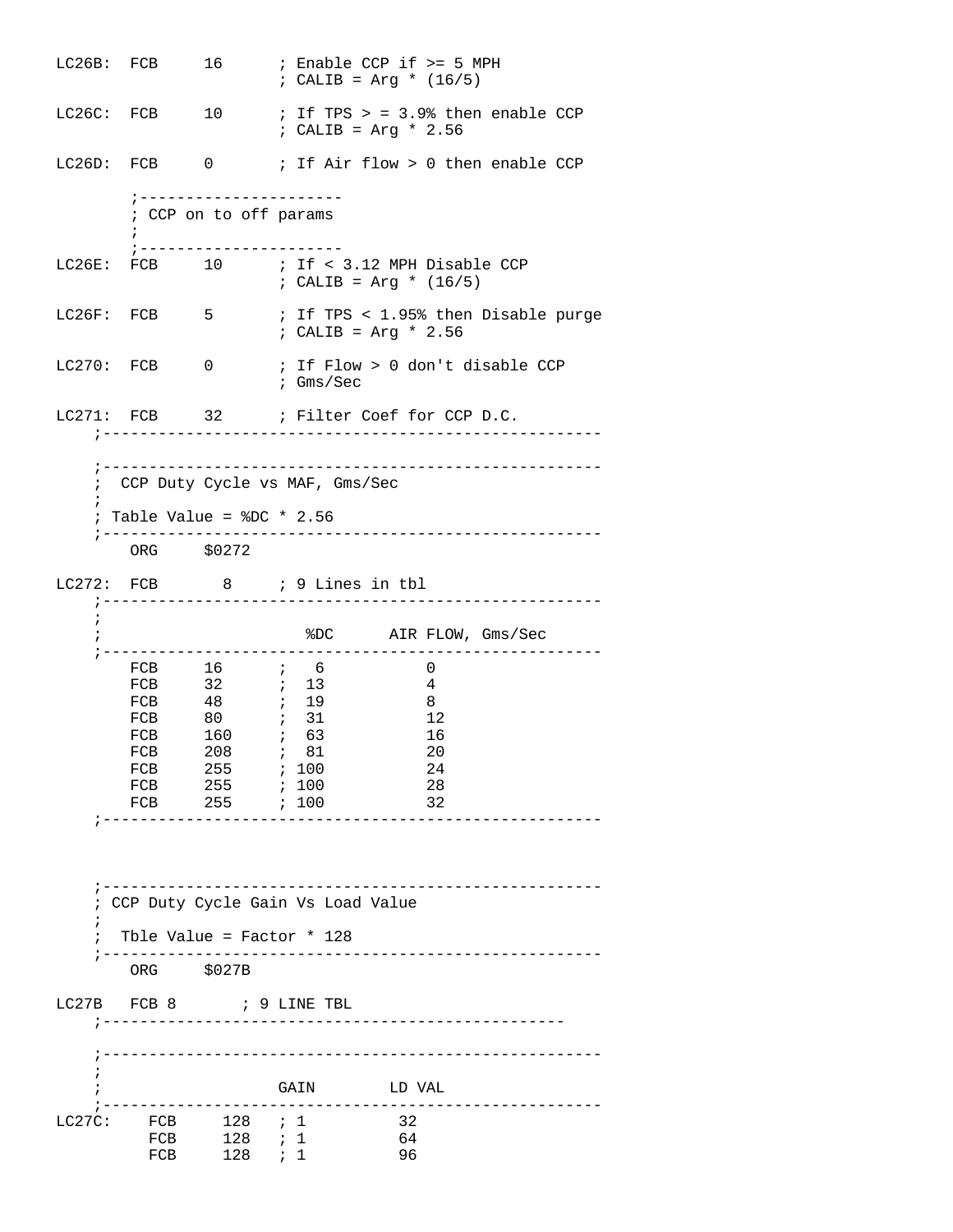```
LC26B:  FCB     16      ; Enable CCP if >= 5 MPH
                        ; CALIB = Arg * (16/5)

LC26C:  FCB     10      ; If TPS > = 3.9% then enable CCP
                        ; CALIB = Arg * 2.56

LC26D:  FCB     0       ; If Air flow > 0 then enable CCP

        ;----------------------
        ; CCP on to off params
        ;
        ;----------------------
LC26E:  FCB     10      ; If < 3.12 MPH Disable CCP
                        ; CALIB = Arg * (16/5)

LC26F:  FCB     5       ; If TPS < 1.95% then Disable purge
                        ; CALIB = Arg * 2.56

LC270:  FCB     0       ; If Flow > 0 don't disable CCP
                        ; Gms/Sec

LC271:  FCB     32      ; Filter Coef for CCP D.C.
    ;-------------------------------------------------------

    ;-------------------------------------------------------
    ;  CCP Duty Cycle vs MAF, Gms/Sec
    ;
    ; Table Value = %DC * 2.56
    ;-------------------------------------------------------
        ORG     $0272

LC272:  FCB       8     ; 9 Lines in tbl
    ;-------------------------------------------------------
    ;
    ;                    %DC      AIR FLOW, Gms/Sec
    ;-------------------------------------------------------
        FCB     16      ;   6           0
        FCB     32      ;  13           4
        FCB     48      ;  19           8
        FCB     80      ;  31           12
        FCB     160     ;  63           16
        FCB     208     ;  81           20
        FCB     255     ; 100           24
        FCB     255     ; 100           28
        FCB     255     ; 100           32
    ;-------------------------------------------------------



    ;-------------------------------------------------------
    ; CCP Duty Cycle Gain Vs Load Value
    ;
    ;  Tble Value = Factor * 128
    ;-------------------------------------------------------
        ORG     $027B

LC27B   FCB 8       ; 9 LINE TBL
    ;-------------------------------------------------

    ;-------------------------------------------------------
    ;
    ;                 GAIN        LD VAL
    ;-------------------------------------------------------
LC27C:    FCB     128   ; 1          32
          FCB     128   ; 1          64
          FCB     128   ; 1          96
```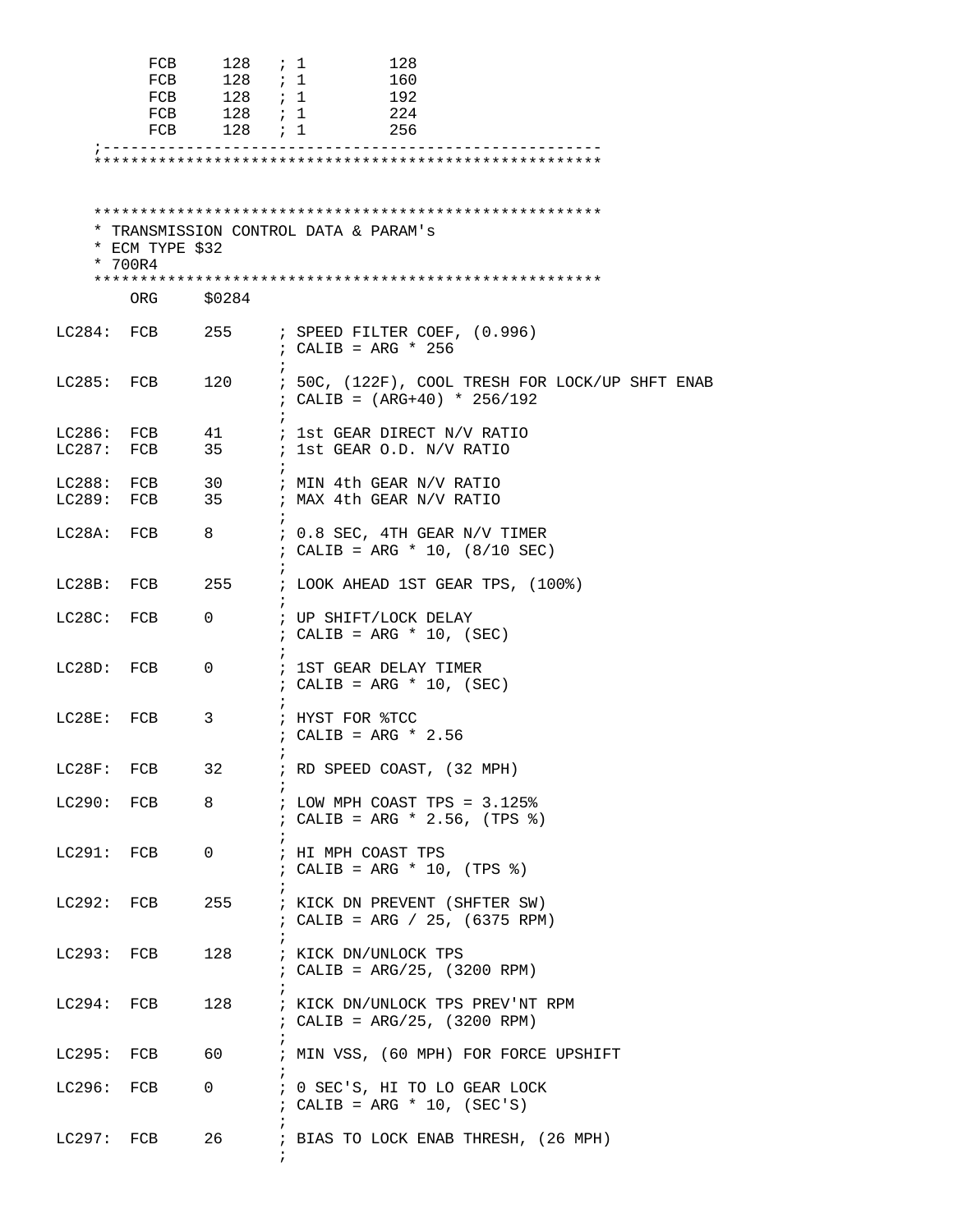```
        FCB     128   ; 1         128
        FCB     128   ; 1         160
        FCB     128   ; 1         192
        FCB     128   ; 1         224
        FCB     128   ; 1         256
;--------------------------------------------------------
;*******************************************************


*******************************************************
* TRANSMISSION CONTROL DATA & PARAM's
* ECM TYPE $32
* 700R4
*******************************************************
        ORG     $0284

LC284:  FCB     255     ; SPEED FILTER COEF, (0.996)
                        ; CALIB = ARG * 256
                        ;
LC285:  FCB     120     ; 50C, (122F), COOL TRESH FOR LOCK/UP SHFT ENAB
                        ; CALIB = (ARG+40) * 256/192
                        ;
LC286:  FCB     41      ; 1st GEAR DIRECT N/V RATIO
LC287:  FCB     35      ; 1st GEAR O.D. N/V RATIO
                        ;
LC288:  FCB     30      ; MIN 4th GEAR N/V RATIO
LC289:  FCB     35      ; MAX 4th GEAR N/V RATIO
                        ;
LC28A:  FCB     8       ; 0.8 SEC, 4TH GEAR N/V TIMER
                        ; CALIB = ARG * 10, (8/10 SEC)
                        ;
LC28B:  FCB     255     ; LOOK AHEAD 1ST GEAR TPS, (100%)
                        ;
LC28C:  FCB     0       ; UP SHIFT/LOCK DELAY
                        ; CALIB = ARG * 10, (SEC)
                        ;
LC28D:  FCB     0       ; 1ST GEAR DELAY TIMER
                        ; CALIB = ARG * 10, (SEC)
                        ;
LC28E:  FCB     3       ; HYST FOR %TCC
                        ; CALIB = ARG * 2.56
                        ;
LC28F:  FCB     32      ; RD SPEED COAST, (32 MPH)
                        ;
LC290:  FCB     8       ; LOW MPH COAST TPS = 3.125%
                        ; CALIB = ARG * 2.56, (TPS %)
                        ;
LC291:  FCB     0       ; HI MPH COAST TPS
                        ; CALIB = ARG * 10, (TPS %)
                        ;
LC292:  FCB     255     ; KICK DN PREVENT (SHFTER SW)
                        ; CALIB = ARG / 25, (6375 RPM)
                        ;
LC293:  FCB     128     ; KICK DN/UNLOCK TPS
                        ; CALIB = ARG/25, (3200 RPM)
                        ;
LC294:  FCB     128     ; KICK DN/UNLOCK TPS PREV'NT RPM
                        ; CALIB = ARG/25, (3200 RPM)
                        ;
LC295:  FCB     60      ; MIN VSS, (60 MPH) FOR FORCE UPSHIFT
                        ;
LC296:  FCB     0       ; 0 SEC'S, HI TO LO GEAR LOCK
                        ; CALIB = ARG * 10, (SEC'S)
                        ;
LC297:  FCB     26      ; BIAS TO LOCK ENAB THRESH, (26 MPH)
                        ;
```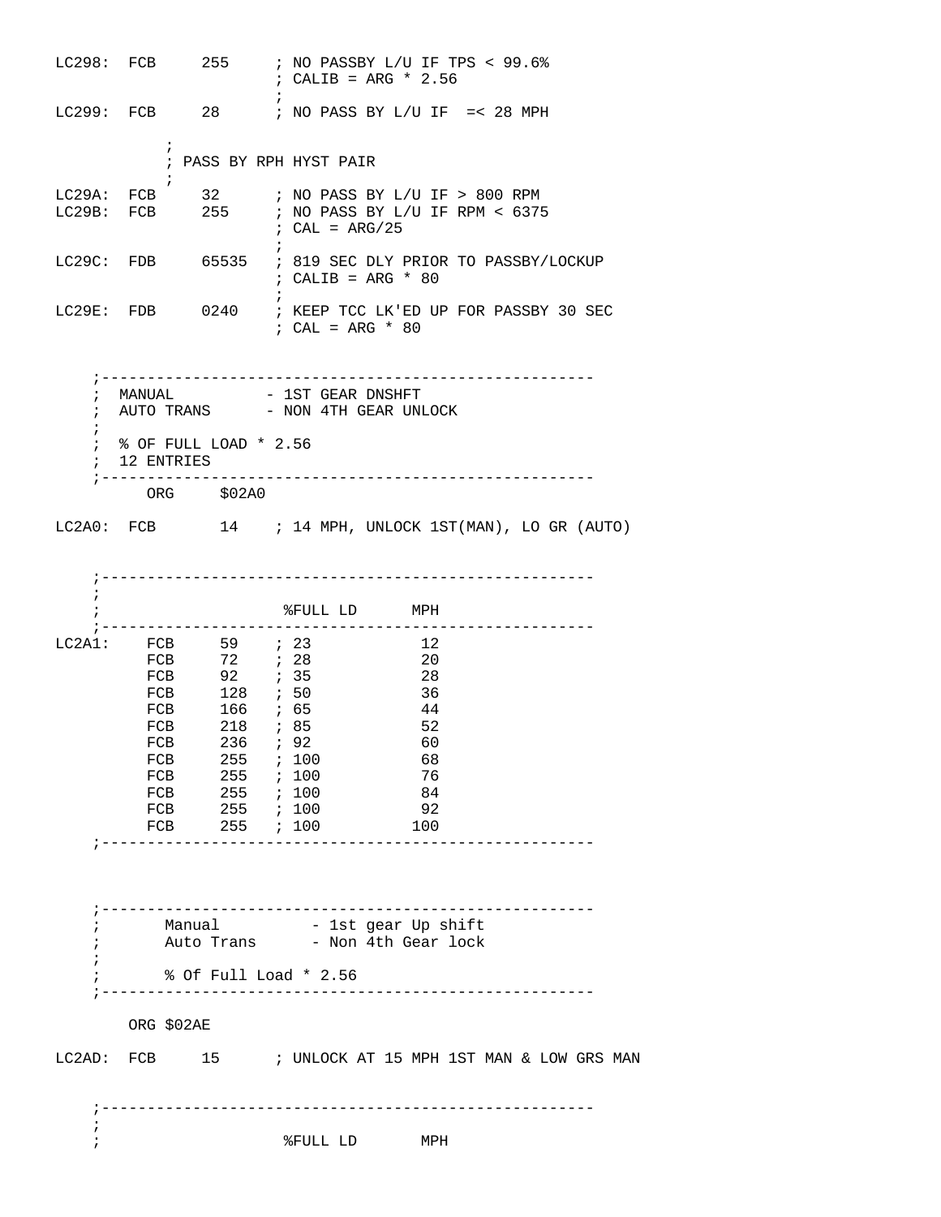```
LC298:  FCB     255     ; NO PASSBY L/U IF TPS < 99.6%
                        ; CALIB = ARG * 2.56
                        ;
LC299:  FCB     28      ; NO PASS BY L/U IF  =< 28 MPH

            ;
            ; PASS BY RPH HYST PAIR
            ;
LC29A:  FCB     32      ; NO PASS BY L/U IF > 800 RPM
LC29B:  FCB     255     ; NO PASS BY L/U IF RPM < 6375
                        ; CAL = ARG/25
                        ;
LC29C:  FDB     65535   ; 819 SEC DLY PRIOR TO PASSBY/LOCKUP
                        ; CALIB = ARG * 80
                        ;
LC29E:  FDB     0240    ; KEEP TCC LK'ED UP FOR PASSBY 30 SEC
                        ; CAL = ARG * 80


    ;-----------------------------------------------------
    ;  MANUAL          - 1ST GEAR DNSHFT
    ;  AUTO TRANS      - NON 4TH GEAR UNLOCK
    ;
    ;  % OF FULL LOAD * 2.56
    ;  12 ENTRIES
    ;-----------------------------------------------------
        ORG     $02A0

LC2A0:  FCB       14    ; 14 MPH, UNLOCK 1ST(MAN), LO GR (AUTO)


    ;-----------------------------------------------------
    ;
    ;                   %FULL LD      MPH
    ;-----------------------------------------------------
LC2A1:    FCB     59    ; 23           12
          FCB     72    ; 28           20
          FCB     92    ; 35           28
          FCB     128   ; 50           36
          FCB     166   ; 65           44
          FCB     218   ; 85           52
          FCB     236   ; 92           60
          FCB     255   ; 100          68
          FCB     255   ; 100          76
          FCB     255   ; 100          84
          FCB     255   ; 100          92
          FCB     255   ; 100         100
    ;-----------------------------------------------------



    ;-----------------------------------------------------
    ;       Manual          - 1st gear Up shift
    ;       Auto Trans      - Non 4th Gear lock
    ;
    ;       % Of Full Load * 2.56
    ;-----------------------------------------------------

      ORG $02AE

LC2AD:  FCB     15      ; UNLOCK AT 15 MPH 1ST MAN & LOW GRS MAN


    ;-----------------------------------------------------
    ;
    ;                   %FULL LD       MPH
```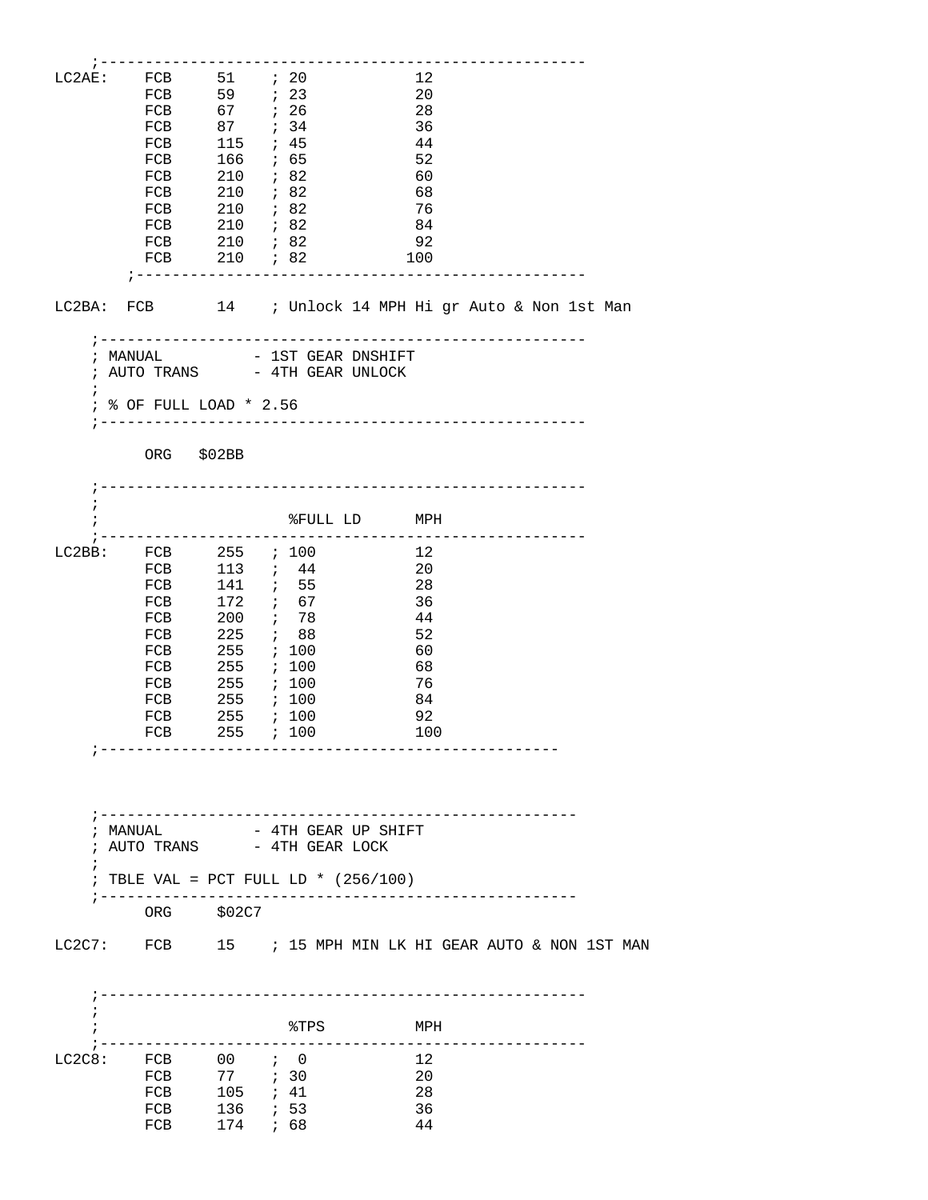```
     ;----------------------------------------------------
LC2AE:    FCB     51    ; 20           12
          FCB     59    ; 23           20
          FCB     67    ; 26           28
          FCB     87    ; 34           36
          FCB     115   ; 45           44
          FCB     166   ; 65           52
          FCB     210   ; 82           60
          FCB     210   ; 82           68
          FCB     210   ; 82           76
          FCB     210   ; 82           84
          FCB     210   ; 82           92
          FCB     210   ; 82          100
        ;------------------------------------------------

LC2BA:  FCB       14    ; Unlock 14 MPH Hi gr Auto & Non 1st Man

     ;----------------------------------------------------
     ; MANUAL          - 1ST GEAR DNSHIFT
     ; AUTO TRANS      - 4TH GEAR UNLOCK
     ;
     ; % OF FULL LOAD * 2.56
     ;----------------------------------------------------

          ORG   $02BB

     ;----------------------------------------------------
     ;
     ;                    %FULL LD      MPH
     ;----------------------------------------------------
LC2BB:    FCB     255   ; 100          12
          FCB     113   ;  44          20
          FCB     141   ;  55          28
          FCB     172   ;  67          36
          FCB     200   ;  78          44
          FCB     225   ;  88          52
          FCB     255   ; 100          60
          FCB     255   ; 100          68
          FCB     255   ; 100          76
          FCB     255   ; 100          84
          FCB     255   ; 100          92
          FCB     255   ; 100          100
     ;-------------------------------------------------



     ;---------------------------------------------------
     ; MANUAL          - 4TH GEAR UP SHIFT
     ; AUTO TRANS      - 4TH GEAR LOCK
     ;
     ; TBLE VAL = PCT FULL LD * (256/100)
     ;---------------------------------------------------
          ORG     $02C7

LC2C7:    FCB     15    ; 15 MPH MIN LK HI GEAR AUTO & NON 1ST MAN


     ;----------------------------------------------------
     ;
     ;                    %TPS          MPH
     ;----------------------------------------------------
LC2C8:    FCB     00    ;  0           12
          FCB     77    ; 30           20
          FCB     105   ; 41           28
          FCB     136   ; 53           36
          FCB     174   ; 68           44
```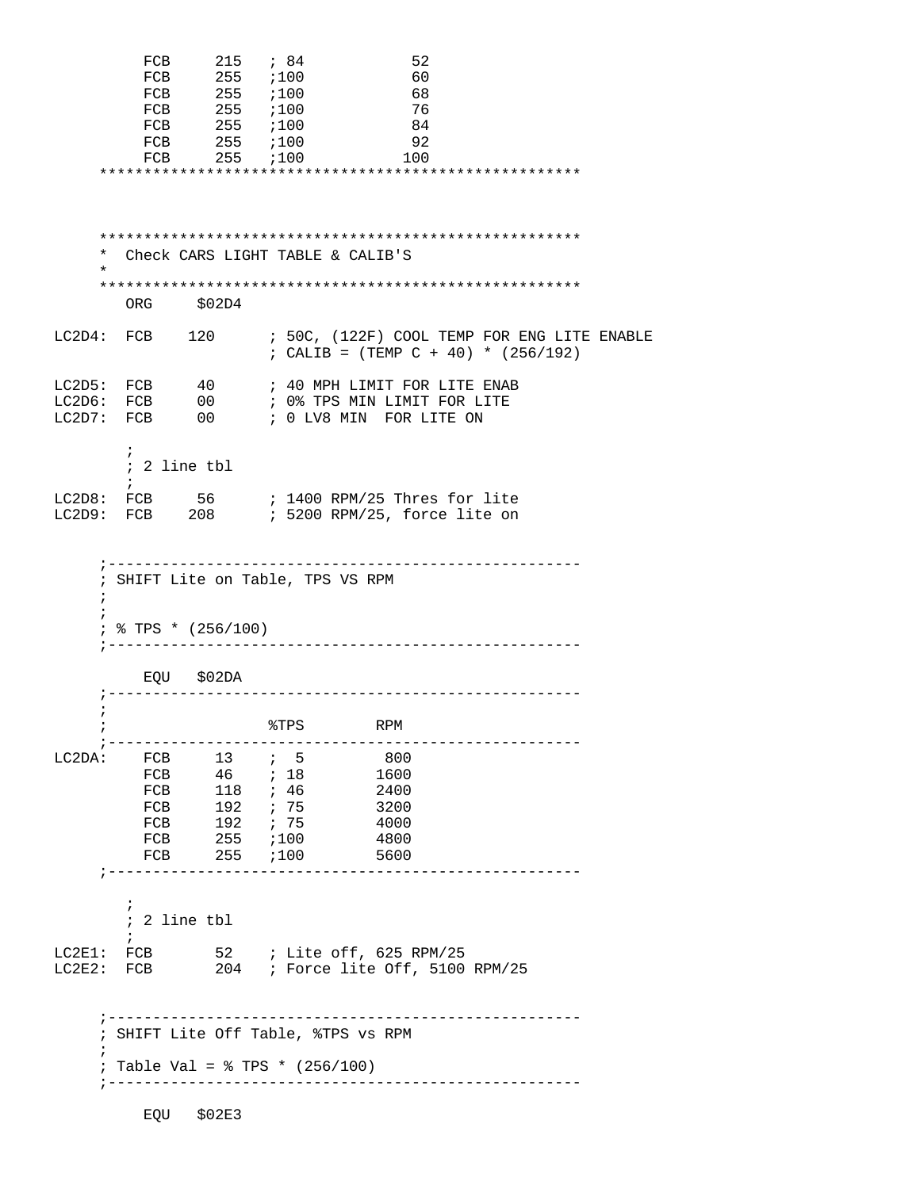```
          FCB     215   ; 84           52
          FCB     255   ;100           60
          FCB     255   ;100           68
          FCB     255   ;100           76
          FCB     255   ;100           84
          FCB     255   ;100           92
          FCB     255   ;100          100
     *****************************************************



     *****************************************************
     *  Check CARS LIGHT TABLE & CALIB'S
     *
     *****************************************************
        ORG     $02D4

LC2D4:  FCB    120      ; 50C, (122F) COOL TEMP FOR ENG LITE ENABLE
                        ; CALIB = (TEMP C + 40) * (256/192)

LC2D5:  FCB     40      ; 40 MPH LIMIT FOR LITE ENAB
LC2D6:  FCB     00      ; 0% TPS MIN LIMIT FOR LITE
LC2D7:  FCB     00      ; 0 LV8 MIN  FOR LITE ON

        ;
        ; 2 line tbl
        ;
LC2D8:  FCB     56      ; 1400 RPM/25 Thres for lite
LC2D9:  FCB    208      ; 5200 RPM/25, force lite on


     ;-----------------------------------------------------
     ; SHIFT Lite on Table, TPS VS RPM
     ;
     ;
     ; % TPS * (256/100)
     ;-----------------------------------------------------

          EQU   $02DA
     ;-----------------------------------------------------
     ;
     ;                  %TPS        RPM
     ;-----------------------------------------------------
LC2DA:    FCB     13    ;  5         800
          FCB     46    ; 18        1600
          FCB     118   ; 46        2400
          FCB     192   ; 75        3200
          FCB     192   ; 75        4000
          FCB     255   ;100        4800
          FCB     255   ;100        5600
     ;-----------------------------------------------------

        ;
        ; 2 line tbl
        ;
LC2E1:  FCB       52    ; Lite off, 625 RPM/25
LC2E2:  FCB       204   ; Force lite Off, 5100 RPM/25


     ;-----------------------------------------------------
     ; SHIFT Lite Off Table, %TPS vs RPM
     ;
     ; Table Val = % TPS * (256/100)
     ;-----------------------------------------------------

          EQU   $02E3
```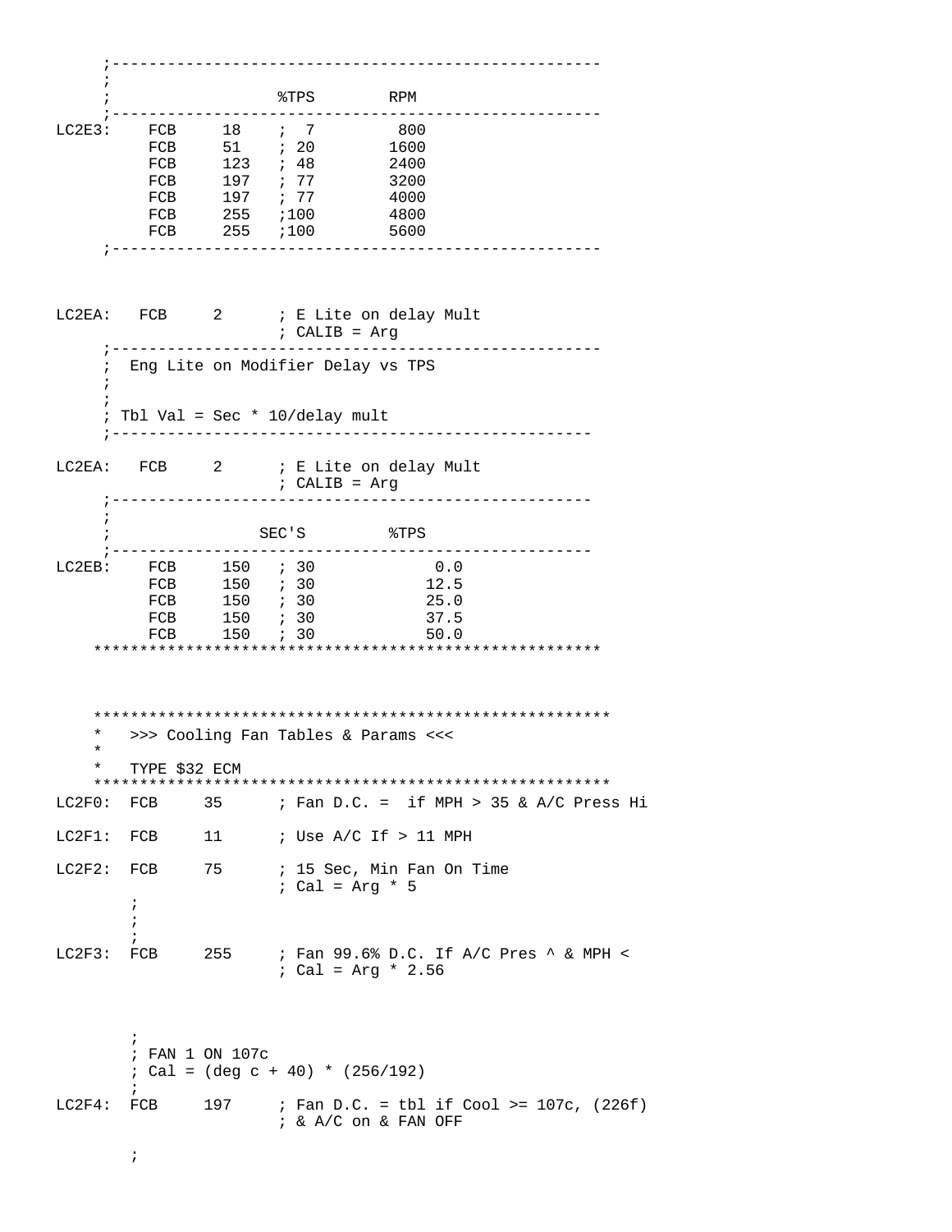```
     ;---------------------------------------------------
     ;
     ;                  %TPS        RPM
     ;---------------------------------------------------
LC2E3:    FCB     18    ;  7         800
          FCB     51    ; 20        1600
          FCB     123   ; 48        2400
          FCB     197   ; 77        3200
          FCB     197   ; 77        4000
          FCB     255   ;100        4800
          FCB     255   ;100        5600
     ;---------------------------------------------------



LC2EA:   FCB     2      ; E Lite on delay Mult
                        ; CALIB = Arg
     ;---------------------------------------------------
     ;  Eng Lite on Modifier Delay vs TPS
     ;
     ;
     ; Tbl Val = Sec * 10/delay mult
     ;--------------------------------------------------

LC2EA:   FCB     2      ; E Lite on delay Mult
                        ; CALIB = Arg
     ;--------------------------------------------------
     ;
     ;                SEC'S         %TPS
     ;--------------------------------------------------
LC2EB:    FCB     150   ; 30            0.0
          FCB     150   ; 30           12.5
          FCB     150   ; 30           25.0
          FCB     150   ; 30           37.5
          FCB     150   ; 30           50.0
    *******************************************************



    ********************************************************
    *   >>> Cooling Fan Tables & Params <<<
    *
    *   TYPE $32 ECM
    ********************************************************
LC2F0:  FCB     35      ; Fan D.C. =  if MPH > 35 & A/C Press Hi

LC2F1:  FCB     11      ; Use A/C If > 11 MPH

LC2F2:  FCB     75      ; 15 Sec, Min Fan On Time
                        ; Cal = Arg * 5
        ;
        ;
        ;
LC2F3:  FCB     255     ; Fan 99.6% D.C. If A/C Pres ^ & MPH <
                        ; Cal = Arg * 2.56



        ;
        ; FAN 1 ON 107c
        ; Cal = (deg c + 40) * (256/192)
        ;
LC2F4:  FCB     197     ; Fan D.C. = tbl if Cool >= 107c, (226f)
                        ; & A/C on & FAN OFF

        ;
```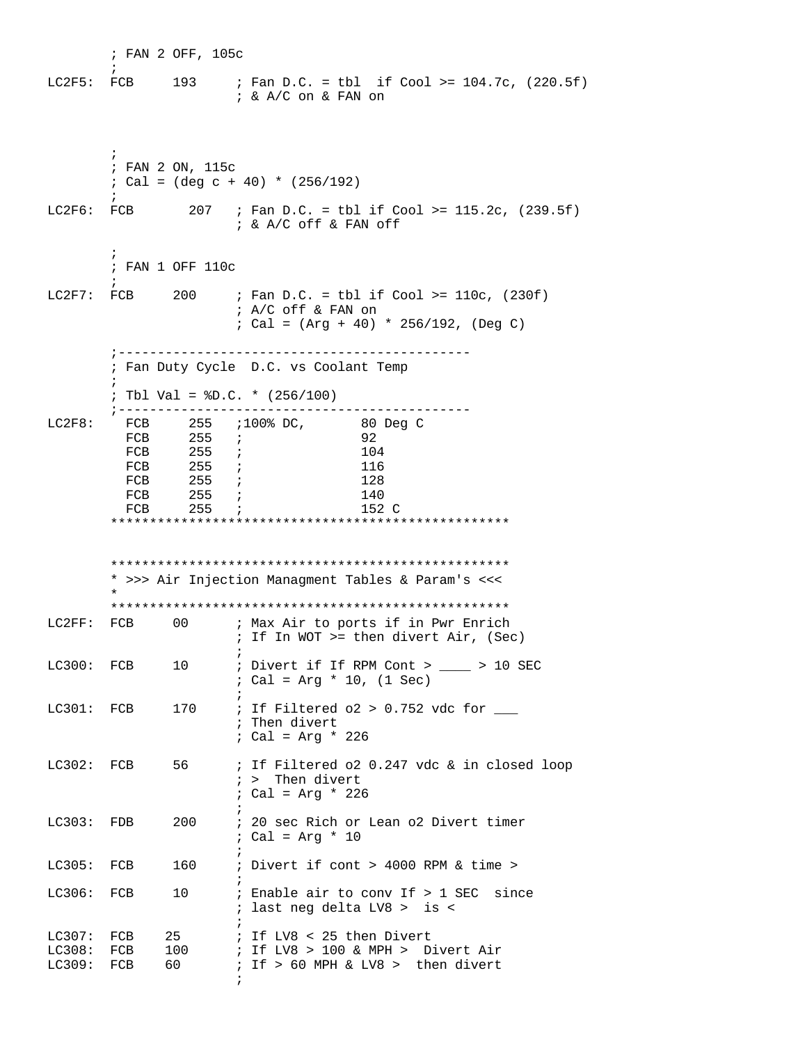```
        ; FAN 2 OFF, 105c
        ;
LC2F5:  FCB     193     ; Fan D.C. = tbl  if Cool >= 104.7c, (220.5f)
                        ; & A/C on & FAN on



        ;
        ; FAN 2 ON, 115c
        ; Cal = (deg c + 40) * (256/192)
        ;
LC2F6:  FCB       207   ; Fan D.C. = tbl if Cool >= 115.2c, (239.5f)
                        ; & A/C off & FAN off

        ;
        ; FAN 1 OFF 110c
        ;
LC2F7:  FCB     200     ; Fan D.C. = tbl if Cool >= 110c, (230f)
                        ; A/C off & FAN on
                        ; Cal = (Arg + 40) * 256/192, (Deg C)

        ;---------------------------------------------
        ; Fan Duty Cycle  D.C. vs Coolant Temp
        ;
        ; Tbl Val = %D.C. * (256/100)
        ;---------------------------------------------
LC2F8:    FCB     255   ;100% DC,       80 Deg C
          FCB     255   ;               92
          FCB     255   ;               104
          FCB     255   ;               116
          FCB     255   ;               128
          FCB     255   ;               140
          FCB     255   ;               152 C
        ***************************************************


        ***************************************************
        * >>> Air Injection Managment Tables & Param's <<<
        *
        ***************************************************
LC2FF:  FCB     00      ; Max Air to ports if in Pwr Enrich
                        ; If In WOT >= then divert Air, (Sec)
                        ;
LC300:  FCB     10      ; Divert if If RPM Cont > ____ > 10 SEC
                        ; Cal = Arg * 10, (1 Sec)
                        ;
LC301:  FCB     170     ; If Filtered o2 > 0.752 vdc for ___
                        ; Then divert
                        ; Cal = Arg * 226

LC302:  FCB     56      ; If Filtered o2 0.247 vdc & in closed loop
                        ; >  Then divert
                        ; Cal = Arg * 226
                        ;
LC303:  FDB     200     ; 20 sec Rich or Lean o2 Divert timer
                        ; Cal = Arg * 10
                        ;
LC305:  FCB     160     ; Divert if cont > 4000 RPM & time >
                        ;
LC306:  FCB     10      ; Enable air to conv If > 1 SEC  since
                        ; last neg delta LV8 >  is <
                        ;
LC307:  FCB    25       ; If LV8 < 25 then Divert
LC308:  FCB    100      ; If LV8 > 100 & MPH >  Divert Air
LC309:  FCB    60       ; If > 60 MPH & LV8 >  then divert
                        ;
```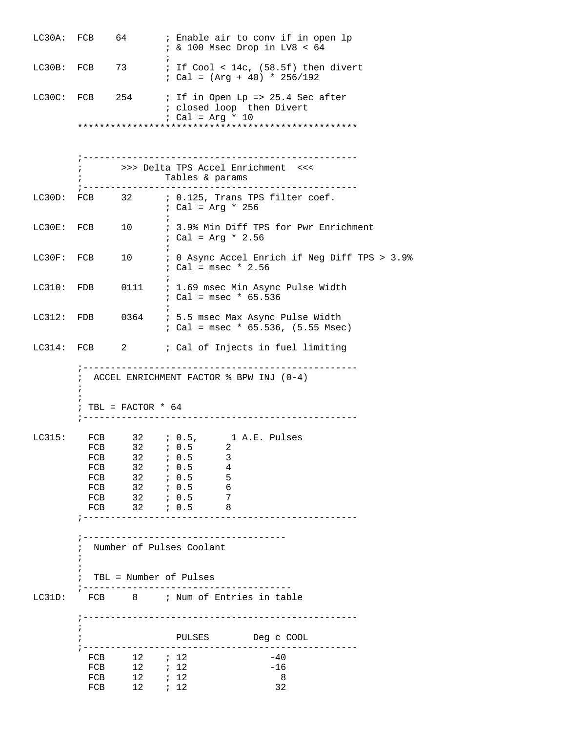```
LC30A:  FCB    64       ; Enable air to conv if in open lp
                        ; & 100 Msec Drop in LV8 < 64
                        ;
LC30B:  FCB    73       ; If Cool < 14c, (58.5f) then divert
                        ; Cal = (Arg + 40) * 256/192

LC30C:  FCB    254      ; If in Open Lp => 25.4 Sec after
                        ; closed loop  then Divert
                        ; Cal = Arg * 10
        **************************************************


        ;-------------------------------------------------
        ;       >>> Delta TPS Accel Enrichment  <<<
        ;               Tables & params
        ;-------------------------------------------------
LC30D:  FCB     32      ; 0.125, Trans TPS filter coef.
                        ; Cal = Arg * 256
                        ;
LC30E:  FCB     10      ; 3.9% Min Diff TPS for Pwr Enrichment
                        ; Cal = Arg * 2.56
                        ;
LC30F:  FCB     10      ; 0 Async Accel Enrich if Neg Diff TPS > 3.9%
                        ; Cal = msec * 2.56
                        ;
LC310:  FDB     0111    ; 1.69 msec Min Async Pulse Width
                        ; Cal = msec * 65.536
                        ;
LC312:  FDB     0364    ; 5.5 msec Max Async Pulse Width
                        ; Cal = msec * 65.536, (5.55 Msec)

LC314:  FCB     2       ; Cal of Injects in fuel limiting

        ;-------------------------------------------------
        ;  ACCEL ENRICHMENT FACTOR % BPW INJ (0-4)
        ;
        ;
        ; TBL = FACTOR * 64
        ;-------------------------------------------------

LC315:    FCB     32    ; 0.5,      1 A.E. Pulses
          FCB     32    ; 0.5      2
          FCB     32    ; 0.5      3
          FCB     32    ; 0.5      4
          FCB     32    ; 0.5      5
          FCB     32    ; 0.5      6
          FCB     32    ; 0.5      7
          FCB     32    ; 0.5      8
        ;-------------------------------------------------

        ;------------------------------------
        ;  Number of Pulses Coolant
        ;
        ;
        ;  TBL = Number of Pulses
        ;-------------------------------------
LC31D:    FCB     8     ; Num of Entries in table

        ;-------------------------------------------------
        ;
        ;                 PULSES        Deg c COOL
        ;-------------------------------------------------
          FCB     12    ; 12              -40
          FCB     12    ; 12              -16
          FCB     12    ; 12                8
          FCB     12    ; 12               32
```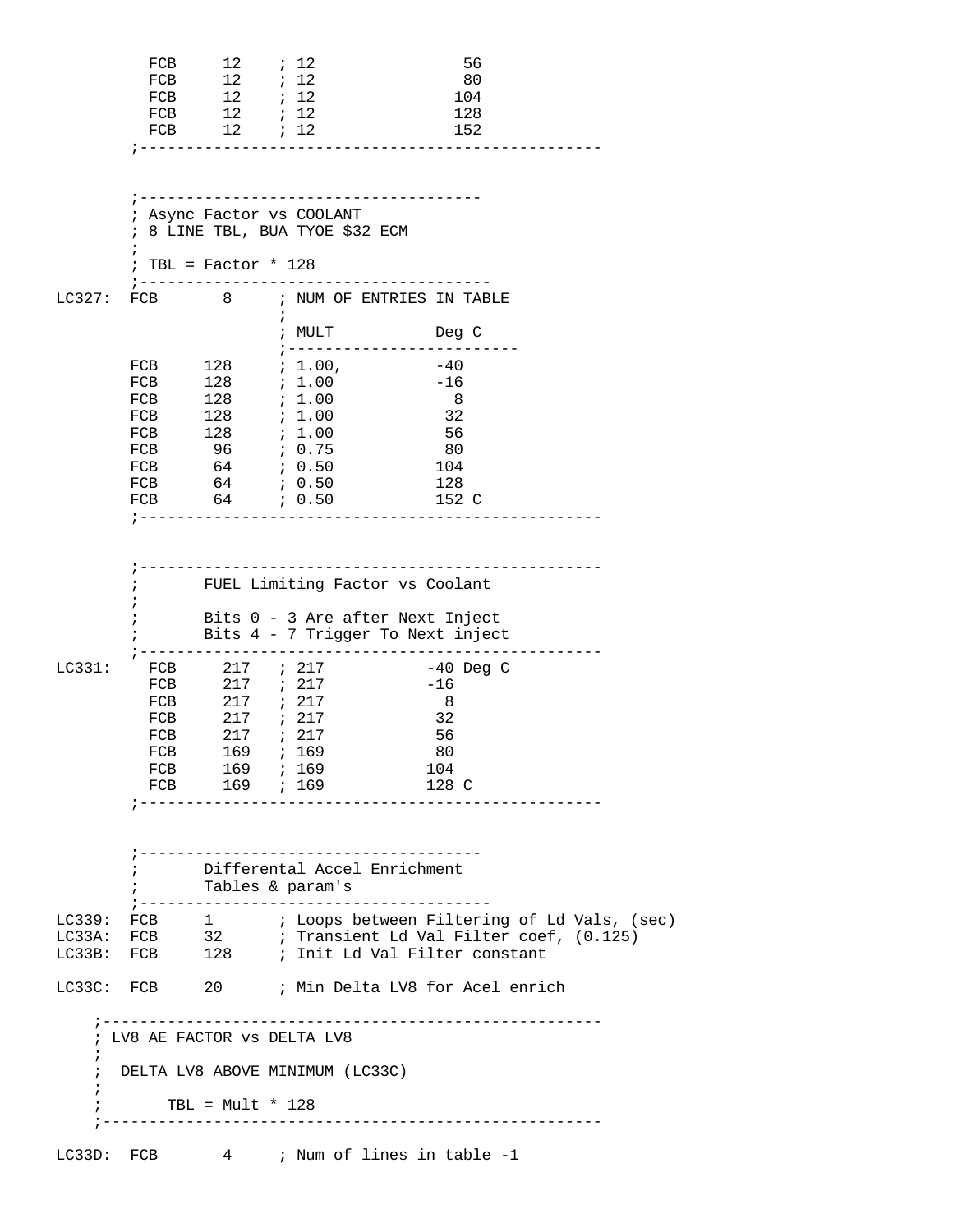```
          FCB     12    ; 12               56
          FCB     12    ; 12               80
          FCB     12    ; 12              104
          FCB     12    ; 12              128
          FCB     12    ; 12              152
        ;------------------------------------------------


        ;-------------------------------------
        ; Async Factor vs COOLANT
        ; 8 LINE TBL, BUA TYOE $32 ECM
        ;
        ; TBL = Factor * 128
        ;--------------------------------------
LC327:  FCB       8     ; NUM OF ENTRIES IN TABLE
                        ;
                        ; MULT           Deg C
                        ;-------------------------
        FCB     128     ; 1.00,          -40
        FCB     128     ; 1.00           -16
        FCB     128     ; 1.00             8
        FCB     128     ; 1.00            32
        FCB     128     ; 1.00            56
        FCB      96     ; 0.75            80
        FCB      64     ; 0.50           104
        FCB      64     ; 0.50           128
        FCB      64     ; 0.50           152 C
        ;------------------------------------------------


        ;------------------------------------------------
        ;       FUEL Limiting Factor vs Coolant
        ;
        ;       Bits 0 - 3 Are after Next Inject
        ;       Bits 4 - 7 Trigger To Next inject
        ;------------------------------------------------
LC331:    FCB     217   ; 217           -40 Deg C
          FCB     217   ; 217           -16
          FCB     217   ; 217             8
          FCB     217   ; 217            32
          FCB     217   ; 217            56
          FCB     169   ; 169            80
          FCB     169   ; 169           104
          FCB     169   ; 169           128 C
        ;------------------------------------------------


        ;-------------------------------------
        ;       Differental Accel Enrichment
        ;       Tables & param's
        ;--------------------------------------
LC339:  FCB     1       ; Loops between Filtering of Ld Vals, (sec)
LC33A:  FCB     32      ; Transient Ld Val Filter coef, (0.125)
LC33B:  FCB     128     ; Init Ld Val Filter constant

LC33C:  FCB     20      ; Min Delta LV8 for Acel enrich

    ;------------------------------------------------------
    ; LV8 AE FACTOR vs DELTA LV8
    ;
    ;  DELTA LV8 ABOVE MINIMUM (LC33C)
    ;
    ;       TBL = Mult * 128
    ;------------------------------------------------------

LC33D:  FCB       4     ; Num of lines in table -1
```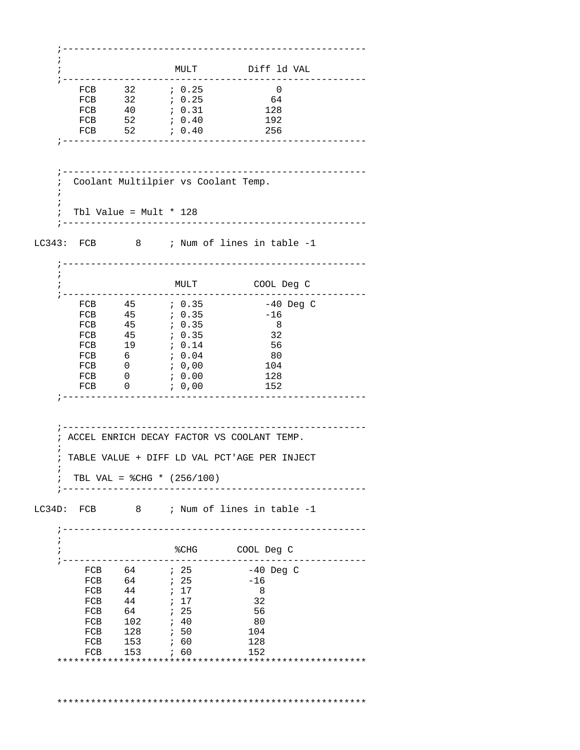```
    ;-----------------------------------------------------
    ;
    ;                  MULT         Diff ld VAL
    ;-----------------------------------------------------
        FCB     32      ; 0.25            0
        FCB     32      ; 0.25           64
        FCB     40      ; 0.31          128
        FCB     52      ; 0.40          192
        FCB     52      ; 0.40          256
    ;-----------------------------------------------------


    ;-----------------------------------------------------
    ;  Coolant Multilpier vs Coolant Temp.
    ;
    ;
    ;  Tbl Value = Mult * 128
    ;-----------------------------------------------------

LC343:  FCB       8     ; Num of lines in table -1

    ;-----------------------------------------------------
    ;
    ;                  MULT          COOL Deg C
    ;-----------------------------------------------------
        FCB     45      ; 0.35          -40 Deg C
        FCB     45      ; 0.35          -16
        FCB     45      ; 0.35            8
        FCB     45      ; 0.35           32
        FCB     19      ; 0.14           56
        FCB     6       ; 0.04           80
        FCB     0       ; 0,00          104
        FCB     0       ; 0.00          128
        FCB     0       ; 0,00          152
    ;-----------------------------------------------------


    ;-----------------------------------------------------
    ; ACCEL ENRICH DECAY FACTOR VS COOLANT TEMP.
    ;
    ; TABLE VALUE + DIFF LD VAL PCT'AGE PER INJECT
    ;
    ;  TBL VAL = %CHG * (256/100)
    ;-----------------------------------------------------

LC34D:  FCB       8     ; Num of lines in table -1

    ;-----------------------------------------------------
    ;
    ;                  %CHG       COOL Deg C
    ;-----------------------------------------------------
         FCB    64      ; 25         -40 Deg C
         FCB    64      ; 25         -16
         FCB    44      ; 17           8
         FCB    44      ; 17          32
         FCB    64      ; 25          56
         FCB    102     ; 40          80
         FCB    128     ; 50         104
         FCB    153     ; 60         128
         FCB    153     ; 60         152
    *******************************************************



    *******************************************************
```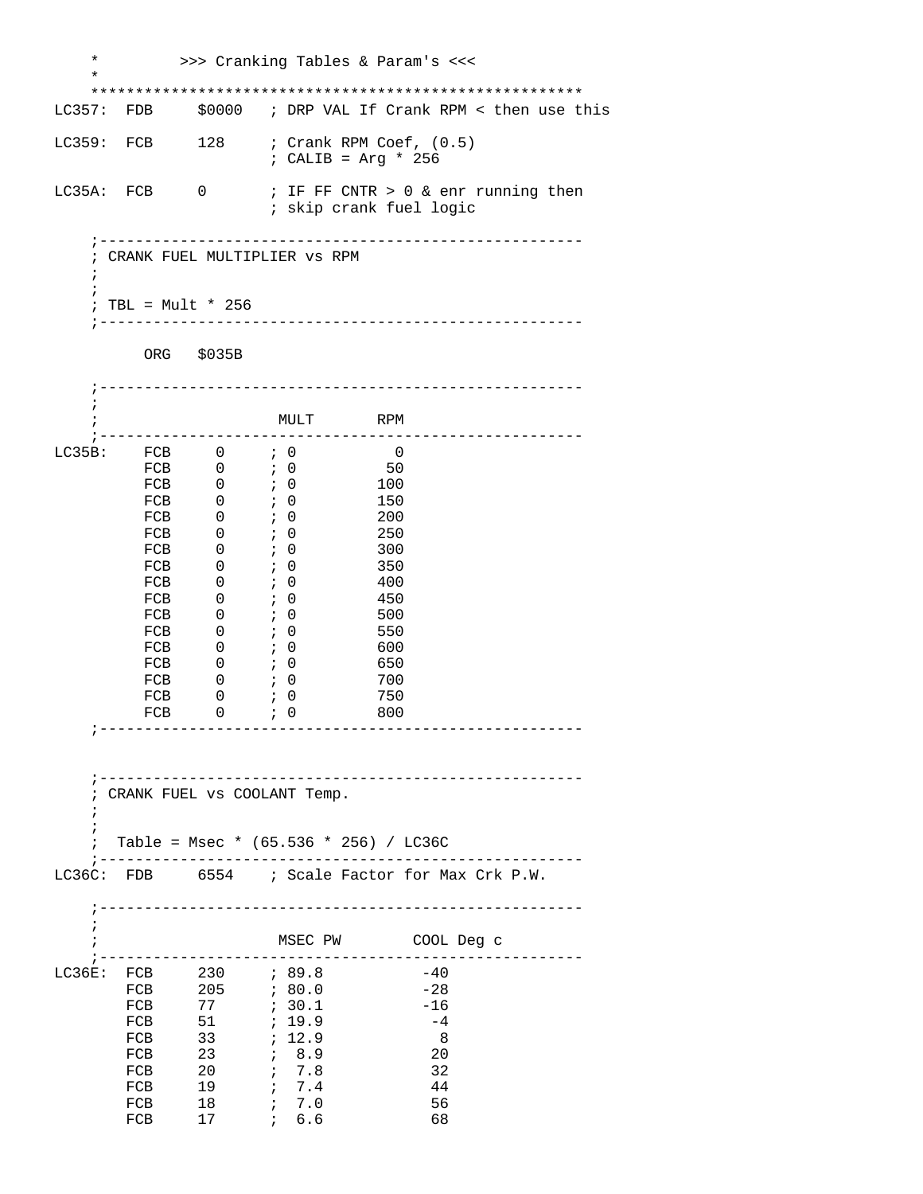```
    *         >>> Cranking Tables & Param's <<<
    *
    ******************************************************
LC357:  FDB     $0000   ; DRP VAL If Crank RPM < then use this

LC359:  FCB     128     ; Crank RPM Coef, (0.5)
                        ; CALIB = Arg * 256

LC35A:  FCB     0       ; IF FF CNTR > 0 & enr running then
                        ; skip crank fuel logic

    ;------------------------------------------------------
    ; CRANK FUEL MULTIPLIER vs RPM
    ;
    ;
    ; TBL = Mult * 256
    ;------------------------------------------------------

          ORG   $035B

    ;------------------------------------------------------
    ;
    ;                   MULT       RPM
    ;------------------------------------------------------
LC35B:    FCB     0     ; 0          0
          FCB     0     ; 0         50
          FCB     0     ; 0        100
          FCB     0     ; 0        150
          FCB     0     ; 0        200
          FCB     0     ; 0        250
          FCB     0     ; 0        300
          FCB     0     ; 0        350
          FCB     0     ; 0        400
          FCB     0     ; 0        450
          FCB     0     ; 0        500
          FCB     0     ; 0        550
          FCB     0     ; 0        600
          FCB     0     ; 0        650
          FCB     0     ; 0        700
          FCB     0     ; 0        750
          FCB     0     ; 0        800
    ;------------------------------------------------------


    ;------------------------------------------------------
    ; CRANK FUEL vs COOLANT Temp.
    ;
    ;
    ;  Table = Msec * (65.536 * 256) / LC36C
    ;------------------------------------------------------
LC36C:  FDB     6554    ; Scale Factor for Max Crk P.W.

    ;------------------------------------------------------
    ;
    ;                   MSEC PW        COOL Deg c
    ;------------------------------------------------------
LC36E:  FCB     230     ; 89.8           -40
        FCB     205     ; 80.0           -28
        FCB     77      ; 30.1           -16
        FCB     51      ; 19.9            -4
        FCB     33      ; 12.9             8
        FCB     23      ;  8.9            20
        FCB     20      ;  7.8            32
        FCB     19      ;  7.4            44
        FCB     18      ;  7.0            56
        FCB     17      ;  6.6            68
```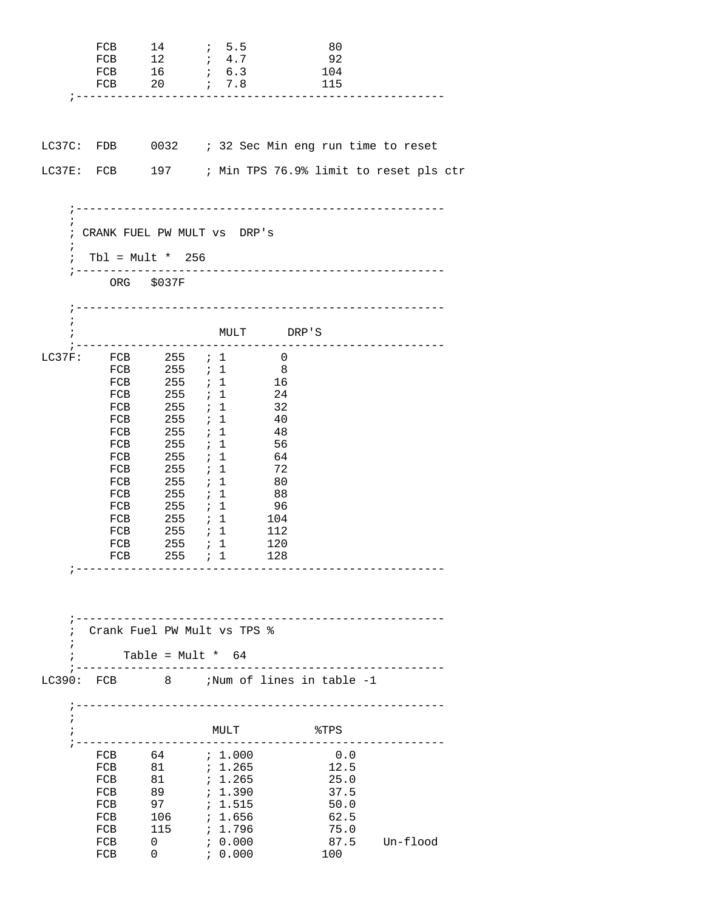```
        FCB     14      ;  5.5            80
        FCB     12      ;  4.7            92
        FCB     16      ;  6.3           104
        FCB     20      ;  7.8           115
    ;------------------------------------------------------



LC37C:  FDB     0032    ; 32 Sec Min eng run time to reset

LC37E:  FCB     197     ; Min TPS 76.9% limit to reset pls ctr


    ;------------------------------------------------------
    ;
    ; CRANK FUEL PW MULT vs  DRP's
    ;
    ;  Tbl = Mult *  256
    ;------------------------------------------------------
          ORG   $037F

    ;------------------------------------------------------
    ;
    ;                     MULT      DRP'S
    ;------------------------------------------------------
LC37F:    FCB     255   ; 1        0
          FCB     255   ; 1        8
          FCB     255   ; 1       16
          FCB     255   ; 1       24
          FCB     255   ; 1       32
          FCB     255   ; 1       40
          FCB     255   ; 1       48
          FCB     255   ; 1       56
          FCB     255   ; 1       64
          FCB     255   ; 1       72
          FCB     255   ; 1       80
          FCB     255   ; 1       88
          FCB     255   ; 1       96
          FCB     255   ; 1      104
          FCB     255   ; 1      112
          FCB     255   ; 1      120
          FCB     255   ; 1      128
    ;------------------------------------------------------



    ;------------------------------------------------------
    ;  Crank Fuel PW Mult vs TPS %
    ;
    ;       Table = Mult *  64
    ;------------------------------------------------------
LC390:  FCB       8     ;Num of lines in table -1

    ;------------------------------------------------------
    ;
    ;                    MULT           %TPS
    ;------------------------------------------------------
        FCB     64      ; 1.000           0.0
        FCB     81      ; 1.265          12.5
        FCB     81      ; 1.265          25.0
        FCB     89      ; 1.390          37.5
        FCB     97      ; 1.515          50.0
        FCB     106     ; 1.656          62.5
        FCB     115     ; 1.796          75.0
        FCB     0       ; 0.000          87.5    Un-flood
        FCB     0       ; 0.000         100
```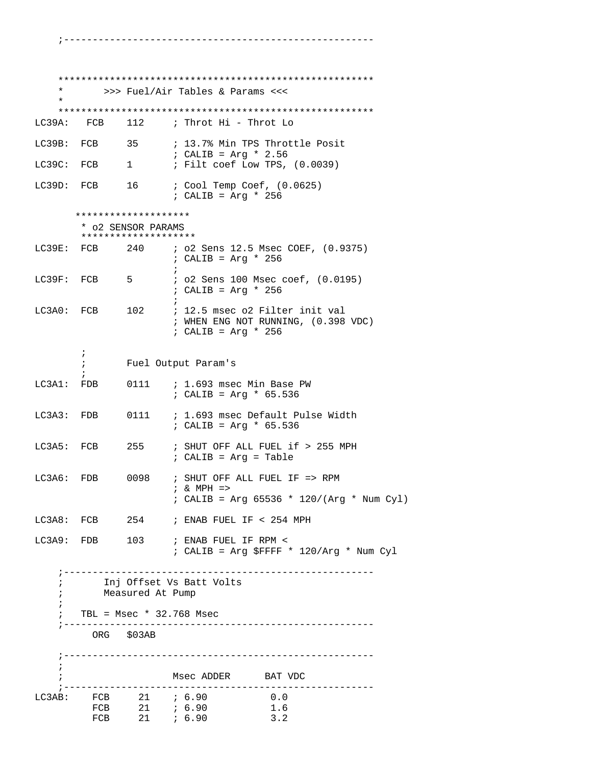```
    ;------------------------------------------------------



    ******************************************************
    *       >>> Fuel/Air Tables & Params <<<
    *
    ******************************************************
LC39A:   FCB    112     ; Throt Hi - Throt Lo

LC39B:  FCB     35      ; 13.7% Min TPS Throttle Posit
                        ; CALIB = Arg * 2.56
LC39C:  FCB     1       ; Filt coef Low TPS, (0.0039)

LC39D:  FCB     16      ; Cool Temp Coef, (0.0625)
                        ; CALIB = Arg * 256

       ********************
        * o2 SENSOR PARAMS
        ********************
LC39E:  FCB     240     ; o2 Sens 12.5 Msec COEF, (0.9375)
                        ; CALIB = Arg * 256
                        ;
LC39F:  FCB     5       ; o2 Sens 100 Msec coef, (0.0195)
                        ; CALIB = Arg * 256
                        ;
LC3A0:  FCB     102     ; 12.5 msec o2 Filter init val
                        ; WHEN ENG NOT RUNNING, (0.398 VDC)
                        ; CALIB = Arg * 256

        ;
        ;       Fuel Output Param's
        ;
LC3A1:  FDB     0111    ; 1.693 msec Min Base PW
                        ; CALIB = Arg * 65.536

LC3A3:  FDB     0111    ; 1.693 msec Default Pulse Width
                        ; CALIB = Arg * 65.536

LC3A5:  FCB     255     ; SHUT OFF ALL FUEL if > 255 MPH
                        ; CALIB = Arg = Table

LC3A6:  FDB     0098    ; SHUT OFF ALL FUEL IF => RPM
                        ; & MPH =>
                        ; CALIB = Arg 65536 * 120/(Arg * Num Cyl)

LC3A8:  FCB     254     ; ENAB FUEL IF < 254 MPH

LC3A9:  FDB     103     ; ENAB FUEL IF RPM <
                        ; CALIB = Arg $FFFF * 120/Arg * Num Cyl

    ;------------------------------------------------------
    ;       Inj Offset Vs Batt Volts
    ;       Measured At Pump
    ;
    ;   TBL = Msec * 32.768 Msec
    ;------------------------------------------------------
          ORG   $03AB

    ;------------------------------------------------------
    ;
    ;                   Msec ADDER      BAT VDC
    ;------------------------------------------------------
LC3AB:    FCB     21    ; 6.90           0.0
          FCB     21    ; 6.90           1.6
          FCB     21    ; 6.90           3.2
```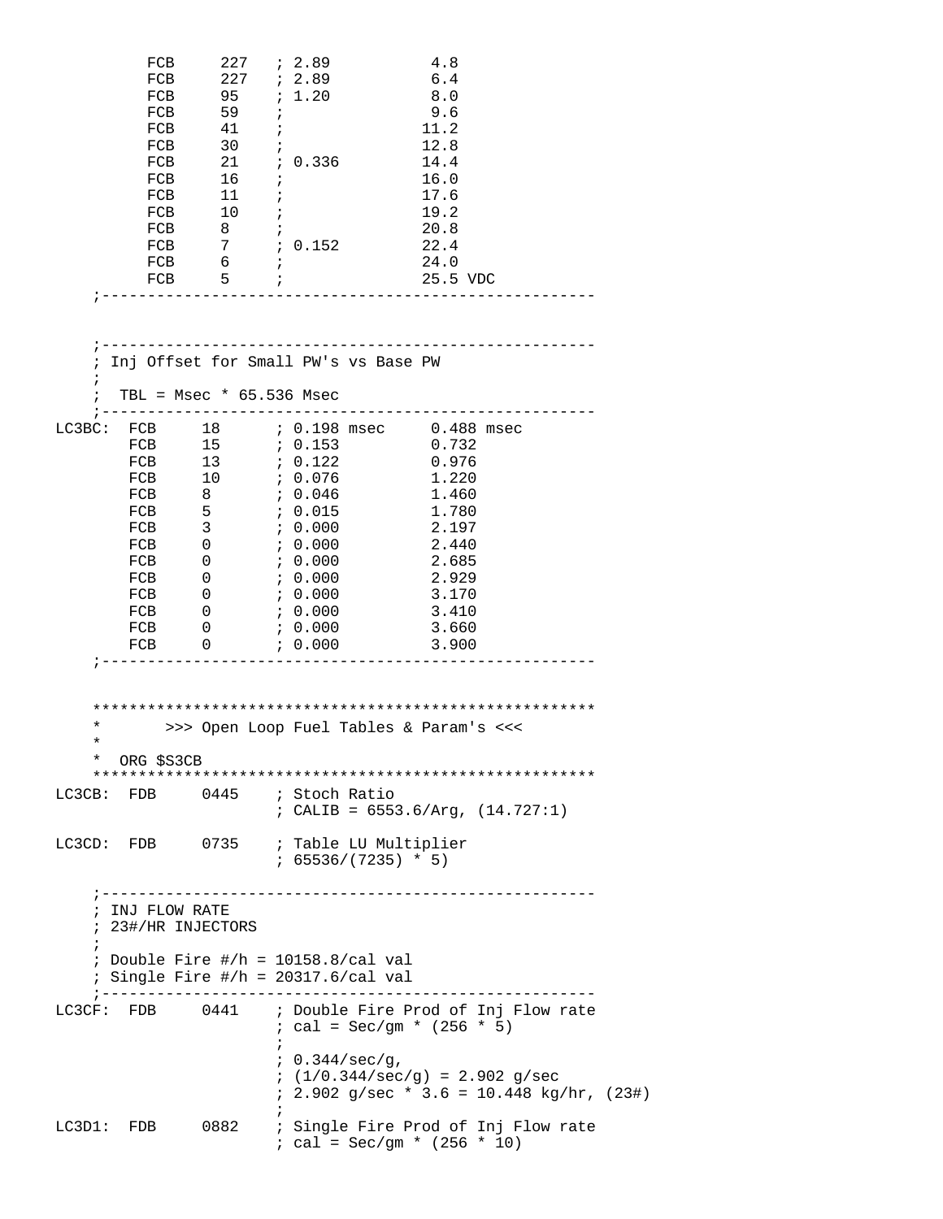```
          FCB     227   ; 2.89           4.8
          FCB     227   ; 2.89           6.4
          FCB     95    ; 1.20           8.0
          FCB     59    ;                9.6
          FCB     41    ;               11.2
          FCB     30    ;               12.8
          FCB     21    ; 0.336         14.4
          FCB     16    ;               16.0
          FCB     11    ;               17.6
          FCB     10    ;               19.2
          FCB     8     ;               20.8
          FCB     7     ; 0.152         22.4
          FCB     6     ;               24.0
          FCB     5     ;               25.5 VDC
    ;-----------------------------------------------------


    ;-----------------------------------------------------
    ; Inj Offset for Small PW's vs Base PW
    ;
    ;  TBL = Msec * 65.536 Msec
    ;-----------------------------------------------------
LC3BC:  FCB     18      ; 0.198 msec     0.488 msec
        FCB     15      ; 0.153          0.732
        FCB     13      ; 0.122          0.976
        FCB     10      ; 0.076          1.220
        FCB     8       ; 0.046          1.460
        FCB     5       ; 0.015          1.780
        FCB     3       ; 0.000          2.197
        FCB     0       ; 0.000          2.440
        FCB     0       ; 0.000          2.685
        FCB     0       ; 0.000          2.929
        FCB     0       ; 0.000          3.170
        FCB     0       ; 0.000          3.410
        FCB     0       ; 0.000          3.660
        FCB     0       ; 0.000          3.900
    ;-----------------------------------------------------


    *******************************************************
    *       >>> Open Loop Fuel Tables & Param's <<<
    *
    *  ORG $S3CB
    *******************************************************
LC3CB:  FDB     0445    ; Stoch Ratio
                        ; CALIB = 6553.6/Arg, (14.727:1)

LC3CD:  FDB     0735    ; Table LU Multiplier
                        ; 65536/(7235) * 5)

    ;-----------------------------------------------------
    ; INJ FLOW RATE
    ; 23#/HR INJECTORS
    ;
    ; Double Fire #/h = 10158.8/cal val
    ; Single Fire #/h = 20317.6/cal val
    ;-----------------------------------------------------
LC3CF:  FDB     0441    ; Double Fire Prod of Inj Flow rate
                        ; cal = Sec/gm * (256 * 5)
                        ;
                        ; 0.344/sec/g,
                        ; (1/0.344/sec/g) = 2.902 g/sec
                        ; 2.902 g/sec * 3.6 = 10.448 kg/hr, (23#)
                        ;
LC3D1:  FDB     0882    ; Single Fire Prod of Inj Flow rate
                        ; cal = Sec/gm * (256 * 10)
```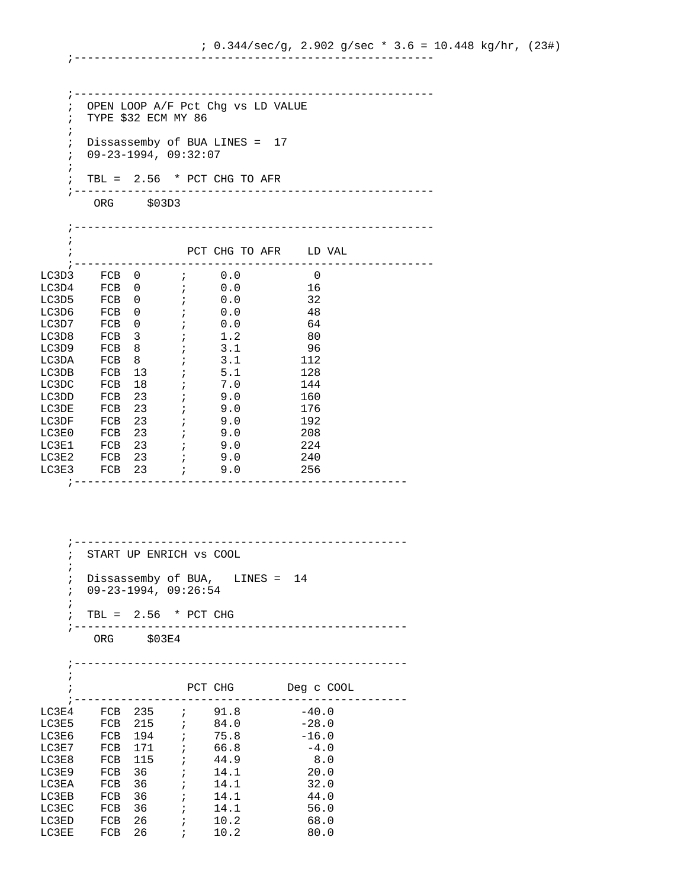```
                    ; 0.344/sec/g, 2.902 g/sec * 3.6 = 10.448 kg/hr, (23#)
    ;------------------------------------------------------


    ;------------------------------------------------------
    ;  OPEN LOOP A/F Pct Chg vs LD VALUE
    ;  TYPE $32 ECM MY 86
    ;
    ;  Dissassemby of BUA LINES =  17
    ;  09-23-1994, 09:32:07
    ;
    ;  TBL =  2.56  * PCT CHG TO AFR
    ;------------------------------------------------------
        ORG     $03D3

    ;------------------------------------------------------
    ;
    ;                 PCT CHG TO AFR    LD VAL
    ;------------------------------------------------------
LC3D3    FCB  0      ;     0.0           0
LC3D4    FCB  0      ;     0.0          16
LC3D5    FCB  0      ;     0.0          32
LC3D6    FCB  0      ;     0.0          48
LC3D7    FCB  0      ;     0.0          64
LC3D8    FCB  3      ;     1.2          80
LC3D9    FCB  8      ;     3.1          96
LC3DA    FCB  8      ;     3.1         112
LC3DB    FCB  13     ;     5.1         128
LC3DC    FCB  18     ;     7.0         144
LC3DD    FCB  23     ;     9.0         160
LC3DE    FCB  23     ;     9.0         176
LC3DF    FCB  23     ;     9.0         192
LC3E0    FCB  23     ;     9.0         208
LC3E1    FCB  23     ;     9.0         224
LC3E2    FCB  23     ;     9.0         240
LC3E3    FCB  23     ;     9.0         256
    ;--------------------------------------------------



    ;--------------------------------------------------
    ;  START UP ENRICH vs COOL
    ;
    ;  Dissassemby of BUA,   LINES =  14
    ;  09-23-1994, 09:26:54
    ;
    ;  TBL =  2.56  * PCT CHG
    ;--------------------------------------------------
        ORG     $03E4

    ;--------------------------------------------------
    ;
    ;                 PCT CHG        Deg c COOL
    ;--------------------------------------------------
LC3E4    FCB  235    ;    91.8         -40.0
LC3E5    FCB  215    ;    84.0         -28.0
LC3E6    FCB  194    ;    75.8         -16.0
LC3E7    FCB  171    ;    66.8          -4.0
LC3E8    FCB  115    ;    44.9           8.0
LC3E9    FCB  36     ;    14.1          20.0
LC3EA    FCB  36     ;    14.1          32.0
LC3EB    FCB  36     ;    14.1          44.0
LC3EC    FCB  36     ;    14.1          56.0
LC3ED    FCB  26     ;    10.2          68.0
LC3EE    FCB  26     ;    10.2          80.0
```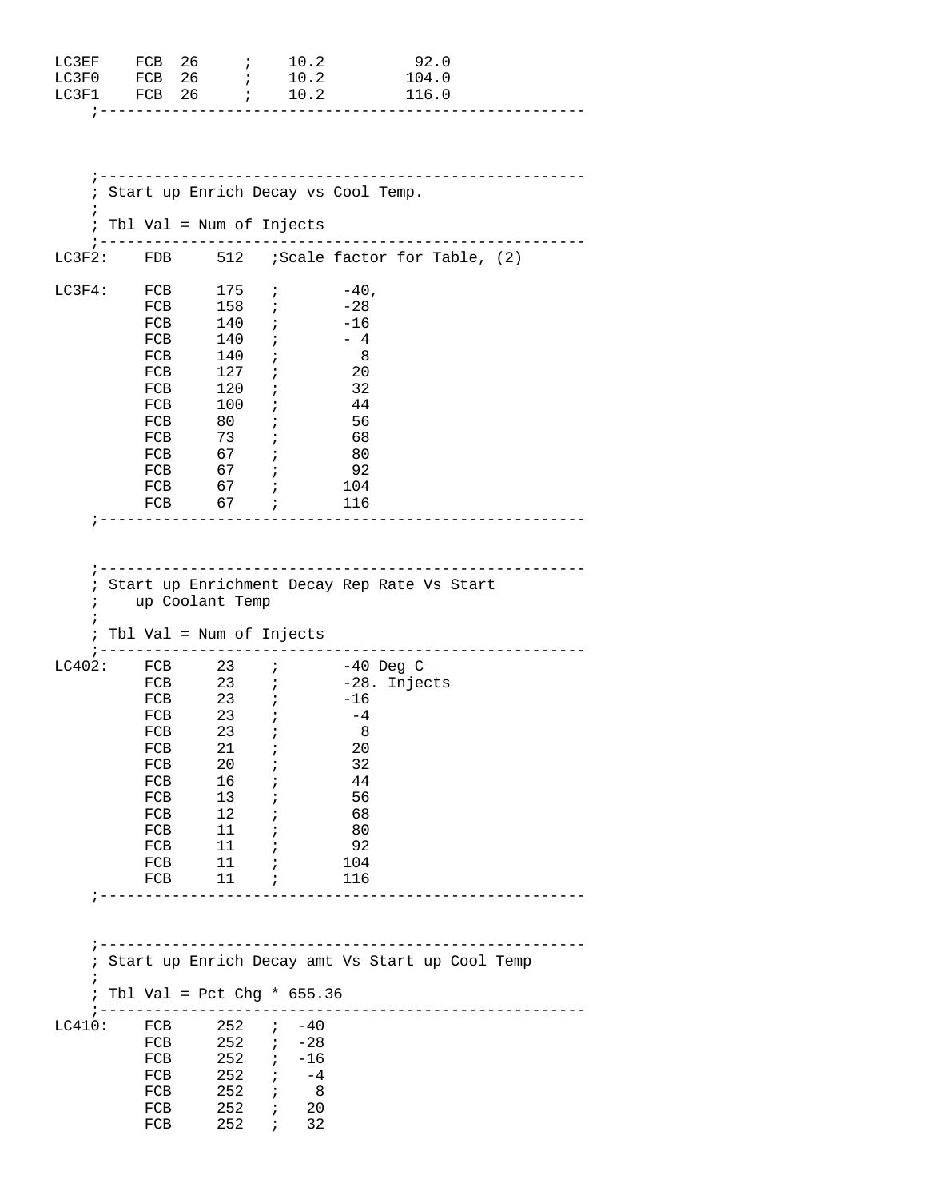```
LC3EF    FCB  26     ;    10.2          92.0
LC3F0    FCB  26     ;    10.2         104.0
LC3F1    FCB  26     ;    10.2         116.0
    ;-----------------------------------------------------



    ;-----------------------------------------------------
    ; Start up Enrich Decay vs Cool Temp.
    ;
    ; Tbl Val = Num of Injects
    ;-----------------------------------------------------
LC3F2:    FDB     512   ;Scale factor for Table, (2)

LC3F4:    FCB     175   ;       -40,
          FCB     158   ;       -28
          FCB     140   ;       -16
          FCB     140   ;       - 4
          FCB     140   ;         8
          FCB     127   ;        20
          FCB     120   ;        32
          FCB     100   ;        44
          FCB     80    ;        56
          FCB     73    ;        68
          FCB     67    ;        80
          FCB     67    ;        92
          FCB     67    ;       104
          FCB     67    ;       116
    ;-----------------------------------------------------



    ;-----------------------------------------------------
    ; Start up Enrichment Decay Rep Rate Vs Start
    ;    up Coolant Temp
    ;
    ; Tbl Val = Num of Injects
    ;-----------------------------------------------------
LC402:    FCB     23    ;       -40 Deg C
          FCB     23    ;       -28. Injects
          FCB     23    ;       -16
          FCB     23    ;        -4
          FCB     23    ;         8
          FCB     21    ;        20
          FCB     20    ;        32
          FCB     16    ;        44
          FCB     13    ;        56
          FCB     12    ;        68
          FCB     11    ;        80
          FCB     11    ;        92
          FCB     11    ;       104
          FCB     11    ;       116
    ;-----------------------------------------------------



    ;-----------------------------------------------------
    ; Start up Enrich Decay amt Vs Start up Cool Temp
    ;
    ; Tbl Val = Pct Chg * 655.36
    ;-----------------------------------------------------
LC410:    FCB     252   ;  -40
          FCB     252   ;  -28
          FCB     252   ;  -16
          FCB     252   ;   -4
          FCB     252   ;    8
          FCB     252   ;   20
          FCB     252   ;   32
```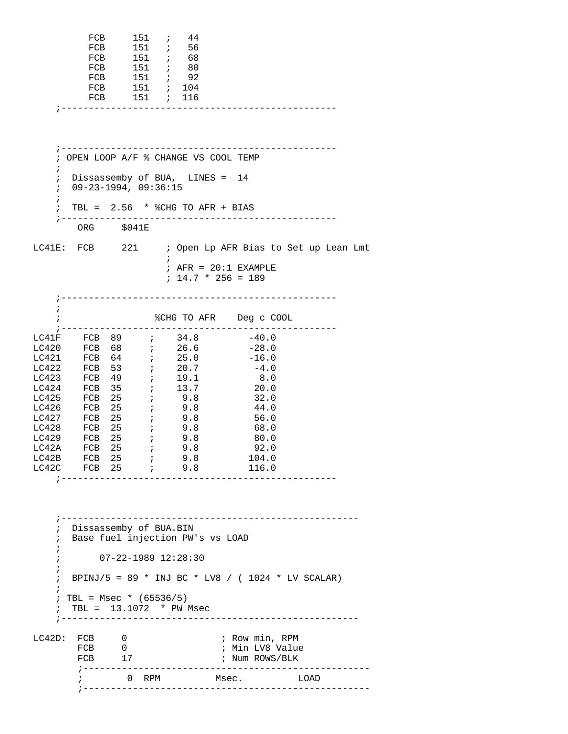```
          FCB     151   ;   44
          FCB     151   ;   56
          FCB     151   ;   68
          FCB     151   ;   80
          FCB     151   ;   92
          FCB     151   ;  104
          FCB     151   ;  116
    ;--------------------------------------------------



    ;--------------------------------------------------
    ; OPEN LOOP A/F % CHANGE VS COOL TEMP
    ;
    ;  Dissassemby of BUA,  LINES =  14
    ;  09-23-1994, 09:36:15
    ;
    ;  TBL =  2.56  * %CHG TO AFR + BIAS
    ;--------------------------------------------------
        ORG     $041E

LC41E:  FCB     221     ; Open Lp AFR Bias to Set up Lean Lmt
                        ;
                        ; AFR = 20:1 EXAMPLE
                        ; 14.7 * 256 = 189

    ;--------------------------------------------------
    ;
    ;                %CHG TO AFR    Deg c COOL
    ;--------------------------------------------------
LC41F    FCB  89     ;    34.8         -40.0
LC420    FCB  68     ;    26.6         -28.0
LC421    FCB  64     ;    25.0         -16.0
LC422    FCB  53     ;    20.7          -4.0
LC423    FCB  49     ;    19.1           8.0
LC424    FCB  35     ;    13.7          20.0
LC425    FCB  25     ;     9.8          32.0
LC426    FCB  25     ;     9.8          44.0
LC427    FCB  25     ;     9.8          56.0
LC428    FCB  25     ;     9.8          68.0
LC429    FCB  25     ;     9.8          80.0
LC42A    FCB  25     ;     9.8          92.0
LC42B    FCB  25     ;     9.8         104.0
LC42C    FCB  25     ;     9.8         116.0
    ;--------------------------------------------------



    ;------------------------------------------------------
    ;  Dissassemby of BUA.BIN
    ;  Base fuel injection PW's vs LOAD
    ;
    ;       07-22-1989 12:28:30
    ;
    ;  BPINJ/5 = 89 * INJ BC * LV8 / ( 1024 * LV SCALAR)
    ;
    ; TBL = Msec * (65536/5)
    ;  TBL =  13.1072  * PW Msec
    ;------------------------------------------------------

LC42D:  FCB     0                ; Row min, RPM
        FCB     0                ; Min LV8 Value
        FCB     17               ; Num ROWS/BLK
        ;--------------------------------------------------
        ;        0  RPM          Msec.          LOAD
        ;--------------------------------------------------
```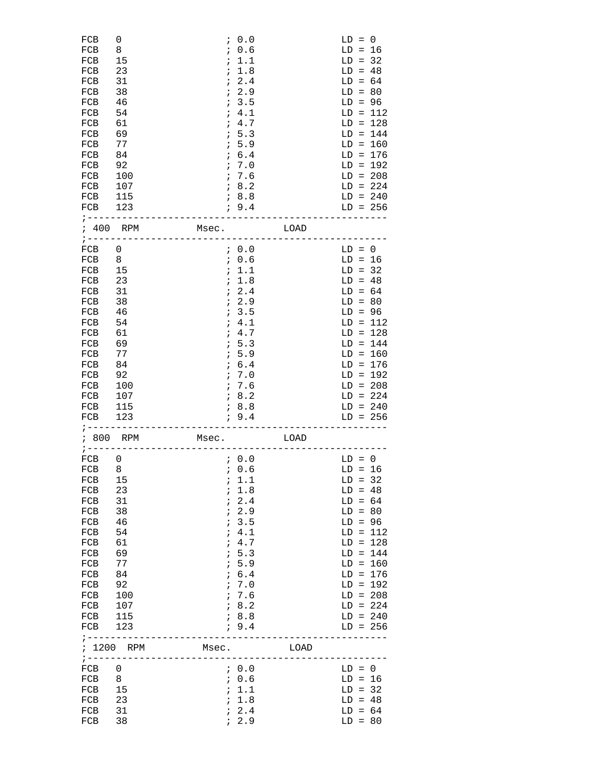```
FCB   0                 ; 0.0           LD = 0
FCB   8                 ; 0.6           LD = 16
FCB   15                ; 1.1           LD = 32
FCB   23                ; 1.8           LD = 48
FCB   31                ; 2.4           LD = 64
FCB   38                ; 2.9           LD = 80
FCB   46                ; 3.5           LD = 96
FCB   54                ; 4.1           LD = 112
FCB   61                ; 4.7           LD = 128
FCB   69                ; 5.3           LD = 144
FCB   77                ; 5.9           LD = 160
FCB   84                ; 6.4           LD = 176
FCB   92                ; 7.0           LD = 192
FCB   100               ; 7.6           LD = 208
FCB   107               ; 8.2           LD = 224
FCB   115               ; 8.8           LD = 240
FCB   123               ; 9.4           LD = 256
;-----------------------------------------------------
; 400  RPM          Msec.          LOAD
;-----------------------------------------------------
FCB   0                 ; 0.0           LD = 0
FCB   8                 ; 0.6           LD = 16
FCB   15                ; 1.1           LD = 32
FCB   23                ; 1.8           LD = 48
FCB   31                ; 2.4           LD = 64
FCB   38                ; 2.9           LD = 80
FCB   46                ; 3.5           LD = 96
FCB   54                ; 4.1           LD = 112
FCB   61                ; 4.7           LD = 128
FCB   69                ; 5.3           LD = 144
FCB   77                ; 5.9           LD = 160
FCB   84                ; 6.4           LD = 176
FCB   92                ; 7.0           LD = 192
FCB   100               ; 7.6           LD = 208
FCB   107               ; 8.2           LD = 224
FCB   115               ; 8.8           LD = 240
FCB   123               ; 9.4           LD = 256
;-----------------------------------------------------
; 800  RPM          Msec.          LOAD
;-----------------------------------------------------
FCB   0                 ; 0.0           LD = 0
FCB   8                 ; 0.6           LD = 16
FCB   15                ; 1.1           LD = 32
FCB   23                ; 1.8           LD = 48
FCB   31                ; 2.4           LD = 64
FCB   38                ; 2.9           LD = 80
FCB   46                ; 3.5           LD = 96
FCB   54                ; 4.1           LD = 112
FCB   61                ; 4.7           LD = 128
FCB   69                ; 5.3           LD = 144
FCB   77                ; 5.9           LD = 160
FCB   84                ; 6.4           LD = 176
FCB   92                ; 7.0           LD = 192
FCB   100               ; 7.6           LD = 208
FCB   107               ; 8.2           LD = 224
FCB   115               ; 8.8           LD = 240
FCB   123               ; 9.4           LD = 256
;-----------------------------------------------------
; 1200  RPM          Msec.          LOAD
;-----------------------------------------------------
FCB   0                 ; 0.0           LD = 0
FCB   8                 ; 0.6           LD = 16
FCB   15                ; 1.1           LD = 32
FCB   23                ; 1.8           LD = 48
FCB   31                ; 2.4           LD = 64
FCB   38                ; 2.9           LD = 80
```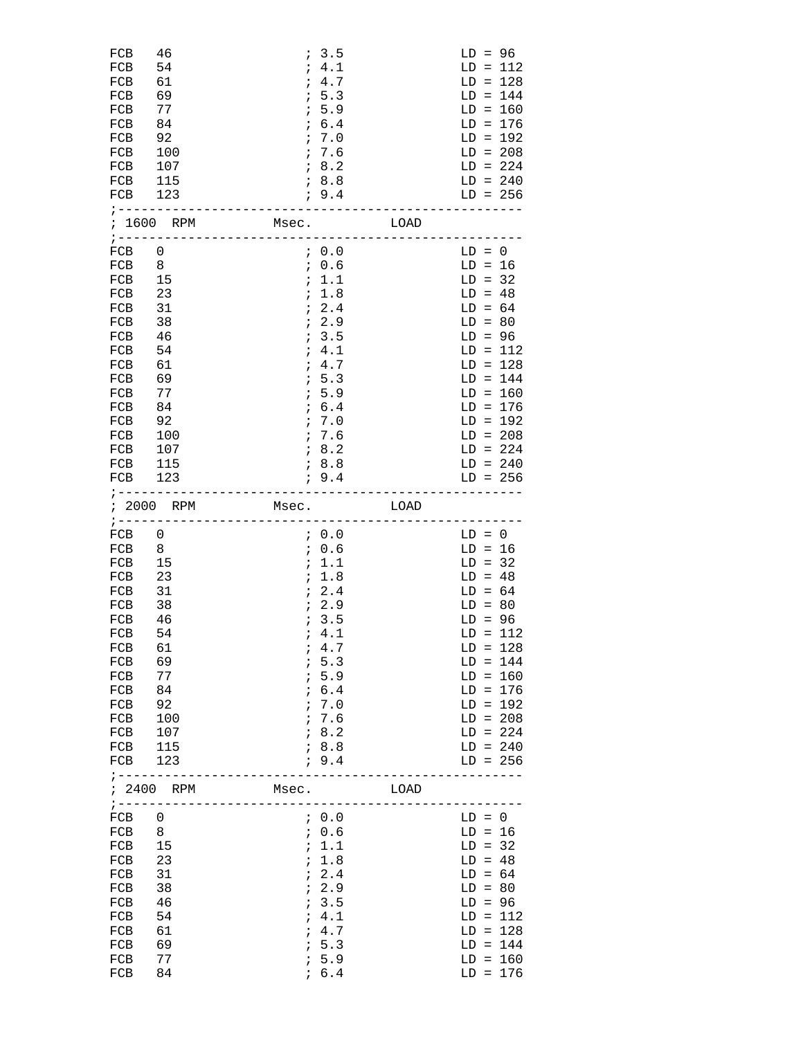```
FCB   46                ; 3.5               LD = 96
FCB   54                ; 4.1               LD = 112
FCB   61                ; 4.7               LD = 128
FCB   69                ; 5.3               LD = 144
FCB   77                ; 5.9               LD = 160
FCB   84                ; 6.4               LD = 176
FCB   92                ; 7.0               LD = 192
FCB   100               ; 7.6               LD = 208
FCB   107               ; 8.2               LD = 224
FCB   115               ; 8.8               LD = 240
FCB   123               ; 9.4               LD = 256
;-----------------------------------------------------
; 1600  RPM          Msec.          LOAD
;-----------------------------------------------------
FCB   0                 ; 0.0               LD = 0
FCB   8                 ; 0.6               LD = 16
FCB   15                ; 1.1               LD = 32
FCB   23                ; 1.8               LD = 48
FCB   31                ; 2.4               LD = 64
FCB   38                ; 2.9               LD = 80
FCB   46                ; 3.5               LD = 96
FCB   54                ; 4.1               LD = 112
FCB   61                ; 4.7               LD = 128
FCB   69                ; 5.3               LD = 144
FCB   77                ; 5.9               LD = 160
FCB   84                ; 6.4               LD = 176
FCB   92                ; 7.0               LD = 192
FCB   100               ; 7.6               LD = 208
FCB   107               ; 8.2               LD = 224
FCB   115               ; 8.8               LD = 240
FCB   123               ; 9.4               LD = 256
;-----------------------------------------------------
; 2000  RPM          Msec.          LOAD
;-----------------------------------------------------
FCB   0                 ; 0.0               LD = 0
FCB   8                 ; 0.6               LD = 16
FCB   15                ; 1.1               LD = 32
FCB   23                ; 1.8               LD = 48
FCB   31                ; 2.4               LD = 64
FCB   38                ; 2.9               LD = 80
FCB   46                ; 3.5               LD = 96
FCB   54                ; 4.1               LD = 112
FCB   61                ; 4.7               LD = 128
FCB   69                ; 5.3               LD = 144
FCB   77                ; 5.9               LD = 160
FCB   84                ; 6.4               LD = 176
FCB   92                ; 7.0               LD = 192
FCB   100               ; 7.6               LD = 208
FCB   107               ; 8.2               LD = 224
FCB   115               ; 8.8               LD = 240
FCB   123               ; 9.4               LD = 256
;-----------------------------------------------------
; 2400  RPM          Msec.          LOAD
;-----------------------------------------------------
FCB   0                 ; 0.0               LD = 0
FCB   8                 ; 0.6               LD = 16
FCB   15                ; 1.1               LD = 32
FCB   23                ; 1.8               LD = 48
FCB   31                ; 2.4               LD = 64
FCB   38                ; 2.9               LD = 80
FCB   46                ; 3.5               LD = 96
FCB   54                ; 4.1               LD = 112
FCB   61                ; 4.7               LD = 128
FCB   69                ; 5.3               LD = 144
FCB   77                ; 5.9               LD = 160
FCB   84                ; 6.4               LD = 176
```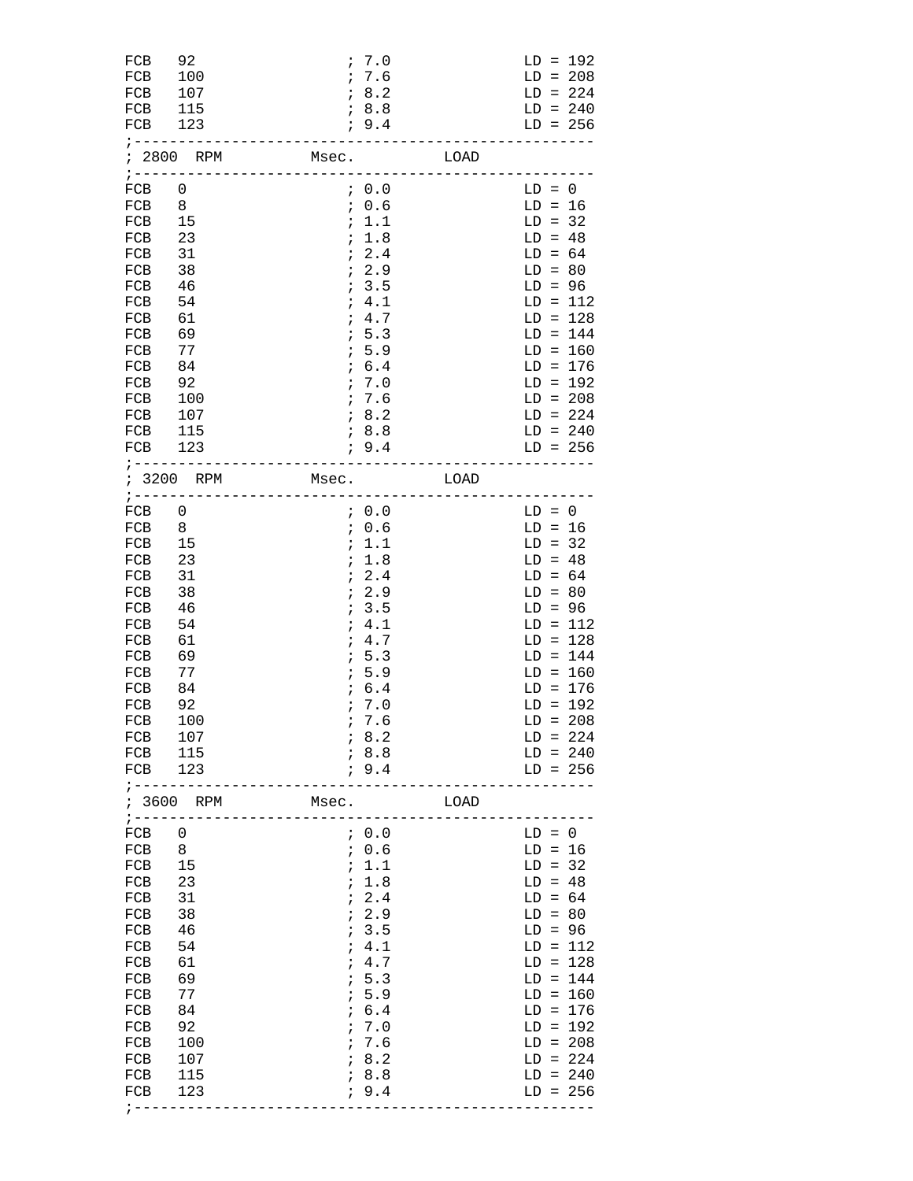```
FCB   92                  ; 7.0              LD = 192
FCB   100                 ; 7.6              LD = 208
FCB   107                 ; 8.2              LD = 224
FCB   115                 ; 8.8              LD = 240
FCB   123                 ; 9.4              LD = 256
;----------------------------------------------------
; 2800  RPM          Msec.          LOAD
;----------------------------------------------------
FCB   0                   ; 0.0              LD = 0
FCB   8                   ; 0.6              LD = 16
FCB   15                  ; 1.1              LD = 32
FCB   23                  ; 1.8              LD = 48
FCB   31                  ; 2.4              LD = 64
FCB   38                  ; 2.9              LD = 80
FCB   46                  ; 3.5              LD = 96
FCB   54                  ; 4.1              LD = 112
FCB   61                  ; 4.7              LD = 128
FCB   69                  ; 5.3              LD = 144
FCB   77                  ; 5.9              LD = 160
FCB   84                  ; 6.4              LD = 176
FCB   92                  ; 7.0              LD = 192
FCB   100                 ; 7.6              LD = 208
FCB   107                 ; 8.2              LD = 224
FCB   115                 ; 8.8              LD = 240
FCB   123                 ; 9.4              LD = 256
;----------------------------------------------------
; 3200  RPM          Msec.          LOAD
;----------------------------------------------------
FCB   0                   ; 0.0              LD = 0
FCB   8                   ; 0.6              LD = 16
FCB   15                  ; 1.1              LD = 32
FCB   23                  ; 1.8              LD = 48
FCB   31                  ; 2.4              LD = 64
FCB   38                  ; 2.9              LD = 80
FCB   46                  ; 3.5              LD = 96
FCB   54                  ; 4.1              LD = 112
FCB   61                  ; 4.7              LD = 128
FCB   69                  ; 5.3              LD = 144
FCB   77                  ; 5.9              LD = 160
FCB   84                  ; 6.4              LD = 176
FCB   92                  ; 7.0              LD = 192
FCB   100                 ; 7.6              LD = 208
FCB   107                 ; 8.2              LD = 224
FCB   115                 ; 8.8              LD = 240
FCB   123                 ; 9.4              LD = 256
;----------------------------------------------------
; 3600  RPM          Msec.          LOAD
;----------------------------------------------------
FCB   0                   ; 0.0              LD = 0
FCB   8                   ; 0.6              LD = 16
FCB   15                  ; 1.1              LD = 32
FCB   23                  ; 1.8              LD = 48
FCB   31                  ; 2.4              LD = 64
FCB   38                  ; 2.9              LD = 80
FCB   46                  ; 3.5              LD = 96
FCB   54                  ; 4.1              LD = 112
FCB   61                  ; 4.7              LD = 128
FCB   69                  ; 5.3              LD = 144
FCB   77                  ; 5.9              LD = 160
FCB   84                  ; 6.4              LD = 176
FCB   92                  ; 7.0              LD = 192
FCB   100                 ; 7.6              LD = 208
FCB   107                 ; 8.2              LD = 224
FCB   115                 ; 8.8              LD = 240
FCB   123                 ; 9.4              LD = 256
;----------------------------------------------------
```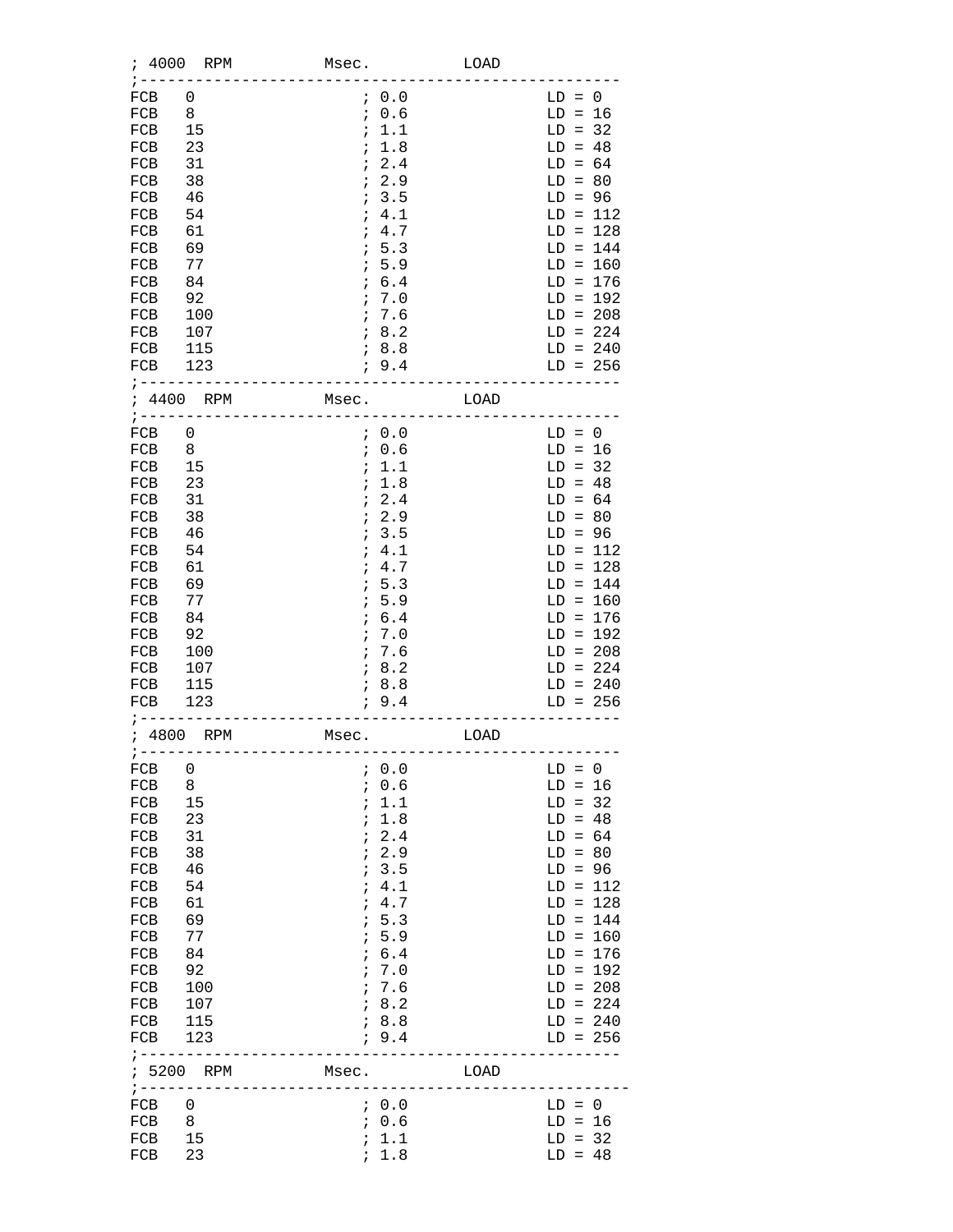```
; 4000  RPM          Msec.          LOAD
;-----------------------------------------------------
FCB   0                 ; 0.0            LD = 0
FCB   8                 ; 0.6            LD = 16
FCB   15                ; 1.1            LD = 32
FCB   23                ; 1.8            LD = 48
FCB   31                ; 2.4            LD = 64
FCB   38                ; 2.9            LD = 80
FCB   46                ; 3.5            LD = 96
FCB   54                ; 4.1            LD = 112
FCB   61                ; 4.7            LD = 128
FCB   69                ; 5.3            LD = 144
FCB   77                ; 5.9            LD = 160
FCB   84                ; 6.4            LD = 176
FCB   92                ; 7.0            LD = 192
FCB   100               ; 7.6            LD = 208
FCB   107               ; 8.2            LD = 224
FCB   115               ; 8.8            LD = 240
FCB   123               ; 9.4            LD = 256
;-----------------------------------------------------
; 4400  RPM          Msec.          LOAD
;-----------------------------------------------------
FCB   0                 ; 0.0            LD = 0
FCB   8                 ; 0.6            LD = 16
FCB   15                ; 1.1            LD = 32
FCB   23                ; 1.8            LD = 48
FCB   31                ; 2.4            LD = 64
FCB   38                ; 2.9            LD = 80
FCB   46                ; 3.5            LD = 96
FCB   54                ; 4.1            LD = 112
FCB   61                ; 4.7            LD = 128
FCB   69                ; 5.3            LD = 144
FCB   77                ; 5.9            LD = 160
FCB   84                ; 6.4            LD = 176
FCB   92                ; 7.0            LD = 192
FCB   100               ; 7.6            LD = 208
FCB   107               ; 8.2            LD = 224
FCB   115               ; 8.8            LD = 240
FCB   123               ; 9.4            LD = 256
;-----------------------------------------------------
; 4800  RPM          Msec.          LOAD
;-----------------------------------------------------
FCB   0                 ; 0.0            LD = 0
FCB   8                 ; 0.6            LD = 16
FCB   15                ; 1.1            LD = 32
FCB   23                ; 1.8            LD = 48
FCB   31                ; 2.4            LD = 64
FCB   38                ; 2.9            LD = 80
FCB   46                ; 3.5            LD = 96
FCB   54                ; 4.1            LD = 112
FCB   61                ; 4.7            LD = 128
FCB   69                ; 5.3            LD = 144
FCB   77                ; 5.9            LD = 160
FCB   84                ; 6.4            LD = 176
FCB   92                ; 7.0            LD = 192
FCB   100               ; 7.6            LD = 208
FCB   107               ; 8.2            LD = 224
FCB   115               ; 8.8            LD = 240
FCB   123               ; 9.4            LD = 256
;-----------------------------------------------------
; 5200  RPM          Msec.          LOAD
;------------------------------------------------------
FCB   0                 ; 0.0            LD = 0
FCB   8                 ; 0.6            LD = 16
FCB   15                ; 1.1            LD = 32
FCB   23                ; 1.8            LD = 48
```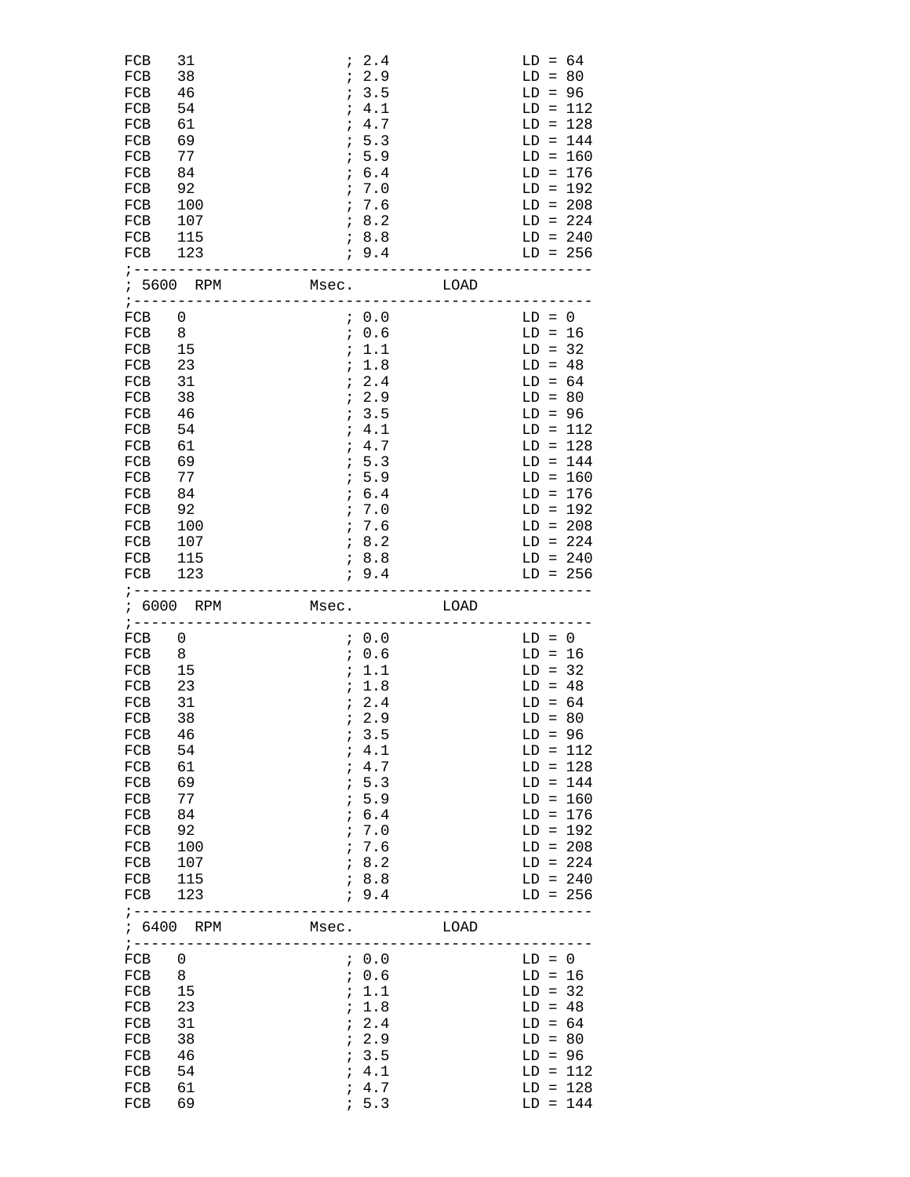```
FCB   31                 ; 2.4            LD = 64
FCB   38                 ; 2.9            LD = 80
FCB   46                 ; 3.5            LD = 96
FCB   54                 ; 4.1            LD = 112
FCB   61                 ; 4.7            LD = 128
FCB   69                 ; 5.3            LD = 144
FCB   77                 ; 5.9            LD = 160
FCB   84                 ; 6.4            LD = 176
FCB   92                 ; 7.0            LD = 192
FCB   100                ; 7.6            LD = 208
FCB   107                ; 8.2            LD = 224
FCB   115                ; 8.8            LD = 240
FCB   123                ; 9.4            LD = 256
;-----------------------------------------------------
; 5600  RPM          Msec.          LOAD
;-----------------------------------------------------
FCB   0                  ; 0.0            LD = 0
FCB   8                  ; 0.6            LD = 16
FCB   15                 ; 1.1            LD = 32
FCB   23                 ; 1.8            LD = 48
FCB   31                 ; 2.4            LD = 64
FCB   38                 ; 2.9            LD = 80
FCB   46                 ; 3.5            LD = 96
FCB   54                 ; 4.1            LD = 112
FCB   61                 ; 4.7            LD = 128
FCB   69                 ; 5.3            LD = 144
FCB   77                 ; 5.9            LD = 160
FCB   84                 ; 6.4            LD = 176
FCB   92                 ; 7.0            LD = 192
FCB   100                ; 7.6            LD = 208
FCB   107                ; 8.2            LD = 224
FCB   115                ; 8.8            LD = 240
FCB   123                ; 9.4            LD = 256
;-----------------------------------------------------
; 6000  RPM          Msec.          LOAD
;-----------------------------------------------------
FCB   0                  ; 0.0            LD = 0
FCB   8                  ; 0.6            LD = 16
FCB   15                 ; 1.1            LD = 32
FCB   23                 ; 1.8            LD = 48
FCB   31                 ; 2.4            LD = 64
FCB   38                 ; 2.9            LD = 80
FCB   46                 ; 3.5            LD = 96
FCB   54                 ; 4.1            LD = 112
FCB   61                 ; 4.7            LD = 128
FCB   69                 ; 5.3            LD = 144
FCB   77                 ; 5.9            LD = 160
FCB   84                 ; 6.4            LD = 176
FCB   92                 ; 7.0            LD = 192
FCB   100                ; 7.6            LD = 208
FCB   107                ; 8.2            LD = 224
FCB   115                ; 8.8            LD = 240
FCB   123                ; 9.4            LD = 256
;-----------------------------------------------------
; 6400  RPM          Msec.          LOAD
;-----------------------------------------------------
FCB   0                  ; 0.0            LD = 0
FCB   8                  ; 0.6            LD = 16
FCB   15                 ; 1.1            LD = 32
FCB   23                 ; 1.8            LD = 48
FCB   31                 ; 2.4            LD = 64
FCB   38                 ; 2.9            LD = 80
FCB   46                 ; 3.5            LD = 96
FCB   54                 ; 4.1            LD = 112
FCB   61                 ; 4.7            LD = 128
FCB   69                 ; 5.3            LD = 144
```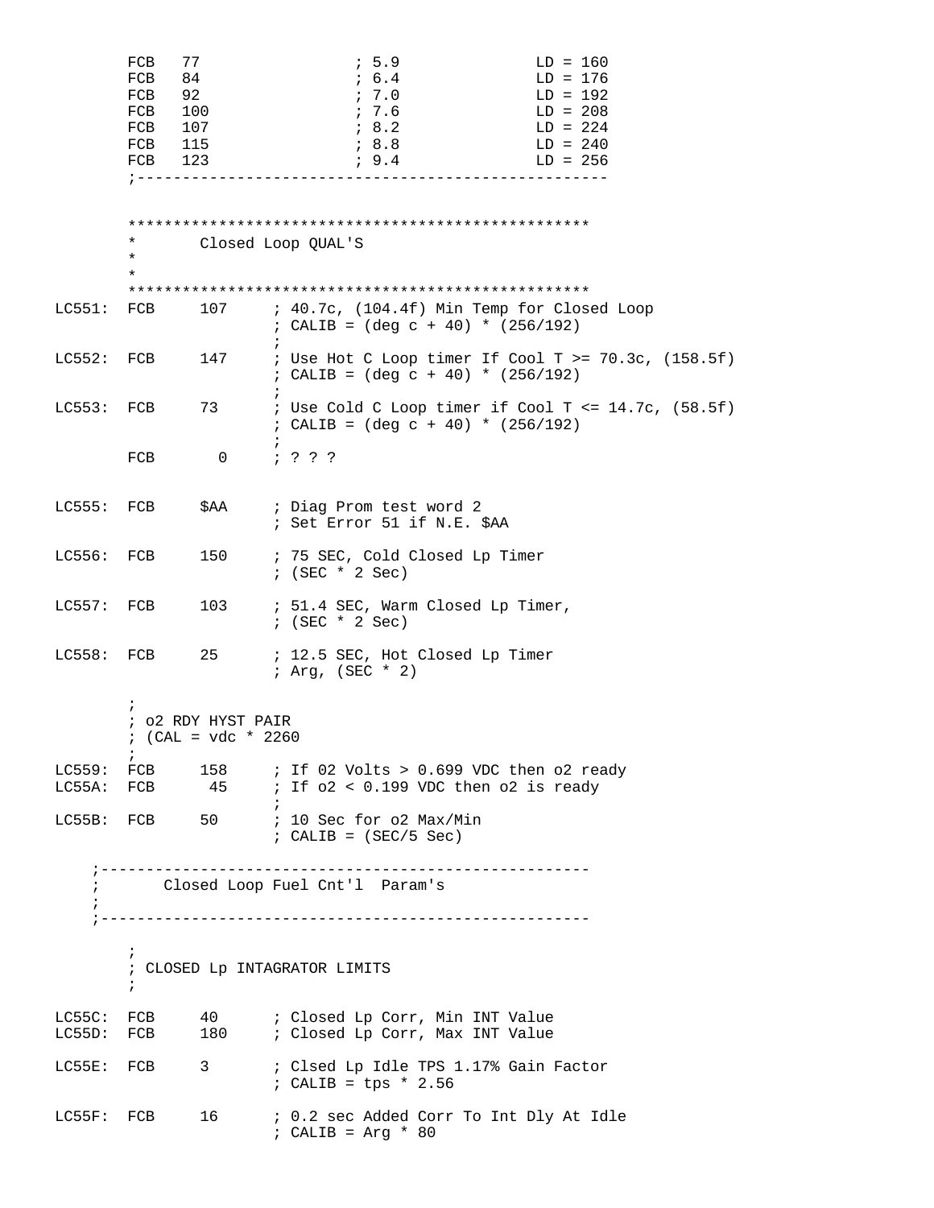```
        FCB   77                ; 5.9               LD = 160
        FCB   84                ; 6.4               LD = 176
        FCB   92                ; 7.0               LD = 192
        FCB   100               ; 7.6               LD = 208
        FCB   107               ; 8.2               LD = 224
        FCB   115               ; 8.8               LD = 240
        FCB   123               ; 9.4               LD = 256
        ;--------------------------------------------------


        **************************************************
        *       Closed Loop QUAL'S
        *
        *
        **************************************************
LC551:  FCB     107     ; 40.7c, (104.4f) Min Temp for Closed Loop
                        ; CALIB = (deg c + 40) * (256/192)
                        ;
LC552:  FCB     147     ; Use Hot C Loop timer If Cool T >= 70.3c, (158.5f)
                        ; CALIB = (deg c + 40) * (256/192)
                        ;
LC553:  FCB     73      ; Use Cold C Loop timer if Cool T <= 14.7c, (58.5f)
                        ; CALIB = (deg c + 40) * (256/192)
                        ;
        FCB       0     ; ? ? ?


LC555:  FCB     $AA     ; Diag Prom test word 2
                        ; Set Error 51 if N.E. $AA

LC556:  FCB     150     ; 75 SEC, Cold Closed Lp Timer
                        ; (SEC * 2 Sec)

LC557:  FCB     103     ; 51.4 SEC, Warm Closed Lp Timer,
                        ; (SEC * 2 Sec)

LC558:  FCB     25      ; 12.5 SEC, Hot Closed Lp Timer
                        ; Arg, (SEC * 2)

        ;
        ; o2 RDY HYST PAIR
        ; (CAL = vdc * 2260
        ;
LC559:  FCB     158     ; If 02 Volts > 0.699 VDC then o2 ready
LC55A:  FCB      45     ; If o2 < 0.199 VDC then o2 is ready
                        ;
LC55B:  FCB     50      ; 10 Sec for o2 Max/Min
                        ; CALIB = (SEC/5 Sec)

    ;-------------------------------------------------------
    ;       Closed Loop Fuel Cnt'l  Param's
    ;
    ;-------------------------------------------------------

        ;
        ; CLOSED Lp INTAGRATOR LIMITS
        ;

LC55C:  FCB     40      ; Closed Lp Corr, Min INT Value
LC55D:  FCB     180     ; Closed Lp Corr, Max INT Value

LC55E:  FCB     3       ; Clsed Lp Idle TPS 1.17% Gain Factor
                        ; CALIB = tps * 2.56

LC55F:  FCB     16      ; 0.2 sec Added Corr To Int Dly At Idle
                        ; CALIB = Arg * 80
```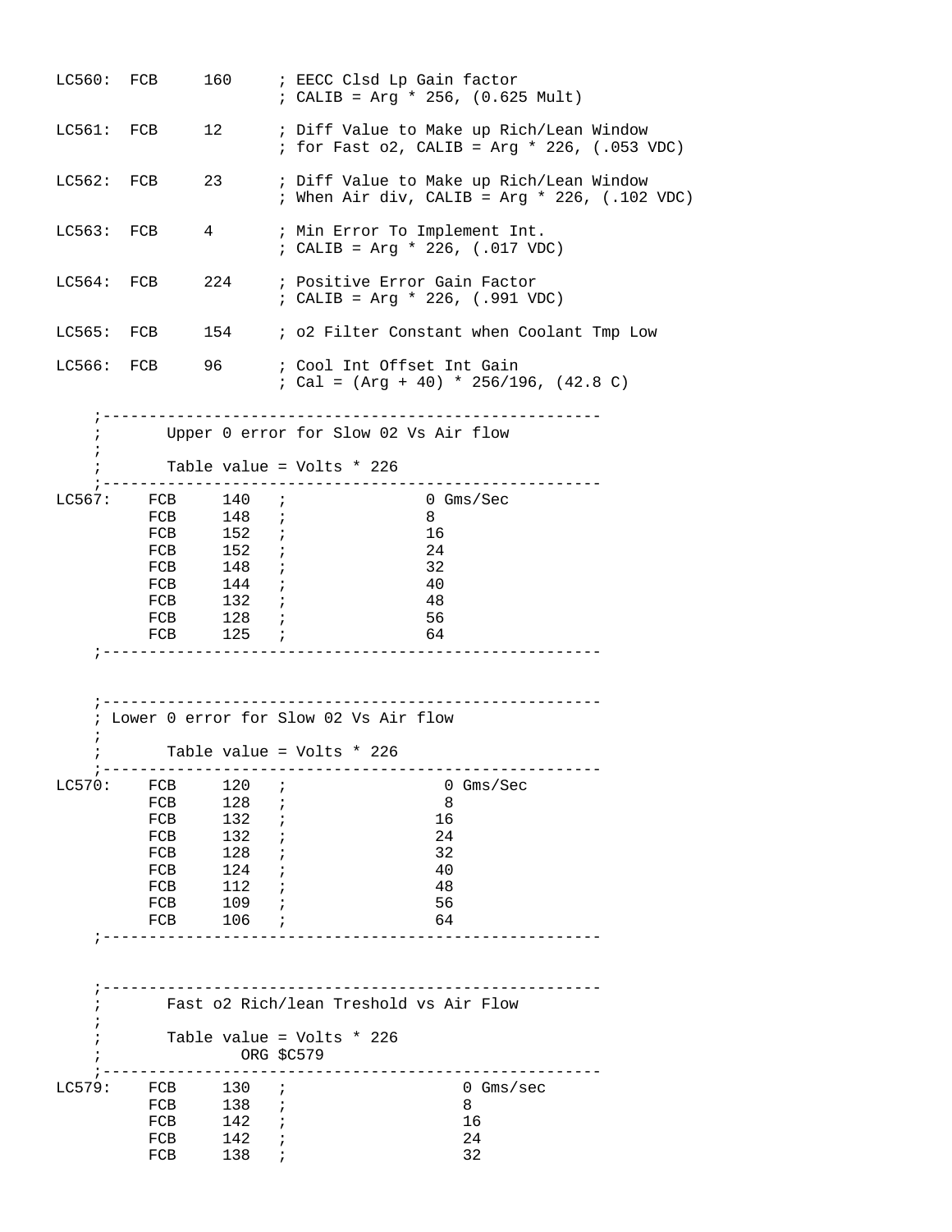```
LC560:  FCB     160     ; EECC Clsd Lp Gain factor
                        ; CALIB = Arg * 256, (0.625 Mult)

LC561:  FCB     12      ; Diff Value to Make up Rich/Lean Window
                        ; for Fast o2, CALIB = Arg * 226, (.053 VDC)

LC562:  FCB     23      ; Diff Value to Make up Rich/Lean Window
                        ; When Air div, CALIB = Arg * 226, (.102 VDC)

LC563:  FCB     4       ; Min Error To Implement Int.
                        ; CALIB = Arg * 226, (.017 VDC)

LC564:  FCB     224     ; Positive Error Gain Factor
                        ; CALIB = Arg * 226, (.991 VDC)

LC565:  FCB     154     ; o2 Filter Constant when Coolant Tmp Low

LC566:  FCB     96      ; Cool Int Offset Int Gain
                        ; Cal = (Arg + 40) * 256/196, (42.8 C)

    ;-----------------------------------------------------
    ;       Upper 0 error for Slow 02 Vs Air flow
    ;
    ;       Table value = Volts * 226
    ;-----------------------------------------------------
LC567:    FCB     140   ;               0 Gms/Sec
          FCB     148   ;               8
          FCB     152   ;               16
          FCB     152   ;               24
          FCB     148   ;               32
          FCB     144   ;               40
          FCB     132   ;               48
          FCB     128   ;               56
          FCB     125   ;               64
    ;-----------------------------------------------------


    ;-----------------------------------------------------
    ; Lower 0 error for Slow 02 Vs Air flow
    ;
    ;       Table value = Volts * 226
    ;-----------------------------------------------------
LC570:    FCB     120   ;                0 Gms/Sec
          FCB     128   ;                8
          FCB     132   ;               16
          FCB     132   ;               24
          FCB     128   ;               32
          FCB     124   ;               40
          FCB     112   ;               48
          FCB     109   ;               56
          FCB     106   ;               64
    ;-----------------------------------------------------


    ;-----------------------------------------------------
    ;       Fast o2 Rich/lean Treshold vs Air Flow
    ;
    ;       Table value = Volts * 226
    ;               ORG $C579
    ;-----------------------------------------------------
LC579:    FCB     130   ;                   0 Gms/sec
          FCB     138   ;                   8
          FCB     142   ;                   16
          FCB     142   ;                   24
          FCB     138   ;                   32
```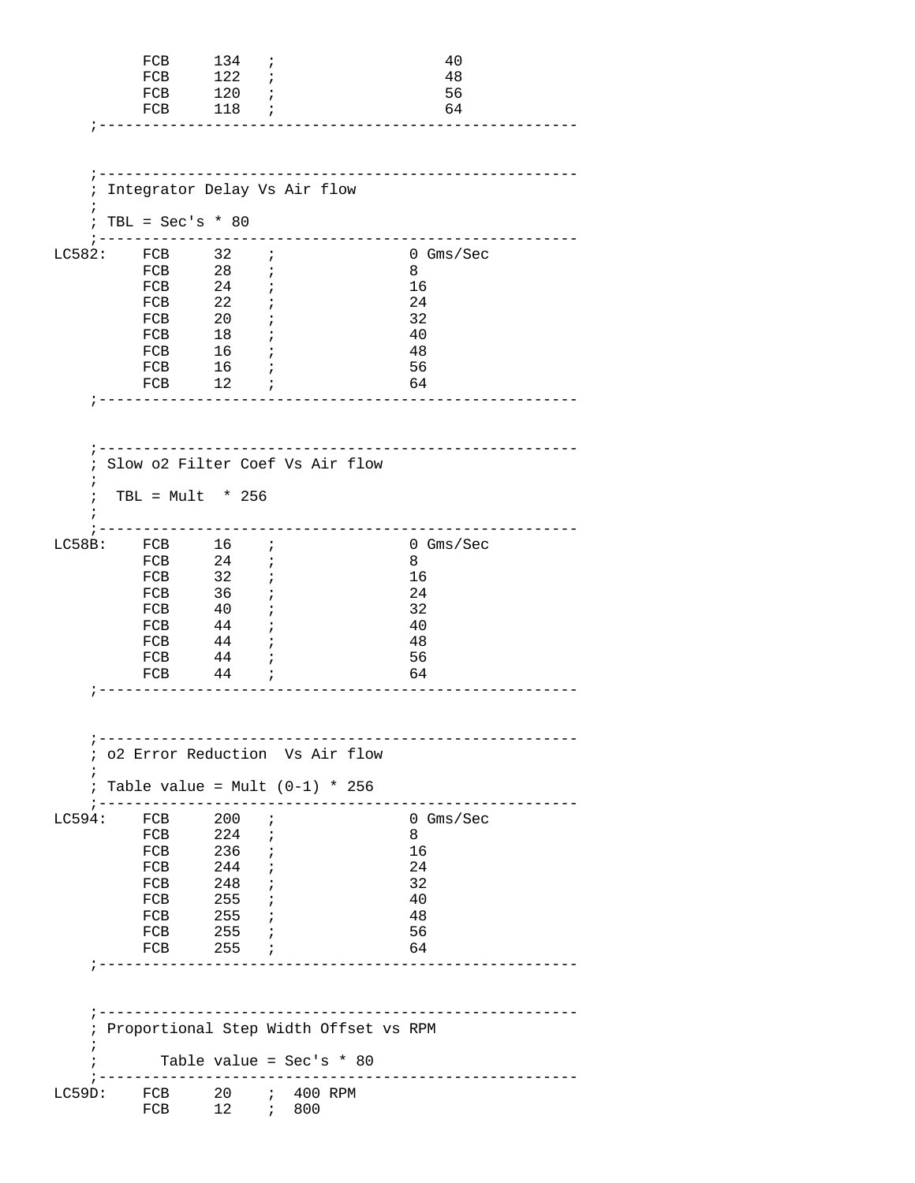```
        FCB     134   ;                  40
        FCB     122   ;                  48
        FCB     120   ;                  56
        FCB     118   ;                  64
   ;-------------------------------------------------------


   ;-------------------------------------------------------
   ; Integrator Delay Vs Air flow
   ;
   ; TBL = Sec's * 80
   ;-------------------------------------------------------
LC582:  FCB     32    ;             0 Gms/Sec
        FCB     28    ;             8
        FCB     24    ;             16
        FCB     22    ;             24
        FCB     20    ;             32
        FCB     18    ;             40
        FCB     16    ;             48
        FCB     16    ;             56
        FCB     12    ;             64
   ;-------------------------------------------------------


   ;-------------------------------------------------------
   ; Slow o2 Filter Coef Vs Air flow
   ;
   ;  TBL = Mult  * 256
   ;
   ;-------------------------------------------------------
LC58B:  FCB     16    ;             0 Gms/Sec
        FCB     24    ;             8
        FCB     32    ;             16
        FCB     36    ;             24
        FCB     40    ;             32
        FCB     44    ;             40
        FCB     44    ;             48
        FCB     44    ;             56
        FCB     44    ;             64
   ;-------------------------------------------------------


   ;-------------------------------------------------------
   ; o2 Error Reduction  Vs Air flow
   ;
   ; Table value = Mult (0-1) * 256
   ;-------------------------------------------------------
LC594:  FCB     200   ;             0 Gms/Sec
        FCB     224   ;             8
        FCB     236   ;             16
        FCB     244   ;             24
        FCB     248   ;             32
        FCB     255   ;             40
        FCB     255   ;             48
        FCB     255   ;             56
        FCB     255   ;             64
   ;-------------------------------------------------------


   ;-------------------------------------------------------
   ; Proportional Step Width Offset vs RPM
   ;
   ;       Table value = Sec's * 80
   ;-------------------------------------------------------
LC59D:  FCB     20    ;  400 RPM
        FCB     12    ;  800
```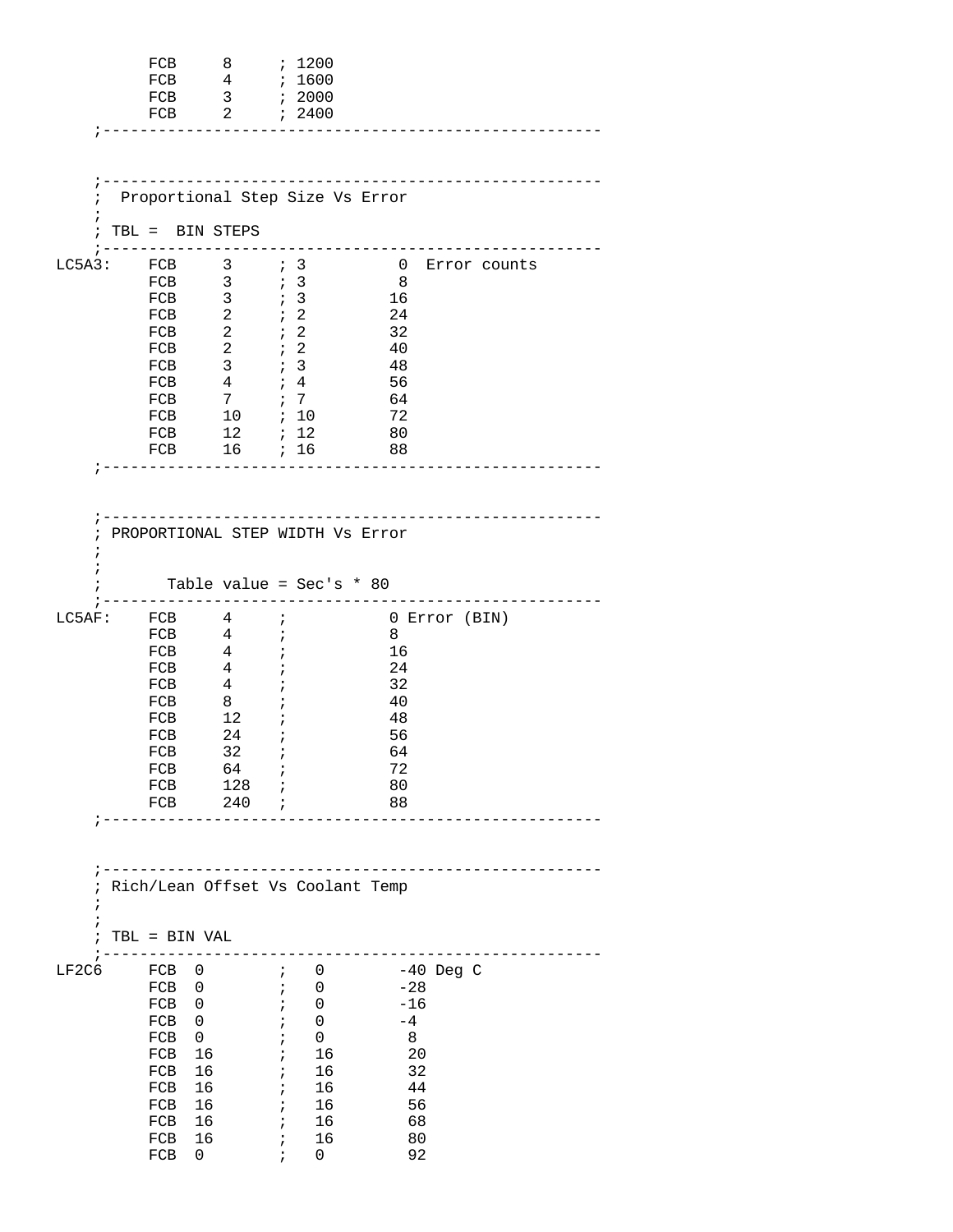```
          FCB     8     ; 1200
          FCB     4     ; 1600
          FCB     3     ; 2000
          FCB     2     ; 2400
    ;-------------------------------------------------------


    ;-------------------------------------------------------
    ;  Proportional Step Size Vs Error
    ;
    ; TBL =  BIN STEPS
    ;-------------------------------------------------------
LC5A3:    FCB     3     ; 3          0  Error counts
          FCB     3     ; 3          8
          FCB     3     ; 3         16
          FCB     2     ; 2         24
          FCB     2     ; 2         32
          FCB     2     ; 2         40
          FCB     3     ; 3         48
          FCB     4     ; 4         56
          FCB     7     ; 7         64
          FCB     10    ; 10        72
          FCB     12    ; 12        80
          FCB     16    ; 16        88
    ;-------------------------------------------------------


    ;-------------------------------------------------------
    ; PROPORTIONAL STEP WIDTH Vs Error
    ;
    ;
    ;      Table value = Sec's * 80
    ;-------------------------------------------------------
LC5AF:    FCB     4     ;           0 Error (BIN)
          FCB     4     ;           8
          FCB     4     ;           16
          FCB     4     ;           24
          FCB     4     ;           32
          FCB     8     ;           40
          FCB     12    ;           48
          FCB     24    ;           56
          FCB     32    ;           64
          FCB     64    ;           72
          FCB     128   ;           80
          FCB     240   ;           88
    ;-------------------------------------------------------


    ;-------------------------------------------------------
    ; Rich/Lean Offset Vs Coolant Temp
    ;
    ;
    ; TBL = BIN VAL
    ;-------------------------------------------------------
LF2C6     FCB  0        ;   0        -40 Deg C
          FCB  0        ;   0        -28
          FCB  0        ;   0        -16
          FCB  0        ;   0        -4
          FCB  0        ;   0         8
          FCB  16       ;   16        20
          FCB  16       ;   16        32
          FCB  16       ;   16        44
          FCB  16       ;   16        56
          FCB  16       ;   16        68
          FCB  16       ;   16        80
          FCB  0        ;   0         92
```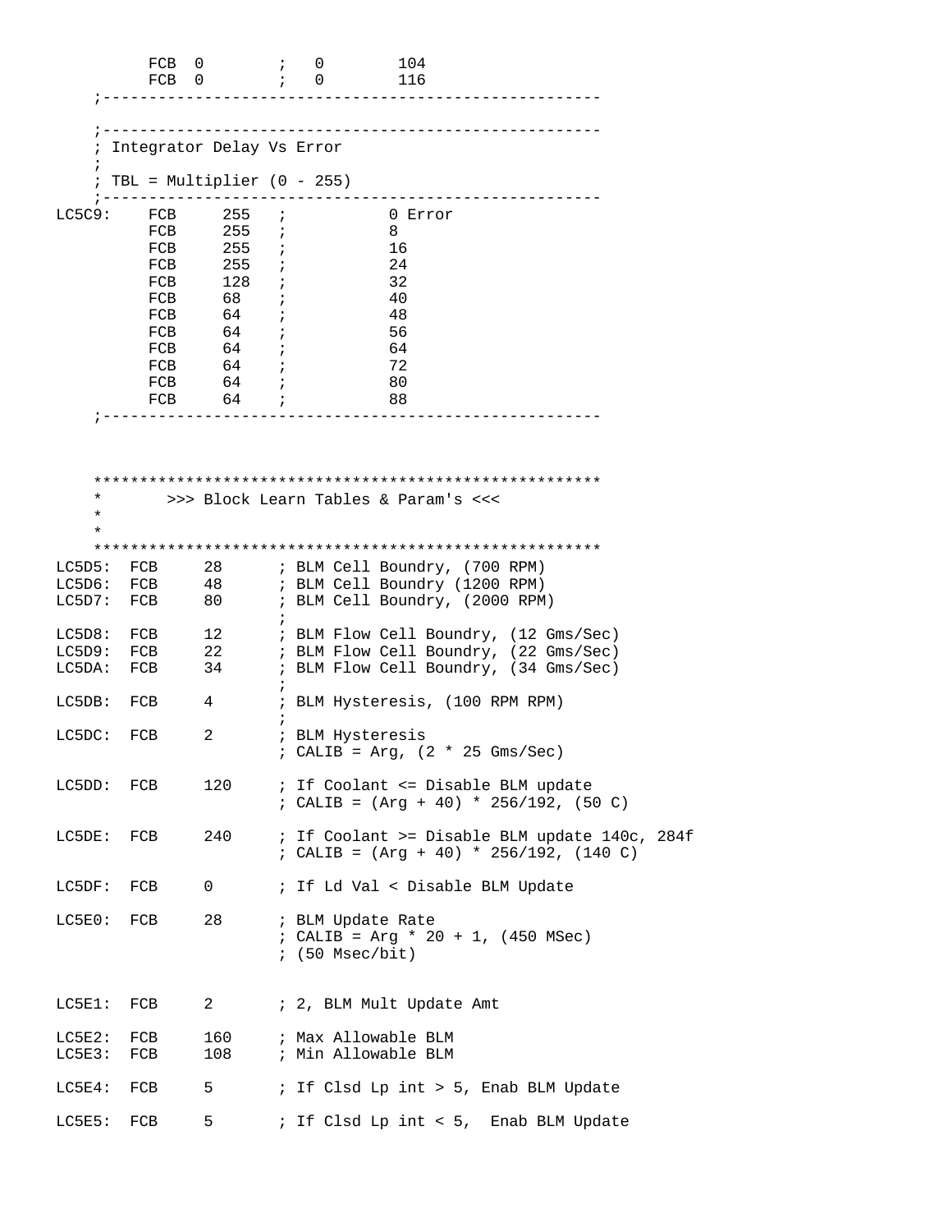```
        FCB  0        ;   0        104
        FCB  0        ;   0        116
    ;---------------------------------------------------

    ;---------------------------------------------------
    ; Integrator Delay Vs Error
    ;
    ; TBL = Multiplier (0 - 255)
    ;---------------------------------------------------
LC5C9:    FCB     255   ;           0 Error
          FCB     255   ;           8
          FCB     255   ;           16
          FCB     255   ;           24
          FCB     128   ;           32
          FCB     68    ;           40
          FCB     64    ;           48
          FCB     64    ;           56
          FCB     64    ;           64
          FCB     64    ;           72
          FCB     64    ;           80
          FCB     64    ;           88
    ;---------------------------------------------------



    *****************************************************
    *       >>> Block Learn Tables & Param's <<<
    *
    *
    *****************************************************
LC5D5:  FCB     28      ; BLM Cell Boundry, (700 RPM)
LC5D6:  FCB     48      ; BLM Cell Boundry (1200 RPM)
LC5D7:  FCB     80      ; BLM Cell Boundry, (2000 RPM)
                        ;
LC5D8:  FCB     12      ; BLM Flow Cell Boundry, (12 Gms/Sec)
LC5D9:  FCB     22      ; BLM Flow Cell Boundry, (22 Gms/Sec)
LC5DA:  FCB     34      ; BLM Flow Cell Boundry, (34 Gms/Sec)
                        ;
LC5DB:  FCB     4       ; BLM Hysteresis, (100 RPM RPM)
                        ;
LC5DC:  FCB     2       ; BLM Hysteresis
                        ; CALIB = Arg, (2 * 25 Gms/Sec)

LC5DD:  FCB     120     ; If Coolant <= Disable BLM update
                        ; CALIB = (Arg + 40) * 256/192, (50 C)

LC5DE:  FCB     240     ; If Coolant >= Disable BLM update 140c, 284f
                        ; CALIB = (Arg + 40) * 256/192, (140 C)

LC5DF:  FCB     0       ; If Ld Val < Disable BLM Update

LC5E0:  FCB     28      ; BLM Update Rate
                        ; CALIB = Arg * 20 + 1, (450 MSec)
                        ; (50 Msec/bit)


LC5E1:  FCB     2       ; 2, BLM Mult Update Amt

LC5E2:  FCB     160     ; Max Allowable BLM
LC5E3:  FCB     108     ; Min Allowable BLM

LC5E4:  FCB     5       ; If Clsd Lp int > 5, Enab BLM Update

LC5E5:  FCB     5       ; If Clsd Lp int < 5,  Enab BLM Update
```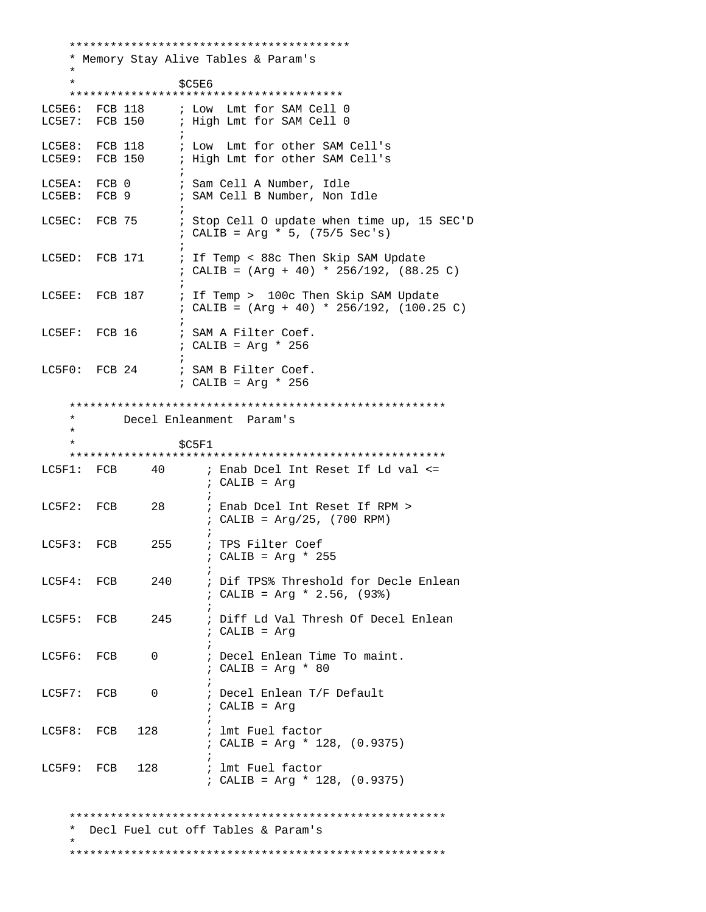```
    *****************************************
    * Memory Stay Alive Tables & Param's
    *
    *               $C5E6
    ****************************************
LC5E6:  FCB 118     ; Low  Lmt for SAM Cell 0
LC5E7:  FCB 150     ; High Lmt for SAM Cell 0
                    ;
LC5E8:  FCB 118     ; Low  Lmt for other SAM Cell's
LC5E9:  FCB 150     ; High Lmt for other SAM Cell's
                    ;
LC5EA:  FCB 0       ; Sam Cell A Number, Idle
LC5EB:  FCB 9       ; SAM Cell B Number, Non Idle
                    ;
LC5EC:  FCB 75      ; Stop Cell O update when time up, 15 SEC'D
                    ; CALIB = Arg * 5, (75/5 Sec's)
                    ;
LC5ED:  FCB 171     ; If Temp < 88c Then Skip SAM Update
                    ; CALIB = (Arg + 40) * 256/192, (88.25 C)
                    ;
LC5EE:  FCB 187     ; If Temp >  100c Then Skip SAM Update
                    ; CALIB = (Arg + 40) * 256/192, (100.25 C)
                    ;
LC5EF:  FCB 16      ; SAM A Filter Coef.
                    ; CALIB = Arg * 256
                    ;
LC5F0:  FCB 24      ; SAM B Filter Coef.
                    ; CALIB = Arg * 256

    *******************************************************
    *       Decel Enleanment  Param's
    *
    *               $C5F1
    *******************************************************
LC5F1:  FCB     40      ; Enab Dcel Int Reset If Ld val <=
                        ; CALIB = Arg
                        ;
LC5F2:  FCB     28      ; Enab Dcel Int Reset If RPM >
                        ; CALIB = Arg/25, (700 RPM)
                        ;
LC5F3:  FCB     255     ; TPS Filter Coef
                        ; CALIB = Arg * 255
                        ;
LC5F4:  FCB     240     ; Dif TPS% Threshold for Decle Enlean
                        ; CALIB = Arg * 2.56, (93%)
                        ;
LC5F5:  FCB     245     ; Diff Ld Val Thresh Of Decel Enlean
                        ; CALIB = Arg
                        ;
LC5F6:  FCB     0       ; Decel Enlean Time To maint.
                        ; CALIB = Arg * 80
                        ;
LC5F7:  FCB     0       ; Decel Enlean T/F Default
                        ; CALIB = Arg
                        ;
LC5F8:  FCB   128       ; lmt Fuel factor
                        ; CALIB = Arg * 128, (0.9375)
                        ;
LC5F9:  FCB   128       ; lmt Fuel factor
                        ; CALIB = Arg * 128, (0.9375)


    *******************************************************
    *  Decl Fuel cut off Tables & Param's
    *
    *******************************************************
```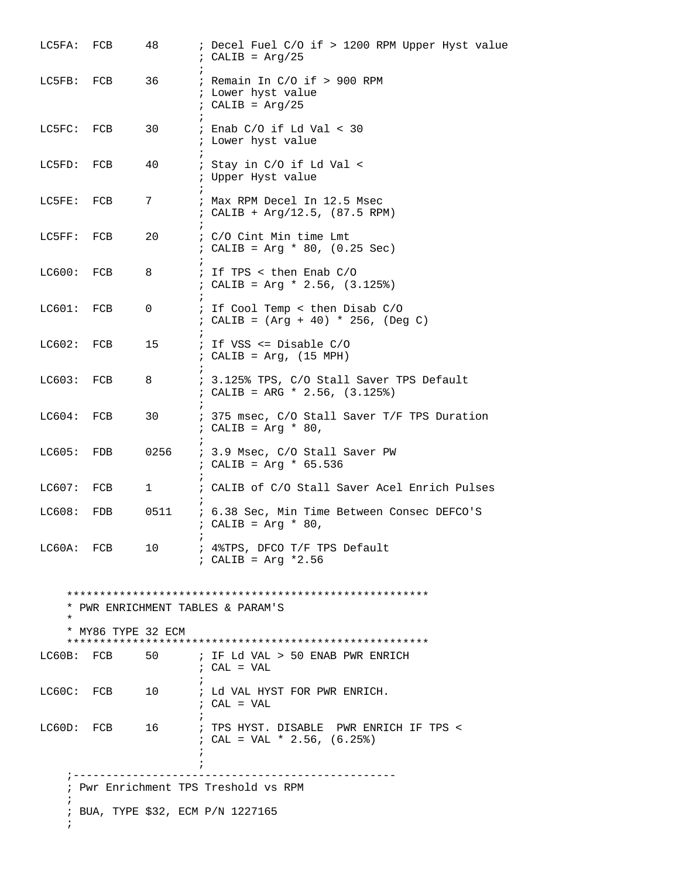```
LC5FA:  FCB     48      ; Decel Fuel C/O if > 1200 RPM Upper Hyst value
                        ; CALIB = Arg/25
                        ;
LC5FB:  FCB     36      ; Remain In C/O if > 900 RPM
                        ; Lower hyst value
                        ; CALIB = Arg/25
                        ;
LC5FC:  FCB     30      ; Enab C/O if Ld Val < 30
                        ; Lower hyst value
                        ;
LC5FD:  FCB     40      ; Stay in C/O if Ld Val <
                        ; Upper Hyst value
                        ;
LC5FE:  FCB     7       ; Max RPM Decel In 12.5 Msec
                        ; CALIB + Arg/12.5, (87.5 RPM)
                        ;
LC5FF:  FCB     20      ; C/O Cint Min time Lmt
                        ; CALIB = Arg * 80, (0.25 Sec)
                        ;
LC600:  FCB     8       ; If TPS < then Enab C/O
                        ; CALIB = Arg * 2.56, (3.125%)
                        ;
LC601:  FCB     0       ; If Cool Temp < then Disab C/O
                        ; CALIB = (Arg + 40) * 256, (Deg C)
                        ;
LC602:  FCB     15      ; If VSS <= Disable C/O
                        ; CALIB = Arg, (15 MPH)
                        ;
LC603:  FCB     8       ; 3.125% TPS, C/O Stall Saver TPS Default
                        ; CALIB = ARG * 2.56, (3.125%)
                        ;
LC604:  FCB     30      ; 375 msec, C/O Stall Saver T/F TPS Duration
                        ; CALIB = Arg * 80,
                        ;
LC605:  FDB     0256    ; 3.9 Msec, C/O Stall Saver PW
                        ; CALIB = Arg * 65.536
                        ;
LC607:  FCB     1       ; CALIB of C/O Stall Saver Acel Enrich Pulses
                        ;
LC608:  FDB     0511    ; 6.38 Sec, Min Time Between Consec DEFCO'S
                        ; CALIB = Arg * 80,
                        ;
LC60A:  FCB     10      ; 4%TPS, DFCO T/F TPS Default
                        ; CALIB = Arg *2.56


    *****************************************************
    * PWR ENRICHMENT TABLES & PARAM'S
    *
    * MY86 TYPE 32 ECM
    *****************************************************
LC60B:  FCB     50      ; IF Ld VAL > 50 ENAB PWR ENRICH
                        ; CAL = VAL
                        ;
LC60C:  FCB     10      ; Ld VAL HYST FOR PWR ENRICH.
                        ; CAL = VAL
                        ;
LC60D:  FCB     16      ; TPS HYST. DISABLE  PWR ENRICH IF TPS <
                        ; CAL = VAL * 2.56, (6.25%)
                        ;
                        ;
    ;-------------------------------------------------
    ; Pwr Enrichment TPS Treshold vs RPM
    ;
    ; BUA, TYPE $32, ECM P/N 1227165
    ;
```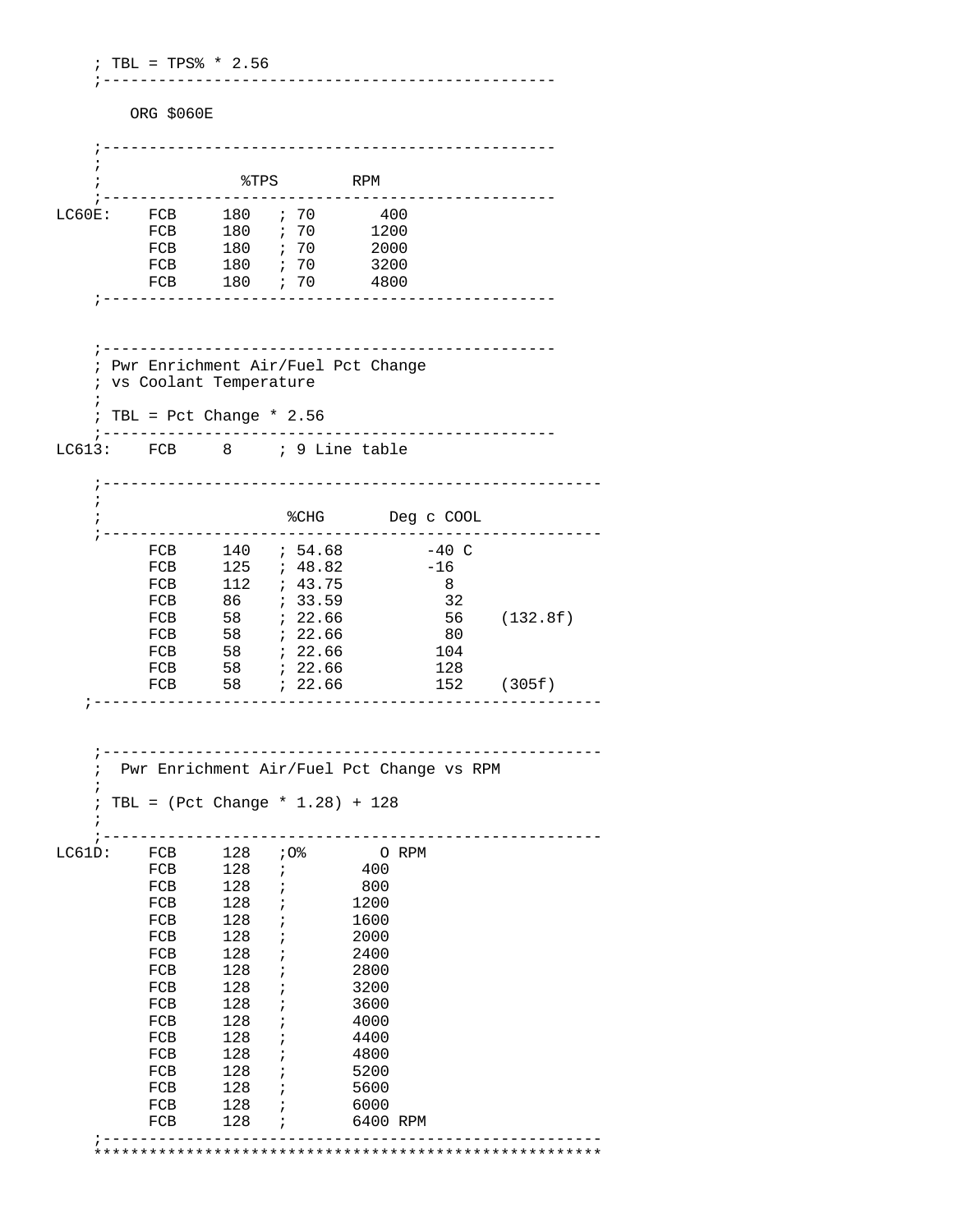```
    ; TBL = TPS% * 2.56
    ;------------------------------------------------

        ORG $060E

    ;------------------------------------------------
    ;
    ;              %TPS        RPM
    ;------------------------------------------------
LC60E:    FCB     180   ; 70       400
          FCB     180   ; 70      1200
          FCB     180   ; 70      2000
          FCB     180   ; 70      3200
          FCB     180   ; 70      4800
    ;------------------------------------------------


    ;------------------------------------------------
    ; Pwr Enrichment Air/Fuel Pct Change
    ; vs Coolant Temperature
    ;
    ; TBL = Pct Change * 2.56
    ;------------------------------------------------
LC613:    FCB     8     ; 9 Line table

    ;-----------------------------------------------------
    ;
    ;                   %CHG       Deg c COOL
    ;-----------------------------------------------------
          FCB     140   ; 54.68         -40 C
          FCB     125   ; 48.82         -16
          FCB     112   ; 43.75           8
          FCB     86    ; 33.59          32
          FCB     58    ; 22.66          56    (132.8f)
          FCB     58    ; 22.66          80
          FCB     58    ; 22.66         104
          FCB     58    ; 22.66         128
          FCB     58    ; 22.66         152    (305f)
   ;------------------------------------------------------


    ;-----------------------------------------------------
    ;  Pwr Enrichment Air/Fuel Pct Change vs RPM
    ;
    ; TBL = (Pct Change * 1.28) + 128
    ;
    ;-----------------------------------------------------
LC61D:    FCB     128   ;0%        O RPM
          FCB     128   ;        400
          FCB     128   ;        800
          FCB     128   ;       1200
          FCB     128   ;       1600
          FCB     128   ;       2000
          FCB     128   ;       2400
          FCB     128   ;       2800
          FCB     128   ;       3200
          FCB     128   ;       3600
          FCB     128   ;       4000
          FCB     128   ;       4400
          FCB     128   ;       4800
          FCB     128   ;       5200
          FCB     128   ;       5600
          FCB     128   ;       6000
          FCB     128   ;       6400 RPM
    ;-----------------------------------------------------
    *******************************************************
```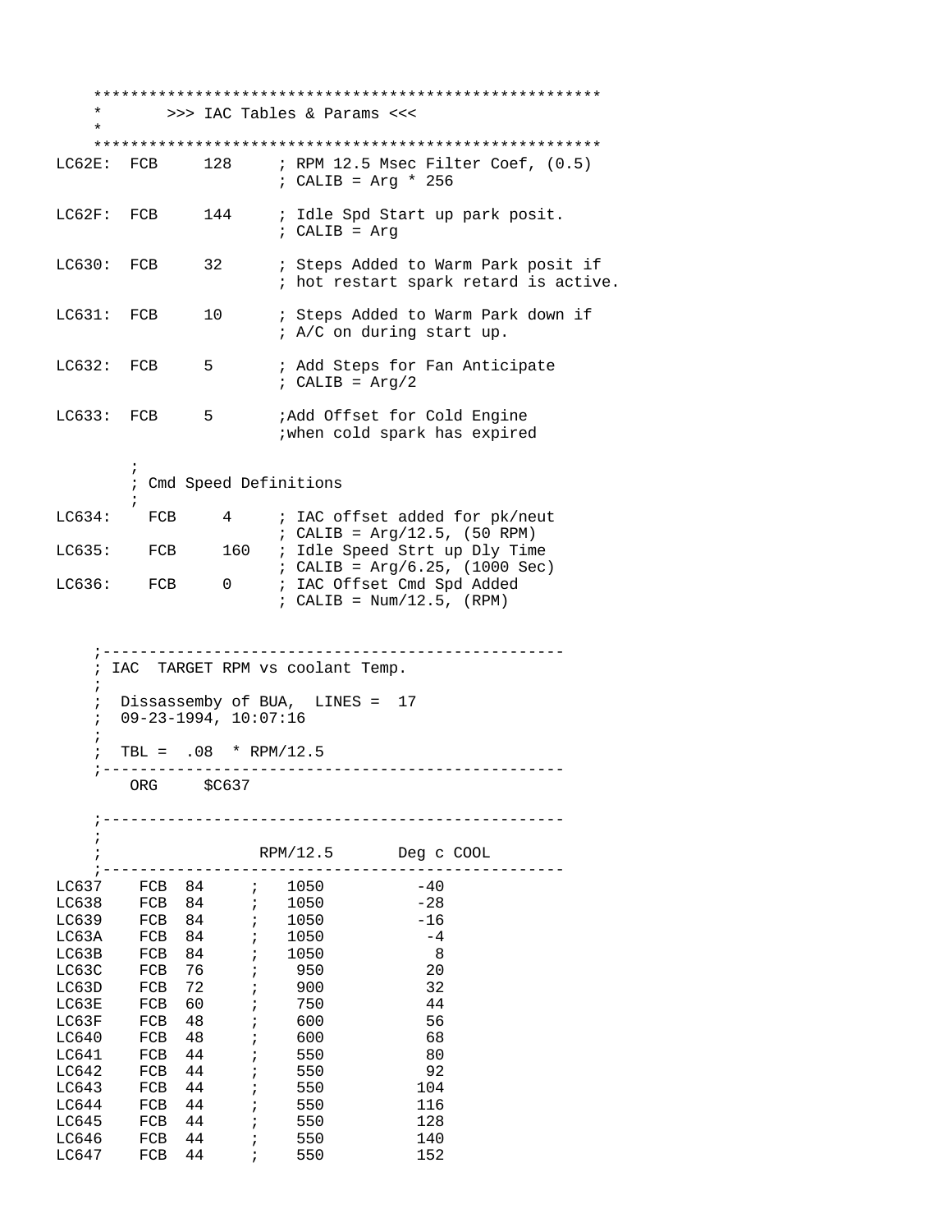```
    ******************************************************
    *       >>> IAC Tables & Params <<<
    *
    ******************************************************
LC62E:  FCB     128     ; RPM 12.5 Msec Filter Coef, (0.5)
                        ; CALIB = Arg * 256

LC62F:  FCB     144     ; Idle Spd Start up park posit.
                        ; CALIB = Arg

LC630:  FCB     32      ; Steps Added to Warm Park posit if
                        ; hot restart spark retard is active.

LC631:  FCB     10      ; Steps Added to Warm Park down if
                        ; A/C on during start up.

LC632:  FCB     5       ; Add Steps for Fan Anticipate
                        ; CALIB = Arg/2

LC633:  FCB     5       ;Add Offset for Cold Engine
                        ;when cold spark has expired

        ;
        ; Cmd Speed Definitions
        ;
LC634:    FCB     4     ; IAC offset added for pk/neut
                        ; CALIB = Arg/12.5, (50 RPM)
LC635:    FCB     160   ; Idle Speed Strt up Dly Time
                        ; CALIB = Arg/6.25, (1000 Sec)
LC636:    FCB     0     ; IAC Offset Cmd Spd Added
                        ; CALIB = Num/12.5, (RPM)


    ;-------------------------------------------------
    ; IAC  TARGET RPM vs coolant Temp.
    ;
    ;  Dissassemby of BUA,  LINES =  17
    ;  09-23-1994, 10:07:16
    ;
    ;  TBL =  .08  * RPM/12.5
    ;-------------------------------------------------
        ORG     $C637

    ;-------------------------------------------------
    ;
    ;               RPM/12.5       Deg c COOL
    ;-------------------------------------------------
LC637    FCB  84     ;   1050          -40
LC638    FCB  84     ;   1050          -28
LC639    FCB  84     ;   1050          -16
LC63A    FCB  84     ;   1050           -4
LC63B    FCB  84     ;   1050            8
LC63C    FCB  76     ;    950           20
LC63D    FCB  72     ;    900           32
LC63E    FCB  60     ;    750           44
LC63F    FCB  48     ;    600           56
LC640    FCB  48     ;    600           68
LC641    FCB  44     ;    550           80
LC642    FCB  44     ;    550           92
LC643    FCB  44     ;    550          104
LC644    FCB  44     ;    550          116
LC645    FCB  44     ;    550          128
LC646    FCB  44     ;    550          140
LC647    FCB  44     ;    550          152
```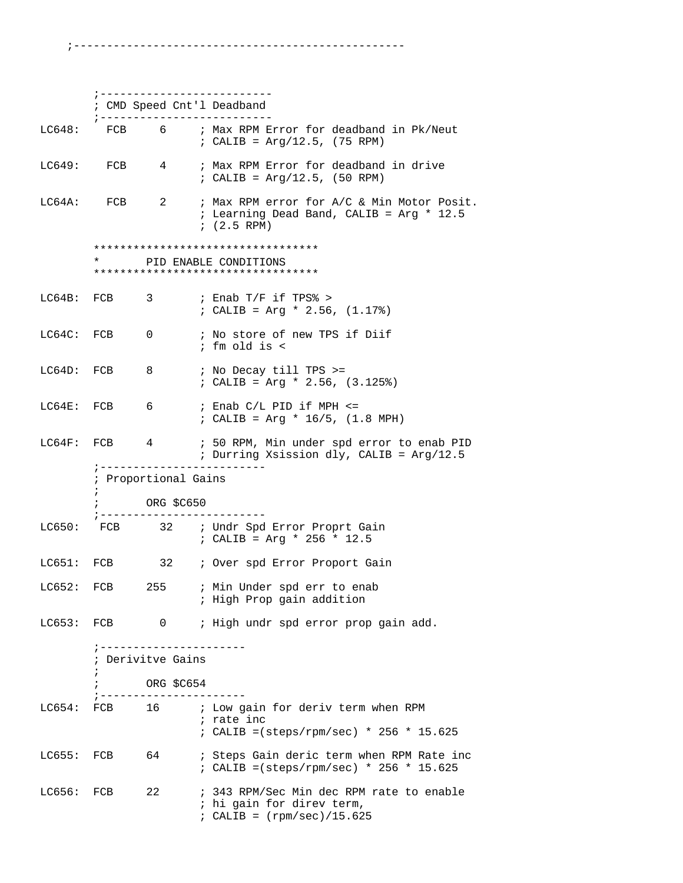```
    ;-------------------------------------------------



        ;--------------------------
        ; CMD Speed Cnt'l Deadband
        ;--------------------------
LC648:    FCB     6     ; Max RPM Error for deadband in Pk/Neut
                        ; CALIB = Arg/12.5, (75 RPM)

LC649:    FCB     4     ; Max RPM Error for deadband in drive
                        ; CALIB = Arg/12.5, (50 RPM)

LC64A:    FCB     2     ; Max RPM error for A/C & Min Motor Posit.
                        ; Learning Dead Band, CALIB = Arg * 12.5
                        ; (2.5 RPM)

        **********************************
        *       PID ENABLE CONDITIONS
        **********************************

LC64B:  FCB     3       ; Enab T/F if TPS% >
                        ; CALIB = Arg * 2.56, (1.17%)

LC64C:  FCB     0       ; No store of new TPS if Diif
                        ; fm old is <

LC64D:  FCB     8       ; No Decay till TPS >=
                        ; CALIB = Arg * 2.56, (3.125%)

LC64E:  FCB     6       ; Enab C/L PID if MPH <=
                        ; CALIB = Arg * 16/5, (1.8 MPH)

LC64F:  FCB     4       ; 50 RPM, Min under spd error to enab PID
                        ; Durring Xsission dly, CALIB = Arg/12.5
        ;-------------------------
        ; Proportional Gains
        ;
        ;       ORG $C650
        ;-------------------------
LC650:   FCB      32    ; Undr Spd Error Proprt Gain
                        ; CALIB = Arg * 256 * 12.5

LC651:  FCB       32    ; Over spd Error Proport Gain

LC652:  FCB     255     ; Min Under spd err to enab
                        ; High Prop gain addition

LC653:  FCB       0     ; High undr spd error prop gain add.

        ;----------------------
        ; Derivitve Gains
        ;
        ;       ORG $C654
        ;----------------------
LC654:  FCB     16      ; Low gain for deriv term when RPM
                        ; rate inc
                        ; CALIB =(steps/rpm/sec) * 256 * 15.625

LC655:  FCB     64      ; Steps Gain deric term when RPM Rate inc
                        ; CALIB =(steps/rpm/sec) * 256 * 15.625

LC656:  FCB     22      ; 343 RPM/Sec Min dec RPM rate to enable
                        ; hi gain for direv term,
                        ; CALIB = (rpm/sec)/15.625
```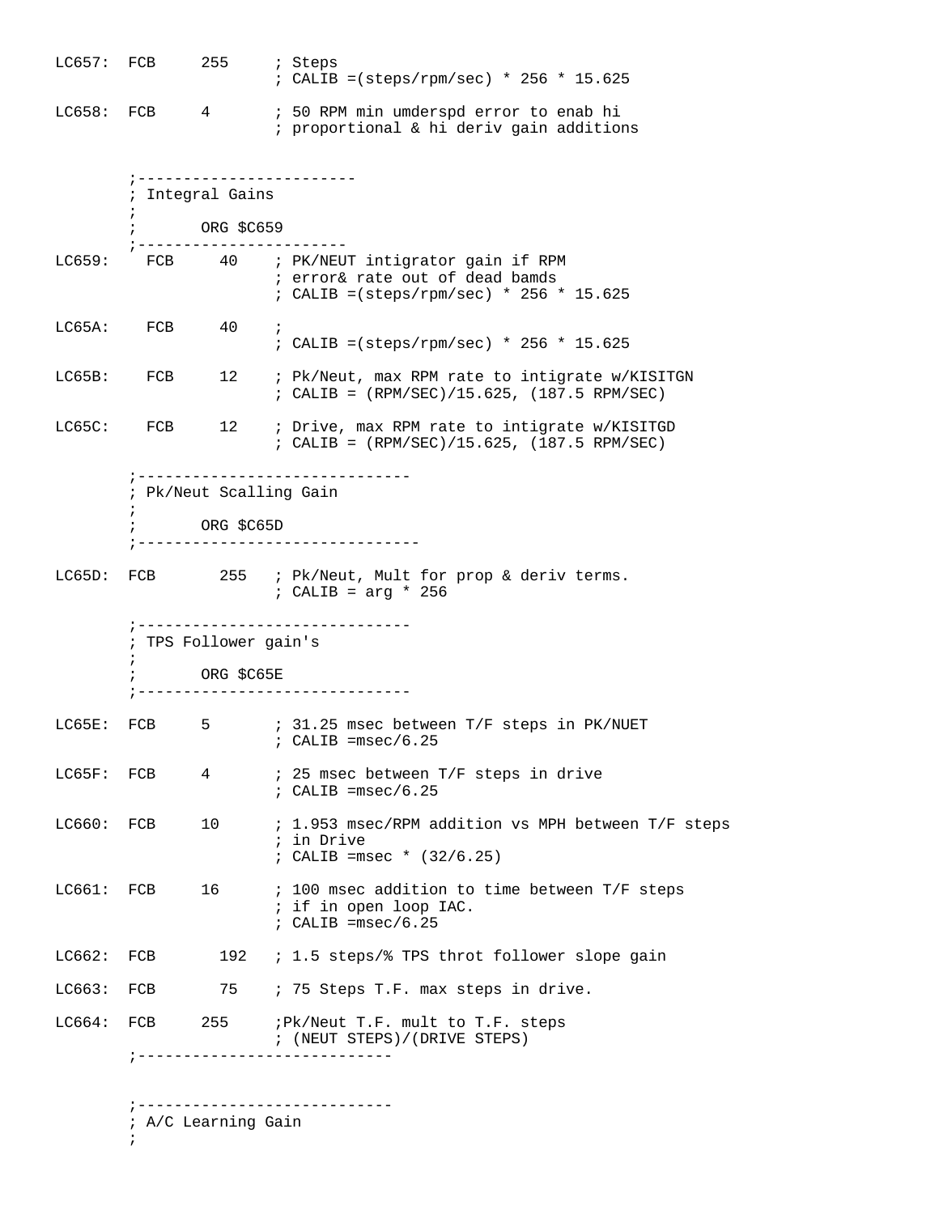```
LC657:  FCB     255     ; Steps
                        ; CALIB =(steps/rpm/sec) * 256 * 15.625

LC658:  FCB     4       ; 50 RPM min umderspd error to enab hi
                        ; proportional & hi deriv gain additions


        ;------------------------
        ; Integral Gains
        ;
        ;       ORG $C659
        ;-----------------------
LC659:    FCB     40    ; PK/NEUT intigrator gain if RPM
                        ; error& rate out of dead bamds
                        ; CALIB =(steps/rpm/sec) * 256 * 15.625

LC65A:    FCB     40    ;
                        ; CALIB =(steps/rpm/sec) * 256 * 15.625

LC65B:    FCB     12    ; Pk/Neut, max RPM rate to intigrate w/KISITGN
                        ; CALIB = (RPM/SEC)/15.625, (187.5 RPM/SEC)

LC65C:    FCB     12    ; Drive, max RPM rate to intigrate w/KISITGD
                        ; CALIB = (RPM/SEC)/15.625, (187.5 RPM/SEC)

        ;------------------------------
        ; Pk/Neut Scalling Gain
        ;
        ;       ORG $C65D
        ;-------------------------------

LC65D:  FCB       255   ; Pk/Neut, Mult for prop & deriv terms.
                        ; CALIB = arg * 256

        ;------------------------------
        ; TPS Follower gain's
        ;
        ;       ORG $C65E
        ;------------------------------

LC65E:  FCB     5       ; 31.25 msec between T/F steps in PK/NUET
                        ; CALIB =msec/6.25

LC65F:  FCB     4       ; 25 msec between T/F steps in drive
                        ; CALIB =msec/6.25

LC660:  FCB     10      ; 1.953 msec/RPM addition vs MPH between T/F steps
                        ; in Drive
                        ; CALIB =msec * (32/6.25)

LC661:  FCB     16      ; 100 msec addition to time between T/F steps
                        ; if in open loop IAC.
                        ; CALIB =msec/6.25

LC662:  FCB       192   ; 1.5 steps/% TPS throt follower slope gain

LC663:  FCB       75    ; 75 Steps T.F. max steps in drive.

LC664:  FCB     255     ;Pk/Neut T.F. mult to T.F. steps
                        ; (NEUT STEPS)/(DRIVE STEPS)
        ;----------------------------


        ;----------------------------
        ; A/C Learning Gain
        ;
```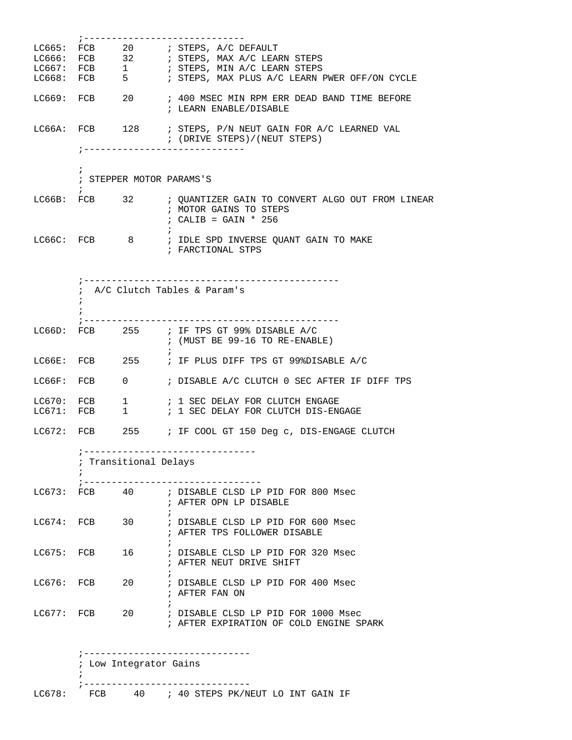```
        ;-----------------------------
LC665:  FCB     20      ; STEPS, A/C DEFAULT
LC666:  FCB     32      ; STEPS, MAX A/C LEARN STEPS
LC667:  FCB     1       ; STEPS, MIN A/C LEARN STEPS
LC668:  FCB     5       ; STEPS, MAX PLUS A/C LEARN PWER OFF/ON CYCLE

LC669:  FCB     20      ; 400 MSEC MIN RPM ERR DEAD BAND TIME BEFORE
                        ; LEARN ENABLE/DISABLE

LC66A:  FCB     128     ; STEPS, P/N NEUT GAIN FOR A/C LEARNED VAL
                        ; (DRIVE STEPS)/(NEUT STEPS)
        ;-----------------------------

        ;
        ; STEPPER MOTOR PARAMS'S
        ;
LC66B:  FCB     32      ; QUANTIZER GAIN TO CONVERT ALGO OUT FROM LINEAR
                        ; MOTOR GAINS TO STEPS
                        ; CALIB = GAIN * 256
                        ;
LC66C:  FCB      8      ; IDLE SPD INVERSE QUANT GAIN TO MAKE
                        ; FARCTIONAL STPS


        ;---------------------------------------------
        ;  A/C Clutch Tables & Param's
        ;
        ;
        ;---------------------------------------------
LC66D:  FCB     255     ; IF TPS GT 99% DISABLE A/C
                        ; (MUST BE 99-16 TO RE-ENABLE)
                        ;
LC66E:  FCB     255     ; IF PLUS DIFF TPS GT 99%DISABLE A/C

LC66F:  FCB     0       ; DISABLE A/C CLUTCH 0 SEC AFTER IF DIFF TPS

LC670:  FCB     1       ; 1 SEC DELAY FOR CLUTCH ENGAGE
LC671:  FCB     1       ; 1 SEC DELAY FOR CLUTCH DIS-ENGAGE

LC672:  FCB     255     ; IF COOL GT 150 Deg c, DIS-ENGAGE CLUTCH

        ;-------------------------------
        ; Transitional Delays
        ;
        ;--------------------------------
LC673:  FCB     40      ; DISABLE CLSD LP PID FOR 800 Msec
                        ; AFTER OPN LP DISABLE
                        ;
LC674:  FCB     30      ; DISABLE CLSD LP PID FOR 600 Msec
                        ; AFTER TPS FOLLOWER DISABLE
                        ;
LC675:  FCB     16      ; DISABLE CLSD LP PID FOR 320 Msec
                        ; AFTER NEUT DRIVE SHIFT
                        ;
LC676:  FCB     20      ; DISABLE CLSD LP PID FOR 400 Msec
                        ; AFTER FAN ON
                        ;
LC677:  FCB     20      ; DISABLE CLSD LP PID FOR 1000 Msec
                        ; AFTER EXPIRATION OF COLD ENGINE SPARK


        ;------------------------------
        ; Low Integrator Gains
        ;
        ;------------------------------
LC678:    FCB     40    ; 40 STEPS PK/NEUT LO INT GAIN IF
```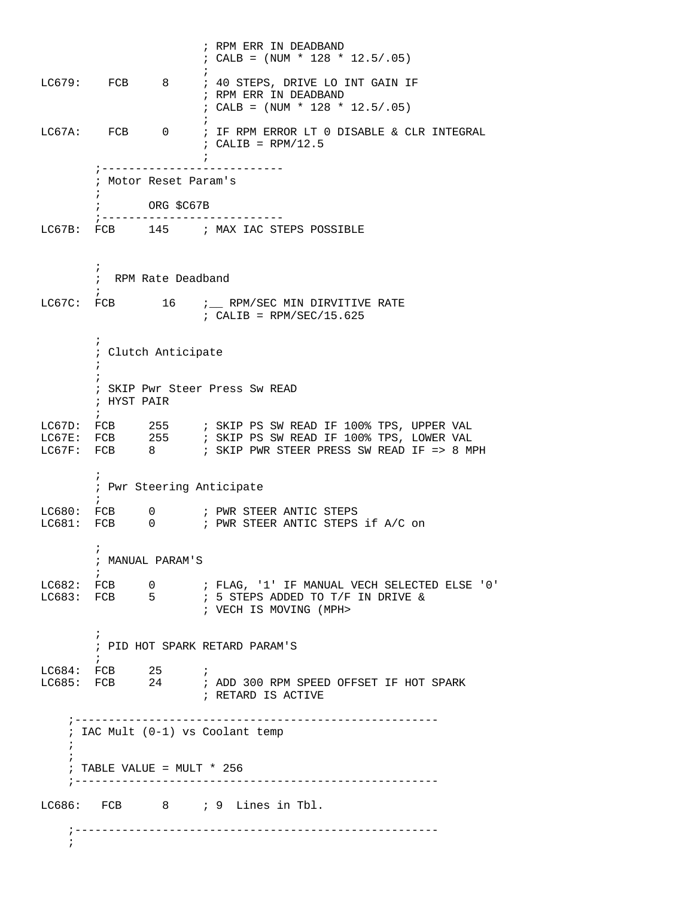```
                    ; RPM ERR IN DEADBAND
                    ; CALB = (NUM * 128 * 12.5/.05)
                    ;
LC679:    FCB     8     ; 40 STEPS, DRIVE LO INT GAIN IF
                    ; RPM ERR IN DEADBAND
                    ; CALB = (NUM * 128 * 12.5/.05)
                    ;
LC67A:    FCB     0     ; IF RPM ERROR LT 0 DISABLE & CLR INTEGRAL
                    ; CALIB = RPM/12.5
                    ;
        ;---------------------------
        ; Motor Reset Param's
        ;
        ;       ORG $C67B
        ;---------------------------
LC67B:  FCB     145     ; MAX IAC STEPS POSSIBLE


        ;
        ;  RPM Rate Deadband
        ;
LC67C:  FCB       16    ;__ RPM/SEC MIN DIRVITIVE RATE
                    ; CALIB = RPM/SEC/15.625

        ;
        ; Clutch Anticipate
        ;
        ;
        ; SKIP Pwr Steer Press Sw READ
        ; HYST PAIR
        ;
LC67D:  FCB     255     ; SKIP PS SW READ IF 100% TPS, UPPER VAL
LC67E:  FCB     255     ; SKIP PS SW READ IF 100% TPS, LOWER VAL
LC67F:  FCB     8       ; SKIP PWR STEER PRESS SW READ IF => 8 MPH

        ;
        ; Pwr Steering Anticipate
        ;
LC680:  FCB     0       ; PWR STEER ANTIC STEPS
LC681:  FCB     0       ; PWR STEER ANTIC STEPS if A/C on

        ;
        ; MANUAL PARAM'S
        ;
LC682:  FCB     0       ; FLAG, '1' IF MANUAL VECH SELECTED ELSE '0'
LC683:  FCB     5       ; 5 STEPS ADDED TO T/F IN DRIVE &
                    ; VECH IS MOVING (MPH>

        ;
        ; PID HOT SPARK RETARD PARAM'S
        ;
LC684:  FCB     25      ;
LC685:  FCB     24      ; ADD 300 RPM SPEED OFFSET IF HOT SPARK
                    ; RETARD IS ACTIVE

    ;-----------------------------------------------------
    ; IAC Mult (0-1) vs Coolant temp
    ;
    ;
    ; TABLE VALUE = MULT * 256
    ;-----------------------------------------------------

LC686:   FCB      8     ; 9  Lines in Tbl.

    ;-----------------------------------------------------
    ;
```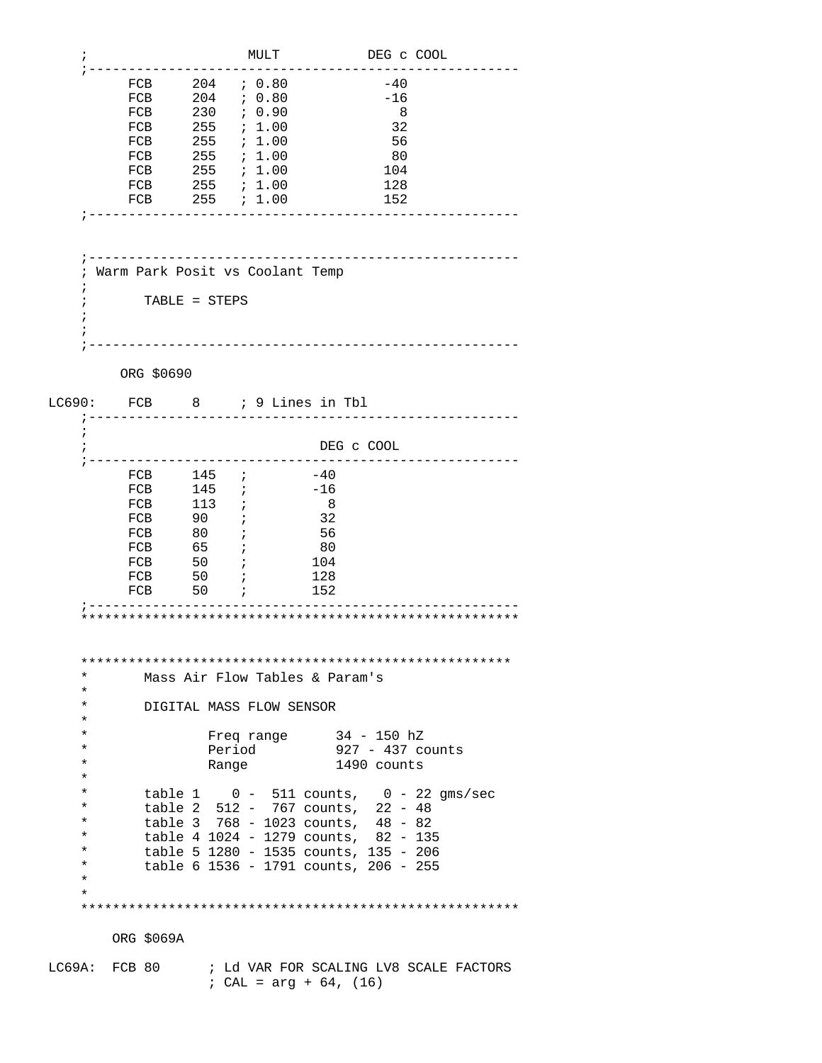```
    ;                    MULT          DEG c COOL
    ;-----------------------------------------------------
          FCB     204   ; 0.80           -40
          FCB     204   ; 0.80           -16
          FCB     230   ; 0.90             8
          FCB     255   ; 1.00            32
          FCB     255   ; 1.00            56
          FCB     255   ; 1.00            80
          FCB     255   ; 1.00           104
          FCB     255   ; 1.00           128
          FCB     255   ; 1.00           152
    ;-----------------------------------------------------


    ;-----------------------------------------------------
    ; Warm Park Posit vs Coolant Temp
    ;
    ;       TABLE = STEPS
    ;
    ;
    ;-----------------------------------------------------

         ORG $0690

LC690:    FCB     8     ; 9 Lines in Tbl
    ;-----------------------------------------------------
    ;
    ;                            DEG c COOL
    ;-----------------------------------------------------
          FCB     145   ;        -40
          FCB     145   ;        -16
          FCB     113   ;          8
          FCB     90    ;         32
          FCB     80    ;         56
          FCB     65    ;         80
          FCB     50    ;        104
          FCB     50    ;        128
          FCB     50    ;        152
    ;-----------------------------------------------------
    *****************************************************


    *****************************************************
    *       Mass Air Flow Tables & Param's
    *
    *       DIGITAL MASS FLOW SENSOR
    *
    *               Freq range      34 - 150 hZ
    *               Period          927 - 437 counts
    *               Range           1490 counts
    *
    *       table 1    0 -  511 counts,   0 - 22 gms/sec
    *       table 2  512 -  767 counts,  22 - 48
    *       table 3  768 - 1023 counts,  48 - 82
    *       table 4 1024 - 1279 counts,  82 - 135
    *       table 5 1280 - 1535 counts, 135 - 206
    *       table 6 1536 - 1791 counts, 206 - 255
    *
    *
    *****************************************************

        ORG $069A

LC69A:  FCB 80      ; Ld VAR FOR SCALING LV8 SCALE FACTORS
                    ; CAL = arg + 64, (16)
```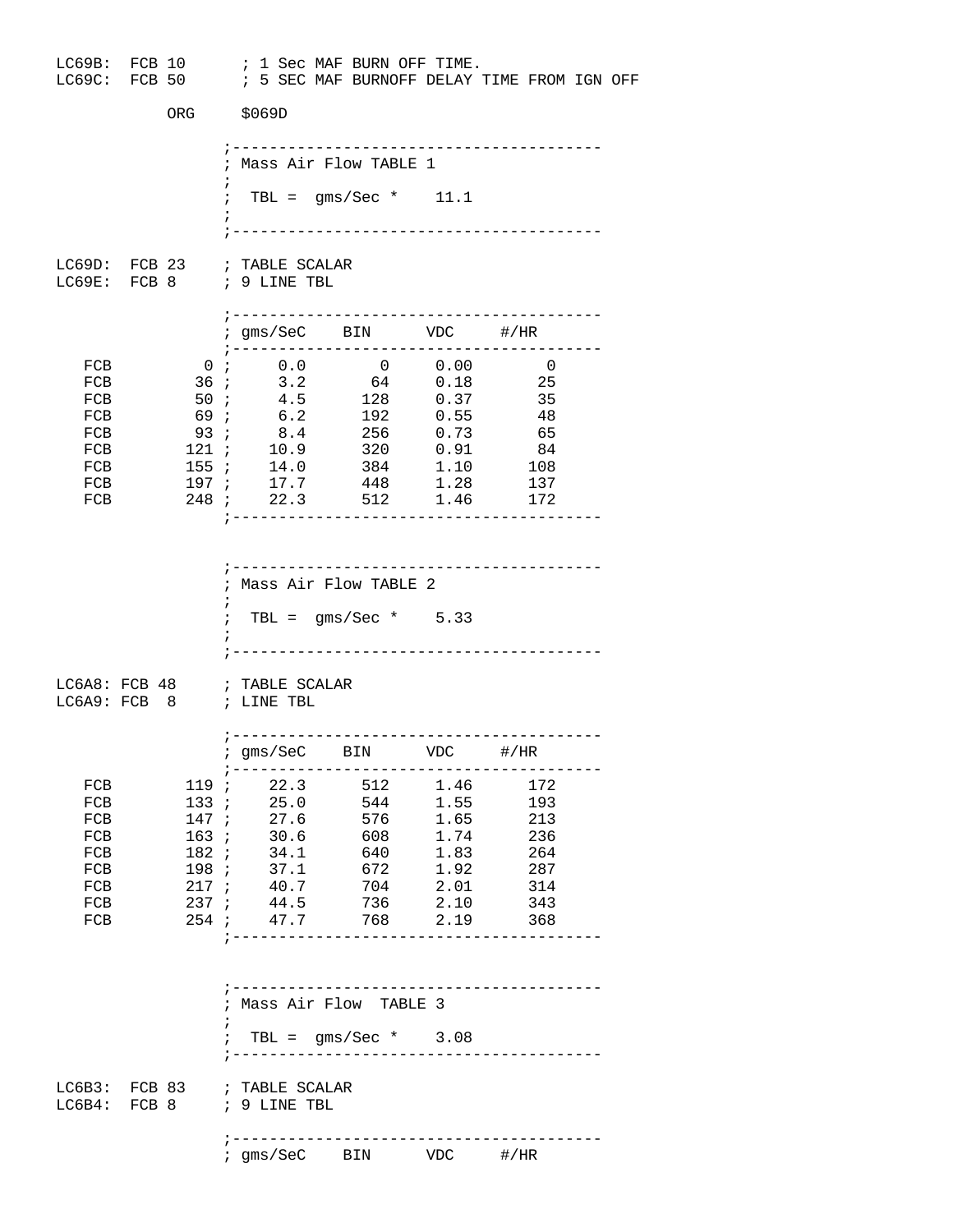```
LC69B:  FCB 10      ; 1 Sec MAF BURN OFF TIME.
LC69C:  FCB 50      ; 5 SEC MAF BURNOFF DELAY TIME FROM IGN OFF

            ORG     $069D

                  ;---------------------------------------
                  ; Mass Air Flow TABLE 1
                  ;
                  ;  TBL =  gms/Sec *    11.1
                  ;
                  ;---------------------------------------

LC69D:  FCB 23    ; TABLE SCALAR
LC69E:  FCB 8     ; 9 LINE TBL

                  ;---------------------------------------
                  ; gms/SeC    BIN      VDC     #/HR
                  ;---------------------------------------
   FCB          0 ;     0.0        0     0.00        0
   FCB         36 ;     3.2       64     0.18       25
   FCB         50 ;     4.5      128     0.37       35
   FCB         69 ;     6.2      192     0.55       48
   FCB         93 ;     8.4      256     0.73       65
   FCB        121 ;    10.9      320     0.91       84
   FCB        155 ;    14.0      384     1.10      108
   FCB        197 ;    17.7      448     1.28      137
   FCB        248 ;    22.3      512     1.46      172
                  ;---------------------------------------


                  ;---------------------------------------
                  ; Mass Air Flow TABLE 2
                  ;
                  ;  TBL =  gms/Sec *    5.33
                  ;
                  ;---------------------------------------

LC6A8: FCB 48     ; TABLE SCALAR
LC6A9: FCB  8     ; LINE TBL

                  ;---------------------------------------
                  ; gms/SeC    BIN      VDC     #/HR
                  ;---------------------------------------
   FCB        119 ;    22.3      512     1.46      172
   FCB        133 ;    25.0      544     1.55      193
   FCB        147 ;    27.6      576     1.65      213
   FCB        163 ;    30.6      608     1.74      236
   FCB        182 ;    34.1      640     1.83      264
   FCB        198 ;    37.1      672     1.92      287
   FCB        217 ;    40.7      704     2.01      314
   FCB        237 ;    44.5      736     2.10      343
   FCB        254 ;    47.7      768     2.19      368
                  ;---------------------------------------


                  ;---------------------------------------
                  ; Mass Air Flow  TABLE 3
                  ;
                  ;  TBL =  gms/Sec *    3.08
                  ;---------------------------------------

LC6B3:  FCB 83    ; TABLE SCALAR
LC6B4:  FCB 8     ; 9 LINE TBL

                  ;---------------------------------------
                  ; gms/SeC    BIN      VDC     #/HR
```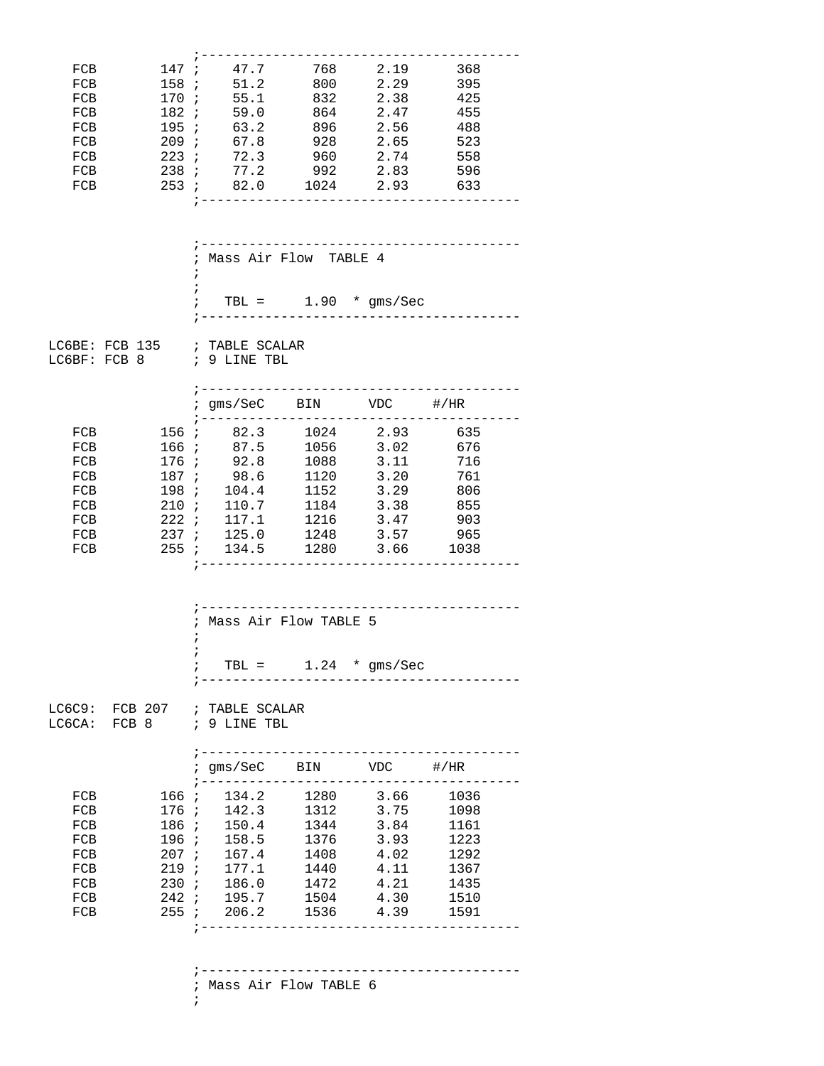```
                 ;---------------------------------------
   FCB        147 ;    47.7      768     2.19      368
   FCB        158 ;    51.2      800     2.29      395
   FCB        170 ;    55.1      832     2.38      425
   FCB        182 ;    59.0      864     2.47      455
   FCB        195 ;    63.2      896     2.56      488
   FCB        209 ;    67.8      928     2.65      523
   FCB        223 ;    72.3      960     2.74      558
   FCB        238 ;    77.2      992     2.83      596
   FCB        253 ;    82.0     1024     2.93      633
                 ;---------------------------------------


                 ;---------------------------------------
                 ; Mass Air Flow  TABLE 4
                 ;
                 ;
                 ;   TBL =     1.90  * gms/Sec
                 ;---------------------------------------

LC6BE: FCB 135    ; TABLE SCALAR
LC6BF: FCB 8      ; 9 LINE TBL

                 ;---------------------------------------
                 ; gms/SeC    BIN      VDC     #/HR
                 ;---------------------------------------
   FCB        156 ;    82.3     1024     2.93      635
   FCB        166 ;    87.5     1056     3.02      676
   FCB        176 ;    92.8     1088     3.11      716
   FCB        187 ;    98.6     1120     3.20      761
   FCB        198 ;   104.4     1152     3.29      806
   FCB        210 ;   110.7     1184     3.38      855
   FCB        222 ;   117.1     1216     3.47      903
   FCB        237 ;   125.0     1248     3.57      965
   FCB        255 ;   134.5     1280     3.66     1038
                 ;---------------------------------------


                 ;---------------------------------------
                 ; Mass Air Flow TABLE 5
                 ;
                 ;
                 ;   TBL =     1.24  * gms/Sec
                 ;---------------------------------------

LC6C9:  FCB 207   ; TABLE SCALAR
LC6CA:  FCB 8     ; 9 LINE TBL

                 ;---------------------------------------
                 ; gms/SeC    BIN      VDC     #/HR
                 ;---------------------------------------
   FCB        166 ;   134.2     1280     3.66     1036
   FCB        176 ;   142.3     1312     3.75     1098
   FCB        186 ;   150.4     1344     3.84     1161
   FCB        196 ;   158.5     1376     3.93     1223
   FCB        207 ;   167.4     1408     4.02     1292
   FCB        219 ;   177.1     1440     4.11     1367
   FCB        230 ;   186.0     1472     4.21     1435
   FCB        242 ;   195.7     1504     4.30     1510
   FCB        255 ;   206.2     1536     4.39     1591
                 ;---------------------------------------


                 ;---------------------------------------
                 ; Mass Air Flow TABLE 6
                 ;
```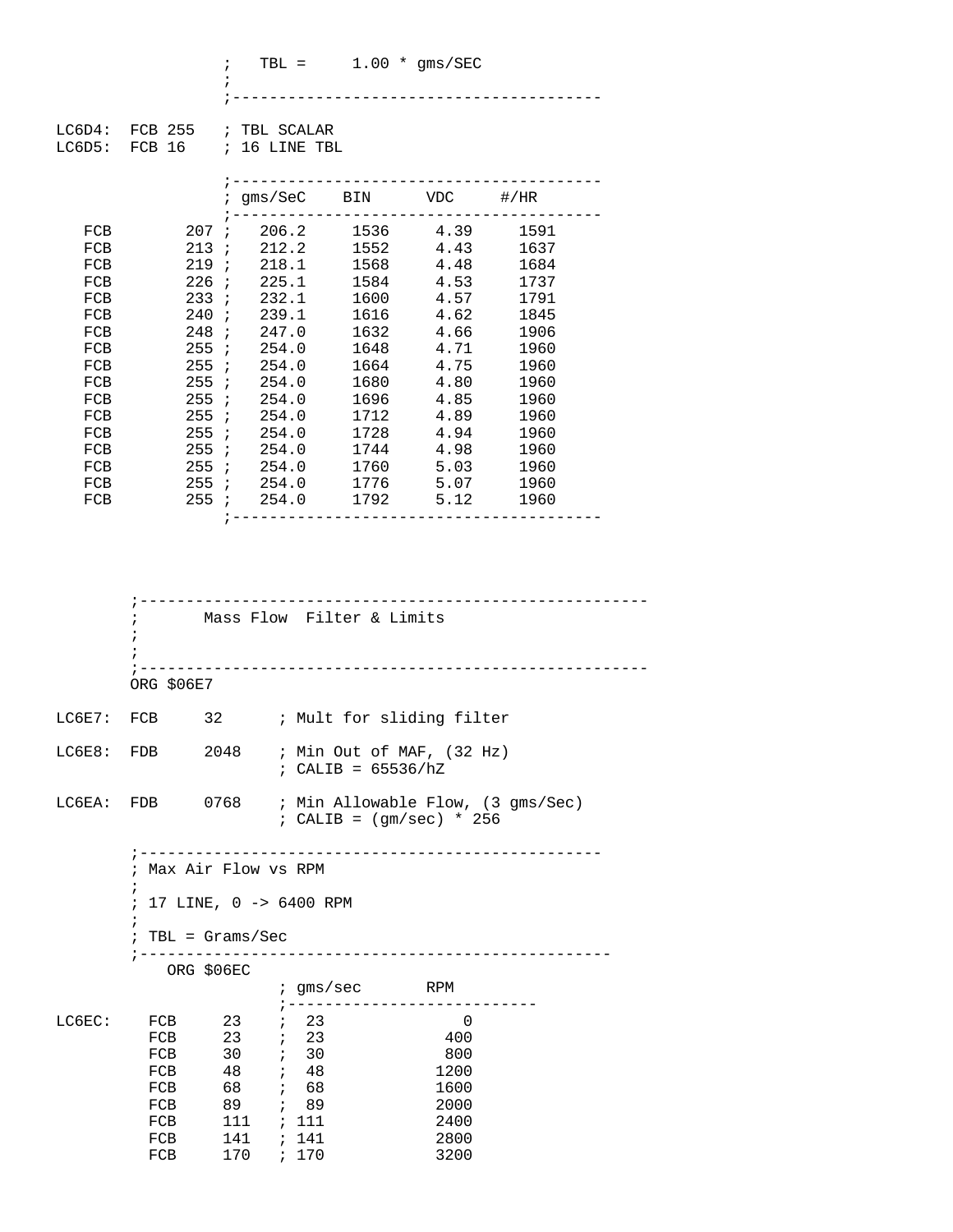```
                 ;   TBL =     1.00 * gms/SEC
                 ;
                 ;---------------------------------------

LC6D4:  FCB 255  ; TBL SCALAR
LC6D5:  FCB 16   ; 16 LINE TBL

                 ;---------------------------------------
                 ; gms/SeC    BIN     VDC     #/HR
                 ;---------------------------------------
   FCB       207 ;   206.2    1536    4.39    1591
   FCB       213 ;   212.2    1552    4.43    1637
   FCB       219 ;   218.1    1568    4.48    1684
   FCB       226 ;   225.1    1584    4.53    1737
   FCB       233 ;   232.1    1600    4.57    1791
   FCB       240 ;   239.1    1616    4.62    1845
   FCB       248 ;   247.0    1632    4.66    1906
   FCB       255 ;   254.0    1648    4.71    1960
   FCB       255 ;   254.0    1664    4.75    1960
   FCB       255 ;   254.0    1680    4.80    1960
   FCB       255 ;   254.0    1696    4.85    1960
   FCB       255 ;   254.0    1712    4.89    1960
   FCB       255 ;   254.0    1728    4.94    1960
   FCB       255 ;   254.0    1744    4.98    1960
   FCB       255 ;   254.0    1760    5.03    1960
   FCB       255 ;   254.0    1776    5.07    1960
   FCB       255 ;   254.0    1792    5.12    1960
                 ;---------------------------------------



        ;-------------------------------------------------------
        ;       Mass Flow  Filter & Limits
        ;
        ;
        ;-------------------------------------------------------
        ORG $06E7

LC6E7:  FCB     32      ; Mult for sliding filter

LC6E8:  FDB     2048    ; Min Out of MAF, (32 Hz)
                        ; CALIB = 65536/hZ

LC6EA:  FDB     0768    ; Min Allowable Flow, (3 gms/Sec)
                        ; CALIB = (gm/sec) * 256

        ;-------------------------------------------------
        ; Max Air Flow vs RPM
        ;
        ; 17 LINE, 0 -> 6400 RPM
        ;
        ; TBL = Grams/Sec
        ;-------------------------------------------------
           ORG $06EC
                        ; gms/sec       RPM
                        ;--------------------------
LC6EC:    FCB     23    ;  23             0
          FCB     23    ;  23           400
          FCB     30    ;  30           800
          FCB     48    ;  48          1200
          FCB     68    ;  68          1600
          FCB     89    ;  89          2000
          FCB     111   ; 111          2400
          FCB     141   ; 141          2800
          FCB     170   ; 170          3200
```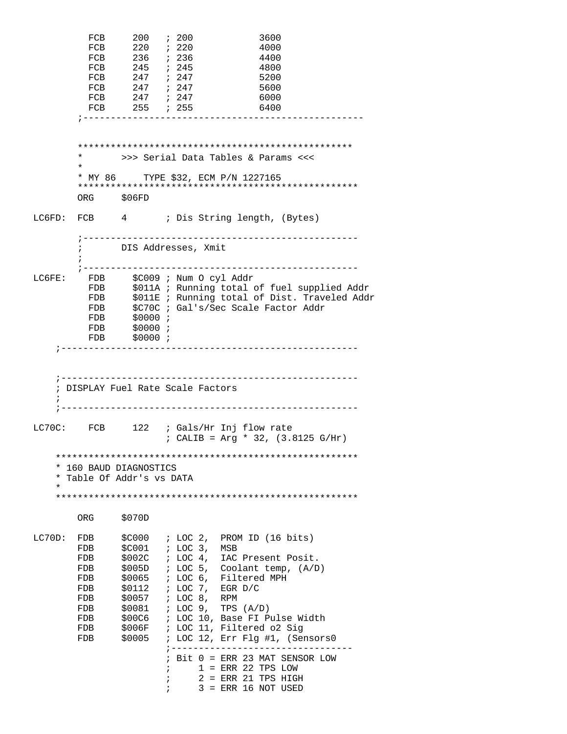```
          FCB     200   ; 200           3600
          FCB     220   ; 220           4000
          FCB     236   ; 236           4400
          FCB     245   ; 245           4800
          FCB     247   ; 247           5200
          FCB     247   ; 247           5600
          FCB     247   ; 247           6000
          FCB     255   ; 255           6400
        ;--------------------------------------------------


        **************************************************
        *       >>> Serial Data Tables & Params <<<
        *
        * MY 86     TYPE $32, ECM P/N 1227165
        ***************************************************
        ORG     $06FD

LC6FD:  FCB     4       ; Dis String length, (Bytes)

        ;-------------------------------------------------
        ;       DIS Addresses, Xmit
        ;
        ;-------------------------------------------------
LC6FE:    FDB     $C009 ; Num O cyl Addr
          FDB     $011A ; Running total of fuel supplied Addr
          FDB     $011E ; Running total of Dist. Traveled Addr
          FDB     $C70C ; Gal's/Sec Scale Factor Addr
          FDB     $0000 ;
          FDB     $0000 ;
          FDB     $0000 ;
    ;-----------------------------------------------------


    ;-----------------------------------------------------
    ; DISPLAY Fuel Rate Scale Factors
    ;
    ;-----------------------------------------------------

LC70C:    FCB     122   ; Gals/Hr Inj flow rate
                        ; CALIB = Arg * 32, (3.8125 G/Hr)

    *******************************************************
    * 160 BAUD DIAGNOSTICS
    * Table Of Addr's vs DATA
    *
    *******************************************************

        ORG     $070D

LC70D:  FDB     $C000   ; LOC 2,  PROM ID (16 bits)
        FDB     $C001   ; LOC 3,  MSB
        FDB     $002C   ; LOC 4,  IAC Present Posit.
        FDB     $005D   ; LOC 5,  Coolant temp, (A/D)
        FDB     $0065   ; LOC 6,  Filtered MPH
        FDB     $0112   ; LOC 7,  EGR D/C
        FDB     $0057   ; LOC 8,  RPM
        FDB     $0081   ; LOC 9,  TPS (A/D)
        FDB     $00C6   ; LOC 10, Base FI Pulse Width
        FDB     $006F   ; LOC 11, Filtered o2 Sig
        FDB     $0005   ; LOC 12, Err Flg #1, (Sensors0
                        ;--------------------------------
                        ; Bit 0 = ERR 23 MAT SENSOR LOW
                        ;     1 = ERR 22 TPS LOW
                        ;     2 = ERR 21 TPS HIGH
                        ;     3 = ERR 16 NOT USED
```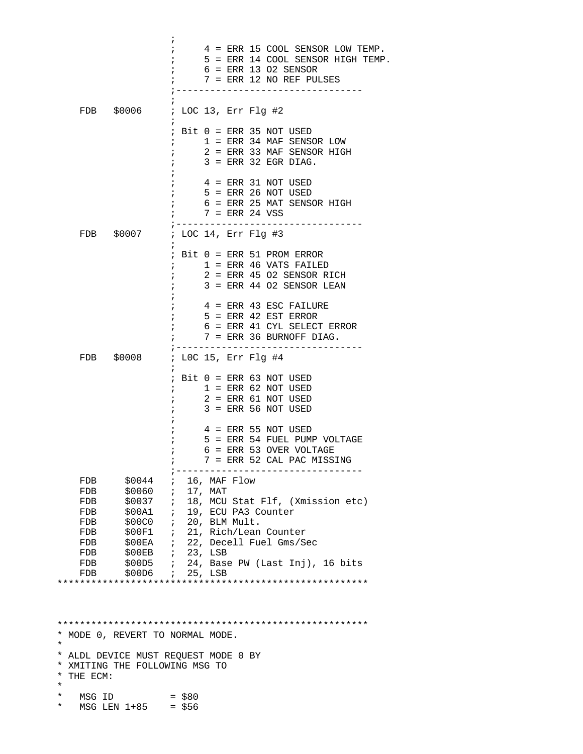```
                   ;
                   ;     4 = ERR 15 COOL SENSOR LOW TEMP.
                   ;     5 = ERR 14 COOL SENSOR HIGH TEMP.
                   ;     6 = ERR 13 O2 SENSOR
                   ;     7 = ERR 12 NO REF PULSES
                   ;--------------------------------
                   ;
    FDB   $0006    ; LOC 13, Err Flg #2
                   ;
                   ; Bit 0 = ERR 35 NOT USED
                   ;     1 = ERR 34 MAF SENSOR LOW
                   ;     2 = ERR 33 MAF SENSOR HIGH
                   ;     3 = ERR 32 EGR DIAG.
                   ;
                   ;     4 = ERR 31 NOT USED
                   ;     5 = ERR 26 NOT USED
                   ;     6 = ERR 25 MAT SENSOR HIGH
                   ;     7 = ERR 24 VSS
                   ;--------------------------------
    FDB   $0007    ; LOC 14, Err Flg #3
                   ;
                   ; Bit 0 = ERR 51 PROM ERROR
                   ;     1 = ERR 46 VATS FAILED
                   ;     2 = ERR 45 O2 SENSOR RICH
                   ;     3 = ERR 44 O2 SENSOR LEAN
                   ;
                   ;     4 = ERR 43 ESC FAILURE
                   ;     5 = ERR 42 EST ERROR
                   ;     6 = ERR 41 CYL SELECT ERROR
                   ;     7 = ERR 36 BURNOFF DIAG.
                   ;--------------------------------
    FDB   $0008    ; L0C 15, Err Flg #4
                   ;
                   ; Bit 0 = ERR 63 NOT USED
                   ;     1 = ERR 62 NOT USED
                   ;     2 = ERR 61 NOT USED
                   ;     3 = ERR 56 NOT USED
                   ;
                   ;     4 = ERR 55 NOT USED
                   ;     5 = ERR 54 FUEL PUMP VOLTAGE
                   ;     6 = ERR 53 OVER VOLTAGE
                   ;     7 = ERR 52 CAL PAC MISSING
                   ;--------------------------------
    FDB     $0044  ;  16, MAF Flow
    FDB     $0060  ;  17, MAT
    FDB     $0037  ;  18, MCU Stat Flf, (Xmission etc)
    FDB     $00A1  ;  19, ECU PA3 Counter
    FDB     $00C0  ;  20, BLM Mult.
    FDB     $00F1  ;  21, Rich/Lean Counter
    FDB     $00EA  ;  22, Decell Fuel Gms/Sec
    FDB     $00EB  ;  23, LSB
    FDB     $00D5  ;  24, Base PW (Last Inj), 16 bits
    FDB     $00D6  ;  25, LSB
*****************************************************



*****************************************************
* MODE 0, REVERT TO NORMAL MODE.
*
* ALDL DEVICE MUST REQUEST MODE 0 BY
* XMITING THE FOLLOWING MSG TO
* THE ECM:
*
*   MSG ID          = $80
*   MSG LEN 1+85    = $56
```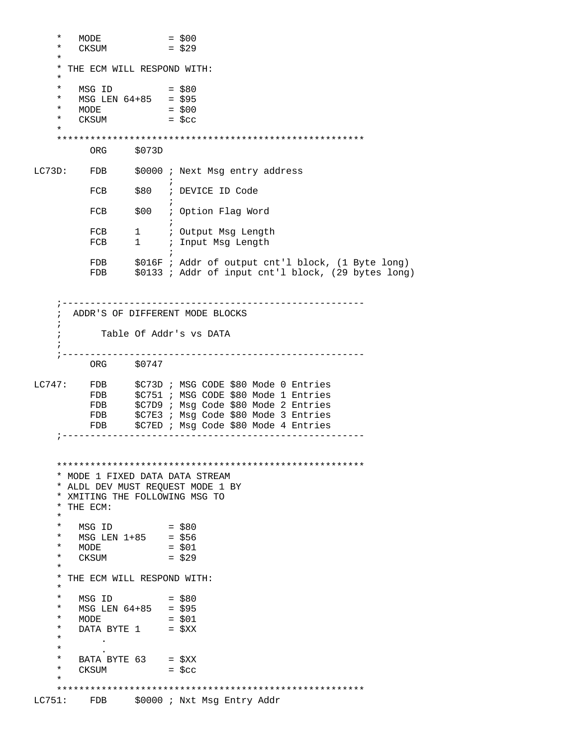```
    *   MODE            = $00
    *   CKSUM           = $29
    *
    * THE ECM WILL RESPOND WITH:
    *
    *   MSG ID          = $80
    *   MSG LEN 64+85   = $95
    *   MODE            = $00
    *   CKSUM           = $cc
    *
    ****************************************************
          ORG     $073D

LC73D:    FDB     $0000 ; Next Msg entry address
                        ;
          FCB     $80   ; DEVICE ID Code
                        ;
          FCB     $00   ; Option Flag Word
                        ;
          FCB     1     ; Output Msg Length
          FCB     1     ; Input Msg Length
                        ;
          FDB     $016F ; Addr of output cnt'l block, (1 Byte long)
          FDB     $0133 ; Addr of input cnt'l block, (29 bytes long)


    ;----------------------------------------------------
    ;  ADDR'S OF DIFFERENT MODE BLOCKS
    ;
    ;       Table Of Addr's vs DATA
    ;
    ;----------------------------------------------------
          ORG     $0747

LC747:    FDB     $C73D ; MSG CODE $80 Mode 0 Entries
          FDB     $C751 ; MSG CODE $80 Mode 1 Entries
          FDB     $C7D9 ; Msg Code $80 Mode 2 Entries
          FDB     $C7E3 ; Msg Code $80 Mode 3 Entries
          FDB     $C7ED ; Msg Code $80 Mode 4 Entries
    ;----------------------------------------------------


    ****************************************************
    * MODE 1 FIXED DATA DATA STREAM
    * ALDL DEV MUST REQUEST MODE 1 BY
    * XMITING THE FOLLOWING MSG TO
    * THE ECM:
    *
    *   MSG ID          = $80
    *   MSG LEN 1+85    = $56
    *   MODE            = $01
    *   CKSUM           = $29
    *
    * THE ECM WILL RESPOND WITH:
    *
    *   MSG ID          = $80
    *   MSG LEN 64+85   = $95
    *   MODE            = $01
    *   DATA BYTE 1     = $XX
    *       .
    *       .
    *   BATA BYTE 63    = $XX
    *   CKSUM           = $cc
    *
    ****************************************************
LC751:    FDB     $0000 ; Nxt Msg Entry Addr
```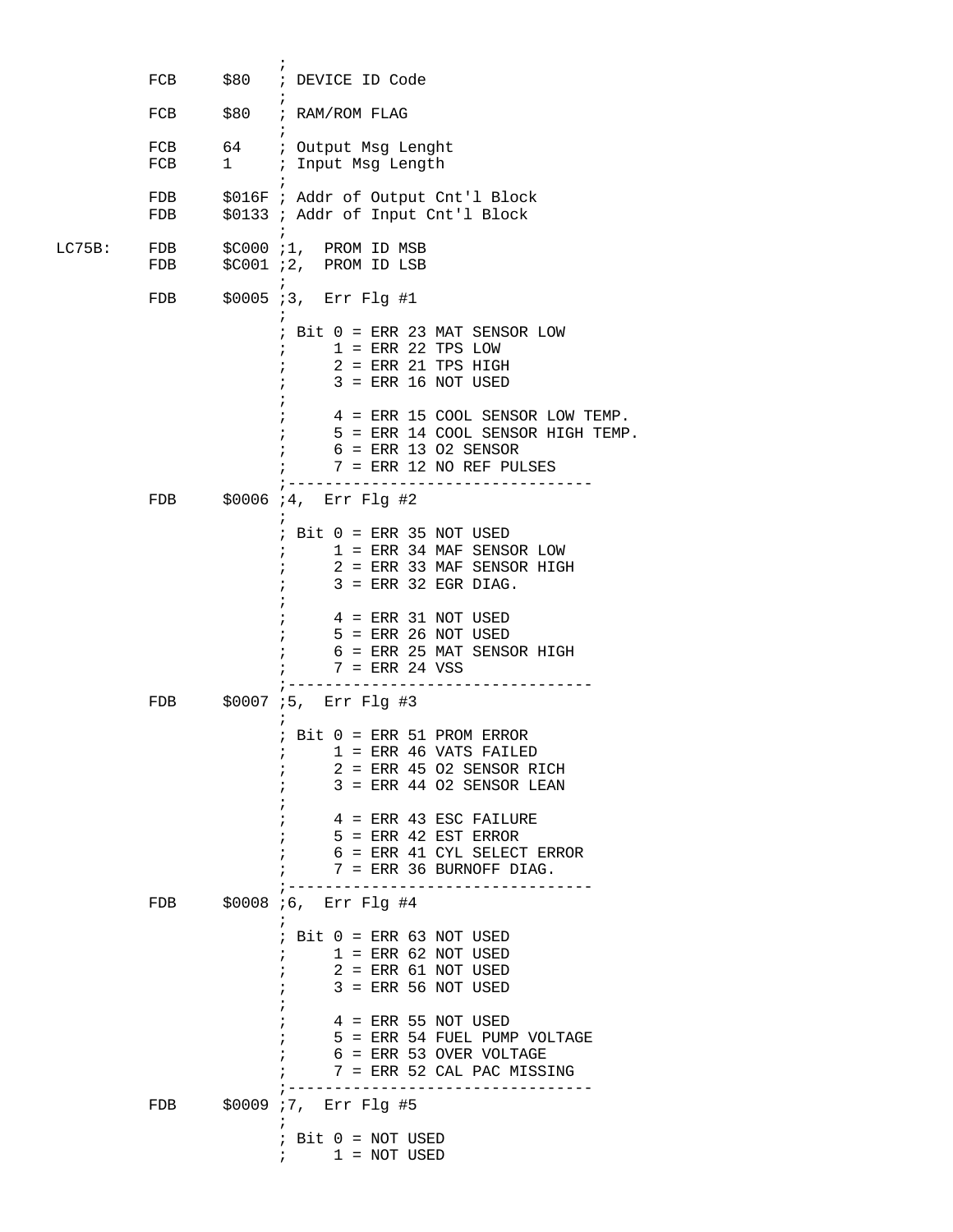```
                                ;
         FCB     $80    ; DEVICE ID Code
                                ;
         FCB     $80    ; RAM/ROM FLAG
                                ;
         FCB     64     ; Output Msg Lenght
         FCB     1      ; Input Msg Length
                                ;
         FDB     $016F ; Addr of Output Cnt'l Block
         FDB     $0133 ; Addr of Input Cnt'l Block
                                ;
LC75B:   FDB     $C000 ;1,  PROM ID MSB
         FDB     $C001 ;2,  PROM ID LSB
                                ;
         FDB     $0005 ;3,  Err Flg #1
                                ;
                                ; Bit 0 = ERR 23 MAT SENSOR LOW
                                ;     1 = ERR 22 TPS LOW
                                ;     2 = ERR 21 TPS HIGH
                                ;     3 = ERR 16 NOT USED
                                ;
                                ;     4 = ERR 15 COOL SENSOR LOW TEMP.
                                ;     5 = ERR 14 COOL SENSOR HIGH TEMP.
                                ;     6 = ERR 13 O2 SENSOR
                                ;     7 = ERR 12 NO REF PULSES
                                ;---------------------------------
         FDB     $0006 ;4,  Err Flg #2
                                ;
                                ; Bit 0 = ERR 35 NOT USED
                                ;     1 = ERR 34 MAF SENSOR LOW
                                ;     2 = ERR 33 MAF SENSOR HIGH
                                ;     3 = ERR 32 EGR DIAG.
                                ;
                                ;     4 = ERR 31 NOT USED
                                ;     5 = ERR 26 NOT USED
                                ;     6 = ERR 25 MAT SENSOR HIGH
                                ;     7 = ERR 24 VSS
                                ;---------------------------------
         FDB     $0007 ;5,  Err Flg #3
                                ;
                                ; Bit 0 = ERR 51 PROM ERROR
                                ;     1 = ERR 46 VATS FAILED
                                ;     2 = ERR 45 O2 SENSOR RICH
                                ;     3 = ERR 44 O2 SENSOR LEAN
                                ;
                                ;     4 = ERR 43 ESC FAILURE
                                ;     5 = ERR 42 EST ERROR
                                ;     6 = ERR 41 CYL SELECT ERROR
                                ;     7 = ERR 36 BURNOFF DIAG.
                                ;---------------------------------
         FDB     $0008 ;6,  Err Flg #4
                                ;
                                ; Bit 0 = ERR 63 NOT USED
                                ;     1 = ERR 62 NOT USED
                                ;     2 = ERR 61 NOT USED
                                ;     3 = ERR 56 NOT USED
                                ;
                                ;     4 = ERR 55 NOT USED
                                ;     5 = ERR 54 FUEL PUMP VOLTAGE
                                ;     6 = ERR 53 OVER VOLTAGE
                                ;     7 = ERR 52 CAL PAC MISSING
                                ;---------------------------------
         FDB     $0009 ;7,  Err Flg #5
                                ;
                                ; Bit 0 = NOT USED
                                ;     1 = NOT USED
```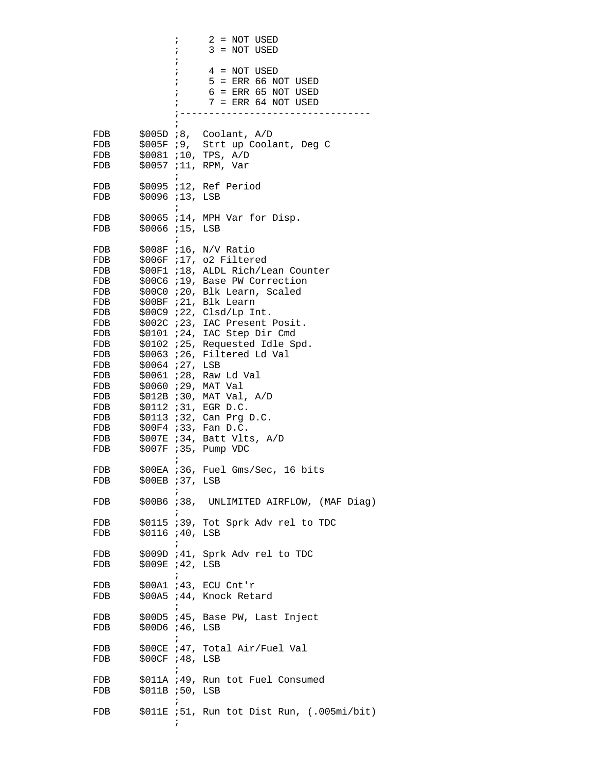```
                ;     2 = NOT USED
                ;     3 = NOT USED
                ;
                ;     4 = NOT USED
                ;     5 = ERR 66 NOT USED
                ;     6 = ERR 65 NOT USED
                ;     7 = ERR 64 NOT USED
                ;---------------------------------
                ;
        FDB     $005D ;8,  Coolant, A/D
        FDB     $005F ;9,  Strt up Coolant, Deg C
        FDB     $0081 ;10, TPS, A/D
        FDB     $0057 ;11, RPM, Var
                ;
        FDB     $0095 ;12, Ref Period
        FDB     $0096 ;13, LSB
                ;
        FDB     $0065 ;14, MPH Var for Disp.
        FDB     $0066 ;15, LSB
                ;
        FDB     $008F ;16, N/V Ratio
        FDB     $006F ;17, o2 Filtered
        FDB     $00F1 ;18, ALDL Rich/Lean Counter
        FDB     $00C6 ;19, Base PW Correction
        FDB     $00C0 ;20, Blk Learn, Scaled
        FDB     $00BF ;21, Blk Learn
        FDB     $00C9 ;22, Clsd/Lp Int.
        FDB     $002C ;23, IAC Present Posit.
        FDB     $0101 ;24, IAC Step Dir Cmd
        FDB     $0102 ;25, Requested Idle Spd.
        FDB     $0063 ;26, Filtered Ld Val
        FDB     $0064 ;27, LSB
        FDB     $0061 ;28, Raw Ld Val
        FDB     $0060 ;29, MAT Val
        FDB     $012B ;30, MAT Val, A/D
        FDB     $0112 ;31, EGR D.C.
        FDB     $0113 ;32, Can Prg D.C.
        FDB     $00F4 ;33, Fan D.C.
        FDB     $007E ;34, Batt Vlts, A/D
        FDB     $007F ;35, Pump VDC
                ;
        FDB     $00EA ;36, Fuel Gms/Sec, 16 bits
        FDB     $00EB ;37, LSB
                ;
        FDB     $00B6 ;38,  UNLIMITED AIRFLOW, (MAF Diag)
                ;
        FDB     $0115 ;39, Tot Sprk Adv rel to TDC
        FDB     $0116 ;40, LSB
                ;
        FDB     $009D ;41, Sprk Adv rel to TDC
        FDB     $009E ;42, LSB
                ;
        FDB     $00A1 ;43, ECU Cnt'r
        FDB     $00A5 ;44, Knock Retard
                ;
        FDB     $00D5 ;45, Base PW, Last Inject
        FDB     $00D6 ;46, LSB
                ;
        FDB     $00CE ;47, Total Air/Fuel Val
        FDB     $00CF ;48, LSB
                ;
        FDB     $011A ;49, Run tot Fuel Consumed
        FDB     $011B ;50, LSB
                ;
        FDB     $011E ;51, Run tot Dist Run, (.005mi/bit)
                ;
```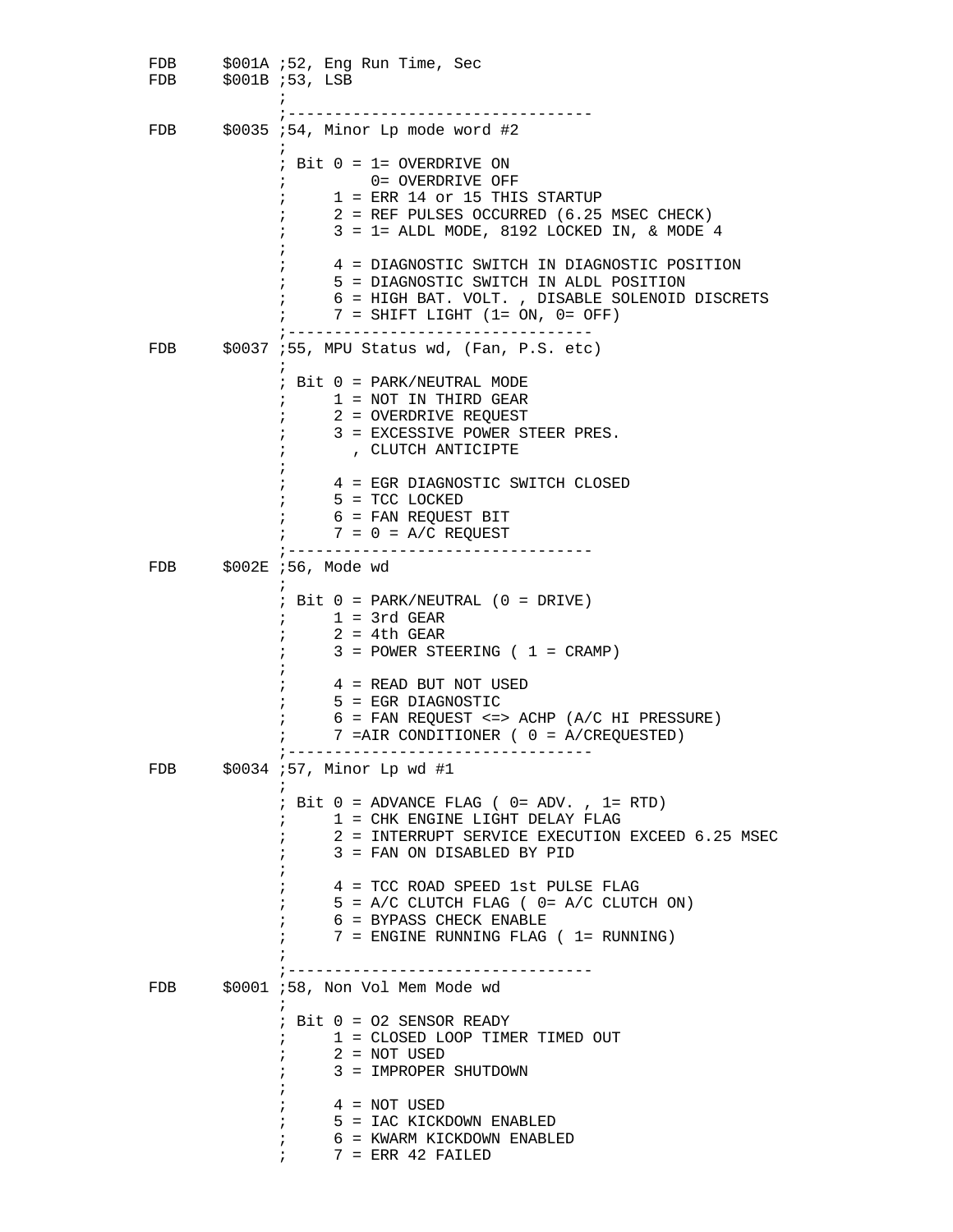```
        FDB     $001A ;52, Eng Run Time, Sec
        FDB     $001B ;53, LSB
                      ;
                      ;---------------------------------
        FDB     $0035 ;54, Minor Lp mode word #2
                      ;
                      ; Bit 0 = 1= OVERDRIVE ON
                      ;         0= OVERDRIVE OFF
                      ;     1 = ERR 14 or 15 THIS STARTUP
                      ;     2 = REF PULSES OCCURRED (6.25 MSEC CHECK)
                      ;     3 = 1= ALDL MODE, 8192 LOCKED IN, & MODE 4
                      ;
                      ;     4 = DIAGNOSTIC SWITCH IN DIAGNOSTIC POSITION
                      ;     5 = DIAGNOSTIC SWITCH IN ALDL POSITION
                      ;     6 = HIGH BAT. VOLT. , DISABLE SOLENOID DISCRETS
                      ;     7 = SHIFT LIGHT (1= ON, 0= OFF)
                      ;---------------------------------
        FDB     $0037 ;55, MPU Status wd, (Fan, P.S. etc)
                      ;
                      ; Bit 0 = PARK/NEUTRAL MODE
                      ;     1 = NOT IN THIRD GEAR
                      ;     2 = OVERDRIVE REQUEST
                      ;     3 = EXCESSIVE POWER STEER PRES.
                      ;       , CLUTCH ANTICIPTE
                      ;
                      ;     4 = EGR DIAGNOSTIC SWITCH CLOSED
                      ;     5 = TCC LOCKED
                      ;     6 = FAN REQUEST BIT
                      ;     7 = 0 = A/C REQUEST
                      ;---------------------------------
        FDB     $002E ;56, Mode wd
                      ;
                      ; Bit 0 = PARK/NEUTRAL (0 = DRIVE)
                      ;     1 = 3rd GEAR
                      ;     2 = 4th GEAR
                      ;     3 = POWER STEERING ( 1 = CRAMP)
                      ;
                      ;     4 = READ BUT NOT USED
                      ;     5 = EGR DIAGNOSTIC
                      ;     6 = FAN REQUEST <=> ACHP (A/C HI PRESSURE)
                      ;     7 =AIR CONDITIONER ( 0 = A/CREQUESTED)
                      ;---------------------------------
        FDB     $0034 ;57, Minor Lp wd #1
                      ;
                      ; Bit 0 = ADVANCE FLAG ( 0= ADV. , 1= RTD)
                      ;     1 = CHK ENGINE LIGHT DELAY FLAG
                      ;     2 = INTERRUPT SERVICE EXECUTION EXCEED 6.25 MSEC
                      ;     3 = FAN ON DISABLED BY PID
                      ;
                      ;     4 = TCC ROAD SPEED 1st PULSE FLAG
                      ;     5 = A/C CLUTCH FLAG ( 0= A/C CLUTCH ON)
                      ;     6 = BYPASS CHECK ENABLE
                      ;     7 = ENGINE RUNNING FLAG ( 1= RUNNING)
                      ;
                      ;---------------------------------
        FDB     $0001 ;58, Non Vol Mem Mode wd
                      ;
                      ; Bit 0 = O2 SENSOR READY
                      ;     1 = CLOSED LOOP TIMER TIMED OUT
                      ;     2 = NOT USED
                      ;     3 = IMPROPER SHUTDOWN
                      ;
                      ;     4 = NOT USED
                      ;     5 = IAC KICKDOWN ENABLED
                      ;     6 = KWARM KICKDOWN ENABLED
                      ;     7 = ERR 42 FAILED
```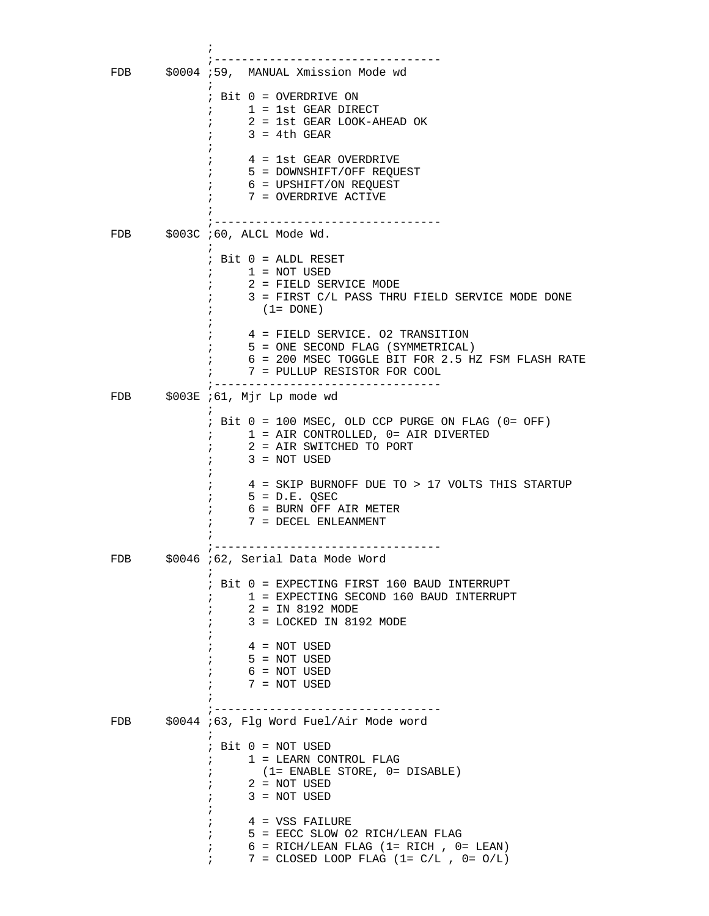```
                ;
                ;---------------------------------
FDB     $0004 ;59,  MANUAL Xmission Mode wd
                ;
                ; Bit 0 = OVERDRIVE ON
                ;     1 = 1st GEAR DIRECT
                ;     2 = 1st GEAR LOOK-AHEAD OK
                ;     3 = 4th GEAR
                ;
                ;     4 = 1st GEAR OVERDRIVE
                ;     5 = DOWNSHIFT/OFF REQUEST
                ;     6 = UPSHIFT/ON REQUEST
                ;     7 = OVERDRIVE ACTIVE
                ;
                ;---------------------------------
FDB     $003C ;60, ALCL Mode Wd.
                ;
                ; Bit 0 = ALDL RESET
                ;     1 = NOT USED
                ;     2 = FIELD SERVICE MODE
                ;     3 = FIRST C/L PASS THRU FIELD SERVICE MODE DONE
                ;       (1= DONE)
                ;
                ;     4 = FIELD SERVICE. O2 TRANSITION
                ;     5 = ONE SECOND FLAG (SYMMETRICAL)
                ;     6 = 200 MSEC TOGGLE BIT FOR 2.5 HZ FSM FLASH RATE
                ;     7 = PULLUP RESISTOR FOR COOL
                ;---------------------------------
FDB     $003E ;61, Mjr Lp mode wd
                ;
                ; Bit 0 = 100 MSEC, OLD CCP PURGE ON FLAG (0= OFF)
                ;     1 = AIR CONTROLLED, 0= AIR DIVERTED
                ;     2 = AIR SWITCHED TO PORT
                ;     3 = NOT USED
                ;
                ;     4 = SKIP BURNOFF DUE TO > 17 VOLTS THIS STARTUP
                ;     5 = D.E. QSEC
                ;     6 = BURN OFF AIR METER
                ;     7 = DECEL ENLEANMENT
                ;
                ;---------------------------------
FDB     $0046 ;62, Serial Data Mode Word
                ;
                ; Bit 0 = EXPECTING FIRST 160 BAUD INTERRUPT
                ;     1 = EXPECTING SECOND 160 BAUD INTERRUPT
                ;     2 = IN 8192 MODE
                ;     3 = LOCKED IN 8192 MODE
                ;
                ;     4 = NOT USED
                ;     5 = NOT USED
                ;     6 = NOT USED
                ;     7 = NOT USED
                ;
                ;---------------------------------
FDB     $0044 ;63, Flg Word Fuel/Air Mode word
                ;
                ; Bit 0 = NOT USED
                ;     1 = LEARN CONTROL FLAG
                ;       (1= ENABLE STORE, 0= DISABLE)
                ;     2 = NOT USED
                ;     3 = NOT USED
                ;
                ;     4 = VSS FAILURE
                ;     5 = EECC SLOW O2 RICH/LEAN FLAG
                ;     6 = RICH/LEAN FLAG (1= RICH , 0= LEAN)
                ;     7 = CLOSED LOOP FLAG (1= C/L , 0= O/L)
```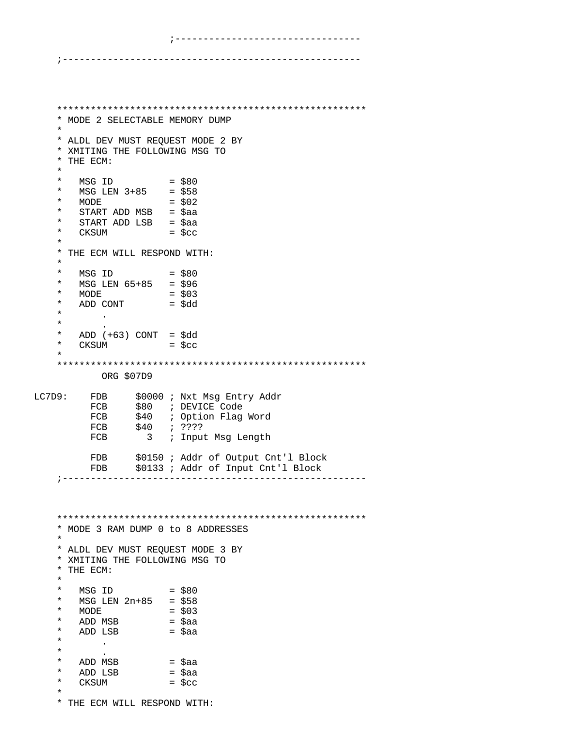```
                    ;--------------------------------

    ;----------------------------------------------------




    ******************************************************
    * MODE 2 SELECTABLE MEMORY DUMP
    *
    * ALDL DEV MUST REQUEST MODE 2 BY
    * XMITING THE FOLLOWING MSG TO
    * THE ECM:
    *
    *   MSG ID          = $80
    *   MSG LEN 3+85    = $58
    *   MODE            = $02
    *   START ADD MSB   = $aa
    *   START ADD LSB   = $aa
    *   CKSUM           = $cc
    *
    * THE ECM WILL RESPOND WITH:
    *
    *   MSG ID          = $80
    *   MSG LEN 65+85   = $96
    *   MODE            = $03
    *   ADD CONT        = $dd
    *       .
    *       .
    *   ADD (+63) CONT  = $dd
    *   CKSUM           = $cc
    *
    ******************************************************
            ORG $07D9

LC7D9:    FDB     $0000 ; Nxt Msg Entry Addr
          FCB     $80   ; DEVICE Code
          FCB     $40   ; Option Flag Word
          FCB     $40   ; ????
          FCB       3   ; Input Msg Length

          FDB     $0150 ; Addr of Output Cnt'l Block
          FDB     $0133 ; Addr of Input Cnt'l Block
    ;------------------------------------------------------



    ******************************************************
    * MODE 3 RAM DUMP 0 to 8 ADDRESSES
    *
    * ALDL DEV MUST REQUEST MODE 3 BY
    * XMITING THE FOLLOWING MSG TO
    * THE ECM:
    *
    *   MSG ID          = $80
    *   MSG LEN 2n+85   = $58
    *   MODE            = $03
    *   ADD MSB         = $aa
    *   ADD LSB         = $aa
    *       .
    *       .
    *   ADD MSB         = $aa
    *   ADD LSB         = $aa
    *   CKSUM           = $cc
    *
    * THE ECM WILL RESPOND WITH:
```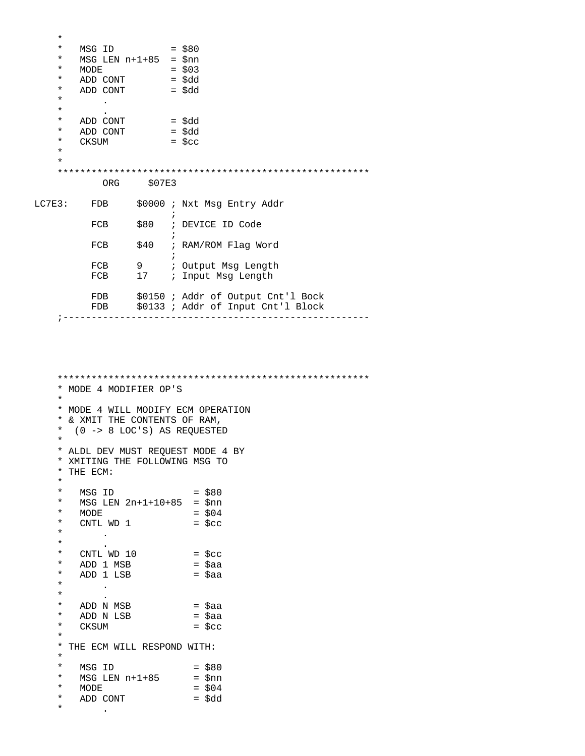```
    *
    *   MSG ID          = $80
    *   MSG LEN n+1+85  = $nn
    *   MODE            = $03
    *   ADD CONT        = $dd
    *   ADD CONT        = $dd
    *       .
    *       .
    *   ADD CONT        = $dd
    *   ADD CONT        = $dd
    *   CKSUM           = $cc
    *
    *
    *******************************************************
            ORG     $07E3

LC7E3:    FDB     $0000 ; Nxt Msg Entry Addr
                        ;
          FCB     $80   ; DEVICE ID Code
                        ;
          FCB     $40   ; RAM/ROM Flag Word
                        ;
          FCB     9     ; Output Msg Length
          FCB     17    ; Input Msg Length

          FDB     $0150 ; Addr of Output Cnt'l Bock
          FDB     $0133 ; Addr of Input Cnt'l Block
    ;------------------------------------------------------




    *******************************************************
    * MODE 4 MODIFIER OP'S
    *
    * MODE 4 WILL MODIFY ECM OPERATION
    * & XMIT THE CONTENTS OF RAM,
    *  (0 -> 8 LOC'S) AS REQUESTED
    *
    * ALDL DEV MUST REQUEST MODE 4 BY
    * XMITING THE FOLLOWING MSG TO
    * THE ECM:
    *
    *   MSG ID              = $80
    *   MSG LEN 2n+1+10+85  = $nn
    *   MODE                = $04
    *   CNTL WD 1           = $cc
    *       .
    *       .
    *   CNTL WD 10          = $cc
    *   ADD 1 MSB           = $aa
    *   ADD 1 LSB           = $aa
    *       .
    *       .
    *   ADD N MSB           = $aa
    *   ADD N LSB           = $aa
    *   CKSUM               = $cc
    *
    * THE ECM WILL RESPOND WITH:
    *
    *   MSG ID              = $80
    *   MSG LEN n+1+85      = $nn
    *   MODE                = $04
    *   ADD CONT            = $dd
    *       .
```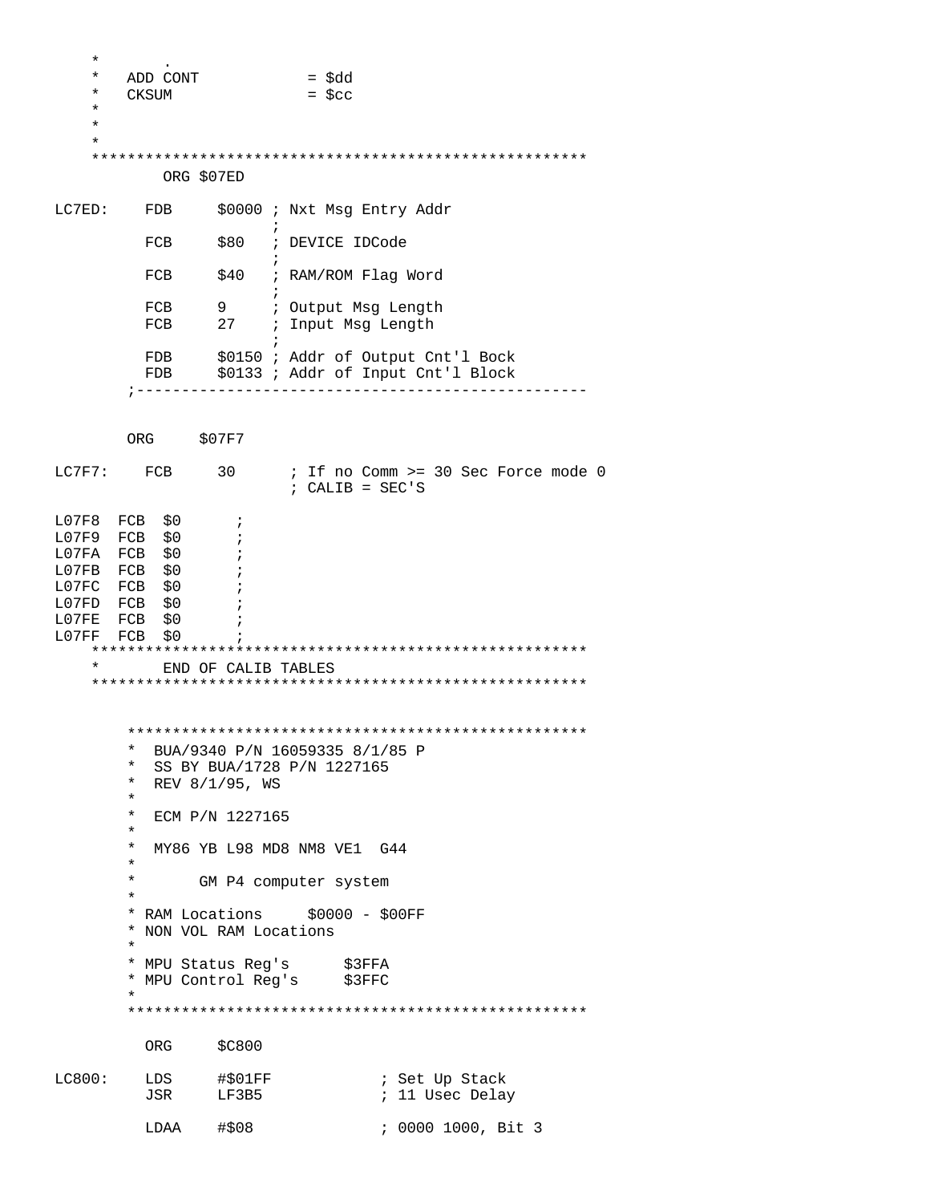```
    *       .
    *   ADD CONT            = $dd
    *   CKSUM               = $cc
    *
    *
    *
    ******************************************************
            ORG $07ED

LC7ED:    FDB     $0000 ; Nxt Msg Entry Addr
                        ;
          FCB     $80   ; DEVICE IDCode
                        ;
          FCB     $40   ; RAM/ROM Flag Word
                        ;
          FCB     9     ; Output Msg Length
          FCB     27    ; Input Msg Length
                        ;
          FDB     $0150 ; Addr of Output Cnt'l Bock
          FDB     $0133 ; Addr of Input Cnt'l Block
        ;------------------------------------------------


        ORG     $07F7

LC7F7:    FCB     30      ; If no Comm >= 30 Sec Force mode 0
                          ; CALIB = SEC'S

L07F8  FCB  $0      ;
L07F9  FCB  $0      ;
L07FA  FCB  $0      ;
L07FB  FCB  $0      ;
L07FC  FCB  $0      ;
L07FD  FCB  $0      ;
L07FE  FCB  $0      ;
L07FF  FCB  $0      ;
    ******************************************************
    *       END OF CALIB TABLES
    ******************************************************


        ***************************************************
        *  BUA/9340 P/N 16059335 8/1/85 P
        *  SS BY BUA/1728 P/N 1227165
        *  REV 8/1/95, WS
        *
        *  ECM P/N 1227165
        *
        *  MY86 YB L98 MD8 NM8 VE1  G44
        *
        *       GM P4 computer system
        *
        * RAM Locations     $0000 - $00FF
        * NON VOL RAM Locations
        *
        * MPU Status Reg's      $3FFA
        * MPU Control Reg's     $3FFC
        *
        ***************************************************

          ORG     $C800

LC800:    LDS     #$01FF            ; Set Up Stack
          JSR     LF3B5             ; 11 Usec Delay

          LDAA    #$08              ; 0000 1000, Bit 3
```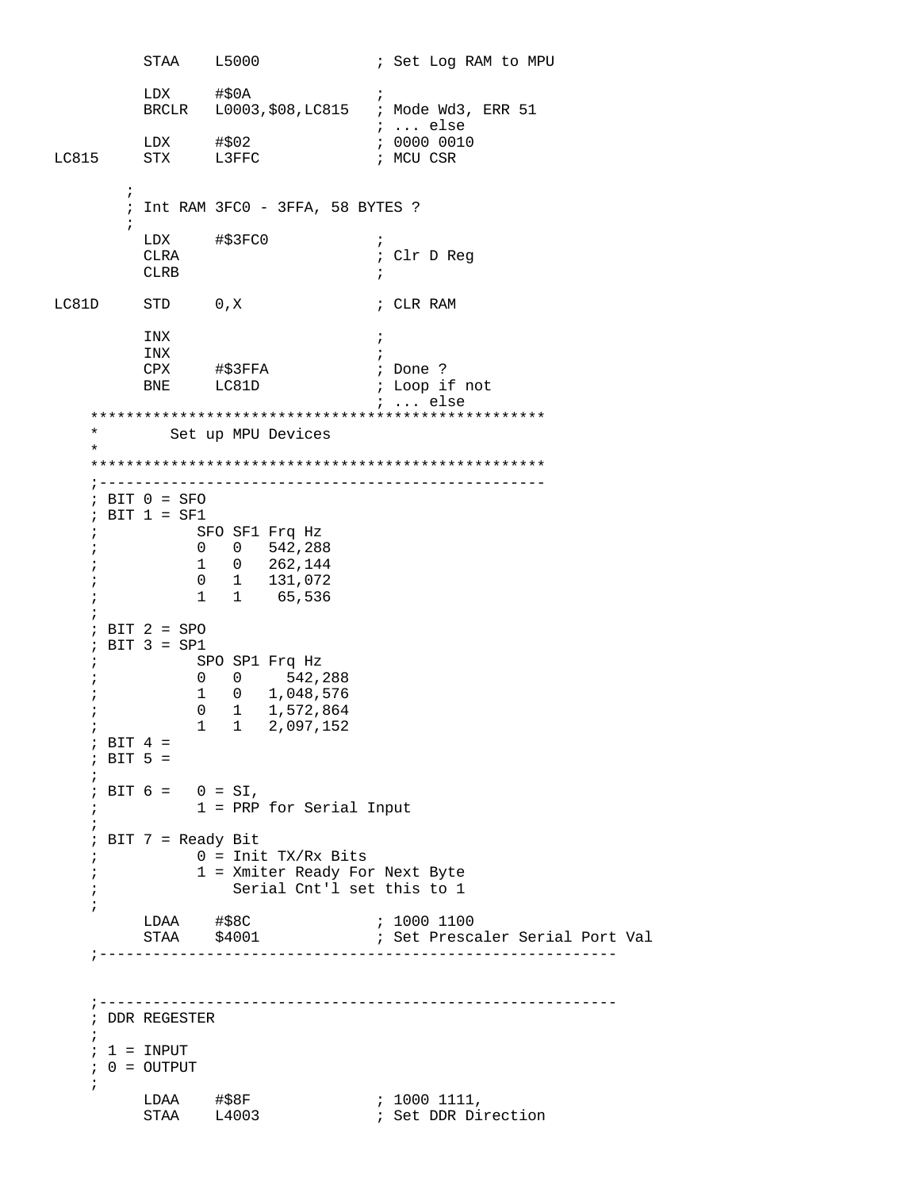```
          STAA    L5000             ; Set Log RAM to MPU

          LDX     #$0A              ;
          BRCLR   L0003,$08,LC815   ; Mode Wd3, ERR 51
                                    ; ... else
          LDX     #$02              ; 0000 0010
LC815     STX     L3FFC             ; MCU CSR

        ;
        ; Int RAM 3FC0 - 3FFA, 58 BYTES ?
        ;
          LDX     #$3FC0            ;
          CLRA                      ; Clr D Reg
          CLRB                      ;

LC81D     STD     0,X               ; CLR RAM

          INX                       ;
          INX                       ;
          CPX     #$3FFA            ; Done ?
          BNE     LC81D             ; Loop if not
                                    ; ... else
    ***************************************************
    *        Set up MPU Devices
    *
    ***************************************************
    ;--------------------------------------------------
    ; BIT 0 = SFO
    ; BIT 1 = SF1
    ;           SFO SF1 Frq Hz
    ;           0   0   542,288
    ;           1   0   262,144
    ;           0   1   131,072
    ;           1   1    65,536
    ;
    ; BIT 2 = SPO
    ; BIT 3 = SP1
    ;           SPO SP1 Frq Hz
    ;           0   0     542,288
    ;           1   0   1,048,576
    ;           0   1   1,572,864
    ;           1   1   2,097,152
    ; BIT 4 =
    ; BIT 5 =
    ;
    ; BIT 6 =   0 = SI,
    ;           1 = PRP for Serial Input
    ;
    ; BIT 7 = Ready Bit
    ;           0 = Init TX/Rx Bits
    ;           1 = Xmiter Ready For Next Byte
    ;               Serial Cnt'l set this to 1
    ;
          LDAA    #$8C              ; 1000 1100
          STAA    $4001             ; Set Prescaler Serial Port Val
    ;---------------------------------------------------------


    ;---------------------------------------------------------
    ; DDR REGESTER
    ;
    ; 1 = INPUT
    ; 0 = OUTPUT
    ;
          LDAA    #$8F              ; 1000 1111,
          STAA    L4003             ; Set DDR Direction
```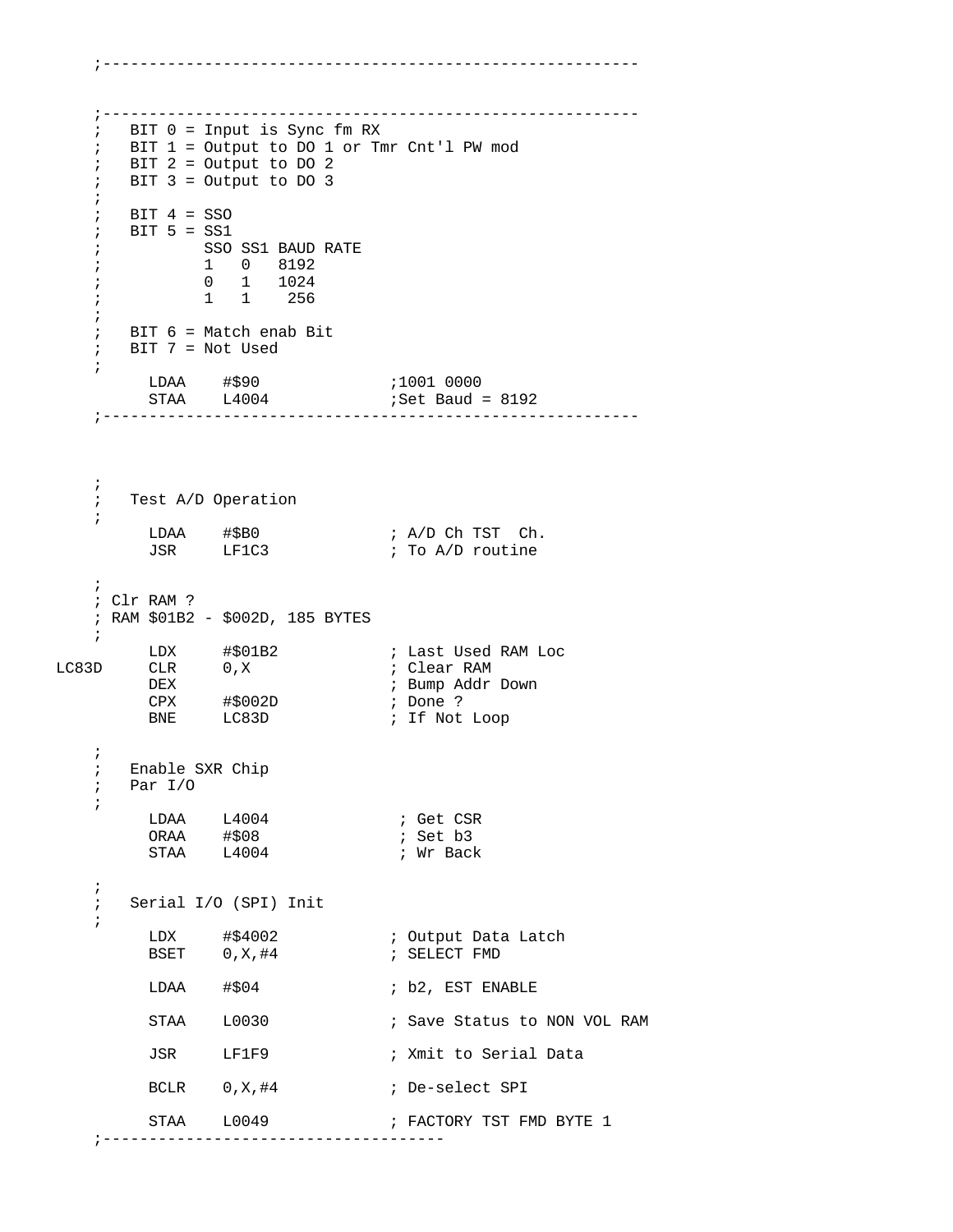```
;---------------------------------------------------------


;---------------------------------------------------------
;   BIT 0 = Input is Sync fm RX
;   BIT 1 = Output to DO 1 or Tmr Cnt'l PW mod
;   BIT 2 = Output to DO 2
;   BIT 3 = Output to DO 3
;
;   BIT 4 = SSO
;   BIT 5 = SS1
;           SSO SS1 BAUD RATE
;           1   0   8192
;           0   1   1024
;           1   1    256
;
;   BIT 6 = Match enab Bit
;   BIT 7 = Not Used
;
        LDAA    #$90                ;1001 0000
        STAA    L4004               ;Set Baud = 8192
;---------------------------------------------------------



;
;   Test A/D Operation
;
        LDAA    #$B0                ; A/D Ch TST  Ch.
        JSR     LF1C3               ; To A/D routine

;
; Clr RAM ?
; RAM $01B2 - $002D, 185 BYTES
;
        LDX     #$01B2              ; Last Used RAM Loc
LC83D   CLR     0,X                 ; Clear RAM
        DEX                         ; Bump Addr Down
        CPX     #$002D              ; Done ?
        BNE     LC83D               ; If Not Loop

;
;   Enable SXR Chip
;   Par I/O
;
        LDAA    L4004                ; Get CSR
        ORAA    #$08                 ; Set b3
        STAA    L4004                ; Wr Back

;
;   Serial I/O (SPI) Init
;
        LDX     #$4002              ; Output Data Latch
        BSET    0,X,#4              ; SELECT FMD

        LDAA    #$04                ; b2, EST ENABLE

        STAA    L0030               ; Save Status to NON VOL RAM

        JSR     LF1F9               ; Xmit to Serial Data

        BCLR    0,X,#4              ; De-select SPI

        STAA    L0049               ; FACTORY TST FMD BYTE 1
;-------------------------------------
```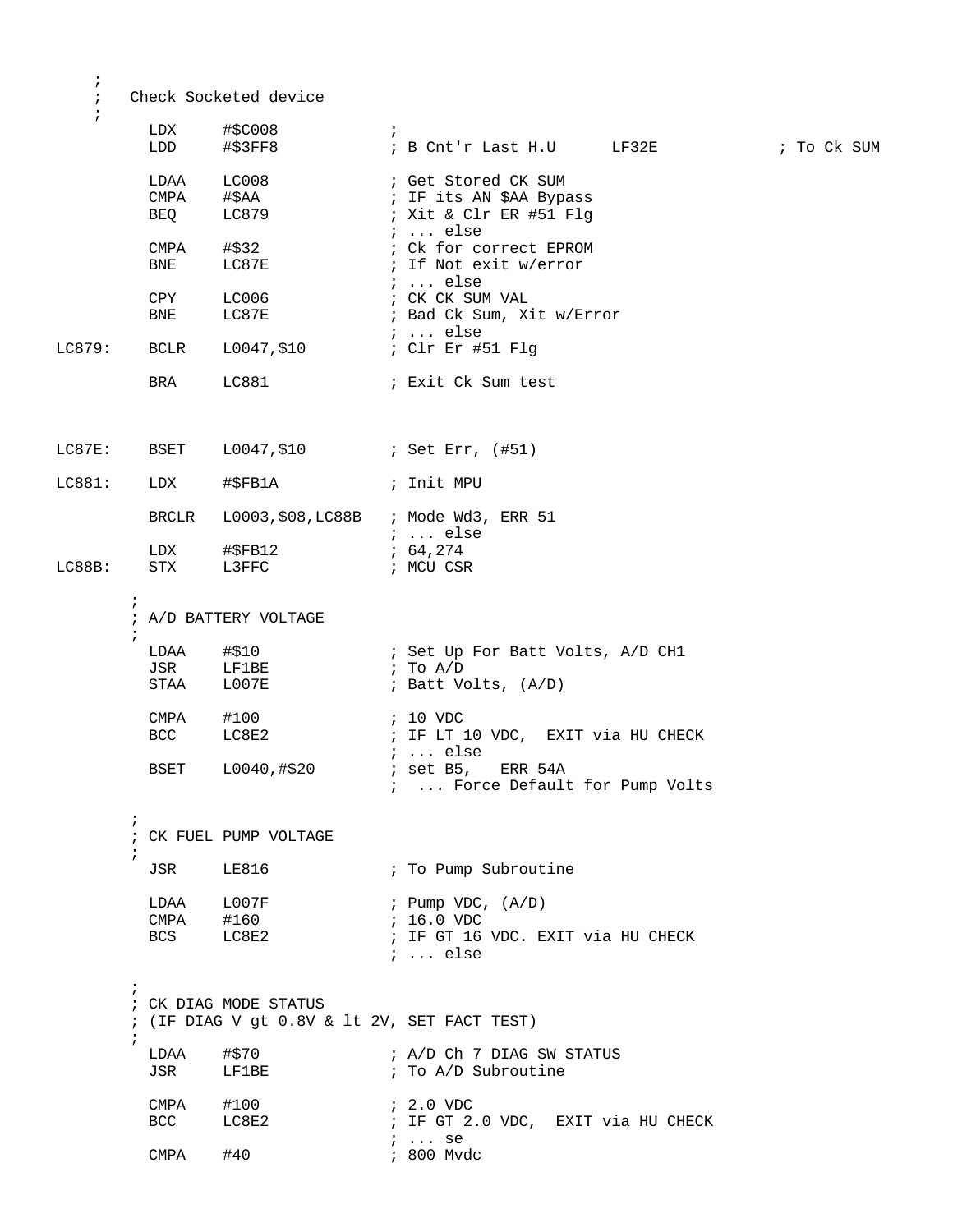```
    ;
    ;   Check Socketed device
    ;
          LDX     #$C008            ;
          LDD     #$3FF8            ; B Cnt'r Last H.U      LF32E            ; To Ck SUM

          LDAA    LC008             ; Get Stored CK SUM
          CMPA    #$AA              ; IF its AN $AA Bypass
          BEQ     LC879             ; Xit & Clr ER #51 Flg
                                    ; ... else
          CMPA    #$32              ; Ck for correct EPROM
          BNE     LC87E             ; If Not exit w/error
                                    ; ... else
          CPY     LC006             ; CK CK SUM VAL
          BNE     LC87E             ; Bad Ck Sum, Xit w/Error
                                    ; ... else
LC879:    BCLR    L0047,$10         ; Clr Er #51 Flg

          BRA     LC881             ; Exit Ck Sum test



LC87E:    BSET    L0047,$10         ; Set Err, (#51)

LC881:    LDX     #$FB1A            ; Init MPU

          BRCLR   L0003,$08,LC88B   ; Mode Wd3, ERR 51
                                    ; ... else
          LDX     #$FB12            ; 64,274
LC88B:    STX     L3FFC             ; MCU CSR

        ;
        ; A/D BATTERY VOLTAGE
        ;
          LDAA    #$10              ; Set Up For Batt Volts, A/D CH1
          JSR     LF1BE             ; To A/D
          STAA    L007E             ; Batt Volts, (A/D)

          CMPA    #100              ; 10 VDC
          BCC     LC8E2             ; IF LT 10 VDC,  EXIT via HU CHECK
                                    ; ... else
          BSET    L0040,#$20        ; set B5,   ERR 54A
                                    ;  ... Force Default for Pump Volts

        ;
        ; CK FUEL PUMP VOLTAGE
        ;
          JSR     LE816             ; To Pump Subroutine

          LDAA    L007F             ; Pump VDC, (A/D)
          CMPA    #160              ; 16.0 VDC
          BCS     LC8E2             ; IF GT 16 VDC. EXIT via HU CHECK
                                    ; ... else

        ;
        ; CK DIAG MODE STATUS
        ; (IF DIAG V gt 0.8V & lt 2V, SET FACT TEST)
        ;
          LDAA    #$70              ; A/D Ch 7 DIAG SW STATUS
          JSR     LF1BE             ; To A/D Subroutine

          CMPA    #100              ; 2.0 VDC
          BCC     LC8E2             ; IF GT 2.0 VDC,  EXIT via HU CHECK
                                    ; ... se
          CMPA    #40               ; 800 Mvdc
```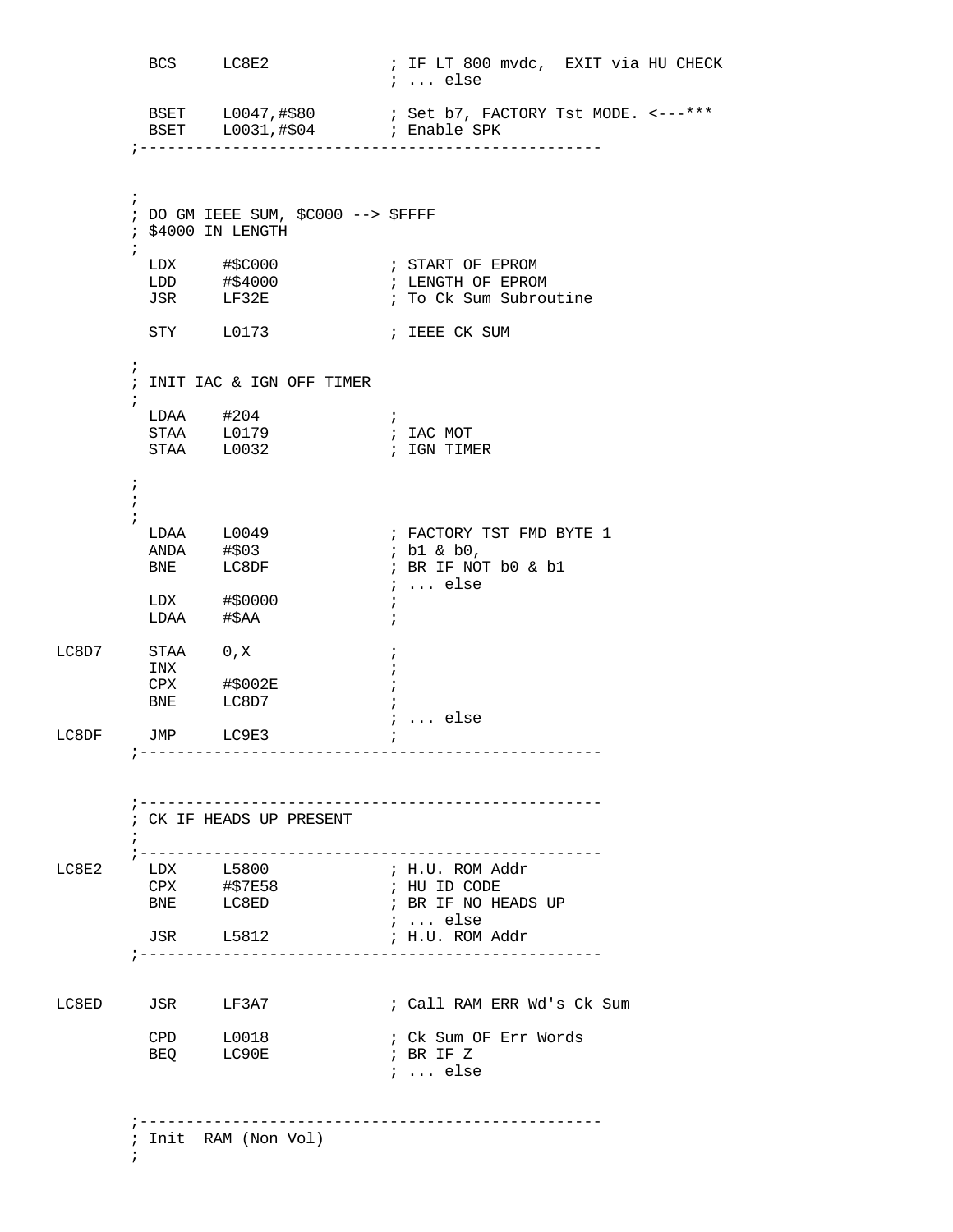```
          BCS     LC8E2             ; IF LT 800 mvdc,  EXIT via HU CHECK
                                    ; ... else

          BSET    L0047,#$80        ; Set b7, FACTORY Tst MODE. <---***
          BSET    L0031,#$04        ; Enable SPK
        ;--------------------------------------------------



        ;
        ; DO GM IEEE SUM, $C000 --> $FFFF
        ; $4000 IN LENGTH
        ;
          LDX     #$C000            ; START OF EPROM
          LDD     #$4000            ; LENGTH OF EPROM
          JSR     LF32E             ; To Ck Sum Subroutine

          STY     L0173             ; IEEE CK SUM

        ;
        ; INIT IAC & IGN OFF TIMER
        ;
          LDAA    #204              ;
          STAA    L0179             ; IAC MOT
          STAA    L0032             ; IGN TIMER

        ;
        ;
        ;
          LDAA    L0049             ; FACTORY TST FMD BYTE 1
          ANDA    #$03              ; b1 & b0,
          BNE     LC8DF             ; BR IF NOT b0 & b1
                                    ; ... else
          LDX     #$0000            ;
          LDAA    #$AA              ;

LC8D7     STAA    0,X               ;
          INX                       ;
          CPX     #$002E            ;
          BNE     LC8D7             ;
                                    ; ... else
LC8DF     JMP     LC9E3             ;
        ;--------------------------------------------------


        ;--------------------------------------------------
        ; CK IF HEADS UP PRESENT
        ;
        ;--------------------------------------------------
LC8E2     LDX     L5800             ; H.U. ROM Addr
          CPX     #$7E58            ; HU ID CODE
          BNE     LC8ED             ; BR IF NO HEADS UP
                                    ; ... else
          JSR     L5812             ; H.U. ROM Addr
        ;--------------------------------------------------


LC8ED     JSR     LF3A7             ; Call RAM ERR Wd's Ck Sum

          CPD     L0018             ; Ck Sum OF Err Words
          BEQ     LC90E             ; BR IF Z
                                    ; ... else


        ;--------------------------------------------------
        ; Init  RAM (Non Vol)
        ;
```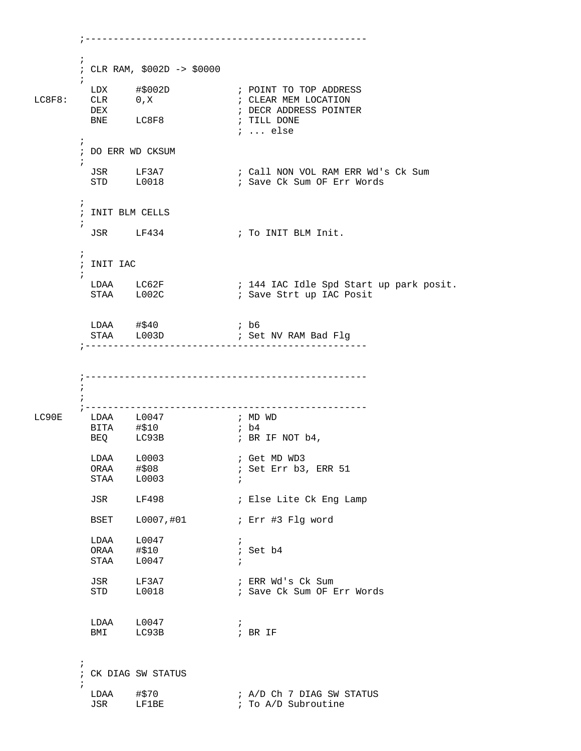```
        ;-------------------------------------------------
        ;
        ; CLR RAM, $002D -> $0000
        ;
          LDX     #$002D            ; POINT TO TOP ADDRESS
LC8F8:    CLR     0,X               ; CLEAR MEM LOCATION
          DEX                       ; DECR ADDRESS POINTER
          BNE     LC8F8             ; TILL DONE
                                    ; ... else
        ;
        ; DO ERR WD CKSUM
        ;
          JSR     LF3A7             ; Call NON VOL RAM ERR Wd's Ck Sum
          STD     L0018             ; Save Ck Sum OF Err Words

        ;
        ; INIT BLM CELLS
        ;
          JSR     LF434             ; To INIT BLM Init.

        ;
        ; INIT IAC
        ;
          LDAA    LC62F             ; 144 IAC Idle Spd Start up park posit.
          STAA    L002C             ; Save Strt up IAC Posit


          LDAA    #$40              ; b6
          STAA    L003D             ; Set NV RAM Bad Flg
        ;-------------------------------------------------



        ;-------------------------------------------------
        ;
        ;
        ;-------------------------------------------------
LC90E     LDAA    L0047             ; MD WD
          BITA    #$10              ; b4
          BEQ     LC93B             ; BR IF NOT b4,

          LDAA    L0003             ; Get MD WD3
          ORAA    #$08              ; Set Err b3, ERR 51
          STAA    L0003             ;

          JSR     LF498             ; Else Lite Ck Eng Lamp

          BSET    L0007,#01         ; Err #3 Flg word

          LDAA    L0047             ;
          ORAA    #$10              ; Set b4
          STAA    L0047             ;

          JSR     LF3A7             ; ERR Wd's Ck Sum
          STD     L0018             ; Save Ck Sum OF Err Words


          LDAA    L0047             ;
          BMI     LC93B             ; BR IF


        ;
        ; CK DIAG SW STATUS
        ;
          LDAA    #$70              ; A/D Ch 7 DIAG SW STATUS
          JSR     LF1BE             ; To A/D Subroutine
```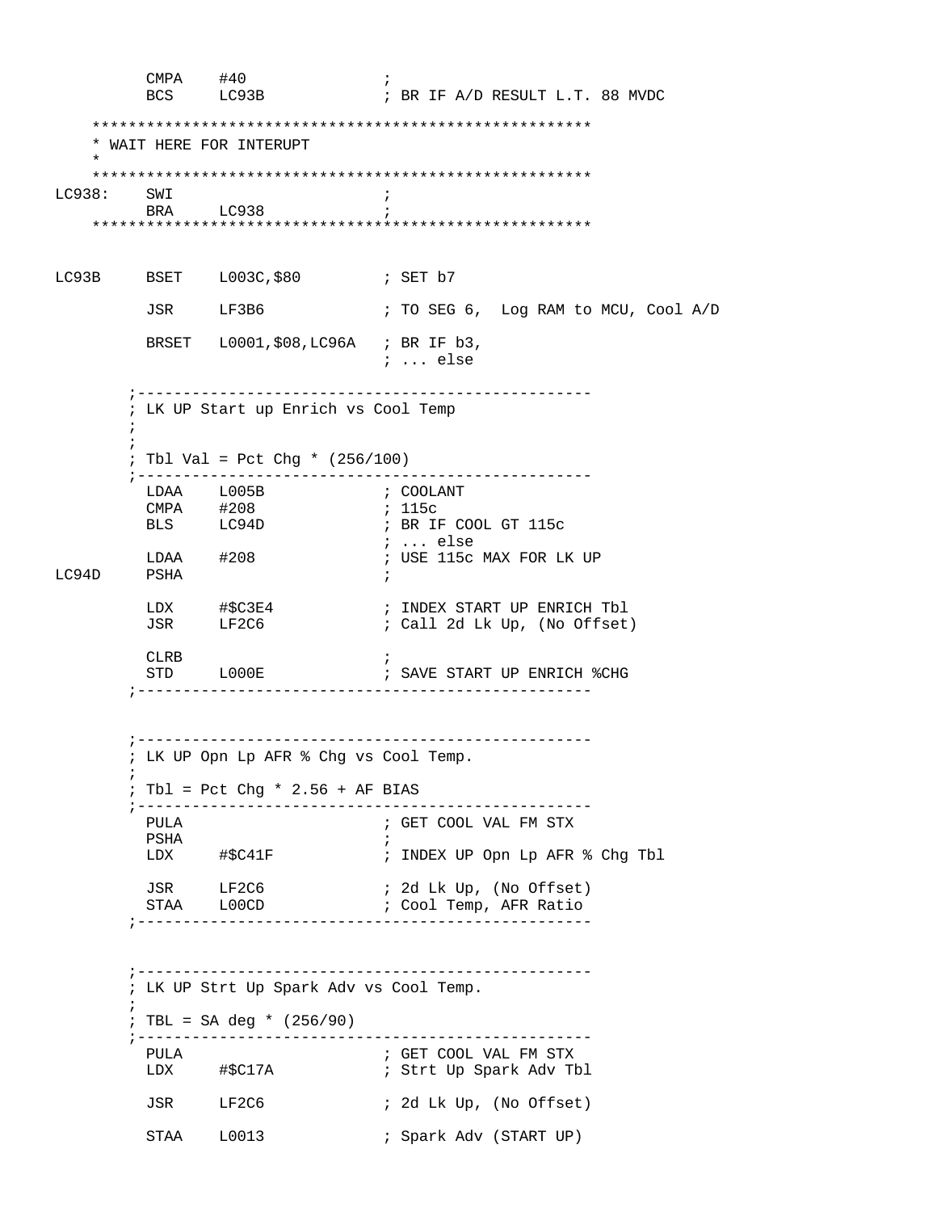```
          CMPA    #40               ;
          BCS     LC93B             ; BR IF A/D RESULT L.T. 88 MVDC

    *****************************************************
    * WAIT HERE FOR INTERUPT
    *
    *****************************************************
LC938:    SWI                       ;
          BRA     LC938             ;
    *****************************************************


LC93B     BSET    L003C,$80         ; SET b7

          JSR     LF3B6             ; TO SEG 6,  Log RAM to MCU, Cool A/D

          BRSET   L0001,$08,LC96A   ; BR IF b3,
                                    ; ... else

        ;-------------------------------------------------
        ; LK UP Start up Enrich vs Cool Temp
        ;
        ;
        ; Tbl Val = Pct Chg * (256/100)
        ;-------------------------------------------------
          LDAA    L005B             ; COOLANT
          CMPA    #208              ; 115c
          BLS     LC94D             ; BR IF COOL GT 115c
                                    ; ... else
          LDAA    #208              ; USE 115c MAX FOR LK UP
LC94D     PSHA                      ;

          LDX     #$C3E4            ; INDEX START UP ENRICH Tbl
          JSR     LF2C6             ; Call 2d Lk Up, (No Offset)

          CLRB                      ;
          STD     L000E             ; SAVE START UP ENRICH %CHG
        ;-------------------------------------------------


        ;-------------------------------------------------
        ; LK UP Opn Lp AFR % Chg vs Cool Temp.
        ;
        ; Tbl = Pct Chg * 2.56 + AF BIAS
        ;-------------------------------------------------
          PULA                      ; GET COOL VAL FM STX
          PSHA                      ;
          LDX     #$C41F            ; INDEX UP Opn Lp AFR % Chg Tbl

          JSR     LF2C6             ; 2d Lk Up, (No Offset)
          STAA    L00CD             ; Cool Temp, AFR Ratio
        ;-------------------------------------------------


        ;-------------------------------------------------
        ; LK UP Strt Up Spark Adv vs Cool Temp.
        ;
        ; TBL = SA deg * (256/90)
        ;-------------------------------------------------
          PULA                      ; GET COOL VAL FM STX
          LDX     #$C17A            ; Strt Up Spark Adv Tbl

          JSR     LF2C6             ; 2d Lk Up, (No Offset)

          STAA    L0013             ; Spark Adv (START UP)
```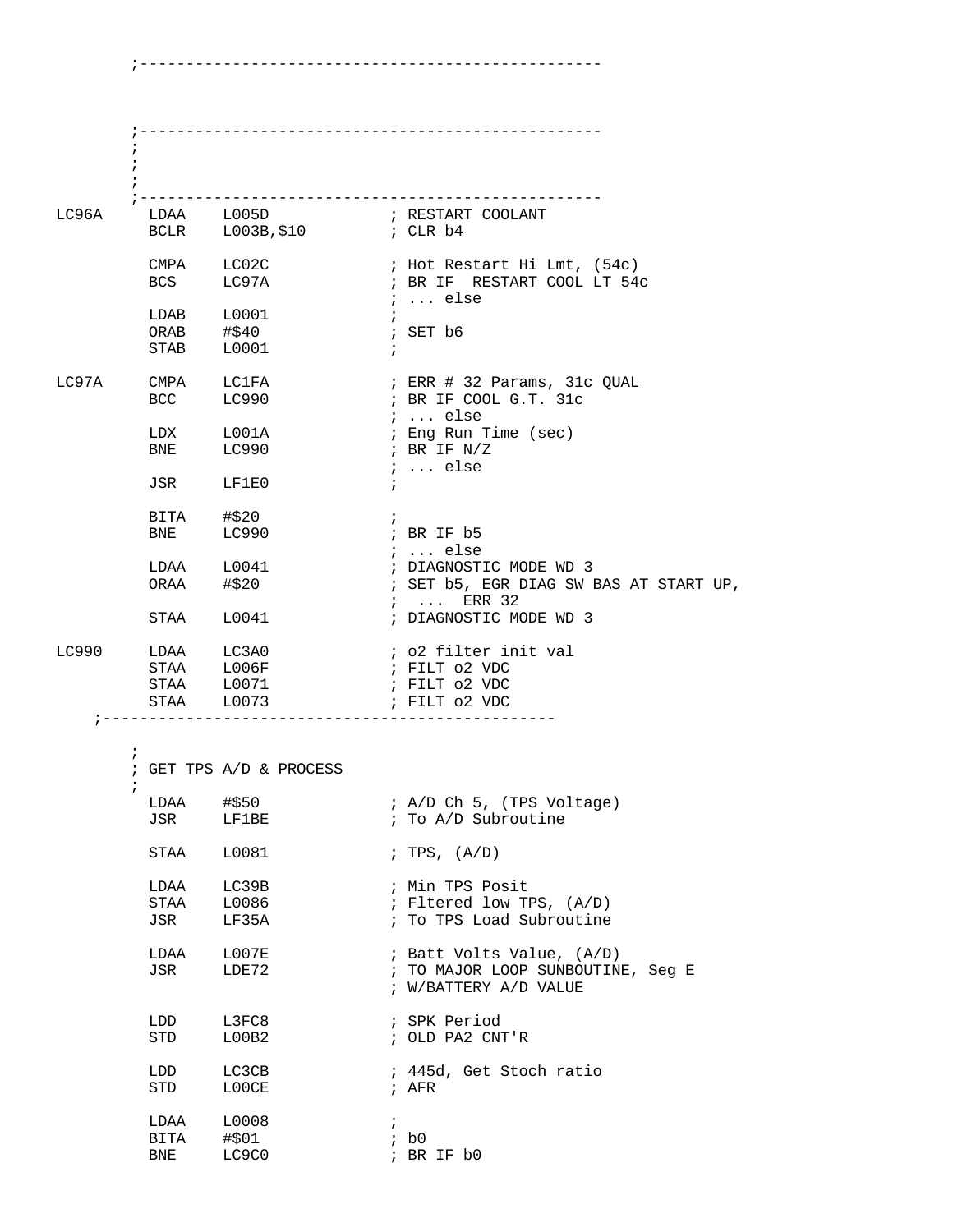```
        ;-------------------------------------------------



        ;-------------------------------------------------
        ;
        ;
        ;
        ;-------------------------------------------------
LC96A     LDAA    L005D              ; RESTART COOLANT
          BCLR    L003B,$10          ; CLR b4

          CMPA    LC02C              ; Hot Restart Hi Lmt, (54c)
          BCS     LC97A              ; BR IF  RESTART COOL LT 54c
                                     ; ... else
          LDAB    L0001              ;
          ORAB    #$40               ; SET b6
          STAB    L0001              ;

LC97A     CMPA    LC1FA              ; ERR # 32 Params, 31c QUAL
          BCC     LC990              ; BR IF COOL G.T. 31c
                                     ; ... else
          LDX     L001A              ; Eng Run Time (sec)
          BNE     LC990              ; BR IF N/Z
                                     ; ... else
          JSR     LF1E0              ;

          BITA    #$20               ;
          BNE     LC990              ; BR IF b5
                                     ; ... else
          LDAA    L0041              ; DIAGNOSTIC MODE WD 3
          ORAA    #$20               ; SET b5, EGR DIAG SW BAS AT START UP,
                                     ;  ...  ERR 32
          STAA    L0041              ; DIAGNOSTIC MODE WD 3

LC990     LDAA    LC3A0              ; o2 filter init val
          STAA    L006F              ; FILT o2 VDC
          STAA    L0071              ; FILT o2 VDC
          STAA    L0073              ; FILT o2 VDC
    ;-------------------------------------------------

        ;
        ; GET TPS A/D & PROCESS
        ;
          LDAA    #$50               ; A/D Ch 5, (TPS Voltage)
          JSR     LF1BE              ; To A/D Subroutine

          STAA    L0081              ; TPS, (A/D)

          LDAA    LC39B              ; Min TPS Posit
          STAA    L0086              ; Fltered low TPS, (A/D)
          JSR     LF35A              ; To TPS Load Subroutine

          LDAA    L007E              ; Batt Volts Value, (A/D)
          JSR     LDE72              ; TO MAJOR LOOP SUNBOUTINE, Seg E
                                     ; W/BATTERY A/D VALUE

          LDD     L3FC8              ; SPK Period
          STD     L00B2              ; OLD PA2 CNT'R

          LDD     LC3CB              ; 445d, Get Stoch ratio
          STD     L00CE              ; AFR

          LDAA    L0008              ;
          BITA    #$01               ; b0
          BNE     LC9C0              ; BR IF b0
```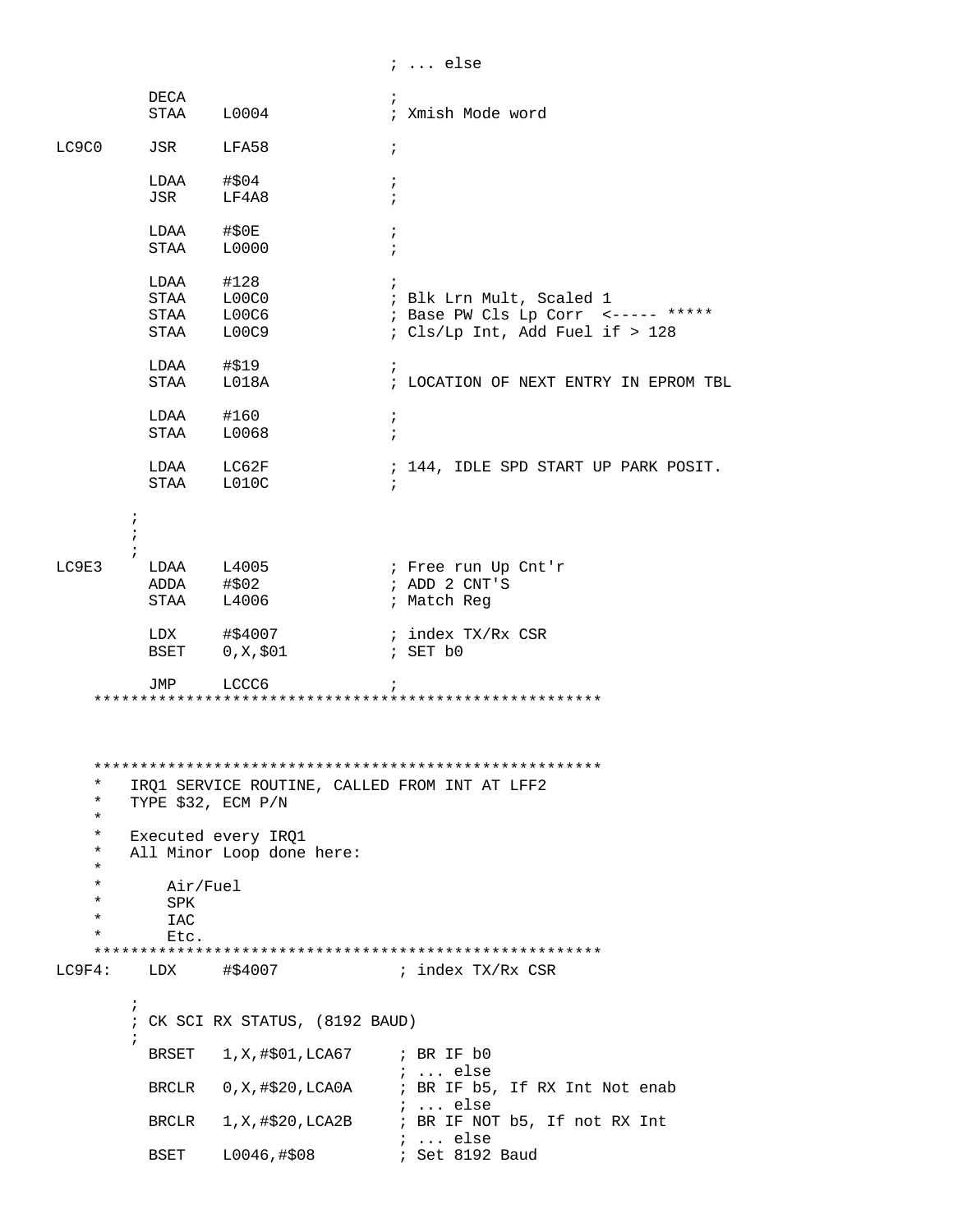```
                                ; ... else

          DECA                  ;
          STAA    L0004         ; Xmish Mode word

LC9C0     JSR     LFA58         ;

          LDAA    #$04          ;
          JSR     LF4A8         ;

          LDAA    #$0E          ;
          STAA    L0000         ;

          LDAA    #128          ;
          STAA    L00C0         ; Blk Lrn Mult, Scaled 1
          STAA    L00C6         ; Base PW Cls Lp Corr  <----- *****
          STAA    L00C9         ; Cls/Lp Int, Add Fuel if > 128

          LDAA    #$19          ;
          STAA    L018A         ; LOCATION OF NEXT ENTRY IN EPROM TBL

          LDAA    #160          ;
          STAA    L0068         ;

          LDAA    LC62F         ; 144, IDLE SPD START UP PARK POSIT.
          STAA    L010C         ;

        ;
        ;
        ;
LC9E3     LDAA    L4005         ; Free run Up Cnt'r
          ADDA    #$02          ; ADD 2 CNT'S
          STAA    L4006         ; Match Reg

          LDX     #$4007        ; index TX/Rx CSR
          BSET    0,X,$01       ; SET b0

          JMP     LCCC6         ;
    *******************************************************



    *******************************************************
    *   IRQ1 SERVICE ROUTINE, CALLED FROM INT AT LFF2
    *   TYPE $32, ECM P/N
    *
    *   Executed every IRQ1
    *   All Minor Loop done here:
    *
    *       Air/Fuel
    *       SPK
    *       IAC
    *       Etc.
    *******************************************************
LC9F4:    LDX     #$4007         ; index TX/Rx CSR

        ;
        ; CK SCI RX STATUS, (8192 BAUD)
        ;
          BRSET   1,X,#$01,LCA67     ; BR IF b0
                                     ; ... else
          BRCLR   0,X,#$20,LCA0A     ; BR IF b5, If RX Int Not enab
                                     ; ... else
          BRCLR   1,X,#$20,LCA2B     ; BR IF NOT b5, If not RX Int
                                     ; ... else
          BSET    L0046,#$08         ; Set 8192 Baud
```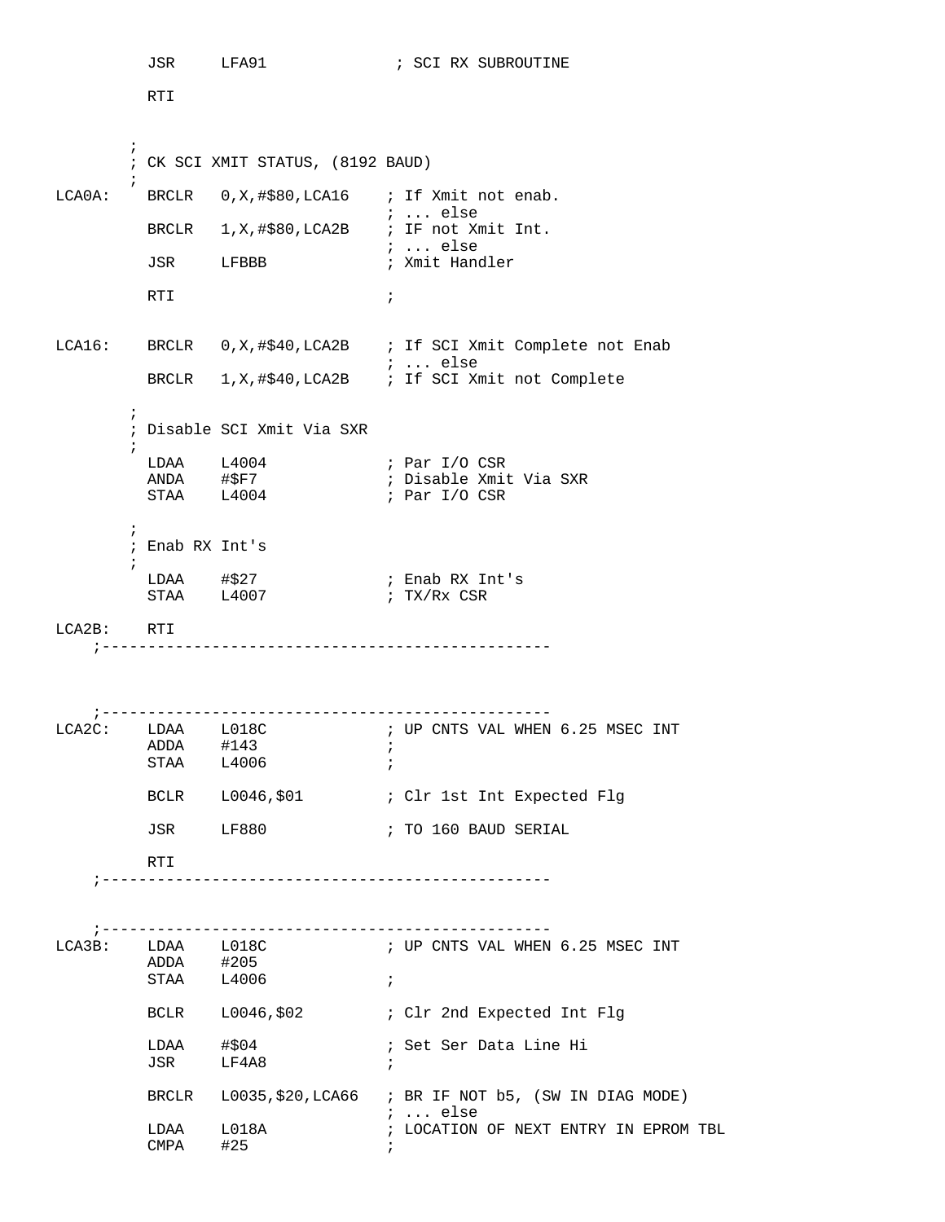```
          JSR     LFA91              ; SCI RX SUBROUTINE

          RTI


        ;
        ; CK SCI XMIT STATUS, (8192 BAUD)
        ;
LCA0A:    BRCLR   0,X,#$80,LCA16    ; If Xmit not enab.
                                    ; ... else
          BRCLR   1,X,#$80,LCA2B    ; IF not Xmit Int.
                                    ; ... else
          JSR     LFBBB             ; Xmit Handler

          RTI                       ;


LCA16:    BRCLR   0,X,#$40,LCA2B    ; If SCI Xmit Complete not Enab
                                    ; ... else
          BRCLR   1,X,#$40,LCA2B    ; If SCI Xmit not Complete

        ;
        ; Disable SCI Xmit Via SXR
        ;
          LDAA    L4004             ; Par I/O CSR
          ANDA    #$F7              ; Disable Xmit Via SXR
          STAA    L4004             ; Par I/O CSR

        ;
        ; Enab RX Int's
        ;
          LDAA    #$27              ; Enab RX Int's
          STAA    L4007             ; TX/Rx CSR

LCA2B:    RTI
    ;-------------------------------------------------



    ;-------------------------------------------------
LCA2C:    LDAA    L018C             ; UP CNTS VAL WHEN 6.25 MSEC INT
          ADDA    #143              ;
          STAA    L4006             ;

          BCLR    L0046,$01         ; Clr 1st Int Expected Flg

          JSR     LF880             ; TO 160 BAUD SERIAL

          RTI
    ;-------------------------------------------------


    ;-------------------------------------------------
LCA3B:    LDAA    L018C             ; UP CNTS VAL WHEN 6.25 MSEC INT
          ADDA    #205
          STAA    L4006             ;

          BCLR    L0046,$02         ; Clr 2nd Expected Int Flg

          LDAA    #$04              ; Set Ser Data Line Hi
          JSR     LF4A8             ;

          BRCLR   L0035,$20,LCA66   ; BR IF NOT b5, (SW IN DIAG MODE)
                                    ; ... else
          LDAA    L018A             ; LOCATION OF NEXT ENTRY IN EPROM TBL
          CMPA    #25               ;
```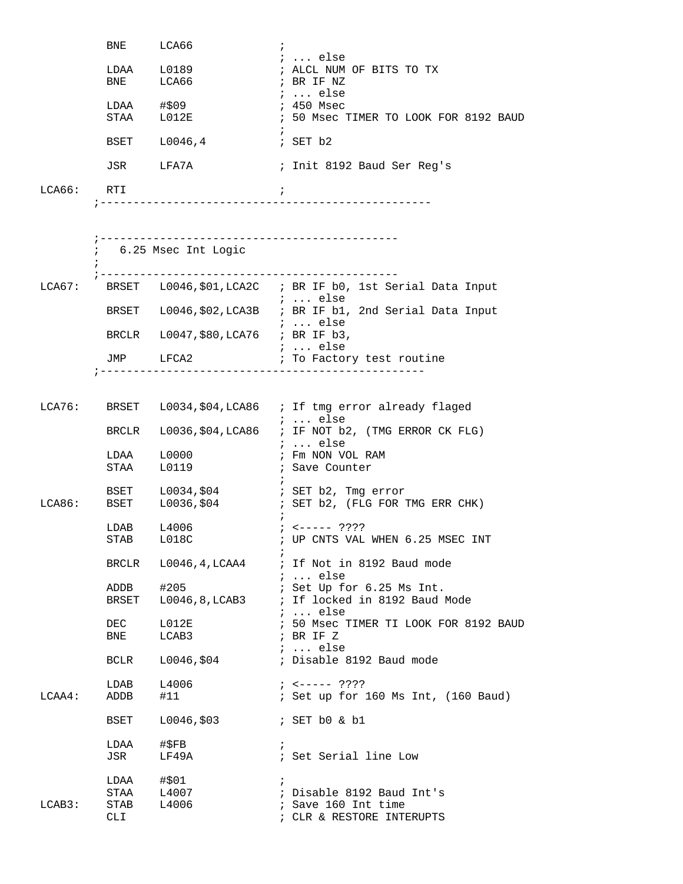```
          BNE     LCA66             ;
                                    ; ... else
          LDAA    L0189             ; ALCL NUM OF BITS TO TX
          BNE     LCA66             ; BR IF NZ
                                    ; ... else
          LDAA    #$09              ; 450 Msec
          STAA    L012E             ; 50 Msec TIMER TO LOOK FOR 8192 BAUD
                                    ;
          BSET    L0046,4           ; SET b2

          JSR     LFA7A             ; Init 8192 Baud Ser Reg's

LCA66:    RTI                       ;
        ;-------------------------------------------------



        ;---------------------------------------------
        ;   6.25 Msec Int Logic
        ;
        ;---------------------------------------------
LCA67:    BRSET   L0046,$01,LCA2C   ; BR IF b0, 1st Serial Data Input
                                    ; ... else
          BRSET   L0046,$02,LCA3B   ; BR IF b1, 2nd Serial Data Input
                                    ; ... else
          BRCLR   L0047,$80,LCA76   ; BR IF b3,
                                    ; ... else
          JMP     LFCA2             ; To Factory test routine
        ;-------------------------------------------------


LCA76:    BRSET   L0034,$04,LCA86   ; If tmg error already flaged
                                    ; ... else
          BRCLR   L0036,$04,LCA86   ; IF NOT b2, (TMG ERROR CK FLG)
                                    ; ... else
          LDAA    L0000             ; Fm NON VOL RAM
          STAA    L0119             ; Save Counter
                                    ;
          BSET    L0034,$04         ; SET b2, Tmg error
LCA86:    BSET    L0036,$04         ; SET b2, (FLG FOR TMG ERR CHK)
                                    ;
          LDAB    L4006             ; <----- ????
          STAB    L018C             ; UP CNTS VAL WHEN 6.25 MSEC INT
                                    ;
          BRCLR   L0046,4,LCAA4     ; If Not in 8192 Baud mode
                                    ; ... else
          ADDB    #205              ; Set Up for 6.25 Ms Int.
          BRSET   L0046,8,LCAB3     ; If locked in 8192 Baud Mode
                                    ; ... else
          DEC     L012E             ; 50 Msec TIMER TI LOOK FOR 8192 BAUD
          BNE     LCAB3             ; BR IF Z
                                    ; ... else
          BCLR    L0046,$04         ; Disable 8192 Baud mode

          LDAB    L4006             ; <----- ????
LCAA4:    ADDB    #11               ; Set up for 160 Ms Int, (160 Baud)

          BSET    L0046,$03         ; SET b0 & b1

          LDAA    #$FB              ;
          JSR     LF49A             ; Set Serial line Low

          LDAA    #$01              ;
          STAA    L4007             ; Disable 8192 Baud Int's
LCAB3:    STAB    L4006             ; Save 160 Int time
          CLI                       ; CLR & RESTORE INTERUPTS
```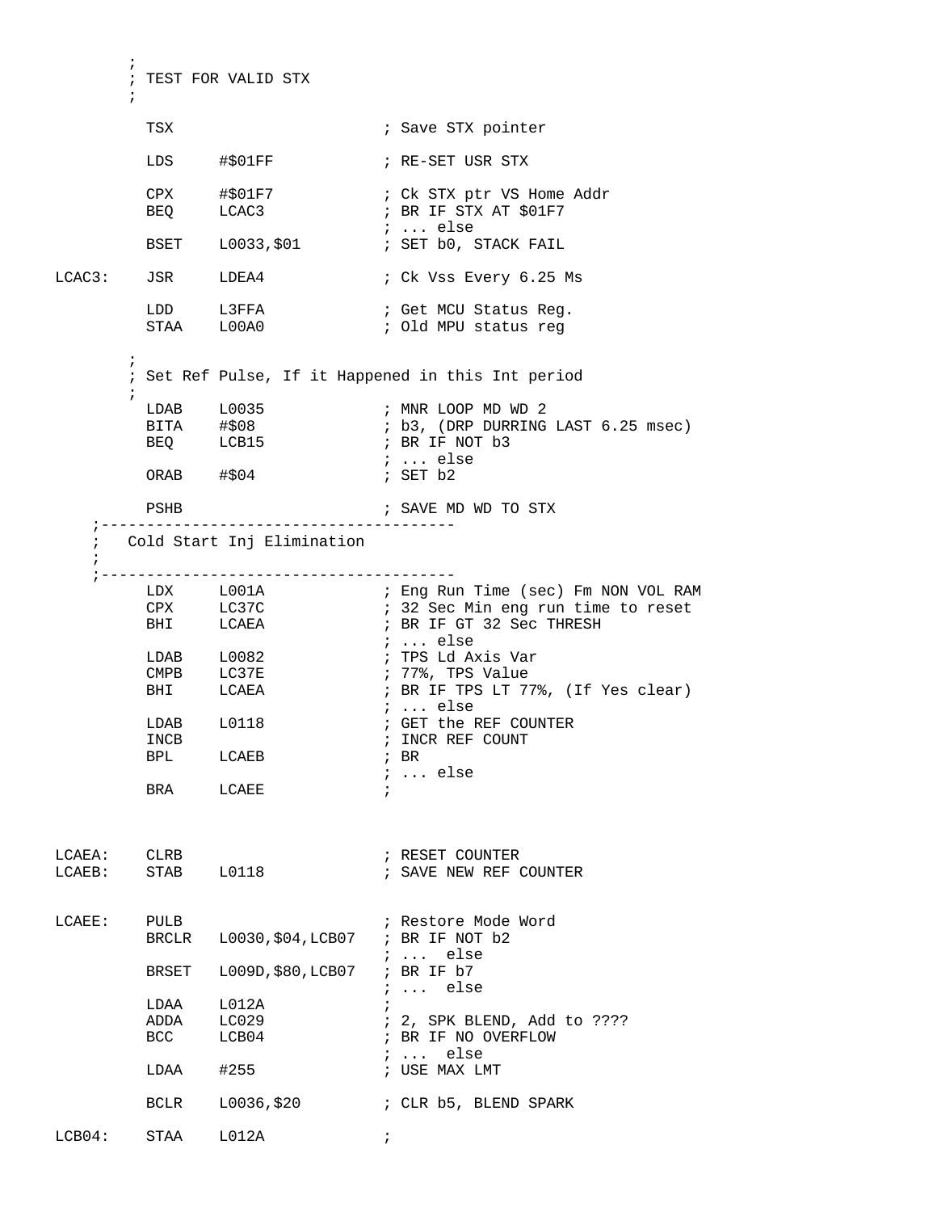```
        ;
        ; TEST FOR VALID STX
        ;

          TSX                       ; Save STX pointer

          LDS     #$01FF            ; RE-SET USR STX

          CPX     #$01F7            ; Ck STX ptr VS Home Addr
          BEQ     LCAC3             ; BR IF STX AT $01F7
                                    ; ... else
          BSET    L0033,$01         ; SET b0, STACK FAIL

LCAC3:    JSR     LDEA4             ; Ck Vss Every 6.25 Ms

          LDD     L3FFA             ; Get MCU Status Reg.
          STAA    L00A0             ; Old MPU status reg

        ;
        ; Set Ref Pulse, If it Happened in this Int period
        ;
          LDAB    L0035             ; MNR LOOP MD WD 2
          BITA    #$08              ; b3, (DRP DURRING LAST 6.25 msec)
          BEQ     LCB15             ; BR IF NOT b3
                                    ; ... else
          ORAB    #$04              ; SET b2

          PSHB                      ; SAVE MD WD TO STX
    ;--------------------------------------
    ;   Cold Start Inj Elimination
    ;
    ;--------------------------------------
          LDX     L001A             ; Eng Run Time (sec) Fm NON VOL RAM
          CPX     LC37C             ; 32 Sec Min eng run time to reset
          BHI     LCAEA             ; BR IF GT 32 Sec THRESH
                                    ; ... else
          LDAB    L0082             ; TPS Ld Axis Var
          CMPB    LC37E             ; 77%, TPS Value
          BHI     LCAEA             ; BR IF TPS LT 77%, (If Yes clear)
                                    ; ... else
          LDAB    L0118             ; GET the REF COUNTER
          INCB                      ; INCR REF COUNT
          BPL     LCAEB             ; BR
                                    ; ... else
          BRA     LCAEE             ;



LCAEA:    CLRB                      ; RESET COUNTER
LCAEB:    STAB    L0118             ; SAVE NEW REF COUNTER


LCAEE:    PULB                      ; Restore Mode Word
          BRCLR   L0030,$04,LCB07   ; BR IF NOT b2
                                    ; ...  else
          BRSET   L009D,$80,LCB07   ; BR IF b7
                                    ; ...  else
          LDAA    L012A             ;
          ADDA    LC029             ; 2, SPK BLEND, Add to ????
          BCC     LCB04             ; BR IF NO OVERFLOW
                                    ; ...  else
          LDAA    #255              ; USE MAX LMT

          BCLR    L0036,$20         ; CLR b5, BLEND SPARK

LCB04:    STAA    L012A             ;
```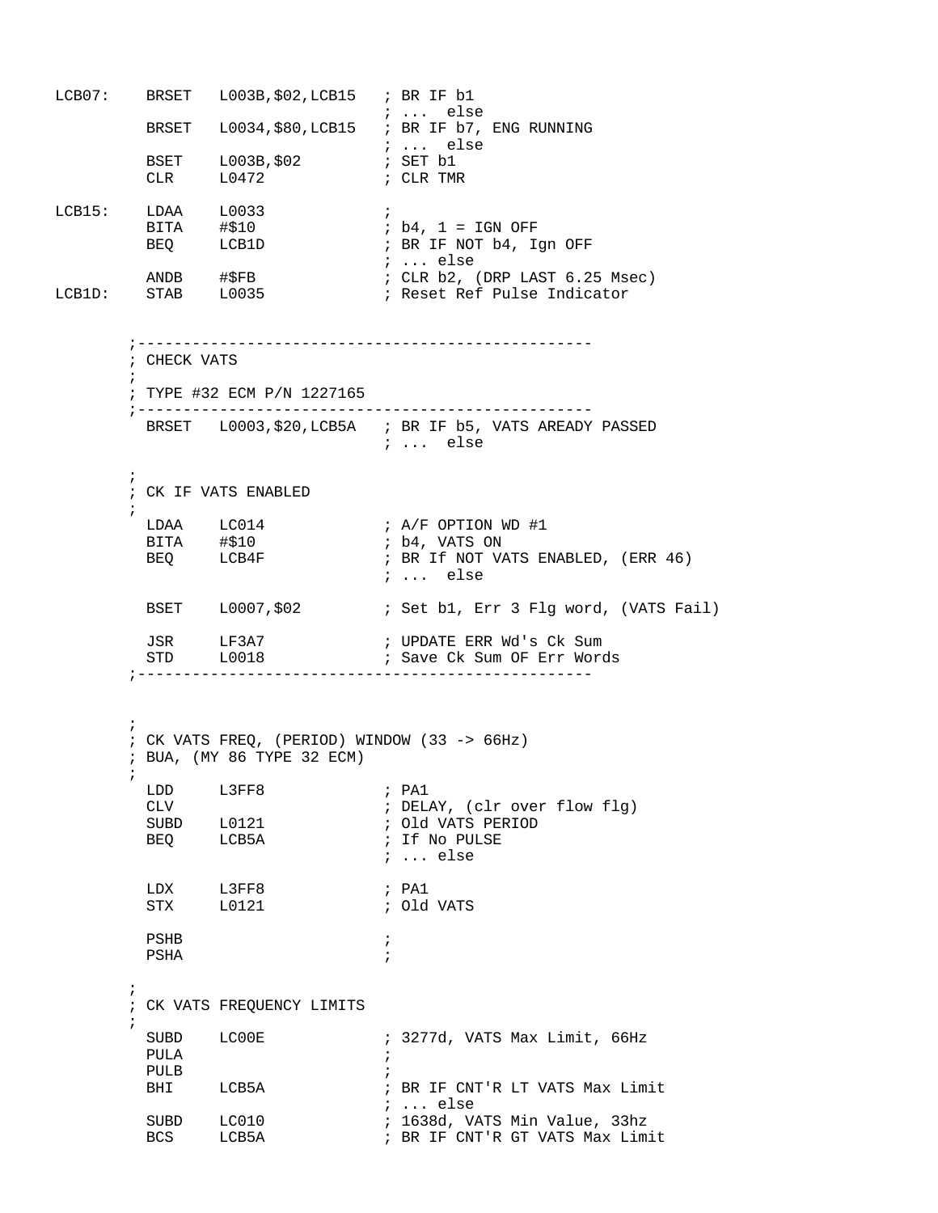```
LCB07:    BRSET   L003B,$02,LCB15   ; BR IF b1
                                    ; ...  else
          BRSET   L0034,$80,LCB15   ; BR IF b7, ENG RUNNING
                                    ; ...  else
          BSET    L003B,$02         ; SET b1
          CLR     L0472             ; CLR TMR

LCB15:    LDAA    L0033             ;
          BITA    #$10              ; b4, 1 = IGN OFF
          BEQ     LCB1D             ; BR IF NOT b4, Ign OFF
                                    ; ... else
          ANDB    #$FB              ; CLR b2, (DRP LAST 6.25 Msec)
LCB1D:    STAB    L0035             ; Reset Ref Pulse Indicator


        ;--------------------------------------------------
        ; CHECK VATS
        ;
        ; TYPE #32 ECM P/N 1227165
        ;--------------------------------------------------
          BRSET   L0003,$20,LCB5A   ; BR IF b5, VATS AREADY PASSED
                                    ; ...  else

        ;
        ; CK IF VATS ENABLED
        ;
          LDAA    LC014             ; A/F OPTION WD #1
          BITA    #$10              ; b4, VATS ON
          BEQ     LCB4F             ; BR If NOT VATS ENABLED, (ERR 46)
                                    ; ...  else

          BSET    L0007,$02         ; Set b1, Err 3 Flg word, (VATS Fail)

          JSR     LF3A7             ; UPDATE ERR Wd's Ck Sum
          STD     L0018             ; Save Ck Sum OF Err Words
        ;--------------------------------------------------



        ;
        ; CK VATS FREQ, (PERIOD) WINDOW (33 -> 66Hz)
        ; BUA, (MY 86 TYPE 32 ECM)
        ;
          LDD     L3FF8             ; PA1
          CLV                       ; DELAY, (clr over flow flg)
          SUBD    L0121             ; Old VATS PERIOD
          BEQ     LCB5A             ; If No PULSE
                                    ; ... else

          LDX     L3FF8             ; PA1
          STX     L0121             ; Old VATS

          PSHB                      ;
          PSHA                      ;

        ;
        ; CK VATS FREQUENCY LIMITS
        ;
          SUBD    LC00E             ; 3277d, VATS Max Limit, 66Hz
          PULA                      ;
          PULB                      ;
          BHI     LCB5A             ; BR IF CNT'R LT VATS Max Limit
                                    ; ... else
          SUBD    LC010             ; 1638d, VATS Min Value, 33hz
          BCS     LCB5A             ; BR IF CNT'R GT VATS Max Limit
```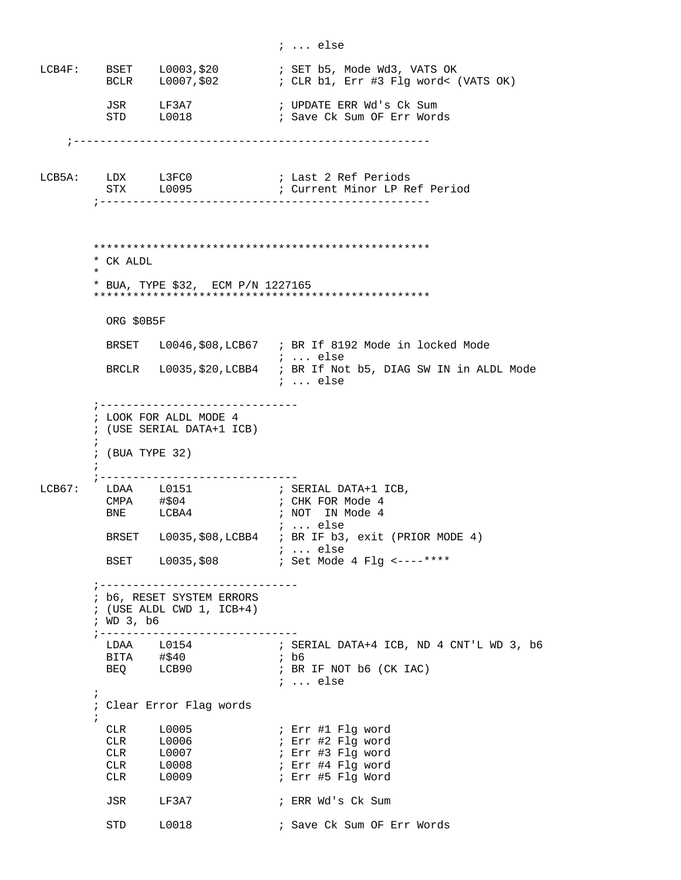```
                                    ; ... else

LCB4F:    BSET    L0003,$20         ; SET b5, Mode Wd3, VATS OK
          BCLR    L0007,$02         ; CLR b1, Err #3 Flg word< (VATS OK)

          JSR     LF3A7             ; UPDATE ERR Wd's Ck Sum
          STD     L0018             ; Save Ck Sum OF Err Words

    ;-------------------------------------------------------


LCB5A:    LDX     L3FC0             ; Last 2 Ref Periods
          STX     L0095             ; Current Minor LP Ref Period
        ;--------------------------------------------------



        **************************************************
        * CK ALDL
        *
        * BUA, TYPE $32,  ECM P/N 1227165
        **************************************************

          ORG $0B5F

          BRSET   L0046,$08,LCB67   ; BR If 8192 Mode in locked Mode
                                    ; ... else
          BRCLR   L0035,$20,LCBB4   ; BR If Not b5, DIAG SW IN in ALDL Mode
                                    ; ... else

        ;------------------------------
        ; LOOK FOR ALDL MODE 4
        ; (USE SERIAL DATA+1 ICB)
        ;
        ; (BUA TYPE 32)
        ;
        ;------------------------------
LCB67:    LDAA    L0151             ; SERIAL DATA+1 ICB,
          CMPA    #$04              ; CHK FOR Mode 4
          BNE     LCBA4             ; NOT  IN Mode 4
                                    ; ... else
          BRSET   L0035,$08,LCBB4   ; BR IF b3, exit (PRIOR MODE 4)
                                    ; ... else
          BSET    L0035,$08         ; Set Mode 4 Flg <----****

        ;------------------------------
        ; b6, RESET SYSTEM ERRORS
        ; (USE ALDL CWD 1, ICB+4)
        ; WD 3, b6
        ;------------------------------
          LDAA    L0154             ; SERIAL DATA+4 ICB, ND 4 CNT'L WD 3, b6
          BITA    #$40              ; b6
          BEQ     LCB90             ; BR IF NOT b6 (CK IAC)
                                    ; ... else
        ;
        ; Clear Error Flag words
        ;
          CLR     L0005             ; Err #1 Flg word
          CLR     L0006             ; Err #2 Flg word
          CLR     L0007             ; Err #3 Flg word
          CLR     L0008             ; Err #4 Flg word
          CLR     L0009             ; Err #5 Flg Word

          JSR     LF3A7             ; ERR Wd's Ck Sum

          STD     L0018             ; Save Ck Sum OF Err Words
```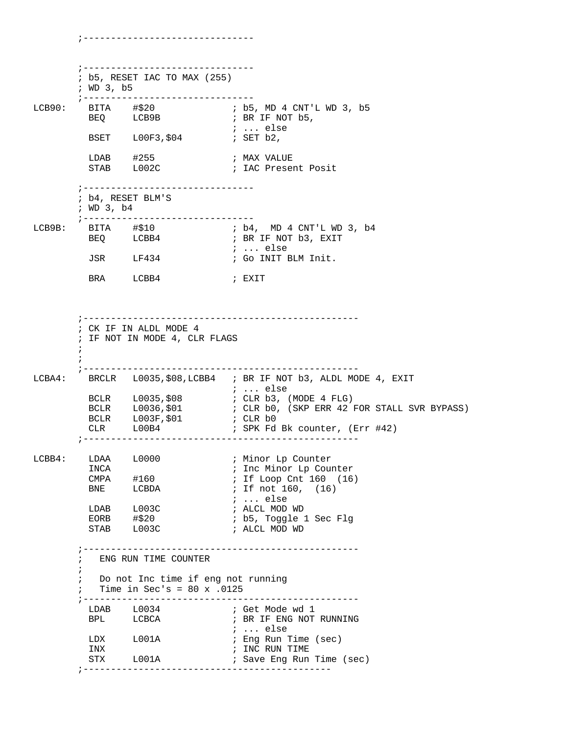```
        ;-------------------------------


        ;-------------------------------
        ; b5, RESET IAC TO MAX (255)
        ; WD 3, b5
        ;-------------------------------
LCB90:    BITA    #$20              ; b5, MD 4 CNT'L WD 3, b5
          BEQ     LCB9B             ; BR IF NOT b5,
                                    ; ... else
          BSET    L00F3,$04         ; SET b2,

          LDAB    #255              ; MAX VALUE
          STAB    L002C             ; IAC Present Posit

        ;-------------------------------
        ; b4, RESET BLM'S
        ; WD 3, b4
        ;-------------------------------
LCB9B:    BITA    #$10              ; b4,  MD 4 CNT'L WD 3, b4
          BEQ     LCBB4             ; BR IF NOT b3, EXIT
                                    ; ... else
          JSR     LF434             ; Go INIT BLM Init.

          BRA     LCBB4             ; EXIT



        ;-------------------------------------------------
        ; CK IF IN ALDL MODE 4
        ; IF NOT IN MODE 4, CLR FLAGS
        ;
        ;
        ;-------------------------------------------------
LCBA4:    BRCLR   L0035,$08,LCBB4   ; BR IF NOT b3, ALDL MODE 4, EXIT
                                    ; ... else
          BCLR    L0035,$08         ; CLR b3, (MODE 4 FLG)
          BCLR    L0036,$01         ; CLR b0, (SKP ERR 42 FOR STALL SVR BYPASS)
          BCLR    L003F,$01         ; CLR b0
          CLR     L00B4             ; SPK Fd Bk counter, (Err #42)
        ;-------------------------------------------------

LCBB4:    LDAA    L0000             ; Minor Lp Counter
          INCA                      ; Inc Minor Lp Counter
          CMPA    #160              ; If Loop Cnt 160  (16)
          BNE     LCBDA             ; If not 160,  (16)
                                    ; ... else
          LDAB    L003C             ; ALCL MOD WD
          EORB    #$20              ; b5, Toggle 1 Sec Flg
          STAB    L003C             ; ALCL MOD WD

        ;-------------------------------------------------
        ;   ENG RUN TIME COUNTER
        ;
        ;   Do not Inc time if eng not running
        ;   Time in Sec's = 80 x .0125
        ;-------------------------------------------------
          LDAB    L0034             ; Get Mode wd 1
          BPL     LCBCA             ; BR IF ENG NOT RUNNING
                                    ; ... else
          LDX     L001A             ; Eng Run Time (sec)
          INX                       ; INC RUN TIME
          STX     L001A             ; Save Eng Run Time (sec)
        ;--------------------------------------------
```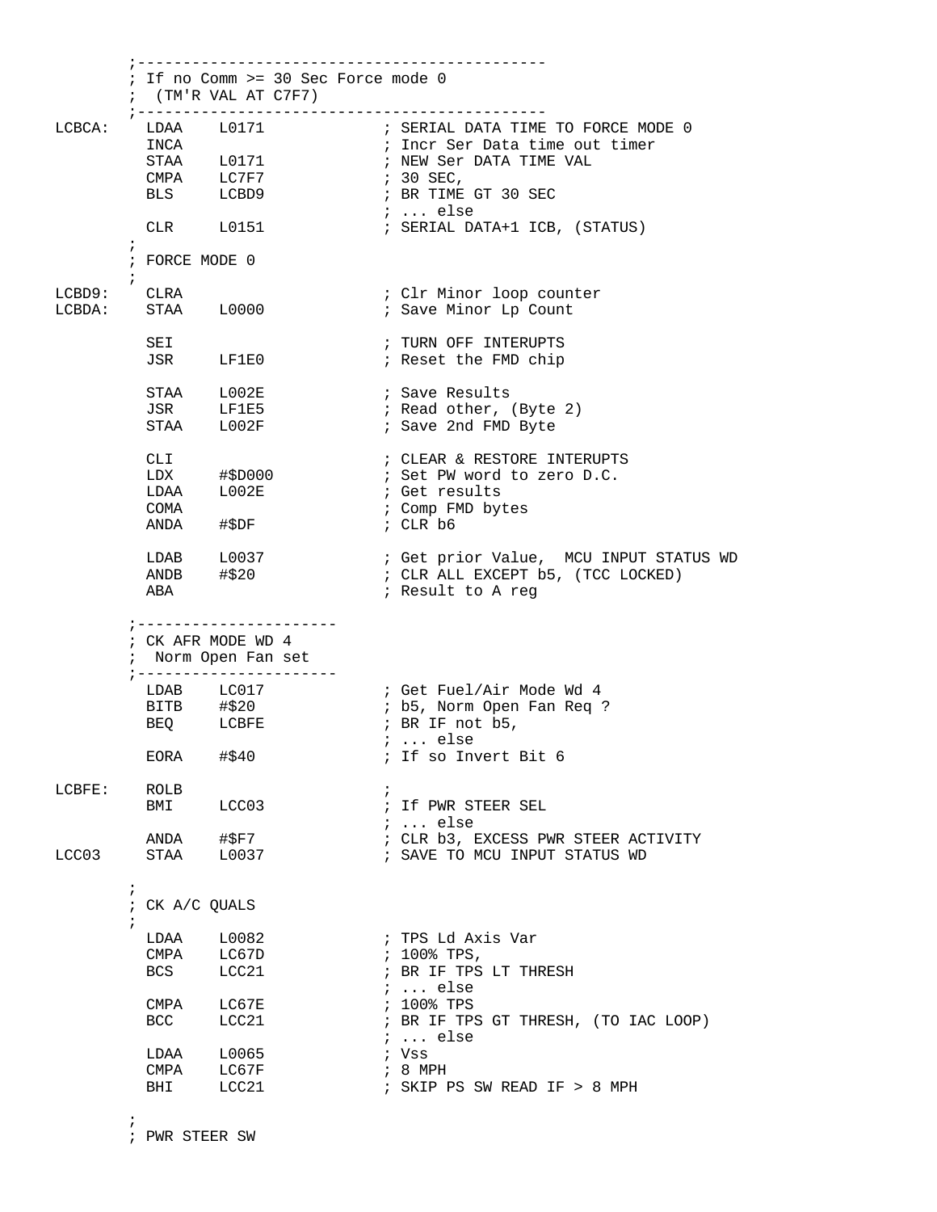```
        ;---------------------------------------------
        ; If no Comm >= 30 Sec Force mode 0
        ;  (TM'R VAL AT C7F7)
        ;---------------------------------------------
LCBCA:    LDAA    L0171             ; SERIAL DATA TIME TO FORCE MODE 0
          INCA                      ; Incr Ser Data time out timer
          STAA    L0171             ; NEW Ser DATA TIME VAL
          CMPA    LC7F7             ; 30 SEC,
          BLS     LCBD9             ; BR TIME GT 30 SEC
                                    ; ... else
          CLR     L0151             ; SERIAL DATA+1 ICB, (STATUS)
        ;
        ; FORCE MODE 0
        ;
LCBD9:    CLRA                      ; Clr Minor loop counter
LCBDA:    STAA    L0000             ; Save Minor Lp Count

          SEI                       ; TURN OFF INTERUPTS
          JSR     LF1E0             ; Reset the FMD chip

          STAA    L002E             ; Save Results
          JSR     LF1E5             ; Read other, (Byte 2)
          STAA    L002F             ; Save 2nd FMD Byte

          CLI                       ; CLEAR & RESTORE INTERUPTS
          LDX     #$D000            ; Set PW word to zero D.C.
          LDAA    L002E             ; Get results
          COMA                      ; Comp FMD bytes
          ANDA    #$DF              ; CLR b6

          LDAB    L0037             ; Get prior Value,  MCU INPUT STATUS WD
          ANDB    #$20              ; CLR ALL EXCEPT b5, (TCC LOCKED)
          ABA                       ; Result to A reg

        ;----------------------
        ; CK AFR MODE WD 4
        ;  Norm Open Fan set
        ;----------------------
          LDAB    LC017             ; Get Fuel/Air Mode Wd 4
          BITB    #$20              ; b5, Norm Open Fan Req ?
          BEQ     LCBFE             ; BR IF not b5,
                                    ; ... else
          EORA    #$40              ; If so Invert Bit 6

LCBFE:    ROLB                      ;
          BMI     LCC03             ; If PWR STEER SEL
                                    ; ... else
          ANDA    #$F7              ; CLR b3, EXCESS PWR STEER ACTIVITY
LCC03     STAA    L0037             ; SAVE TO MCU INPUT STATUS WD

        ;
        ; CK A/C QUALS
        ;
          LDAA    L0082             ; TPS Ld Axis Var
          CMPA    LC67D             ; 100% TPS,
          BCS     LCC21             ; BR IF TPS LT THRESH
                                    ; ... else
          CMPA    LC67E             ; 100% TPS
          BCC     LCC21             ; BR IF TPS GT THRESH, (TO IAC LOOP)
                                    ; ... else
          LDAA    L0065             ; Vss
          CMPA    LC67F             ; 8 MPH
          BHI     LCC21             ; SKIP PS SW READ IF > 8 MPH

        ;
        ; PWR STEER SW
```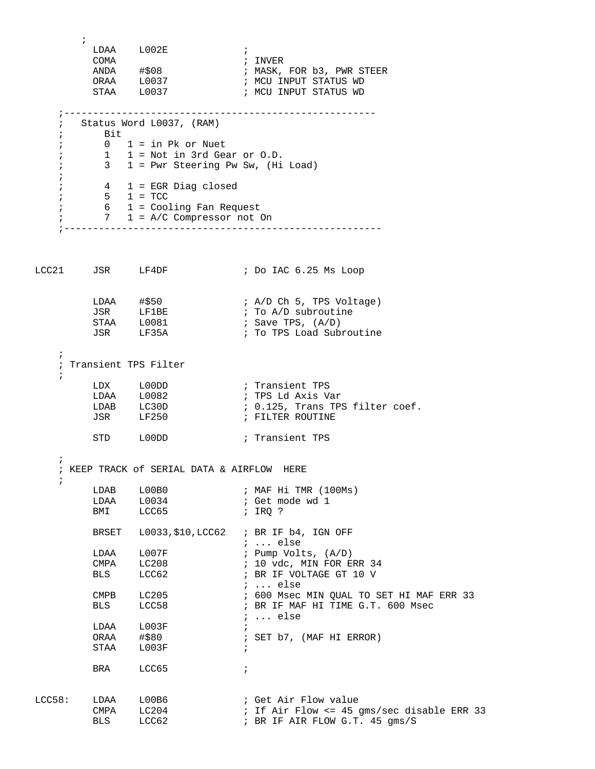```
        ;
         LDAA    L002E              ;
         COMA                       ; INVER
         ANDA    #$08               ; MASK, FOR b3, PWR STEER
         ORAA    L0037              ; MCU INPUT STATUS WD
         STAA    L0037              ; MCU INPUT STATUS WD

    ;-----------------------------------------------------
    ;   Status Word L0037, (RAM)
    ;       Bit
    ;       0   1 = in Pk or Nuet
    ;       1   1 = Not in 3rd Gear or O.D.
    ;       3   1 = Pwr Steering Pw Sw, (Hi Load)
    ;
    ;       4   1 = EGR Diag closed
    ;       5   1 = TCC
    ;       6   1 = Cooling Fan Request
    ;       7   1 = A/C Compressor not On
    ;------------------------------------------------------



LCC21    JSR     LF4DF              ; Do IAC 6.25 Ms Loop


         LDAA    #$50               ; A/D Ch 5, TPS Voltage)
         JSR     LF1BE              ; To A/D subroutine
         STAA    L0081              ; Save TPS, (A/D)
         JSR     LF35A              ; To TPS Load Subroutine

    ;
    ; Transient TPS Filter
    ;
         LDX     L00DD              ; Transient TPS
         LDAA    L0082              ; TPS Ld Axis Var
         LDAB    LC30D              ; 0.125, Trans TPS filter coef.
         JSR     LF250              ; FILTER ROUTINE

         STD     L00DD              ; Transient TPS

    ;
    ; KEEP TRACK of SERIAL DATA & AIRFLOW  HERE
    ;
         LDAB    L00B0              ; MAF Hi TMR (100Ms)
         LDAA    L0034              ; Get mode wd 1
         BMI     LCC65              ; IRQ ?

         BRSET   L0033,$10,LCC62    ; BR IF b4, IGN OFF
                                    ; ... else
         LDAA    L007F              ; Pump Volts, (A/D)
         CMPA    LC208              ; 10 vdc, MIN FOR ERR 34
         BLS     LCC62              ; BR IF VOLTAGE GT 10 V
                                    ; ... else
         CMPB    LC205              ; 600 Msec MIN QUAL TO SET HI MAF ERR 33
         BLS     LCC58              ; BR IF MAF HI TIME G.T. 600 Msec
                                    ; ... else
         LDAA    L003F              ;
         ORAA    #$80               ; SET b7, (MAF HI ERROR)
         STAA    L003F              ;

         BRA     LCC65              ;


LCC58:   LDAA    L00B6              ; Get Air Flow value
         CMPA    LC204              ; If Air Flow <= 45 gms/sec disable ERR 33
         BLS     LCC62              ; BR IF AIR FLOW G.T. 45 gms/S
```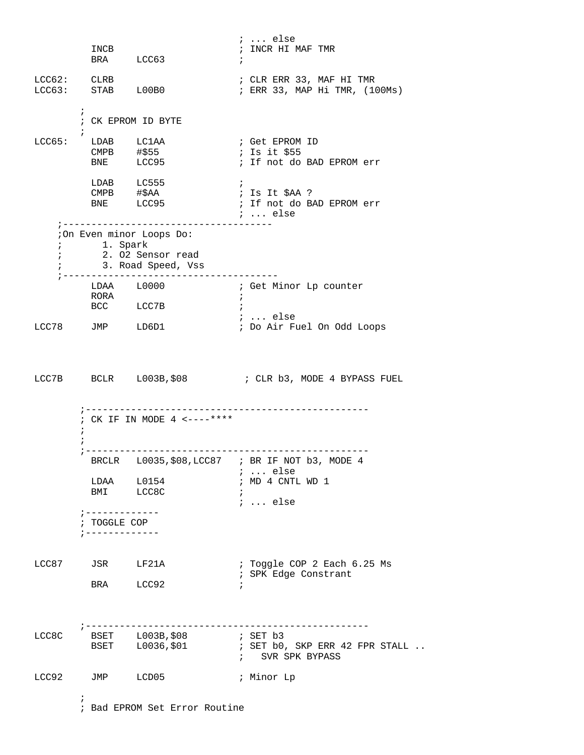```
                                        ; ... else
          INCB                          ; INCR HI MAF TMR
          BRA     LCC63                 ;

LCC62:    CLRB                          ; CLR ERR 33, MAF HI TMR
LCC63:    STAB    L00B0                 ; ERR 33, MAP Hi TMR, (100Ms)

        ;
        ; CK EPROM ID BYTE
        ;
LCC65:    LDAB    LC1AA                 ; Get EPROM ID
          CMPB    #$55                  ; Is it $55
          BNE     LCC95                 ; If not do BAD EPROM err

          LDAB    LC555                 ;
          CMPB    #$AA                  ; Is It $AA ?
          BNE     LCC95                 ; If not do BAD EPROM err
                                        ; ... else
    ;-------------------------------------
    ;On Even minor Loops Do:
    ;       1. Spark
    ;       2. O2 Sensor read
    ;       3. Road Speed, Vss
    ;--------------------------------------
          LDAA    L0000                 ; Get Minor Lp counter
          RORA                          ;
          BCC     LCC7B                 ;
                                        ; ... else
LCC78     JMP     LD6D1                 ; Do Air Fuel On Odd Loops



LCC7B     BCLR    L003B,$08              ; CLR b3, MODE 4 BYPASS FUEL


        ;-------------------------------------------------
        ; CK IF IN MODE 4 <----****
        ;
        ;
        ;-------------------------------------------------
          BRCLR   L0035,$08,LCC87   ; BR IF NOT b3, MODE 4
                                        ; ... else
          LDAA    L0154                 ; MD 4 CNTL WD 1
          BMI     LCC8C                 ;
                                        ; ... else
        ;-------------
        ; TOGGLE COP
        ;-------------


LCC87     JSR     LF21A                 ; Toggle COP 2 Each 6.25 Ms
                                        ; SPK Edge Constrant
          BRA     LCC92                 ;



        ;-------------------------------------------------
LCC8C     BSET    L003B,$08             ; SET b3
          BSET    L0036,$01             ; SET b0, SKP ERR 42 FPR STALL ..
                                        ;   SVR SPK BYPASS

LCC92     JMP     LCD05                 ; Minor Lp

        ;
        ; Bad EPROM Set Error Routine
```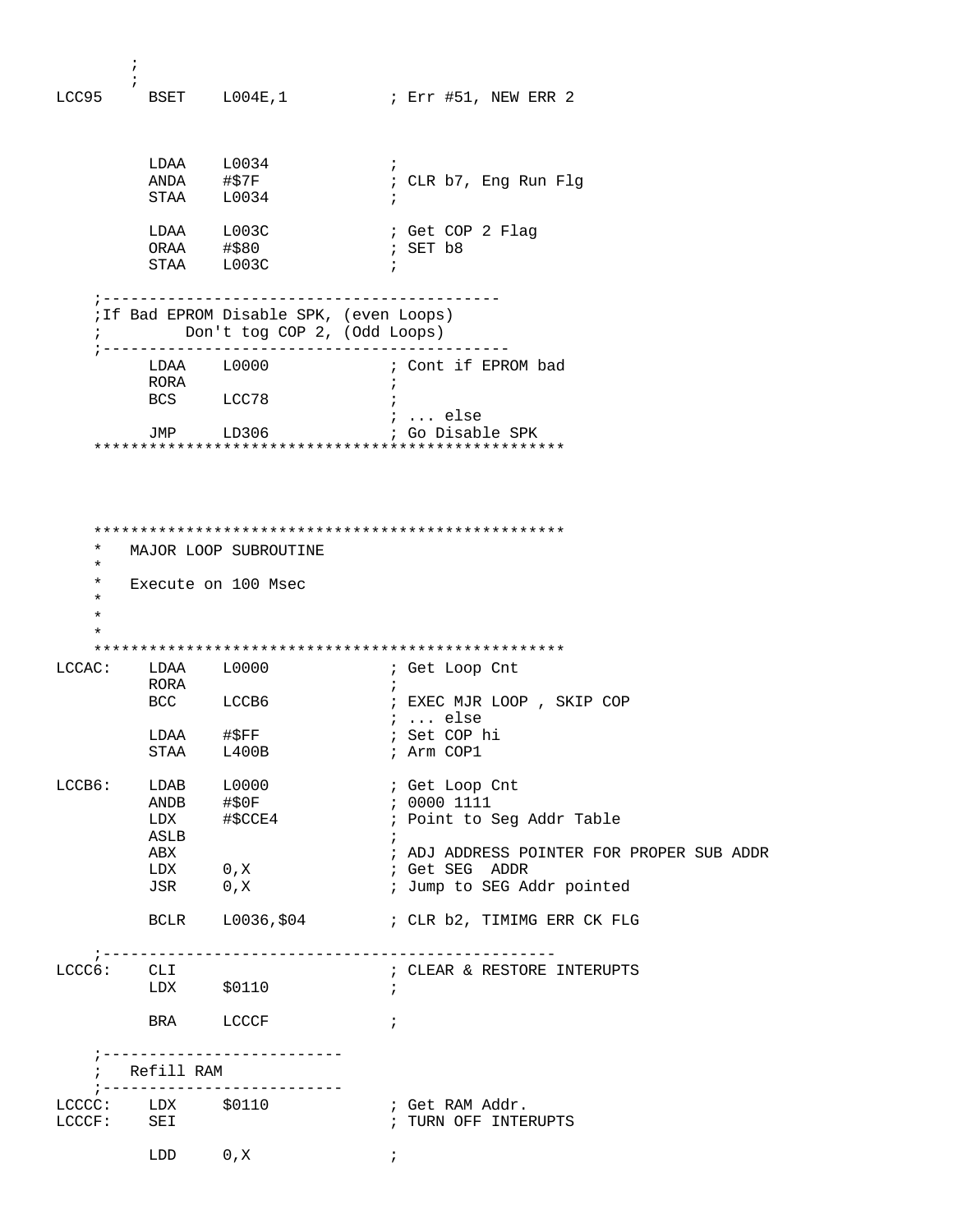```
        ;
        ;
LCC95     BSET    L004E,1           ; Err #51, NEW ERR 2



          LDAA    L0034             ;
          ANDA    #$7F              ; CLR b7, Eng Run Flg
          STAA    L0034             ;

          LDAA    L003C             ; Get COP 2 Flag
          ORAA    #$80              ; SET b8
          STAA    L003C             ;

    ;-------------------------------------------
    ;If Bad EPROM Disable SPK, (even Loops)
    ;         Don't tog COP 2, (Odd Loops)
    ;-------------------------------------------
          LDAA    L0000             ; Cont if EPROM bad
          RORA                      ;
          BCS     LCC78             ;
                                    ; ... else
          JMP     LD306             ; Go Disable SPK
    ***************************************************




    ***************************************************
    *   MAJOR LOOP SUBROUTINE
    *
    *   Execute on 100 Msec
    *
    *
    *
    ***************************************************
LCCAC:    LDAA    L0000             ; Get Loop Cnt
          RORA                      ;
          BCC     LCCB6             ; EXEC MJR LOOP , SKIP COP
                                    ; ... else
          LDAA    #$FF              ; Set COP hi
          STAA    L400B             ; Arm COP1

LCCB6:    LDAB    L0000             ; Get Loop Cnt
          ANDB    #$0F              ; 0000 1111
          LDX     #$CCE4            ; Point to Seg Addr Table
          ASLB                      ;
          ABX                       ; ADJ ADDRESS POINTER FOR PROPER SUB ADDR
          LDX     0,X               ; Get SEG  ADDR
          JSR     0,X               ; Jump to SEG Addr pointed

          BCLR    L0036,$04         ; CLR b2, TIMIMG ERR CK FLG

    ;-------------------------------------------------
LCCC6:    CLI                       ; CLEAR & RESTORE INTERUPTS
          LDX     $0110             ;

          BRA     LCCCF             ;

    ;--------------------------
    ;   Refill RAM
    ;--------------------------
LCCCC:    LDX     $0110             ; Get RAM Addr.
LCCCF:    SEI                       ; TURN OFF INTERUPTS

          LDD     0,X               ;
```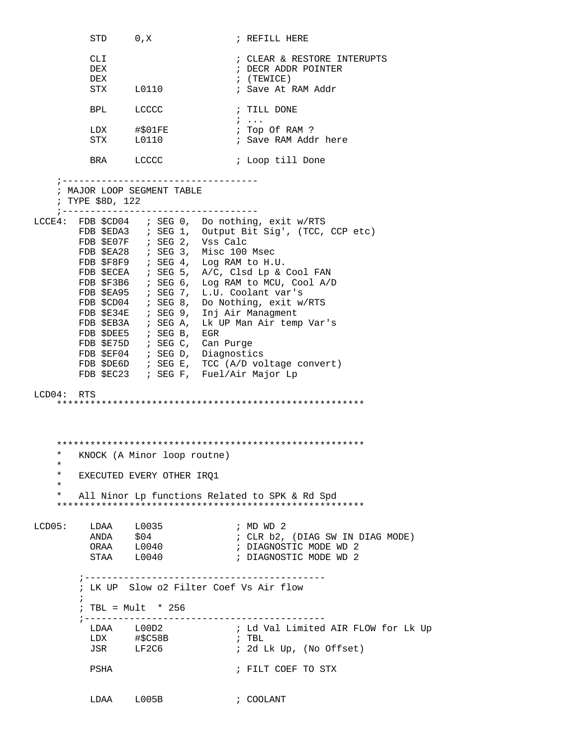```
         STD     0,X               ; REFILL HERE

         CLI                       ; CLEAR & RESTORE INTERUPTS
         DEX                       ; DECR ADDR POINTER
         DEX                       ; (TEWICE)
         STX     L0110             ; Save At RAM Addr

         BPL     LCCCC             ; TILL DONE
                                   ; ...
         LDX     #$01FE            ; Top Of RAM ?
         STX     L0110             ; Save RAM Addr here

         BRA     LCCCC             ; Loop till Done

    ;----------------------------------
    ; MAJOR LOOP SEGMENT TABLE
    ; TYPE $8D, 122
    ;----------------------------------
LCCE4:  FDB $CD04   ; SEG 0,  Do nothing, exit w/RTS
        FDB $EDA3   ; SEG 1,  Output Bit Sig', (TCC, CCP etc)
        FDB $E07F   ; SEG 2,  Vss Calc
        FDB $EA28   ; SEG 3,  Misc 100 Msec
        FDB $F8F9   ; SEG 4,  Log RAM to H.U.
        FDB $ECEA   ; SEG 5,  A/C, Clsd Lp & Cool FAN
        FDB $F3B6   ; SEG 6,  Log RAM to MCU, Cool A/D
        FDB $EA95   ; SEG 7,  L.U. Coolant var's
        FDB $CD04   ; SEG 8,  Do Nothing, exit w/RTS
        FDB $E34E   ; SEG 9,  Inj Air Managment
        FDB $EB3A   ; SEG A,  Lk UP Man Air temp Var's
        FDB $DEE5   ; SEG B,  EGR
        FDB $E75D   ; SEG C,  Can Purge
        FDB $EF04   ; SEG D,  Diagnostics
        FDB $DE6D   ; SEG E,  TCC (A/D voltage convert)
        FDB $EC23   ; SEG F,  Fuel/Air Major Lp

LCD04:  RTS
    *****************************************************



    *****************************************************
    *   KNOCK (A Minor loop routne)
    *
    *   EXECUTED EVERY OTHER IRQ1
    *
    *   All Ninor Lp functions Related to SPK & Rd Spd
    *****************************************************

LCD05:    LDAA    L0035             ; MD WD 2
          ANDA    $04               ; CLR b2, (DIAG SW IN DIAG MODE)
          ORAA    L0040             ; DIAGNOSTIC MODE WD 2
          STAA    L0040             ; DIAGNOSTIC MODE WD 2

        ;----------------------------------------
        ; LK UP  Slow o2 Filter Coef Vs Air flow
        ;
        ; TBL = Mult  * 256
        ;----------------------------------------
          LDAA    L00D2             ; Ld Val Limited AIR FLOW for Lk Up
          LDX     #$C58B            ; TBL
          JSR     LF2C6             ; 2d Lk Up, (No Offset)

          PSHA                      ; FILT COEF TO STX


          LDAA    L005B             ; COOLANT
```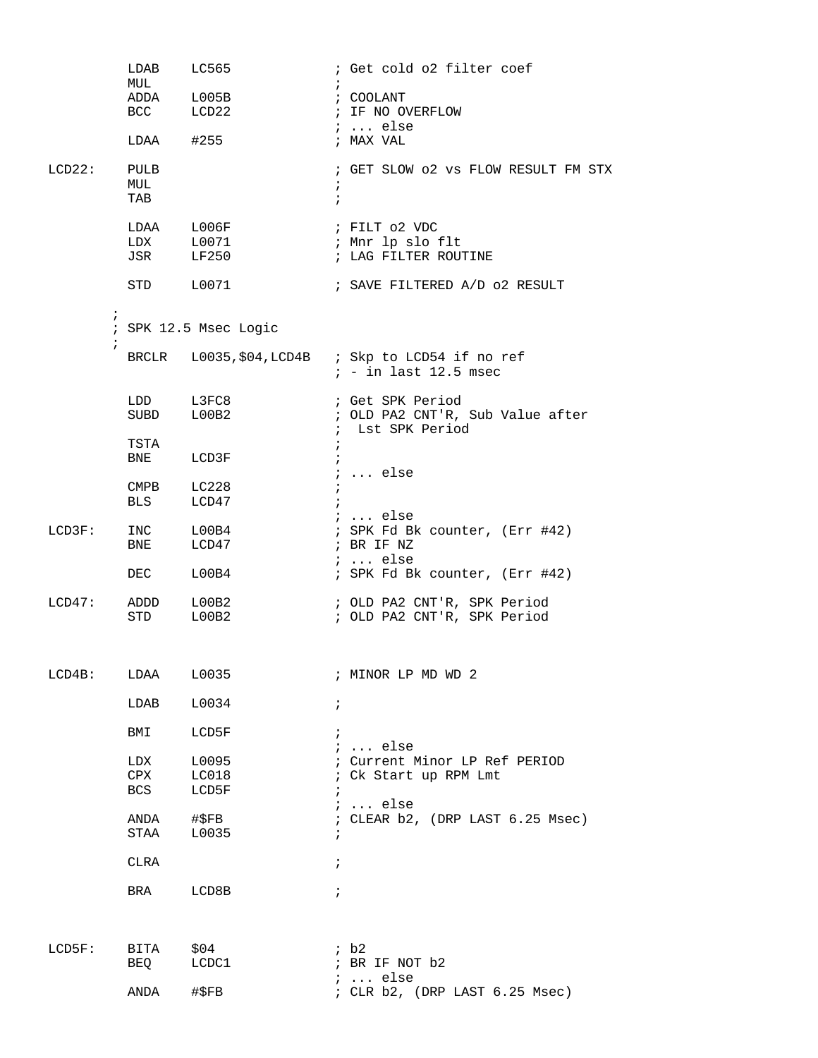```
         LDAB    LC565              ; Get cold o2 filter coef
         MUL                        ;
         ADDA    L005B              ; COOLANT
         BCC     LCD22              ; IF NO OVERFLOW
                                    ; ... else
         LDAA    #255               ; MAX VAL

LCD22:   PULB                       ; GET SLOW o2 vs FLOW RESULT FM STX
         MUL                        ;
         TAB                        ;

         LDAA    L006F              ; FILT o2 VDC
         LDX     L0071              ; Mnr lp slo flt
         JSR     LF250              ; LAG FILTER ROUTINE

         STD     L0071              ; SAVE FILTERED A/D o2 RESULT

       ;
       ; SPK 12.5 Msec Logic
       ;
         BRCLR   L0035,$04,LCD4B    ; Skp to LCD54 if no ref
                                    ; - in last 12.5 msec

         LDD     L3FC8              ; Get SPK Period
         SUBD    L00B2              ; OLD PA2 CNT'R, Sub Value after
                                    ;  Lst SPK Period
         TSTA                       ;
         BNE     LCD3F              ;
                                    ; ... else
         CMPB    LC228              ;
         BLS     LCD47              ;
                                    ; ... else
LCD3F:   INC     L00B4              ; SPK Fd Bk counter, (Err #42)
         BNE     LCD47              ; BR IF NZ
                                    ; ... else
         DEC     L00B4              ; SPK Fd Bk counter, (Err #42)

LCD47:   ADDD    L00B2              ; OLD PA2 CNT'R, SPK Period
         STD     L00B2              ; OLD PA2 CNT'R, SPK Period



LCD4B:   LDAA    L0035              ; MINOR LP MD WD 2

         LDAB    L0034              ;

         BMI     LCD5F              ;
                                    ; ... else
         LDX     L0095              ; Current Minor LP Ref PERIOD
         CPX     LC018              ; Ck Start up RPM Lmt
         BCS     LCD5F              ;
                                    ; ... else
         ANDA    #$FB               ; CLEAR b2, (DRP LAST 6.25 Msec)
         STAA    L0035              ;

         CLRA                       ;

         BRA     LCD8B              ;



LCD5F:   BITA    $04                ; b2
         BEQ     LCDC1              ; BR IF NOT b2
                                    ; ... else
         ANDA    #$FB               ; CLR b2, (DRP LAST 6.25 Msec)
```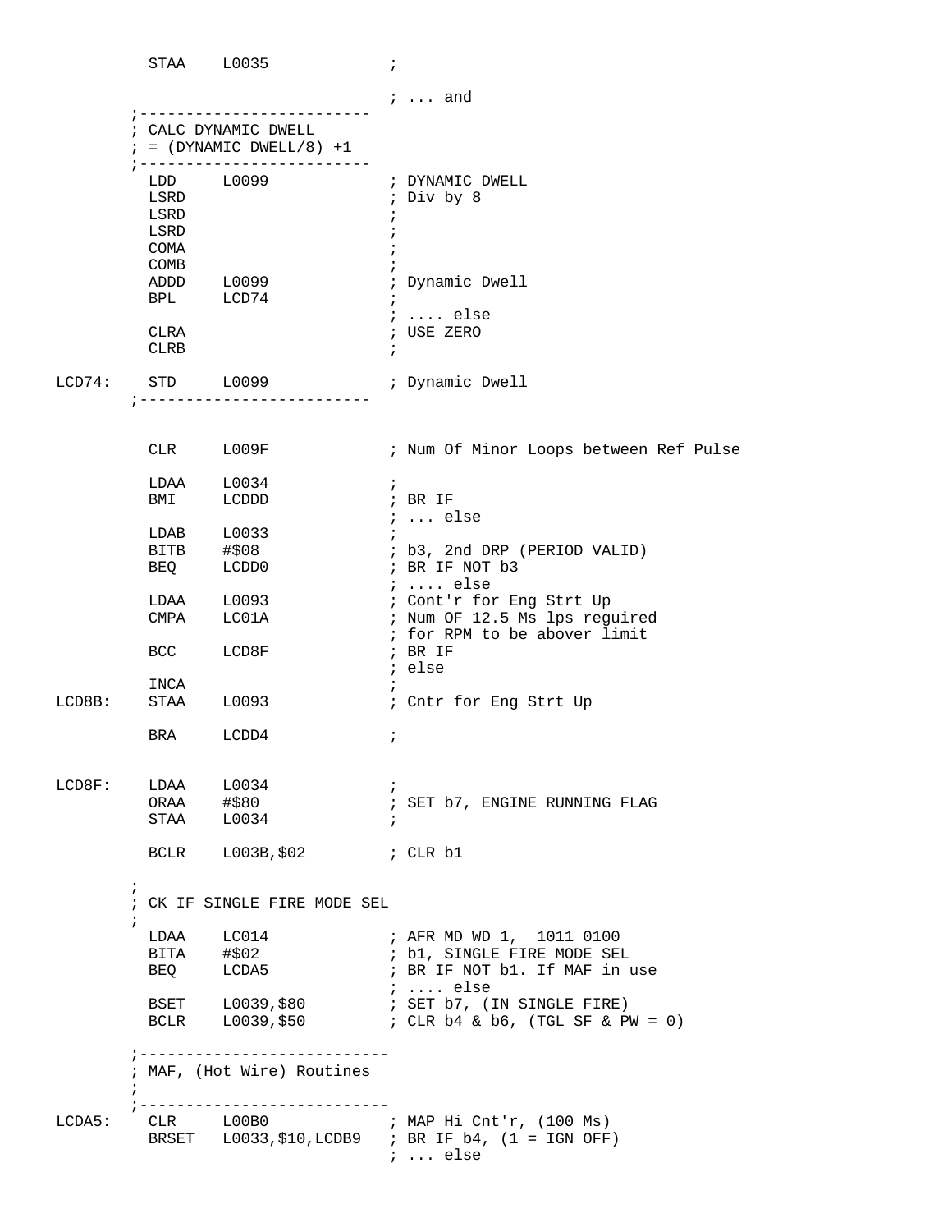```
         STAA    L0035             ;

                                   ; ... and
        ;-------------------------
        ; CALC DYNAMIC DWELL
        ; = (DYNAMIC DWELL/8) +1
        ;-------------------------
         LDD     L0099             ; DYNAMIC DWELL
         LSRD                      ; Div by 8
         LSRD                      ;
         LSRD                      ;
         COMA                      ;
         COMB                      ;
         ADDD    L0099             ; Dynamic Dwell
         BPL     LCD74             ;
                                   ; .... else
         CLRA                      ; USE ZERO
         CLRB                      ;

LCD74:   STD     L0099             ; Dynamic Dwell
        ;-------------------------


         CLR     L009F             ; Num Of Minor Loops between Ref Pulse

         LDAA    L0034             ;
         BMI     LCDDD             ; BR IF
                                   ; ... else
         LDAB    L0033             ;
         BITB    #$08              ; b3, 2nd DRP (PERIOD VALID)
         BEQ     LCDD0             ; BR IF NOT b3
                                   ; .... else
         LDAA    L0093             ; Cont'r for Eng Strt Up
         CMPA    LC01A             ; Num OF 12.5 Ms lps reguired
                                   ; for RPM to be abover limit
         BCC     LCD8F             ; BR IF
                                   ; else
         INCA                      ;
LCD8B:   STAA    L0093             ; Cntr for Eng Strt Up

         BRA     LCDD4             ;


LCD8F:   LDAA    L0034             ;
         ORAA    #$80              ; SET b7, ENGINE RUNNING FLAG
         STAA    L0034             ;

         BCLR    L003B,$02         ; CLR b1

        ;
        ; CK IF SINGLE FIRE MODE SEL
        ;
         LDAA    LC014             ; AFR MD WD 1,  1011 0100
         BITA    #$02              ; b1, SINGLE FIRE MODE SEL
         BEQ     LCDA5             ; BR IF NOT b1. If MAF in use
                                   ; .... else
         BSET    L0039,$80         ; SET b7, (IN SINGLE FIRE)
         BCLR    L0039,$50         ; CLR b4 & b6, (TGL SF & PW = 0)

        ;--------------------------
        ; MAF, (Hot Wire) Routines
        ;
        ;--------------------------
LCDA5:   CLR     L00B0             ; MAP Hi Cnt'r, (100 Ms)
         BRSET   L0033,$10,LCDB9   ; BR IF b4, (1 = IGN OFF)
                                   ; ... else
```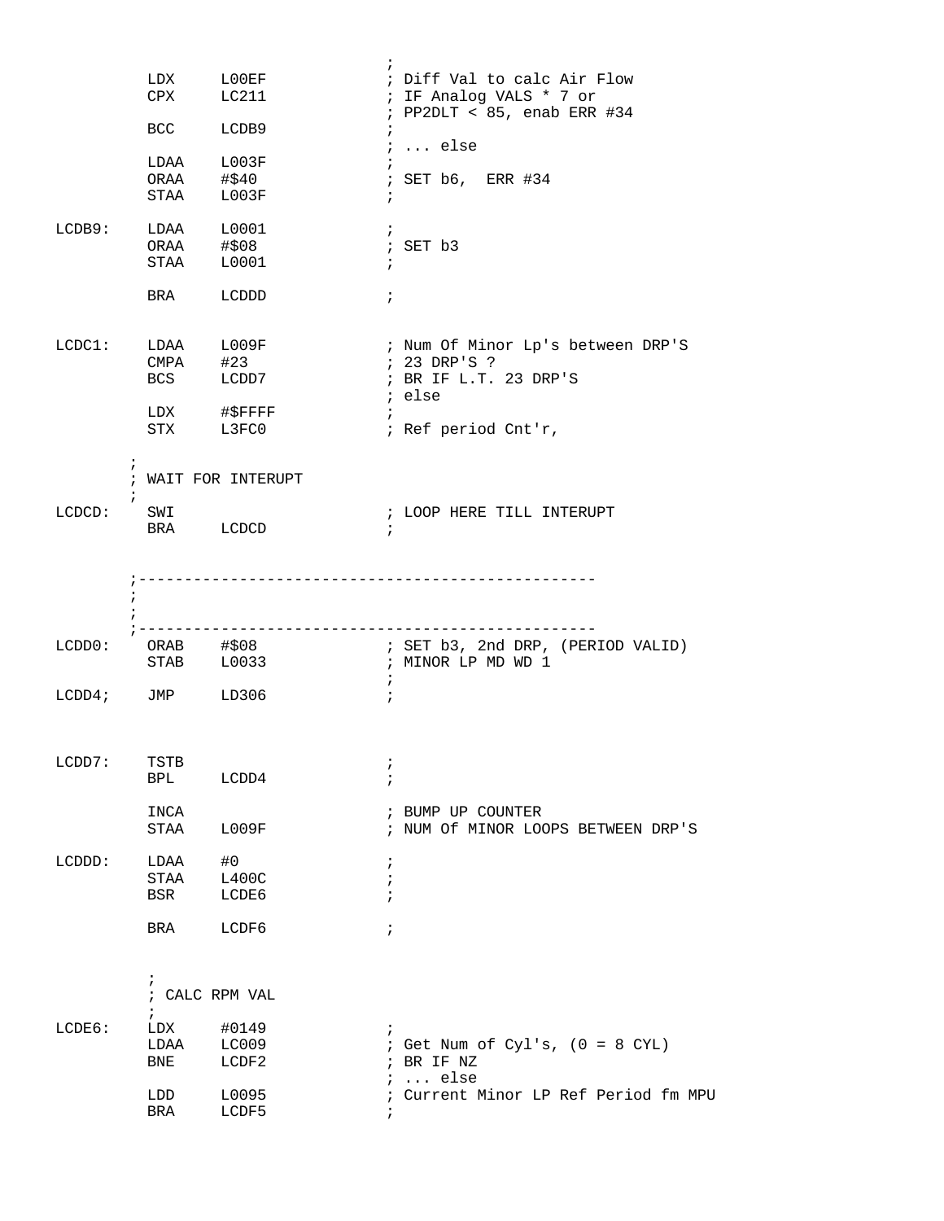```
                                ;
          LDX     L00EF         ; Diff Val to calc Air Flow
          CPX     LC211         ; IF Analog VALS * 7 or
                                ; PP2DLT < 85, enab ERR #34
          BCC     LCDB9         ;
                                ; ... else
          LDAA    L003F         ;
          ORAA    #$40          ; SET b6,  ERR #34
          STAA    L003F         ;

LCDB9:    LDAA    L0001         ;
          ORAA    #$08          ; SET b3
          STAA    L0001         ;

          BRA     LCDDD         ;


LCDC1:    LDAA    L009F         ; Num Of Minor Lp's between DRP'S
          CMPA    #23           ; 23 DRP'S ?
          BCS     LCDD7         ; BR IF L.T. 23 DRP'S
                                ; else
          LDX     #$FFFF        ;
          STX     L3FC0         ; Ref period Cnt'r,

        ;
        ; WAIT FOR INTERUPT
        ;
LCDCD:    SWI                   ; LOOP HERE TILL INTERUPT
          BRA     LCDCD         ;


        ;-------------------------------------------------
        ;
        ;
        ;-------------------------------------------------
LCDD0:    ORAB    #$08          ; SET b3, 2nd DRP, (PERIOD VALID)
          STAB    L0033         ; MINOR LP MD WD 1
                                ;
LCDD4;    JMP     LD306         ;



LCDD7:    TSTB                  ;
          BPL     LCDD4         ;

          INCA                  ; BUMP UP COUNTER
          STAA    L009F         ; NUM Of MINOR LOOPS BETWEEN DRP'S

LCDDD:    LDAA    #0            ;
          STAA    L400C         ;
          BSR     LCDE6         ;

          BRA     LCDF6         ;


          ;
          ; CALC RPM VAL
          ;
LCDE6:    LDX     #0149         ;
          LDAA    LC009         ; Get Num of Cyl's, (0 = 8 CYL)
          BNE     LCDF2         ; BR IF NZ
                                ; ... else
          LDD     L0095         ; Current Minor LP Ref Period fm MPU
          BRA     LCDF5         ;
```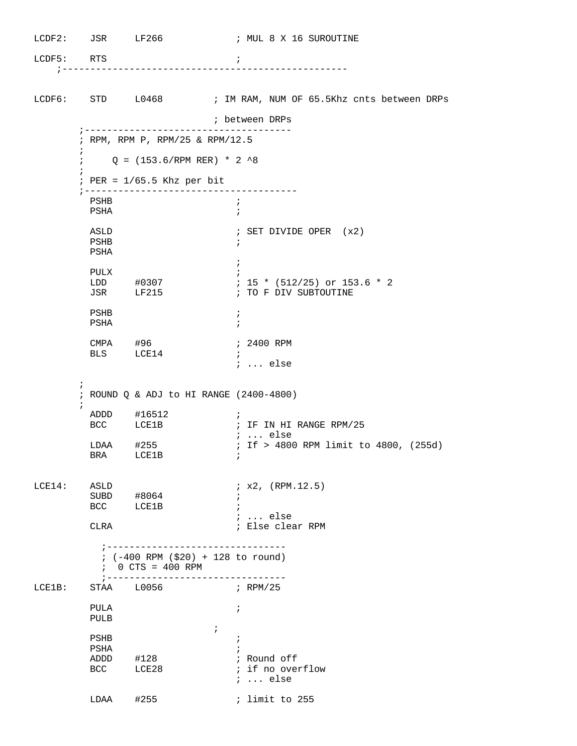```
LCDF2:    JSR     LF266            ; MUL 8 X 16 SUROUTINE

LCDF5:    RTS                      ;
    ;--------------------------------------------------


LCDF6:    STD     L0468        ; IM RAM, NUM OF 65.5Khz cnts between DRPs

                               ; between DRPs
        ;-------------------------------------
        ; RPM, RPM P, RPM/25 & RPM/12.5
        ;
        ;     Q = (153.6/RPM RER) * 2 ^8
        ;
        ; PER = 1/65.5 Khz per bit
        ;--------------------------------------
          PSHB                     ;
          PSHA                     ;

          ASLD                     ; SET DIVIDE OPER  (x2)
          PSHB                     ;
          PSHA
                                   ;
          PULX                     ;
          LDD     #0307            ; 15 * (512/25) or 153.6 * 2
          JSR     LF215            ; TO F DIV SUBTOUTINE

          PSHB                     ;
          PSHA                     ;

          CMPA    #96              ; 2400 RPM
          BLS     LCE14            ;
                                   ; ... else

        ;
        ; ROUND Q & ADJ to HI RANGE (2400-4800)
        ;
          ADDD    #16512           ;
          BCC     LCE1B            ; IF IN HI RANGE RPM/25
                                   ; ... else
          LDAA    #255             ; If > 4800 RPM limit to 4800, (255d)
          BRA     LCE1B            ;


LCE14:    ASLD                     ; x2, (RPM.12.5)
          SUBD    #8064            ;
          BCC     LCE1B            ;
                                   ; ... else
          CLRA                     ; Else clear RPM

            ;--------------------------------
            ; (-400 RPM ($20) + 128 to round)
            ;  0 CTS = 400 RPM
            ;--------------------------------
LCE1B:    STAA    L0056            ; RPM/25

          PULA                     ;
          PULB
                               ;
          PSHB                     ;
          PSHA                     ;
          ADDD    #128             ; Round off
          BCC     LCE28            ; if no overflow
                                   ; ... else

          LDAA    #255             ; limit to 255
```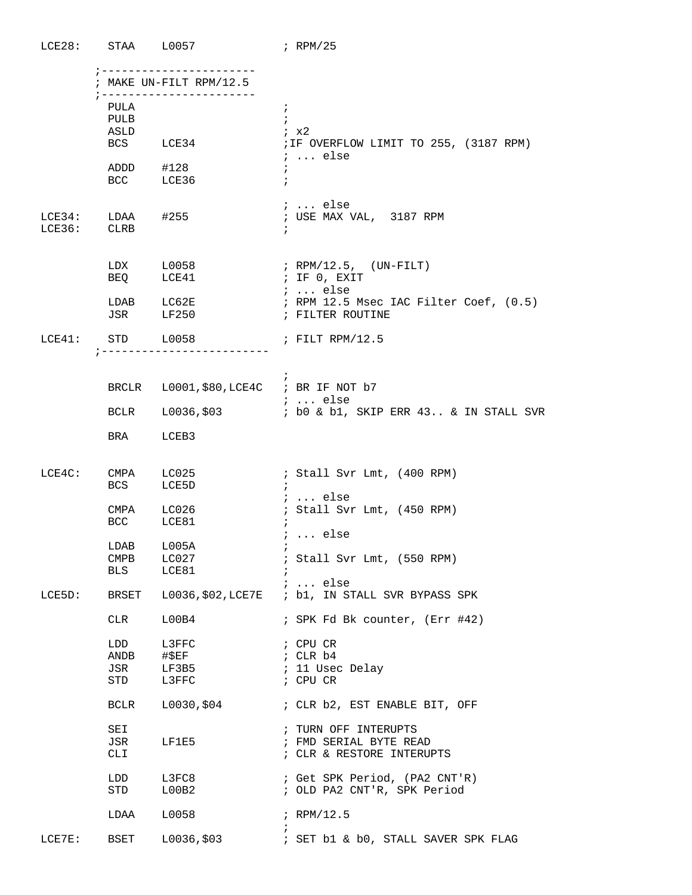```
LCE28:    STAA    L0057             ; RPM/25

        ;-----------------------
        ; MAKE UN-FILT RPM/12.5
        ;-----------------------
          PULA                      ;
          PULB                      ;
          ASLD                      ; x2
          BCS     LCE34             ;IF OVERFLOW LIMIT TO 255, (3187 RPM)
                                    ; ... else
          ADDD    #128              ;
          BCC     LCE36             ;

                                    ; ... else
LCE34:    LDAA    #255              ; USE MAX VAL,  3187 RPM
LCE36:    CLRB                      ;


          LDX     L0058             ; RPM/12.5,  (UN-FILT)
          BEQ     LCE41             ; IF 0, EXIT
                                    ; ... else
          LDAB    LC62E             ; RPM 12.5 Msec IAC Filter Coef, (0.5)
          JSR     LF250             ; FILTER ROUTINE

LCE41:    STD     L0058             ; FILT RPM/12.5
        ;-------------------------

                                    ;
          BRCLR   L0001,$80,LCE4C   ; BR IF NOT b7
                                    ; ... else
          BCLR    L0036,$03         ; b0 & b1, SKIP ERR 43.. & IN STALL SVR

          BRA     LCEB3


LCE4C:    CMPA    LC025             ; Stall Svr Lmt, (400 RPM)
          BCS     LCE5D             ;
                                    ; ... else
          CMPA    LC026             ; Stall Svr Lmt, (450 RPM)
          BCC     LCE81             ;
                                    ; ... else
          LDAB    L005A             ;
          CMPB    LC027             ; Stall Svr Lmt, (550 RPM)
          BLS     LCE81             ;
                                    ; ... else
LCE5D:    BRSET   L0036,$02,LCE7E   ; b1, IN STALL SVR BYPASS SPK

          CLR     L00B4             ; SPK Fd Bk counter, (Err #42)

          LDD     L3FFC             ; CPU CR
          ANDB    #$EF              ; CLR b4
          JSR     LF3B5             ; 11 Usec Delay
          STD     L3FFC             ; CPU CR

          BCLR    L0030,$04         ; CLR b2, EST ENABLE BIT, OFF

          SEI                       ; TURN OFF INTERUPTS
          JSR     LF1E5             ; FMD SERIAL BYTE READ
          CLI                       ; CLR & RESTORE INTERUPTS

          LDD     L3FC8             ; Get SPK Period, (PA2 CNT'R)
          STD     L00B2             ; OLD PA2 CNT'R, SPK Period

          LDAA    L0058             ; RPM/12.5
                                    ;
LCE7E:    BSET    L0036,$03         ; SET b1 & b0, STALL SAVER SPK FLAG
```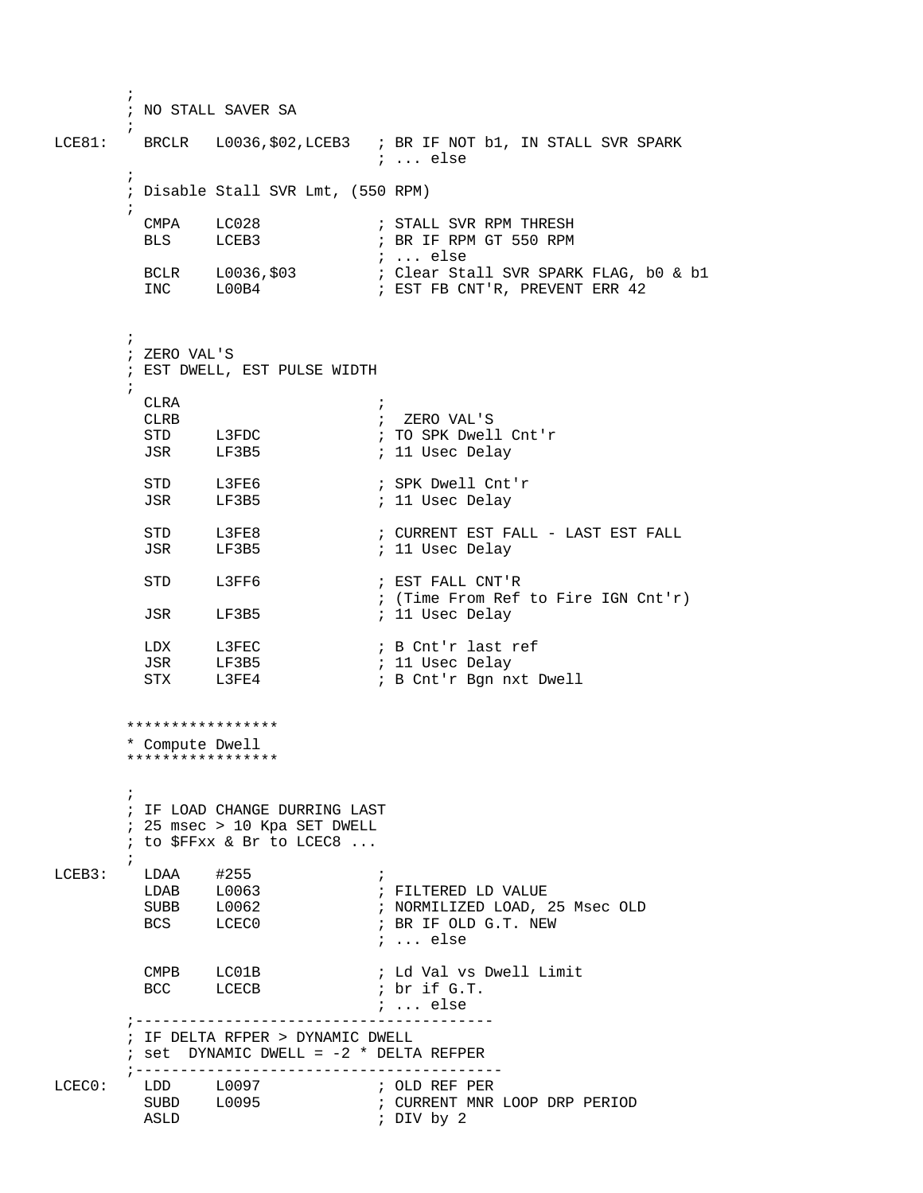```
        ;
        ; NO STALL SAVER SA
        ;
LCE81:    BRCLR   L0036,$02,LCEB3   ; BR IF NOT b1, IN STALL SVR SPARK
                                    ; ... else
        ;
        ; Disable Stall SVR Lmt, (550 RPM)
        ;
          CMPA    LC028             ; STALL SVR RPM THRESH
          BLS     LCEB3             ; BR IF RPM GT 550 RPM
                                    ; ... else
          BCLR    L0036,$03         ; Clear Stall SVR SPARK FLAG, b0 & b1
          INC     L00B4             ; EST FB CNT'R, PREVENT ERR 42


        ;
        ; ZERO VAL'S
        ; EST DWELL, EST PULSE WIDTH
        ;
          CLRA                      ;
          CLRB                      ;  ZERO VAL'S
          STD     L3FDC             ; TO SPK Dwell Cnt'r
          JSR     LF3B5             ; 11 Usec Delay

          STD     L3FE6             ; SPK Dwell Cnt'r
          JSR     LF3B5             ; 11 Usec Delay

          STD     L3FE8             ; CURRENT EST FALL - LAST EST FALL
          JSR     LF3B5             ; 11 Usec Delay

          STD     L3FF6             ; EST FALL CNT'R
                                    ; (Time From Ref to Fire IGN Cnt'r)
          JSR     LF3B5             ; 11 Usec Delay

          LDX     L3FEC             ; B Cnt'r last ref
          JSR     LF3B5             ; 11 Usec Delay
          STX     L3FE4             ; B Cnt'r Bgn nxt Dwell


        *****************
        * Compute Dwell
        *****************

        ;
        ; IF LOAD CHANGE DURRING LAST
        ; 25 msec > 10 Kpa SET DWELL
        ; to $FFxx & Br to LCEC8 ...
        ;
LCEB3:    LDAA    #255              ;
          LDAB    L0063             ; FILTERED LD VALUE
          SUBB    L0062             ; NORMILIZED LOAD, 25 Msec OLD
          BCS     LCEC0             ; BR IF OLD G.T. NEW
                                    ; ... else

          CMPB    LC01B             ; Ld Val vs Dwell Limit
          BCC     LCECB             ; br if G.T.
                                    ; ... else
        ;---------------------------------------
        ; IF DELTA RFPER > DYNAMIC DWELL
        ; set  DYNAMIC DWELL = -2 * DELTA REFPER
        ;----------------------------------------
LCEC0:    LDD     L0097             ; OLD REF PER
          SUBD    L0095             ; CURRENT MNR LOOP DRP PERIOD
          ASLD                      ; DIV by 2
```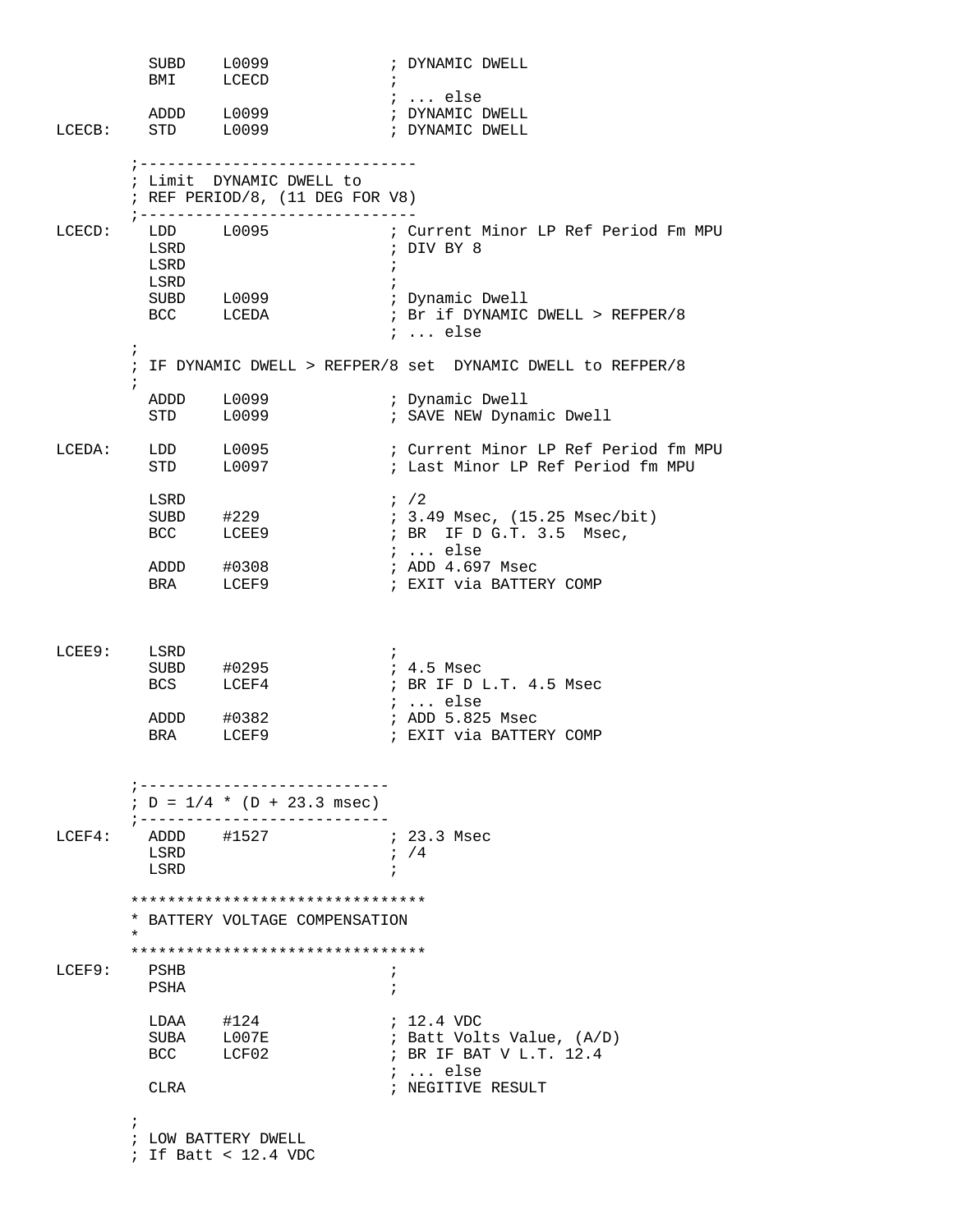```
          SUBD    L0099             ; DYNAMIC DWELL
          BMI     LCECD             ;
                                    ; ... else
          ADDD    L0099             ; DYNAMIC DWELL
LCECB:    STD     L0099             ; DYNAMIC DWELL

        ;------------------------------
        ; Limit  DYNAMIC DWELL to
        ; REF PERIOD/8, (11 DEG FOR V8)
        ;------------------------------
LCECD:    LDD     L0095             ; Current Minor LP Ref Period Fm MPU
          LSRD                      ; DIV BY 8
          LSRD                      ;
          LSRD                      ;
          SUBD    L0099             ; Dynamic Dwell
          BCC     LCEDA             ; Br if DYNAMIC DWELL > REFPER/8
                                    ; ... else
        ;
        ; IF DYNAMIC DWELL > REFPER/8 set  DYNAMIC DWELL to REFPER/8
        ;
          ADDD    L0099             ; Dynamic Dwell
          STD     L0099             ; SAVE NEW Dynamic Dwell

LCEDA:    LDD     L0095             ; Current Minor LP Ref Period fm MPU
          STD     L0097             ; Last Minor LP Ref Period fm MPU

          LSRD                      ; /2
          SUBD    #229              ; 3.49 Msec, (15.25 Msec/bit)
          BCC     LCEE9             ; BR  IF D G.T. 3.5  Msec,
                                    ; ... else
          ADDD    #0308             ; ADD 4.697 Msec
          BRA     LCEF9             ; EXIT via BATTERY COMP



LCEE9:    LSRD                      ;
          SUBD    #0295             ; 4.5 Msec
          BCS     LCEF4             ; BR IF D L.T. 4.5 Msec
                                    ; ... else
          ADDD    #0382             ; ADD 5.825 Msec
          BRA     LCEF9             ; EXIT via BATTERY COMP


        ;---------------------------
        ; D = 1/4 * (D + 23.3 msec)
        ;---------------------------
LCEF4:    ADDD    #1527             ; 23.3 Msec
          LSRD                      ; /4
          LSRD                      ;

        ********************************
        * BATTERY VOLTAGE COMPENSATION
        *
        ********************************
LCEF9:    PSHB                      ;
          PSHA                      ;

          LDAA    #124              ; 12.4 VDC
          SUBA    L007E             ; Batt Volts Value, (A/D)
          BCC     LCF02             ; BR IF BAT V L.T. 12.4
                                    ; ... else
          CLRA                      ; NEGITIVE RESULT

        ;
        ; LOW BATTERY DWELL
        ; If Batt < 12.4 VDC
```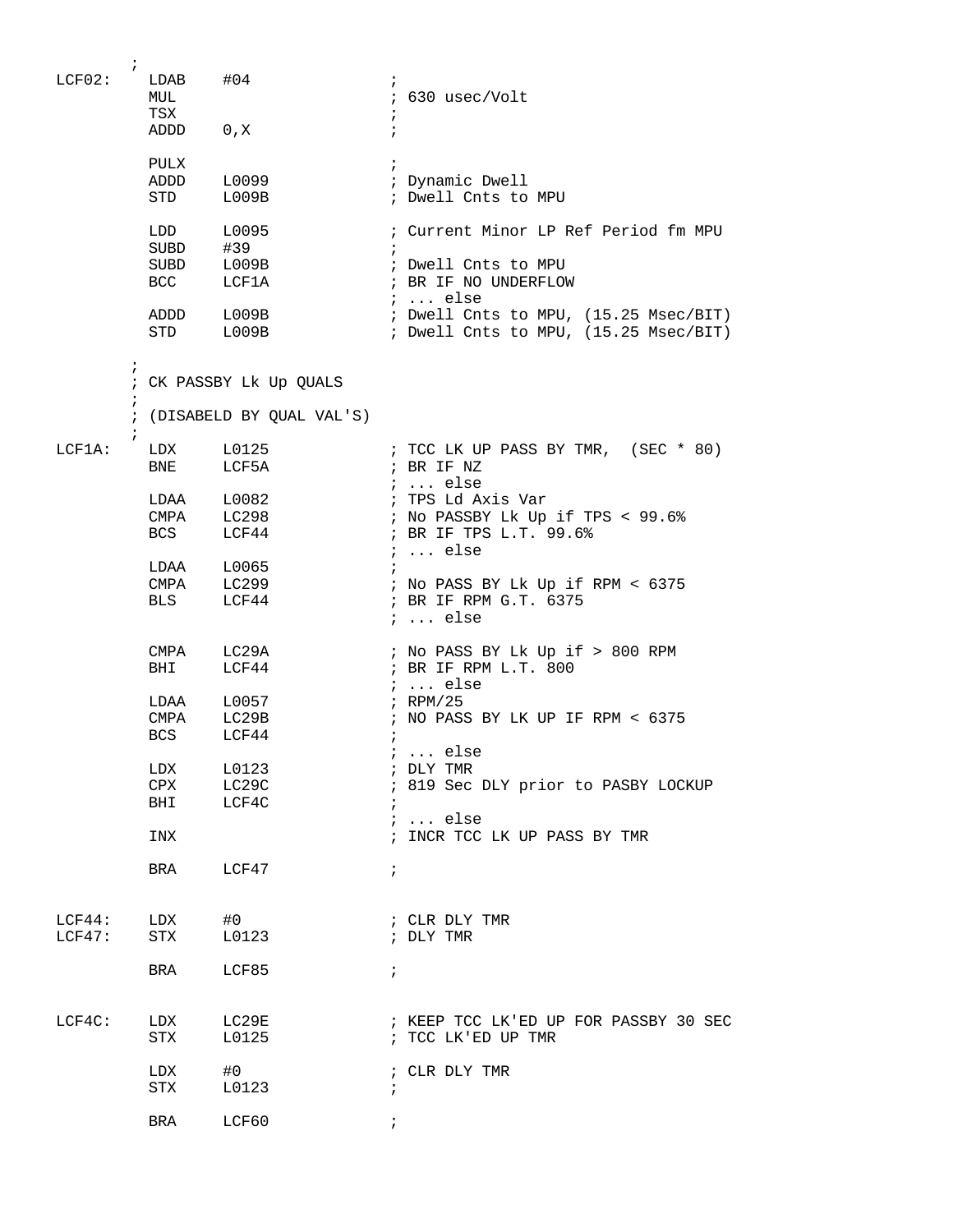```
        ;
LCF02:   LDAB    #04               ;
         MUL                       ; 630 usec/Volt
         TSX                       ;
         ADDD    0,X               ;

         PULX                      ;
         ADDD    L0099             ; Dynamic Dwell
         STD     L009B             ; Dwell Cnts to MPU

         LDD     L0095             ; Current Minor LP Ref Period fm MPU
         SUBD    #39               ;
         SUBD    L009B             ; Dwell Cnts to MPU
         BCC     LCF1A             ; BR IF NO UNDERFLOW
                                   ; ... else
         ADDD    L009B             ; Dwell Cnts to MPU, (15.25 Msec/BIT)
         STD     L009B             ; Dwell Cnts to MPU, (15.25 Msec/BIT)

        ;
        ; CK PASSBY Lk Up QUALS
        ;
        ; (DISABELD BY QUAL VAL'S)
        ;
LCF1A:   LDX     L0125             ; TCC LK UP PASS BY TMR,  (SEC * 80)
         BNE     LCF5A             ; BR IF NZ
                                   ; ... else
         LDAA    L0082             ; TPS Ld Axis Var
         CMPA    LC298             ; No PASSBY Lk Up if TPS < 99.6%
         BCS     LCF44             ; BR IF TPS L.T. 99.6%
                                   ; ... else
         LDAA    L0065             ;
         CMPA    LC299             ; No PASS BY Lk Up if RPM < 6375
         BLS     LCF44             ; BR IF RPM G.T. 6375
                                   ; ... else

         CMPA    LC29A             ; No PASS BY Lk Up if > 800 RPM
         BHI     LCF44             ; BR IF RPM L.T. 800
                                   ; ... else
         LDAA    L0057             ; RPM/25
         CMPA    LC29B             ; NO PASS BY LK UP IF RPM < 6375
         BCS     LCF44             ;
                                   ; ... else
         LDX     L0123             ; DLY TMR
         CPX     LC29C             ; 819 Sec DLY prior to PASBY LOCKUP
         BHI     LCF4C             ;
                                   ; ... else
         INX                       ; INCR TCC LK UP PASS BY TMR

         BRA     LCF47             ;


LCF44:   LDX     #0                ; CLR DLY TMR
LCF47:   STX     L0123             ; DLY TMR

         BRA     LCF85             ;


LCF4C:   LDX     LC29E             ; KEEP TCC LK'ED UP FOR PASSBY 30 SEC
         STX     L0125             ; TCC LK'ED UP TMR

         LDX     #0                ; CLR DLY TMR
         STX     L0123             ;

         BRA     LCF60             ;
```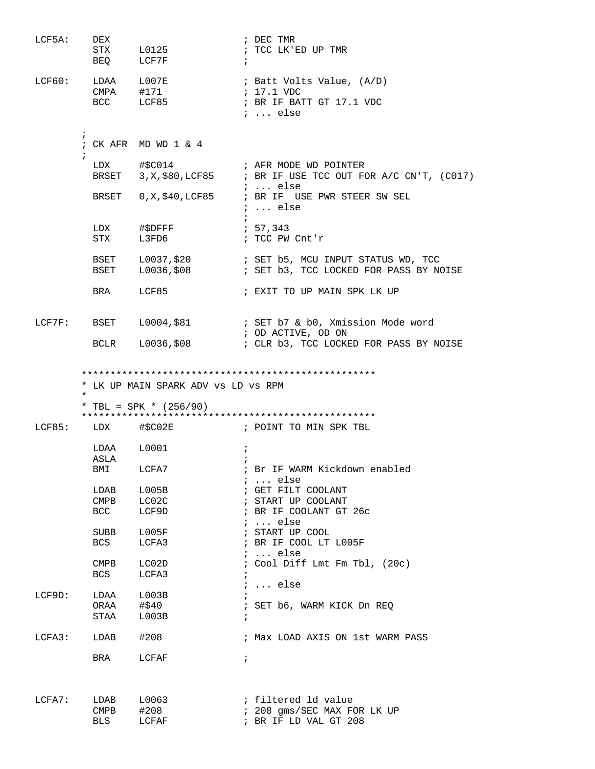```
LCF5A:    DEX                         ; DEC TMR
          STX     L0125               ; TCC LK'ED UP TMR
          BEQ     LCF7F               ;

LCF60:    LDAA    L007E               ; Batt Volts Value, (A/D)
          CMPA    #171                ; 17.1 VDC
          BCC     LCF85               ; BR IF BATT GT 17.1 VDC
                                      ; ... else

       ;
       ; CK AFR  MD WD 1 & 4
       ;
          LDX     #$C014              ; AFR MODE WD POINTER
          BRSET   3,X,$80,LCF85       ; BR IF USE TCC OUT FOR A/C CN'T, (C017)
                                      ; ... else
          BRSET   0,X,$40,LCF85       ; BR IF  USE PWR STEER SW SEL
                                      ; ... else
                                      ;
          LDX     #$DFFF              ; 57,343
          STX     L3FD6               ; TCC PW Cnt'r

          BSET    L0037,$20           ; SET b5, MCU INPUT STATUS WD, TCC
          BSET    L0036,$08           ; SET b3, TCC LOCKED FOR PASS BY NOISE

          BRA     LCF85               ; EXIT TO UP MAIN SPK LK UP


LCF7F:    BSET    L0004,$81           ; SET b7 & b0, Xmission Mode word
                                      ; OD ACTIVE, OD ON
          BCLR    L0036,$08           ; CLR b3, TCC LOCKED FOR PASS BY NOISE


       ***************************************************
       * LK UP MAIN SPARK ADV vs LD vs RPM
       *
       * TBL = SPK * (256/90)
       ***************************************************
LCF85:    LDX     #$C02E              ; POINT TO MIN SPK TBL

          LDAA    L0001               ;
          ASLA                        ;
          BMI     LCFA7               ; Br IF WARM Kickdown enabled
                                      ; ... else
          LDAB    L005B               ; GET FILT COOLANT
          CMPB    LC02C               ; START UP COOLANT
          BCC     LCF9D               ; BR IF COOLANT GT 26c
                                      ; ... else
          SUBB    L005F               ; START UP COOL
          BCS     LCFA3               ; BR IF COOL LT L005F
                                      ; ... else
          CMPB    LC02D               ; Cool Diff Lmt Fm Tbl, (20c)
          BCS     LCFA3               ;
                                      ; ... else
LCF9D:    LDAA    L003B               ;
          ORAA    #$40                ; SET b6, WARM KICK Dn REQ
          STAA    L003B               ;

LCFA3:    LDAB    #208                ; Max LOAD AXIS ON 1st WARM PASS

          BRA     LCFAF               ;



LCFA7:    LDAB    L0063               ; filtered ld value
          CMPB    #208                ; 208 gms/SEC MAX FOR LK UP
          BLS     LCFAF               ; BR IF LD VAL GT 208
```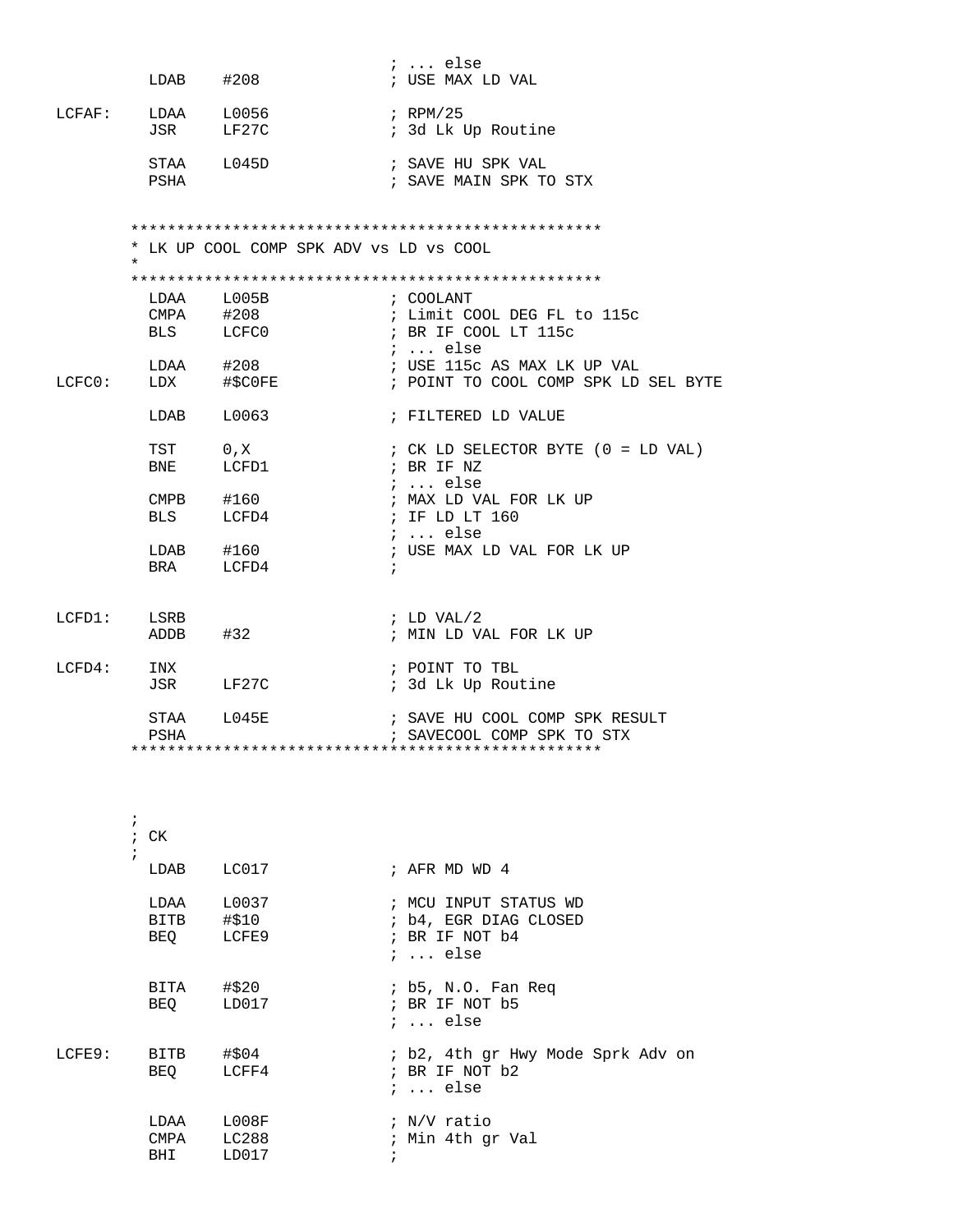```
                                    ; ... else
         LDAB    #208               ; USE MAX LD VAL

LCFAF:   LDAA    L0056              ; RPM/25
         JSR     LF27C              ; 3d Lk Up Routine

         STAA    L045D              ; SAVE HU SPK VAL
         PSHA                       ; SAVE MAIN SPK TO STX


       ***************************************************
       * LK UP COOL COMP SPK ADV vs LD vs COOL
       *
       ***************************************************
         LDAA    L005B              ; COOLANT
         CMPA    #208               ; Limit COOL DEG FL to 115c
         BLS     LCFC0              ; BR IF COOL LT 115c
                                    ; ... else
         LDAA    #208               ; USE 115c AS MAX LK UP VAL
LCFC0:   LDX     #$C0FE             ; POINT TO COOL COMP SPK LD SEL BYTE

         LDAB    L0063              ; FILTERED LD VALUE

         TST     0,X                ; CK LD SELECTOR BYTE (0 = LD VAL)
         BNE     LCFD1              ; BR IF NZ
                                    ; ... else
         CMPB    #160               ; MAX LD VAL FOR LK UP
         BLS     LCFD4              ; IF LD LT 160
                                    ; ... else
         LDAB    #160               ; USE MAX LD VAL FOR LK UP
         BRA     LCFD4              ;


LCFD1:   LSRB                       ; LD VAL/2
         ADDB    #32                ; MIN LD VAL FOR LK UP

LCFD4:   INX                        ; POINT TO TBL
         JSR     LF27C              ; 3d Lk Up Routine

         STAA    L045E              ; SAVE HU COOL COMP SPK RESULT
         PSHA                       ; SAVECOOL COMP SPK TO STX
       ***************************************************



       ;
       ; CK
       ;
         LDAB    LC017              ; AFR MD WD 4

         LDAA    L0037              ; MCU INPUT STATUS WD
         BITB    #$10               ; b4, EGR DIAG CLOSED
         BEQ     LCFE9              ; BR IF NOT b4
                                    ; ... else

         BITA    #$20               ; b5, N.O. Fan Req
         BEQ     LD017              ; BR IF NOT b5
                                    ; ... else

LCFE9:   BITB    #$04               ; b2, 4th gr Hwy Mode Sprk Adv on
         BEQ     LCFF4              ; BR IF NOT b2
                                    ; ... else

         LDAA    L008F              ; N/V ratio
         CMPA    LC288              ; Min 4th gr Val
         BHI     LD017              ;
```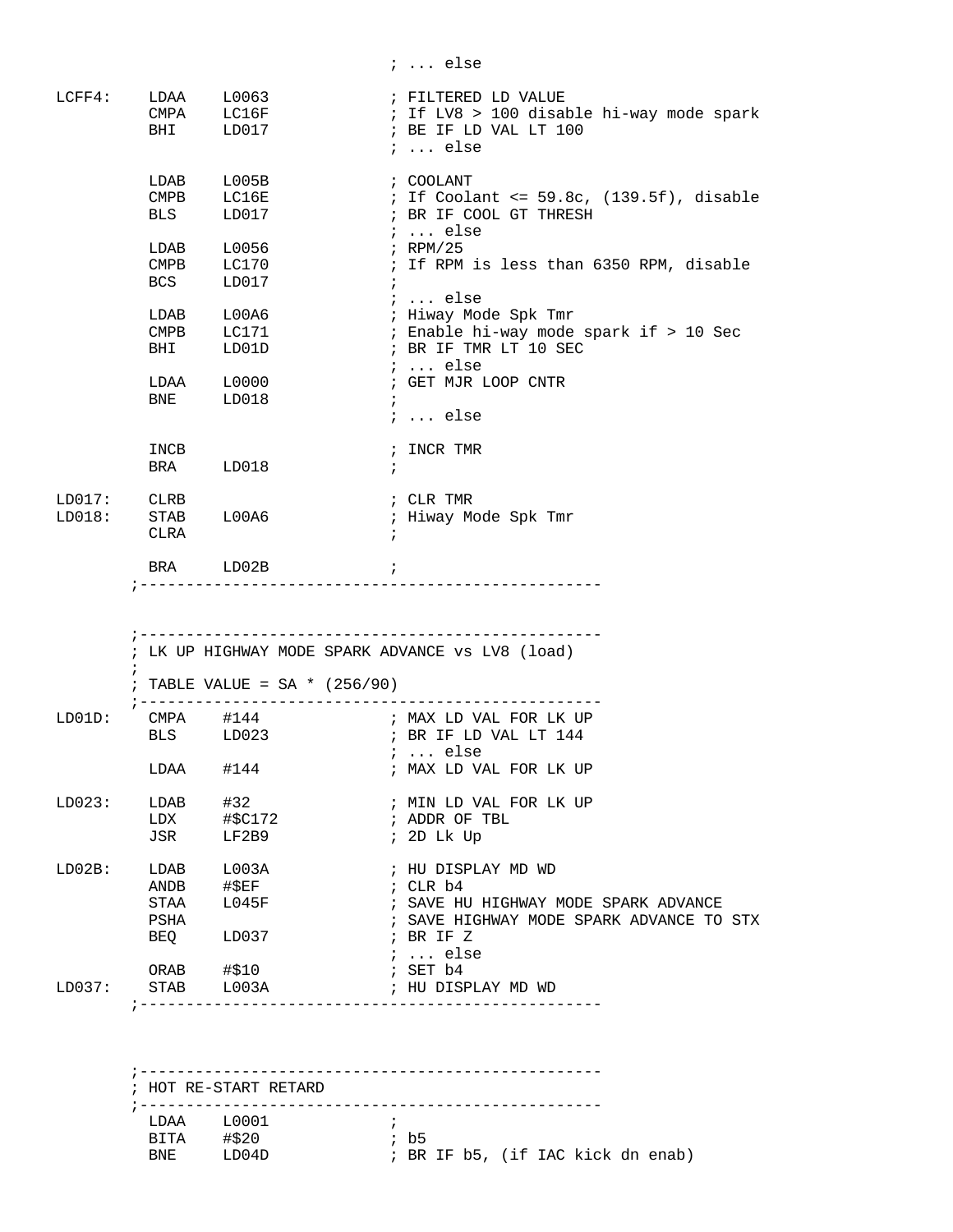```
                                ; ... else

LCFF4:   LDAA    L0063          ; FILTERED LD VALUE
         CMPA    LC16F          ; If LV8 > 100 disable hi-way mode spark
         BHI     LD017          ; BE IF LD VAL LT 100
                                ; ... else

         LDAB    L005B          ; COOLANT
         CMPB    LC16E          ; If Coolant <= 59.8c, (139.5f), disable
         BLS     LD017          ; BR IF COOL GT THRESH
                                ; ... else
         LDAB    L0056          ; RPM/25
         CMPB    LC170          ; If RPM is less than 6350 RPM, disable
         BCS     LD017          ;
                                ; ... else
         LDAB    L00A6          ; Hiway Mode Spk Tmr
         CMPB    LC171          ; Enable hi-way mode spark if > 10 Sec
         BHI     LD01D          ; BR IF TMR LT 10 SEC
                                ; ... else
         LDAA    L0000          ; GET MJR LOOP CNTR
         BNE     LD018          ;
                                ; ... else

         INCB                   ; INCR TMR
         BRA     LD018          ;

LD017:   CLRB                   ; CLR TMR
LD018:   STAB    L00A6          ; Hiway Mode Spk Tmr
         CLRA                   ;

         BRA     LD02B          ;
       ;--------------------------------------------------



       ;--------------------------------------------------
       ; LK UP HIGHWAY MODE SPARK ADVANCE vs LV8 (load)
       ;
       ; TABLE VALUE = SA * (256/90)
       ;--------------------------------------------------
LD01D:   CMPA    #144           ; MAX LD VAL FOR LK UP
         BLS     LD023          ; BR IF LD VAL LT 144
                                ; ... else
         LDAA    #144           ; MAX LD VAL FOR LK UP

LD023:   LDAB    #32            ; MIN LD VAL FOR LK UP
         LDX     #$C172         ; ADDR OF TBL
         JSR     LF2B9          ; 2D Lk Up

LD02B:   LDAB    L003A          ; HU DISPLAY MD WD
         ANDB    #$EF           ; CLR b4
         STAA    L045F          ; SAVE HU HIGHWAY MODE SPARK ADVANCE
         PSHA                   ; SAVE HIGHWAY MODE SPARK ADVANCE TO STX
         BEQ     LD037          ; BR IF Z
                                ; ... else
         ORAB    #$10           ; SET b4
LD037:   STAB    L003A          ; HU DISPLAY MD WD
       ;--------------------------------------------------



       ;--------------------------------------------------
       ; HOT RE-START RETARD
       ;--------------------------------------------------
         LDAA    L0001          ;
         BITA    #$20           ; b5
         BNE     LD04D          ; BR IF b5, (if IAC kick dn enab)
```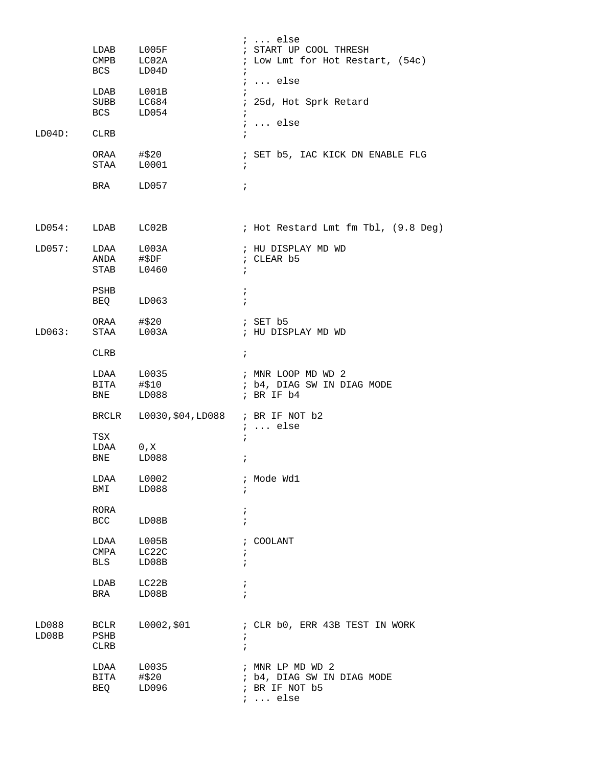```
                                        ; ... else
         LDAB    L005F                  ; START UP COOL THRESH
         CMPB    LC02A                  ; Low Lmt for Hot Restart, (54c)
         BCS     LD04D                  ;
                                        ; ... else
         LDAB    L001B                  ;
         SUBB    LC684                  ; 25d, Hot Sprk Retard
         BCS     LD054                  ;
                                        ; ... else
LD04D:   CLRB                           ;

         ORAA    #$20                   ; SET b5, IAC KICK DN ENABLE FLG
         STAA    L0001                  ;

         BRA     LD057                  ;



LD054:   LDAB    LC02B                  ; Hot Restard Lmt fm Tbl, (9.8 Deg)

LD057:   LDAA    L003A                  ; HU DISPLAY MD WD
         ANDA    #$DF                   ; CLEAR b5
         STAB    L0460                  ;

         PSHB                           ;
         BEQ     LD063                  ;

         ORAA    #$20                   ; SET b5
LD063:   STAA    L003A                  ; HU DISPLAY MD WD

         CLRB                           ;

         LDAA    L0035                  ; MNR LOOP MD WD 2
         BITA    #$10                   ; b4, DIAG SW IN DIAG MODE
         BNE     LD088                  ; BR IF b4

         BRCLR   L0030,$04,LD088        ; BR IF NOT b2
                                        ; ... else
         TSX                            ;
         LDAA    0,X
         BNE     LD088                  ;

         LDAA    L0002                  ; Mode Wd1
         BMI     LD088                  ;

         RORA                           ;
         BCC     LD08B                  ;

         LDAA    L005B                  ; COOLANT
         CMPA    LC22C                  ;
         BLS     LD08B                  ;

         LDAB    LC22B                  ;
         BRA     LD08B                  ;


LD088    BCLR    L0002,$01              ; CLR b0, ERR 43B TEST IN WORK
LD08B    PSHB                           ;
         CLRB                           ;

         LDAA    L0035                  ; MNR LP MD WD 2
         BITA    #$20                   ; b4, DIAG SW IN DIAG MODE
         BEQ     LD096                  ; BR IF NOT b5
                                        ; ... else
```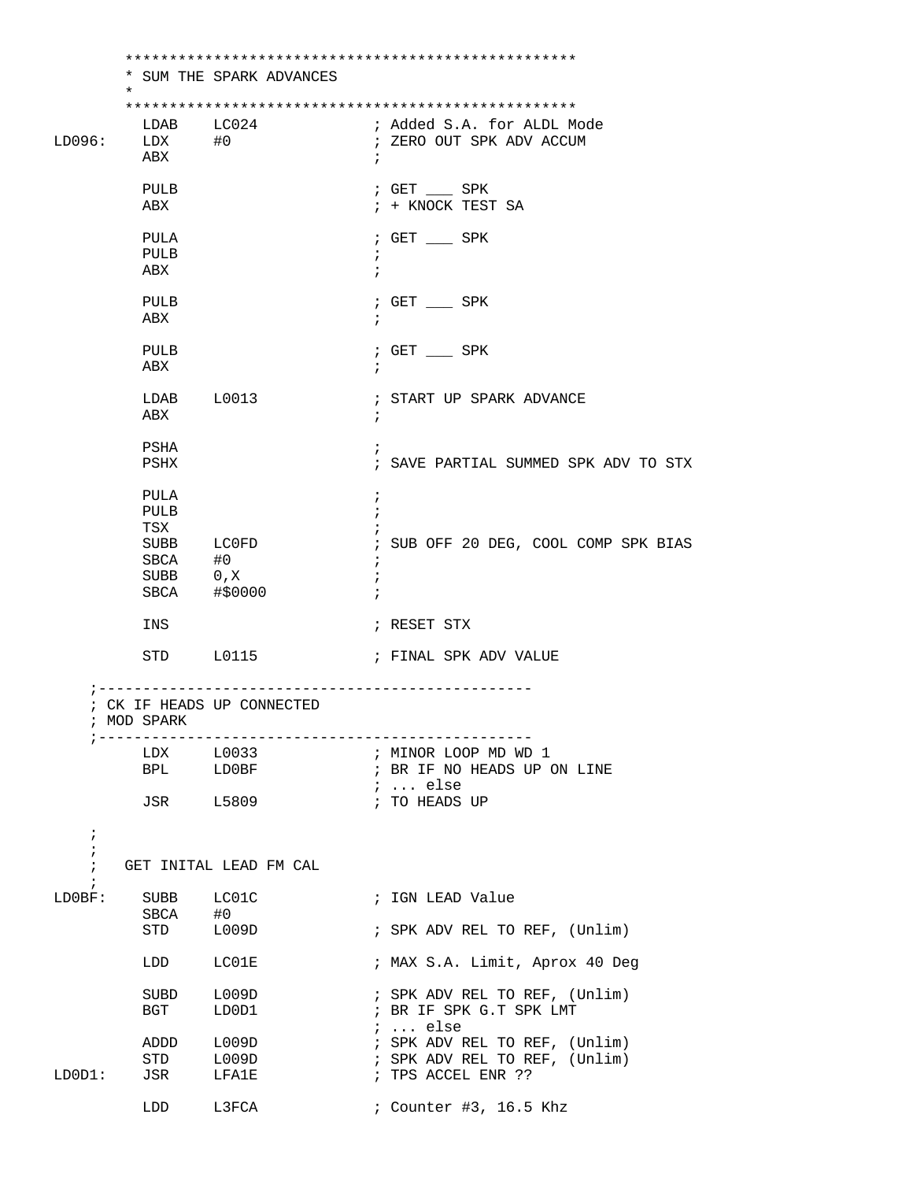```
        **************************************************
        * SUM THE SPARK ADVANCES
        *
        **************************************************
          LDAB    LC024             ; Added S.A. for ALDL Mode
LD096:    LDX     #0                ; ZERO OUT SPK ADV ACCUM
          ABX                       ;

          PULB                      ; GET ___ SPK
          ABX                       ; + KNOCK TEST SA

          PULA                      ; GET ___ SPK
          PULB                      ;
          ABX                       ;

          PULB                      ; GET ___ SPK
          ABX                       ;

          PULB                      ; GET ___ SPK
          ABX                       ;

          LDAB    L0013             ; START UP SPARK ADVANCE
          ABX                       ;

          PSHA                      ;
          PSHX                      ; SAVE PARTIAL SUMMED SPK ADV TO STX

          PULA                      ;
          PULB                      ;
          TSX                       ;
          SUBB    LC0FD             ; SUB OFF 20 DEG, COOL COMP SPK BIAS
          SBCA    #0                ;
          SUBB    0,X               ;
          SBCA    #$0000            ;

          INS                       ; RESET STX

          STD     L0115             ; FINAL SPK ADV VALUE

    ;-------------------------------------------------
    ; CK IF HEADS UP CONNECTED
    ; MOD SPARK
    ;-------------------------------------------------
          LDX     L0033             ; MINOR LOOP MD WD 1
          BPL     LD0BF             ; BR IF NO HEADS UP ON LINE
                                    ; ... else
          JSR     L5809             ; TO HEADS UP

    ;
    ;
    ;   GET INITAL LEAD FM CAL
    ;
LD0BF:    SUBB    LC01C             ; IGN LEAD Value
          SBCA    #0
          STD     L009D             ; SPK ADV REL TO REF, (Unlim)

          LDD     LC01E             ; MAX S.A. Limit, Aprox 40 Deg

          SUBD    L009D             ; SPK ADV REL TO REF, (Unlim)
          BGT     LD0D1             ; BR IF SPK G.T SPK LMT
                                    ; ... else
          ADDD    L009D             ; SPK ADV REL TO REF, (Unlim)
          STD     L009D             ; SPK ADV REL TO REF, (Unlim)
LD0D1:    JSR     LFA1E             ; TPS ACCEL ENR ??

          LDD     L3FCA             ; Counter #3, 16.5 Khz
```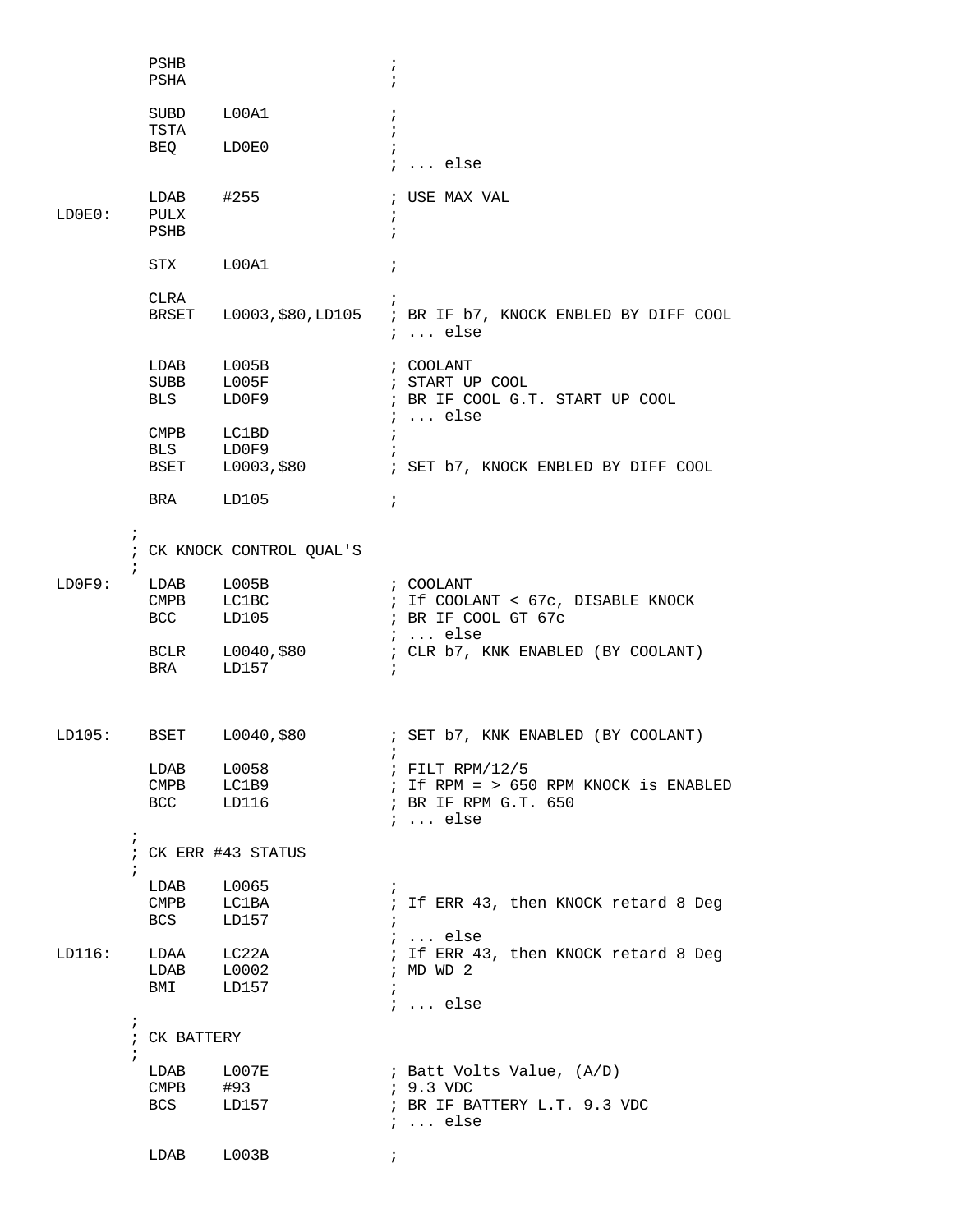```
          PSHB                        ;
          PSHA                        ;

          SUBD    L00A1               ;
          TSTA                        ;
          BEQ     LD0E0               ;
                                      ; ... else

          LDAB    #255                ; USE MAX VAL
LD0E0:    PULX                        ;
          PSHB                        ;

          STX     L00A1               ;

          CLRA                        ;
          BRSET   L0003,$80,LD105     ; BR IF b7, KNOCK ENBLED BY DIFF COOL
                                      ; ... else

          LDAB    L005B               ; COOLANT
          SUBB    L005F               ; START UP COOL
          BLS     LD0F9               ; BR IF COOL G.T. START UP COOL
                                      ; ... else
          CMPB    LC1BD               ;
          BLS     LD0F9               ;
          BSET    L0003,$80           ; SET b7, KNOCK ENBLED BY DIFF COOL

          BRA     LD105               ;

        ;
        ; CK KNOCK CONTROL QUAL'S
        ;
LD0F9:    LDAB    L005B               ; COOLANT
          CMPB    LC1BC               ; If COOLANT < 67c, DISABLE KNOCK
          BCC     LD105               ; BR IF COOL GT 67c
                                      ; ... else
          BCLR    L0040,$80           ; CLR b7, KNK ENABLED (BY COOLANT)
          BRA     LD157               ;



LD105:    BSET    L0040,$80           ; SET b7, KNK ENABLED (BY COOLANT)
                                      ;
          LDAB    L0058               ; FILT RPM/12/5
          CMPB    LC1B9               ; If RPM = > 650 RPM KNOCK is ENABLED
          BCC     LD116               ; BR IF RPM G.T. 650
                                      ; ... else
        ;
        ; CK ERR #43 STATUS
        ;
          LDAB    L0065               ;
          CMPB    LC1BA               ; If ERR 43, then KNOCK retard 8 Deg
          BCS     LD157               ;
                                      ; ... else
LD116:    LDAA    LC22A               ; If ERR 43, then KNOCK retard 8 Deg
          LDAB    L0002               ; MD WD 2
          BMI     LD157               ;
                                      ; ... else
        ;
        ; CK BATTERY
        ;
          LDAB    L007E               ; Batt Volts Value, (A/D)
          CMPB    #93                 ; 9.3 VDC
          BCS     LD157               ; BR IF BATTERY L.T. 9.3 VDC
                                      ; ... else

          LDAB    L003B               ;
```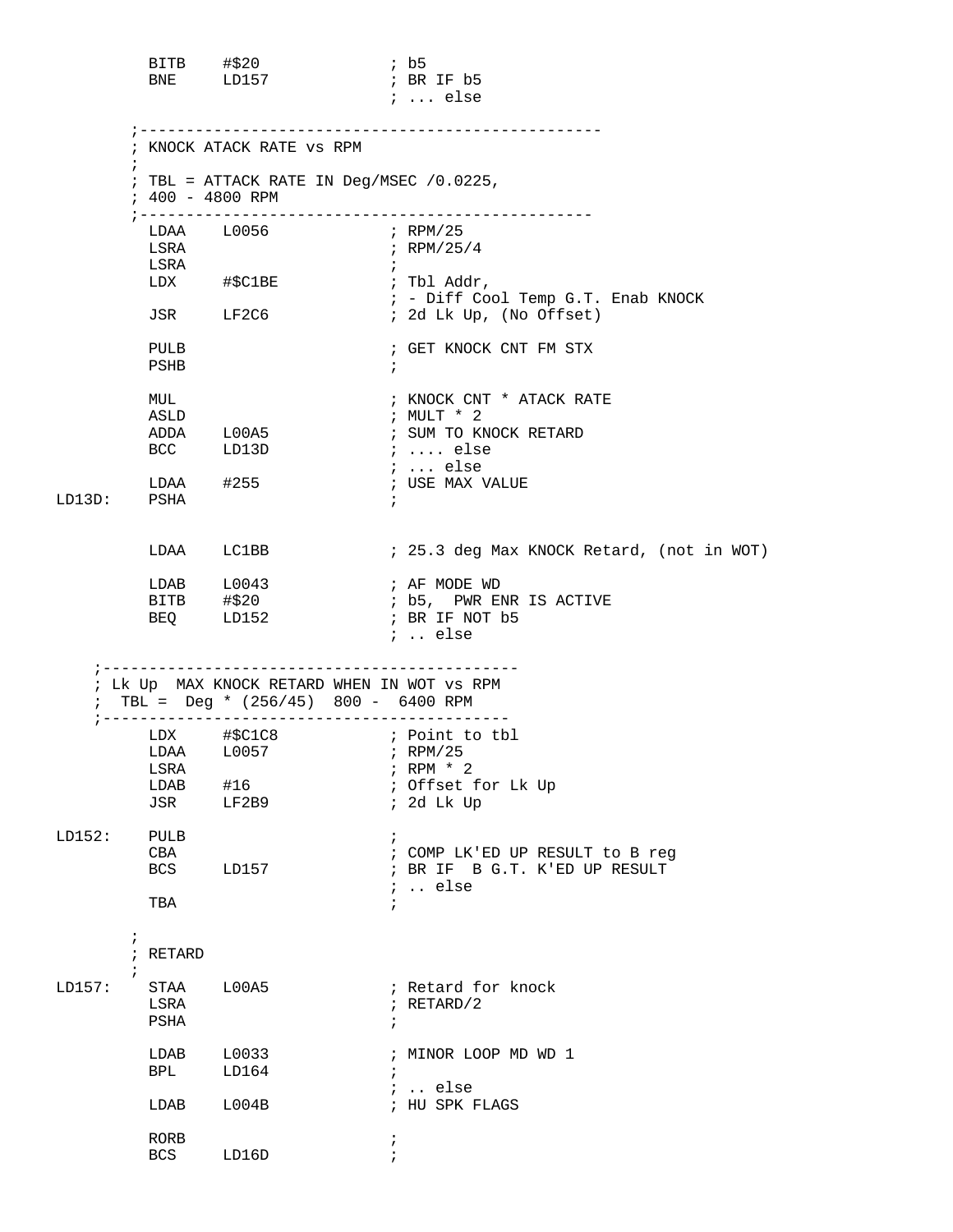```
          BITB    #$20               ; b5
          BNE     LD157              ; BR IF b5
                                     ; ... else

        ;-------------------------------------------------
        ; KNOCK ATACK RATE vs RPM
        ;
        ; TBL = ATTACK RATE IN Deg/MSEC /0.0225,
        ; 400 - 4800 RPM
        ;------------------------------------------------
          LDAA    L0056              ; RPM/25
          LSRA                       ; RPM/25/4
          LSRA                       ;
          LDX     #$C1BE             ; Tbl Addr,
                                     ; - Diff Cool Temp G.T. Enab KNOCK
          JSR     LF2C6              ; 2d Lk Up, (No Offset)

          PULB                       ; GET KNOCK CNT FM STX
          PSHB                       ;

          MUL                        ; KNOCK CNT * ATACK RATE
          ASLD                       ; MULT * 2
          ADDA    L00A5              ; SUM TO KNOCK RETARD
          BCC     LD13D              ; .... else
                                     ; ... else
          LDAA    #255               ; USE MAX VALUE
LD13D:    PSHA                       ;


          LDAA    LC1BB              ; 25.3 deg Max KNOCK Retard, (not in WOT)

          LDAB    L0043              ; AF MODE WD
          BITB    #$20               ; b5,  PWR ENR IS ACTIVE
          BEQ     LD152              ; BR IF NOT b5
                                     ; .. else

    ;--------------------------------------------
    ; Lk Up  MAX KNOCK RETARD WHEN IN WOT vs RPM
    ;  TBL =  Deg * (256/45)  800 -  6400 RPM
    ;-------------------------------------------
          LDX     #$C1C8             ; Point to tbl
          LDAA    L0057              ; RPM/25
          LSRA                       ; RPM * 2
          LDAB    #16                ; Offset for Lk Up
          JSR     LF2B9              ; 2d Lk Up

LD152:    PULB                       ;
          CBA                        ; COMP LK'ED UP RESULT to B reg
          BCS     LD157              ; BR IF  B G.T. K'ED UP RESULT
                                     ; .. else
          TBA                        ;

        ;
        ; RETARD
        ;
LD157:    STAA    L00A5              ; Retard for knock
          LSRA                       ; RETARD/2
          PSHA                       ;

          LDAB    L0033              ; MINOR LOOP MD WD 1
          BPL     LD164              ;
                                     ; .. else
          LDAB    L004B              ; HU SPK FLAGS

          RORB                       ;
          BCS     LD16D              ;
```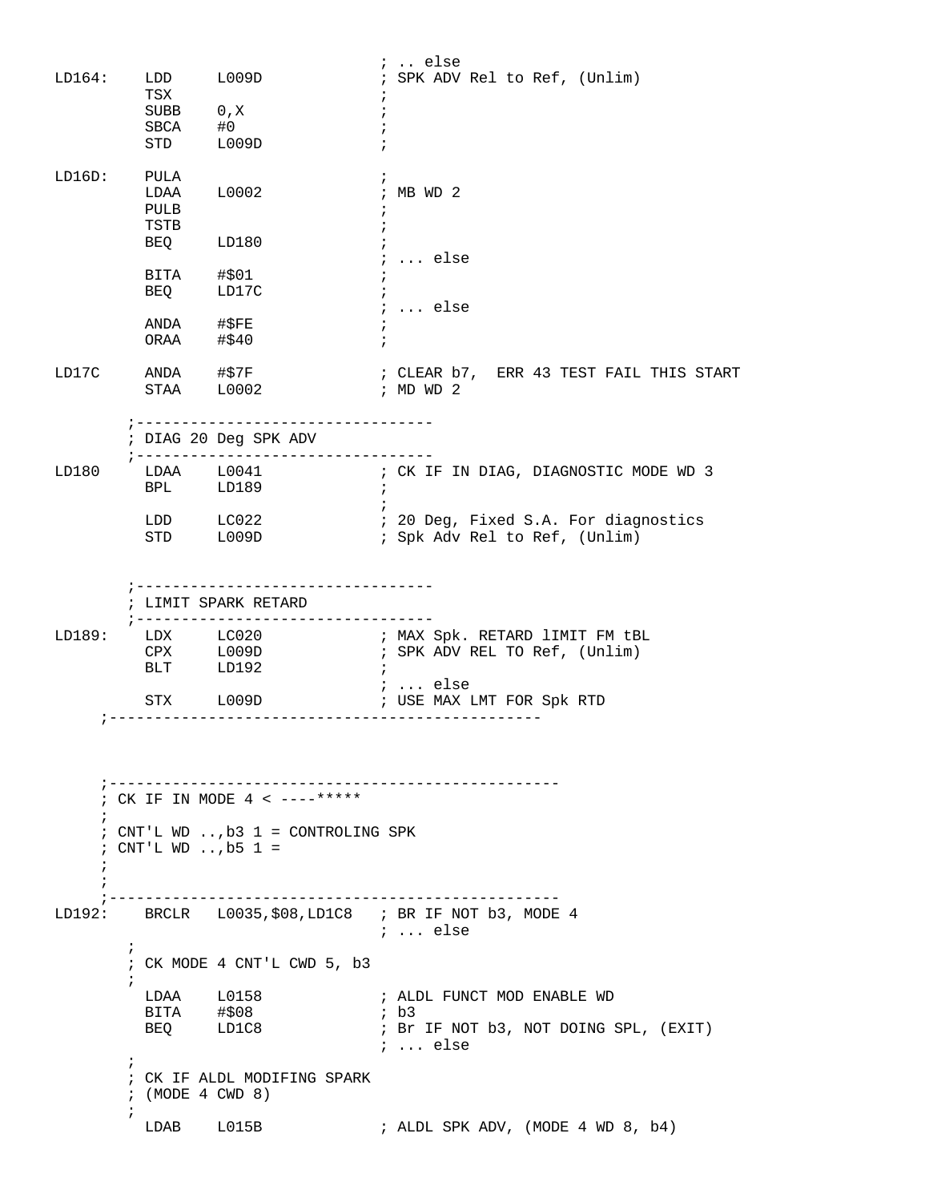```
                                  ; .. else
LD164:    LDD     L009D           ; SPK ADV Rel to Ref, (Unlim)
          TSX                     ;
          SUBB    0,X             ;
          SBCA    #0              ;
          STD     L009D           ;

LD16D:    PULA                    ;
          LDAA    L0002           ; MB WD 2
          PULB                    ;
          TSTB                    ;
          BEQ     LD180           ;
                                  ; ... else
          BITA    #$01            ;
          BEQ     LD17C           ;
                                  ; ... else
          ANDA    #$FE            ;
          ORAA    #$40            ;

LD17C     ANDA    #$7F            ; CLEAR b7,  ERR 43 TEST FAIL THIS START
          STAA    L0002           ; MD WD 2

        ;---------------------------------
        ; DIAG 20 Deg SPK ADV
        ;---------------------------------
LD180     LDAA    L0041           ; CK IF IN DIAG, DIAGNOSTIC MODE WD 3
          BPL     LD189           ;
                                  ;
          LDD     LC022           ; 20 Deg, Fixed S.A. For diagnostics
          STD     L009D           ; Spk Adv Rel to Ref, (Unlim)


        ;---------------------------------
        ; LIMIT SPARK RETARD
        ;---------------------------------
LD189:    LDX     LC020           ; MAX Spk. RETARD lIMIT FM tBL
          CPX     L009D           ; SPK ADV REL TO Ref, (Unlim)
          BLT     LD192           ;
                                  ; ... else
          STX     L009D           ; USE MAX LMT FOR Spk RTD
     ;-----------------------------------------------



     ;-------------------------------------------------
     ; CK IF IN MODE 4 < ----*****
     ;
     ; CNT'L WD ..,b3 1 = CONTROLING SPK
     ; CNT'L WD ..,b5 1 =
     ;
     ;
     ;-------------------------------------------------
LD192:    BRCLR   L0035,$08,LD1C8  ; BR IF NOT b3, MODE 4
                                  ; ... else
        ;
        ; CK MODE 4 CNT'L CWD 5, b3
        ;
          LDAA    L0158           ; ALDL FUNCT MOD ENABLE WD
          BITA    #$08            ; b3
          BEQ     LD1C8           ; Br IF NOT b3, NOT DOING SPL, (EXIT)
                                  ; ... else
        ;
        ; CK IF ALDL MODIFING SPARK
        ; (MODE 4 CWD 8)
        ;
          LDAB    L015B           ; ALDL SPK ADV, (MODE 4 WD 8, b4)
```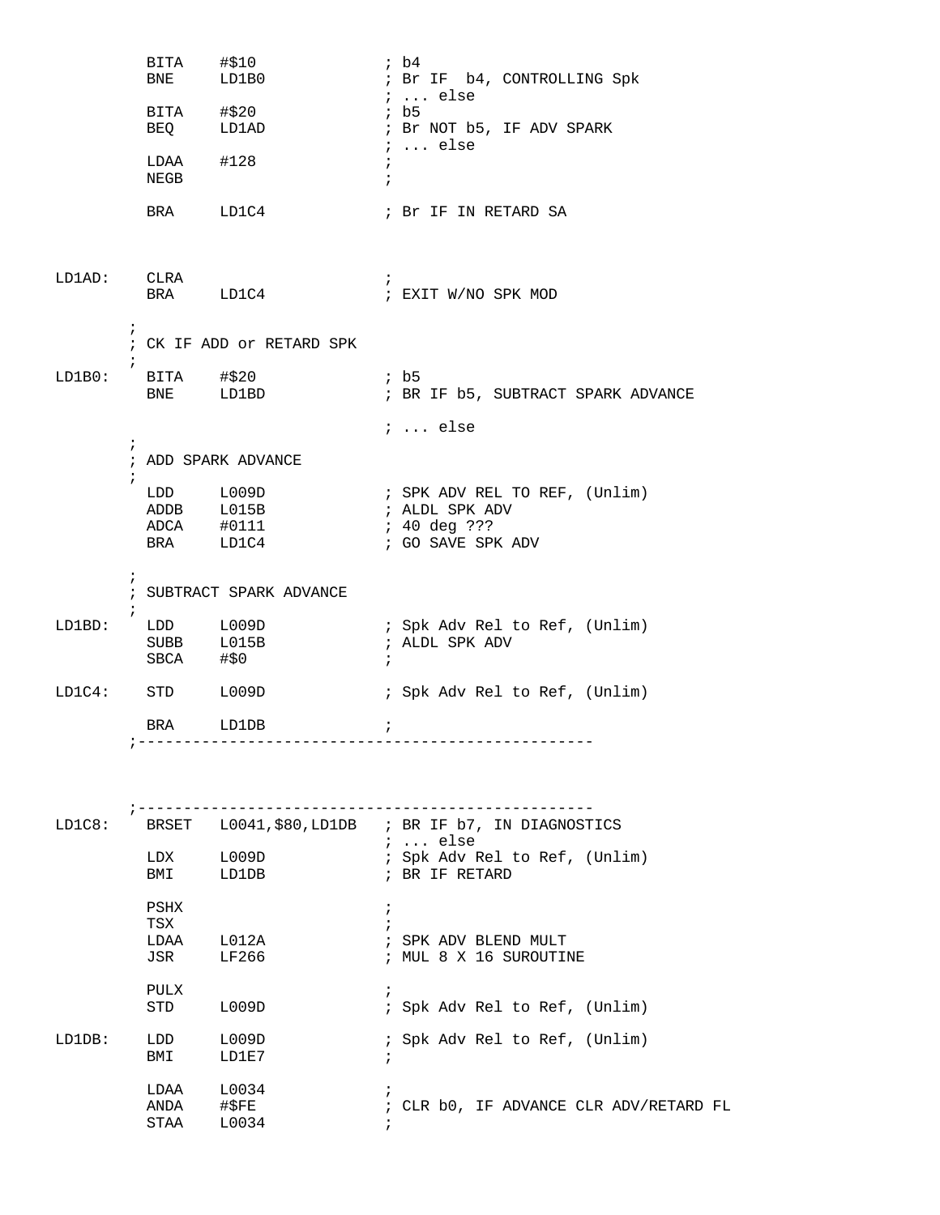```
         BITA    #$10              ; b4
         BNE     LD1B0             ; Br IF  b4, CONTROLLING Spk
                                   ; ... else
         BITA    #$20              ; b5
         BEQ     LD1AD             ; Br NOT b5, IF ADV SPARK
                                   ; ... else
         LDAA    #128              ;
         NEGB                      ;

         BRA     LD1C4             ; Br IF IN RETARD SA



LD1AD:   CLRA                      ;
         BRA     LD1C4             ; EXIT W/NO SPK MOD

       ;
       ; CK IF ADD or RETARD SPK
       ;
LD1B0:   BITA    #$20              ; b5
         BNE     LD1BD             ; BR IF b5, SUBTRACT SPARK ADVANCE

                                   ; ... else
       ;
       ; ADD SPARK ADVANCE
       ;
         LDD     L009D             ; SPK ADV REL TO REF, (Unlim)
         ADDB    L015B             ; ALDL SPK ADV
         ADCA    #0111             ; 40 deg ???
         BRA     LD1C4             ; GO SAVE SPK ADV

       ;
       ; SUBTRACT SPARK ADVANCE
       ;
LD1BD:   LDD     L009D             ; Spk Adv Rel to Ref, (Unlim)
         SUBB    L015B             ; ALDL SPK ADV
         SBCA    #$0               ;

LD1C4:   STD     L009D             ; Spk Adv Rel to Ref, (Unlim)

         BRA     LD1DB             ;
       ;--------------------------------------------------



       ;--------------------------------------------------
LD1C8:   BRSET   L0041,$80,LD1DB   ; BR IF b7, IN DIAGNOSTICS
                                   ; ... else
         LDX     L009D             ; Spk Adv Rel to Ref, (Unlim)
         BMI     LD1DB             ; BR IF RETARD

         PSHX                      ;
         TSX                       ;
         LDAA    L012A             ; SPK ADV BLEND MULT
         JSR     LF266             ; MUL 8 X 16 SUROUTINE

         PULX                      ;
         STD     L009D             ; Spk Adv Rel to Ref, (Unlim)

LD1DB:   LDD     L009D             ; Spk Adv Rel to Ref, (Unlim)
         BMI     LD1E7             ;

         LDAA    L0034             ;
         ANDA    #$FE              ; CLR b0, IF ADVANCE CLR ADV/RETARD FL
         STAA    L0034             ;
```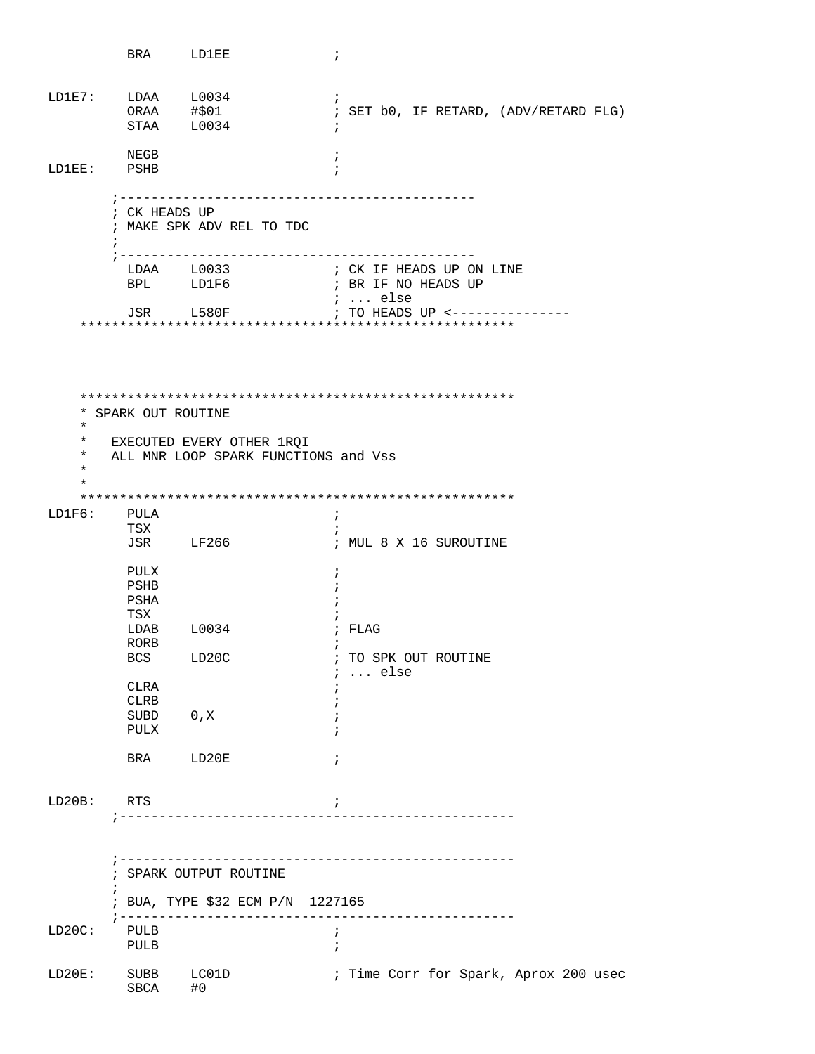```
         BRA     LD1EE             ;


LD1E7:   LDAA    L0034             ;
         ORAA    #$01              ; SET b0, IF RETARD, (ADV/RETARD FLG)
         STAA    L0034             ;

         NEGB                      ;
LD1EE:   PSHB                      ;

        ;--------------------------------------------
        ; CK HEADS UP
        ; MAKE SPK ADV REL TO TDC
        ;
        ;--------------------------------------------
         LDAA    L0033             ; CK IF HEADS UP ON LINE
         BPL     LD1F6             ; BR IF NO HEADS UP
                                   ; ... else
         JSR     L580F             ; TO HEADS UP <---------------
    *****************************************************




    *****************************************************
    * SPARK OUT ROUTINE
    *
    *   EXECUTED EVERY OTHER 1RQI
    *   ALL MNR LOOP SPARK FUNCTIONS and Vss
    *
    *
    *****************************************************
LD1F6:   PULA                      ;
         TSX                       ;
         JSR     LF266             ; MUL 8 X 16 SUROUTINE

         PULX                      ;
         PSHB                      ;
         PSHA                      ;
         TSX                       ;
         LDAB    L0034             ; FLAG
         RORB                      ;
         BCS     LD20C             ; TO SPK OUT ROUTINE
                                   ; ... else
         CLRA                      ;
         CLRB                      ;
         SUBD    0,X               ;
         PULX                      ;

         BRA     LD20E             ;


LD20B:   RTS                       ;
        ;-------------------------------------------------



        ;-------------------------------------------------
        ; SPARK OUTPUT ROUTINE
        ;
        ; BUA, TYPE $32 ECM P/N  1227165
        ;-------------------------------------------------
LD20C:   PULB                      ;
         PULB                      ;

LD20E:   SUBB    LC01D             ; Time Corr for Spark, Aprox 200 usec
         SBCA    #0
```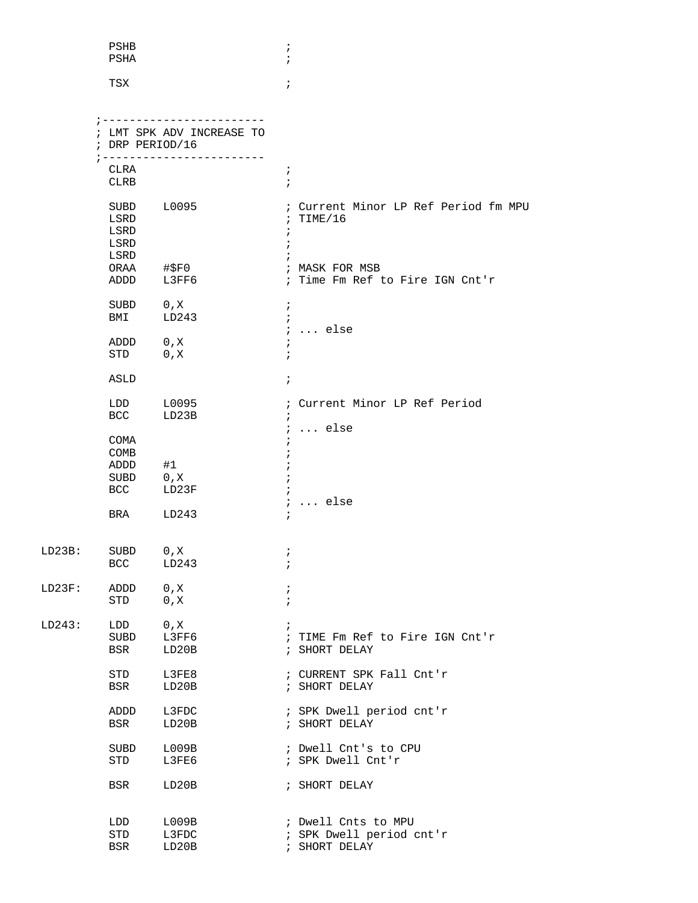```
          PSHB                          ;
          PSHA                          ;

          TSX                           ;


        ;------------------------
        ; LMT SPK ADV INCREASE TO
        ; DRP PERIOD/16
        ;------------------------
          CLRA                          ;
          CLRB                          ;

          SUBD    L0095                 ; Current Minor LP Ref Period fm MPU
          LSRD                          ; TIME/16
          LSRD                          ;
          LSRD                          ;
          LSRD                          ;
          ORAA    #$F0                  ; MASK FOR MSB
          ADDD    L3FF6                 ; Time Fm Ref to Fire IGN Cnt'r

          SUBD    0,X                   ;
          BMI     LD243                 ;
                                        ; ... else
          ADDD    0,X                   ;
          STD     0,X                   ;

          ASLD                          ;

          LDD     L0095                 ; Current Minor LP Ref Period
          BCC     LD23B                 ;
                                        ; ... else
          COMA                          ;
          COMB                          ;
          ADDD    #1                    ;
          SUBD    0,X                   ;
          BCC     LD23F                 ;
                                        ; ... else
          BRA     LD243                 ;


LD23B:    SUBD    0,X                   ;
          BCC     LD243                 ;

LD23F:    ADDD    0,X                   ;
          STD     0,X                   ;

LD243:    LDD     0,X                   ;
          SUBD    L3FF6                 ; TIME Fm Ref to Fire IGN Cnt'r
          BSR     LD20B                 ; SHORT DELAY

          STD     L3FE8                 ; CURRENT SPK Fall Cnt'r
          BSR     LD20B                 ; SHORT DELAY

          ADDD    L3FDC                 ; SPK Dwell period cnt'r
          BSR     LD20B                 ; SHORT DELAY

          SUBD    L009B                 ; Dwell Cnt's to CPU
          STD     L3FE6                 ; SPK Dwell Cnt'r

          BSR     LD20B                 ; SHORT DELAY


          LDD     L009B                 ; Dwell Cnts to MPU
          STD     L3FDC                 ; SPK Dwell period cnt'r
          BSR     LD20B                 ; SHORT DELAY
```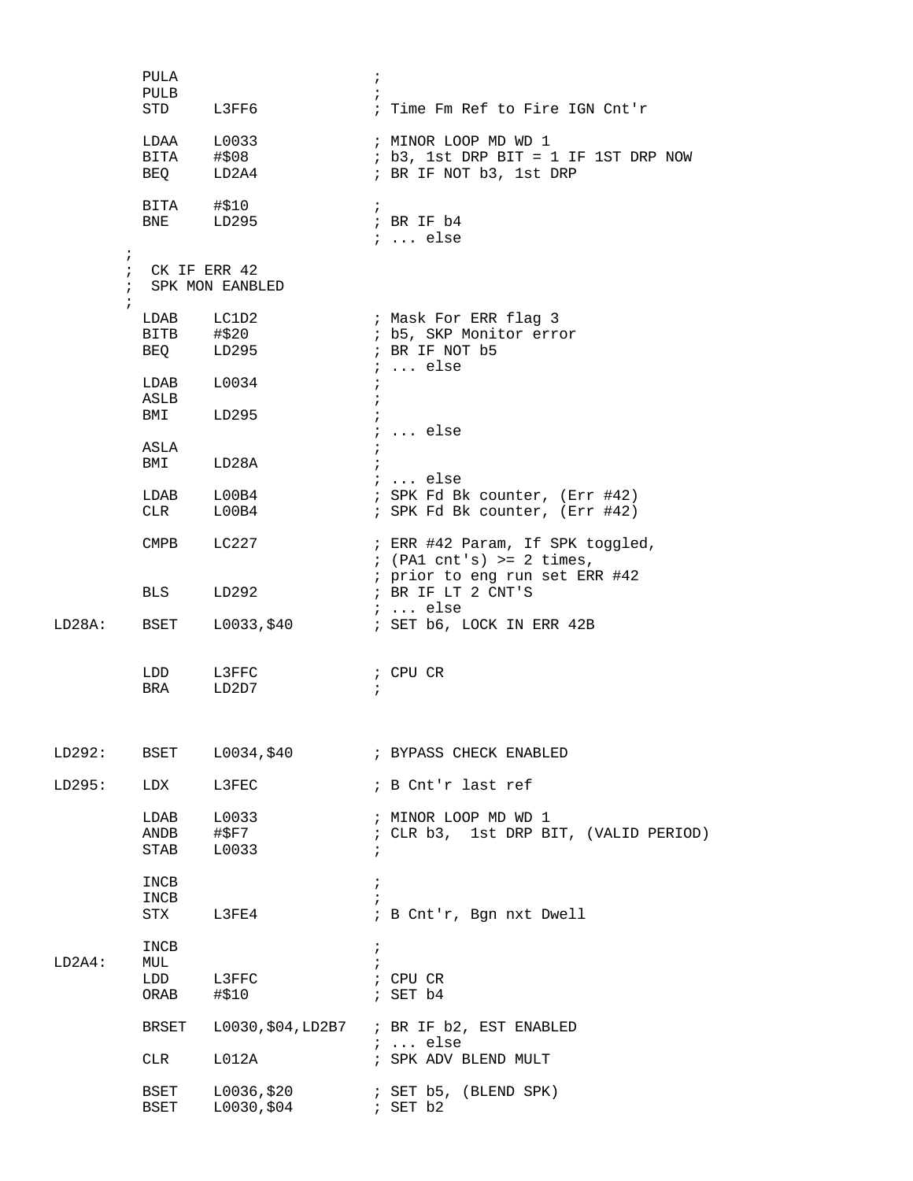```
         PULA                      ;
         PULB                      ;
         STD     L3FF6             ; Time Fm Ref to Fire IGN Cnt'r

         LDAA    L0033             ; MINOR LOOP MD WD 1
         BITA    #$08              ; b3, 1st DRP BIT = 1 IF 1ST DRP NOW
         BEQ     LD2A4             ; BR IF NOT b3, 1st DRP

         BITA    #$10              ;
         BNE     LD295             ; BR IF b4
                                   ; ... else
       ;
       ;  CK IF ERR 42
       ;  SPK MON EANBLED
       ;
         LDAB    LC1D2             ; Mask For ERR flag 3
         BITB    #$20              ; b5, SKP Monitor error
         BEQ     LD295             ; BR IF NOT b5
                                   ; ... else
         LDAB    L0034             ;
         ASLB                      ;
         BMI     LD295             ;
                                   ; ... else
         ASLA                      ;
         BMI     LD28A             ;
                                   ; ... else
         LDAB    L00B4             ; SPK Fd Bk counter, (Err #42)
         CLR     L00B4             ; SPK Fd Bk counter, (Err #42)

         CMPB    LC227             ; ERR #42 Param, If SPK toggled,
                                   ; (PA1 cnt's) >= 2 times,
                                   ; prior to eng run set ERR #42
         BLS     LD292             ; BR IF LT 2 CNT'S
                                   ; ... else
LD28A:   BSET    L0033,$40         ; SET b6, LOCK IN ERR 42B


         LDD     L3FFC             ; CPU CR
         BRA     LD2D7             ;



LD292:   BSET    L0034,$40         ; BYPASS CHECK ENABLED

LD295:   LDX     L3FEC             ; B Cnt'r last ref

         LDAB    L0033             ; MINOR LOOP MD WD 1
         ANDB    #$F7              ; CLR b3,  1st DRP BIT, (VALID PERIOD)
         STAB    L0033             ;

         INCB                      ;
         INCB                      ;
         STX     L3FE4             ; B Cnt'r, Bgn nxt Dwell

         INCB                      ;
LD2A4:   MUL                       ;
         LDD     L3FFC             ; CPU CR
         ORAB    #$10              ; SET b4

         BRSET   L0030,$04,LD2B7   ; BR IF b2, EST ENABLED
                                   ; ... else
         CLR     L012A             ; SPK ADV BLEND MULT

         BSET    L0036,$20         ; SET b5, (BLEND SPK)
         BSET    L0030,$04         ; SET b2
```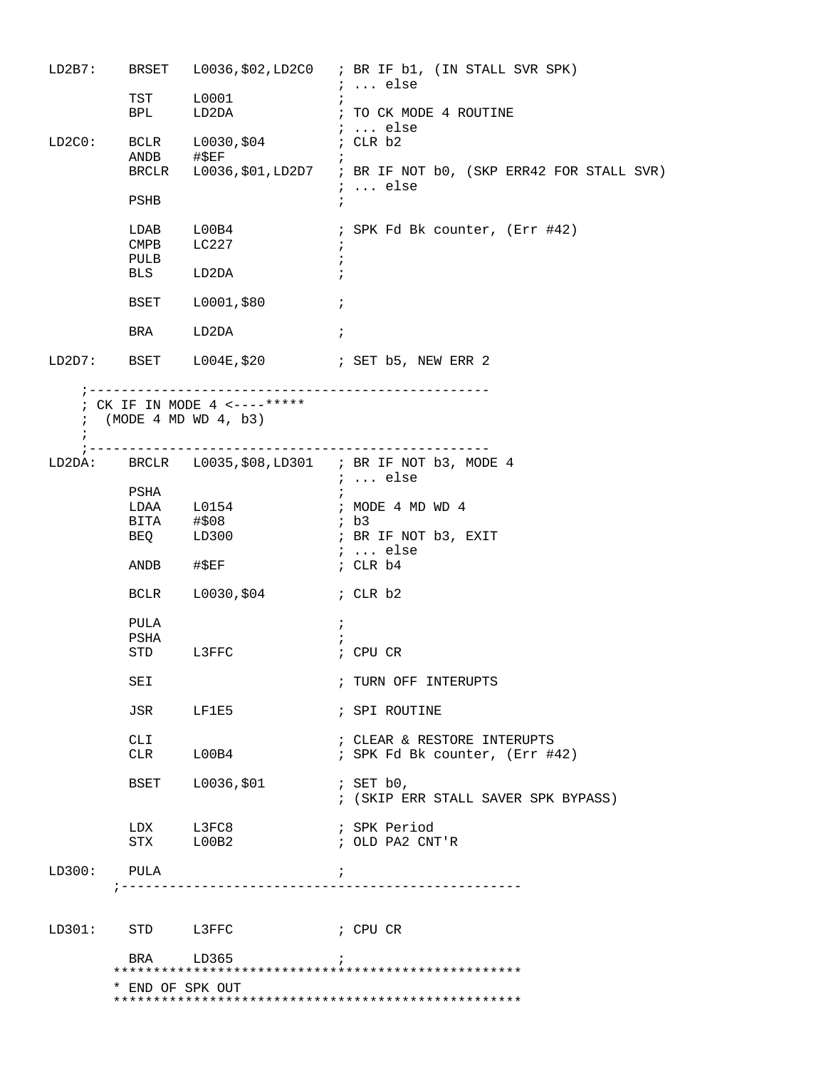```
LD2B7:    BRSET   L0036,$02,LD2C0   ; BR IF b1, (IN STALL SVR SPK)
                                    ; ... else
          TST     L0001             ;
          BPL     LD2DA             ; TO CK MODE 4 ROUTINE
                                    ; ... else
LD2C0:    BCLR    L0030,$04         ; CLR b2
          ANDB    #$EF              ;
          BRCLR   L0036,$01,LD2D7   ; BR IF NOT b0, (SKP ERR42 FOR STALL SVR)
                                    ; ... else
          PSHB                      ;

          LDAB    L00B4             ; SPK Fd Bk counter, (Err #42)
          CMPB    LC227             ;
          PULB                      ;
          BLS     LD2DA             ;

          BSET    L0001,$80         ;

          BRA     LD2DA             ;

LD2D7:    BSET    L004E,$20         ; SET b5, NEW ERR 2

    ;--------------------------------------------------
    ; CK IF IN MODE 4 <----*****
    ;  (MODE 4 MD WD 4, b3)
    ;
    ;--------------------------------------------------
LD2DA:    BRCLR   L0035,$08,LD301   ; BR IF NOT b3, MODE 4
                                    ; ... else
          PSHA                      ;
          LDAA    L0154             ; MODE 4 MD WD 4
          BITA    #$08              ; b3
          BEQ     LD300             ; BR IF NOT b3, EXIT
                                    ; ... else
          ANDB    #$EF              ; CLR b4

          BCLR    L0030,$04         ; CLR b2

          PULA                      ;
          PSHA                      ;
          STD     L3FFC             ; CPU CR

          SEI                       ; TURN OFF INTERUPTS

          JSR     LF1E5             ; SPI ROUTINE

          CLI                       ; CLEAR & RESTORE INTERUPTS
          CLR     L00B4             ; SPK Fd Bk counter, (Err #42)

          BSET    L0036,$01         ; SET b0,
                                    ; (SKIP ERR STALL SAVER SPK BYPASS)

          LDX     L3FC8             ; SPK Period
          STX     L00B2             ; OLD PA2 CNT'R

LD300:    PULA                      ;
       ;--------------------------------------------------


LD301:    STD     L3FFC             ; CPU CR

          BRA     LD365             ;
       **************************************************
       * END OF SPK OUT
       **************************************************
```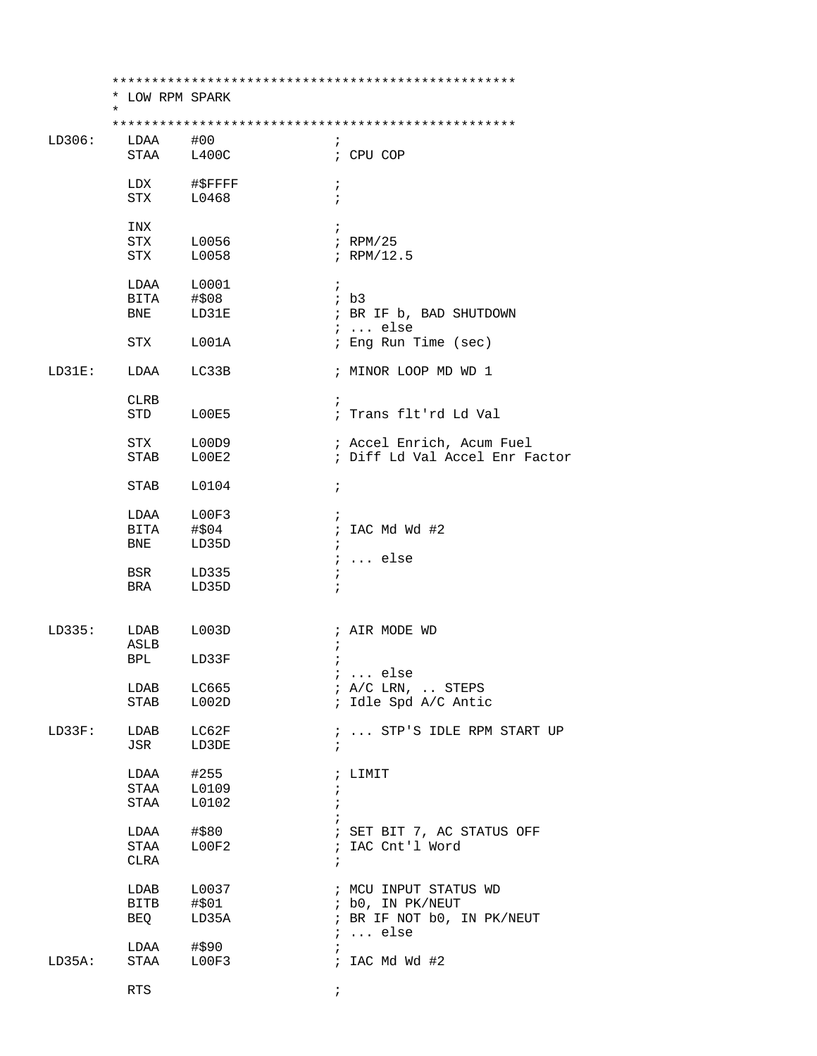```
        **************************************************
        * LOW RPM SPARK
        *
        **************************************************
LD306:    LDAA    #00             ;
          STAA    L400C           ; CPU COP

          LDX     #$FFFF          ;
          STX     L0468           ;

          INX                     ;
          STX     L0056           ; RPM/25
          STX     L0058           ; RPM/12.5

          LDAA    L0001           ;
          BITA    #$08            ; b3
          BNE     LD31E           ; BR IF b, BAD SHUTDOWN
                                  ; ... else
          STX     L001A           ; Eng Run Time (sec)

LD31E:    LDAA    LC33B           ; MINOR LOOP MD WD 1

          CLRB                    ;
          STD     L00E5           ; Trans flt'rd Ld Val

          STX     L00D9           ; Accel Enrich, Acum Fuel
          STAB    L00E2           ; Diff Ld Val Accel Enr Factor

          STAB    L0104           ;

          LDAA    L00F3           ;
          BITA    #$04            ; IAC Md Wd #2
          BNE     LD35D           ;
                                  ; ... else
          BSR     LD335           ;
          BRA     LD35D           ;


LD335:    LDAB    L003D           ; AIR MODE WD
          ASLB                    ;
          BPL     LD33F           ;
                                  ; ... else
          LDAB    LC665           ; A/C LRN, .. STEPS
          STAB    L002D           ; Idle Spd A/C Antic

LD33F:    LDAB    LC62F           ; ... STP'S IDLE RPM START UP
          JSR     LD3DE           ;

          LDAA    #255            ; LIMIT
          STAA    L0109           ;
          STAA    L0102           ;
                                  ;
          LDAA    #$80            ; SET BIT 7, AC STATUS OFF
          STAA    L00F2           ; IAC Cnt'l Word
          CLRA                    ;

          LDAB    L0037           ; MCU INPUT STATUS WD
          BITB    #$01            ; b0, IN PK/NEUT
          BEQ     LD35A           ; BR IF NOT b0, IN PK/NEUT
                                  ; ... else
          LDAA    #$90            ;
LD35A:    STAA    L00F3           ; IAC Md Wd #2

          RTS                     ;
```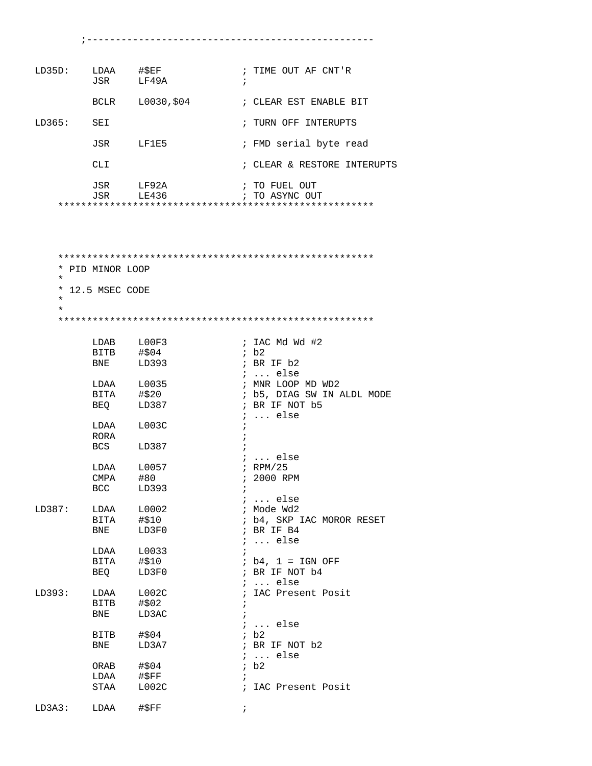```
        ;-------------------------------------------------

LD35D:    LDAA    #$EF              ; TIME OUT AF CNT'R
          JSR     LF49A             ;

          BCLR    L0030,$04         ; CLEAR EST ENABLE BIT

LD365:    SEI                       ; TURN OFF INTERUPTS

          JSR     LF1E5             ; FMD serial byte read

          CLI                       ; CLEAR & RESTORE INTERUPTS

          JSR     LF92A             ; TO FUEL OUT
          JSR     LE436             ; TO ASYNC OUT
     *******************************************************




     *******************************************************
     * PID MINOR LOOP
     *
     * 12.5 MSEC CODE
     *
     *
     *******************************************************

          LDAB    L00F3             ; IAC Md Wd #2
          BITB    #$04              ; b2
          BNE     LD393             ; BR IF b2
                                    ; ... else
          LDAA    L0035             ; MNR LOOP MD WD2
          BITA    #$20              ; b5, DIAG SW IN ALDL MODE
          BEQ     LD387             ; BR IF NOT b5
                                    ; ... else
          LDAA    L003C             ;
          RORA                      ;
          BCS     LD387             ;
                                    ; ... else
          LDAA    L0057             ; RPM/25
          CMPA    #80               ; 2000 RPM
          BCC     LD393             ;
                                    ; ... else
LD387:    LDAA    L0002             ; Mode Wd2
          BITA    #$10              ; b4, SKP IAC MOROR RESET
          BNE     LD3F0             ; BR IF B4
                                    ; ... else
          LDAA    L0033             ;
          BITA    #$10              ; b4, 1 = IGN OFF
          BEQ     LD3F0             ; BR IF NOT b4
                                    ; ... else
LD393:    LDAA    L002C             ; IAC Present Posit
          BITB    #$02              ;
          BNE     LD3AC             ;
                                    ; ... else
          BITB    #$04              ; b2
          BNE     LD3A7             ; BR IF NOT b2
                                    ; ... else
          ORAB    #$04              ; b2
          LDAA    #$FF              ;
          STAA    L002C             ; IAC Present Posit

LD3A3:    LDAA    #$FF              ;
```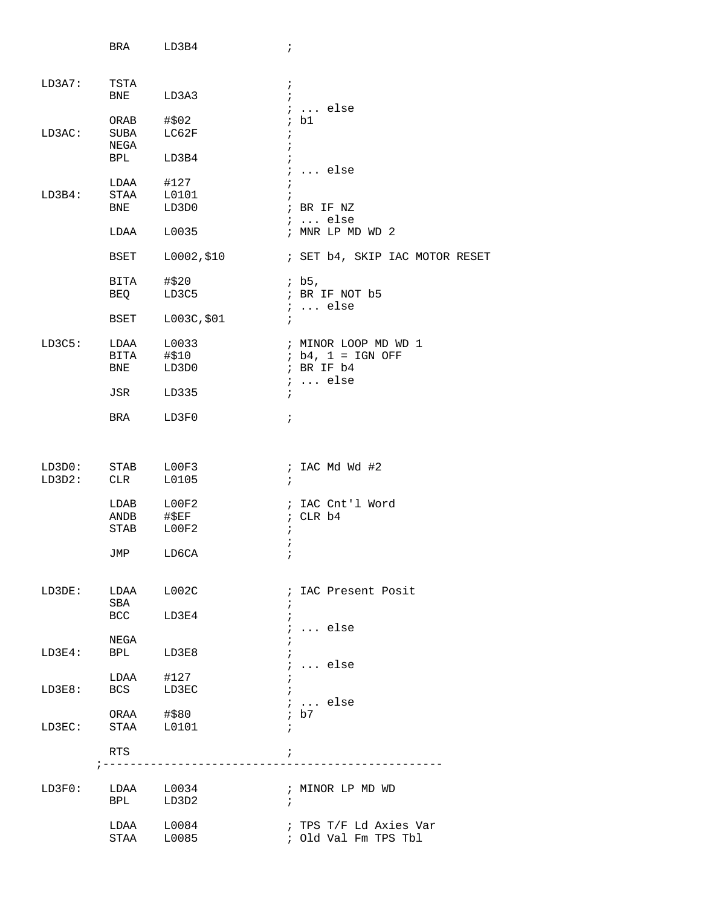```
         BRA     LD3B4             ;


LD3A7:   TSTA                      ;
         BNE     LD3A3             ;
                                   ; ... else
         ORAB    #$02              ; b1
LD3AC:   SUBA    LC62F             ;
         NEGA                      ;
         BPL     LD3B4             ;
                                   ; ... else
         LDAA    #127              ;
LD3B4:   STAA    L0101             ;
         BNE     LD3D0             ; BR IF NZ
                                   ; ... else
         LDAA    L0035             ; MNR LP MD WD 2

         BSET    L0002,$10         ; SET b4, SKIP IAC MOTOR RESET

         BITA    #$20              ; b5,
         BEQ     LD3C5             ; BR IF NOT b5
                                   ; ... else
         BSET    L003C,$01         ;

LD3C5:   LDAA    L0033             ; MINOR LOOP MD WD 1
         BITA    #$10              ; b4, 1 = IGN OFF
         BNE     LD3D0             ; BR IF b4
                                   ; ... else
         JSR     LD335             ;

         BRA     LD3F0             ;



LD3D0:   STAB    L00F3             ; IAC Md Wd #2
LD3D2:   CLR     L0105             ;

         LDAB    L00F2             ; IAC Cnt'l Word
         ANDB    #$EF              ; CLR b4
         STAB    L00F2             ;
                                   ;
         JMP     LD6CA             ;


LD3DE:   LDAA    L002C             ; IAC Present Posit
         SBA                       ;
         BCC     LD3E4             ;
                                   ; ... else
         NEGA                      ;
LD3E4:   BPL     LD3E8             ;
                                   ; ... else
         LDAA    #127              ;
LD3E8:   BCS     LD3EC             ;
                                   ; ... else
         ORAA    #$80              ; b7
LD3EC:   STAA    L0101             ;

         RTS                       ;
       ;-------------------------------------------------

LD3F0:   LDAA    L0034             ; MINOR LP MD WD
         BPL     LD3D2             ;

         LDAA    L0084             ; TPS T/F Ld Axies Var
         STAA    L0085             ; Old Val Fm TPS Tbl
```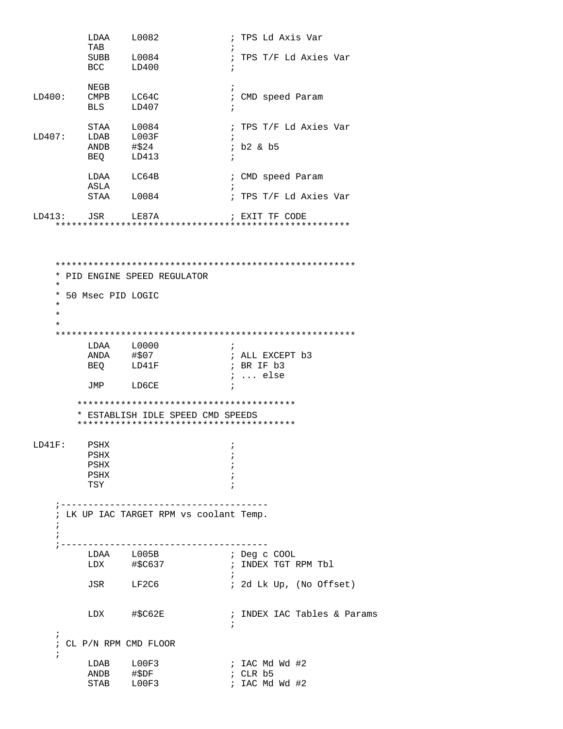```
         LDAA    L0082             ; TPS Ld Axis Var
         TAB                       ;
         SUBB    L0084             ; TPS T/F Ld Axies Var
         BCC     LD400             ;

         NEGB                      ;
LD400:   CMPB    LC64C             ; CMD speed Param
         BLS     LD407             ;

         STAA    L0084             ; TPS T/F Ld Axies Var
LD407:   LDAB    L003F             ;
         ANDB    #$24              ; b2 & b5
         BEQ     LD413             ;

         LDAA    LC64B             ; CMD speed Param
         ASLA                      ;
         STAA    L0084             ; TPS T/F Ld Axies Var

LD413:   JSR     LE87A             ; EXIT TF CODE
    ******************************************************



    *******************************************************
    * PID ENGINE SPEED REGULATOR
    *
    * 50 Msec PID LOGIC
    *
    *
    *
    *******************************************************
         LDAA    L0000             ;
         ANDA    #$07              ; ALL EXCEPT b3
         BEQ     LD41F             ; BR IF b3
                                   ; ... else
         JMP     LD6CE             ;

        ****************************************
        * ESTABLISH IDLE SPEED CMD SPEEDS
        ****************************************

LD41F:   PSHX                      ;
         PSHX                      ;
         PSHX                      ;
         PSHX                      ;
         TSY                       ;

    ;-------------------------------------
    ; LK UP IAC TARGET RPM vs coolant Temp.
    ;
    ;
    ;-------------------------------------
         LDAA    L005B             ; Deg c COOL
         LDX     #$C637            ; INDEX TGT RPM Tbl
                                   ;
         JSR     LF2C6             ; 2d Lk Up, (No Offset)


         LDX     #$C62E            ; INDEX IAC Tables & Params
                                   ;
    ;
    ; CL P/N RPM CMD FLOOR
    ;
         LDAB    L00F3             ; IAC Md Wd #2
         ANDB    #$DF              ; CLR b5
         STAB    L00F3             ; IAC Md Wd #2
```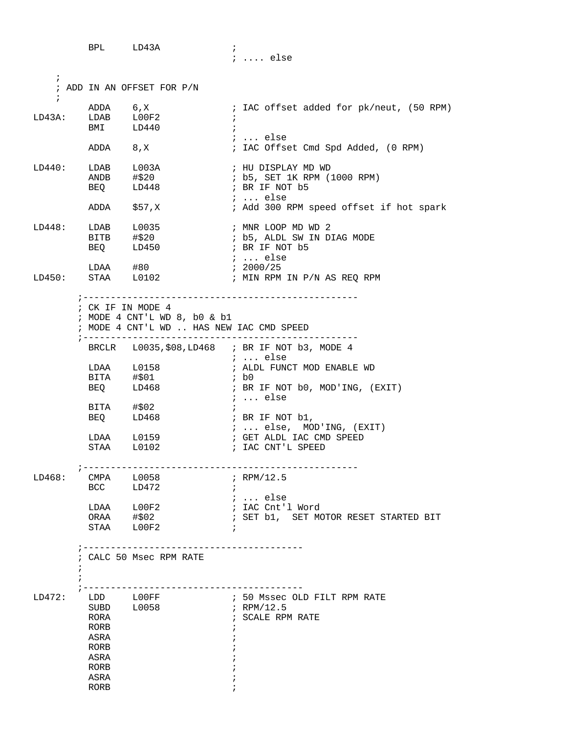```
        BPL     LD43A           ;
                                ; .... else

    ;
    ; ADD IN AN OFFSET FOR P/N
    ;
        ADDA    6,X             ; IAC offset added for pk/neut, (50 RPM)
LD43A:  LDAB    L00F2           ;
        BMI     LD440           ;
                                ; ... else
        ADDA    8,X             ; IAC Offset Cmd Spd Added, (0 RPM)

LD440:  LDAB    L003A           ; HU DISPLAY MD WD
        ANDB    #$20            ; b5, SET 1K RPM (1000 RPM)
        BEQ     LD448           ; BR IF NOT b5
                                ; ... else
        ADDA    $57,X           ; Add 300 RPM speed offset if hot spark

LD448:  LDAB    L0035           ; MNR LOOP MD WD 2
        BITB    #$20            ; b5, ALDL SW IN DIAG MODE
        BEQ     LD450           ; BR IF NOT b5
                                ; ... else
        LDAA    #80             ; 2000/25
LD450:  STAA    L0102           ; MIN RPM IN P/N AS REQ RPM

      ;-------------------------------------------------
      ; CK IF IN MODE 4
      ; MODE 4 CNT'L WD 8, b0 & b1
      ; MODE 4 CNT'L WD .. HAS NEW IAC CMD SPEED
      ;-------------------------------------------------
        BRCLR   L0035,$08,LD468 ; BR IF NOT b3, MODE 4
                                ; ... else
        LDAA    L0158           ; ALDL FUNCT MOD ENABLE WD
        BITA    #$01            ; b0
        BEQ     LD468           ; BR IF NOT b0, MOD'ING, (EXIT)
                                ; ... else
        BITA    #$02            ;
        BEQ     LD468           ; BR IF NOT b1,
                                ; ... else,  MOD'ING, (EXIT)
        LDAA    L0159           ; GET ALDL IAC CMD SPEED
        STAA    L0102           ; IAC CNT'L SPEED

      ;-------------------------------------------------
LD468:  CMPA    L0058           ; RPM/12.5
        BCC     LD472           ;
                                ; ... else
        LDAA    L00F2           ; IAC Cnt'l Word
        ORAA    #$02            ; SET b1,  SET MOTOR RESET STARTED BIT
        STAA    L00F2           ;

      ;---------------------------------------
      ; CALC 50 Msec RPM RATE
      ;
      ;
      ;---------------------------------------
LD472:  LDD     L00FF           ; 50 Mssec OLD FILT RPM RATE
        SUBD    L0058           ; RPM/12.5
        RORA                    ; SCALE RPM RATE
        RORB                    ;
        ASRA                    ;
        RORB                    ;
        ASRA                    ;
        RORB                    ;
        ASRA                    ;
        RORB                    ;
```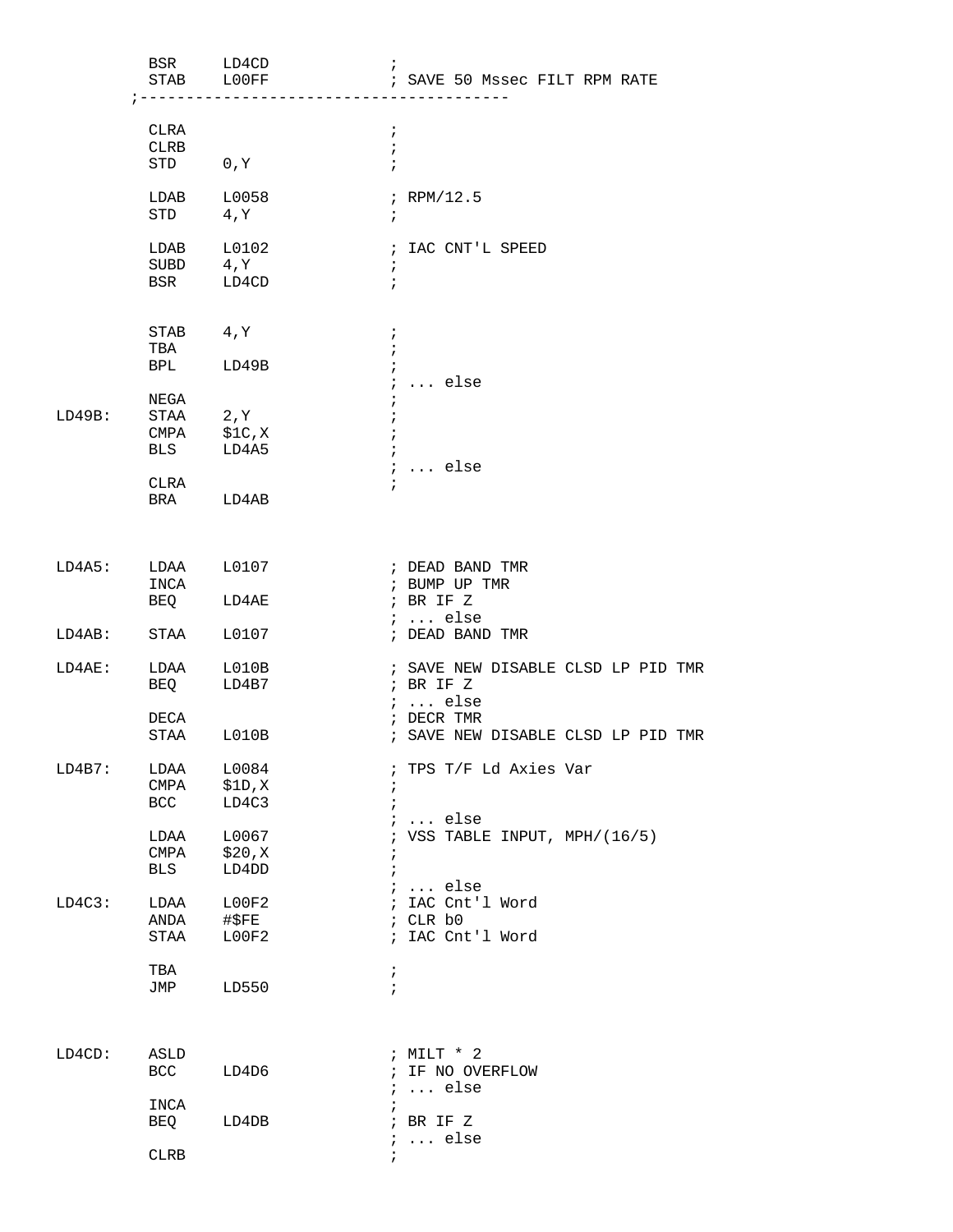```
          BSR     LD4CD              ;
          STAB    L00FF              ; SAVE 50 Mssec FILT RPM RATE
        ;---------------------------------------

          CLRA                       ;
          CLRB                       ;
          STD     0,Y                ;

          LDAB    L0058              ; RPM/12.5
          STD     4,Y                ;

          LDAB    L0102              ; IAC CNT'L SPEED
          SUBD    4,Y                ;
          BSR     LD4CD              ;


          STAB    4,Y                ;
          TBA                        ;
          BPL     LD49B              ;
                                     ; ... else
          NEGA                       ;
LD49B:    STAA    2,Y                ;
          CMPA    $1C,X              ;
          BLS     LD4A5              ;
                                     ; ... else
          CLRA                       ;
          BRA     LD4AB



LD4A5:    LDAA    L0107              ; DEAD BAND TMR
          INCA                       ; BUMP UP TMR
          BEQ     LD4AE              ; BR IF Z
                                     ; ... else
LD4AB:    STAA    L0107              ; DEAD BAND TMR

LD4AE:    LDAA    L010B              ; SAVE NEW DISABLE CLSD LP PID TMR
          BEQ     LD4B7              ; BR IF Z
                                     ; ... else
          DECA                       ; DECR TMR
          STAA    L010B              ; SAVE NEW DISABLE CLSD LP PID TMR

LD4B7:    LDAA    L0084              ; TPS T/F Ld Axies Var
          CMPA    $1D,X              ;
          BCC     LD4C3              ;
                                     ; ... else
          LDAA    L0067              ; VSS TABLE INPUT, MPH/(16/5)
          CMPA    $20,X              ;
          BLS     LD4DD              ;
                                     ; ... else
LD4C3:    LDAA    L00F2              ; IAC Cnt'l Word
          ANDA    #$FE               ; CLR b0
          STAA    L00F2              ; IAC Cnt'l Word

          TBA                        ;
          JMP     LD550              ;



LD4CD:    ASLD                       ; MILT * 2
          BCC     LD4D6              ; IF NO OVERFLOW
                                     ; ... else
          INCA                       ;
          BEQ     LD4DB              ; BR IF Z
                                     ; ... else
          CLRB                       ;
```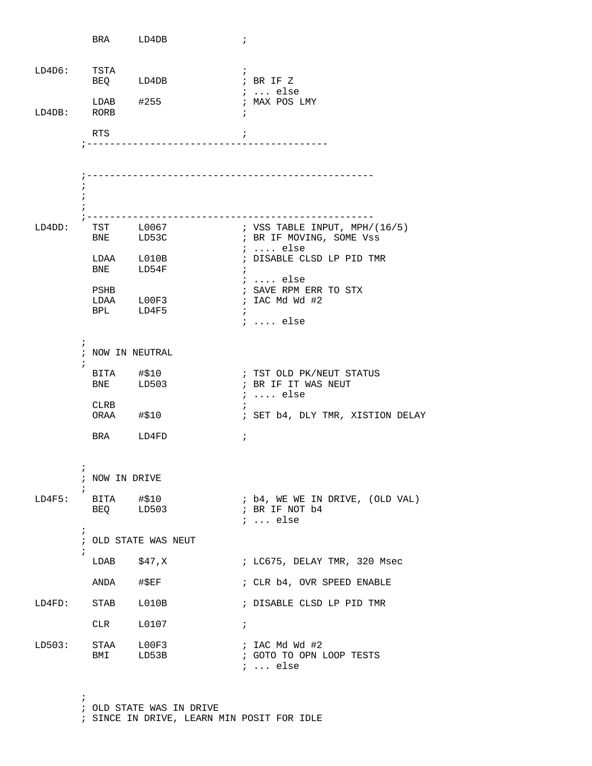```
          BRA     LD4DB             ;


LD4D6:    TSTA                      ;
          BEQ     LD4DB             ; BR IF Z
                                    ; ... else
          LDAB    #255              ; MAX POS LMY
LD4DB:    RORB                      ;

          RTS                       ;
        ;-----------------------------------------



        ;-------------------------------------------------
        ;
        ;
        ;
        ;-------------------------------------------------
LD4DD:    TST     L0067             ; VSS TABLE INPUT, MPH/(16/5)
          BNE     LD53C             ; BR IF MOVING, SOME Vss
                                    ; .... else
          LDAA    L010B             ; DISABLE CLSD LP PID TMR
          BNE     LD54F             ;
                                    ; .... else
          PSHB                      ; SAVE RPM ERR TO STX
          LDAA    L00F3             ; IAC Md Wd #2
          BPL     LD4F5             ;
                                    ; .... else

        ;
        ; NOW IN NEUTRAL
        ;
          BITA    #$10              ; TST OLD PK/NEUT STATUS
          BNE     LD503             ; BR IF IT WAS NEUT
                                    ; .... else
          CLRB                      ;
          ORAA    #$10              ; SET b4, DLY TMR, XISTION DELAY

          BRA     LD4FD             ;


        ;
        ; NOW IN DRIVE
        ;
LD4F5:    BITA    #$10              ; b4, WE WE IN DRIVE, (OLD VAL)
          BEQ     LD503             ; BR IF NOT b4
                                    ; ... else
        ;
        ; OLD STATE WAS NEUT
        ;
          LDAB    $47,X             ; LC675, DELAY TMR, 320 Msec

          ANDA    #$EF              ; CLR b4, OVR SPEED ENABLE

LD4FD:    STAB    L010B             ; DISABLE CLSD LP PID TMR

          CLR     L0107             ;

LD503:    STAA    L00F3             ; IAC Md Wd #2
          BMI     LD53B             ; GOTO TO OPN LOOP TESTS
                                    ; ... else


        ;
        ; OLD STATE WAS IN DRIVE
        ; SINCE IN DRIVE, LEARN MIN POSIT FOR IDLE
```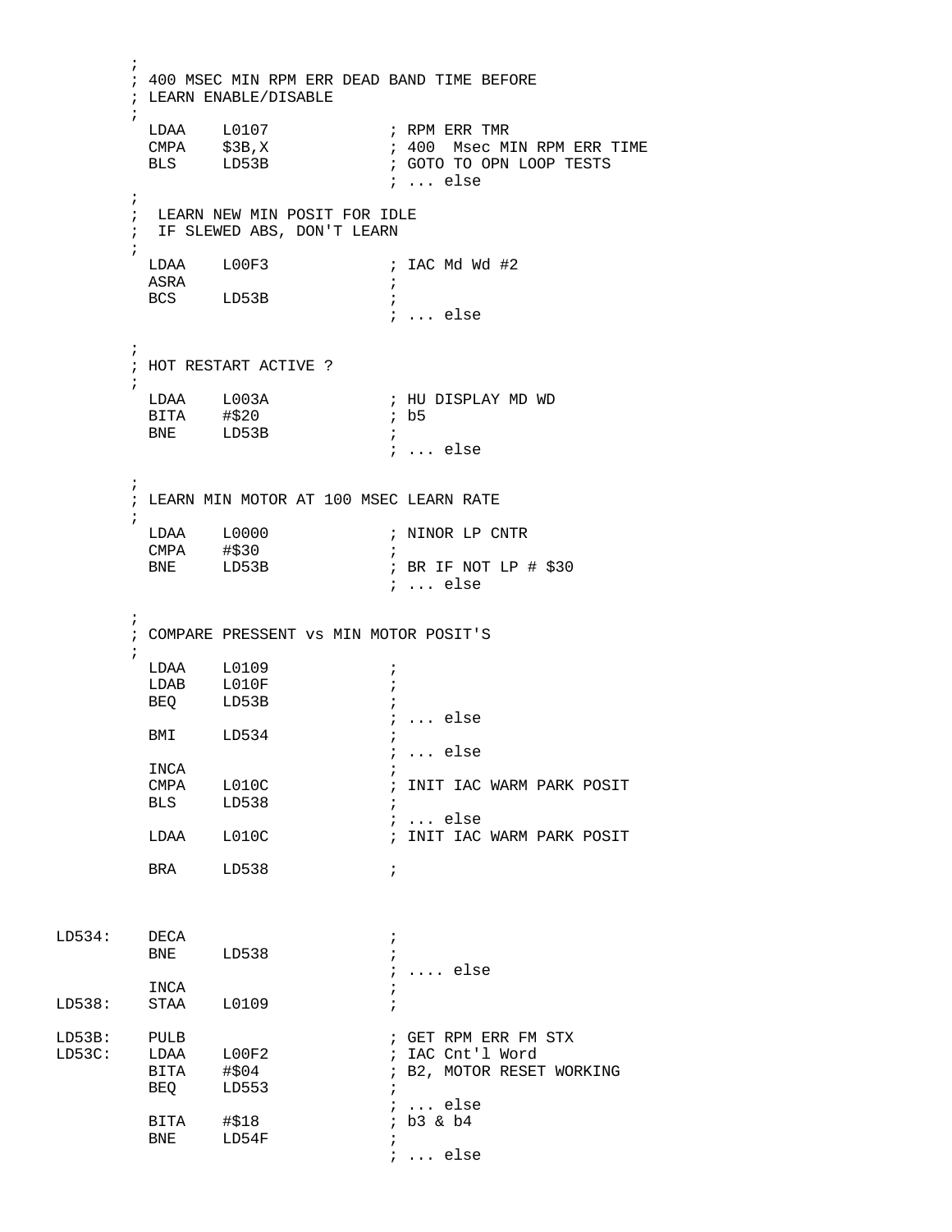```
        ;
        ; 400 MSEC MIN RPM ERR DEAD BAND TIME BEFORE
        ; LEARN ENABLE/DISABLE
        ;
          LDAA    L0107             ; RPM ERR TMR
          CMPA    $3B,X             ; 400  Msec MIN RPM ERR TIME
          BLS     LD53B             ; GOTO TO OPN LOOP TESTS
                                    ; ... else
        ;
        ;  LEARN NEW MIN POSIT FOR IDLE
        ;  IF SLEWED ABS, DON'T LEARN
        ;
          LDAA    L00F3             ; IAC Md Wd #2
          ASRA                      ;
          BCS     LD53B             ;
                                    ; ... else

        ;
        ; HOT RESTART ACTIVE ?
        ;
          LDAA    L003A             ; HU DISPLAY MD WD
          BITA    #$20              ; b5
          BNE     LD53B             ;
                                    ; ... else

        ;
        ; LEARN MIN MOTOR AT 100 MSEC LEARN RATE
        ;
          LDAA    L0000             ; NINOR LP CNTR
          CMPA    #$30              ;
          BNE     LD53B             ; BR IF NOT LP # $30
                                    ; ... else

        ;
        ; COMPARE PRESSENT vs MIN MOTOR POSIT'S
        ;
          LDAA    L0109             ;
          LDAB    L010F             ;
          BEQ     LD53B             ;
                                    ; ... else
          BMI     LD534             ;
                                    ; ... else
          INCA                      ;
          CMPA    L010C             ; INIT IAC WARM PARK POSIT
          BLS     LD538             ;
                                    ; ... else
          LDAA    L010C             ; INIT IAC WARM PARK POSIT

          BRA     LD538             ;



LD534:    DECA                      ;
          BNE     LD538             ;
                                    ; .... else
          INCA                      ;
LD538:    STAA    L0109             ;

LD53B:    PULB                      ; GET RPM ERR FM STX
LD53C:    LDAA    L00F2             ; IAC Cnt'l Word
          BITA    #$04              ; B2, MOTOR RESET WORKING
          BEQ     LD553             ;
                                    ; ... else
          BITA    #$18              ; b3 & b4
          BNE     LD54F             ;
                                    ; ... else
```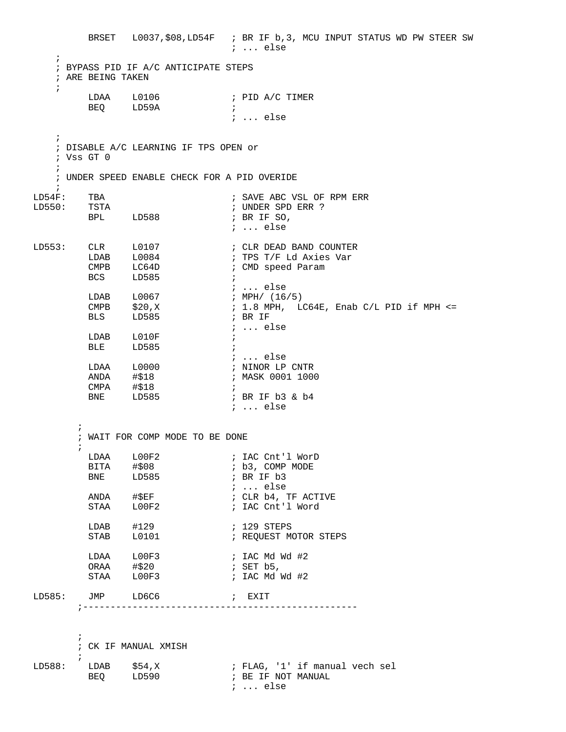```
          BRSET   L0037,$08,LD54F   ; BR IF b,3, MCU INPUT STATUS WD PW STEER SW
                                    ; ... else
    ;
    ; BYPASS PID IF A/C ANTICIPATE STEPS
    ; ARE BEING TAKEN
    ;
          LDAA    L0106             ; PID A/C TIMER
          BEQ     LD59A             ;
                                    ; ... else

    ;
    ; DISABLE A/C LEARNING IF TPS OPEN or
    ; Vss GT 0
    ;
    ; UNDER SPEED ENABLE CHECK FOR A PID OVERIDE
    ;
LD54F:    TBA                       ; SAVE ABC VSL OF RPM ERR
LD550:    TSTA                      ; UNDER SPD ERR ?
          BPL     LD588             ; BR IF SO,
                                    ; ... else

LD553:    CLR     L0107             ; CLR DEAD BAND COUNTER
          LDAB    L0084             ; TPS T/F Ld Axies Var
          CMPB    LC64D             ; CMD speed Param
          BCS     LD585             ;
                                    ; ... else
          LDAB    L0067             ; MPH/ (16/5)
          CMPB    $20,X             ; 1.8 MPH,  LC64E, Enab C/L PID if MPH <=
          BLS     LD585             ; BR IF
                                    ; ... else
          LDAB    L010F             ;
          BLE     LD585             ;
                                    ; ... else
          LDAA    L0000             ; NINOR LP CNTR
          ANDA    #$18              ; MASK 0001 1000
          CMPA    #$18              ;
          BNE     LD585             ; BR IF b3 & b4
                                    ; ... else

        ;
        ; WAIT FOR COMP MODE TO BE DONE
        ;
          LDAA    L00F2             ; IAC Cnt'l WorD
          BITA    #$08              ; b3, COMP MODE
          BNE     LD585             ; BR IF b3
                                    ; ... else
          ANDA    #$EF              ; CLR b4, TF ACTIVE
          STAA    L00F2             ; IAC Cnt'l Word

          LDAB    #129              ; 129 STEPS
          STAB    L0101             ; REQUEST MOTOR STEPS

          LDAA    L00F3             ; IAC Md Wd #2
          ORAA    #$20              ; SET b5,
          STAA    L00F3             ; IAC Md Wd #2

LD585:    JMP     LD6C6             ;  EXIT
        ;-------------------------------------------------


        ;
        ; CK IF MANUAL XMISH
        ;
LD588:    LDAB    $54,X             ; FLAG, '1' if manual vech sel
          BEQ     LD590             ; BE IF NOT MANUAL
                                    ; ... else
```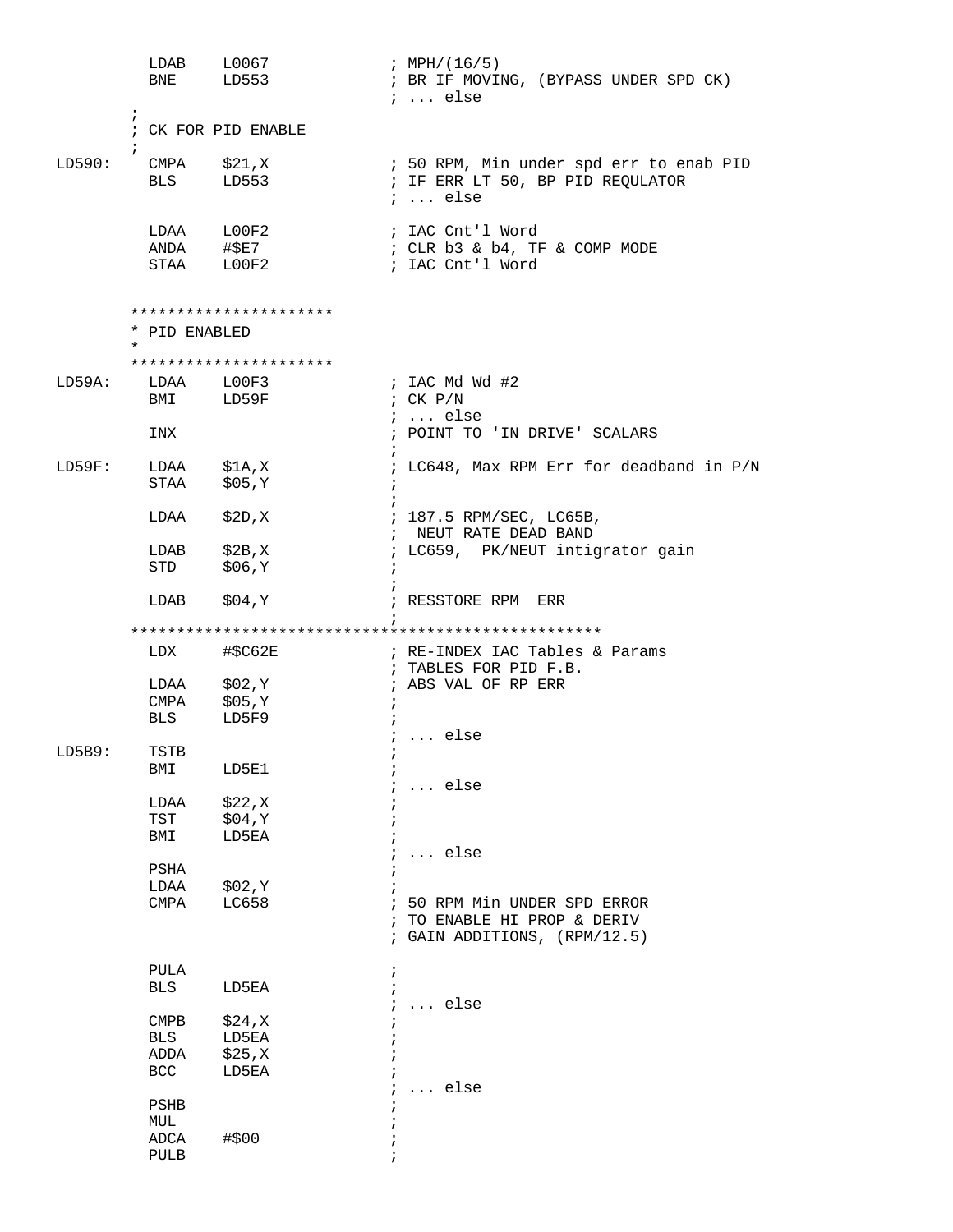```
          LDAB    L0067             ; MPH/(16/5)
          BNE     LD553             ; BR IF MOVING, (BYPASS UNDER SPD CK)
                                    ; ... else
        ;
        ; CK FOR PID ENABLE
        ;
LD590:    CMPA    $21,X             ; 50 RPM, Min under spd err to enab PID
          BLS     LD553             ; IF ERR LT 50, BP PID REQULATOR
                                    ; ... else

          LDAA    L00F2             ; IAC Cnt'l Word
          ANDA    #$E7              ; CLR b3 & b4, TF & COMP MODE
          STAA    L00F2             ; IAC Cnt'l Word


        **********************
        * PID ENABLED
        *
        **********************
LD59A:    LDAA    L00F3             ; IAC Md Wd #2
          BMI     LD59F             ; CK P/N
                                    ; ... else
          INX                       ; POINT TO 'IN DRIVE' SCALARS
                                    ;
LD59F:    LDAA    $1A,X             ; LC648, Max RPM Err for deadband in P/N
          STAA    $05,Y             ;
                                    ;
          LDAA    $2D,X             ; 187.5 RPM/SEC, LC65B,
                                    ;  NEUT RATE DEAD BAND
          LDAB    $2B,X             ; LC659,  PK/NEUT intigrator gain
          STD     $06,Y             ;
                                    ;
          LDAB    $04,Y             ; RESSTORE RPM  ERR
                                    ;
        **************************************************
          LDX     #$C62E            ; RE-INDEX IAC Tables & Params
                                    ; TABLES FOR PID F.B.
          LDAA    $02,Y             ; ABS VAL OF RP ERR
          CMPA    $05,Y             ;
          BLS     LD5F9             ;
                                    ; ... else
LD5B9:    TSTB                      ;
          BMI     LD5E1             ;
                                    ; ... else
          LDAA    $22,X             ;
          TST     $04,Y             ;
          BMI     LD5EA             ;
                                    ; ... else
          PSHA                      ;
          LDAA    $02,Y             ;
          CMPA    LC658             ; 50 RPM Min UNDER SPD ERROR
                                    ; TO ENABLE HI PROP & DERIV
                                    ; GAIN ADDITIONS, (RPM/12.5)

          PULA                      ;
          BLS     LD5EA             ;
                                    ; ... else
          CMPB    $24,X             ;
          BLS     LD5EA             ;
          ADDA    $25,X             ;
          BCC     LD5EA             ;
                                    ; ... else
          PSHB                      ;
          MUL                       ;
          ADCA    #$00              ;
          PULB                      ;
```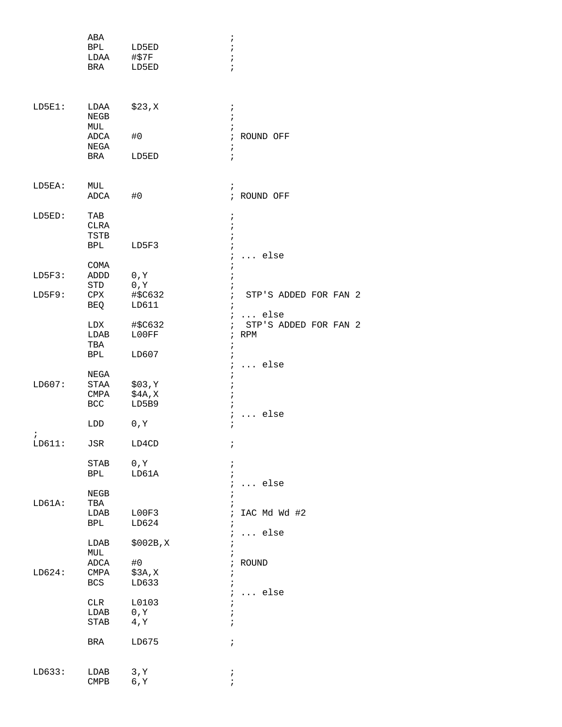```
        ABA                             ;
        BPL     LD5ED                   ;
        LDAA    #$7F                    ;
        BRA     LD5ED                   ;



LD5E1:  LDAA    $23,X                   ;
        NEGB                            ;
        MUL                             ;
        ADCA    #0                      ; ROUND OFF
        NEGA                            ;
        BRA     LD5ED                   ;


LD5EA:  MUL                             ;
        ADCA    #0                      ; ROUND OFF

LD5ED:  TAB                             ;
        CLRA                            ;
        TSTB                            ;
        BPL     LD5F3                   ;
                                        ; ... else
        COMA                            ;
LD5F3:  ADDD    0,Y                     ;
        STD     0,Y                     ;
LD5F9:  CPX     #$C632                  ;  STP'S ADDED FOR FAN 2
        BEQ     LD611                   ;
                                        ; ... else
        LDX     #$C632                  ;  STP'S ADDED FOR FAN 2
        LDAB    L00FF                   ; RPM
        TBA                             ;
        BPL     LD607                   ;
                                        ; ... else
        NEGA                            ;
LD607:  STAA    $03,Y                   ;
        CMPA    $4A,X                   ;
        BCC     LD5B9                   ;
                                        ; ... else
        LDD     0,Y                     ;
;
LD611:  JSR     LD4CD                   ;

        STAB    0,Y                     ;
        BPL     LD61A                   ;
                                        ; ... else
        NEGB                            ;
LD61A:  TBA                             ;
        LDAB    L00F3                   ; IAC Md Wd #2
        BPL     LD624                   ;
                                        ; ... else
        LDAB    $002B,X                 ;
        MUL                             ;
        ADCA    #0                      ; ROUND
LD624:  CMPA    $3A,X                   ;
        BCS     LD633                   ;
                                        ; ... else
        CLR     L0103                   ;
        LDAB    0,Y                     ;
        STAB    4,Y                     ;

        BRA     LD675                   ;


LD633:  LDAB    3,Y                     ;
        CMPB    6,Y                     ;
```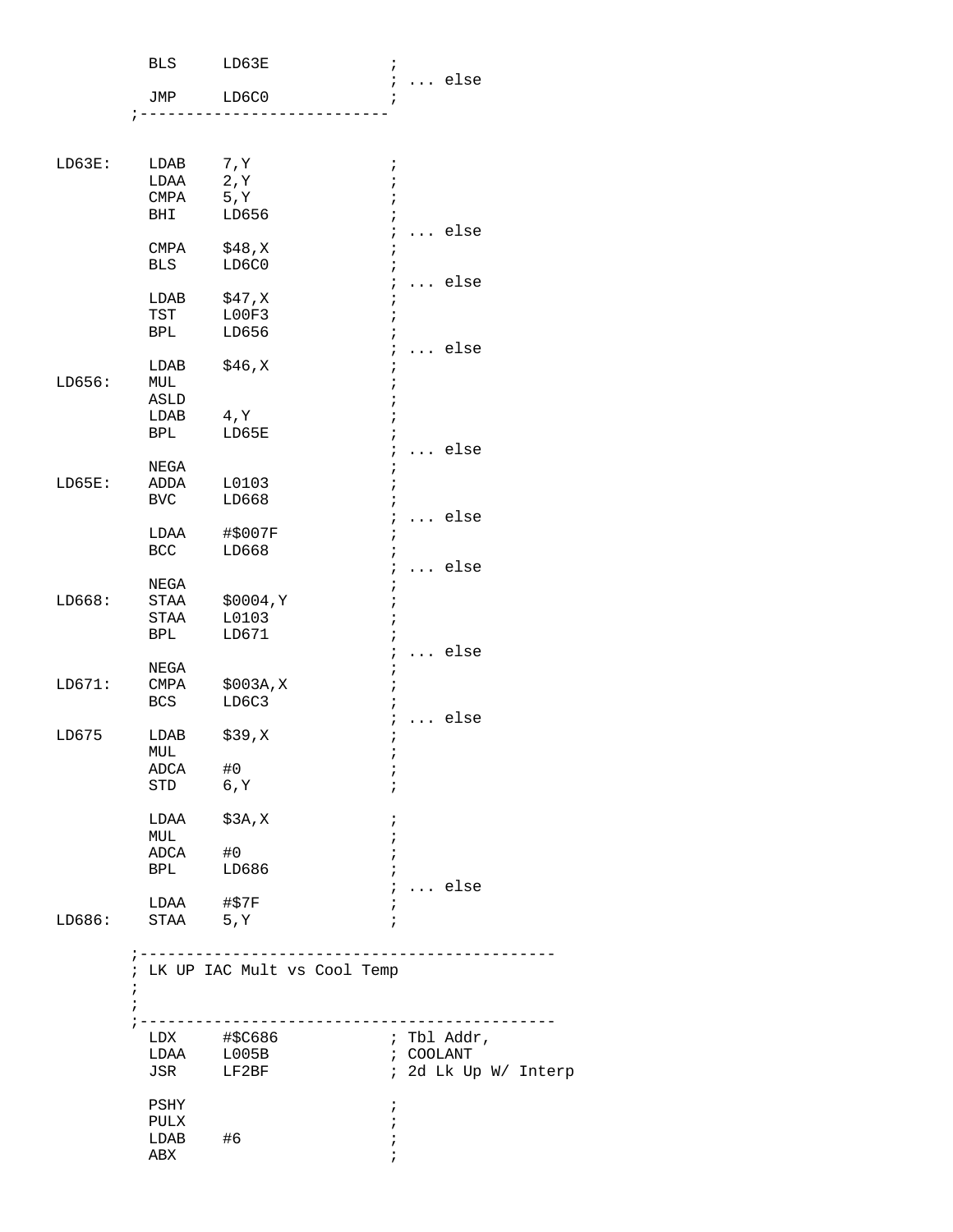```
          BLS     LD63E             ;
                                    ; ... else
          JMP     LD6C0             ;
        ;--------------------------


LD63E:    LDAB    7,Y               ;
          LDAA    2,Y               ;
          CMPA    5,Y               ;
          BHI     LD656             ;
                                    ; ... else
          CMPA    $48,X             ;
          BLS     LD6C0             ;
                                    ; ... else
          LDAB    $47,X             ;
          TST     L00F3             ;
          BPL     LD656             ;
                                    ; ... else
          LDAB    $46,X             ;
LD656:    MUL                       ;
          ASLD                      ;
          LDAB    4,Y               ;
          BPL     LD65E             ;
                                    ; ... else
          NEGA                      ;
LD65E:    ADDA    L0103             ;
          BVC     LD668             ;
                                    ; ... else
          LDAA    #$007F            ;
          BCC     LD668             ;
                                    ; ... else
          NEGA                      ;
LD668:    STAA    $0004,Y           ;
          STAA    L0103             ;
          BPL     LD671             ;
                                    ; ... else
          NEGA                      ;
LD671:    CMPA    $003A,X           ;
          BCS     LD6C3             ;
                                    ; ... else
LD675     LDAB    $39,X             ;
          MUL                       ;
          ADCA    #0                ;
          STD     6,Y               ;

          LDAA    $3A,X             ;
          MUL                       ;
          ADCA    #0                ;
          BPL     LD686             ;
                                    ; ... else
          LDAA    #$7F              ;
LD686:    STAA    5,Y               ;

        ;--------------------------------------------
        ; LK UP IAC Mult vs Cool Temp
        ;
        ;
        ;--------------------------------------------
          LDX     #$C686            ; Tbl Addr,
          LDAA    L005B             ; COOLANT
          JSR     LF2BF             ; 2d Lk Up W/ Interp

          PSHY                      ;
          PULX                      ;
          LDAB    #6                ;
          ABX                       ;
```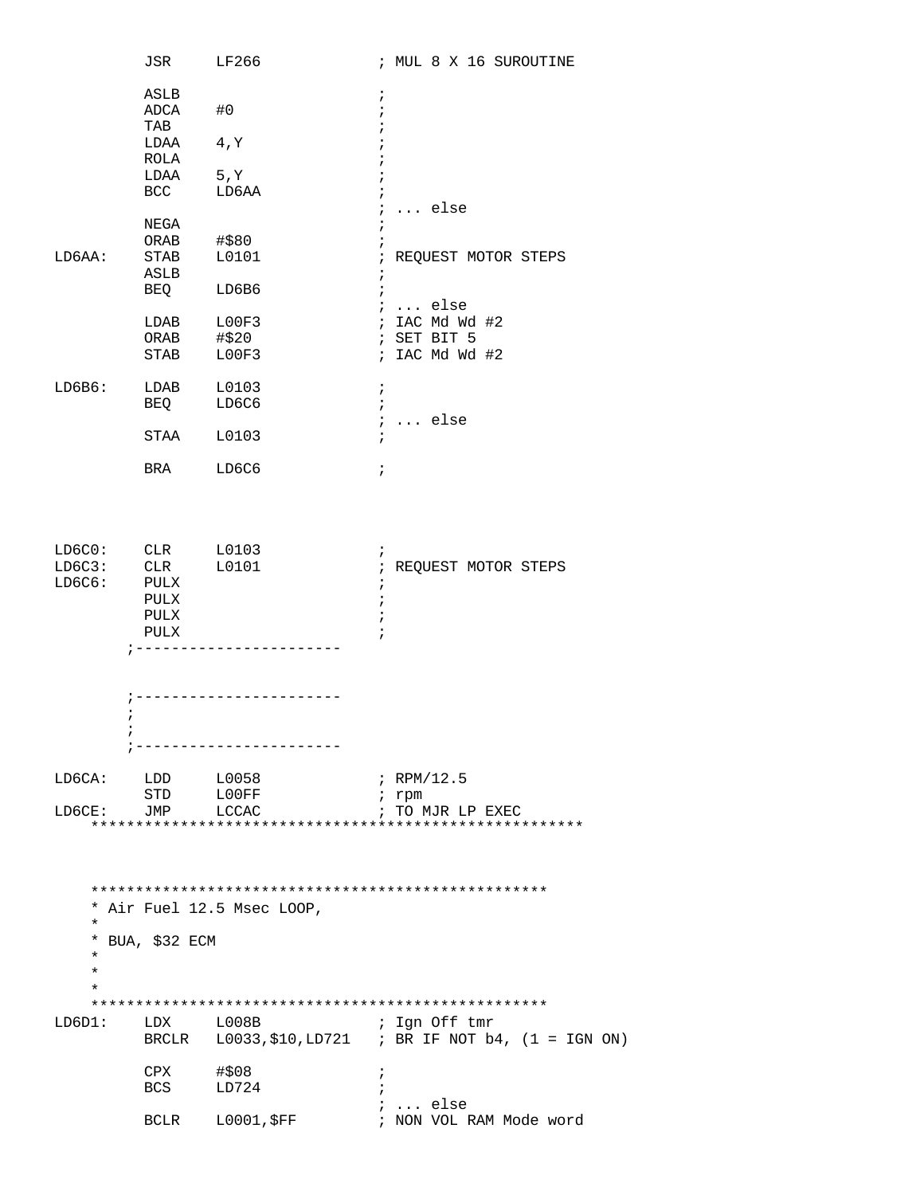```
         JSR     LF266              ; MUL 8 X 16 SUROUTINE

         ASLB                       ;
         ADCA    #0                 ;
         TAB                        ;
         LDAA    4,Y                ;
         ROLA                       ;
         LDAA    5,Y                ;
         BCC     LD6AA              ;
                                    ; ... else
         NEGA                       ;
         ORAB    #$80               ;
LD6AA:   STAB    L0101              ; REQUEST MOTOR STEPS
         ASLB                       ;
         BEQ     LD6B6              ;
                                    ; ... else
         LDAB    L00F3              ; IAC Md Wd #2
         ORAB    #$20               ; SET BIT 5
         STAB    L00F3              ; IAC Md Wd #2

LD6B6:   LDAB    L0103              ;
         BEQ     LD6C6              ;
                                    ; ... else
         STAA    L0103              ;

         BRA     LD6C6              ;




LD6C0:   CLR     L0103              ;
LD6C3:   CLR     L0101              ; REQUEST MOTOR STEPS
LD6C6:   PULX                       ;
         PULX                       ;
         PULX                       ;
         PULX                       ;
       ;----------------------


       ;----------------------
       ;
       ;
       ;----------------------

LD6CA:   LDD     L0058              ; RPM/12.5
         STD     L00FF              ; rpm
LD6CE:   JMP     LCCAC              ; TO MJR LP EXEC
    *******************************************************



    ***************************************************
    * Air Fuel 12.5 Msec LOOP,
    *
    * BUA, $32 ECM
    *
    *
    *
    ***************************************************
LD6D1:   LDX     L008B              ; Ign Off tmr
         BRCLR   L0033,$10,LD721    ; BR IF NOT b4, (1 = IGN ON)

         CPX     #$08               ;
         BCS     LD724              ;
                                    ; ... else
         BCLR    L0001,$FF          ; NON VOL RAM Mode word
```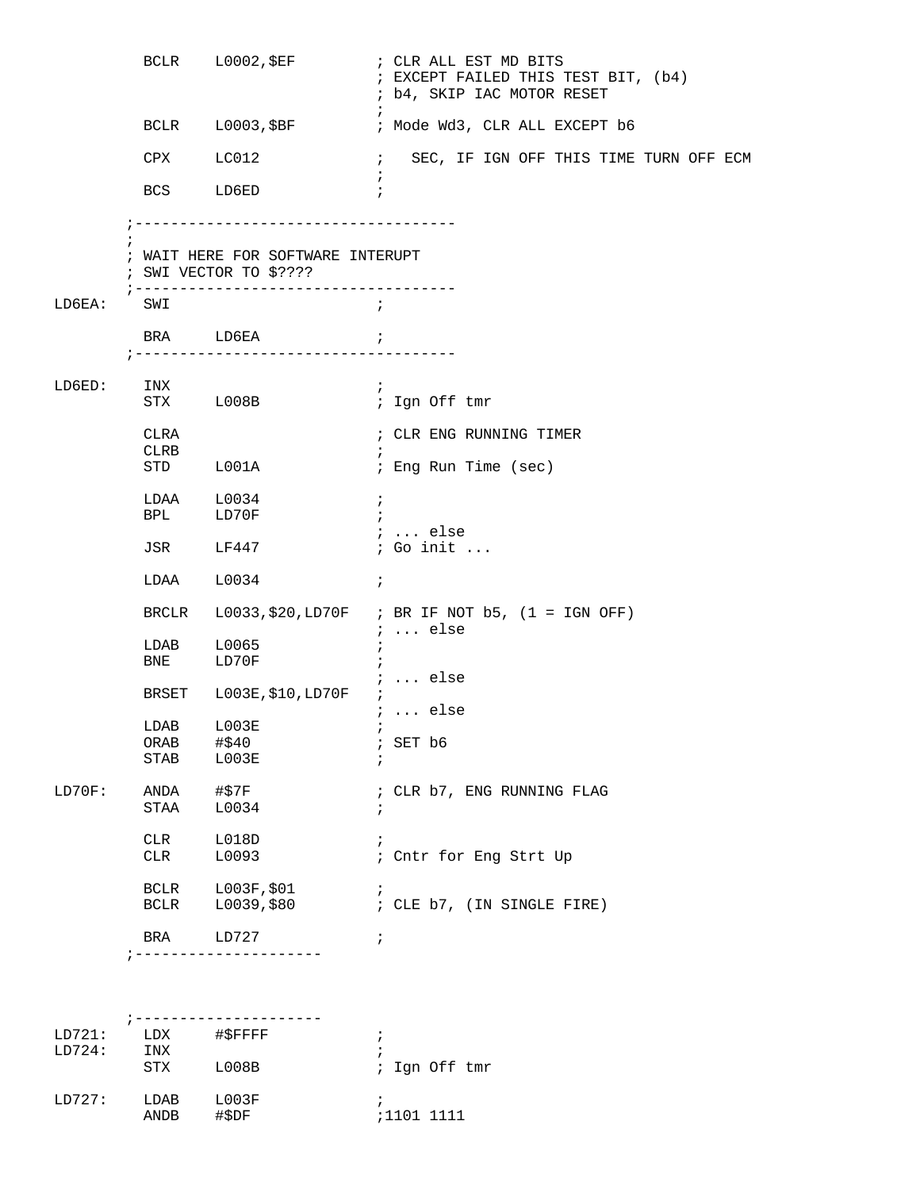```
          BCLR    L0002,$EF         ; CLR ALL EST MD BITS
                                    ; EXCEPT FAILED THIS TEST BIT, (b4)
                                    ; b4, SKIP IAC MOTOR RESET
                                    ;
          BCLR    L0003,$BF         ; Mode Wd3, CLR ALL EXCEPT b6

          CPX     LC012             ;   SEC, IF IGN OFF THIS TIME TURN OFF ECM
                                    ;
          BCS     LD6ED             ;

        ;-----------------------------------
        ;
        ; WAIT HERE FOR SOFTWARE INTERUPT
        ; SWI VECTOR TO $????
        ;-----------------------------------
LD6EA:    SWI                       ;

          BRA     LD6EA             ;
        ;-----------------------------------

LD6ED:    INX                       ;
          STX     L008B             ; Ign Off tmr

          CLRA                      ; CLR ENG RUNNING TIMER
          CLRB                      ;
          STD     L001A             ; Eng Run Time (sec)

          LDAA    L0034             ;
          BPL     LD70F             ;
                                    ; ... else
          JSR     LF447             ; Go init ...

          LDAA    L0034             ;

          BRCLR   L0033,$20,LD70F   ; BR IF NOT b5, (1 = IGN OFF)
                                    ; ... else
          LDAB    L0065             ;
          BNE     LD70F             ;
                                    ; ... else
          BRSET   L003E,$10,LD70F   ;
                                    ; ... else
          LDAB    L003E             ;
          ORAB    #$40              ; SET b6
          STAB    L003E             ;

LD70F:    ANDA    #$7F              ; CLR b7, ENG RUNNING FLAG
          STAA    L0034             ;

          CLR     L018D             ;
          CLR     L0093             ; Cntr for Eng Strt Up

          BCLR    L003F,$01         ;
          BCLR    L0039,$80         ; CLE b7, (IN SINGLE FIRE)

          BRA     LD727             ;
        ;--------------------



        ;--------------------
LD721:    LDX     #$FFFF            ;
LD724:    INX                       ;
          STX     L008B             ; Ign Off tmr

LD727:    LDAB    L003F             ;
          ANDB    #$DF              ;1101 1111
```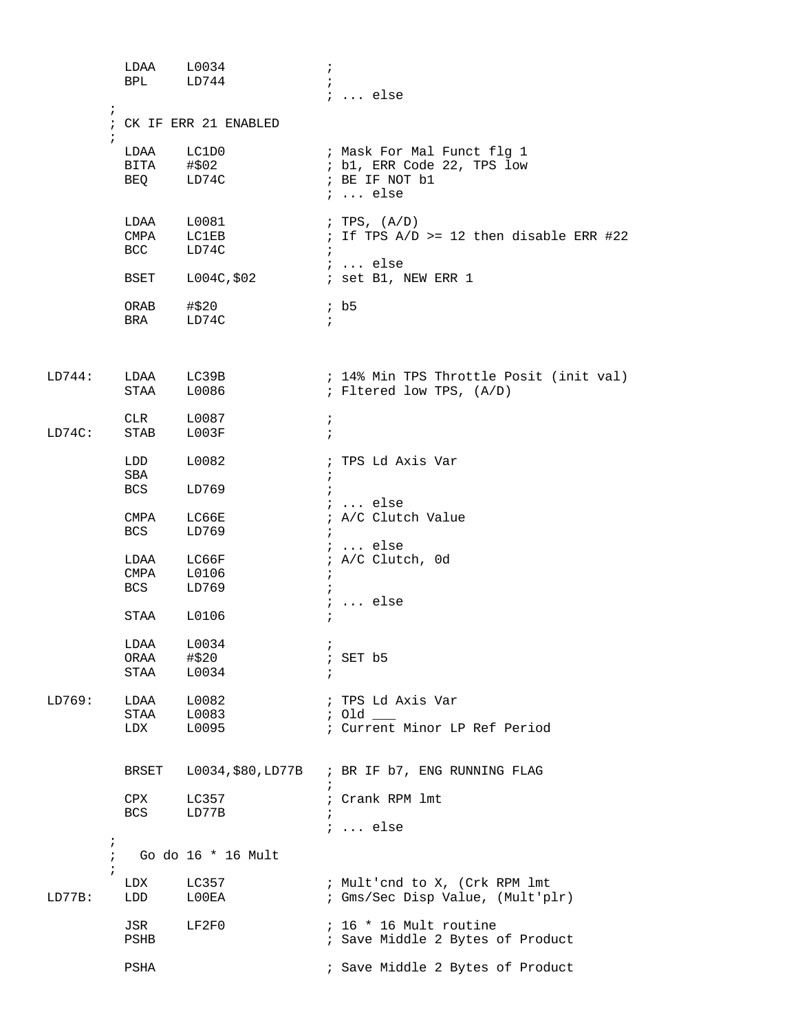```
          LDAA    L0034             ;
          BPL     LD744             ;
                                    ; ... else
        ;
        ; CK IF ERR 21 ENABLED
        ;
          LDAA    LC1D0             ; Mask For Mal Funct flg 1
          BITA    #$02              ; b1, ERR Code 22, TPS low
          BEQ     LD74C             ; BE IF NOT b1
                                    ; ... else

          LDAA    L0081             ; TPS, (A/D)
          CMPA    LC1EB             ; If TPS A/D >= 12 then disable ERR #22
          BCC     LD74C             ;
                                    ; ... else
          BSET    L004C,$02         ; set B1, NEW ERR 1

          ORAB    #$20              ; b5
          BRA     LD74C             ;



LD744:    LDAA    LC39B             ; 14% Min TPS Throttle Posit (init val)
          STAA    L0086             ; Fltered low TPS, (A/D)

          CLR     L0087             ;
LD74C:    STAB    L003F             ;

          LDD     L0082             ; TPS Ld Axis Var
          SBA                       ;
          BCS     LD769             ;
                                    ; ... else
          CMPA    LC66E             ; A/C Clutch Value
          BCS     LD769             ;
                                    ; ... else
          LDAA    LC66F             ; A/C Clutch, 0d
          CMPA    L0106             ;
          BCS     LD769             ;
                                    ; ... else
          STAA    L0106             ;

          LDAA    L0034             ;
          ORAA    #$20              ; SET b5
          STAA    L0034             ;

LD769:    LDAA    L0082             ; TPS Ld Axis Var
          STAA    L0083             ; Old ___
          LDX     L0095             ; Current Minor LP Ref Period


          BRSET   L0034,$80,LD77B   ; BR IF b7, ENG RUNNING FLAG
                                    ;
          CPX     LC357             ; Crank RPM lmt
          BCS     LD77B             ;
                                    ; ... else
        ;
        ;   Go do 16 * 16 Mult
        ;
          LDX     LC357             ; Mult'cnd to X, (Crk RPM lmt
LD77B:    LDD     L00EA             ; Gms/Sec Disp Value, (Mult'plr)

          JSR     LF2F0             ; 16 * 16 Mult routine
          PSHB                      ; Save Middle 2 Bytes of Product

          PSHA                      ; Save Middle 2 Bytes of Product
```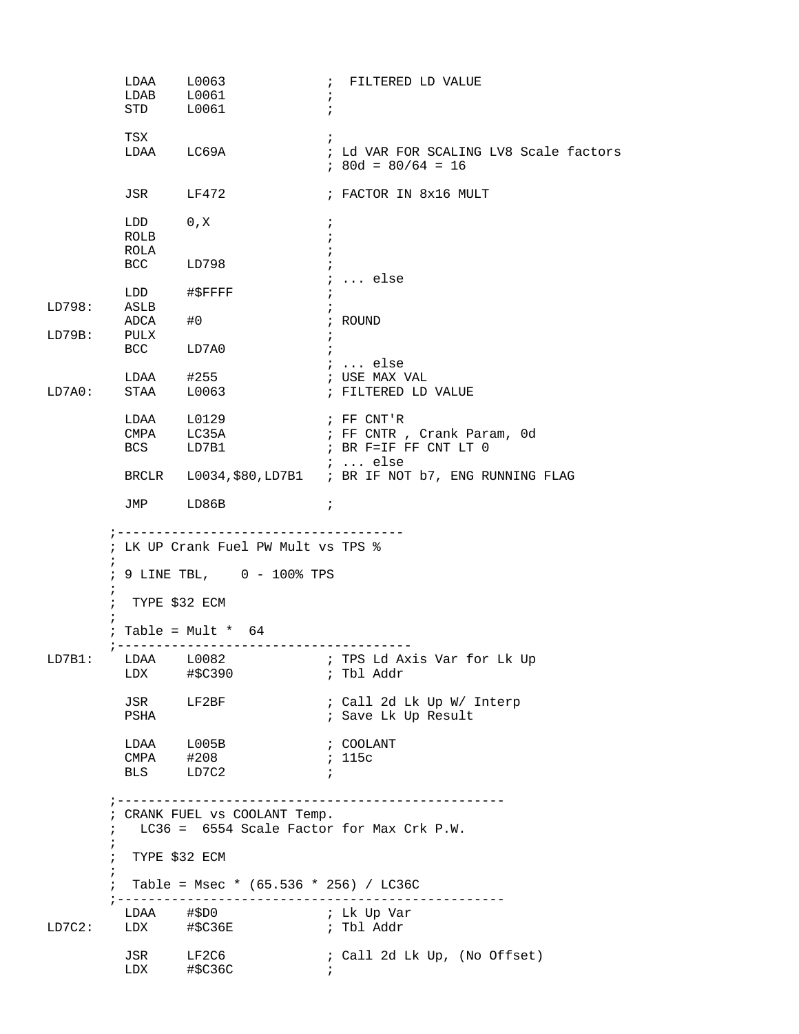```
         LDAA    L0063             ;  FILTERED LD VALUE
         LDAB    L0061             ;
         STD     L0061             ;

         TSX                       ;
         LDAA    LC69A             ; Ld VAR FOR SCALING LV8 Scale factors
                                   ; 80d = 80/64 = 16

         JSR     LF472             ; FACTOR IN 8x16 MULT

         LDD     0,X               ;
         ROLB                      ;
         ROLA                      ;
         BCC     LD798             ;
                                   ; ... else
         LDD     #$FFFF            ;
LD798:   ASLB                      ;
         ADCA    #0                ; ROUND
LD79B:   PULX                      ;
         BCC     LD7A0             ;
                                   ; ... else
         LDAA    #255              ; USE MAX VAL
LD7A0:   STAA    L0063             ; FILTERED LD VALUE

         LDAA    L0129             ; FF CNT'R
         CMPA    LC35A             ; FF CNTR , Crank Param, 0d
         BCS     LD7B1             ; BR F=IF FF CNT LT 0
                                   ; ... else
         BRCLR   L0034,$80,LD7B1   ; BR IF NOT b7, ENG RUNNING FLAG

         JMP     LD86B             ;

       ;------------------------------------
       ; LK UP Crank Fuel PW Mult vs TPS %
       ;
       ; 9 LINE TBL,    0 - 100% TPS
       ;
       ;  TYPE $32 ECM
       ;
       ; Table = Mult *  64
       ;-------------------------------------
LD7B1:   LDAA    L0082             ; TPS Ld Axis Var for Lk Up
         LDX     #$C390            ; Tbl Addr

         JSR     LF2BF             ; Call 2d Lk Up W/ Interp
         PSHA                      ; Save Lk Up Result

         LDAA    L005B             ; COOLANT
         CMPA    #208              ; 115c
         BLS     LD7C2             ;

       ;-------------------------------------------------
       ; CRANK FUEL vs COOLANT Temp.
       ;   LC36 =  6554 Scale Factor for Max Crk P.W.
       ;
       ;  TYPE $32 ECM
       ;
       ;  Table = Msec * (65.536 * 256) / LC36C
       ;-------------------------------------------------
         LDAA    #$D0              ; Lk Up Var
LD7C2:   LDX     #$C36E            ; Tbl Addr

         JSR     LF2C6             ; Call 2d Lk Up, (No Offset)
         LDX     #$C36C            ;
```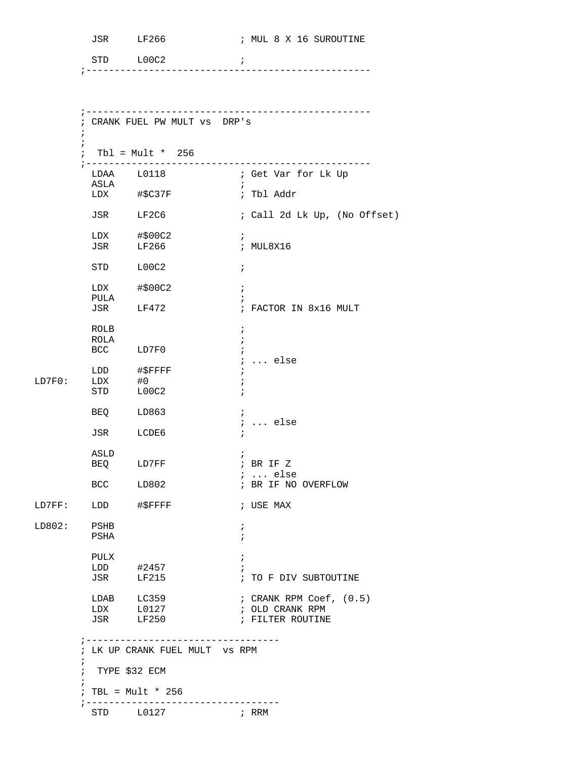```
         JSR     LF266             ; MUL 8 X 16 SUROUTINE

         STD     L00C2             ;
        ;-------------------------------------------------



        ;-------------------------------------------------
        ; CRANK FUEL PW MULT vs  DRP's
        ;
        ;
        ;  Tbl = Mult *  256
        ;-------------------------------------------------
         LDAA    L0118             ; Get Var for Lk Up
         ASLA                      ;
         LDX     #$C37F            ; Tbl Addr

         JSR     LF2C6             ; Call 2d Lk Up, (No Offset)

         LDX     #$00C2            ;
         JSR     LF266             ; MUL8X16

         STD     L00C2             ;

         LDX     #$00C2            ;
         PULA                      ;
         JSR     LF472             ; FACTOR IN 8x16 MULT

         ROLB                      ;
         ROLA                      ;
         BCC     LD7F0             ;
                                   ; ... else
         LDD     #$FFFF            ;
LD7F0:   LDX     #0                ;
         STD     L00C2             ;

         BEQ     LD863             ;
                                   ; ... else
         JSR     LCDE6             ;

         ASLD                      ;
         BEQ     LD7FF             ; BR IF Z
                                   ; ... else
         BCC     LD802             ; BR IF NO OVERFLOW

LD7FF:   LDD     #$FFFF            ; USE MAX

LD802:   PSHB                      ;
         PSHA                      ;

         PULX                      ;
         LDD     #2457             ;
         JSR     LF215             ; TO F DIV SUBTOUTINE

         LDAB    LC359             ; CRANK RPM Coef, (0.5)
         LDX     L0127             ; OLD CRANK RPM
         JSR     LF250             ; FILTER ROUTINE

        ;---------------------------------
        ; LK UP CRANK FUEL MULT  vs RPM
        ;
        ;  TYPE $32 ECM
        ;
        ; TBL = Mult * 256
        ;---------------------------------
         STD     L0127             ; RRM
```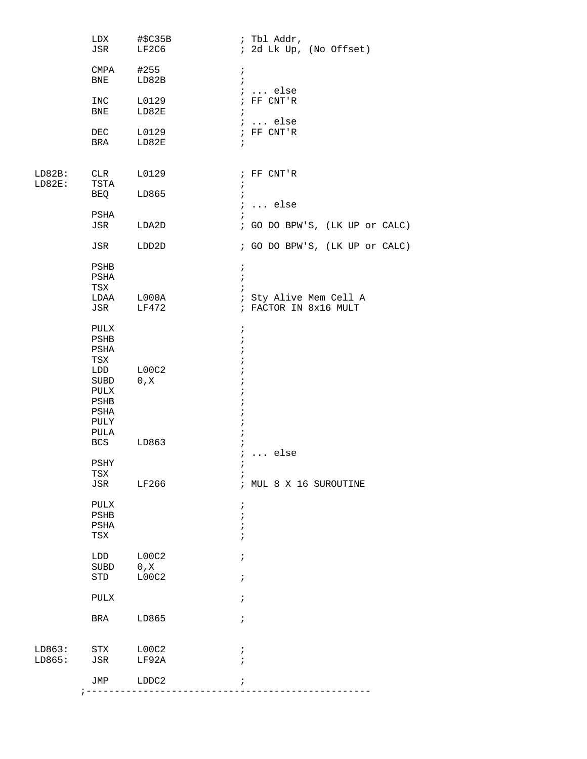```
          LDX     #$C35B            ; Tbl Addr,
          JSR     LF2C6             ; 2d Lk Up, (No Offset)

          CMPA    #255              ;
          BNE     LD82B             ;
                                    ; ... else
          INC     L0129             ; FF CNT'R
          BNE     LD82E             ;
                                    ; ... else
          DEC     L0129             ; FF CNT'R
          BRA     LD82E             ;


LD82B:    CLR     L0129             ; FF CNT'R
LD82E:    TSTA                      ;
          BEQ     LD865             ;
                                    ; ... else
          PSHA                      ;
          JSR     LDA2D             ; GO DO BPW'S, (LK UP or CALC)

          JSR     LDD2D             ; GO DO BPW'S, (LK UP or CALC)

          PSHB                      ;
          PSHA                      ;
          TSX                       ;
          LDAA    L000A             ; Sty Alive Mem Cell A
          JSR     LF472             ; FACTOR IN 8x16 MULT

          PULX                      ;
          PSHB                      ;
          PSHA                      ;
          TSX                       ;
          LDD     L00C2             ;
          SUBD    0,X               ;
          PULX                      ;
          PSHB                      ;
          PSHA                      ;
          PULY                      ;
          PULA                      ;
          BCS     LD863             ;
                                    ; ... else
          PSHY                      ;
          TSX                       ;
          JSR     LF266             ; MUL 8 X 16 SUROUTINE

          PULX                      ;
          PSHB                      ;
          PSHA                      ;
          TSX                       ;

          LDD     L00C2             ;
          SUBD    0,X
          STD     L00C2             ;

          PULX                      ;

          BRA     LD865             ;


LD863:    STX     L00C2             ;
LD865:    JSR     LF92A             ;

          JMP     LDDC2             ;
        ;--------------------------------------------------
```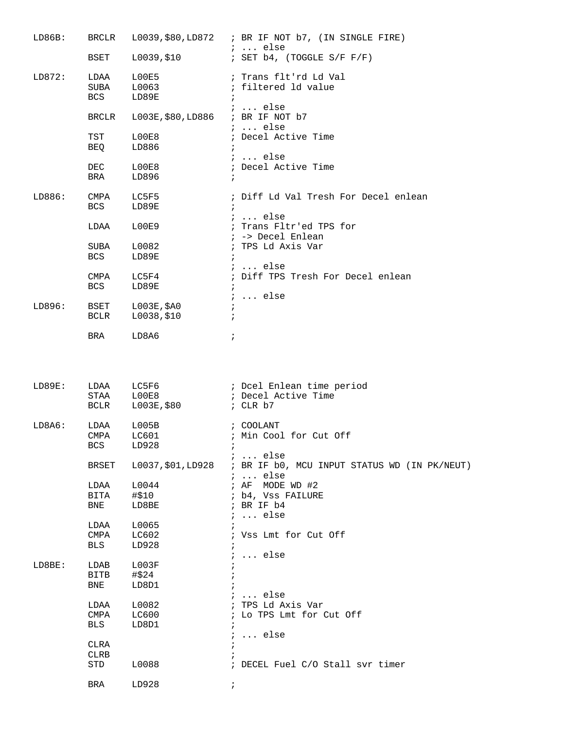```
LD86B:    BRCLR   L0039,$80,LD872   ; BR IF NOT b7, (IN SINGLE FIRE)
                                    ; ... else
          BSET    L0039,$10         ; SET b4, (TOGGLE S/F F/F)

LD872:    LDAA    L00E5             ; Trans flt'rd Ld Val
          SUBA    L0063             ; filtered ld value
          BCS     LD89E             ;
                                    ; ... else
          BRCLR   L003E,$80,LD886   ; BR IF NOT b7
                                    ; ... else
          TST     L00E8             ; Decel Active Time
          BEQ     LD886             ;
                                    ; ... else
          DEC     L00E8             ; Decel Active Time
          BRA     LD896             ;

LD886:    CMPA    LC5F5             ; Diff Ld Val Tresh For Decel enlean
          BCS     LD89E             ;
                                    ; ... else
          LDAA    L00E9             ; Trans Fltr'ed TPS for
                                    ; -> Decel Enlean
          SUBA    L0082             ; TPS Ld Axis Var
          BCS     LD89E             ;
                                    ; ... else
          CMPA    LC5F4             ; Diff TPS Tresh For Decel enlean
          BCS     LD89E             ;
                                    ; ... else
LD896:    BSET    L003E,$A0         ;
          BCLR    L0038,$10         ;

          BRA     LD8A6             ;




LD89E:    LDAA    LC5F6             ; Dcel Enlean time period
          STAA    L00E8             ; Decel Active Time
          BCLR    L003E,$80         ; CLR b7

LD8A6:    LDAA    L005B             ; COOLANT
          CMPA    LC601             ; Min Cool for Cut Off
          BCS     LD928             ;
                                    ; ... else
          BRSET   L0037,$01,LD928   ; BR IF b0, MCU INPUT STATUS WD (IN PK/NEUT)
                                    ; ... else
          LDAA    L0044             ; AF  MODE WD #2
          BITA    #$10              ; b4, Vss FAILURE
          BNE     LD8BE             ; BR IF b4
                                    ; ... else
          LDAA    L0065             ;
          CMPA    LC602             ; Vss Lmt for Cut Off
          BLS     LD928             ;
                                    ; ... else
LD8BE:    LDAB    L003F             ;
          BITB    #$24              ;
          BNE     LD8D1             ;
                                    ; ... else
          LDAA    L0082             ; TPS Ld Axis Var
          CMPA    LC600             ; Lo TPS Lmt for Cut Off
          BLS     LD8D1             ;
                                    ; ... else
          CLRA                      ;
          CLRB                      ;
          STD     L0088             ; DECEL Fuel C/O Stall svr timer

          BRA     LD928             ;
```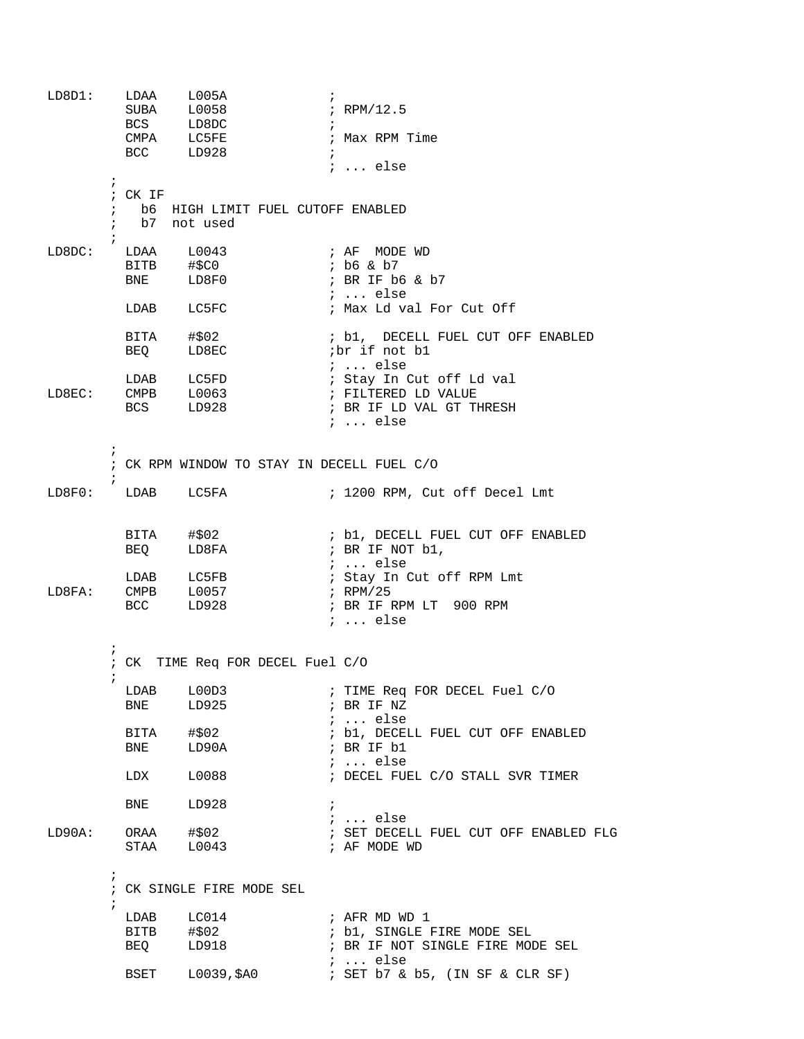```
LD8D1:    LDAA    L005A             ;
          SUBA    L0058             ; RPM/12.5
          BCS     LD8DC             ;
          CMPA    LC5FE             ; Max RPM Time
          BCC     LD928             ;
                                    ; ... else
        ;
        ; CK IF
        ;   b6  HIGH LIMIT FUEL CUTOFF ENABLED
        ;   b7  not used
        ;
LD8DC:    LDAA    L0043             ; AF  MODE WD
          BITB    #$C0              ; b6 & b7
          BNE     LD8F0             ; BR IF b6 & b7
                                    ; ... else
          LDAB    LC5FC             ; Max Ld val For Cut Off

          BITA    #$02              ; b1,  DECELL FUEL CUT OFF ENABLED
          BEQ     LD8EC             ;br if not b1
                                    ; ... else
          LDAB    LC5FD             ; Stay In Cut off Ld val
LD8EC:    CMPB    L0063             ; FILTERED LD VALUE
          BCS     LD928             ; BR IF LD VAL GT THRESH
                                    ; ... else

        ;
        ; CK RPM WINDOW TO STAY IN DECELL FUEL C/O
        ;
LD8F0:    LDAB    LC5FA             ; 1200 RPM, Cut off Decel Lmt


          BITA    #$02              ; b1, DECELL FUEL CUT OFF ENABLED
          BEQ     LD8FA             ; BR IF NOT b1,
                                    ; ... else
          LDAB    LC5FB             ; Stay In Cut off RPM Lmt
LD8FA:    CMPB    L0057             ; RPM/25
          BCC     LD928             ; BR IF RPM LT  900 RPM
                                    ; ... else

        ;
        ; CK  TIME Req FOR DECEL Fuel C/O
        ;
          LDAB    L00D3             ; TIME Req FOR DECEL Fuel C/O
          BNE     LD925             ; BR IF NZ
                                    ; ... else
          BITA    #$02              ; b1, DECELL FUEL CUT OFF ENABLED
          BNE     LD90A             ; BR IF b1
                                    ; ... else
          LDX     L0088             ; DECEL FUEL C/O STALL SVR TIMER

          BNE     LD928             ;
                                    ; ... else
LD90A:    ORAA    #$02              ; SET DECELL FUEL CUT OFF ENABLED FLG
          STAA    L0043             ; AF MODE WD

        ;
        ; CK SINGLE FIRE MODE SEL
        ;
          LDAB    LC014             ; AFR MD WD 1
          BITB    #$02              ; b1, SINGLE FIRE MODE SEL
          BEQ     LD918             ; BR IF NOT SINGLE FIRE MODE SEL
                                    ; ... else
          BSET    L0039,$A0         ; SET b7 & b5, (IN SF & CLR SF)
```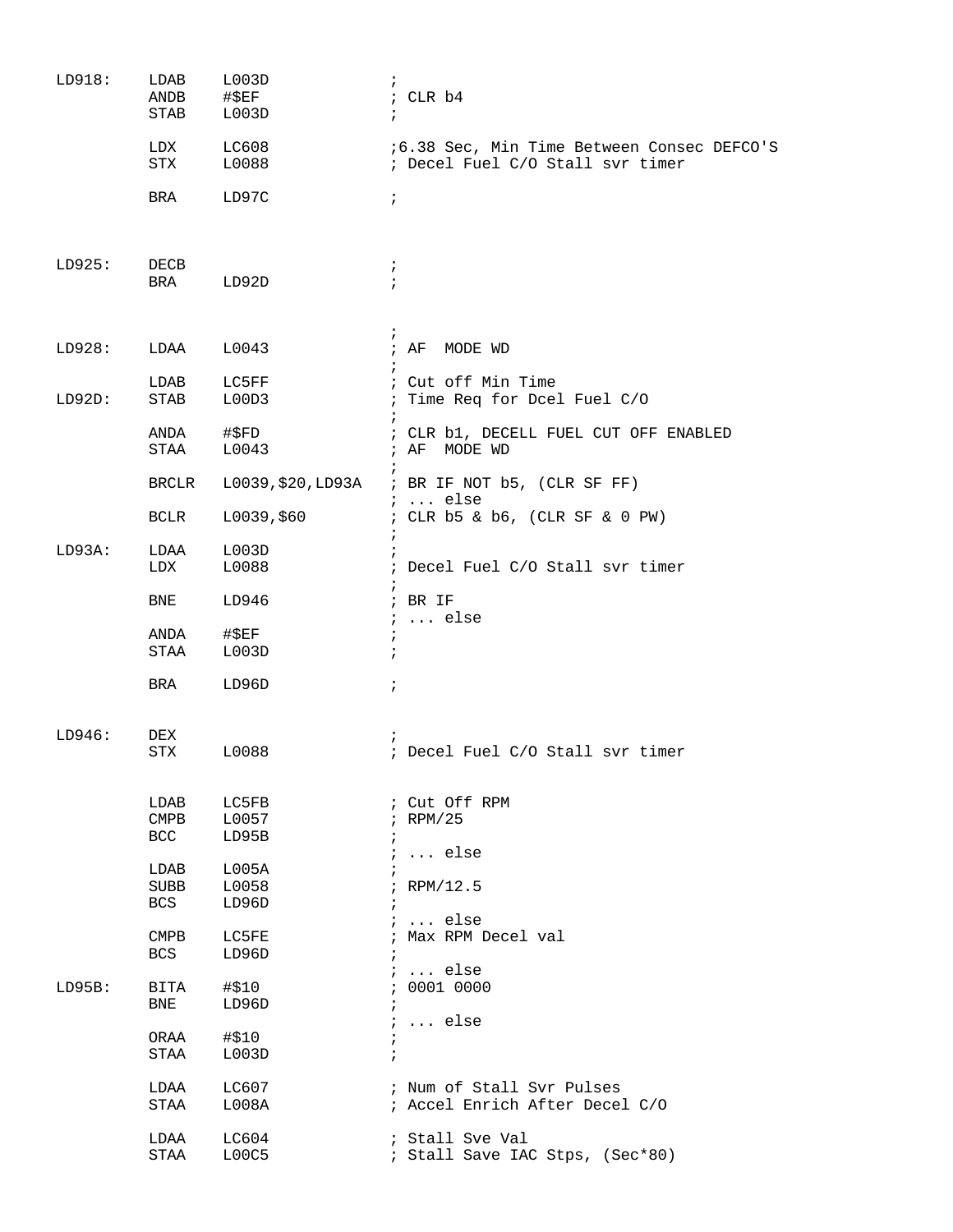```
LD918:    LDAB    L003D               ;
          ANDB    #$EF                ; CLR b4
          STAB    L003D               ;

          LDX     LC608               ;6.38 Sec, Min Time Between Consec DEFCO'S
          STX     L0088               ; Decel Fuel C/O Stall svr timer

          BRA     LD97C               ;



LD925:    DECB                        ;
          BRA     LD92D               ;


                                      ;
LD928:    LDAA    L0043               ; AF  MODE WD
                                      ;
          LDAB    LC5FF               ; Cut off Min Time
LD92D:    STAB    L00D3               ; Time Req for Dcel Fuel C/O
                                      ;
          ANDA    #$FD                ; CLR b1, DECELL FUEL CUT OFF ENABLED
          STAA    L0043               ; AF  MODE WD
                                      ;
          BRCLR   L0039,$20,LD93A     ; BR IF NOT b5, (CLR SF FF)
                                      ; ... else
          BCLR    L0039,$60           ; CLR b5 & b6, (CLR SF & 0 PW)
                                      ;
LD93A:    LDAA    L003D               ;
          LDX     L0088               ; Decel Fuel C/O Stall svr timer
                                      ;
          BNE     LD946               ; BR IF
                                      ; ... else
          ANDA    #$EF                ;
          STAA    L003D               ;

          BRA     LD96D               ;


LD946:    DEX                         ;
          STX     L0088               ; Decel Fuel C/O Stall svr timer


          LDAB    LC5FB               ; Cut Off RPM
          CMPB    L0057               ; RPM/25
          BCC     LD95B               ;
                                      ; ... else
          LDAB    L005A               ;
          SUBB    L0058               ; RPM/12.5
          BCS     LD96D               ;
                                      ; ... else
          CMPB    LC5FE               ; Max RPM Decel val
          BCS     LD96D               ;
                                      ; ... else
LD95B:    BITA    #$10                ; 0001 0000
          BNE     LD96D               ;
                                      ; ... else
          ORAA    #$10                ;
          STAA    L003D               ;

          LDAA    LC607               ; Num of Stall Svr Pulses
          STAA    L008A               ; Accel Enrich After Decel C/O

          LDAA    LC604               ; Stall Sve Val
          STAA    L00C5               ; Stall Save IAC Stps, (Sec*80)
```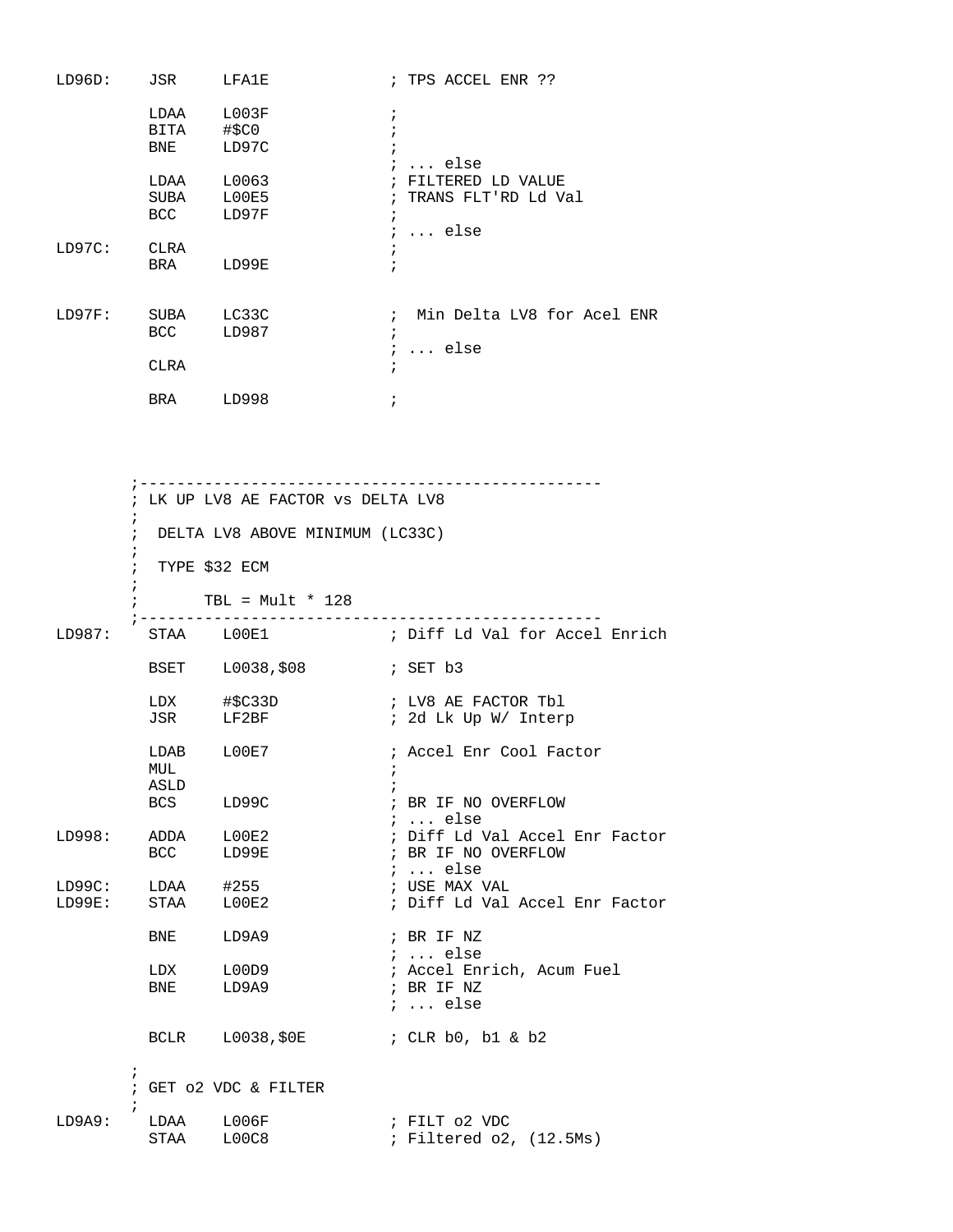```
LD96D:   JSR    LFA1E            ; TPS ACCEL ENR ??

         LDAA   L003F            ;
         BITA   #$C0             ;
         BNE    LD97C            ;
                                 ; ... else
         LDAA   L0063            ; FILTERED LD VALUE
         SUBA   L00E5            ; TRANS FLT'RD Ld Val
         BCC    LD97F            ;
                                 ; ... else
LD97C:   CLRA                    ;
         BRA    LD99E            ;


LD97F:   SUBA   LC33C            ;  Min Delta LV8 for Acel ENR
         BCC    LD987            ;
                                 ; ... else
         CLRA                    ;

         BRA    LD998            ;




       ;--------------------------------------------------
       ; LK UP LV8 AE FACTOR vs DELTA LV8
       ;
       ;  DELTA LV8 ABOVE MINIMUM (LC33C)
       ;
       ;  TYPE $32 ECM
       ;
       ;       TBL = Mult * 128
       ;--------------------------------------------------
LD987:   STAA   L00E1            ; Diff Ld Val for Accel Enrich

         BSET   L0038,$08        ; SET b3

         LDX    #$C33D           ; LV8 AE FACTOR Tbl
         JSR    LF2BF            ; 2d Lk Up W/ Interp

         LDAB   L00E7            ; Accel Enr Cool Factor
         MUL                     ;
         ASLD                    ;
         BCS    LD99C            ; BR IF NO OVERFLOW
                                 ; ... else
LD998:   ADDA   L00E2            ; Diff Ld Val Accel Enr Factor
         BCC    LD99E            ; BR IF NO OVERFLOW
                                 ; ... else
LD99C:   LDAA   #255             ; USE MAX VAL
LD99E:   STAA   L00E2            ; Diff Ld Val Accel Enr Factor

         BNE    LD9A9            ; BR IF NZ
                                 ; ... else
         LDX    L00D9            ; Accel Enrich, Acum Fuel
         BNE    LD9A9            ; BR IF NZ
                                 ; ... else

         BCLR   L0038,$0E        ; CLR b0, b1 & b2

       ;
       ; GET o2 VDC & FILTER
       ;
LD9A9:   LDAA   L006F            ; FILT o2 VDC
         STAA   L00C8            ; Filtered o2, (12.5Ms)
```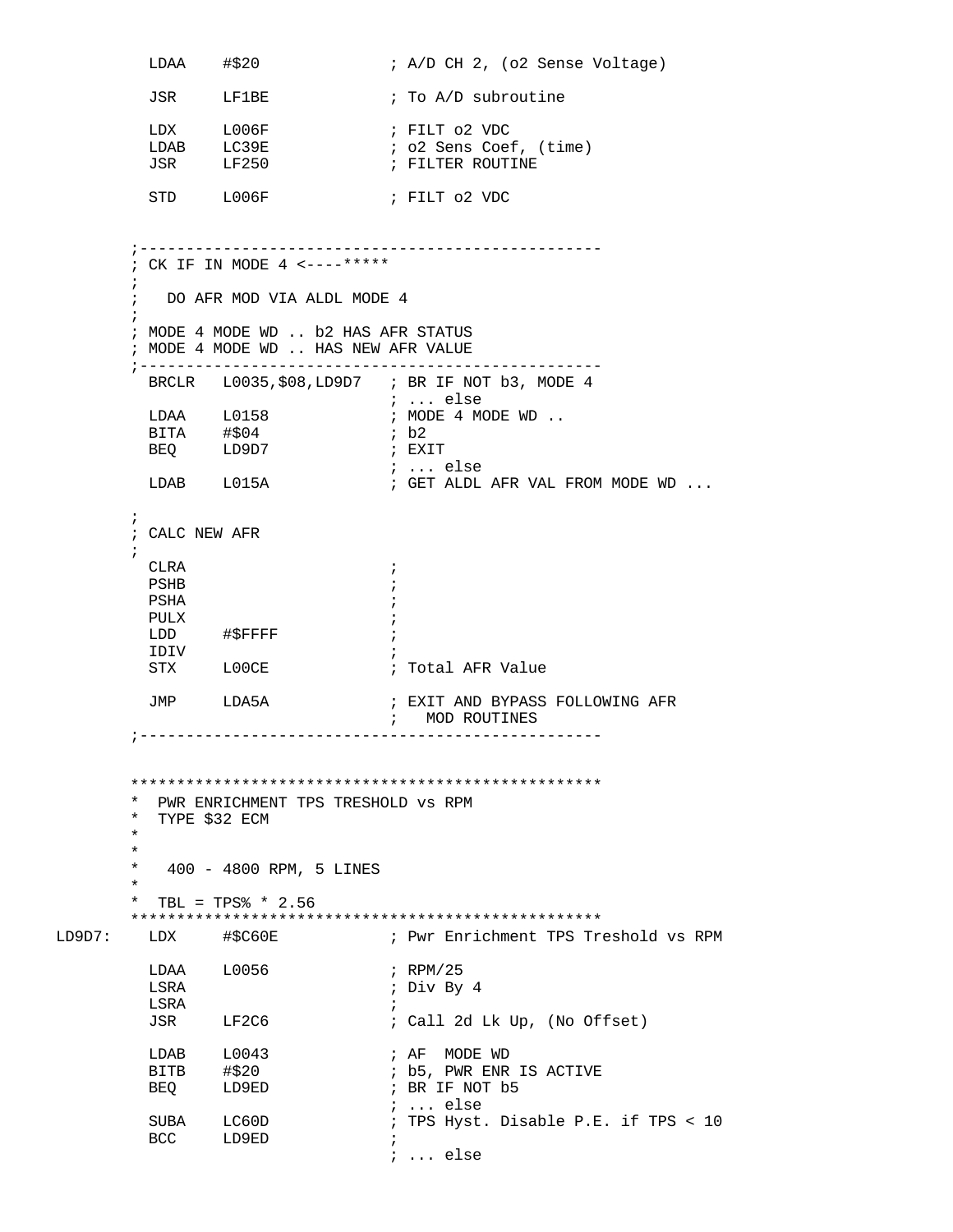```
         LDAA    #$20              ; A/D CH 2, (o2 Sense Voltage)

         JSR     LF1BE             ; To A/D subroutine

         LDX     L006F             ; FILT o2 VDC
         LDAB    LC39E             ; o2 Sens Coef, (time)
         JSR     LF250             ; FILTER ROUTINE

         STD     L006F             ; FILT o2 VDC


        ;--------------------------------------------------
        ; CK IF IN MODE 4 <----*****
        ;
        ;   DO AFR MOD VIA ALDL MODE 4
        ;
        ; MODE 4 MODE WD .. b2 HAS AFR STATUS
        ; MODE 4 MODE WD .. HAS NEW AFR VALUE
        ;--------------------------------------------------
         BRCLR   L0035,$08,LD9D7   ; BR IF NOT b3, MODE 4
                                   ; ... else
         LDAA    L0158             ; MODE 4 MODE WD ..
         BITA    #$04              ; b2
         BEQ     LD9D7             ; EXIT
                                   ; ... else
         LDAB    L015A             ; GET ALDL AFR VAL FROM MODE WD ...

        ;
        ; CALC NEW AFR
        ;
         CLRA                      ;
         PSHB                      ;
         PSHA                      ;
         PULX                      ;
         LDD     #$FFFF            ;
         IDIV                      ;
         STX     L00CE             ; Total AFR Value

         JMP     LDA5A             ; EXIT AND BYPASS FOLLOWING AFR
                                   ;   MOD ROUTINES
        ;--------------------------------------------------


        ***************************************************
        *  PWR ENRICHMENT TPS TRESHOLD vs RPM
        *  TYPE $32 ECM
        *
        *
        *   400 - 4800 RPM, 5 LINES
        *
        *  TBL = TPS% * 2.56
        ***************************************************
LD9D7:   LDX     #$C60E            ; Pwr Enrichment TPS Treshold vs RPM

         LDAA    L0056             ; RPM/25
         LSRA                      ; Div By 4
         LSRA                      ;
         JSR     LF2C6             ; Call 2d Lk Up, (No Offset)

         LDAB    L0043             ; AF  MODE WD
         BITB    #$20              ; b5, PWR ENR IS ACTIVE
         BEQ     LD9ED             ; BR IF NOT b5
                                   ; ... else
         SUBA    LC60D             ; TPS Hyst. Disable P.E. if TPS < 10
         BCC     LD9ED             ;
                                   ; ... else
```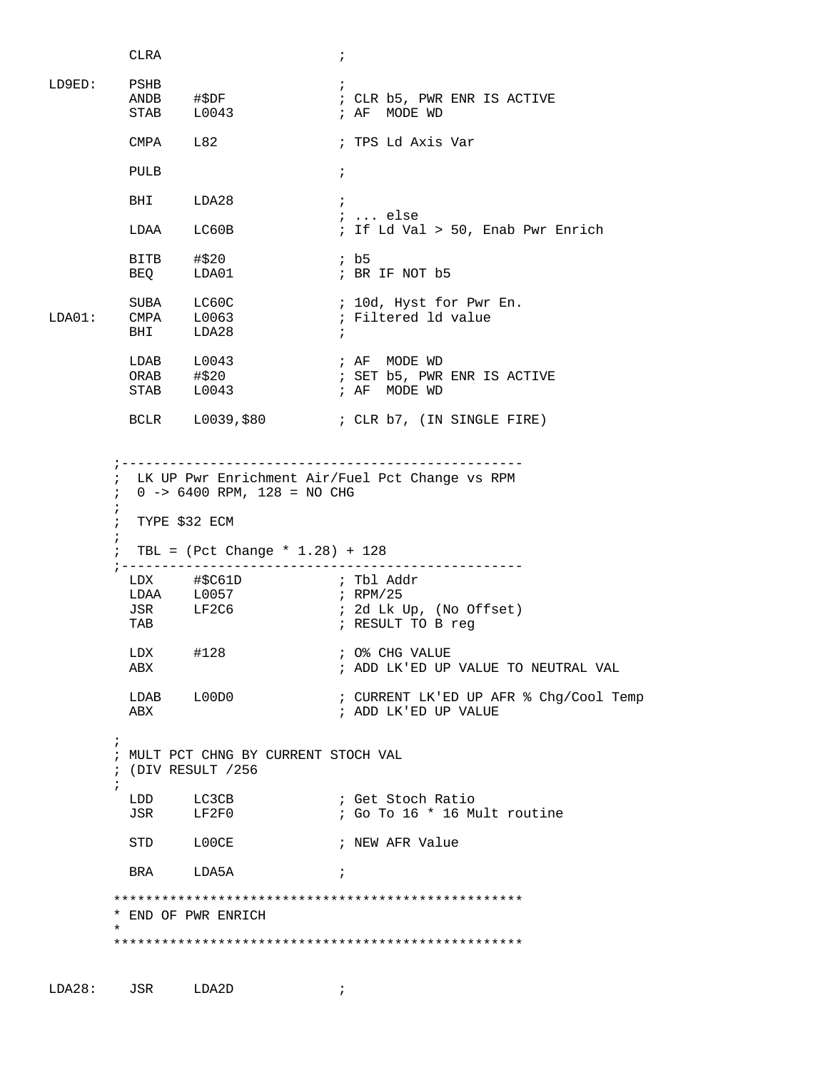```
         CLRA                       ;

LD9ED:   PSHB                       ;
         ANDB    #$DF               ; CLR b5, PWR ENR IS ACTIVE
         STAB    L0043              ; AF  MODE WD

         CMPA    L82                ; TPS Ld Axis Var

         PULB                       ;

         BHI     LDA28              ;
                                    ; ... else
         LDAA    LC60B              ; If Ld Val > 50, Enab Pwr Enrich

         BITB    #$20               ; b5
         BEQ     LDA01              ; BR IF NOT b5

         SUBA    LC60C              ; 10d, Hyst for Pwr En.
LDA01:   CMPA    L0063              ; Filtered ld value
         BHI     LDA28              ;

         LDAB    L0043              ; AF  MODE WD
         ORAB    #$20               ; SET b5, PWR ENR IS ACTIVE
         STAB    L0043              ; AF  MODE WD

         BCLR    L0039,$80          ; CLR b7, (IN SINGLE FIRE)


        ;-------------------------------------------------
        ;  LK UP Pwr Enrichment Air/Fuel Pct Change vs RPM
        ;  0 -> 6400 RPM, 128 = NO CHG
        ;
        ;  TYPE $32 ECM
        ;
        ;  TBL = (Pct Change * 1.28) + 128
        ;-------------------------------------------------
         LDX     #$C61D             ; Tbl Addr
         LDAA    L0057              ; RPM/25
         JSR     LF2C6              ; 2d Lk Up, (No Offset)
         TAB                        ; RESULT TO B reg

         LDX     #128               ; 0% CHG VALUE
         ABX                        ; ADD LK'ED UP VALUE TO NEUTRAL VAL

         LDAB    L00D0              ; CURRENT LK'ED UP AFR % Chg/Cool Temp
         ABX                        ; ADD LK'ED UP VALUE

        ;
        ; MULT PCT CHNG BY CURRENT STOCH VAL
        ; (DIV RESULT /256
        ;
         LDD     LC3CB              ; Get Stoch Ratio
         JSR     LF2F0              ; Go To 16 * 16 Mult routine

         STD     L00CE              ; NEW AFR Value

         BRA     LDA5A              ;

        ***************************************************
        * END OF PWR ENRICH
        *
        ***************************************************


LDA28:   JSR     LDA2D              ;
```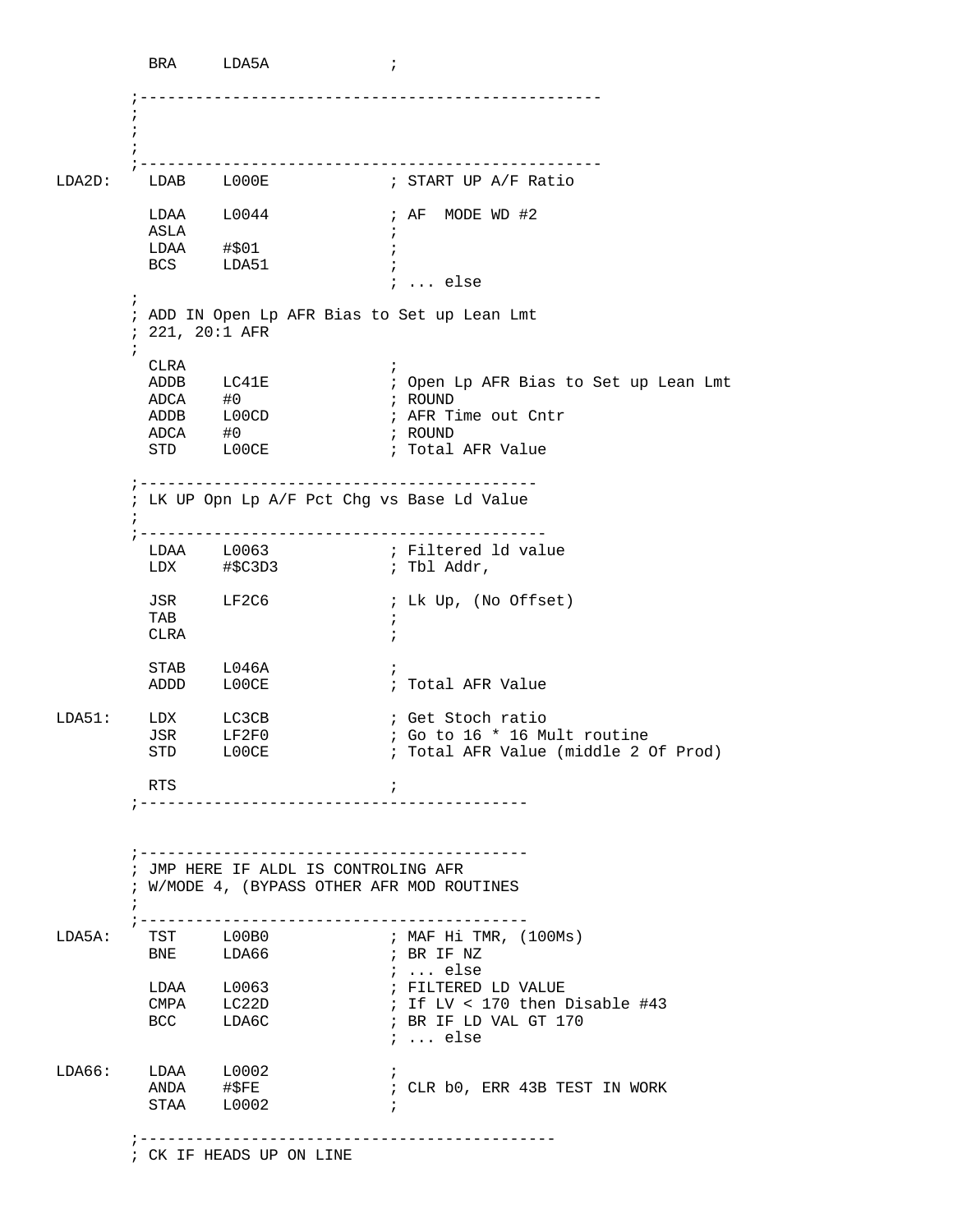```
          BRA     LDA5A             ;

        ;-------------------------------------------------
        ;
        ;
        ;
        ;-------------------------------------------------
LDA2D:    LDAB    L000E             ; START UP A/F Ratio

          LDAA    L0044             ; AF  MODE WD #2
          ASLA                      ;
          LDAA    #$01              ;
          BCS     LDA51             ;
                                    ; ... else
        ;
        ; ADD IN Open Lp AFR Bias to Set up Lean Lmt
        ; 221, 20:1 AFR
        ;
          CLRA                      ;
          ADDB    LC41E             ; Open Lp AFR Bias to Set up Lean Lmt
          ADCA    #0                ; ROUND
          ADDB    L00CD             ; AFR Time out Cntr
          ADCA    #0                ; ROUND
          STD     L00CE             ; Total AFR Value

        ;-------------------------------------------
        ; LK UP Opn Lp A/F Pct Chg vs Base Ld Value
        ;
        ;--------------------------------------------
          LDAA    L0063             ; Filtered ld value
          LDX     #$C3D3            ; Tbl Addr,

          JSR     LF2C6             ; Lk Up, (No Offset)
          TAB                       ;
          CLRA                      ;

          STAB    L046A             ;
          ADDD    L00CE             ; Total AFR Value

LDA51:    LDX     LC3CB             ; Get Stoch ratio
          JSR     LF2F0             ; Go to 16 * 16 Mult routine
          STD     L00CE             ; Total AFR Value (middle 2 Of Prod)

          RTS                       ;
        ;-----------------------------------------


        ;-----------------------------------------
        ; JMP HERE IF ALDL IS CONTROLING AFR
        ; W/MODE 4, (BYPASS OTHER AFR MOD ROUTINES
        ;
        ;-----------------------------------------
LDA5A:    TST     L00B0             ; MAF Hi TMR, (100Ms)
          BNE     LDA66             ; BR IF NZ
                                    ; ... else
          LDAA    L0063             ; FILTERED LD VALUE
          CMPA    LC22D             ; If LV < 170 then Disable #43
          BCC     LDA6C             ; BR IF LD VAL GT 170
                                    ; ... else

LDA66:    LDAA    L0002             ;
          ANDA    #$FE              ; CLR b0, ERR 43B TEST IN WORK
          STAA    L0002             ;

        ;---------------------------------------------
        ; CK IF HEADS UP ON LINE
```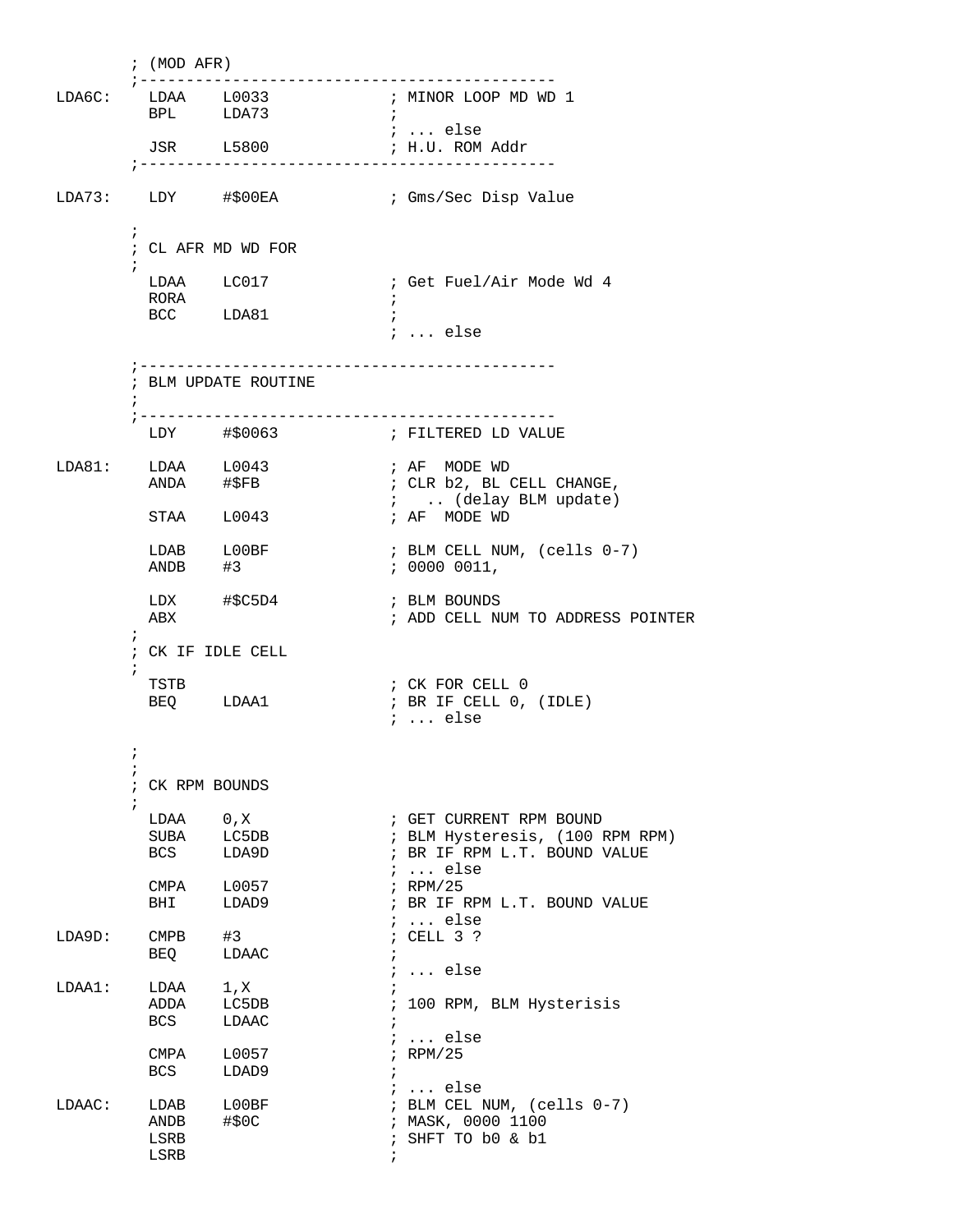```
        ; (MOD AFR)
        ;---------------------------------------------
LDA6C:    LDAA    L0033             ; MINOR LOOP MD WD 1
          BPL     LDA73             ;
                                    ; ... else
          JSR     L5800             ; H.U. ROM Addr
        ;---------------------------------------------

LDA73:    LDY     #$00EA            ; Gms/Sec Disp Value

        ;
        ; CL AFR MD WD FOR
        ;
          LDAA    LC017             ; Get Fuel/Air Mode Wd 4
          RORA                      ;
          BCC     LDA81             ;
                                    ; ... else

        ;---------------------------------------------
        ; BLM UPDATE ROUTINE
        ;
        ;---------------------------------------------
          LDY     #$0063            ; FILTERED LD VALUE

LDA81:    LDAA    L0043             ; AF  MODE WD
          ANDA    #$FB              ; CLR b2, BL CELL CHANGE,
                                    ;   .. (delay BLM update)
          STAA    L0043             ; AF  MODE WD

          LDAB    L00BF             ; BLM CELL NUM, (cells 0-7)
          ANDB    #3                ; 0000 0011,

          LDX     #$C5D4            ; BLM BOUNDS
          ABX                       ; ADD CELL NUM TO ADDRESS POINTER
        ;
        ; CK IF IDLE CELL
        ;
          TSTB                      ; CK FOR CELL 0
          BEQ     LDAA1             ; BR IF CELL 0, (IDLE)
                                    ; ... else

        ;
        ;
        ; CK RPM BOUNDS
        ;
          LDAA    0,X               ; GET CURRENT RPM BOUND
          SUBA    LC5DB             ; BLM Hysteresis, (100 RPM RPM)
          BCS     LDA9D             ; BR IF RPM L.T. BOUND VALUE
                                    ; ... else
          CMPA    L0057             ; RPM/25
          BHI     LDAD9             ; BR IF RPM L.T. BOUND VALUE
                                    ; ... else
LDA9D:    CMPB    #3                ; CELL 3 ?
          BEQ     LDAAC             ;
                                    ; ... else
LDAA1:    LDAA    1,X               ;
          ADDA    LC5DB             ; 100 RPM, BLM Hysterisis
          BCS     LDAAC             ;
                                    ; ... else
          CMPA    L0057             ; RPM/25
          BCS     LDAD9             ;
                                    ; ... else
LDAAC:    LDAB    L00BF             ; BLM CEL NUM, (cells 0-7)
          ANDB    #$0C              ; MASK, 0000 1100
          LSRB                      ; SHFT TO b0 & b1
          LSRB                      ;
```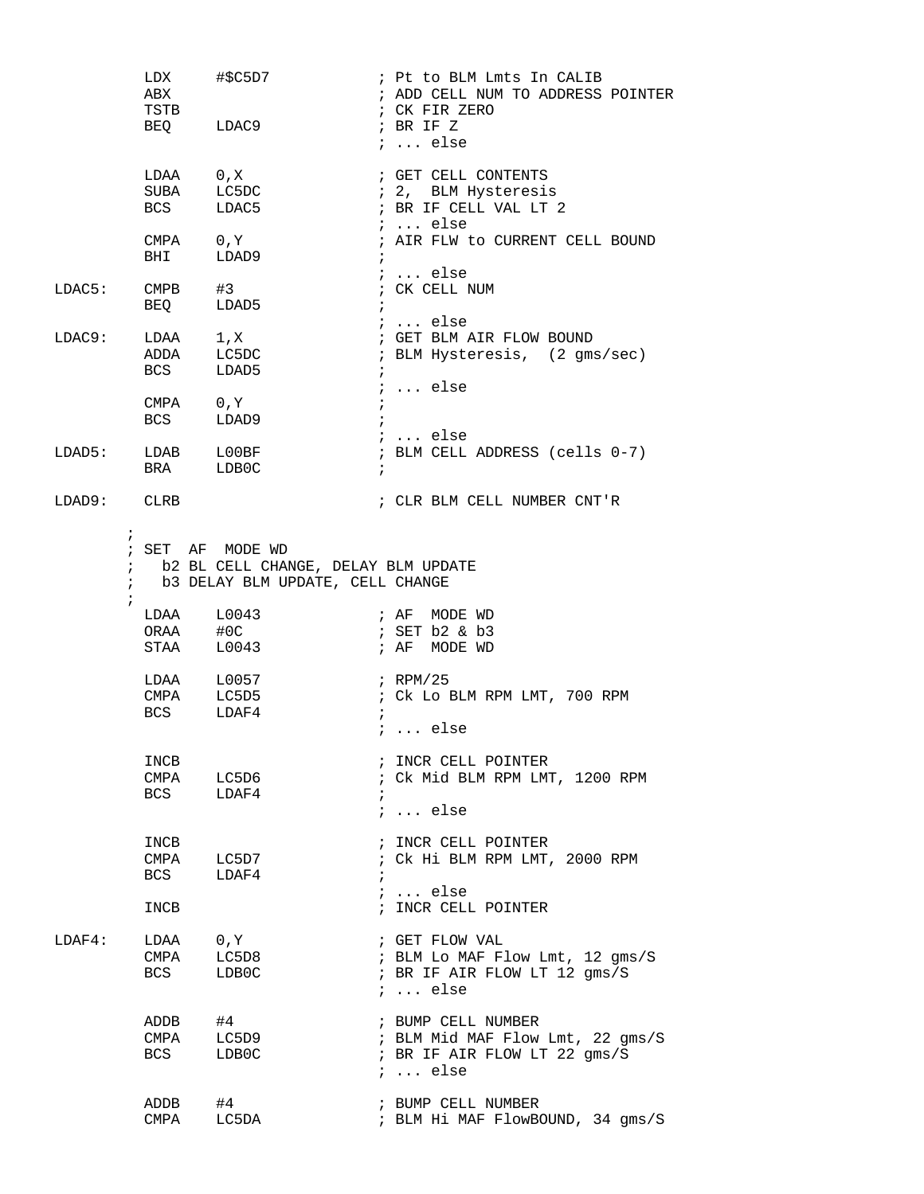```
        LDX     #$C5D7              ; Pt to BLM Lmts In CALIB
        ABX                         ; ADD CELL NUM TO ADDRESS POINTER
        TSTB                        ; CK FIR ZERO
        BEQ     LDAC9               ; BR IF Z
                                    ; ... else

        LDAA    0,X                 ; GET CELL CONTENTS
        SUBA    LC5DC               ; 2,  BLM Hysteresis
        BCS     LDAC5               ; BR IF CELL VAL LT 2
                                    ; ... else
        CMPA    0,Y                 ; AIR FLW to CURRENT CELL BOUND
        BHI     LDAD9               ;
                                    ; ... else
LDAC5:  CMPB    #3                  ; CK CELL NUM
        BEQ     LDAD5               ;
                                    ; ... else
LDAC9:  LDAA    1,X                 ; GET BLM AIR FLOW BOUND
        ADDA    LC5DC               ; BLM Hysteresis,  (2 gms/sec)
        BCS     LDAD5               ;
                                    ; ... else
        CMPA    0,Y                 ;
        BCS     LDAD9               ;
                                    ; ... else
LDAD5:  LDAB    L00BF               ; BLM CELL ADDRESS (cells 0-7)
        BRA     LDB0C               ;

LDAD9:  CLRB                        ; CLR BLM CELL NUMBER CNT'R

       ;
       ; SET  AF  MODE WD
       ;   b2 BL CELL CHANGE, DELAY BLM UPDATE
       ;   b3 DELAY BLM UPDATE, CELL CHANGE
       ;
        LDAA    L0043               ; AF  MODE WD
        ORAA    #0C                 ; SET b2 & b3
        STAA    L0043               ; AF  MODE WD

        LDAA    L0057               ; RPM/25
        CMPA    LC5D5               ; Ck Lo BLM RPM LMT, 700 RPM
        BCS     LDAF4               ;
                                    ; ... else

        INCB                        ; INCR CELL POINTER
        CMPA    LC5D6               ; Ck Mid BLM RPM LMT, 1200 RPM
        BCS     LDAF4               ;
                                    ; ... else

        INCB                        ; INCR CELL POINTER
        CMPA    LC5D7               ; Ck Hi BLM RPM LMT, 2000 RPM
        BCS     LDAF4               ;
                                    ; ... else
        INCB                        ; INCR CELL POINTER

LDAF4:  LDAA    0,Y                 ; GET FLOW VAL
        CMPA    LC5D8               ; BLM Lo MAF Flow Lmt, 12 gms/S
        BCS     LDB0C               ; BR IF AIR FLOW LT 12 gms/S
                                    ; ... else

        ADDB    #4                  ; BUMP CELL NUMBER
        CMPA    LC5D9               ; BLM Mid MAF Flow Lmt, 22 gms/S
        BCS     LDB0C               ; BR IF AIR FLOW LT 22 gms/S
                                    ; ... else

        ADDB    #4                  ; BUMP CELL NUMBER
        CMPA    LC5DA               ; BLM Hi MAF FlowBOUND, 34 gms/S
```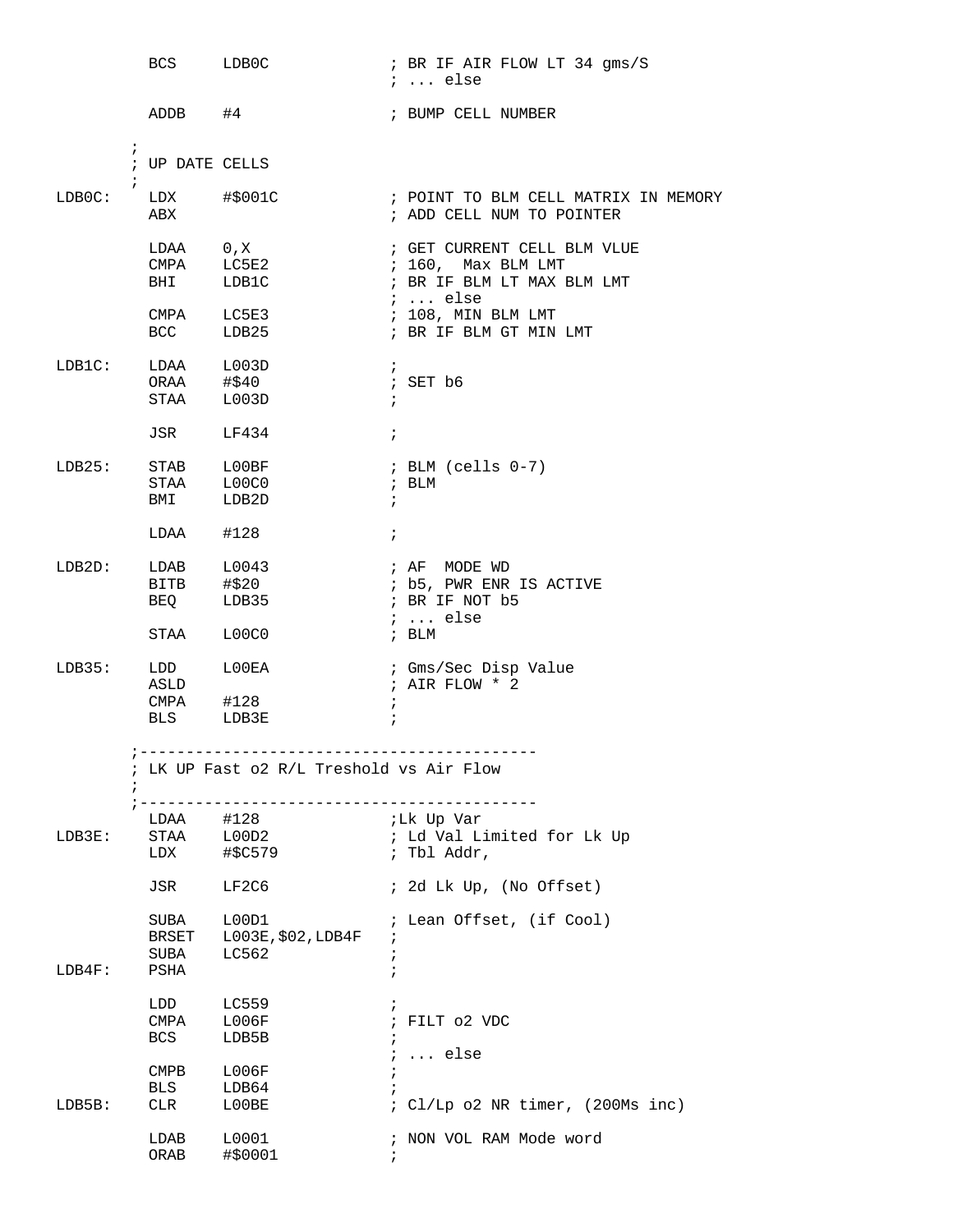```
          BCS     LDB0C             ; BR IF AIR FLOW LT 34 gms/S
                                    ; ... else

          ADDB    #4                ; BUMP CELL NUMBER

        ;
        ; UP DATE CELLS
        ;
LDB0C:    LDX     #$001C            ; POINT TO BLM CELL MATRIX IN MEMORY
          ABX                       ; ADD CELL NUM TO POINTER

          LDAA    0,X               ; GET CURRENT CELL BLM VLUE
          CMPA    LC5E2             ; 160,  Max BLM LMT
          BHI     LDB1C             ; BR IF BLM LT MAX BLM LMT
                                    ; ... else
          CMPA    LC5E3             ; 108, MIN BLM LMT
          BCC     LDB25             ; BR IF BLM GT MIN LMT

LDB1C:    LDAA    L003D             ;
          ORAA    #$40              ; SET b6
          STAA    L003D             ;

          JSR     LF434             ;

LDB25:    STAB    L00BF             ; BLM (cells 0-7)
          STAA    L00C0             ; BLM
          BMI     LDB2D             ;

          LDAA    #128              ;

LDB2D:    LDAB    L0043             ; AF  MODE WD
          BITB    #$20              ; b5, PWR ENR IS ACTIVE
          BEQ     LDB35             ; BR IF NOT b5
                                    ; ... else
          STAA    L00C0             ; BLM

LDB35:    LDD     L00EA             ; Gms/Sec Disp Value
          ASLD                      ; AIR FLOW * 2
          CMPA    #128              ;
          BLS     LDB3E             ;

        ;-------------------------------------------
        ; LK UP Fast o2 R/L Treshold vs Air Flow
        ;
        ;-------------------------------------------
          LDAA    #128              ;Lk Up Var
LDB3E:    STAA    L00D2             ; Ld Val Limited for Lk Up
          LDX     #$C579            ; Tbl Addr,

          JSR     LF2C6             ; 2d Lk Up, (No Offset)

          SUBA    L00D1             ; Lean Offset, (if Cool)
          BRSET   L003E,$02,LDB4F   ;
          SUBA    LC562             ;
LDB4F:    PSHA                      ;

          LDD     LC559             ;
          CMPA    L006F             ; FILT o2 VDC
          BCS     LDB5B             ;
                                    ; ... else
          CMPB    L006F             ;
          BLS     LDB64             ;
LDB5B:    CLR     L00BE             ; Cl/Lp o2 NR timer, (200Ms inc)

          LDAB    L0001             ; NON VOL RAM Mode word
          ORAB    #$0001            ;
```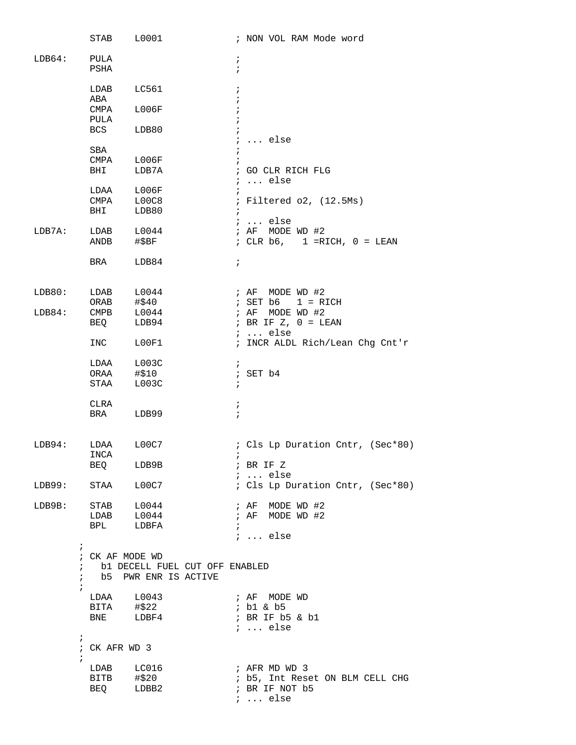```
          STAB    L0001             ; NON VOL RAM Mode word

LDB64:    PULA                      ;
          PSHA                      ;

          LDAB    LC561             ;
          ABA                       ;
          CMPA    L006F             ;
          PULA                      ;
          BCS     LDB80             ;
                                    ; ... else
          SBA                       ;
          CMPA    L006F             ;
          BHI     LDB7A             ; GO CLR RICH FLG
                                    ; ... else
          LDAA    L006F             ;
          CMPA    L00C8             ; Filtered o2, (12.5Ms)
          BHI     LDB80             ;
                                    ; ... else
LDB7A:    LDAB    L0044             ; AF  MODE WD #2
          ANDB    #$BF              ; CLR b6,   1 =RICH, 0 = LEAN

          BRA     LDB84             ;


LDB80:    LDAB    L0044             ; AF  MODE WD #2
          ORAB    #$40              ; SET b6   1 = RICH
LDB84:    CMPB    L0044             ; AF  MODE WD #2
          BEQ     LDB94             ; BR IF Z, 0 = LEAN
                                    ; ... else
          INC     L00F1             ; INCR ALDL Rich/Lean Chg Cnt'r

          LDAA    L003C             ;
          ORAA    #$10              ; SET b4
          STAA    L003C             ;

          CLRA                      ;
          BRA     LDB99             ;


LDB94:    LDAA    L00C7             ; Cls Lp Duration Cntr, (Sec*80)
          INCA                      ;
          BEQ     LDB9B             ; BR IF Z
                                    ; ... else
LDB99:    STAA    L00C7             ; Cls Lp Duration Cntr, (Sec*80)

LDB9B:    STAB    L0044             ; AF  MODE WD #2
          LDAB    L0044             ; AF  MODE WD #2
          BPL     LDBFA             ;
                                    ; ... else
        ;
        ; CK AF MODE WD
        ;   b1 DECELL FUEL CUT OFF ENABLED
        ;   b5  PWR ENR IS ACTIVE
        ;
          LDAA    L0043             ; AF  MODE WD
          BITA    #$22              ; b1 & b5
          BNE     LDBF4             ; BR IF b5 & b1
                                    ; ... else
        ;
        ; CK AFR WD 3
        ;
          LDAB    LC016             ; AFR MD WD 3
          BITB    #$20              ; b5, Int Reset ON BLM CELL CHG
          BEQ     LDBB2             ; BR IF NOT b5
                                    ; ... else
```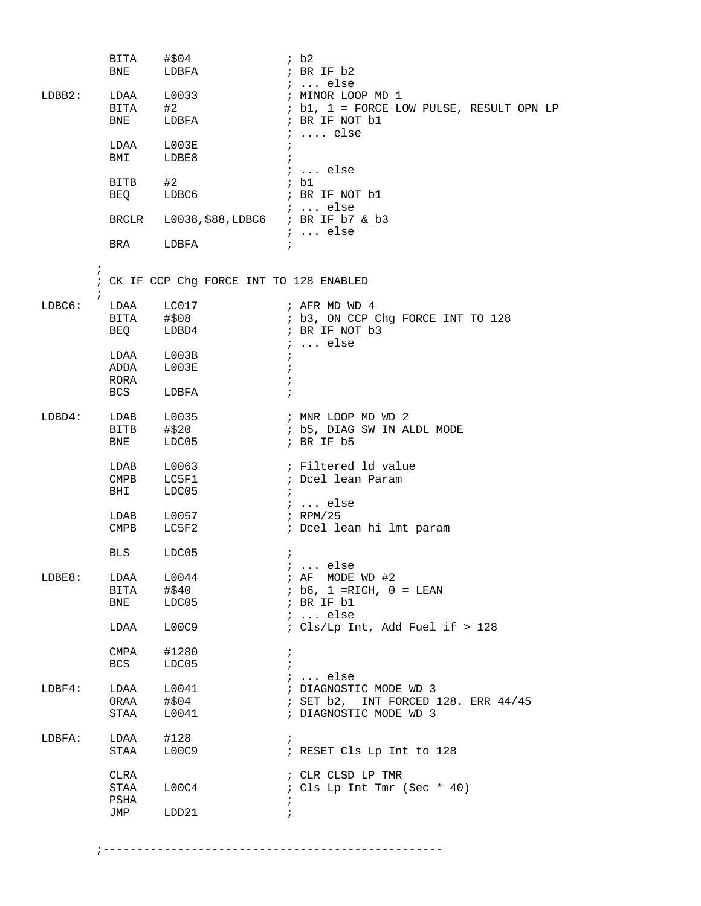```
        BITA    #$04                ; b2
        BNE     LDBFA               ; BR IF b2
                                    ; ... else
LDBB2:  LDAA    L0033               ; MINOR LOOP MD 1
        BITA    #2                  ; b1, 1 = FORCE LOW PULSE, RESULT OPN LP
        BNE     LDBFA               ; BR IF NOT b1
                                    ; .... else
        LDAA    L003E               ;
        BMI     LDBE8               ;
                                    ; ... else
        BITB    #2                  ; b1
        BEQ     LDBC6               ; BR IF NOT b1
                                    ; ... else
        BRCLR   L0038,$88,LDBC6     ; BR IF b7 & b3
                                    ; ... else
        BRA     LDBFA               ;

      ;
      ; CK IF CCP Chg FORCE INT TO 128 ENABLED
      ;
LDBC6:  LDAA    LC017               ; AFR MD WD 4
        BITA    #$08                ; b3, ON CCP Chg FORCE INT TO 128
        BEQ     LDBD4               ; BR IF NOT b3
                                    ; ... else
        LDAA    L003B               ;
        ADDA    L003E               ;
        RORA                        ;
        BCS     LDBFA               ;

LDBD4:  LDAB    L0035               ; MNR LOOP MD WD 2
        BITB    #$20                ; b5, DIAG SW IN ALDL MODE
        BNE     LDC05               ; BR IF b5

        LDAB    L0063               ; Filtered ld value
        CMPB    LC5F1               ; Dcel lean Param
        BHI     LDC05               ;
                                    ; ... else
        LDAB    L0057               ; RPM/25
        CMPB    LC5F2               ; Dcel lean hi lmt param

        BLS     LDC05               ;
                                    ; ... else
LDBE8:  LDAA    L0044               ; AF  MODE WD #2
        BITA    #$40                ; b6, 1 =RICH, 0 = LEAN
        BNE     LDC05               ; BR IF b1
                                    ; ... else
        LDAA    L00C9               ; Cls/Lp Int, Add Fuel if > 128

        CMPA    #1280               ;
        BCS     LDC05               ;
                                    ; ... else
LDBF4:  LDAA    L0041               ; DIAGNOSTIC MODE WD 3
        ORAA    #$04                ; SET b2,  INT FORCED 128. ERR 44/45
        STAA    L0041               ; DIAGNOSTIC MODE WD 3

LDBFA:  LDAA    #128                ;
        STAA    L00C9               ; RESET Cls Lp Int to 128

        CLRA                        ; CLR CLSD LP TMR
        STAA    L00C4               ; Cls Lp Int Tmr (Sec * 40)
        PSHA                        ;
        JMP     LDD21               ;


      ;--------------------------------------------------
```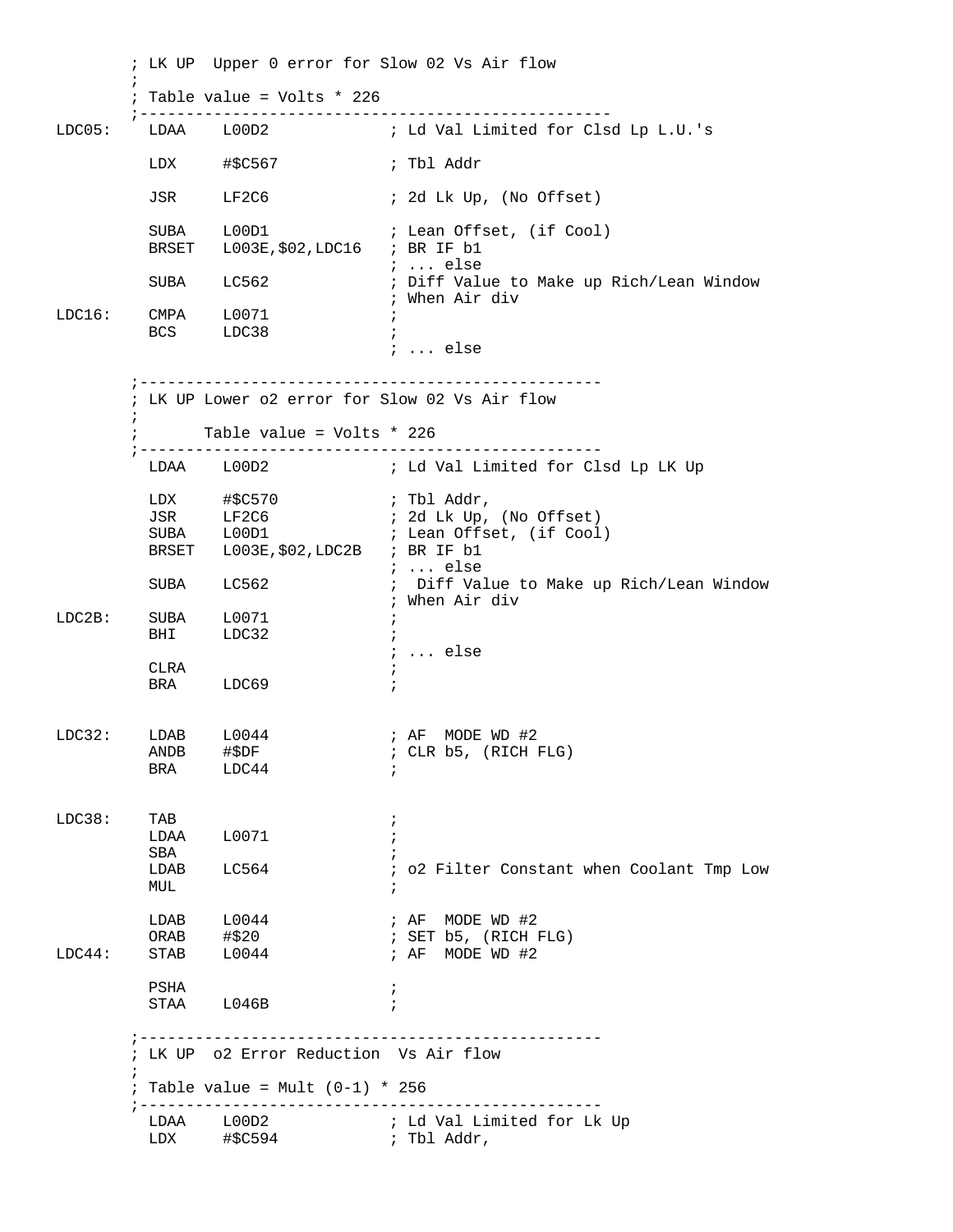```
        ; LK UP  Upper 0 error for Slow 02 Vs Air flow
        ;
        ; Table value = Volts * 226
        ;--------------------------------------------------
LDC05:    LDAA    L00D2             ; Ld Val Limited for Clsd Lp L.U.'s

          LDX     #$C567            ; Tbl Addr

          JSR     LF2C6             ; 2d Lk Up, (No Offset)

          SUBA    L00D1             ; Lean Offset, (if Cool)
          BRSET   L003E,$02,LDC16   ; BR IF b1
                                    ; ... else
          SUBA    LC562             ; Diff Value to Make up Rich/Lean Window
                                    ; When Air div
LDC16:    CMPA    L0071             ;
          BCS     LDC38             ;
                                    ; ... else

        ;--------------------------------------------------
        ; LK UP Lower o2 error for Slow 02 Vs Air flow
        ;
        ;       Table value = Volts * 226
        ;--------------------------------------------------
          LDAA    L00D2             ; Ld Val Limited for Clsd Lp LK Up

          LDX     #$C570            ; Tbl Addr,
          JSR     LF2C6             ; 2d Lk Up, (No Offset)
          SUBA    L00D1             ; Lean Offset, (if Cool)
          BRSET   L003E,$02,LDC2B   ; BR IF b1
                                    ; ... else
          SUBA    LC562             ;  Diff Value to Make up Rich/Lean Window
                                    ; When Air div
LDC2B:    SUBA    L0071             ;
          BHI     LDC32             ;
                                    ; ... else
          CLRA                      ;
          BRA     LDC69             ;


LDC32:    LDAB    L0044             ; AF  MODE WD #2
          ANDB    #$DF              ; CLR b5, (RICH FLG)
          BRA     LDC44             ;


LDC38:    TAB                       ;
          LDAA    L0071             ;
          SBA                       ;
          LDAB    LC564             ; o2 Filter Constant when Coolant Tmp Low
          MUL                       ;

          LDAB    L0044             ; AF  MODE WD #2
          ORAB    #$20              ; SET b5, (RICH FLG)
LDC44:    STAB    L0044             ; AF  MODE WD #2

          PSHA                      ;
          STAA    L046B             ;

        ;--------------------------------------------------
        ; LK UP  o2 Error Reduction  Vs Air flow
        ;
        ; Table value = Mult (0-1) * 256
        ;--------------------------------------------------
          LDAA    L00D2             ; Ld Val Limited for Lk Up
          LDX     #$C594            ; Tbl Addr,
```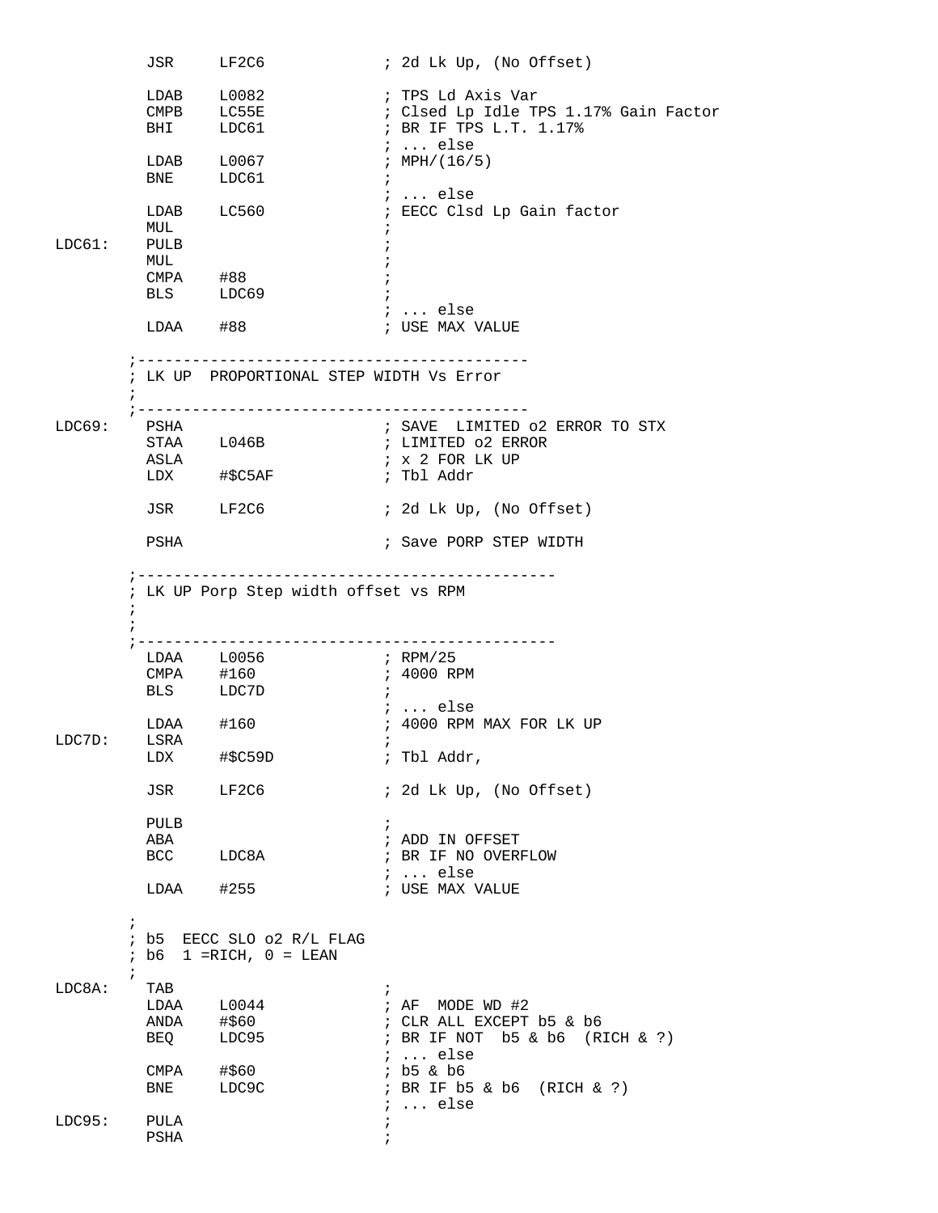```
          JSR     LF2C6             ; 2d Lk Up, (No Offset)

          LDAB    L0082             ; TPS Ld Axis Var
          CMPB    LC55E             ; Clsed Lp Idle TPS 1.17% Gain Factor
          BHI     LDC61             ; BR IF TPS L.T. 1.17%
                                    ; ... else
          LDAB    L0067             ; MPH/(16/5)
          BNE     LDC61             ;
                                    ; ... else
          LDAB    LC560             ; EECC Clsd Lp Gain factor
          MUL                       ;
LDC61:    PULB                      ;
          MUL                       ;
          CMPA    #88               ;
          BLS     LDC69             ;
                                    ; ... else
          LDAA    #88               ; USE MAX VALUE

        ;-------------------------------------------
        ; LK UP  PROPORTIONAL STEP WIDTH Vs Error
        ;
        ;-------------------------------------------
LDC69:    PSHA                      ; SAVE  LIMITED o2 ERROR TO STX
          STAA    L046B             ; LIMITED o2 ERROR
          ASLA                      ; x 2 FOR LK UP
          LDX     #$C5AF            ; Tbl Addr

          JSR     LF2C6             ; 2d Lk Up, (No Offset)

          PSHA                      ; Save PORP STEP WIDTH

        ;----------------------------------------------
        ; LK UP Porp Step width offset vs RPM
        ;
        ;
        ;----------------------------------------------
          LDAA    L0056             ; RPM/25
          CMPA    #160              ; 4000 RPM
          BLS     LDC7D             ;
                                    ; ... else
          LDAA    #160              ; 4000 RPM MAX FOR LK UP
LDC7D:    LSRA                      ;
          LDX     #$C59D            ; Tbl Addr,

          JSR     LF2C6             ; 2d Lk Up, (No Offset)

          PULB                      ;
          ABA                       ; ADD IN OFFSET
          BCC     LDC8A             ; BR IF NO OVERFLOW
                                    ; ... else
          LDAA    #255              ; USE MAX VALUE

        ;
        ; b5  EECC SLO o2 R/L FLAG
        ; b6  1 =RICH, 0 = LEAN
        ;
LDC8A:    TAB                       ;
          LDAA    L0044             ; AF  MODE WD #2
          ANDA    #$60              ; CLR ALL EXCEPT b5 & b6
          BEQ     LDC95             ; BR IF NOT  b5 & b6  (RICH & ?)
                                    ; ... else
          CMPA    #$60              ; b5 & b6
          BNE     LDC9C             ; BR IF b5 & b6  (RICH & ?)
                                    ; ... else
LDC95:    PULA                      ;
          PSHA                      ;
```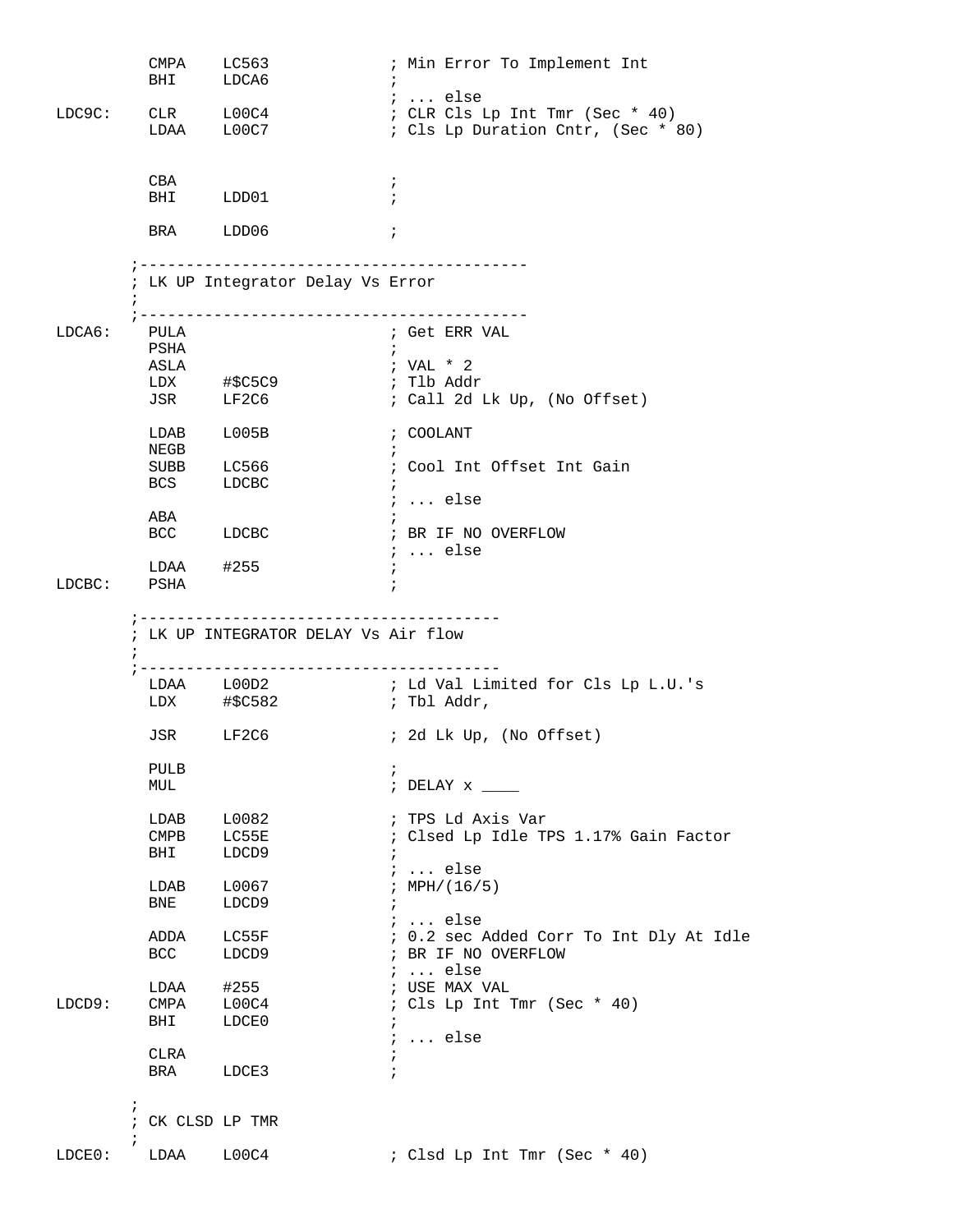```
         CMPA    LC563              ; Min Error To Implement Int
         BHI     LDCA6              ;
                                    ; ... else
LDC9C:   CLR     L00C4              ; CLR Cls Lp Int Tmr (Sec * 40)
         LDAA    L00C7              ; Cls Lp Duration Cntr, (Sec * 80)


         CBA                        ;
         BHI     LDD01              ;

         BRA     LDD06              ;

        ;-----------------------------------------
        ; LK UP Integrator Delay Vs Error
        ;
        ;-----------------------------------------
LDCA6:   PULA                       ; Get ERR VAL
         PSHA                       ;
         ASLA                       ; VAL * 2
         LDX     #$C5C9             ; Tlb Addr
         JSR     LF2C6              ; Call 2d Lk Up, (No Offset)

         LDAB    L005B              ; COOLANT
         NEGB                       ;
         SUBB    LC566              ; Cool Int Offset Int Gain
         BCS     LDCBC              ;
                                    ; ... else
         ABA                        ;
         BCC     LDCBC              ; BR IF NO OVERFLOW
                                    ; ... else
         LDAA    #255               ;
LDCBC:   PSHA                       ;

        ;--------------------------------------
        ; LK UP INTEGRATOR DELAY Vs Air flow
        ;
        ;--------------------------------------
         LDAA    L00D2              ; Ld Val Limited for Cls Lp L.U.'s
         LDX     #$C582             ; Tbl Addr,

         JSR     LF2C6              ; 2d Lk Up, (No Offset)

         PULB                       ;
         MUL                        ; DELAY x ____

         LDAB    L0082              ; TPS Ld Axis Var
         CMPB    LC55E              ; Clsed Lp Idle TPS 1.17% Gain Factor
         BHI     LDCD9              ;
                                    ; ... else
         LDAB    L0067              ; MPH/(16/5)
         BNE     LDCD9              ;
                                    ; ... else
         ADDA    LC55F              ; 0.2 sec Added Corr To Int Dly At Idle
         BCC     LDCD9              ; BR IF NO OVERFLOW
                                    ; ... else
         LDAA    #255               ; USE MAX VAL
LDCD9:   CMPA    L00C4              ; Cls Lp Int Tmr (Sec * 40)
         BHI     LDCE0              ;
                                    ; ... else
         CLRA                       ;
         BRA     LDCE3              ;

        ;
        ; CK CLSD LP TMR
        ;
LDCE0:   LDAA    L00C4              ; Clsd Lp Int Tmr (Sec * 40)
```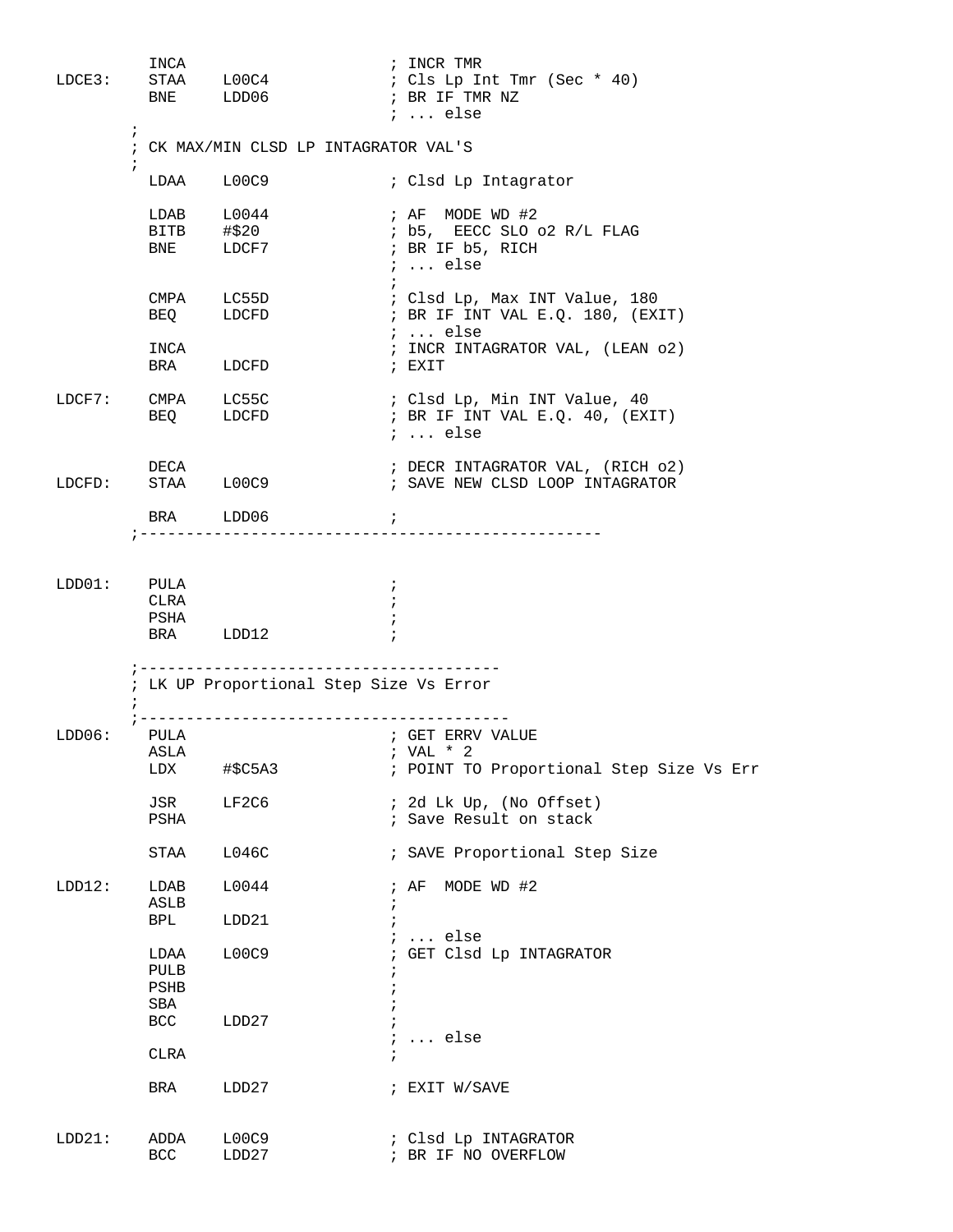```
        INCA                    ; INCR TMR
LDCE3:  STAA    L00C4           ; Cls Lp Int Tmr (Sec * 40)
        BNE     LDD06           ; BR IF TMR NZ
                                ; ... else
      ;
      ; CK MAX/MIN CLSD LP INTAGRATOR VAL'S
      ;
        LDAA    L00C9           ; Clsd Lp Intagrator

        LDAB    L0044           ; AF  MODE WD #2
        BITB    #$20            ; b5,  EECC SLO o2 R/L FLAG
        BNE     LDCF7           ; BR IF b5, RICH
                                ; ... else
                                ;
        CMPA    LC55D           ; Clsd Lp, Max INT Value, 180
        BEQ     LDCFD           ; BR IF INT VAL E.Q. 180, (EXIT)
                                ; ... else
        INCA                    ; INCR INTAGRATOR VAL, (LEAN o2)
        BRA     LDCFD           ; EXIT

LDCF7:  CMPA    LC55C           ; Clsd Lp, Min INT Value, 40
        BEQ     LDCFD           ; BR IF INT VAL E.Q. 40, (EXIT)
                                ; ... else

        DECA                    ; DECR INTAGRATOR VAL, (RICH o2)
LDCFD:  STAA    L00C9           ; SAVE NEW CLSD LOOP INTAGRATOR

        BRA     LDD06           ;
      ;--------------------------------------------------


LDD01:  PULA                    ;
        CLRA                    ;
        PSHA                    ;
        BRA     LDD12           ;

      ;---------------------------------------
      ; LK UP Proportional Step Size Vs Error
      ;
      ;---------------------------------------
LDD06:  PULA                    ; GET ERRV VALUE
        ASLA                    ; VAL * 2
        LDX     #$C5A3          ; POINT TO Proportional Step Size Vs Err

        JSR     LF2C6           ; 2d Lk Up, (No Offset)
        PSHA                    ; Save Result on stack

        STAA    L046C           ; SAVE Proportional Step Size

LDD12:  LDAB    L0044           ; AF  MODE WD #2
        ASLB                    ;
        BPL     LDD21           ;
                                ; ... else
        LDAA    L00C9           ; GET Clsd Lp INTAGRATOR
        PULB                    ;
        PSHB                    ;
        SBA                     ;
        BCC     LDD27           ;
                                ; ... else
        CLRA                    ;

        BRA     LDD27           ; EXIT W/SAVE


LDD21:  ADDA    L00C9           ; Clsd Lp INTAGRATOR
        BCC     LDD27           ; BR IF NO OVERFLOW
```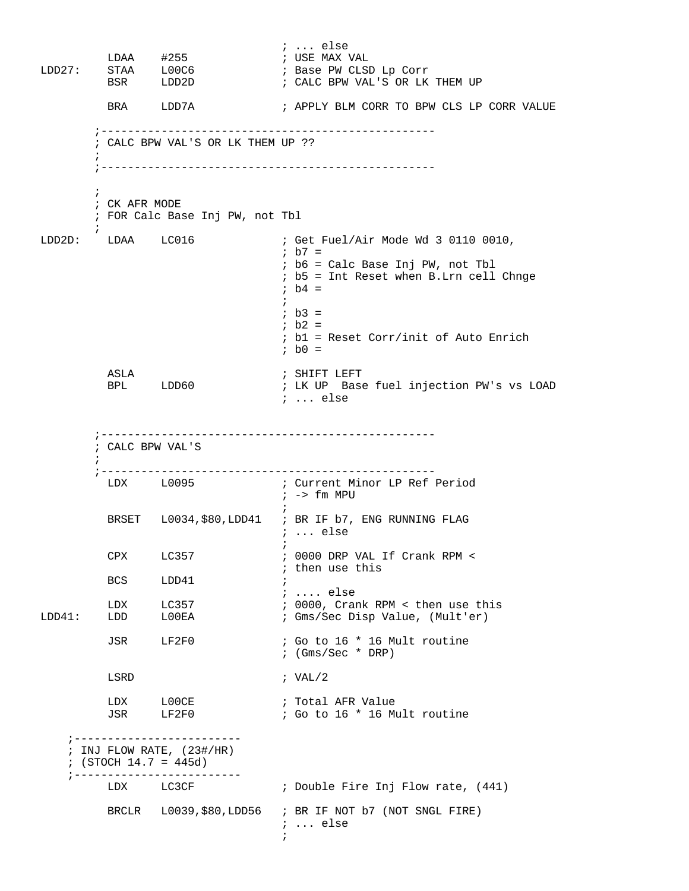```
                                    ; ... else
          LDAA    #255              ; USE MAX VAL
LDD27:    STAA    L00C6             ; Base PW CLSD Lp Corr
          BSR     LDD2D             ; CALC BPW VAL'S OR LK THEM UP

          BRA     LDD7A             ; APPLY BLM CORR TO BPW CLS LP CORR VALUE

        ;--------------------------------------------------
        ; CALC BPW VAL'S OR LK THEM UP ??
        ;
        ;--------------------------------------------------

        ;
        ; CK AFR MODE
        ; FOR Calc Base Inj PW, not Tbl
        ;
LDD2D:    LDAA    LC016             ; Get Fuel/Air Mode Wd 3 0110 0010,
                                    ; b7 =
                                    ; b6 = Calc Base Inj PW, not Tbl
                                    ; b5 = Int Reset when B.Lrn cell Chnge
                                    ; b4 =
                                    ;
                                    ; b3 =
                                    ; b2 =
                                    ; b1 = Reset Corr/init of Auto Enrich
                                    ; b0 =

          ASLA                      ; SHIFT LEFT
          BPL     LDD60             ; LK UP  Base fuel injection PW's vs LOAD
                                    ; ... else


        ;--------------------------------------------------
        ; CALC BPW VAL'S
        ;
        ;--------------------------------------------------
          LDX     L0095             ; Current Minor LP Ref Period
                                    ; -> fm MPU
                                    ;
          BRSET   L0034,$80,LDD41   ; BR IF b7, ENG RUNNING FLAG
                                    ; ... else
                                    ;
          CPX     LC357             ; 0000 DRP VAL If Crank RPM <
                                    ; then use this
          BCS     LDD41             ;
                                    ; .... else
          LDX     LC357             ; 0000, Crank RPM < then use this
LDD41:    LDD     L00EA             ; Gms/Sec Disp Value, (Mult'er)

          JSR     LF2F0             ; Go to 16 * 16 Mult routine
                                    ; (Gms/Sec * DRP)

          LSRD                      ; VAL/2

          LDX     L00CE             ; Total AFR Value
          JSR     LF2F0             ; Go to 16 * 16 Mult routine

    ;-------------------------
    ; INJ FLOW RATE, (23#/HR)
    ; (STOCH 14.7 = 445d)
    ;-------------------------
          LDX     LC3CF             ; Double Fire Inj Flow rate, (441)

          BRCLR   L0039,$80,LDD56   ; BR IF NOT b7 (NOT SNGL FIRE)
                                    ; ... else
                                    ;
```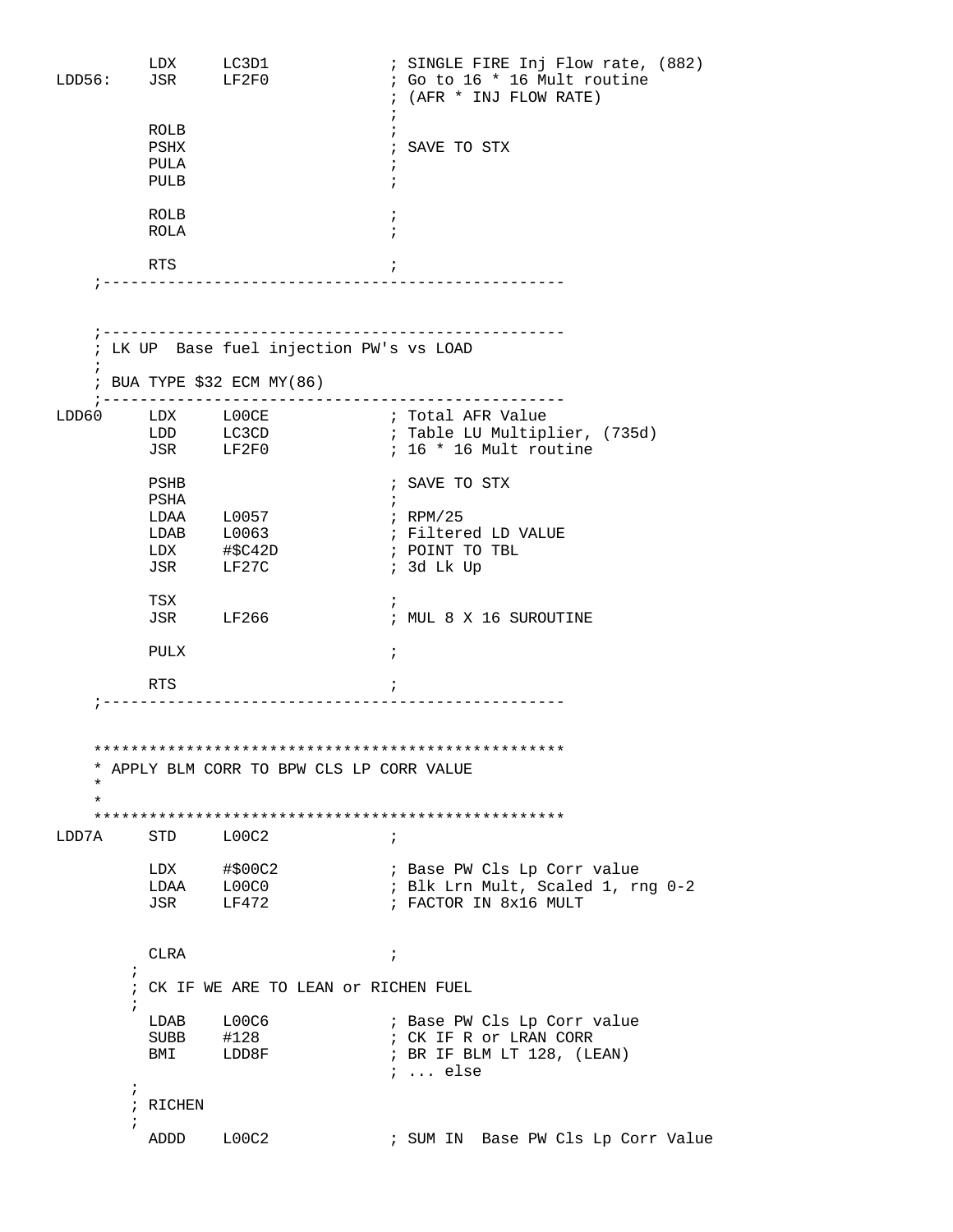```
          LDX     LC3D1              ; SINGLE FIRE Inj Flow rate, (882)
LDD56:    JSR     LF2F0              ; Go to 16 * 16 Mult routine
                                     ; (AFR * INJ FLOW RATE)
                                     ;
          ROLB                       ;
          PSHX                       ; SAVE TO STX
          PULA                       ;
          PULB                       ;

          ROLB                       ;
          ROLA                       ;

          RTS                        ;
    ;--------------------------------------------------


    ;--------------------------------------------------
    ; LK UP  Base fuel injection PW's vs LOAD
    ;
    ; BUA TYPE $32 ECM MY(86)
    ;--------------------------------------------------
LDD60     LDX     L00CE              ; Total AFR Value
          LDD     LC3CD              ; Table LU Multiplier, (735d)
          JSR     LF2F0              ; 16 * 16 Mult routine

          PSHB                       ; SAVE TO STX
          PSHA                       ;
          LDAA    L0057              ; RPM/25
          LDAB    L0063              ; Filtered LD VALUE
          LDX     #$C42D             ; POINT TO TBL
          JSR     LF27C              ; 3d Lk Up

          TSX                        ;
          JSR     LF266              ; MUL 8 X 16 SUROUTINE

          PULX                       ;

          RTS                        ;
    ;--------------------------------------------------


    **************************************************
    * APPLY BLM CORR TO BPW CLS LP CORR VALUE
    *
    *
    **************************************************
LDD7A     STD     L00C2              ;

          LDX     #$00C2             ; Base PW Cls Lp Corr value
          LDAA    L00C0              ; Blk Lrn Mult, Scaled 1, rng 0-2
          JSR     LF472              ; FACTOR IN 8x16 MULT


          CLRA                       ;
        ;
        ; CK IF WE ARE TO LEAN or RICHEN FUEL
        ;
          LDAB    L00C6              ; Base PW Cls Lp Corr value
          SUBB    #128               ; CK IF R or LRAN CORR
          BMI     LDD8F              ; BR IF BLM LT 128, (LEAN)
                                     ; ... else
        ;
        ; RICHEN
        ;
          ADDD    L00C2              ; SUM IN  Base PW Cls Lp Corr Value
```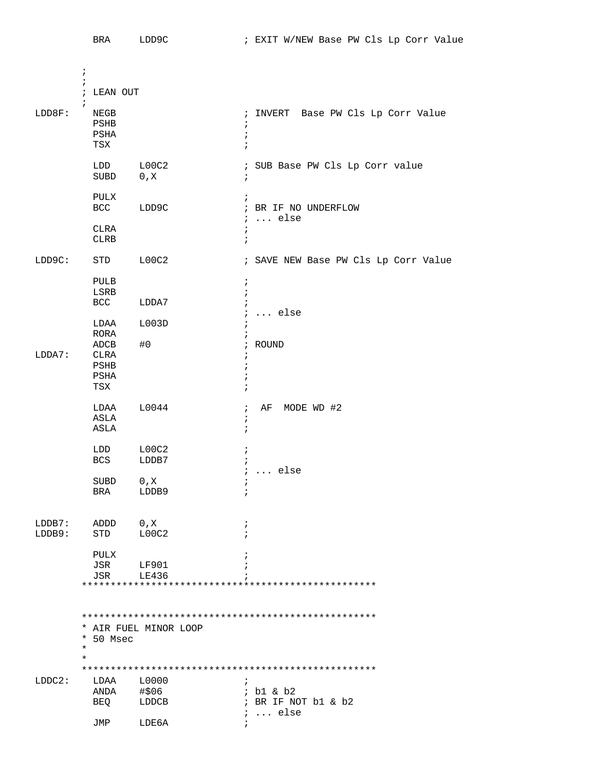```
          BRA     LDD9C             ; EXIT W/NEW Base PW Cls Lp Corr Value


        ;
        ;
        ; LEAN OUT
        ;
LDD8F:    NEGB                      ; INVERT  Base PW Cls Lp Corr Value
          PSHB                      ;
          PSHA                      ;
          TSX                       ;

          LDD     L00C2             ; SUB Base PW Cls Lp Corr value
          SUBD    0,X               ;

          PULX                      ;
          BCC     LDD9C             ; BR IF NO UNDERFLOW
                                    ; ... else
          CLRA                      ;
          CLRB                      ;

LDD9C:    STD     L00C2             ; SAVE NEW Base PW Cls Lp Corr Value

          PULB                      ;
          LSRB                      ;
          BCC     LDDA7             ;
                                    ; ... else
          LDAA    L003D             ;
          RORA                      ;
          ADCB    #0                ; ROUND
LDDA7:    CLRA                      ;
          PSHB                      ;
          PSHA                      ;
          TSX                       ;

          LDAA    L0044             ;  AF  MODE WD #2
          ASLA                      ;
          ASLA                      ;

          LDD     L00C2             ;
          BCS     LDDB7             ;
                                    ; ... else
          SUBD    0,X               ;
          BRA     LDDB9             ;


LDDB7:    ADDD    0,X               ;
LDDB9:    STD     L00C2             ;

          PULX                      ;
          JSR     LF901             ;
          JSR     LE436             ;
        ***************************************************



        ***************************************************
        * AIR FUEL MINOR LOOP
        * 50 Msec
        *
        *
        ***************************************************
LDDC2:    LDAA    L0000             ;
          ANDA    #$06              ; b1 & b2
          BEQ     LDDCB             ; BR IF NOT b1 & b2
                                    ; ... else
          JMP     LDE6A             ;
```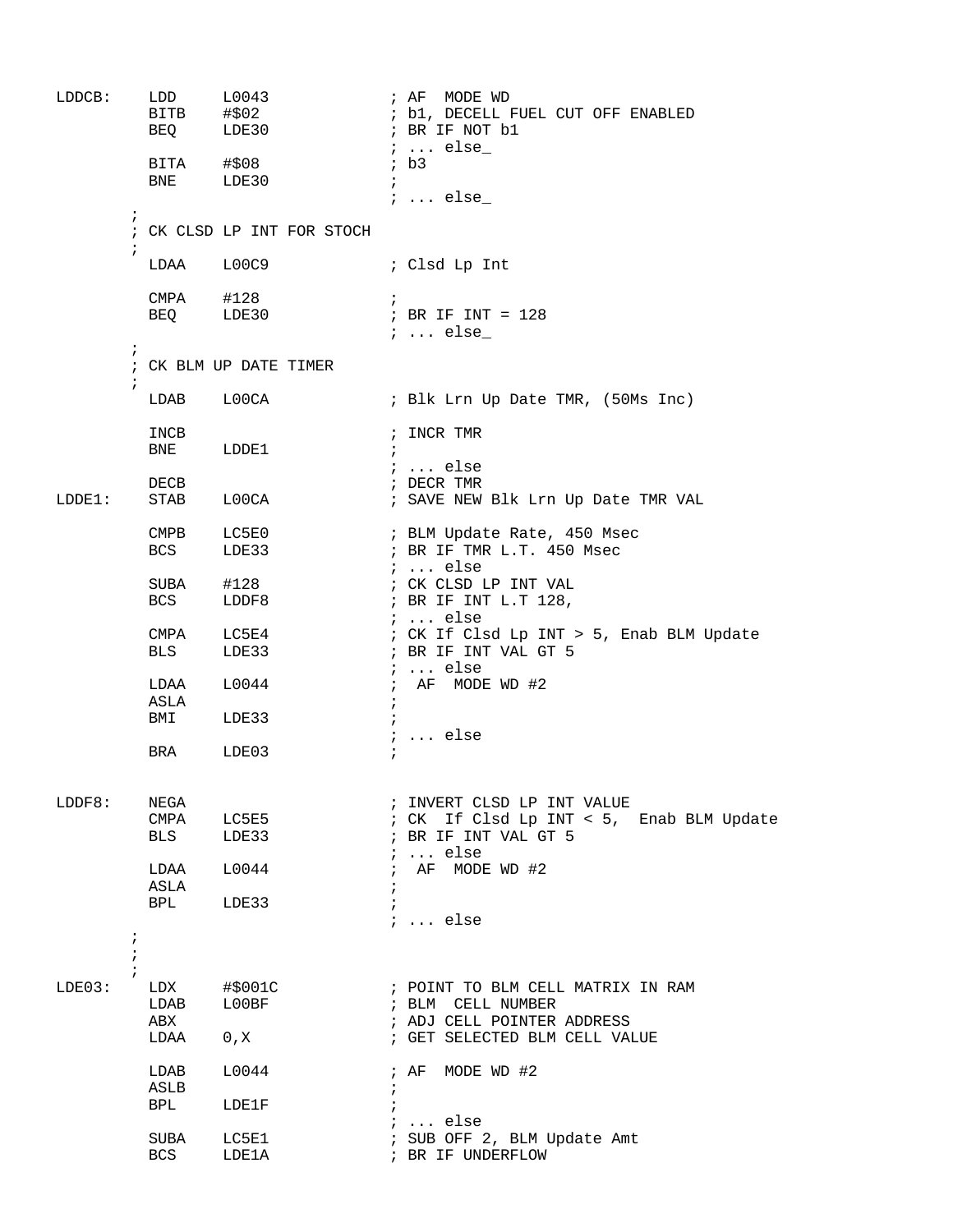```
LDDCB:   LDD     L0043            ; AF  MODE WD
         BITB    #$02             ; b1, DECELL FUEL CUT OFF ENABLED
         BEQ     LDE30            ; BR IF NOT b1
                                  ; ... else_
         BITA    #$08             ; b3
         BNE     LDE30            ;
                                  ; ... else_
       ;
       ; CK CLSD LP INT FOR STOCH
       ;
         LDAA    L00C9            ; Clsd Lp Int

         CMPA    #128             ;
         BEQ     LDE30            ; BR IF INT = 128
                                  ; ... else_
       ;
       ; CK BLM UP DATE TIMER
       ;
         LDAB    L00CA            ; Blk Lrn Up Date TMR, (50Ms Inc)

         INCB                     ; INCR TMR
         BNE     LDDE1            ;
                                  ; ... else
         DECB                     ; DECR TMR
LDDE1:   STAB    L00CA            ; SAVE NEW Blk Lrn Up Date TMR VAL

         CMPB    LC5E0            ; BLM Update Rate, 450 Msec
         BCS     LDE33            ; BR IF TMR L.T. 450 Msec
                                  ; ... else
         SUBA    #128             ; CK CLSD LP INT VAL
         BCS     LDDF8            ; BR IF INT L.T 128,
                                  ; ... else
         CMPA    LC5E4            ; CK If Clsd Lp INT > 5, Enab BLM Update
         BLS     LDE33            ; BR IF INT VAL GT 5
                                  ; ... else
         LDAA    L0044            ;  AF  MODE WD #2
         ASLA                     ;
         BMI     LDE33            ;
                                  ; ... else
         BRA     LDE03            ;


LDDF8:   NEGA                     ; INVERT CLSD LP INT VALUE
         CMPA    LC5E5            ; CK  If Clsd Lp INT < 5,  Enab BLM Update
         BLS     LDE33            ; BR IF INT VAL GT 5
                                  ; ... else
         LDAA    L0044            ;  AF  MODE WD #2
         ASLA                     ;
         BPL     LDE33            ;
                                  ; ... else
       ;
       ;
       ;
LDE03:   LDX     #$001C           ; POINT TO BLM CELL MATRIX IN RAM
         LDAB    L00BF            ; BLM  CELL NUMBER
         ABX                      ; ADJ CELL POINTER ADDRESS
         LDAA    0,X              ; GET SELECTED BLM CELL VALUE

         LDAB    L0044            ; AF  MODE WD #2
         ASLB                     ;
         BPL     LDE1F            ;
                                  ; ... else
         SUBA    LC5E1            ; SUB OFF 2, BLM Update Amt
         BCS     LDE1A            ; BR IF UNDERFLOW
```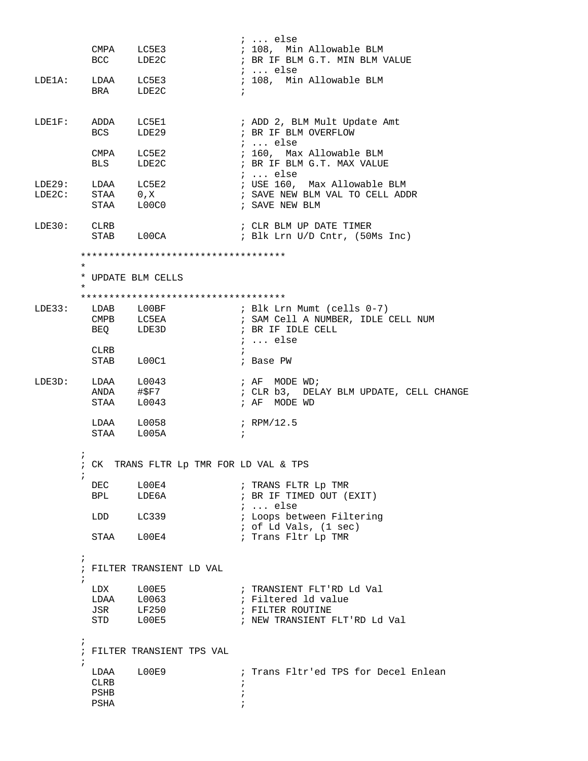```
                                    ; ... else
          CMPA    LC5E3             ; 108,  Min Allowable BLM
          BCC     LDE2C             ; BR IF BLM G.T. MIN BLM VALUE
                                    ; ... else
LDE1A:    LDAA    LC5E3             ; 108,  Min Allowable BLM
          BRA     LDE2C             ;


LDE1F:    ADDA    LC5E1             ; ADD 2, BLM Mult Update Amt
          BCS     LDE29             ; BR IF BLM OVERFLOW
                                    ; ... else
          CMPA    LC5E2             ; 160,  Max Allowable BLM
          BLS     LDE2C             ; BR IF BLM G.T. MAX VALUE
                                    ; ... else
LDE29:    LDAA    LC5E2             ; USE 160,  Max Allowable BLM
LDE2C:    STAA    0,X               ; SAVE NEW BLM VAL TO CELL ADDR
          STAA    L00C0             ; SAVE NEW BLM

LDE30:    CLRB                      ; CLR BLM UP DATE TIMER
          STAB    L00CA             ; Blk Lrn U/D Cntr, (50Ms Inc)

        ************************************
        *
        * UPDATE BLM CELLS
        *
        ************************************
LDE33:    LDAB    L00BF             ; Blk Lrn Mumt (cells 0-7)
          CMPB    LC5EA             ; SAM Cell A NUMBER, IDLE CELL NUM
          BEQ     LDE3D             ; BR IF IDLE CELL
                                    ; ... else
          CLRB                      ;
          STAB    L00C1             ; Base PW

LDE3D:    LDAA    L0043             ; AF  MODE WD;
          ANDA    #$F7              ; CLR b3,  DELAY BLM UPDATE, CELL CHANGE
          STAA    L0043             ; AF  MODE WD

          LDAA    L0058             ; RPM/12.5
          STAA    L005A             ;

        ;
        ; CK  TRANS FLTR Lp TMR FOR LD VAL & TPS
        ;
          DEC     L00E4             ; TRANS FLTR Lp TMR
          BPL     LDE6A             ; BR IF TIMED OUT (EXIT)
                                    ; ... else
          LDD     LC339             ; Loops between Filtering
                                    ; of Ld Vals, (1 sec)
          STAA    L00E4             ; Trans Fltr Lp TMR

        ;
        ; FILTER TRANSIENT LD VAL
        ;
          LDX     L00E5             ; TRANSIENT FLT'RD Ld Val
          LDAA    L0063             ; Filtered ld value
          JSR     LF250             ; FILTER ROUTINE
          STD     L00E5             ; NEW TRANSIENT FLT'RD Ld Val

        ;
        ; FILTER TRANSIENT TPS VAL
        ;
          LDAA    L00E9             ; Trans Fltr'ed TPS for Decel Enlean
          CLRB                      ;
          PSHB                      ;
          PSHA                      ;
```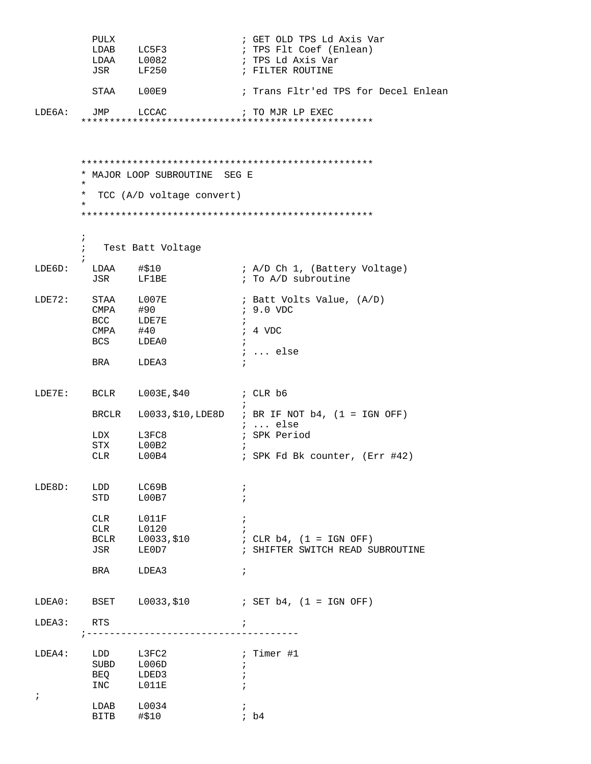```
          PULX                        ; GET OLD TPS Ld Axis Var
          LDAB    LC5F3               ; TPS Flt Coef (Enlean)
          LDAA    L0082               ; TPS Ld Axis Var
          JSR     LF250               ; FILTER ROUTINE

          STAA    L00E9               ; Trans Fltr'ed TPS for Decel Enlean

LDE6A:    JMP     LCCAC               ; TO MJR LP EXEC
        ***************************************************



        ***************************************************
        * MAJOR LOOP SUBROUTINE  SEG E
        *
        *  TCC (A/D voltage convert)
        *
        ***************************************************

        ;
        ;   Test Batt Voltage
        ;
LDE6D:    LDAA    #$10                ; A/D Ch 1, (Battery Voltage)
          JSR     LF1BE               ; To A/D subroutine

LDE72:    STAA    L007E               ; Batt Volts Value, (A/D)
          CMPA    #90                 ; 9.0 VDC
          BCC     LDE7E               ;
          CMPA    #40                 ; 4 VDC
          BCS     LDEA0               ;
                                      ; ... else
          BRA     LDEA3               ;


LDE7E:    BCLR    L003E,$40           ; CLR b6
                                      ;
          BRCLR   L0033,$10,LDE8D     ; BR IF NOT b4, (1 = IGN OFF)
                                      ; ... else
          LDX     L3FC8               ; SPK Period
          STX     L00B2               ;
          CLR     L00B4               ; SPK Fd Bk counter, (Err #42)


LDE8D:    LDD     LC69B               ;
          STD     L00B7               ;

          CLR     L011F               ;
          CLR     L0120               ;
          BCLR    L0033,$10           ; CLR b4, (1 = IGN OFF)
          JSR     LE0D7               ; SHIFTER SWITCH READ SUBROUTINE

          BRA     LDEA3               ;


LDEA0:    BSET    L0033,$10           ; SET b4, (1 = IGN OFF)

LDEA3:    RTS                         ;
        ;------------------------------------

LDEA4:    LDD     L3FC2               ; Timer #1
          SUBD    L006D               ;
          BEQ     LDED3               ;
          INC     L011E               ;
;
          LDAB    L0034               ;
          BITB    #$10                ; b4
```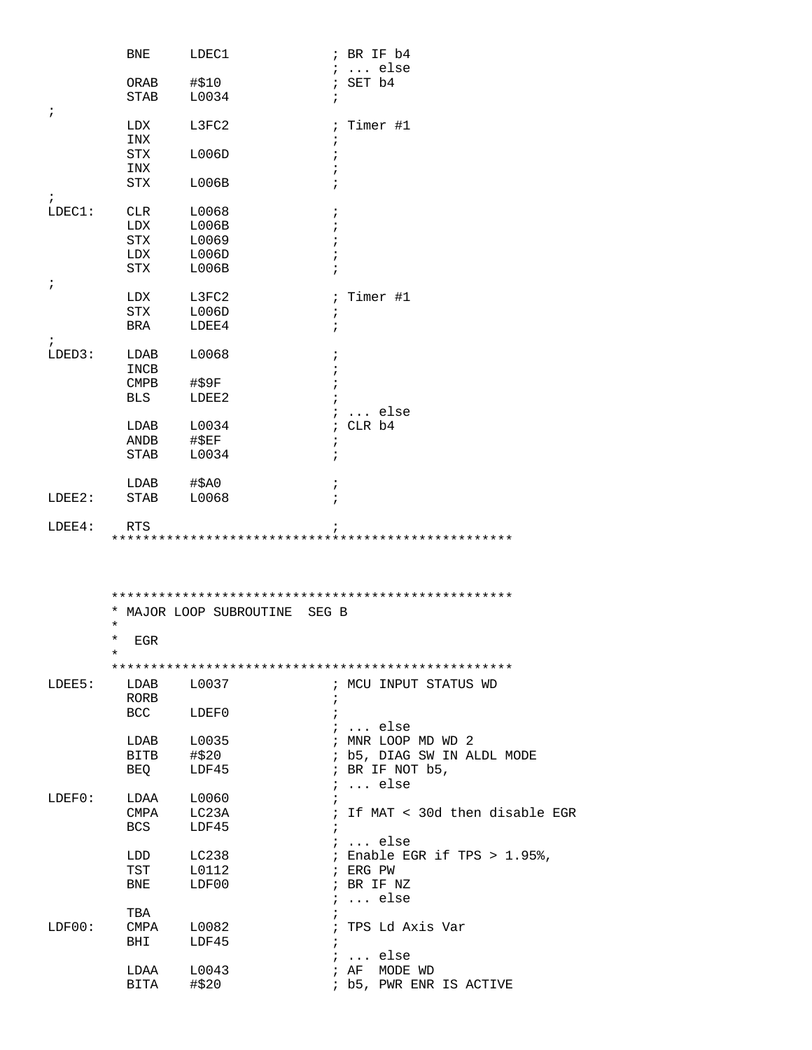```
          BNE     LDEC1              ; BR IF b4
                                     ; ... else
          ORAB    #$10               ; SET b4
          STAB    L0034              ;
;
          LDX     L3FC2              ; Timer #1
          INX                        ;
          STX     L006D              ;
          INX                        ;
          STX     L006B              ;
;
LDEC1:    CLR     L0068              ;
          LDX     L006B              ;
          STX     L0069              ;
          LDX     L006D              ;
          STX     L006B              ;
;
          LDX     L3FC2              ; Timer #1
          STX     L006D              ;
          BRA     LDEE4              ;
;
LDED3:    LDAB    L0068              ;
          INCB                       ;
          CMPB    #$9F               ;
          BLS     LDEE2              ;
                                     ; ... else
          LDAB    L0034              ; CLR b4
          ANDB    #$EF               ;
          STAB    L0034              ;

          LDAB    #$A0               ;
LDEE2:    STAB    L0068              ;

LDEE4:    RTS                        ;
        **************************************************



        **************************************************
        * MAJOR LOOP SUBROUTINE  SEG B
        *
        *  EGR
        *
        **************************************************
LDEE5:    LDAB    L0037              ; MCU INPUT STATUS WD
          RORB                       ;
          BCC     LDEF0              ;
                                     ; ... else
          LDAB    L0035              ; MNR LOOP MD WD 2
          BITB    #$20               ; b5, DIAG SW IN ALDL MODE
          BEQ     LDF45              ; BR IF NOT b5,
                                     ; ... else
LDEF0:    LDAA    L0060              ;
          CMPA    LC23A              ; If MAT < 30d then disable EGR
          BCS     LDF45              ;
                                     ; ... else
          LDD     LC238              ; Enable EGR if TPS > 1.95%,
          TST     L0112              ; ERG PW
          BNE     LDF00              ; BR IF NZ
                                     ; ... else
          TBA                        ;
LDF00:    CMPA    L0082              ; TPS Ld Axis Var
          BHI     LDF45              ;
                                     ; ... else
          LDAA    L0043              ; AF  MODE WD
          BITA    #$20               ; b5, PWR ENR IS ACTIVE
```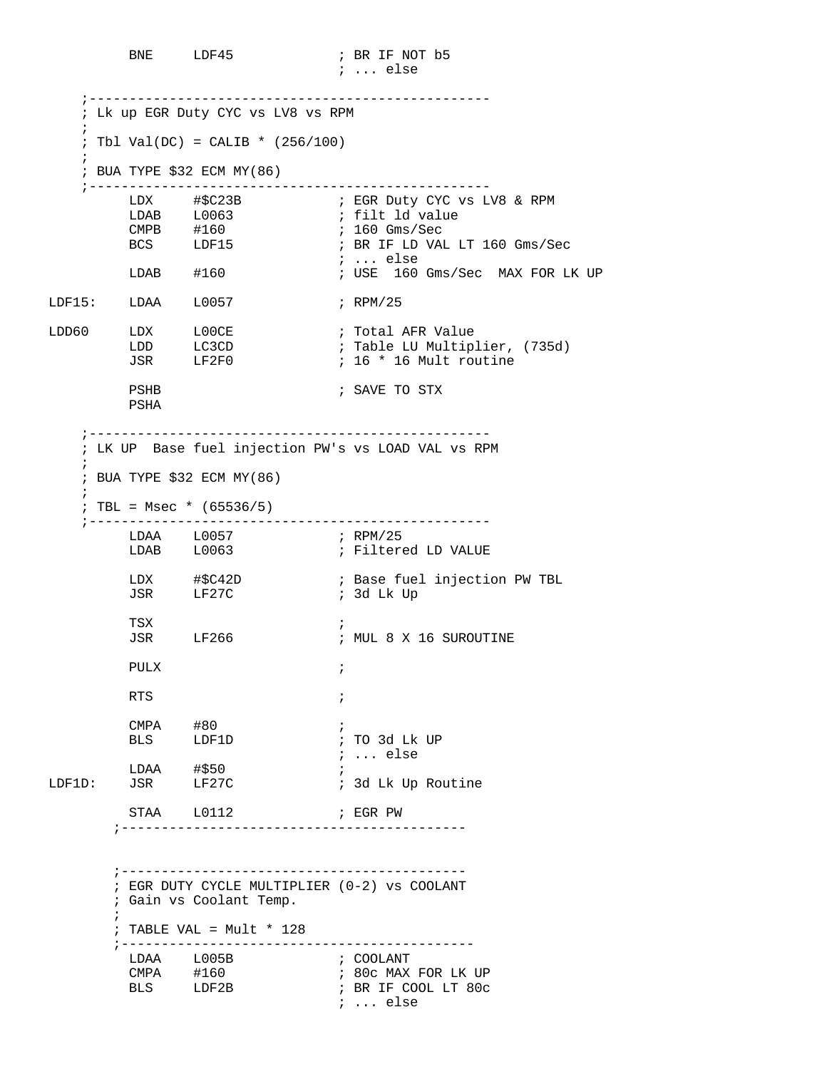```
          BNE     LDF45             ; BR IF NOT b5
                                    ; ... else

     ;--------------------------------------------------
     ; Lk up EGR Duty CYC vs LV8 vs RPM
     ;
     ; Tbl Val(DC) = CALIB * (256/100)
     ;
     ; BUA TYPE $32 ECM MY(86)
     ;--------------------------------------------------
          LDX     #$C23B            ; EGR Duty CYC vs LV8 & RPM
          LDAB    L0063             ; filt ld value
          CMPB    #160              ; 160 Gms/Sec
          BCS     LDF15             ; BR IF LD VAL LT 160 Gms/Sec
                                    ; ... else
          LDAB    #160              ; USE  160 Gms/Sec  MAX FOR LK UP

LDF15:    LDAA    L0057             ; RPM/25

LDD60     LDX     L00CE             ; Total AFR Value
          LDD     LC3CD             ; Table LU Multiplier, (735d)
          JSR     LF2F0             ; 16 * 16 Mult routine

          PSHB                      ; SAVE TO STX
          PSHA

     ;--------------------------------------------------
     ; LK UP  Base fuel injection PW's vs LOAD VAL vs RPM
     ;
     ; BUA TYPE $32 ECM MY(86)
     ;
     ; TBL = Msec * (65536/5)
     ;--------------------------------------------------
          LDAA    L0057             ; RPM/25
          LDAB    L0063             ; Filtered LD VALUE

          LDX     #$C42D            ; Base fuel injection PW TBL
          JSR     LF27C             ; 3d Lk Up

          TSX                       ;
          JSR     LF266             ; MUL 8 X 16 SUROUTINE

          PULX                      ;

          RTS                       ;

          CMPA    #80               ;
          BLS     LDF1D             ; TO 3d Lk UP
                                    ; ... else
          LDAA    #$50              ;
LDF1D:    JSR     LF27C             ; 3d Lk Up Routine

          STAA    L0112             ; EGR PW
        ;-------------------------------------------


        ;-------------------------------------------
        ; EGR DUTY CYCLE MULTIPLIER (0-2) vs COOLANT
        ; Gain vs Coolant Temp.
        ;
        ; TABLE VAL = Mult * 128
        ;--------------------------------------------
          LDAA    L005B             ; COOLANT
          CMPA    #160              ; 80c MAX FOR LK UP
          BLS     LDF2B             ; BR IF COOL LT 80c
                                    ; ... else
```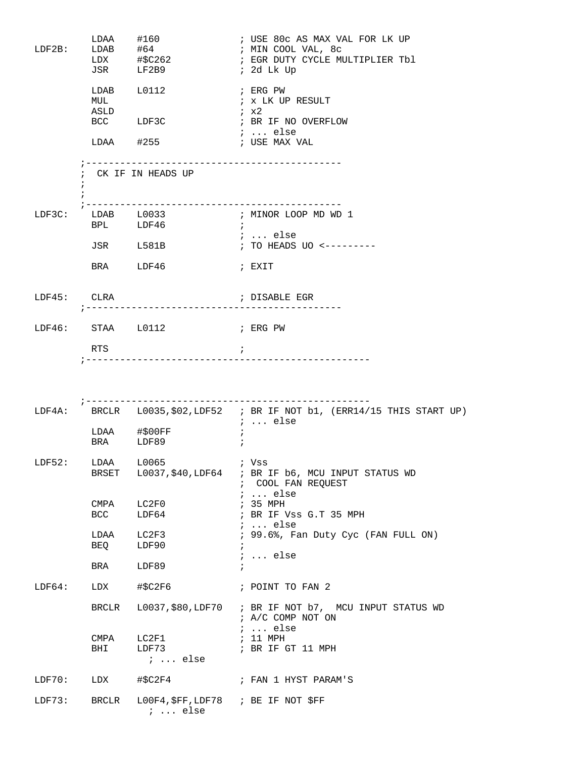```
         LDAA    #160               ; USE 80c AS MAX VAL FOR LK UP
LDF2B:   LDAB    #64                ; MIN COOL VAL, 8c
         LDX     #$C262             ; EGR DUTY CYCLE MULTIPLIER Tbl
         JSR     LF2B9              ; 2d Lk Up

         LDAB    L0112              ; ERG PW
         MUL                        ; x LK UP RESULT
         ASLD                       ; x2
         BCC     LDF3C              ; BR IF NO OVERFLOW
                                    ; ... else
         LDAA    #255               ; USE MAX VAL

       ;---------------------------------------------
       ;  CK IF IN HEADS UP
       ;
       ;
       ;---------------------------------------------
LDF3C:   LDAB    L0033              ; MINOR LOOP MD WD 1
         BPL     LDF46              ;
                                    ; ... else
         JSR     L581B              ; TO HEADS UO <---------

         BRA     LDF46              ; EXIT


LDF45:   CLRA                       ; DISABLE EGR
       ;---------------------------------------------

LDF46:   STAA    L0112              ; ERG PW

         RTS                        ;
       ;--------------------------------------------------




       ;--------------------------------------------------
LDF4A:   BRCLR   L0035,$02,LDF52    ; BR IF NOT b1, (ERR14/15 THIS START UP)
                                    ; ... else
         LDAA    #$00FF             ;
         BRA     LDF89              ;

LDF52:   LDAA    L0065              ; Vss
         BRSET   L0037,$40,LDF64    ; BR IF b6, MCU INPUT STATUS WD
                                    ;  COOL FAN REQUEST
                                    ; ... else
         CMPA    LC2F0              ; 35 MPH
         BCC     LDF64              ; BR IF Vss G.T 35 MPH
                                    ; ... else
         LDAA    LC2F3              ; 99.6%, Fan Duty Cyc (FAN FULL ON)
         BEQ     LDF90              ;
                                    ; ... else
         BRA     LDF89              ;

LDF64:   LDX     #$C2F6             ; POINT TO FAN 2

         BRCLR   L0037,$80,LDF70    ; BR IF NOT b7,  MCU INPUT STATUS WD
                                    ; A/C COMP NOT ON
                                    ; ... else
         CMPA    LC2F1              ; 11 MPH
         BHI     LDF73              ; BR IF GT 11 MPH
                   ; ... else

LDF70:   LDX     #$C2F4             ; FAN 1 HYST PARAM'S

LDF73:   BRCLR   L00F4,$FF,LDF78    ; BE IF NOT $FF
                   ; ... else
```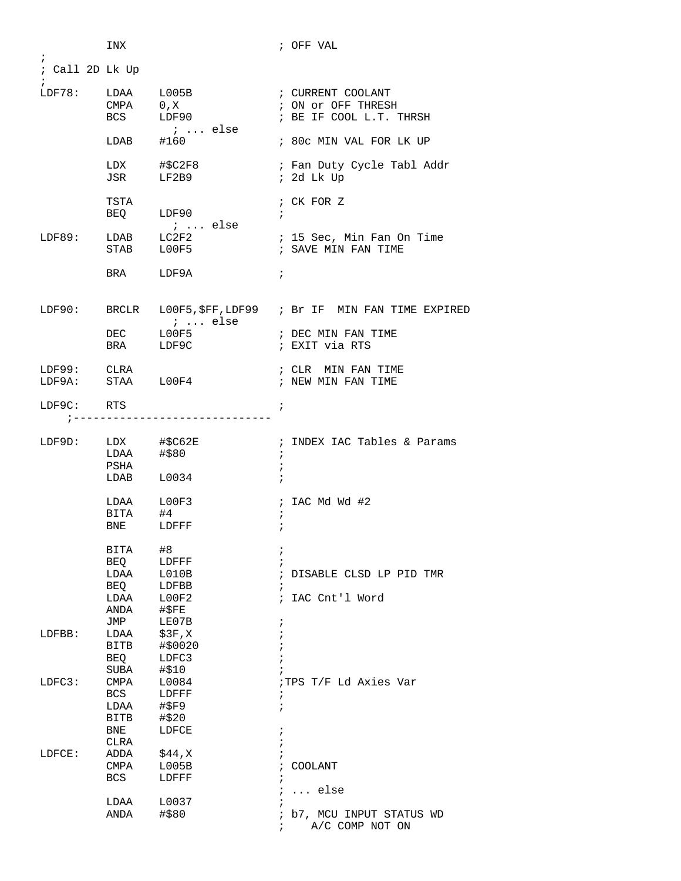```
         INX                         ; OFF VAL
;
; Call 2D Lk Up
;
LDF78:   LDAA    L005B               ; CURRENT COOLANT
         CMPA    0,X                 ; ON or OFF THRESH
         BCS     LDF90               ; BE IF COOL L.T. THRSH
                   ; ... else
         LDAB    #160                ; 80c MIN VAL FOR LK UP

         LDX     #$C2F8              ; Fan Duty Cycle Tabl Addr
         JSR     LF2B9               ; 2d Lk Up

         TSTA                        ; CK FOR Z
         BEQ     LDF90               ;
                   ; ... else
LDF89:   LDAB    LC2F2               ; 15 Sec, Min Fan On Time
         STAB    L00F5               ; SAVE MIN FAN TIME

         BRA     LDF9A               ;


LDF90:   BRCLR   L00F5,$FF,LDF99     ; Br IF  MIN FAN TIME EXPIRED
                   ; ... else
         DEC     L00F5               ; DEC MIN FAN TIME
         BRA     LDF9C               ; EXIT via RTS

LDF99:   CLRA                        ; CLR  MIN FAN TIME
LDF9A:   STAA    L00F4               ; NEW MIN FAN TIME

LDF9C:   RTS                         ;
    ;-----------------------------

LDF9D:   LDX     #$C62E              ; INDEX IAC Tables & Params
         LDAA    #$80                ;
         PSHA                        ;
         LDAB    L0034               ;

         LDAA    L00F3               ; IAC Md Wd #2
         BITA    #4                  ;
         BNE     LDFFF               ;

         BITA    #8                  ;
         BEQ     LDFFF               ;
         LDAA    L010B               ; DISABLE CLSD LP PID TMR
         BEQ     LDFBB               ;
         LDAA    L00F2               ; IAC Cnt'l Word
         ANDA    #$FE
         JMP     LE07B               ;
LDFBB:   LDAA    $3F,X               ;
         BITB    #$0020              ;
         BEQ     LDFC3               ;
         SUBA    #$10                ;
LDFC3:   CMPA    L0084               ;TPS T/F Ld Axies Var
         BCS     LDFFF               ;
         LDAA    #$F9                ;
         BITB    #$20
         BNE     LDFCE               ;
         CLRA                        ;
LDFCE:   ADDA    $44,X               ;
         CMPA    L005B               ; COOLANT
         BCS     LDFFF               ;
                                     ; ... else
         LDAA    L0037               ;
         ANDA    #$80                ; b7, MCU INPUT STATUS WD
                                     ;    A/C COMP NOT ON
```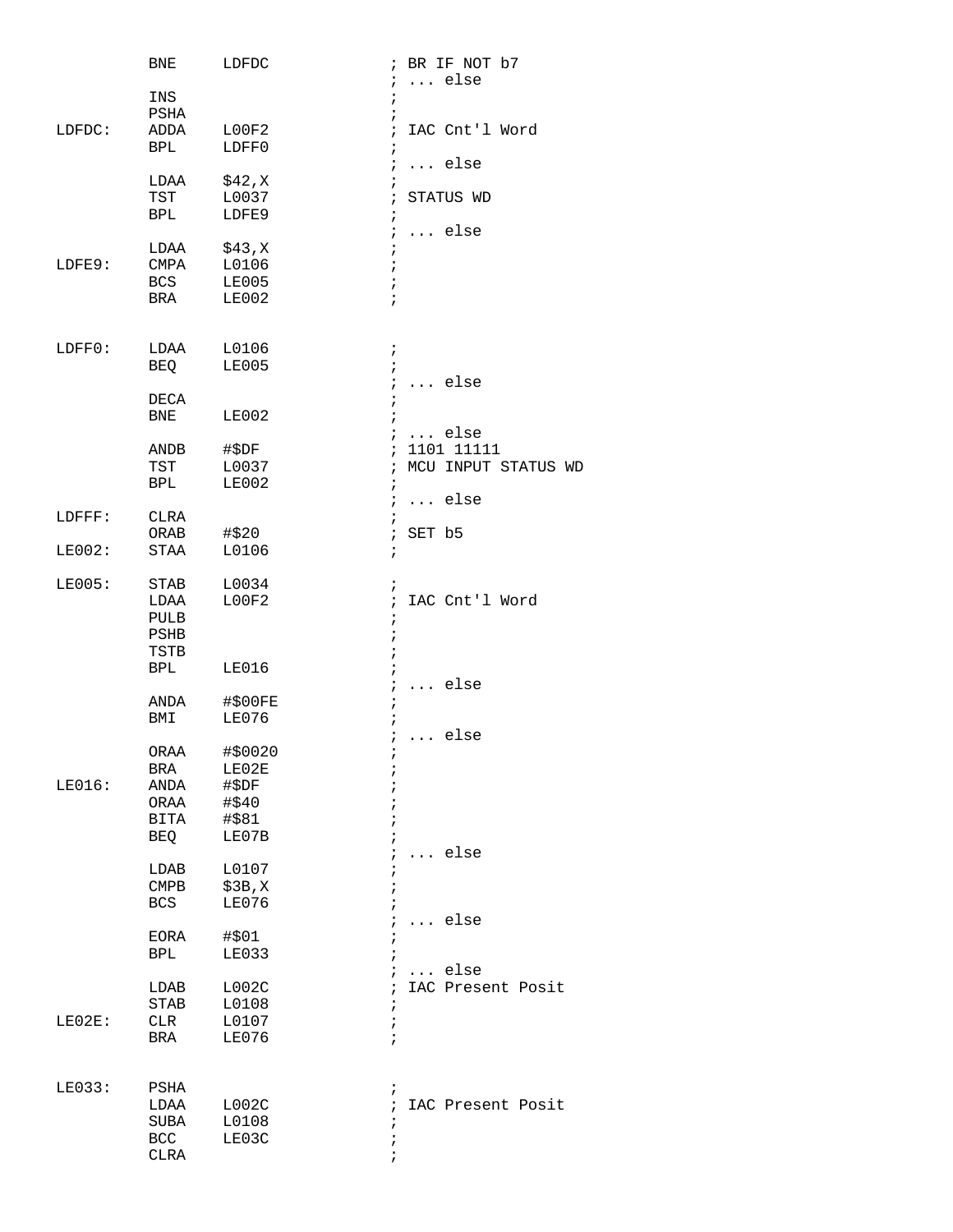```
        BNE     LDFDC           ; BR IF NOT b7
                                ; ... else
        INS                     ;
        PSHA                    ;
LDFDC:  ADDA    L00F2           ; IAC Cnt'l Word
        BPL     LDFF0           ;
                                ; ... else
        LDAA    $42,X           ;
        TST     L0037           ; STATUS WD
        BPL     LDFE9           ;
                                ; ... else
        LDAA    $43,X           ;
LDFE9:  CMPA    L0106           ;
        BCS     LE005           ;
        BRA     LE002           ;


LDFF0:  LDAA    L0106           ;
        BEQ     LE005           ;
                                ; ... else
        DECA                    ;
        BNE     LE002           ;
                                ; ... else
        ANDB    #$DF            ; 1101 11111
        TST     L0037           ; MCU INPUT STATUS WD
        BPL     LE002           ;
                                ; ... else
LDFFF:  CLRA                    ;
        ORAB    #$20            ; SET b5
LE002:  STAA    L0106           ;

LE005:  STAB    L0034           ;
        LDAA    L00F2           ; IAC Cnt'l Word
        PULB                    ;
        PSHB                    ;
        TSTB                    ;
        BPL     LE016           ;
                                ; ... else
        ANDA    #$00FE          ;
        BMI     LE076           ;
                                ; ... else
        ORAA    #$0020          ;
        BRA     LE02E           ;
LE016:  ANDA    #$DF            ;
        ORAA    #$40            ;
        BITA    #$81            ;
        BEQ     LE07B           ;
                                ; ... else
        LDAB    L0107           ;
        CMPB    $3B,X           ;
        BCS     LE076           ;
                                ; ... else
        EORA    #$01            ;
        BPL     LE033           ;
                                ; ... else
        LDAB    L002C           ; IAC Present Posit
        STAB    L0108           ;
LE02E:  CLR     L0107           ;
        BRA     LE076           ;


LE033:  PSHA                    ;
        LDAA    L002C           ; IAC Present Posit
        SUBA    L0108           ;
        BCC     LE03C           ;
        CLRA                    ;
```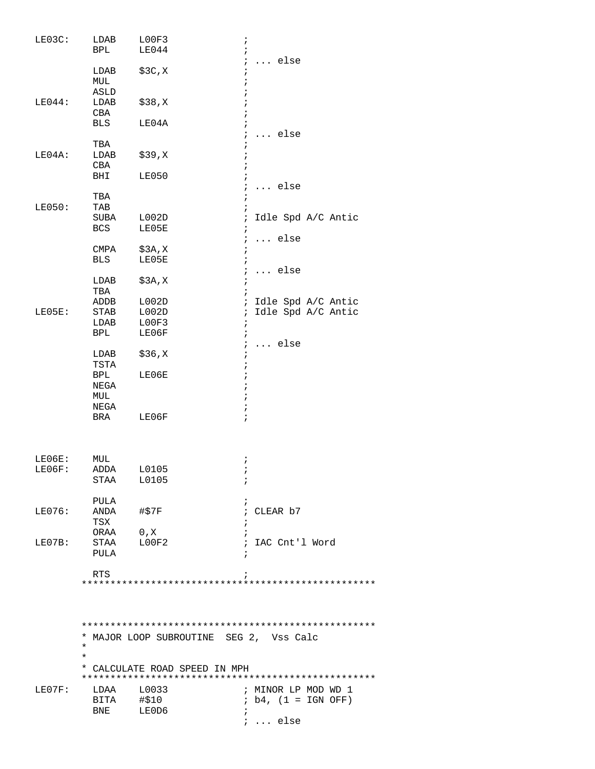```
LE03C:    LDAB    L00F3              ;
          BPL     LE044              ;
                                     ; ... else
          LDAB    $3C,X              ;
          MUL                        ;
          ASLD                       ;
LE044:    LDAB    $38,X              ;
          CBA                        ;
          BLS     LE04A              ;
                                     ; ... else
          TBA                        ;
LE04A:    LDAB    $39,X              ;
          CBA                        ;
          BHI     LE050              ;
                                     ; ... else
          TBA                        ;
LE050:    TAB                        ;
          SUBA    L002D              ; Idle Spd A/C Antic
          BCS     LE05E              ;
                                     ; ... else
          CMPA    $3A,X              ;
          BLS     LE05E              ;
                                     ; ... else
          LDAB    $3A,X              ;
          TBA                        ;
          ADDB    L002D              ; Idle Spd A/C Antic
LE05E:    STAB    L002D              ; Idle Spd A/C Antic
          LDAB    L00F3              ;
          BPL     LE06F              ;
                                     ; ... else
          LDAB    $36,X              ;
          TSTA                       ;
          BPL     LE06E              ;
          NEGA                       ;
          MUL                        ;
          NEGA                       ;
          BRA     LE06F              ;



LE06E:    MUL                        ;
LE06F:    ADDA    L0105              ;
          STAA    L0105              ;

          PULA                       ;
LE076:    ANDA    #$7F               ; CLEAR b7
          TSX                        ;
          ORAA    0,X                ;
LE07B:    STAA    L00F2              ; IAC Cnt'l Word
          PULA                       ;

          RTS                        ;
        ***************************************************



        ***************************************************
        * MAJOR LOOP SUBROUTINE  SEG 2,  Vss Calc
        *
        *
        * CALCULATE ROAD SPEED IN MPH
        ***************************************************
LE07F:    LDAA    L0033              ; MINOR LP MOD WD 1
          BITA    #$10               ; b4, (1 = IGN OFF)
          BNE     LE0D6              ;
                                     ; ... else
```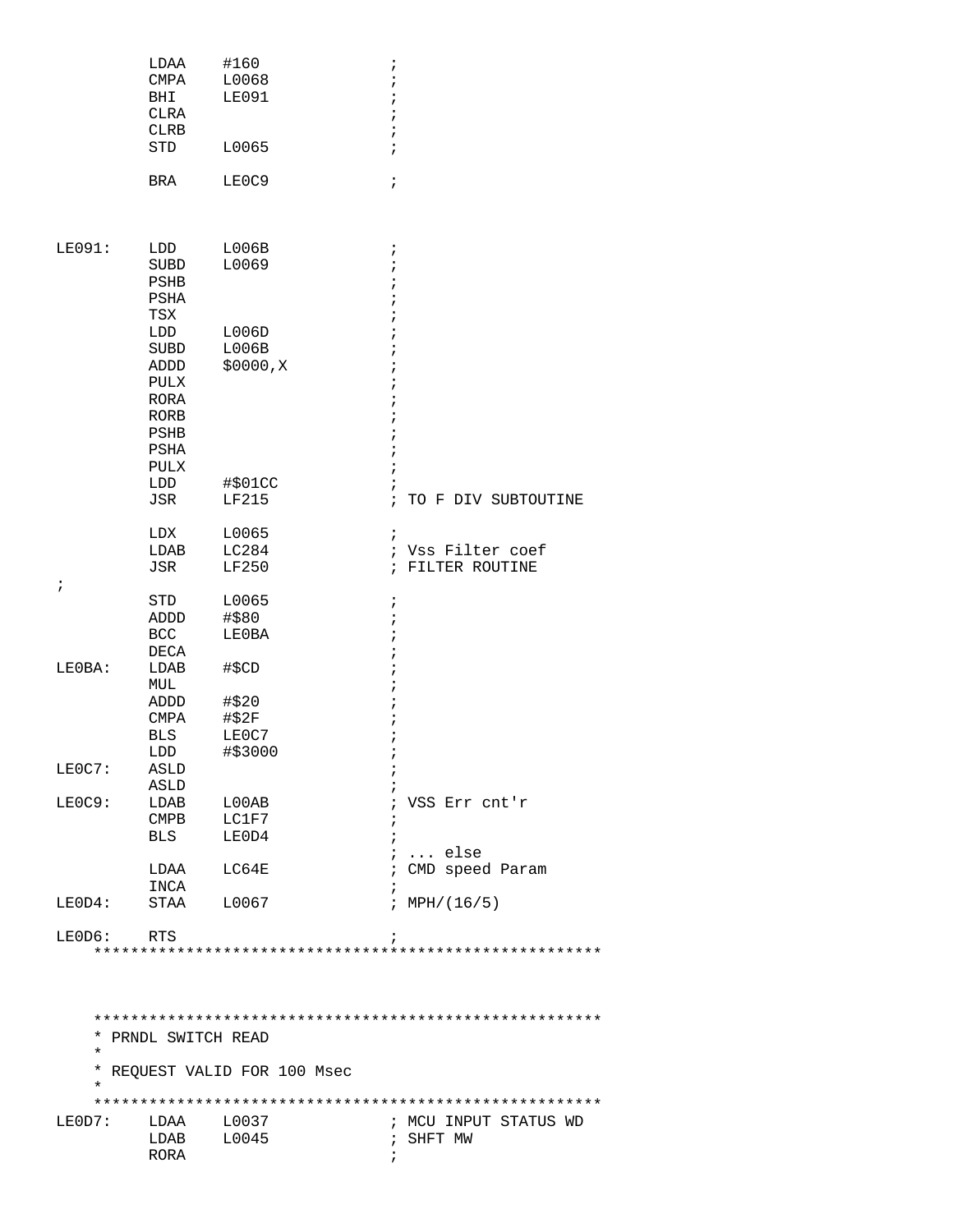```
         LDAA    #160              ;
         CMPA    L0068             ;
         BHI     LE091             ;
         CLRA                      ;
         CLRB                      ;
         STD     L0065             ;

         BRA     LE0C9             ;



LE091:   LDD     L006B             ;
         SUBD    L0069             ;
         PSHB                      ;
         PSHA                      ;
         TSX                       ;
         LDD     L006D             ;
         SUBD    L006B             ;
         ADDD    $0000,X           ;
         PULX                      ;
         RORA                      ;
         RORB                      ;
         PSHB                      ;
         PSHA                      ;
         PULX                      ;
         LDD     #$01CC            ;
         JSR     LF215             ; TO F DIV SUBTOUTINE

         LDX     L0065             ;
         LDAB    LC284             ; Vss Filter coef
         JSR     LF250             ; FILTER ROUTINE
;
         STD     L0065             ;
         ADDD    #$80              ;
         BCC     LE0BA             ;
         DECA                      ;
LE0BA:   LDAB    #$CD              ;
         MUL                       ;
         ADDD    #$20              ;
         CMPA    #$2F              ;
         BLS     LE0C7             ;
         LDD     #$3000            ;
LE0C7:   ASLD                      ;
         ASLD                      ;
LE0C9:   LDAB    L00AB             ; VSS Err cnt'r
         CMPB    LC1F7             ;
         BLS     LE0D4             ;
                                   ; ... else
         LDAA    LC64E             ; CMD speed Param
         INCA                      ;
LE0D4:   STAA    L0067             ; MPH/(16/5)

LE0D6:   RTS                       ;
    ******************************************************



    ******************************************************
    * PRNDL SWITCH READ
    *
    * REQUEST VALID FOR 100 Msec
    *
    ******************************************************
LE0D7:   LDAA    L0037             ; MCU INPUT STATUS WD
         LDAB    L0045             ; SHFT MW
         RORA                      ;
```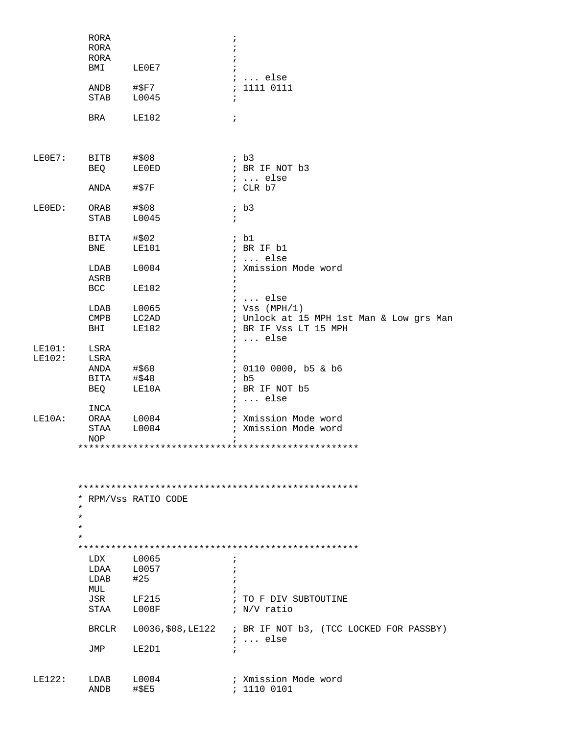```
         RORA                   ;
         RORA                   ;
         RORA                   ;
         BMI     LE0E7          ;
                                ; ... else
         ANDB    #$F7           ; 1111 0111
         STAB    L0045          ;

         BRA     LE102          ;



LE0E7:   BITB    #$08           ; b3
         BEQ     LE0ED          ; BR IF NOT b3
                                ; ... else
         ANDA    #$7F           ; CLR b7

LE0ED:   ORAB    #$08           ; b3
         STAB    L0045          ;

         BITA    #$02           ; b1
         BNE     LE101          ; BR IF b1
                                ; ... else
         LDAB    L0004          ; Xmission Mode word
         ASRB                   ;
         BCC     LE102          ;
                                ; ... else
         LDAB    L0065          ; Vss (MPH/1)
         CMPB    LC2AD          ; Unlock at 15 MPH 1st Man & Low grs Man
         BHI     LE102          ; BR IF Vss LT 15 MPH
                                ; ... else
LE101:   LSRA                   ;
LE102:   LSRA                   ;
         ANDA    #$60           ; 0110 0000, b5 & b6
         BITA    #$40           ; b5
         BEQ     LE10A          ; BR IF NOT b5
                                ; ... else
         INCA                   ;
LE10A:   ORAA    L0004          ; Xmission Mode word
         STAA    L0004          ; Xmission Mode word
         NOP                    ;
       ***************************************************



       ***************************************************
       * RPM/Vss RATIO CODE
       *
       *
       *
       *
       ***************************************************
         LDX     L0065          ;
         LDAA    L0057          ;
         LDAB    #25            ;
         MUL                    ;
         JSR     LF215          ; TO F DIV SUBTOUTINE
         STAA    L008F          ; N/V ratio

         BRCLR   L0036,$08,LE122   ; BR IF NOT b3, (TCC LOCKED FOR PASSBY)
                                ; ... else
         JMP     LE2D1          ;


LE122:   LDAB    L0004          ; Xmission Mode word
         ANDB    #$E5           ; 1110 0101
```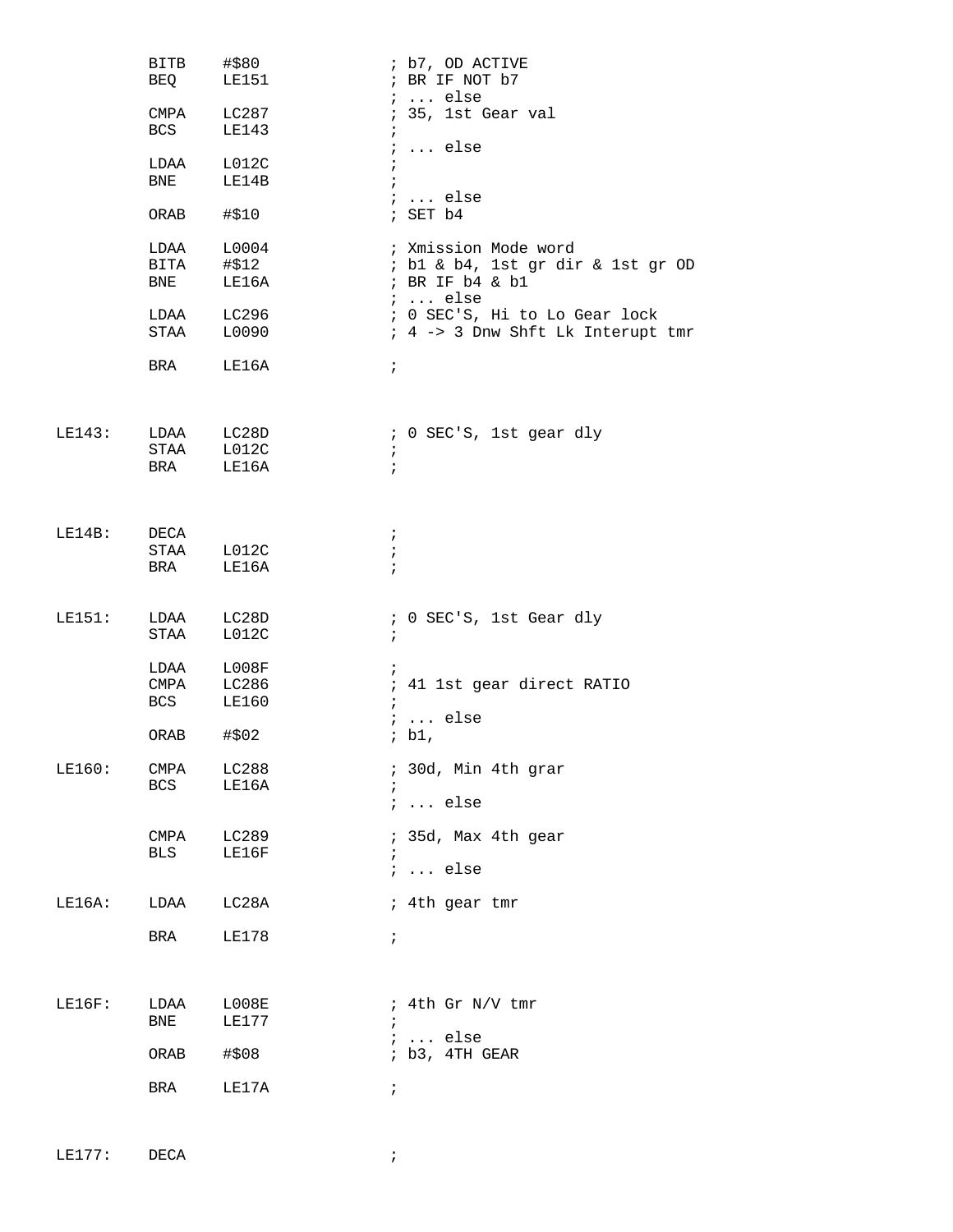```
          BITB    #$80              ; b7, OD ACTIVE
          BEQ     LE151             ; BR IF NOT b7
                                    ; ... else
          CMPA    LC287             ; 35, 1st Gear val
          BCS     LE143             ;
                                    ; ... else
          LDAA    L012C             ;
          BNE     LE14B             ;
                                    ; ... else
          ORAB    #$10              ; SET b4

          LDAA    L0004             ; Xmission Mode word
          BITA    #$12              ; b1 & b4, 1st gr dir & 1st gr OD
          BNE     LE16A             ; BR IF b4 & b1
                                    ; ... else
          LDAA    LC296             ; 0 SEC'S, Hi to Lo Gear lock
          STAA    L0090             ; 4 -> 3 Dnw Shft Lk Interupt tmr

          BRA     LE16A             ;



LE143:    LDAA    LC28D             ; 0 SEC'S, 1st gear dly
          STAA    L012C             ;
          BRA     LE16A             ;



LE14B:    DECA                      ;
          STAA    L012C             ;
          BRA     LE16A             ;


LE151:    LDAA    LC28D             ; 0 SEC'S, 1st Gear dly
          STAA    L012C             ;

          LDAA    L008F             ;
          CMPA    LC286             ; 41 1st gear direct RATIO
          BCS     LE160             ;
                                    ; ... else
          ORAB    #$02              ; b1,

LE160:    CMPA    LC288             ; 30d, Min 4th grar
          BCS     LE16A             ;
                                    ; ... else

          CMPA    LC289             ; 35d, Max 4th gear
          BLS     LE16F             ;
                                    ; ... else

LE16A:    LDAA    LC28A             ; 4th gear tmr

          BRA     LE178             ;



LE16F:    LDAA    L008E             ; 4th Gr N/V tmr
          BNE     LE177             ;
                                    ; ... else
          ORAB    #$08              ; b3, 4TH GEAR

          BRA     LE17A             ;



LE177:    DECA                      ;
```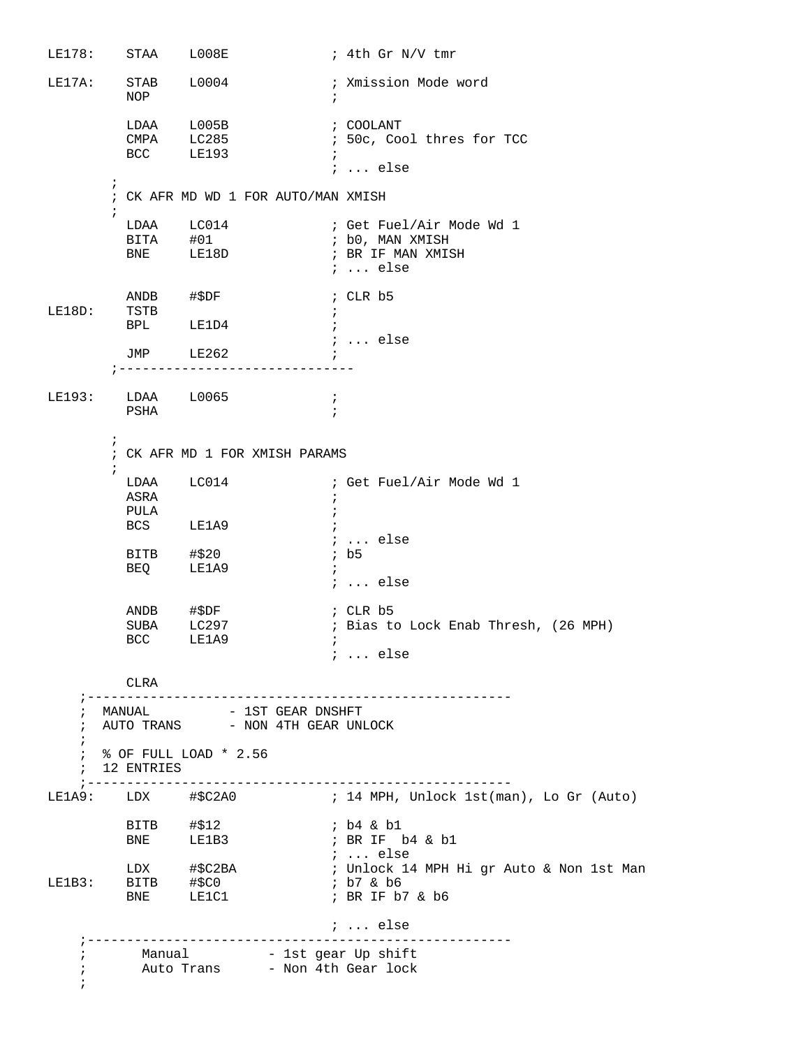```
LE178:    STAA    L008E             ; 4th Gr N/V tmr

LE17A:    STAB    L0004             ; Xmission Mode word
          NOP                       ;

          LDAA    L005B             ; COOLANT
          CMPA    LC285             ; 50c, Cool thres for TCC
          BCC     LE193             ;
                                    ; ... else
        ;
        ; CK AFR MD WD 1 FOR AUTO/MAN XMISH
        ;
          LDAA    LC014             ; Get Fuel/Air Mode Wd 1
          BITA    #01               ; b0, MAN XMISH
          BNE     LE18D             ; BR IF MAN XMISH
                                    ; ... else

          ANDB    #$DF              ; CLR b5
LE18D:    TSTB                      ;
          BPL     LE1D4             ;
                                    ; ... else
          JMP     LE262             ;
        ;-----------------------------

LE193:    LDAA    L0065             ;
          PSHA                      ;

        ;
        ; CK AFR MD 1 FOR XMISH PARAMS
        ;
          LDAA    LC014             ; Get Fuel/Air Mode Wd 1
          ASRA                      ;
          PULA                      ;
          BCS     LE1A9             ;
                                    ; ... else
          BITB    #$20              ; b5
          BEQ     LE1A9             ;
                                    ; ... else

          ANDB    #$DF              ; CLR b5
          SUBA    LC297             ; Bias to Lock Enab Thresh, (26 MPH)
          BCC     LE1A9             ;
                                    ; ... else

          CLRA
    ;-----------------------------------------------------
    ;  MANUAL          - 1ST GEAR DNSHFT
    ;  AUTO TRANS      - NON 4TH GEAR UNLOCK
    ;
    ;  % OF FULL LOAD * 2.56
    ;  12 ENTRIES
    ;-----------------------------------------------------
LE1A9:    LDX     #$C2A0            ; 14 MPH, Unlock 1st(man), Lo Gr (Auto)

          BITB    #$12              ; b4 & b1
          BNE     LE1B3             ; BR IF  b4 & b1
                                    ; ... else
          LDX     #$C2BA            ; Unlock 14 MPH Hi gr Auto & Non 1st Man
LE1B3:    BITB    #$C0              ; b7 & b6
          BNE     LE1C1             ; BR IF b7 & b6

                                    ; ... else
    ;-----------------------------------------------------
    ;       Manual          - 1st gear Up shift
    ;       Auto Trans      - Non 4th Gear lock
    ;
```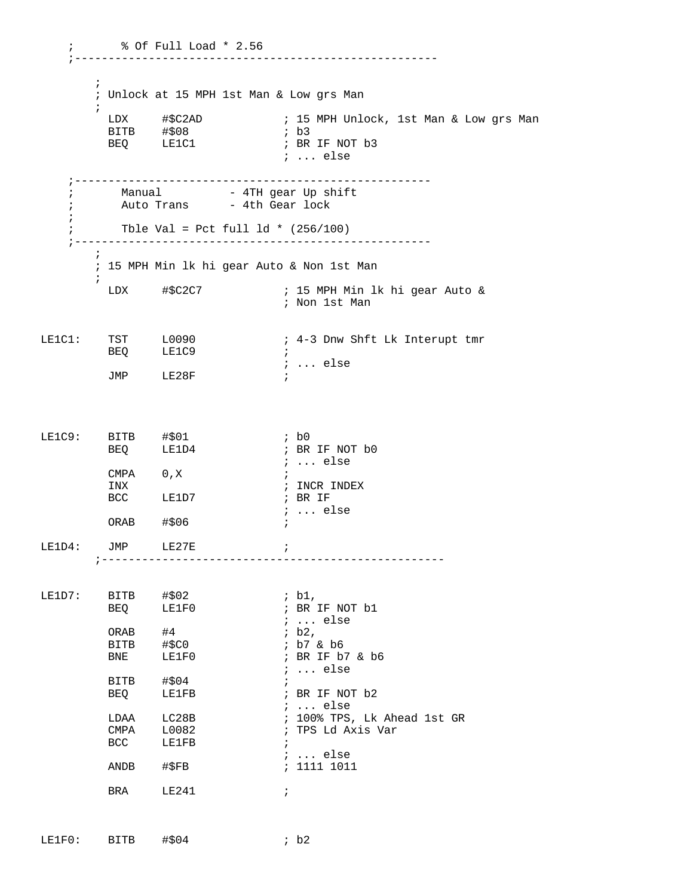```
    ;       % Of Full Load * 2.56
    ;----------------------------------------------------

        ;
        ; Unlock at 15 MPH 1st Man & Low grs Man
        ;
          LDX     #$C2AD            ; 15 MPH Unlock, 1st Man & Low grs Man
          BITB    #$08              ; b3
          BEQ     LE1C1             ; BR IF NOT b3
                                    ; ... else

    ;----------------------------------------------------
    ;       Manual          - 4TH gear Up shift
    ;       Auto Trans      - 4th Gear lock
    ;
    ;       Tble Val = Pct full ld * (256/100)
    ;----------------------------------------------------
        ;
        ; 15 MPH Min lk hi gear Auto & Non 1st Man
        ;
          LDX     #$C2C7            ; 15 MPH Min lk hi gear Auto &
                                    ; Non 1st Man


LE1C1:    TST     L0090             ; 4-3 Dnw Shft Lk Interupt tmr
          BEQ     LE1C9             ;
                                    ; ... else
          JMP     LE28F             ;




LE1C9:    BITB    #$01              ; b0
          BEQ     LE1D4             ; BR IF NOT b0
                                    ; ... else
          CMPA    0,X               ;
          INX                       ; INCR INDEX
          BCC     LE1D7             ; BR IF
                                    ; ... else
          ORAB    #$06              ;

LE1D4:    JMP     LE27E             ;
        ;-------------------------------------------------


LE1D7:    BITB    #$02              ; b1,
          BEQ     LE1F0             ; BR IF NOT b1
                                    ; ... else
          ORAB    #4                ; b2,
          BITB    #$C0              ; b7 & b6
          BNE     LE1F0             ; BR IF b7 & b6
                                    ; ... else
          BITB    #$04              ;
          BEQ     LE1FB             ; BR IF NOT b2
                                    ; ... else
          LDAA    LC28B             ; 100% TPS, Lk Ahead 1st GR
          CMPA    L0082             ; TPS Ld Axis Var
          BCC     LE1FB             ;
                                    ; ... else
          ANDB    #$FB              ; 1111 1011

          BRA     LE241             ;



LE1F0:    BITB    #$04              ; b2
```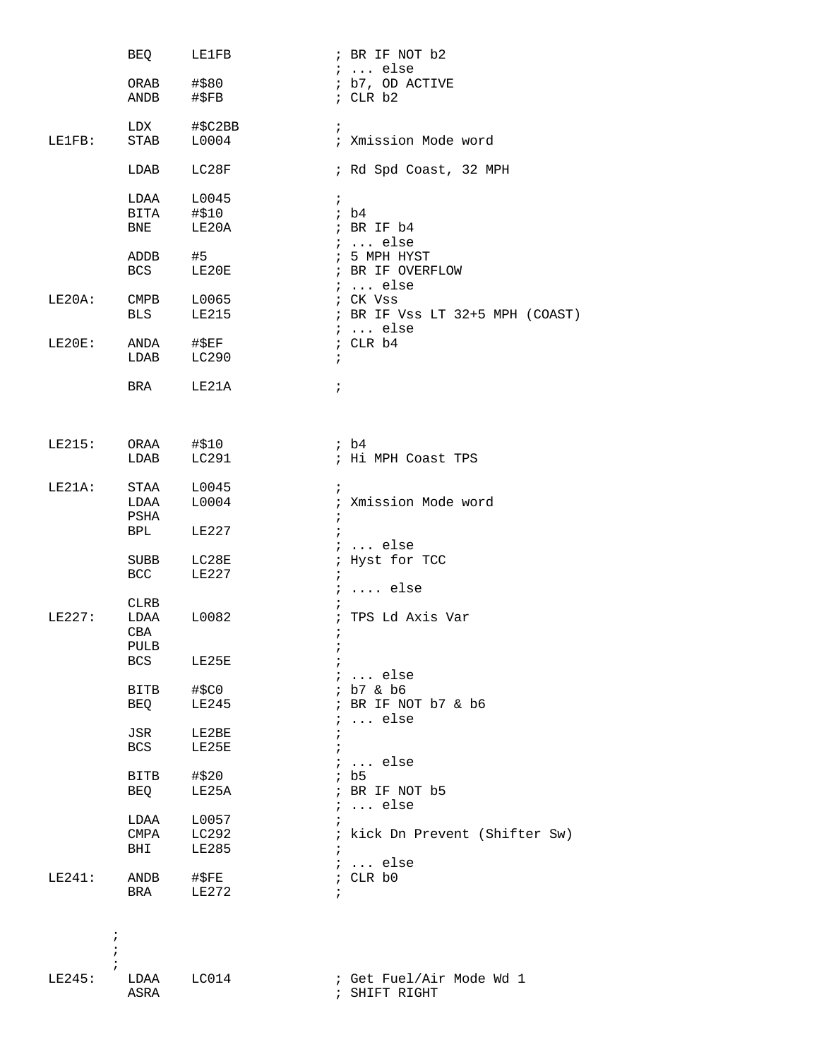```
        BEQ     LE1FB           ; BR IF NOT b2
                                ; ... else
        ORAB    #$80            ; b7, OD ACTIVE
        ANDB    #$FB            ; CLR b2

        LDX     #$C2BB          ;
LE1FB:  STAB    L0004           ; Xmission Mode word

        LDAB    LC28F           ; Rd Spd Coast, 32 MPH

        LDAA    L0045           ;
        BITA    #$10            ; b4
        BNE     LE20A           ; BR IF b4
                                ; ... else
        ADDB    #5              ; 5 MPH HYST
        BCS     LE20E           ; BR IF OVERFLOW
                                ; ... else
LE20A:  CMPB    L0065           ; CK Vss
        BLS     LE215           ; BR IF Vss LT 32+5 MPH (COAST)
                                ; ... else
LE20E:  ANDA    #$EF            ; CLR b4
        LDAB    LC290           ;

        BRA     LE21A           ;



LE215:  ORAA    #$10            ; b4
        LDAB    LC291           ; Hi MPH Coast TPS

LE21A:  STAA    L0045           ;
        LDAA    L0004           ; Xmission Mode word
        PSHA                    ;
        BPL     LE227           ;
                                ; ... else
        SUBB    LC28E           ; Hyst for TCC
        BCC     LE227           ;
                                ; .... else
        CLRB                    ;
LE227:  LDAA    L0082           ; TPS Ld Axis Var
        CBA                     ;
        PULB                    ;
        BCS     LE25E           ;
                                ; ... else
        BITB    #$C0            ; b7 & b6
        BEQ     LE245           ; BR IF NOT b7 & b6
                                ; ... else
        JSR     LE2BE           ;
        BCS     LE25E           ;
                                ; ... else
        BITB    #$20            ; b5
        BEQ     LE25A           ; BR IF NOT b5
                                ; ... else
        LDAA    L0057           ;
        CMPA    LC292           ; kick Dn Prevent (Shifter Sw)
        BHI     LE285           ;
                                ; ... else
LE241:  ANDB    #$FE            ; CLR b0
        BRA     LE272           ;


      ;
      ;
      ;
LE245:  LDAA    LC014           ; Get Fuel/Air Mode Wd 1
        ASRA                    ; SHIFT RIGHT
```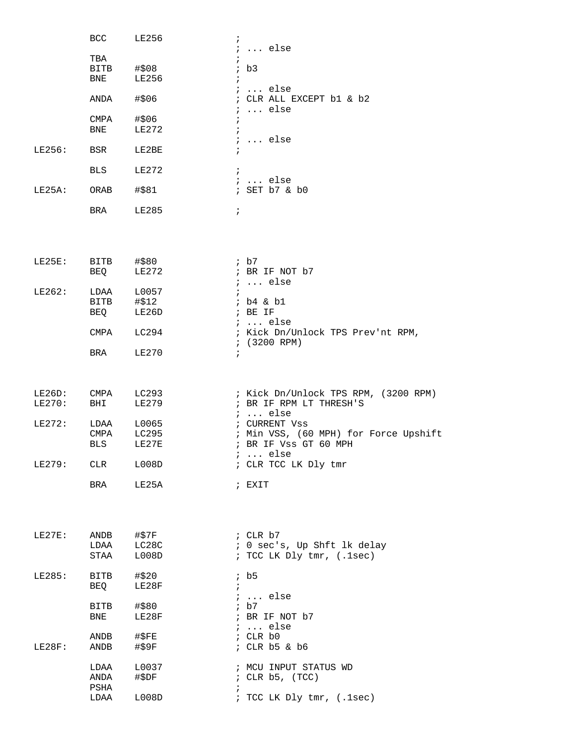```
         BCC     LE256             ;
                                   ; ... else
         TBA                       ;
         BITB    #$08              ; b3
         BNE     LE256             ;
                                   ; ... else
         ANDA    #$06              ; CLR ALL EXCEPT b1 & b2
                                   ; ... else
         CMPA    #$06              ;
         BNE     LE272             ;
                                   ; ... else
LE256:   BSR     LE2BE             ;

         BLS     LE272             ;
                                   ; ... else
LE25A:   ORAB    #$81              ; SET b7 & b0

         BRA     LE285             ;




LE25E:   BITB    #$80              ; b7
         BEQ     LE272             ; BR IF NOT b7
                                   ; ... else
LE262:   LDAA    L0057             ;
         BITB    #$12              ; b4 & b1
         BEQ     LE26D             ; BE IF
                                   ; ... else
         CMPA    LC294             ; Kick Dn/Unlock TPS Prev'nt RPM,
                                   ; (3200 RPM)
         BRA     LE270             ;



LE26D:   CMPA    LC293             ; Kick Dn/Unlock TPS RPM, (3200 RPM)
LE270:   BHI     LE279             ; BR IF RPM LT THRESH'S
                                   ; ... else
LE272:   LDAA    L0065             ; CURRENT Vss
         CMPA    LC295             ; Min VSS, (60 MPH) for Force Upshift
         BLS     LE27E             ; BR IF Vss GT 60 MPH
                                   ; ... else
LE279:   CLR     L008D             ; CLR TCC LK Dly tmr

         BRA     LE25A             ; EXIT




LE27E:   ANDB    #$7F              ; CLR b7
         LDAA    LC28C             ; 0 sec's, Up Shft lk delay
         STAA    L008D             ; TCC LK Dly tmr, (.1sec)

LE285:   BITB    #$20              ; b5
         BEQ     LE28F             ;
                                   ; ... else
         BITB    #$80              ; b7
         BNE     LE28F             ; BR IF NOT b7
                                   ; ... else
         ANDB    #$FE              ; CLR b0
LE28F:   ANDB    #$9F              ; CLR b5 & b6

         LDAA    L0037             ; MCU INPUT STATUS WD
         ANDA    #$DF              ; CLR b5, (TCC)
         PSHA                      ;
         LDAA    L008D             ; TCC LK Dly tmr, (.1sec)
```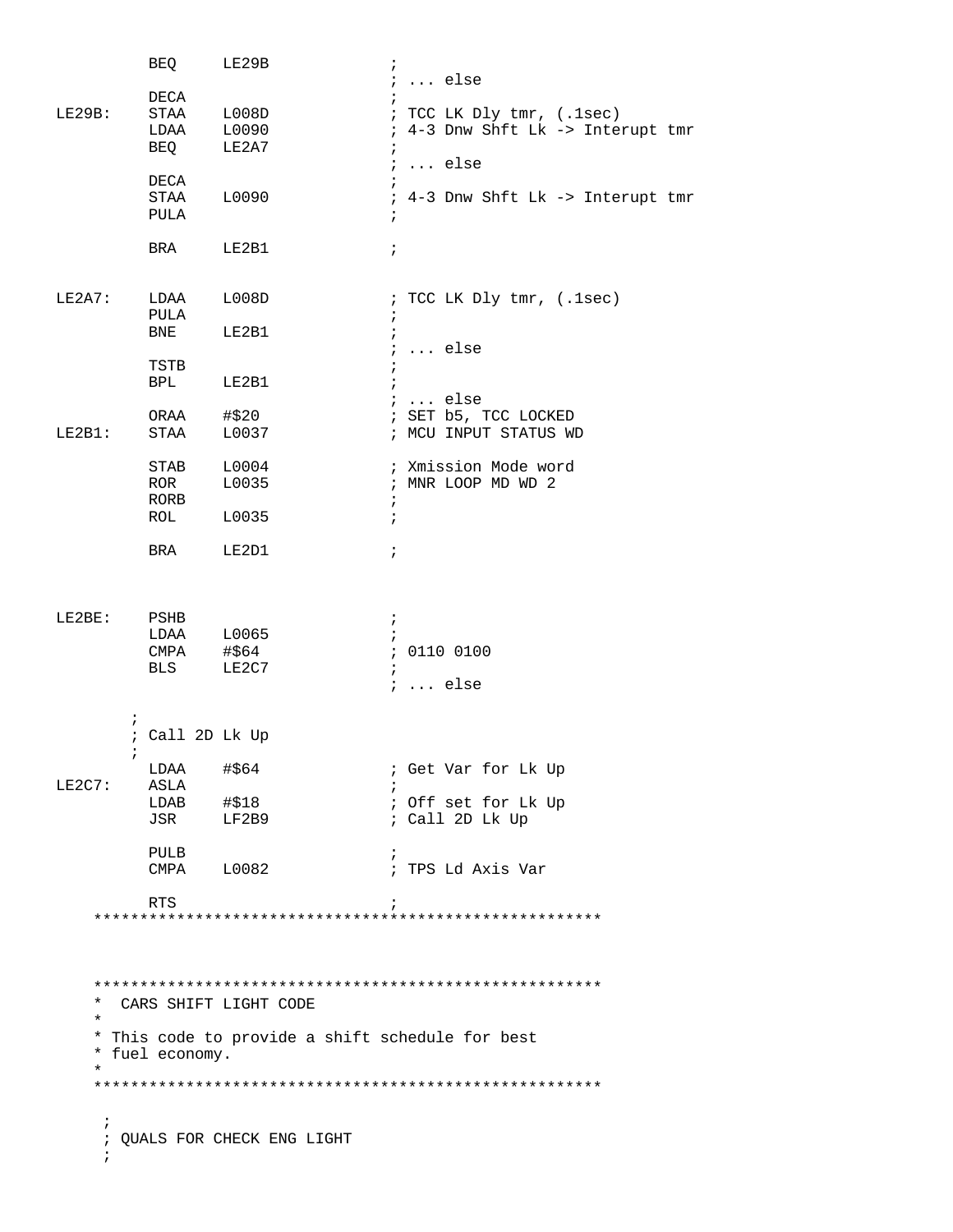```
         BEQ     LE29B               ;
                                     ; ... else
         DECA                        ;
LE29B:   STAA    L008D               ; TCC LK Dly tmr, (.1sec)
         LDAA    L0090               ; 4-3 Dnw Shft Lk -> Interupt tmr
         BEQ     LE2A7               ;
                                     ; ... else
         DECA                        ;
         STAA    L0090               ; 4-3 Dnw Shft Lk -> Interupt tmr
         PULA                        ;

         BRA     LE2B1               ;


LE2A7:   LDAA    L008D               ; TCC LK Dly tmr, (.1sec)
         PULA                        ;
         BNE     LE2B1               ;
                                     ; ... else
         TSTB                        ;
         BPL     LE2B1               ;
                                     ; ... else
         ORAA    #$20                ; SET b5, TCC LOCKED
LE2B1:   STAA    L0037               ; MCU INPUT STATUS WD

         STAB    L0004               ; Xmission Mode word
         ROR     L0035               ; MNR LOOP MD WD 2
         RORB                        ;
         ROL     L0035               ;

         BRA     LE2D1               ;



LE2BE:   PSHB                        ;
         LDAA    L0065               ;
         CMPA    #$64                ; 0110 0100
         BLS     LE2C7               ;
                                     ; ... else

       ;
       ; Call 2D Lk Up
       ;
         LDAA    #$64                ; Get Var for Lk Up
LE2C7:   ASLA                        ;
         LDAB    #$18                ; Off set for Lk Up
         JSR     LF2B9               ; Call 2D Lk Up

         PULB                        ;
         CMPA    L0082               ; TPS Ld Axis Var

         RTS                         ;
    *******************************************************



    *******************************************************
    *  CARS SHIFT LIGHT CODE
    *
    * This code to provide a shift schedule for best
    * fuel economy.
    *
    *******************************************************

     ;
     ; QUALS FOR CHECK ENG LIGHT
     ;
```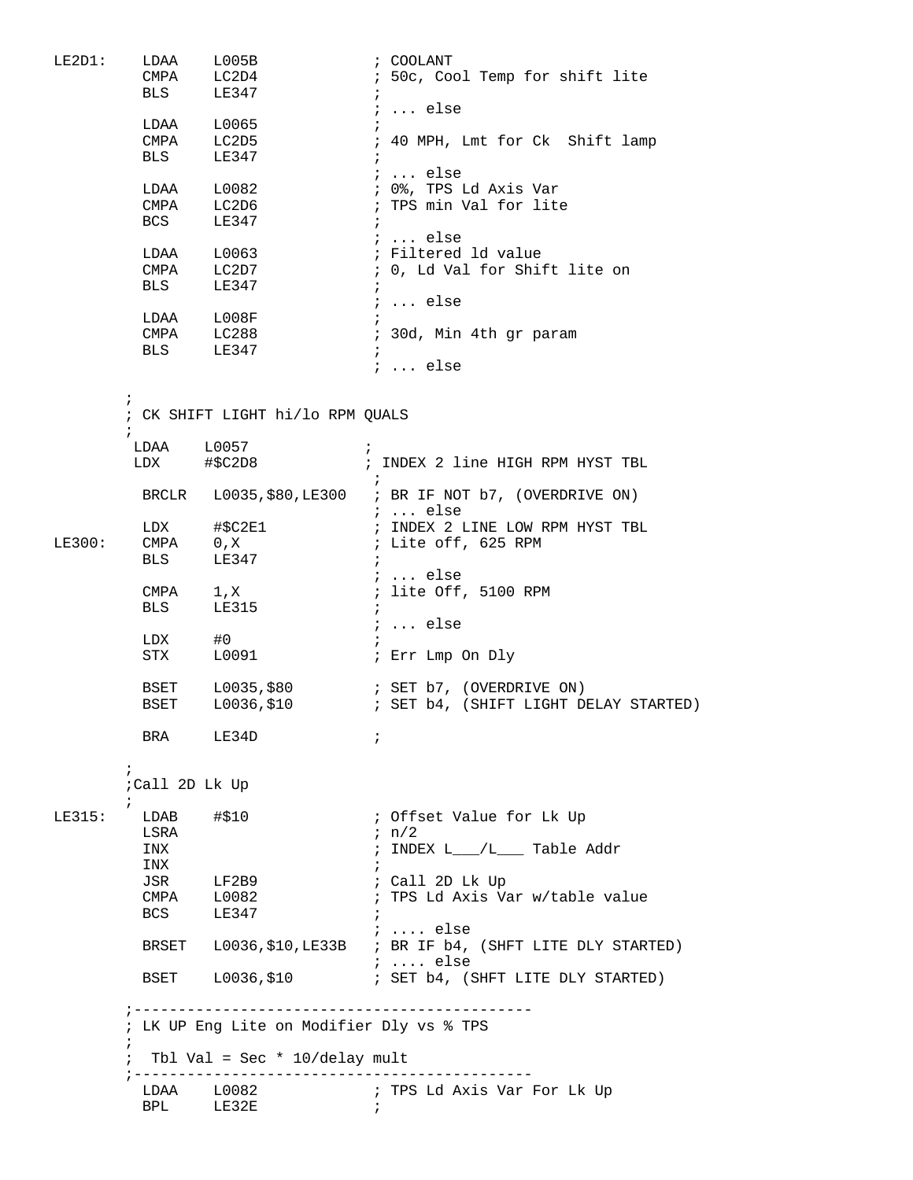```
LE2D1:    LDAA    L005B              ; COOLANT
          CMPA    LC2D4              ; 50c, Cool Temp for shift lite
          BLS     LE347              ;
                                     ; ... else
          LDAA    L0065              ;
          CMPA    LC2D5              ; 40 MPH, Lmt for Ck  Shift lamp
          BLS     LE347              ;
                                     ; ... else
          LDAA    L0082              ; 0%, TPS Ld Axis Var
          CMPA    LC2D6              ; TPS min Val for lite
          BCS     LE347              ;
                                     ; ... else
          LDAA    L0063              ; Filtered ld value
          CMPA    LC2D7              ; 0, Ld Val for Shift lite on
          BLS     LE347              ;
                                     ; ... else
          LDAA    L008F              ;
          CMPA    LC288              ; 30d, Min 4th gr param
          BLS     LE347              ;
                                     ; ... else

        ;
        ; CK SHIFT LIGHT hi/lo RPM QUALS
        ;
         LDAA    L0057              ;
         LDX     #$C2D8             ; INDEX 2 line HIGH RPM HYST TBL
                                     ;
          BRCLR   L0035,$80,LE300    ; BR IF NOT b7, (OVERDRIVE ON)
                                     ; ... else
          LDX     #$C2E1             ; INDEX 2 LINE LOW RPM HYST TBL
LE300:    CMPA    0,X                ; Lite off, 625 RPM
          BLS     LE347              ;
                                     ; ... else
          CMPA    1,X                ; lite Off, 5100 RPM
          BLS     LE315              ;
                                     ; ... else
          LDX     #0                 ;
          STX     L0091              ; Err Lmp On Dly

          BSET    L0035,$80          ; SET b7, (OVERDRIVE ON)
          BSET    L0036,$10          ; SET b4, (SHIFT LIGHT DELAY STARTED)

          BRA     LE34D              ;

        ;
        ;Call 2D Lk Up
        ;
LE315:    LDAB    #$10               ; Offset Value for Lk Up
          LSRA                       ; n/2
          INX                        ; INDEX L___/L___ Table Addr
          INX                        ;
          JSR     LF2B9              ; Call 2D Lk Up
          CMPA    L0082              ; TPS Ld Axis Var w/table value
          BCS     LE347              ;
                                     ; .... else
          BRSET   L0036,$10,LE33B    ; BR IF b4, (SHFT LITE DLY STARTED)
                                     ; .... else
          BSET    L0036,$10          ; SET b4, (SHFT LITE DLY STARTED)

        ;--------------------------------------------
        ; LK UP Eng Lite on Modifier Dly vs % TPS
        ;
        ;  Tbl Val = Sec * 10/delay mult
        ;--------------------------------------------
          LDAA    L0082              ; TPS Ld Axis Var For Lk Up
          BPL     LE32E              ;
```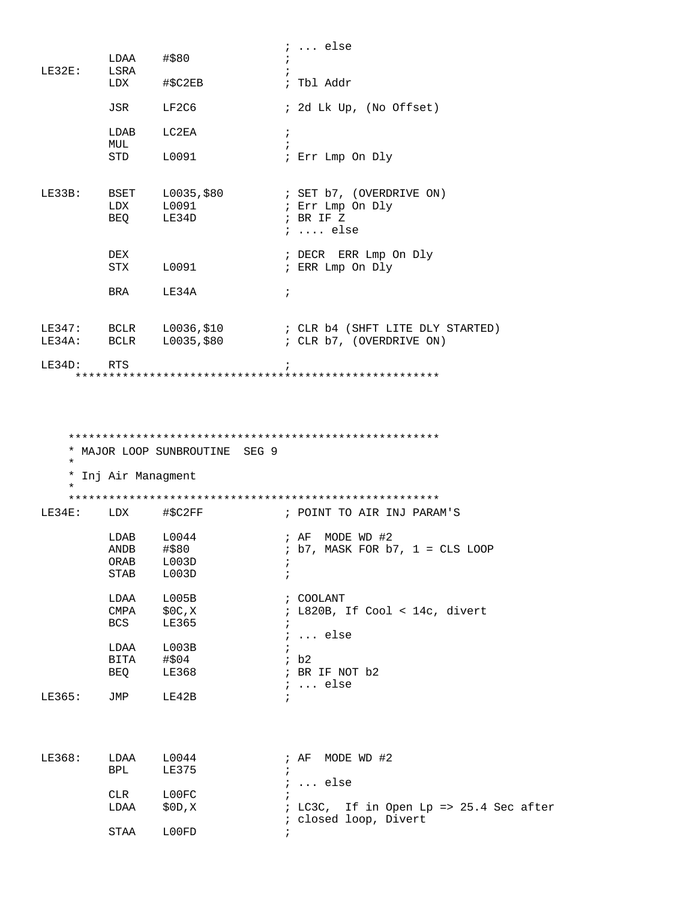```
                                        ; ... else
         LDAA    #$80                   ;
LE32E:   LSRA                           ;
         LDX     #$C2EB                 ; Tbl Addr

         JSR     LF2C6                  ; 2d Lk Up, (No Offset)

         LDAB    LC2EA                  ;
         MUL                            ;
         STD     L0091                  ; Err Lmp On Dly


LE33B:   BSET    L0035,$80              ; SET b7, (OVERDRIVE ON)
         LDX     L0091                  ; Err Lmp On Dly
         BEQ     LE34D                  ; BR IF Z
                                        ; .... else

         DEX                            ; DECR  ERR Lmp On Dly
         STX     L0091                  ; ERR Lmp On Dly

         BRA     LE34A                  ;


LE347:   BCLR    L0036,$10              ; CLR b4 (SHFT LITE DLY STARTED)
LE34A:   BCLR    L0035,$80              ; CLR b7, (OVERDRIVE ON)

LE34D:   RTS                            ;
     ******************************************************




    ******************************************************
    * MAJOR LOOP SUNBROUTINE  SEG 9
    *
    * Inj Air Managment
    *
    ******************************************************
LE34E:   LDX     #$C2FF                 ; POINT TO AIR INJ PARAM'S

         LDAB    L0044                  ; AF  MODE WD #2
         ANDB    #$80                   ; b7, MASK FOR b7, 1 = CLS LOOP
         ORAB    L003D                  ;
         STAB    L003D                  ;

         LDAA    L005B                  ; COOLANT
         CMPA    $0C,X                  ; L820B, If Cool < 14c, divert
         BCS     LE365                  ;
                                        ; ... else
         LDAA    L003B                  ;
         BITA    #$04                   ; b2
         BEQ     LE368                  ; BR IF NOT b2
                                        ; ... else
LE365:   JMP     LE42B                  ;




LE368:   LDAA    L0044                  ; AF  MODE WD #2
         BPL     LE375                  ;
                                        ; ... else
         CLR     L00FC                  ;
         LDAA    $0D,X                  ; LC3C,  If in Open Lp => 25.4 Sec after
                                        ; closed loop, Divert
         STAA    L00FD                  ;
```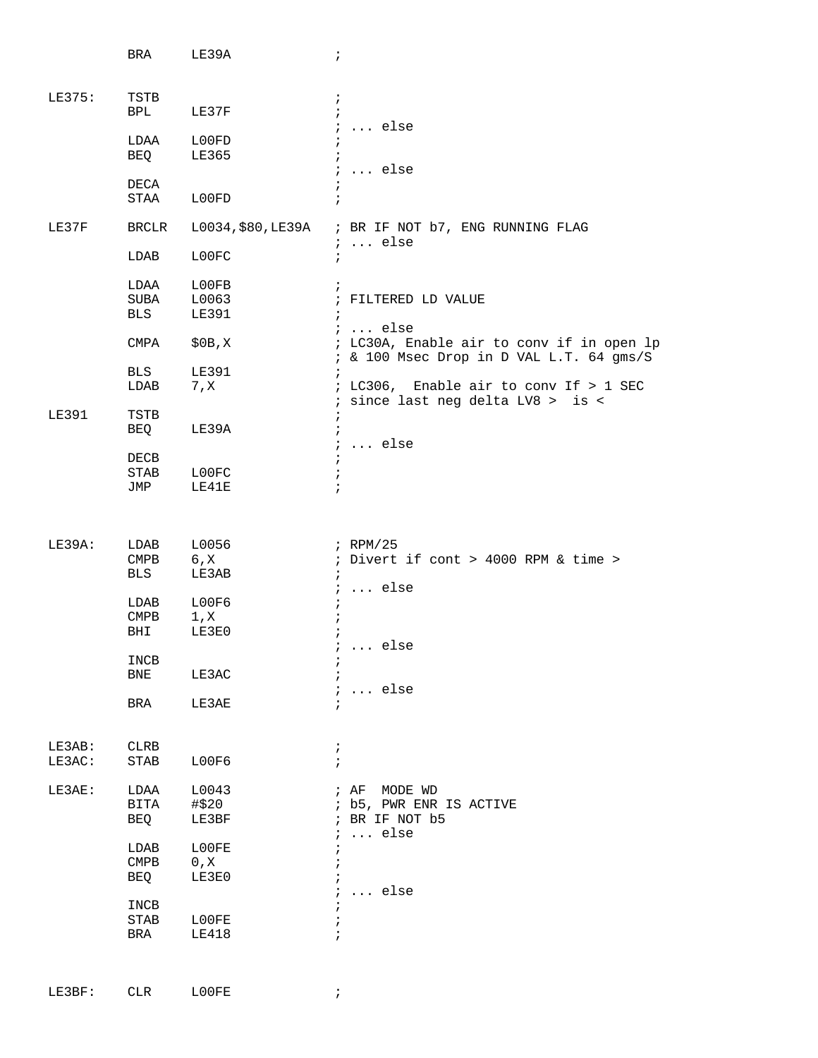```
         BRA     LE39A              ;


LE375:   TSTB                       ;
         BPL     LE37F              ;
                                    ; ... else
         LDAA    L00FD              ;
         BEQ     LE365              ;
                                    ; ... else
         DECA                       ;
         STAA    L00FD              ;

LE37F    BRCLR   L0034,$80,LE39A    ; BR IF NOT b7, ENG RUNNING FLAG
                                    ; ... else
         LDAB    L00FC              ;

         LDAA    L00FB              ;
         SUBA    L0063              ; FILTERED LD VALUE
         BLS     LE391              ;
                                    ; ... else
         CMPA    $0B,X              ; LC30A, Enable air to conv if in open lp
                                    ; & 100 Msec Drop in D VAL L.T. 64 gms/S
         BLS     LE391              ;
         LDAB    7,X                ; LC306,  Enable air to conv If > 1 SEC
                                    ; since last neg delta LV8 >  is <
LE391    TSTB                       ;
         BEQ     LE39A              ;
                                    ; ... else
         DECB                       ;
         STAB    L00FC              ;
         JMP     LE41E              ;



LE39A:   LDAB    L0056              ; RPM/25
         CMPB    6,X                ; Divert if cont > 4000 RPM & time >
         BLS     LE3AB              ;
                                    ; ... else
         LDAB    L00F6              ;
         CMPB    1,X                ;
         BHI     LE3E0              ;
                                    ; ... else
         INCB                       ;
         BNE     LE3AC              ;
                                    ; ... else
         BRA     LE3AE              ;


LE3AB:   CLRB                       ;
LE3AC:   STAB    L00F6              ;

LE3AE:   LDAA    L0043              ; AF  MODE WD
         BITA    #$20               ; b5, PWR ENR IS ACTIVE
         BEQ     LE3BF              ; BR IF NOT b5
                                    ; ... else
         LDAB    L00FE              ;
         CMPB    0,X                ;
         BEQ     LE3E0              ;
                                    ; ... else
         INCB                       ;
         STAB    L00FE              ;
         BRA     LE418              ;



LE3BF:   CLR     L00FE              ;
```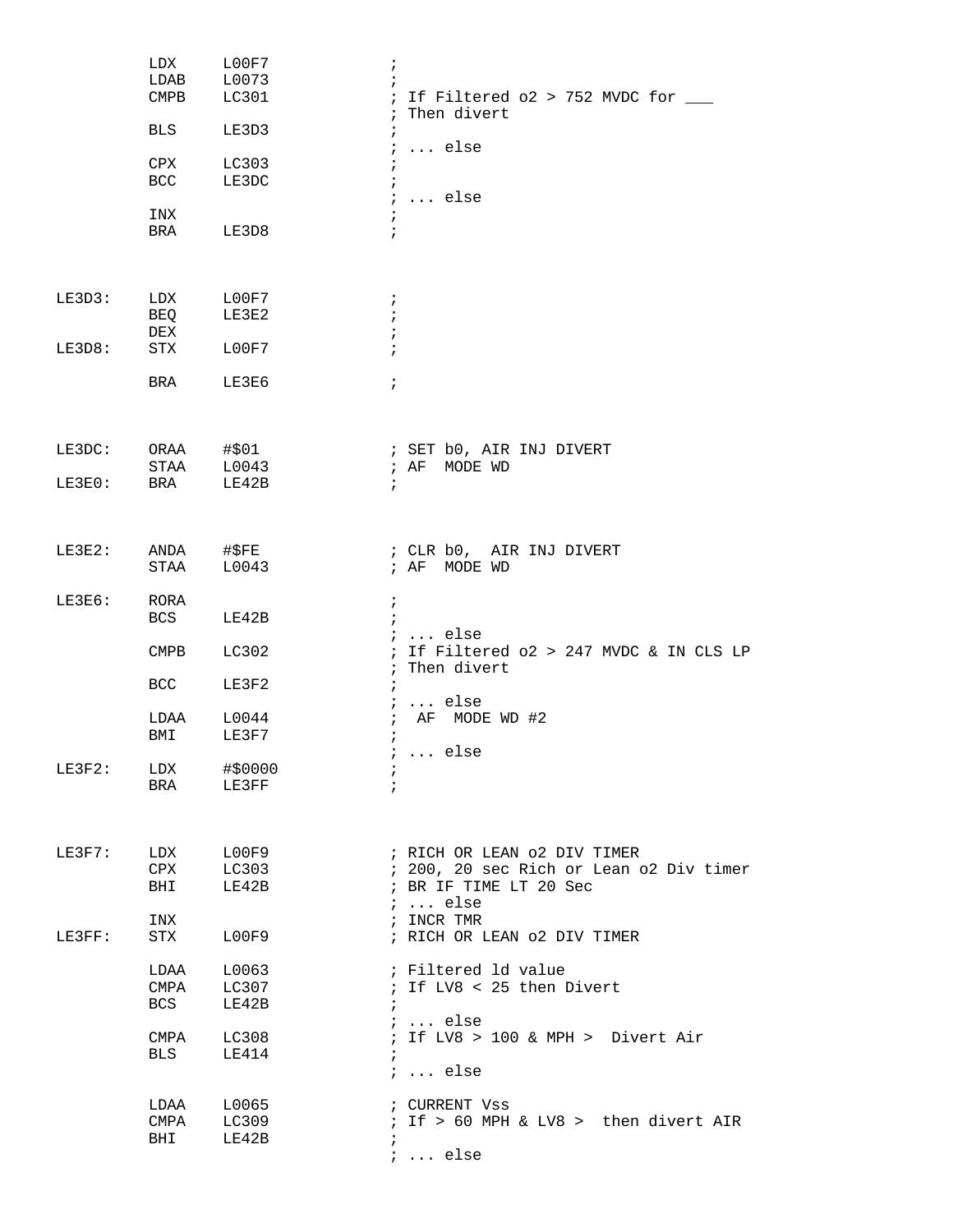```
        LDX     L00F7           ;
        LDAB    L0073           ;
        CMPB    LC301           ; If Filtered o2 > 752 MVDC for ___
                                ; Then divert
        BLS     LE3D3           ;
                                ; ... else
        CPX     LC303           ;
        BCC     LE3DC           ;
                                ; ... else
        INX                     ;
        BRA     LE3D8           ;



LE3D3:  LDX     L00F7           ;
        BEQ     LE3E2           ;
        DEX                     ;
LE3D8:  STX     L00F7           ;

        BRA     LE3E6           ;



LE3DC:  ORAA    #$01            ; SET b0, AIR INJ DIVERT
        STAA    L0043           ; AF  MODE WD
LE3E0:  BRA     LE42B           ;



LE3E2:  ANDA    #$FE            ; CLR b0,  AIR INJ DIVERT
        STAA    L0043           ; AF  MODE WD

LE3E6:  RORA                    ;
        BCS     LE42B           ;
                                ; ... else
        CMPB    LC302           ; If Filtered o2 > 247 MVDC & IN CLS LP
                                ; Then divert
        BCC     LE3F2           ;
                                ; ... else
        LDAA    L0044           ;  AF  MODE WD #2
        BMI     LE3F7           ;
                                ; ... else
LE3F2:  LDX     #$0000          ;
        BRA     LE3FF           ;



LE3F7:  LDX     L00F9           ; RICH OR LEAN o2 DIV TIMER
        CPX     LC303           ; 200, 20 sec Rich or Lean o2 Div timer
        BHI     LE42B           ; BR IF TIME LT 20 Sec
                                ; ... else
        INX                     ; INCR TMR
LE3FF:  STX     L00F9           ; RICH OR LEAN o2 DIV TIMER

        LDAA    L0063           ; Filtered ld value
        CMPA    LC307           ; If LV8 < 25 then Divert
        BCS     LE42B           ;
                                ; ... else
        CMPA    LC308           ; If LV8 > 100 & MPH >  Divert Air
        BLS     LE414           ;
                                ; ... else

        LDAA    L0065           ; CURRENT Vss
        CMPA    LC309           ; If > 60 MPH & LV8 >  then divert AIR
        BHI     LE42B           ;
                                ; ... else
```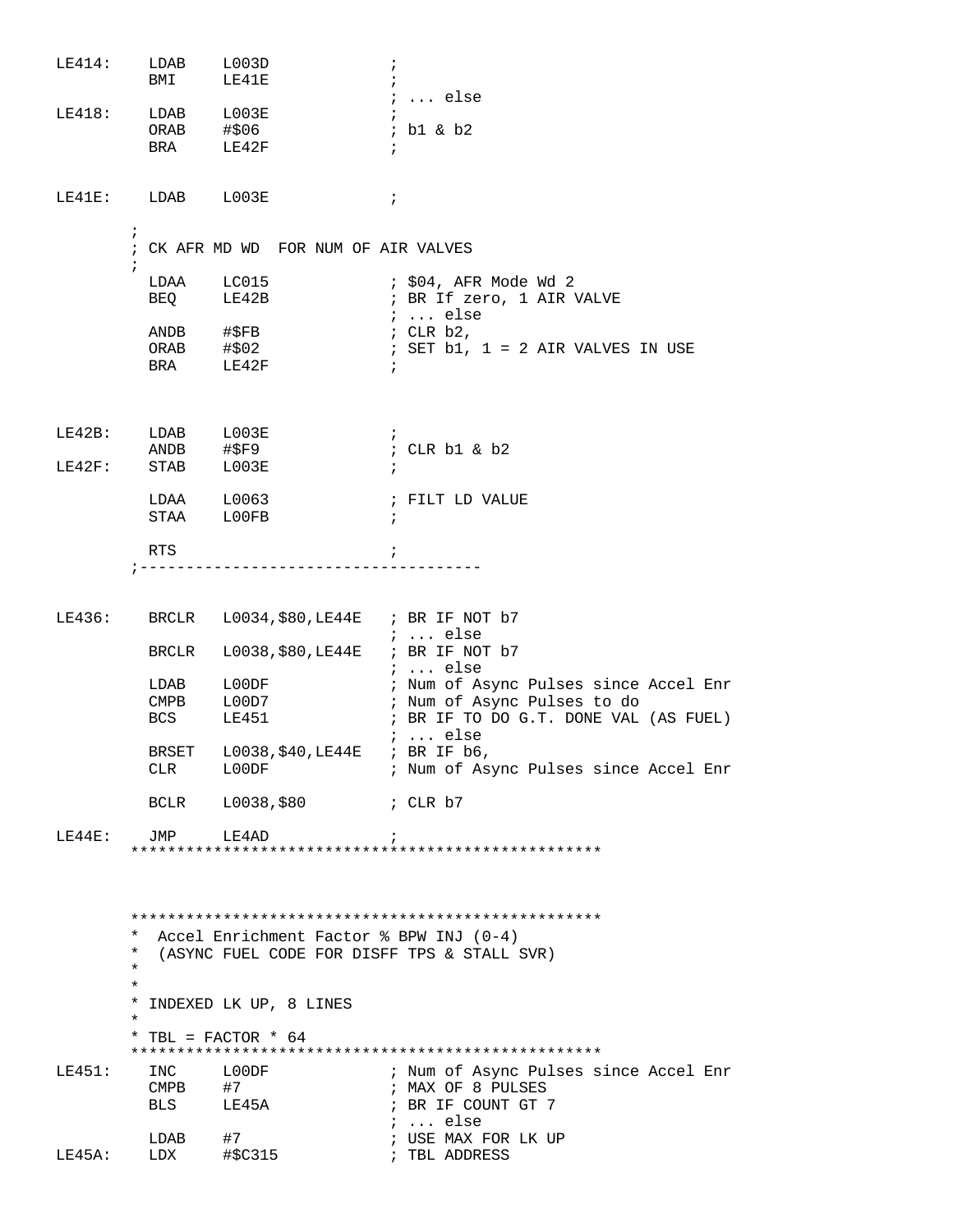```
LE414:    LDAB    L003D              ;
          BMI     LE41E              ;
                                     ; ... else
LE418:    LDAB    L003E              ;
          ORAB    #$06               ; b1 & b2
          BRA     LE42F              ;


LE41E:    LDAB    L003E              ;

        ;
        ; CK AFR MD WD  FOR NUM OF AIR VALVES
        ;
          LDAA    LC015              ; $04, AFR Mode Wd 2
          BEQ     LE42B              ; BR If zero, 1 AIR VALVE
                                     ; ... else
          ANDB    #$FB               ; CLR b2,
          ORAB    #$02               ; SET b1, 1 = 2 AIR VALVES IN USE
          BRA     LE42F              ;



LE42B:    LDAB    L003E              ;
          ANDB    #$F9               ; CLR b1 & b2
LE42F:    STAB    L003E              ;

          LDAA    L0063              ; FILT LD VALUE
          STAA    L00FB              ;

          RTS                        ;
        ;------------------------------------


LE436:    BRCLR   L0034,$80,LE44E    ; BR IF NOT b7
                                     ; ... else
          BRCLR   L0038,$80,LE44E    ; BR IF NOT b7
                                     ; ... else
          LDAB    L00DF              ; Num of Async Pulses since Accel Enr
          CMPB    L00D7              ; Num of Async Pulses to do
          BCS     LE451              ; BR IF TO DO G.T. DONE VAL (AS FUEL)
                                     ; ... else
          BRSET   L0038,$40,LE44E    ; BR IF b6,
          CLR     L00DF              ; Num of Async Pulses since Accel Enr

          BCLR    L0038,$80          ; CLR b7

LE44E:    JMP     LE4AD              ;
        ***************************************************



        ***************************************************
        *  Accel Enrichment Factor % BPW INJ (0-4)
        *  (ASYNC FUEL CODE FOR DISFF TPS & STALL SVR)
        *
        *
        * INDEXED LK UP, 8 LINES
        *
        * TBL = FACTOR * 64
        ***************************************************
LE451:    INC     L00DF              ; Num of Async Pulses since Accel Enr
          CMPB    #7                 ; MAX OF 8 PULSES
          BLS     LE45A              ; BR IF COUNT GT 7
                                     ; ... else
          LDAB    #7                 ; USE MAX FOR LK UP
LE45A:    LDX     #$C315             ; TBL ADDRESS
```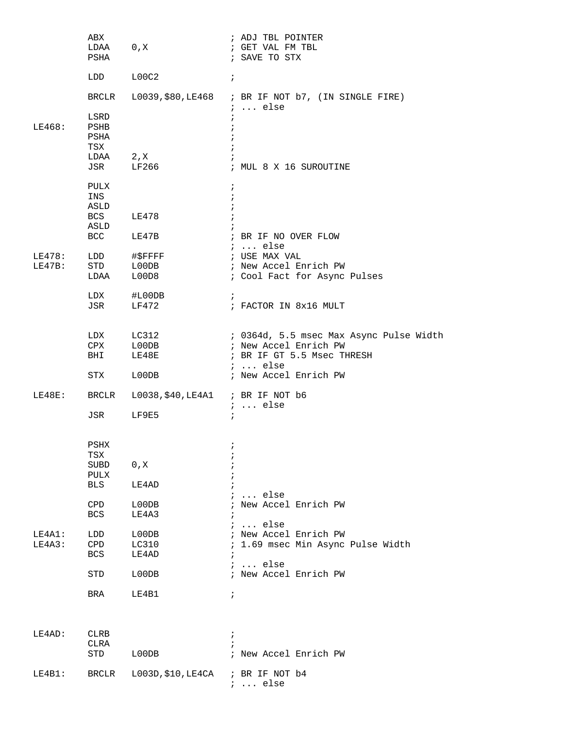```
        ABX                      ; ADJ TBL POINTER
        LDAA    0,X              ; GET VAL FM TBL
        PSHA                     ; SAVE TO STX

        LDD     L00C2            ;

        BRCLR   L0039,$80,LE468  ; BR IF NOT b7, (IN SINGLE FIRE)
                                 ; ... else
        LSRD                     ;
LE468:  PSHB                     ;
        PSHA                     ;
        TSX                      ;
        LDAA    2,X              ;
        JSR     LF266            ; MUL 8 X 16 SUROUTINE

        PULX                     ;
        INS                      ;
        ASLD                     ;
        BCS     LE478            ;
        ASLD                     ;
        BCC     LE47B            ; BR IF NO OVER FLOW
                                 ; ... else
LE478:  LDD     #$FFFF           ; USE MAX VAL
LE47B:  STD     L00DB            ; New Accel Enrich PW
        LDAA    L00D8            ; Cool Fact for Async Pulses

        LDX     #L00DB           ;
        JSR     LF472            ; FACTOR IN 8x16 MULT


        LDX     LC312            ; 0364d, 5.5 msec Max Async Pulse Width
        CPX     L00DB            ; New Accel Enrich PW
        BHI     LE48E            ; BR IF GT 5.5 Msec THRESH
                                 ; ... else
        STX     L00DB            ; New Accel Enrich PW

LE48E:  BRCLR   L0038,$40,LE4A1  ; BR IF NOT b6
                                 ; ... else
        JSR     LF9E5            ;


        PSHX                     ;
        TSX                      ;
        SUBD    0,X              ;
        PULX                     ;
        BLS     LE4AD            ;
                                 ; ... else
        CPD     L00DB            ; New Accel Enrich PW
        BCS     LE4A3            ;
                                 ; ... else
LE4A1:  LDD     L00DB            ; New Accel Enrich PW
LE4A3:  CPD     LC310            ; 1.69 msec Min Async Pulse Width
        BCS     LE4AD            ;
                                 ; ... else
        STD     L00DB            ; New Accel Enrich PW

        BRA     LE4B1            ;



LE4AD:  CLRB                     ;
        CLRA                     ;
        STD     L00DB            ; New Accel Enrich PW

LE4B1:  BRCLR   L003D,$10,LE4CA  ; BR IF NOT b4
                                 ; ... else
```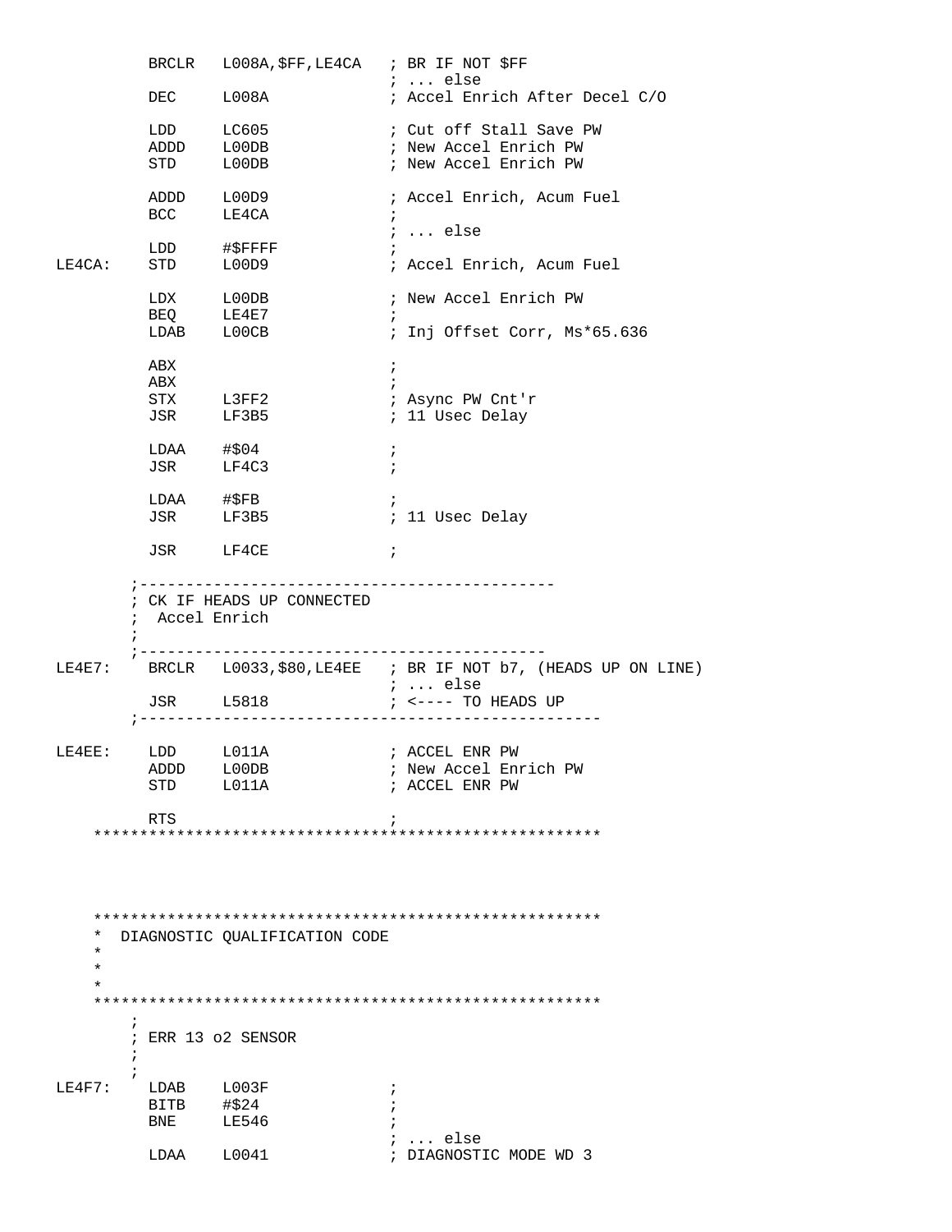```
          BRCLR   L008A,$FF,LE4CA   ; BR IF NOT $FF
                                    ; ... else
          DEC     L008A             ; Accel Enrich After Decel C/O

          LDD     LC605             ; Cut off Stall Save PW
          ADDD    L00DB             ; New Accel Enrich PW
          STD     L00DB             ; New Accel Enrich PW

          ADDD    L00D9             ; Accel Enrich, Acum Fuel
          BCC     LE4CA             ;
                                    ; ... else
          LDD     #$FFFF            ;
LE4CA:    STD     L00D9             ; Accel Enrich, Acum Fuel

          LDX     L00DB             ; New Accel Enrich PW
          BEQ     LE4E7             ;
          LDAB    L00CB             ; Inj Offset Corr, Ms*65.636

          ABX                       ;
          ABX                       ;
          STX     L3FF2             ; Async PW Cnt'r
          JSR     LF3B5             ; 11 Usec Delay

          LDAA    #$04              ;
          JSR     LF4C3             ;

          LDAA    #$FB              ;
          JSR     LF3B5             ; 11 Usec Delay

          JSR     LF4CE             ;

        ;--------------------------------------------
        ; CK IF HEADS UP CONNECTED
        ;  Accel Enrich
        ;
        ;--------------------------------------------
LE4E7:    BRCLR   L0033,$80,LE4EE   ; BR IF NOT b7, (HEADS UP ON LINE)
                                    ; ... else
          JSR     L5818             ; <---- TO HEADS UP
        ;-------------------------------------------------

LE4EE:    LDD     L011A             ; ACCEL ENR PW
          ADDD    L00DB             ; New Accel Enrich PW
          STD     L011A             ; ACCEL ENR PW

          RTS                       ;
    *******************************************************




    *******************************************************
    *  DIAGNOSTIC QUALIFICATION CODE
    *
    *
    *
    *******************************************************
        ;
        ; ERR 13 o2 SENSOR
        ;
        ;
LE4F7:    LDAB    L003F             ;
          BITB    #$24              ;
          BNE     LE546             ;
                                    ; ... else
          LDAA    L0041             ; DIAGNOSTIC MODE WD 3
```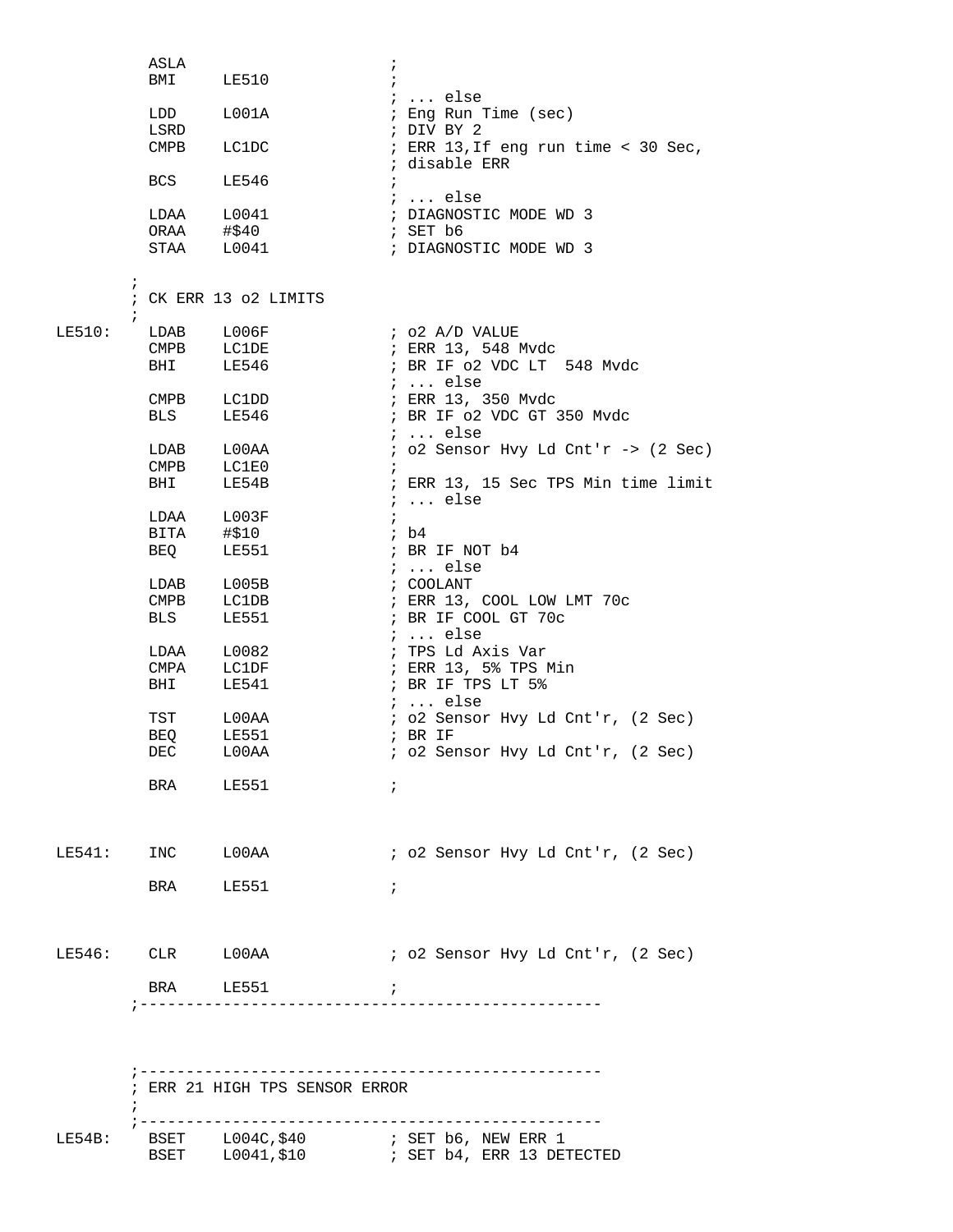```
          ASLA                        ;
          BMI     LE510               ;
                                      ; ... else
          LDD     L001A               ; Eng Run Time (sec)
          LSRD                        ; DIV BY 2
          CMPB    LC1DC               ; ERR 13,If eng run time < 30 Sec,
                                      ; disable ERR
          BCS     LE546               ;
                                      ; ... else
          LDAA    L0041               ; DIAGNOSTIC MODE WD 3
          ORAA    #$40                ; SET b6
          STAA    L0041               ; DIAGNOSTIC MODE WD 3

        ;
        ; CK ERR 13 o2 LIMITS
        ;
LE510:    LDAB    L006F               ; o2 A/D VALUE
          CMPB    LC1DE               ; ERR 13, 548 Mvdc
          BHI     LE546               ; BR IF o2 VDC LT  548 Mvdc
                                      ; ... else
          CMPB    LC1DD               ; ERR 13, 350 Mvdc
          BLS     LE546               ; BR IF o2 VDC GT 350 Mvdc
                                      ; ... else
          LDAB    L00AA               ; o2 Sensor Hvy Ld Cnt'r -> (2 Sec)
          CMPB    LC1E0               ;
          BHI     LE54B               ; ERR 13, 15 Sec TPS Min time limit
                                      ; ... else
          LDAA    L003F               ;
          BITA    #$10                ; b4
          BEQ     LE551               ; BR IF NOT b4
                                      ; ... else
          LDAB    L005B               ; COOLANT
          CMPB    LC1DB               ; ERR 13, COOL LOW LMT 70c
          BLS     LE551               ; BR IF COOL GT 70c
                                      ; ... else
          LDAA    L0082               ; TPS Ld Axis Var
          CMPA    LC1DF               ; ERR 13, 5% TPS Min
          BHI     LE541               ; BR IF TPS LT 5%
                                      ; ... else
          TST     L00AA               ; o2 Sensor Hvy Ld Cnt'r, (2 Sec)
          BEQ     LE551               ; BR IF
          DEC     L00AA               ; o2 Sensor Hvy Ld Cnt'r, (2 Sec)

          BRA     LE551               ;



LE541:    INC     L00AA               ; o2 Sensor Hvy Ld Cnt'r, (2 Sec)

          BRA     LE551               ;



LE546:    CLR     L00AA               ; o2 Sensor Hvy Ld Cnt'r, (2 Sec)

          BRA     LE551               ;
        ;-------------------------------------------------



        ;-------------------------------------------------
        ; ERR 21 HIGH TPS SENSOR ERROR
        ;
        ;-------------------------------------------------
LE54B:    BSET    L004C,$40           ; SET b6, NEW ERR 1
          BSET    L0041,$10           ; SET b4, ERR 13 DETECTED
```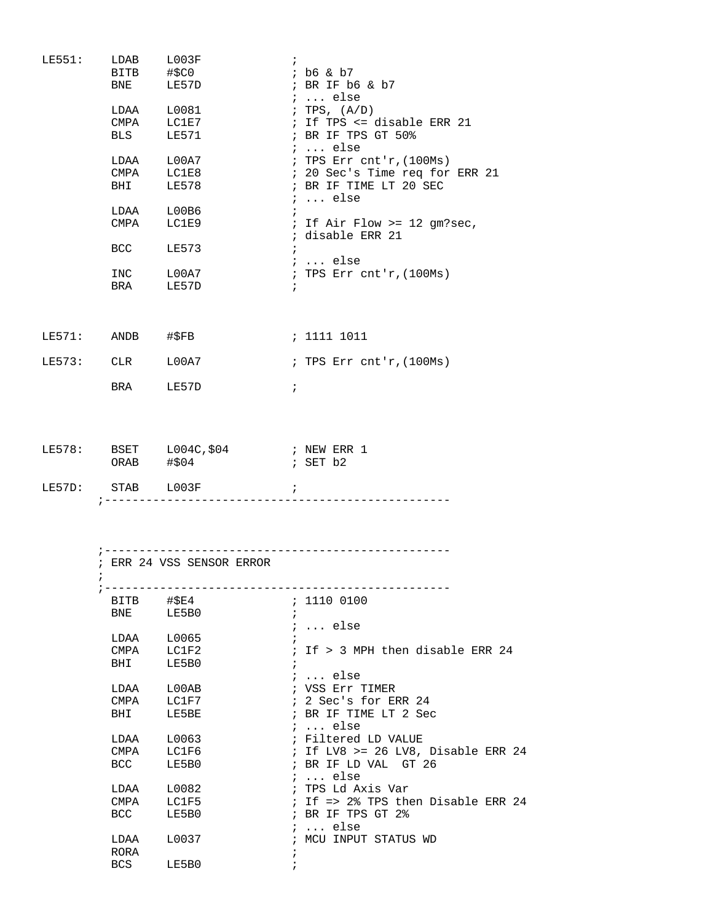```
LE551:    LDAB    L003F              ;
          BITB    #$C0               ; b6 & b7
          BNE     LE57D              ; BR IF b6 & b7
                                     ; ... else
          LDAA    L0081              ; TPS, (A/D)
          CMPA    LC1E7              ; If TPS <= disable ERR 21
          BLS     LE571              ; BR IF TPS GT 50%
                                     ; ... else
          LDAA    L00A7              ; TPS Err cnt'r,(100Ms)
          CMPA    LC1E8              ; 20 Sec's Time req for ERR 21
          BHI     LE578              ; BR IF TIME LT 20 SEC
                                     ; ... else
          LDAA    L00B6              ;
          CMPA    LC1E9              ; If Air Flow >= 12 gm?sec,
                                     ; disable ERR 21
          BCC     LE573              ;
                                     ; ... else
          INC     L00A7              ; TPS Err cnt'r,(100Ms)
          BRA     LE57D              ;



LE571:    ANDB    #$FB               ; 1111 1011

LE573:    CLR     L00A7              ; TPS Err cnt'r,(100Ms)

          BRA     LE57D              ;




LE578:    BSET    L004C,$04          ; NEW ERR 1
          ORAB    #$04               ; SET b2

LE57D:    STAB    L003F              ;
        ;--------------------------------------------------




        ;--------------------------------------------------
        ; ERR 24 VSS SENSOR ERROR
        ;
        ;--------------------------------------------------
          BITB    #$E4               ; 1110 0100
          BNE     LE5B0              ;
                                     ; ... else
          LDAA    L0065              ;
          CMPA    LC1F2              ; If > 3 MPH then disable ERR 24
          BHI     LE5B0              ;
                                     ; ... else
          LDAA    L00AB              ; VSS Err TIMER
          CMPA    LC1F7              ; 2 Sec's for ERR 24
          BHI     LE5BE              ; BR IF TIME LT 2 Sec
                                     ; ... else
          LDAA    L0063              ; Filtered LD VALUE
          CMPA    LC1F6              ; If LV8 >= 26 LV8, Disable ERR 24
          BCC     LE5B0              ; BR IF LD VAL  GT 26
                                     ; ... else
          LDAA    L0082              ; TPS Ld Axis Var
          CMPA    LC1F5              ; If => 2% TPS then Disable ERR 24
          BCC     LE5B0              ; BR IF TPS GT 2%
                                     ; ... else
          LDAA    L0037              ; MCU INPUT STATUS WD
          RORA                       ;
          BCS     LE5B0              ;
```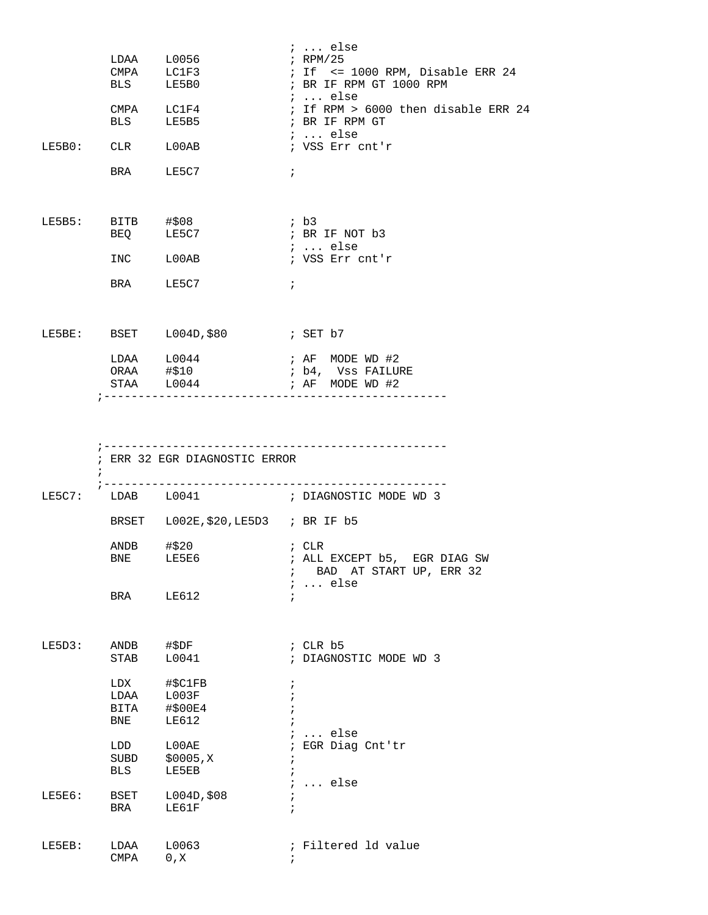```
                                    ; ... else
         LDAA    L0056              ; RPM/25
         CMPA    LC1F3              ; If  <= 1000 RPM, Disable ERR 24
         BLS     LE5B0              ; BR IF RPM GT 1000 RPM
                                    ; ... else
         CMPA    LC1F4              ; If RPM > 6000 then disable ERR 24
         BLS     LE5B5              ; BR IF RPM GT
                                    ; ... else
LE5B0:   CLR     L00AB              ; VSS Err cnt'r

         BRA     LE5C7              ;



LE5B5:   BITB    #$08               ; b3
         BEQ     LE5C7              ; BR IF NOT b3
                                    ; ... else
         INC     L00AB              ; VSS Err cnt'r

         BRA     LE5C7              ;



LE5BE:   BSET    L004D,$80          ; SET b7

         LDAA    L0044              ; AF  MODE WD #2
         ORAA    #$10               ; b4,  Vss FAILURE
         STAA    L0044              ; AF  MODE WD #2
       ;-------------------------------------------------



       ;-------------------------------------------------
       ; ERR 32 EGR DIAGNOSTIC ERROR
       ;
       ;-------------------------------------------------
LE5C7:   LDAB    L0041              ; DIAGNOSTIC MODE WD 3

         BRSET   L002E,$20,LE5D3    ; BR IF b5

         ANDB    #$20               ; CLR
         BNE     LE5E6              ; ALL EXCEPT b5,  EGR DIAG SW
                                    ;   BAD  AT START UP, ERR 32
                                    ; ... else
         BRA     LE612              ;



LE5D3:   ANDB    #$DF               ; CLR b5
         STAB    L0041              ; DIAGNOSTIC MODE WD 3

         LDX     #$C1FB             ;
         LDAA    L003F              ;
         BITA    #$00E4             ;
         BNE     LE612              ;
                                    ; ... else
         LDD     L00AE              ; EGR Diag Cnt'tr
         SUBD    $0005,X            ;
         BLS     LE5EB              ;
                                    ; ... else
LE5E6:   BSET    L004D,$08          ;
         BRA     LE61F              ;


LE5EB:   LDAA    L0063              ; Filtered ld value
         CMPA    0,X                ;
```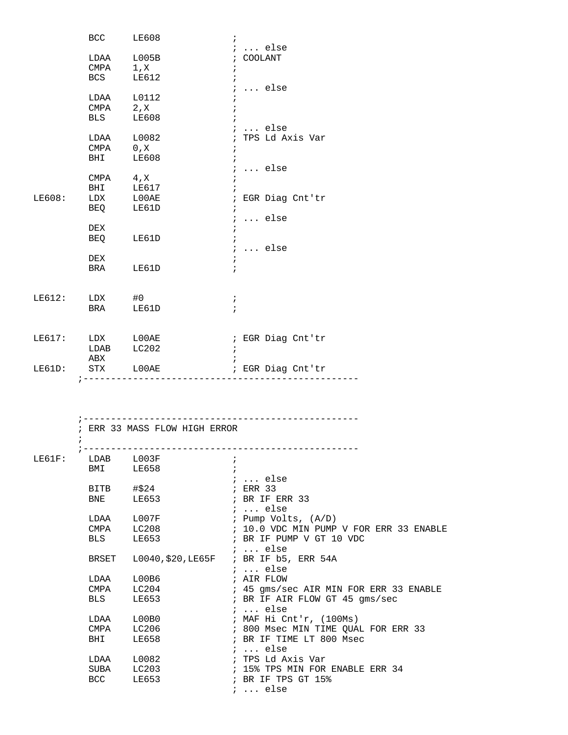```
        BCC     LE608               ;
                                    ; ... else
        LDAA    L005B               ; COOLANT
        CMPA    1,X                 ;
        BCS     LE612               ;
                                    ; ... else
        LDAA    L0112               ;
        CMPA    2,X                 ;
        BLS     LE608               ;
                                    ; ... else
        LDAA    L0082               ; TPS Ld Axis Var
        CMPA    0,X                 ;
        BHI     LE608               ;
                                    ; ... else
        CMPA    4,X                 ;
        BHI     LE617               ;
LE608:  LDX     L00AE               ; EGR Diag Cnt'tr
        BEQ     LE61D               ;
                                    ; ... else
        DEX                         ;
        BEQ     LE61D               ;
                                    ; ... else
        DEX                         ;
        BRA     LE61D               ;


LE612:  LDX     #0                  ;
        BRA     LE61D               ;


LE617:  LDX     L00AE               ; EGR Diag Cnt'tr
        LDAB    LC202               ;
        ABX                         ;
LE61D:  STX     L00AE               ; EGR Diag Cnt'tr
      ;--------------------------------------------------




      ;--------------------------------------------------
      ; ERR 33 MASS FLOW HIGH ERROR
      ;
      ;--------------------------------------------------
LE61F:  LDAB    L003F               ;
        BMI     LE658               ;
                                    ; ... else
        BITB    #$24                ; ERR 33
        BNE     LE653               ; BR IF ERR 33
                                    ; ... else
        LDAA    L007F               ; Pump Volts, (A/D)
        CMPA    LC208               ; 10.0 VDC MIN PUMP V FOR ERR 33 ENABLE
        BLS     LE653               ; BR IF PUMP V GT 10 VDC
                                    ; ... else
        BRSET   L0040,$20,LE65F     ; BR IF b5, ERR 54A
                                    ; ... else
        LDAA    L00B6               ; AIR FLOW
        CMPA    LC204               ; 45 gms/sec AIR MIN FOR ERR 33 ENABLE
        BLS     LE653               ; BR IF AIR FLOW GT 45 gms/sec
                                    ; ... else
        LDAA    L00B0               ; MAF Hi Cnt'r, (100Ms)
        CMPA    LC206               ; 800 Msec MIN TIME QUAL FOR ERR 33
        BHI     LE658               ; BR IF TIME LT 800 Msec
                                    ; ... else
        LDAA    L0082               ; TPS Ld Axis Var
        SUBA    LC203               ; 15% TPS MIN FOR ENABLE ERR 34
        BCC     LE653               ; BR IF TPS GT 15%
                                    ; ... else
```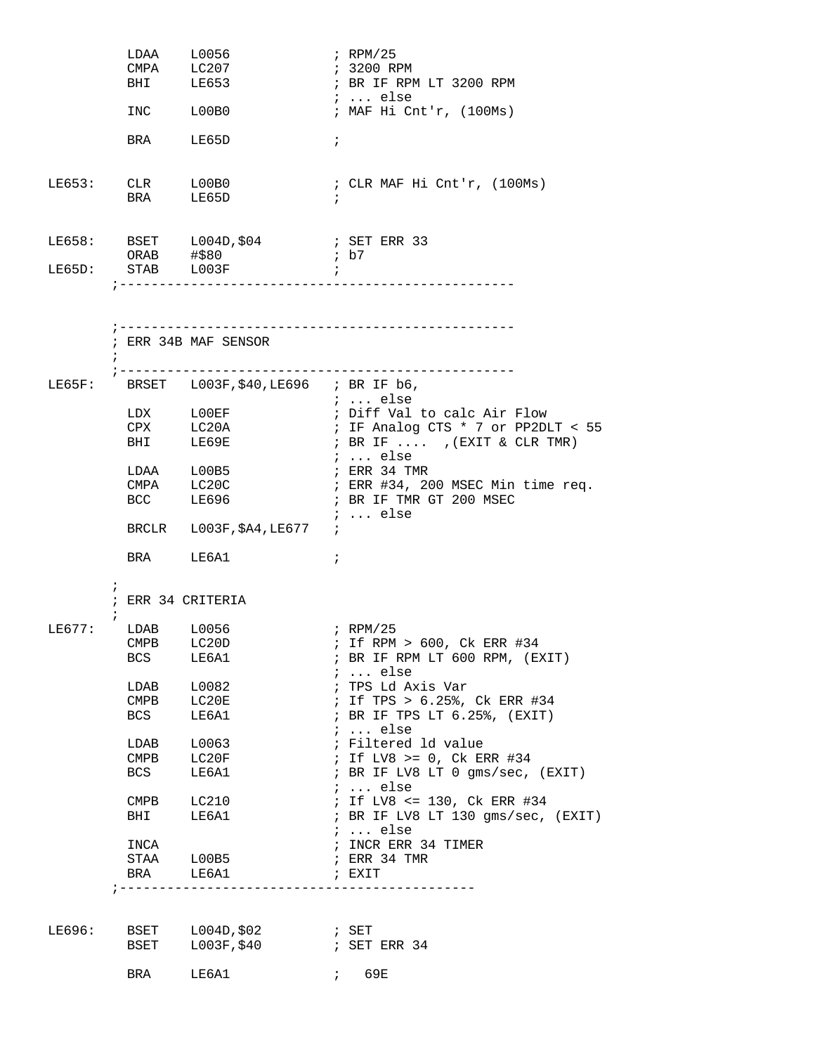```
         LDAA    L0056             ; RPM/25
         CMPA    LC207             ; 3200 RPM
         BHI     LE653             ; BR IF RPM LT 3200 RPM
                                   ; ... else
         INC     L00B0             ; MAF Hi Cnt'r, (100Ms)

         BRA     LE65D             ;


LE653:   CLR     L00B0             ; CLR MAF Hi Cnt'r, (100Ms)
         BRA     LE65D             ;


LE658:   BSET    L004D,$04         ; SET ERR 33
         ORAB    #$80              ; b7
LE65D:   STAB    L003F             ;
       ;-------------------------------------------------



       ;-------------------------------------------------
       ; ERR 34B MAF SENSOR
       ;
       ;-------------------------------------------------
LE65F:   BRSET   L003F,$40,LE696   ; BR IF b6,
                                   ; ... else
         LDX     L00EF             ; Diff Val to calc Air Flow
         CPX     LC20A             ; IF Analog CTS * 7 or PP2DLT < 55
         BHI     LE69E             ; BR IF ....  ,(EXIT & CLR TMR)
                                   ; ... else
         LDAA    L00B5             ; ERR 34 TMR
         CMPA    LC20C             ; ERR #34, 200 MSEC Min time req.
         BCC     LE696             ; BR IF TMR GT 200 MSEC
                                   ; ... else
         BRCLR   L003F,$A4,LE677   ;

         BRA     LE6A1             ;

       ;
       ; ERR 34 CRITERIA
       ;
LE677:   LDAB    L0056             ; RPM/25
         CMPB    LC20D             ; If RPM > 600, Ck ERR #34
         BCS     LE6A1             ; BR IF RPM LT 600 RPM, (EXIT)
                                   ; ... else
         LDAB    L0082             ; TPS Ld Axis Var
         CMPB    LC20E             ; If TPS > 6.25%, Ck ERR #34
         BCS     LE6A1             ; BR IF TPS LT 6.25%, (EXIT)
                                   ; ... else
         LDAB    L0063             ; Filtered ld value
         CMPB    LC20F             ; If LV8 >= 0, Ck ERR #34
         BCS     LE6A1             ; BR IF LV8 LT 0 gms/sec, (EXIT)
                                   ; ... else
         CMPB    LC210             ; If LV8 <= 130, Ck ERR #34
         BHI     LE6A1             ; BR IF LV8 LT 130 gms/sec, (EXIT)
                                   ; ... else
         INCA                      ; INCR ERR 34 TIMER
         STAA    L00B5             ; ERR 34 TMR
         BRA     LE6A1             ; EXIT
       ;--------------------------------------------


LE696:   BSET    L004D,$02         ; SET
         BSET    L003F,$40         ; SET ERR 34

         BRA     LE6A1             ;   69E
```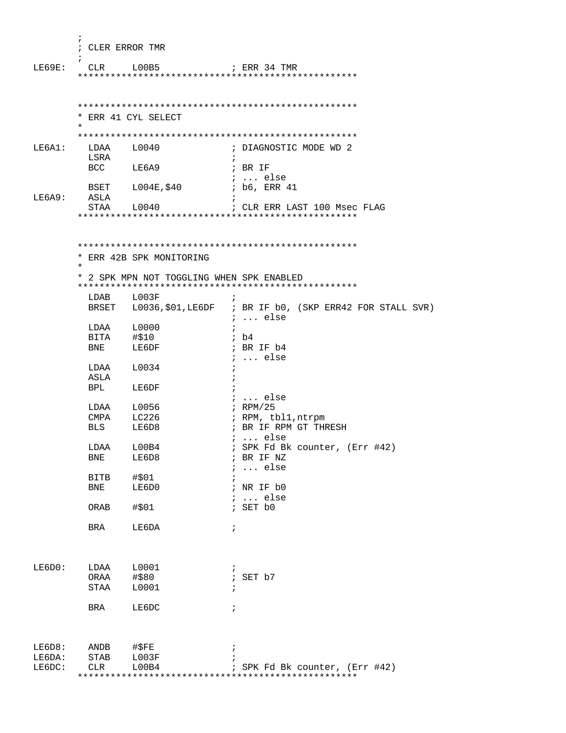```
        ;
        ; CLER ERROR TMR
        ;
LE69E:   CLR     L00B5             ; ERR 34 TMR
        ***************************************************



        ***************************************************
        * ERR 41 CYL SELECT
        *
        ***************************************************
LE6A1:   LDAA    L0040             ; DIAGNOSTIC MODE WD 2
         LSRA                      ;
         BCC     LE6A9             ; BR IF
                                   ; ... else
         BSET    L004E,$40         ; b6, ERR 41
LE6A9:   ASLA                      ;
         STAA    L0040             ; CLR ERR LAST 100 Msec FLAG
        ***************************************************



        ***************************************************
        * ERR 42B SPK MONITORING
        *
        * 2 SPK MPN NOT TOGGLING WHEN SPK ENABLED
        ***************************************************
         LDAB    L003F             ;
         BRSET   L0036,$01,LE6DF   ; BR IF b0, (SKP ERR42 FOR STALL SVR)
                                   ; ... else
         LDAA    L0000             ;
         BITA    #$10              ; b4
         BNE     LE6DF             ; BR IF b4
                                   ; ... else
         LDAA    L0034             ;
         ASLA                      ;
         BPL     LE6DF             ;
                                   ; ... else
         LDAA    L0056             ; RPM/25
         CMPA    LC226             ; RPM, tbl1,ntrpm
         BLS     LE6D8             ; BR IF RPM GT THRESH
                                   ; ... else
         LDAA    L00B4             ; SPK Fd Bk counter, (Err #42)
         BNE     LE6D8             ; BR IF NZ
                                   ; ... else
         BITB    #$01              ;
         BNE     LE6D0             ; NR IF b0
                                   ; ... else
         ORAB    #$01              ; SET b0

         BRA     LE6DA             ;



LE6D0:   LDAA    L0001             ;
         ORAA    #$80              ; SET b7
         STAA    L0001             ;

         BRA     LE6DC             ;



LE6D8:   ANDB    #$FE              ;
LE6DA:   STAB    L003F             ;
LE6DC:   CLR     L00B4             ; SPK Fd Bk counter, (Err #42)
        ***************************************************
```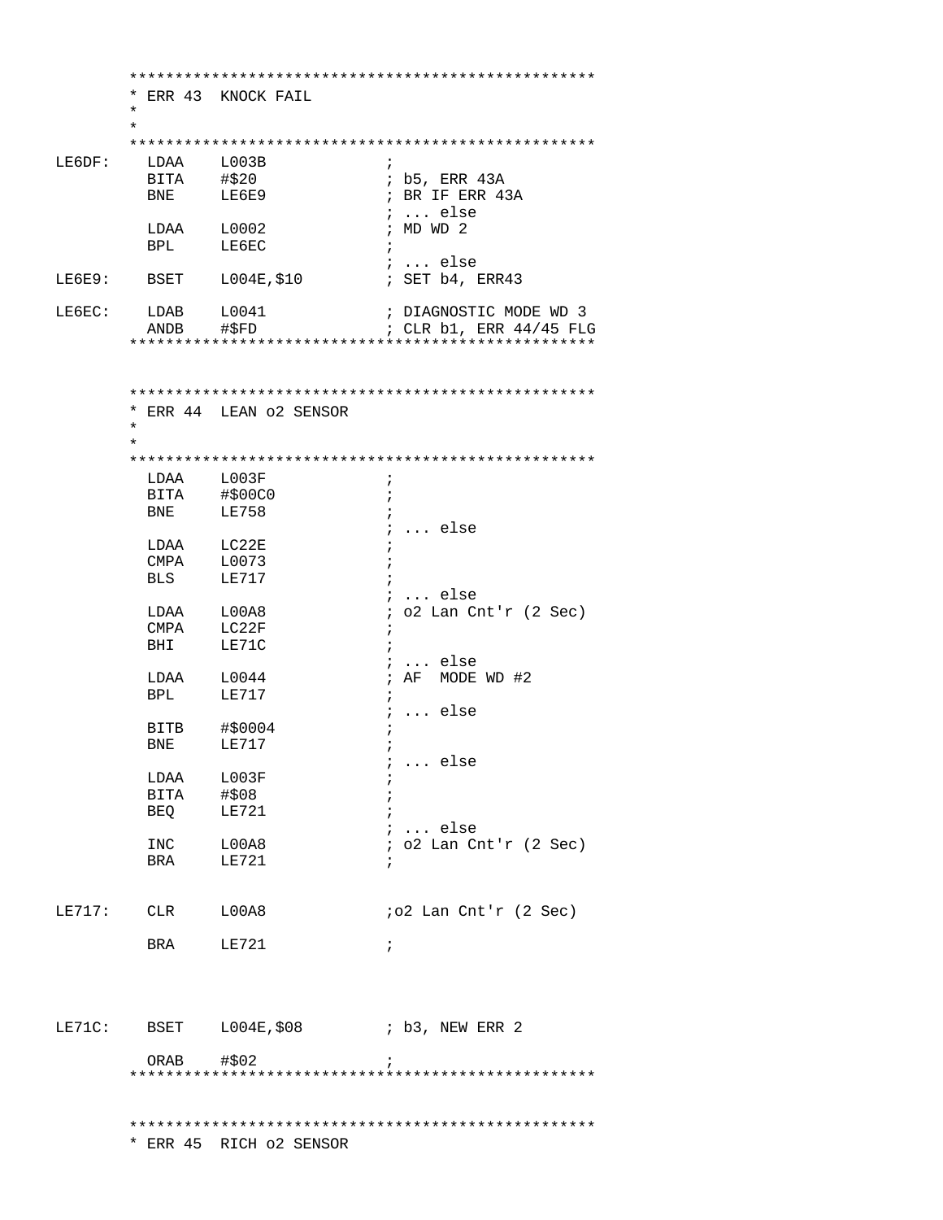```
        **************************************************
        * ERR 43  KNOCK FAIL
        *
        *
        **************************************************
LE6DF:    LDAA    L003B             ;
          BITA    #$20              ; b5, ERR 43A
          BNE     LE6E9             ; BR IF ERR 43A
                                    ; ... else
          LDAA    L0002             ; MD WD 2
          BPL     LE6EC             ;
                                    ; ... else
LE6E9:    BSET    L004E,$10         ; SET b4, ERR43

LE6EC:    LDAB    L0041             ; DIAGNOSTIC MODE WD 3
          ANDB    #$FD              ; CLR b1, ERR 44/45 FLG
        **************************************************


        **************************************************
        * ERR 44  LEAN o2 SENSOR
        *
        *
        **************************************************
          LDAA    L003F             ;
          BITA    #$00C0            ;
          BNE     LE758             ;
                                    ; ... else
          LDAA    LC22E             ;
          CMPA    L0073             ;
          BLS     LE717             ;
                                    ; ... else
          LDAA    L00A8             ; o2 Lan Cnt'r (2 Sec)
          CMPA    LC22F             ;
          BHI     LE71C             ;
                                    ; ... else
          LDAA    L0044             ; AF  MODE WD #2
          BPL     LE717             ;
                                    ; ... else
          BITB    #$0004            ;
          BNE     LE717             ;
                                    ; ... else
          LDAA    L003F             ;
          BITA    #$08              ;
          BEQ     LE721             ;
                                    ; ... else
          INC     L00A8             ; o2 Lan Cnt'r (2 Sec)
          BRA     LE721             ;


LE717:    CLR     L00A8             ;o2 Lan Cnt'r (2 Sec)

          BRA     LE721             ;



LE71C:    BSET    L004E,$08         ; b3, NEW ERR 2

          ORAB    #$02              ;
        **************************************************


        **************************************************
        * ERR 45  RICH o2 SENSOR
```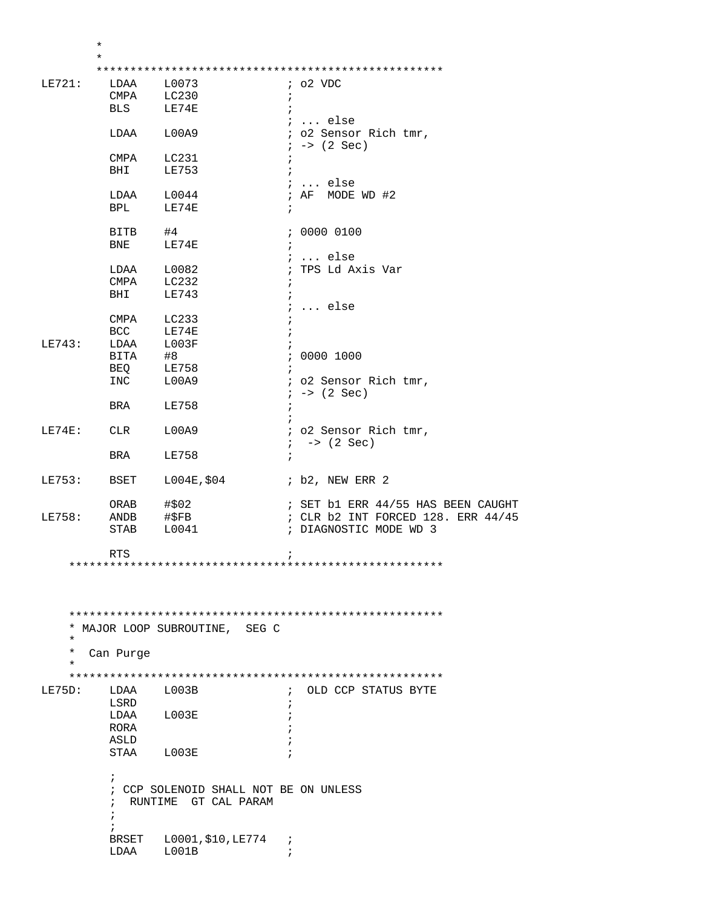```
        *
        *
        ****************************************************
LE721:    LDAA    L0073             ; o2 VDC
          CMPA    LC230             ;
          BLS     LE74E             ;
                                    ; ... else
          LDAA    L00A9             ; o2 Sensor Rich tmr,
                                    ; -> (2 Sec)
          CMPA    LC231             ;
          BHI     LE753             ;
                                    ; ... else
          LDAA    L0044             ; AF  MODE WD #2
          BPL     LE74E             ;

          BITB    #4                ; 0000 0100
          BNE     LE74E             ;
                                    ; ... else
          LDAA    L0082             ; TPS Ld Axis Var
          CMPA    LC232             ;
          BHI     LE743             ;
                                    ; ... else
          CMPA    LC233             ;
          BCC     LE74E             ;
LE743:    LDAA    L003F             ;
          BITA    #8                ; 0000 1000
          BEQ     LE758             ;
          INC     L00A9             ; o2 Sensor Rich tmr,
                                    ; -> (2 Sec)
          BRA     LE758             ;
                                    ;
LE74E:    CLR     L00A9             ; o2 Sensor Rich tmr,
                                    ;  -> (2 Sec)
          BRA     LE758             ;

LE753:    BSET    L004E,$04         ; b2, NEW ERR 2

          ORAB    #$02              ; SET b1 ERR 44/55 HAS BEEN CAUGHT
LE758:    ANDB    #$FB              ; CLR b2 INT FORCED 128. ERR 44/45
          STAB    L0041             ; DIAGNOSTIC MODE WD 3

          RTS                       ;
    ********************************************************




    ********************************************************
    * MAJOR LOOP SUBROUTINE,  SEG C
    *
    *  Can Purge
    *
    ********************************************************
LE75D:    LDAA    L003B             ;  OLD CCP STATUS BYTE
          LSRD                      ;
          LDAA    L003E             ;
          RORA                      ;
          ASLD                      ;
          STAA    L003E             ;

          ;
          ; CCP SOLENOID SHALL NOT BE ON UNLESS
          ;  RUNTIME  GT CAL PARAM
          ;
          ;
          BRSET   L0001,$10,LE774   ;
          LDAA    L001B             ;
```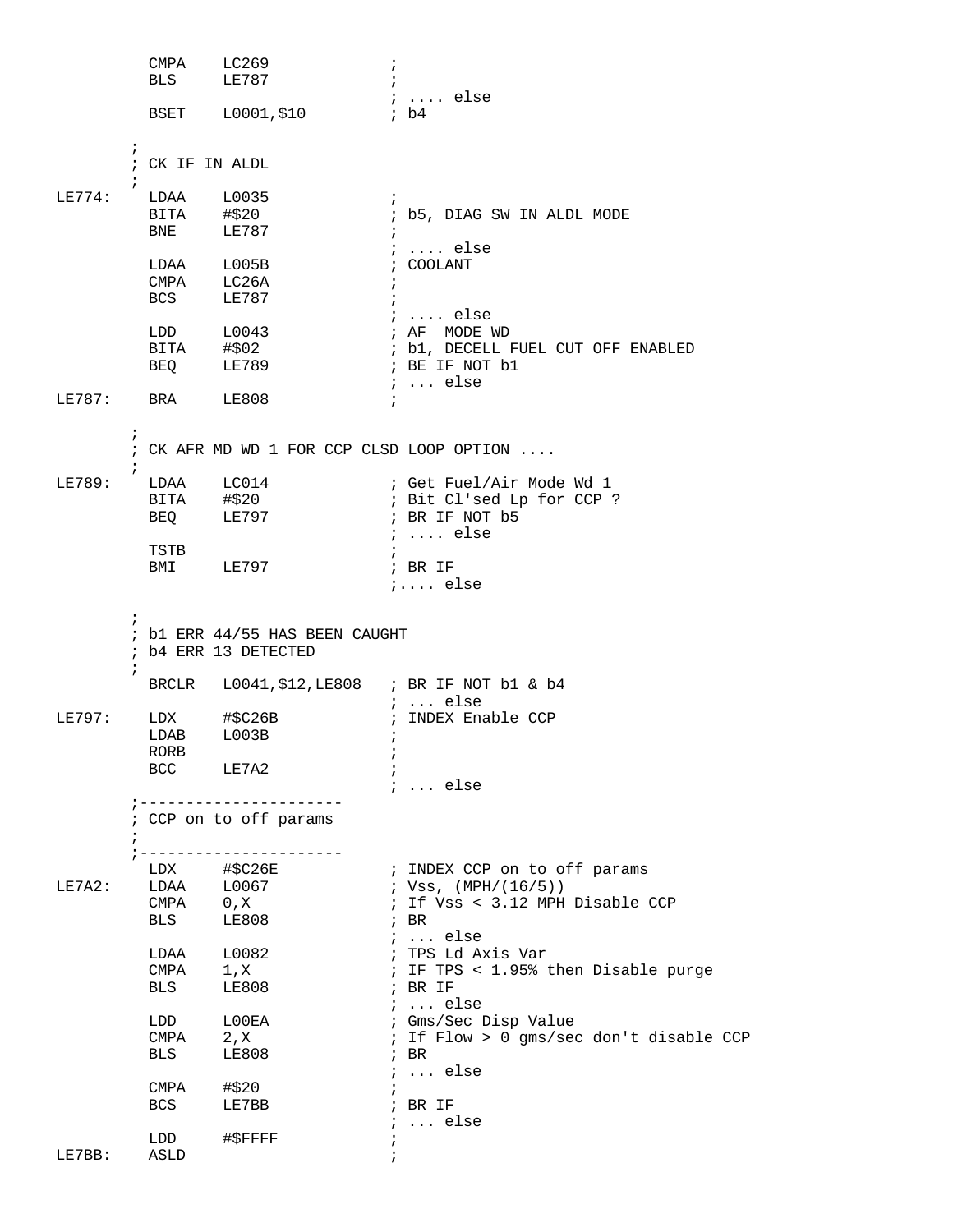```
          CMPA    LC269              ;
          BLS     LE787              ;
                                     ; .... else
          BSET    L0001,$10          ; b4

        ;
        ; CK IF IN ALDL
        ;
LE774:    LDAA    L0035              ;
          BITA    #$20               ; b5, DIAG SW IN ALDL MODE
          BNE     LE787              ;
                                     ; .... else
          LDAA    L005B              ; COOLANT
          CMPA    LC26A              ;
          BCS     LE787              ;
                                     ; .... else
          LDD     L0043              ; AF  MODE WD
          BITA    #$02               ; b1, DECELL FUEL CUT OFF ENABLED
          BEQ     LE789              ; BE IF NOT b1
                                     ; ... else
LE787:    BRA     LE808              ;

        ;
        ; CK AFR MD WD 1 FOR CCP CLSD LOOP OPTION ....
        ;
LE789:    LDAA    LC014              ; Get Fuel/Air Mode Wd 1
          BITA    #$20               ; Bit Cl'sed Lp for CCP ?
          BEQ     LE797              ; BR IF NOT b5
                                     ; .... else
          TSTB                       ;
          BMI     LE797              ; BR IF
                                     ;.... else

        ;
        ; b1 ERR 44/55 HAS BEEN CAUGHT
        ; b4 ERR 13 DETECTED
        ;
          BRCLR   L0041,$12,LE808    ; BR IF NOT b1 & b4
                                     ; ... else
LE797:    LDX     #$C26B             ; INDEX Enable CCP
          LDAB    L003B              ;
          RORB                       ;
          BCC     LE7A2              ;
                                     ; ... else
        ;----------------------
        ; CCP on to off params
        ;
        ;----------------------
          LDX     #$C26E             ; INDEX CCP on to off params
LE7A2:    LDAA    L0067              ; Vss, (MPH/(16/5))
          CMPA    0,X                ; If Vss < 3.12 MPH Disable CCP
          BLS     LE808              ; BR
                                     ; ... else
          LDAA    L0082              ; TPS Ld Axis Var
          CMPA    1,X                ; IF TPS < 1.95% then Disable purge
          BLS     LE808              ; BR IF
                                     ; ... else
          LDD     L00EA              ; Gms/Sec Disp Value
          CMPA    2,X                ; If Flow > 0 gms/sec don't disable CCP
          BLS     LE808              ; BR
                                     ; ... else
          CMPA    #$20               ;
          BCS     LE7BB              ; BR IF
                                     ; ... else
          LDD     #$FFFF             ;
LE7BB:    ASLD                       ;
```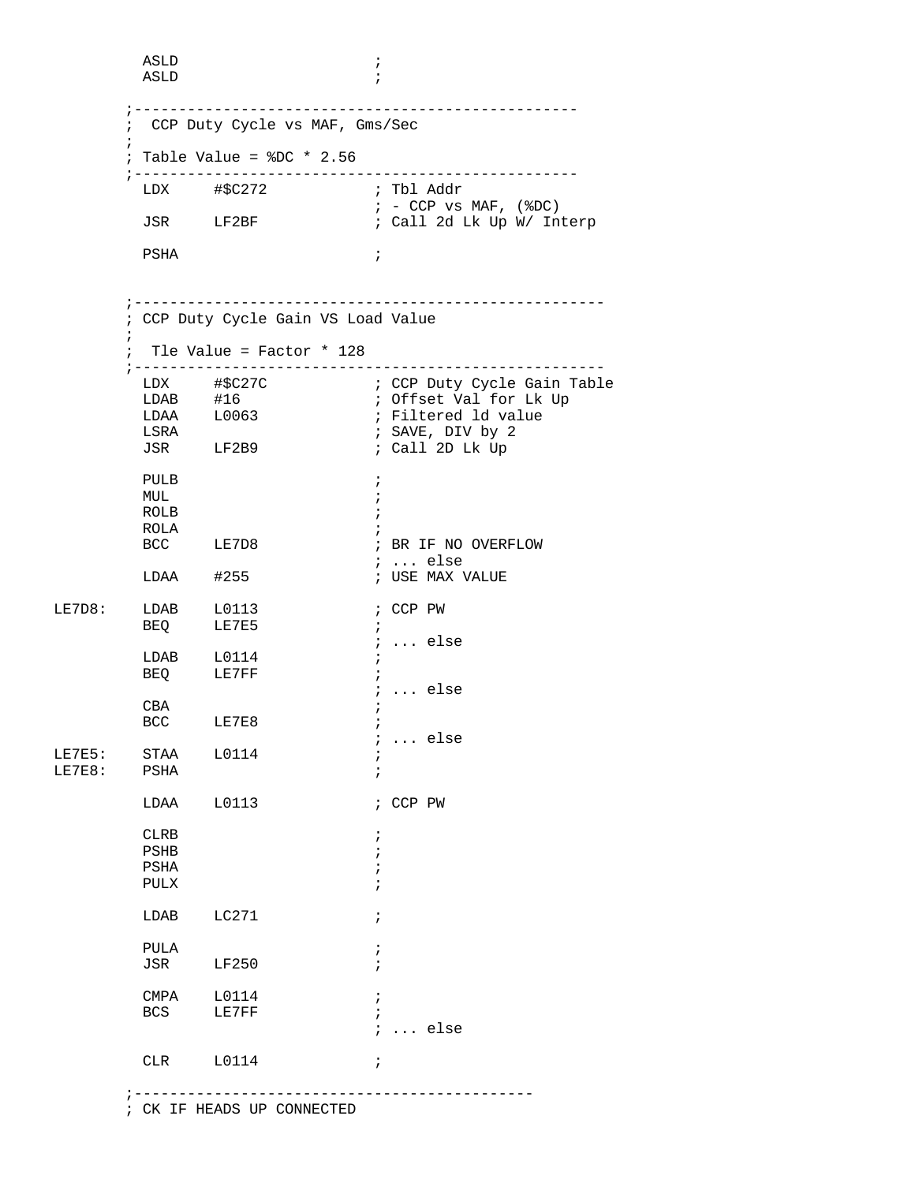```
          ASLD                        ;
          ASLD                        ;

        ;-------------------------------------------------
        ;  CCP Duty Cycle vs MAF, Gms/Sec
        ;
        ; Table Value = %DC * 2.56
        ;-------------------------------------------------
          LDX     #$C272              ; Tbl Addr
                                      ; - CCP vs MAF, (%DC)
          JSR     LF2BF               ; Call 2d Lk Up W/ Interp

          PSHA                        ;


        ;---------------------------------------------------
        ; CCP Duty Cycle Gain VS Load Value
        ;
        ;  Tle Value = Factor * 128
        ;---------------------------------------------------
          LDX     #$C27C              ; CCP Duty Cycle Gain Table
          LDAB    #16                 ; Offset Val for Lk Up
          LDAA    L0063               ; Filtered ld value
          LSRA                        ; SAVE, DIV by 2
          JSR     LF2B9               ; Call 2D Lk Up

          PULB                        ;
          MUL                         ;
          ROLB                        ;
          ROLA                        ;
          BCC     LE7D8               ; BR IF NO OVERFLOW
                                      ; ... else
          LDAA    #255                ; USE MAX VALUE

LE7D8:    LDAB    L0113               ; CCP PW
          BEQ     LE7E5               ;
                                      ; ... else
          LDAB    L0114               ;
          BEQ     LE7FF               ;
                                      ; ... else
          CBA                         ;
          BCC     LE7E8               ;
                                      ; ... else
LE7E5:    STAA    L0114               ;
LE7E8:    PSHA                        ;

          LDAA    L0113               ; CCP PW

          CLRB                        ;
          PSHB                        ;
          PSHA                        ;
          PULX                        ;

          LDAB    LC271               ;

          PULA                        ;
          JSR     LF250               ;

          CMPA    L0114               ;
          BCS     LE7FF               ;
                                      ; ... else

          CLR     L0114               ;

        ;--------------------------------------------
        ; CK IF HEADS UP CONNECTED
```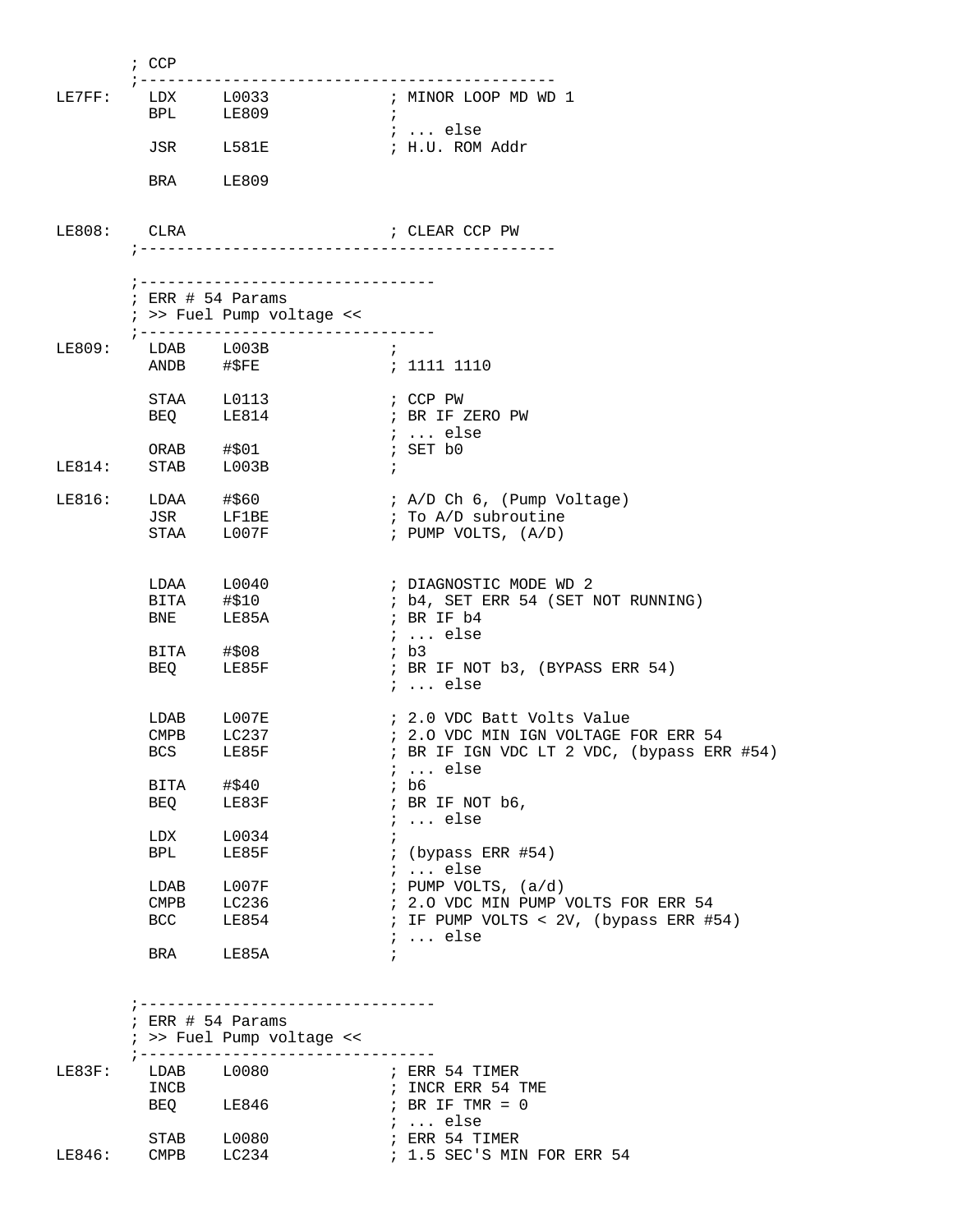```
        ; CCP
        ;---------------------------------------------
LE7FF:    LDX     L0033              ; MINOR LOOP MD WD 1
          BPL     LE809              ;
                                     ; ... else
          JSR     L581E              ; H.U. ROM Addr

          BRA     LE809


LE808:    CLRA                       ; CLEAR CCP PW
        ;---------------------------------------------

        ;--------------------------------
        ; ERR # 54 Params
        ; >> Fuel Pump voltage <<
        ;--------------------------------
LE809:    LDAB    L003B              ;
          ANDB    #$FE               ; 1111 1110

          STAA    L0113              ; CCP PW
          BEQ     LE814              ; BR IF ZERO PW
                                     ; ... else
          ORAB    #$01               ; SET b0
LE814:    STAB    L003B              ;

LE816:    LDAA    #$60               ; A/D Ch 6, (Pump Voltage)
          JSR     LF1BE              ; To A/D subroutine
          STAA    L007F              ; PUMP VOLTS, (A/D)


          LDAA    L0040              ; DIAGNOSTIC MODE WD 2
          BITA    #$10               ; b4, SET ERR 54 (SET NOT RUNNING)
          BNE     LE85A              ; BR IF b4
                                     ; ... else
          BITA    #$08               ; b3
          BEQ     LE85F              ; BR IF NOT b3, (BYPASS ERR 54)
                                     ; ... else

          LDAB    L007E              ; 2.0 VDC Batt Volts Value
          CMPB    LC237              ; 2.O VDC MIN IGN VOLTAGE FOR ERR 54
          BCS     LE85F              ; BR IF IGN VDC LT 2 VDC, (bypass ERR #54)
                                     ; ... else
          BITA    #$40               ; b6
          BEQ     LE83F              ; BR IF NOT b6,
                                     ; ... else
          LDX     L0034              ;
          BPL     LE85F              ; (bypass ERR #54)
                                     ; ... else
          LDAB    L007F              ; PUMP VOLTS, (a/d)
          CMPB    LC236              ; 2.O VDC MIN PUMP VOLTS FOR ERR 54
          BCC     LE854              ; IF PUMP VOLTS < 2V, (bypass ERR #54)
                                     ; ... else
          BRA     LE85A              ;


        ;--------------------------------
        ; ERR # 54 Params
        ; >> Fuel Pump voltage <<
        ;--------------------------------
LE83F:    LDAB    L0080              ; ERR 54 TIMER
          INCB                       ; INCR ERR 54 TME
          BEQ     LE846              ; BR IF TMR = 0
                                     ; ... else
          STAB    L0080              ; ERR 54 TIMER
LE846:    CMPB    LC234              ; 1.5 SEC'S MIN FOR ERR 54
```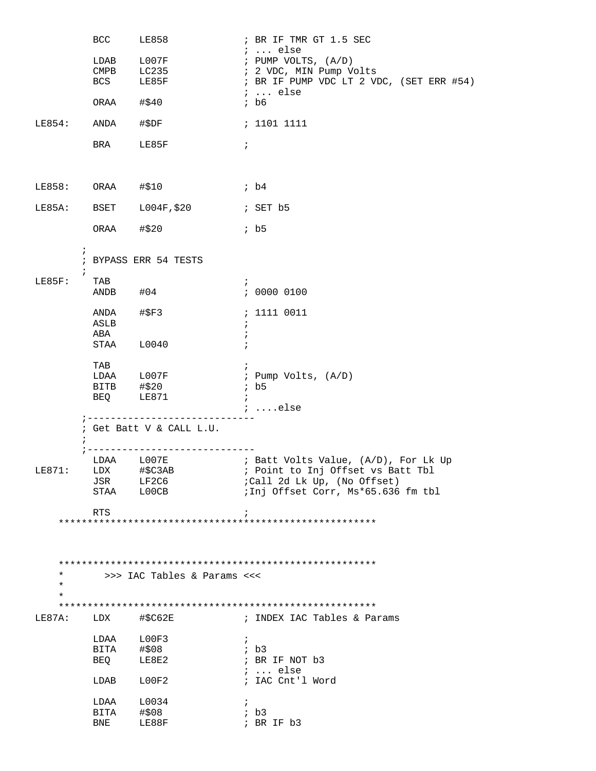```
         BCC     LE858              ; BR IF TMR GT 1.5 SEC
                                    ; ... else
         LDAB    L007F              ; PUMP VOLTS, (A/D)
         CMPB    LC235              ; 2 VDC, MIN Pump Volts
         BCS     LE85F              ; BR IF PUMP VDC LT 2 VDC, (SET ERR #54)
                                    ; ... else
         ORAA    #$40               ; b6

LE854:   ANDA    #$DF               ; 1101 1111

         BRA     LE85F              ;



LE858:   ORAA    #$10               ; b4

LE85A:   BSET    L004F,$20          ; SET b5

         ORAA    #$20               ; b5

       ;
       ; BYPASS ERR 54 TESTS
       ;
LE85F:   TAB                        ;
         ANDB    #04                ; 0000 0100

         ANDA    #$F3               ; 1111 0011
         ASLB                       ;
         ABA                        ;
         STAA    L0040              ;

         TAB                        ;
         LDAA    L007F              ; Pump Volts, (A/D)
         BITB    #$20               ; b5
         BEQ     LE871              ;
                                    ; ....else
       ;-----------------------------
       ; Get Batt V & CALL L.U.
       ;
       ;-----------------------------
         LDAA    L007E              ; Batt Volts Value, (A/D), For Lk Up
LE871:   LDX     #$C3AB             ; Point to Inj Offset vs Batt Tbl
         JSR     LF2C6              ;Call 2d Lk Up, (No Offset)
         STAA    L00CB              ;Inj Offset Corr, Ms*65.636 fm tbl

         RTS                        ;
    *******************************************************



    *******************************************************
    *       >>> IAC Tables & Params <<<
    *
    *
    *******************************************************
LE87A:   LDX     #$C62E             ; INDEX IAC Tables & Params

         LDAA    L00F3              ;
         BITA    #$08               ; b3
         BEQ     LE8E2              ; BR IF NOT b3
                                    ; ... else
         LDAB    L00F2              ; IAC Cnt'l Word

         LDAA    L0034              ;
         BITA    #$08               ; b3
         BNE     LE88F              ; BR IF b3
```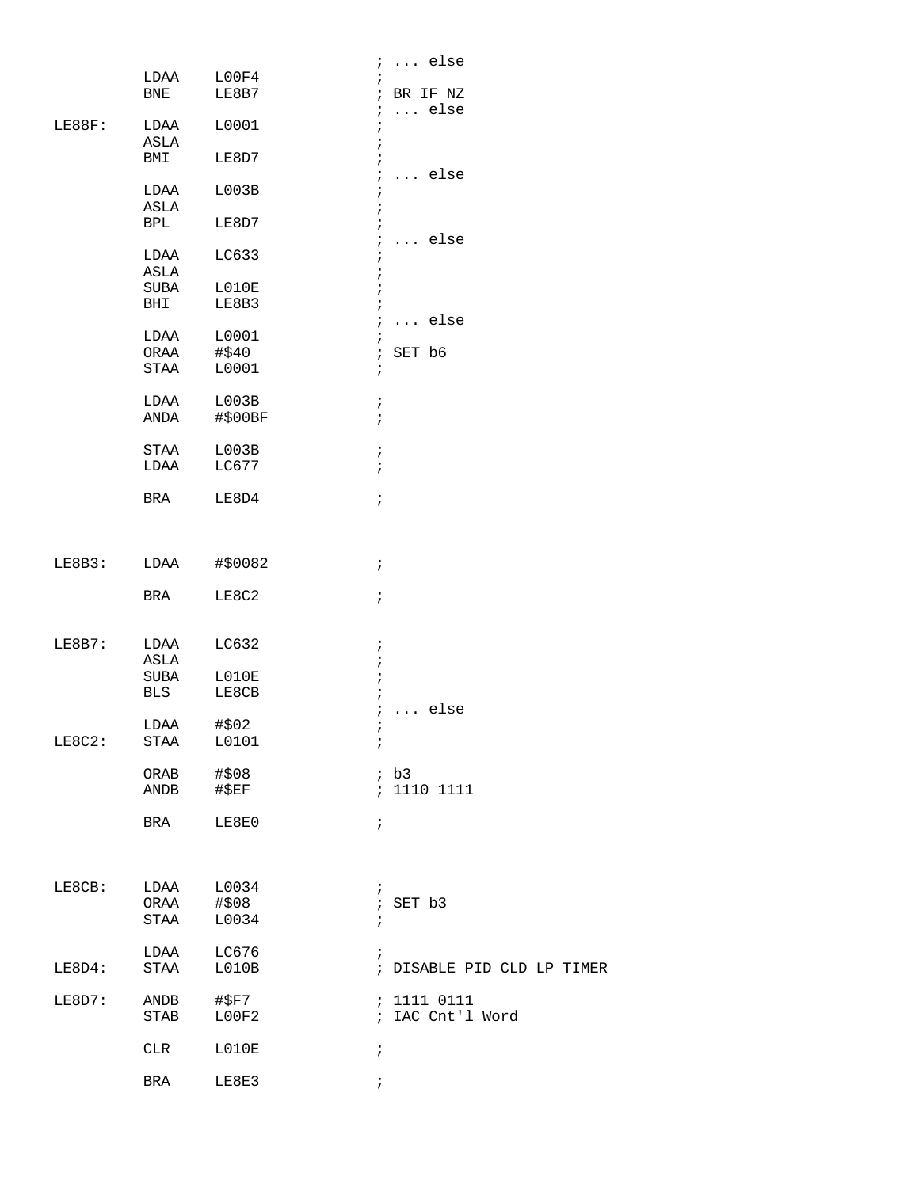```
                                    ; ... else
        LDAA    L00F4               ;
        BNE     LE8B7               ; BR IF NZ
                                    ; ... else
LE88F:  LDAA    L0001               ;
        ASLA                        ;
        BMI     LE8D7               ;
                                    ; ... else
        LDAA    L003B               ;
        ASLA                        ;
        BPL     LE8D7               ;
                                    ; ... else
        LDAA    LC633               ;
        ASLA                        ;
        SUBA    L010E               ;
        BHI     LE8B3               ;
                                    ; ... else
        LDAA    L0001               ;
        ORAA    #$40                ; SET b6
        STAA    L0001               ;

        LDAA    L003B               ;
        ANDA    #$00BF              ;

        STAA    L003B               ;
        LDAA    LC677               ;

        BRA     LE8D4               ;



LE8B3:  LDAA    #$0082              ;

        BRA     LE8C2               ;


LE8B7:  LDAA    LC632               ;
        ASLA                        ;
        SUBA    L010E               ;
        BLS     LE8CB               ;
                                    ; ... else
        LDAA    #$02                ;
LE8C2:  STAA    L0101               ;

        ORAB    #$08                ; b3
        ANDB    #$EF                ; 1110 1111

        BRA     LE8E0               ;



LE8CB:  LDAA    L0034               ;
        ORAA    #$08                ; SET b3
        STAA    L0034               ;

        LDAA    LC676               ;
LE8D4:  STAA    L010B               ; DISABLE PID CLD LP TIMER

LE8D7:  ANDB    #$F7                ; 1111 0111
        STAB    L00F2               ; IAC Cnt'l Word

        CLR     L010E               ;

        BRA     LE8E3               ;
```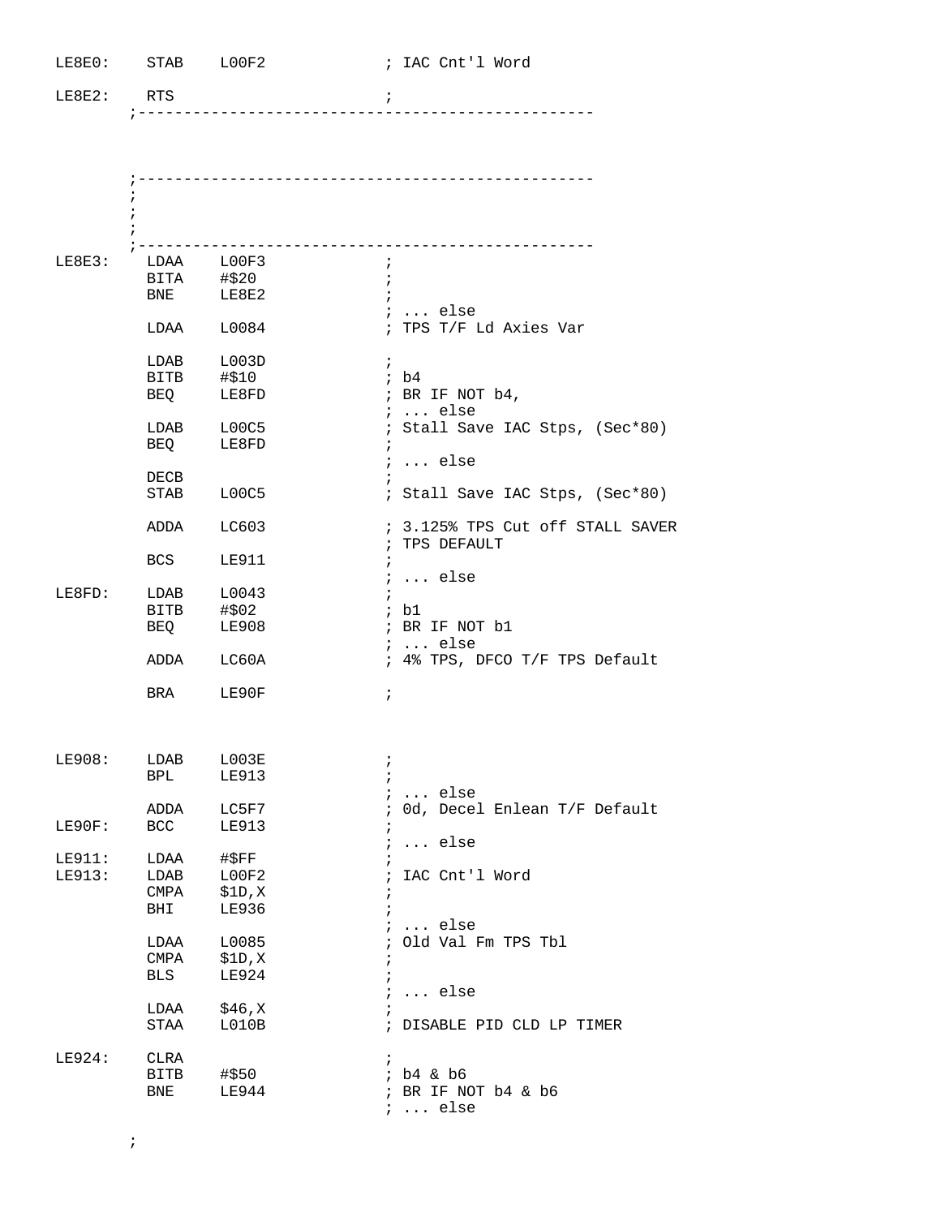```
LE8E0:    STAB    L00F2              ; IAC Cnt'l Word

LE8E2:    RTS                        ;
        ;-------------------------------------------------



        ;-------------------------------------------------
        ;
        ;
        ;
        ;-------------------------------------------------
LE8E3:    LDAA    L00F3              ;
          BITA    #$20               ;
          BNE     LE8E2              ;
                                     ; ... else
          LDAA    L0084              ; TPS T/F Ld Axies Var

          LDAB    L003D              ;
          BITB    #$10               ; b4
          BEQ     LE8FD              ; BR IF NOT b4,
                                     ; ... else
          LDAB    L00C5              ; Stall Save IAC Stps, (Sec*80)
          BEQ     LE8FD              ;
                                     ; ... else
          DECB                       ;
          STAB    L00C5              ; Stall Save IAC Stps, (Sec*80)

          ADDA    LC603              ; 3.125% TPS Cut off STALL SAVER
                                     ; TPS DEFAULT
          BCS     LE911              ;
                                     ; ... else
LE8FD:    LDAB    L0043              ;
          BITB    #$02               ; b1
          BEQ     LE908              ; BR IF NOT b1
                                     ; ... else
          ADDA    LC60A              ; 4% TPS, DFCO T/F TPS Default

          BRA     LE90F              ;



LE908:    LDAB    L003E              ;
          BPL     LE913              ;
                                     ; ... else
          ADDA    LC5F7              ; 0d, Decel Enlean T/F Default
LE90F:    BCC     LE913              ;
                                     ; ... else
LE911:    LDAA    #$FF               ;
LE913:    LDAB    L00F2              ; IAC Cnt'l Word
          CMPA    $1D,X              ;
          BHI     LE936              ;
                                     ; ... else
          LDAA    L0085              ; Old Val Fm TPS Tbl
          CMPA    $1D,X              ;
          BLS     LE924              ;
                                     ; ... else
          LDAA    $46,X              ;
          STAA    L010B              ; DISABLE PID CLD LP TIMER

LE924:    CLRA                       ;
          BITB    #$50               ; b4 & b6
          BNE     LE944              ; BR IF NOT b4 & b6
                                     ; ... else

        ;
```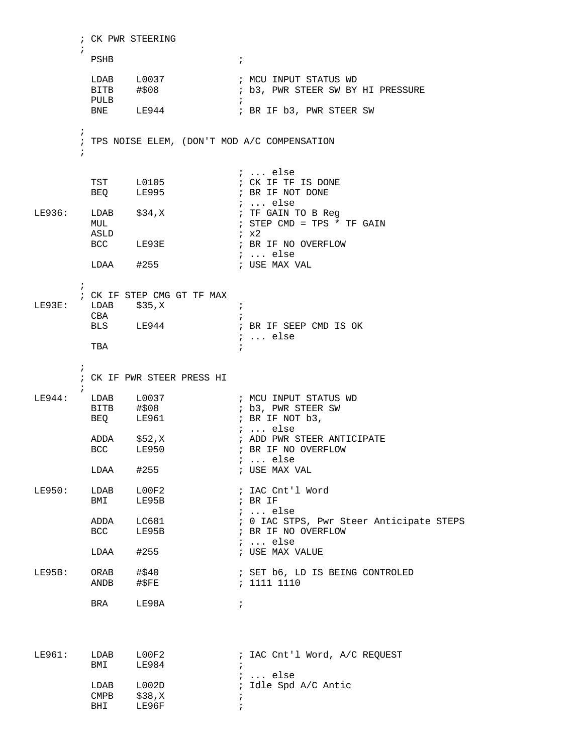```
        ; CK PWR STEERING
        ;
          PSHB                        ;

          LDAB    L0037               ; MCU INPUT STATUS WD
          BITB    #$08                ; b3, PWR STEER SW BY HI PRESSURE
          PULB                        ;
          BNE     LE944               ; BR IF b3, PWR STEER SW

        ;
        ; TPS NOISE ELEM, (DON'T MOD A/C COMPENSATION
        ;

                                      ; ... else
          TST     L0105               ; CK IF TF IS DONE
          BEQ     LE995               ; BR IF NOT DONE
                                      ; ... else
LE936:    LDAB    $34,X               ; TF GAIN TO B Reg
          MUL                         ; STEP CMD = TPS * TF GAIN
          ASLD                        ; x2
          BCC     LE93E               ; BR IF NO OVERFLOW
                                      ; ... else
          LDAA    #255                ; USE MAX VAL

        ;
        ; CK IF STEP CMG GT TF MAX
LE93E:    LDAB    $35,X               ;
          CBA                         ;
          BLS     LE944               ; BR IF SEEP CMD IS OK
                                      ; ... else
          TBA                         ;

        ;
        ; CK IF PWR STEER PRESS HI
        ;
LE944:    LDAB    L0037               ; MCU INPUT STATUS WD
          BITB    #$08                ; b3, PWR STEER SW
          BEQ     LE961               ; BR IF NOT b3,
                                      ; ... else
          ADDA    $52,X               ; ADD PWR STEER ANTICIPATE
          BCC     LE950               ; BR IF NO OVERFLOW
                                      ; ... else
          LDAA    #255                ; USE MAX VAL

LE950:    LDAB    L00F2               ; IAC Cnt'l Word
          BMI     LE95B               ; BR IF
                                      ; ... else
          ADDA    LC681               ; 0 IAC STPS, Pwr Steer Anticipate STEPS
          BCC     LE95B               ; BR IF NO OVERFLOW
                                      ; ... else
          LDAA    #255                ; USE MAX VALUE

LE95B:    ORAB    #$40                ; SET b6, LD IS BEING CONTROLED
          ANDB    #$FE                ; 1111 1110

          BRA     LE98A               ;



LE961:    LDAB    L00F2               ; IAC Cnt'l Word, A/C REQUEST
          BMI     LE984               ;
                                      ; ... else
          LDAB    L002D               ; Idle Spd A/C Antic
          CMPB    $38,X               ;
          BHI     LE96F               ;
```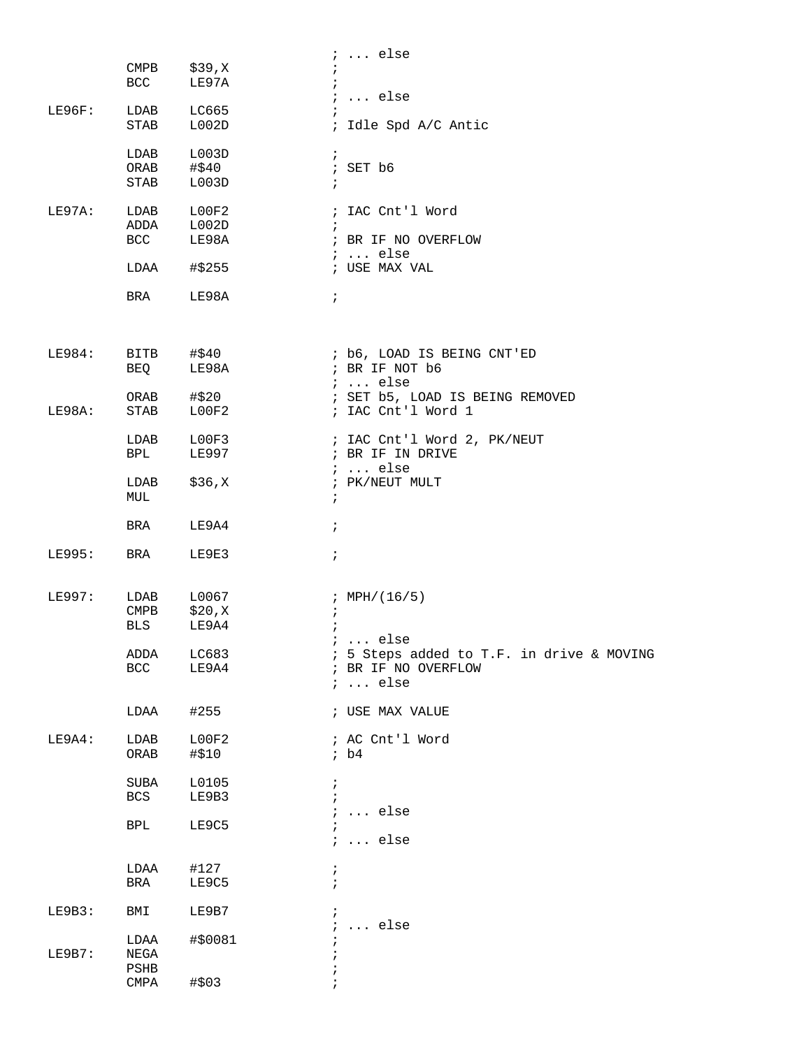```
                                        ; ... else
         CMPB    $39,X                  ;
         BCC     LE97A                  ;
                                        ; ... else
LE96F:   LDAB    LC665                  ;
         STAB    L002D                  ; Idle Spd A/C Antic

         LDAB    L003D                  ;
         ORAB    #$40                   ; SET b6
         STAB    L003D                  ;

LE97A:   LDAB    L00F2                  ; IAC Cnt'l Word
         ADDA    L002D                  ;
         BCC     LE98A                  ; BR IF NO OVERFLOW
                                        ; ... else
         LDAA    #$255                  ; USE MAX VAL

         BRA     LE98A                  ;



LE984:   BITB    #$40                   ; b6, LOAD IS BEING CNT'ED
         BEQ     LE98A                  ; BR IF NOT b6
                                        ; ... else
         ORAB    #$20                   ; SET b5, LOAD IS BEING REMOVED
LE98A:   STAB    L00F2                  ; IAC Cnt'l Word 1

         LDAB    L00F3                  ; IAC Cnt'l Word 2, PK/NEUT
         BPL     LE997                  ; BR IF IN DRIVE
                                        ; ... else
         LDAB    $36,X                  ; PK/NEUT MULT
         MUL                            ;

         BRA     LE9A4                  ;

LE995:   BRA     LE9E3                  ;


LE997:   LDAB    L0067                  ; MPH/(16/5)
         CMPB    $20,X                  ;
         BLS     LE9A4                  ;
                                        ; ... else
         ADDA    LC683                  ; 5 Steps added to T.F. in drive & MOVING
         BCC     LE9A4                  ; BR IF NO OVERFLOW
                                        ; ... else

         LDAA    #255                   ; USE MAX VALUE

LE9A4:   LDAB    L00F2                  ; AC Cnt'l Word
         ORAB    #$10                   ; b4

         SUBA    L0105                  ;
         BCS     LE9B3                  ;
                                        ; ... else
         BPL     LE9C5                  ;
                                        ; ... else

         LDAA    #127                   ;
         BRA     LE9C5                  ;

LE9B3:   BMI     LE9B7                  ;
                                        ; ... else
         LDAA    #$0081                 ;
LE9B7:   NEGA                           ;
         PSHB                           ;
         CMPA    #$03                   ;
```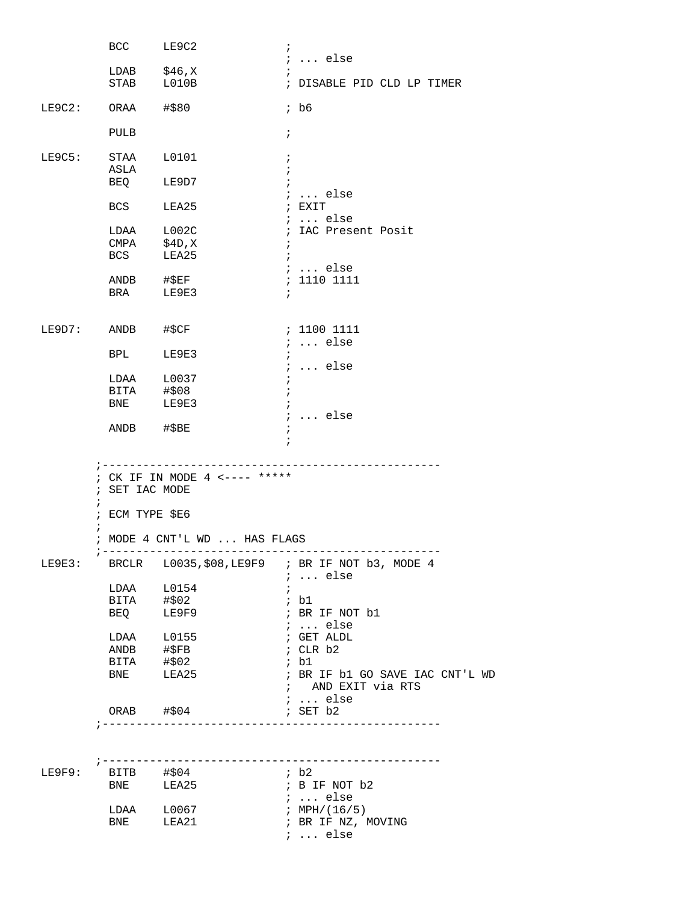```
          BCC     LE9C2             ;
                                    ; ... else
          LDAB    $46,X             ;
          STAB    L010B             ; DISABLE PID CLD LP TIMER

LE9C2:    ORAA    #$80              ; b6

          PULB                      ;

LE9C5:    STAA    L0101             ;
          ASLA                      ;
          BEQ     LE9D7             ;
                                    ; ... else
          BCS     LEA25             ; EXIT
                                    ; ... else
          LDAA    L002C             ; IAC Present Posit
          CMPA    $4D,X             ;
          BCS     LEA25             ;
                                    ; ... else
          ANDB    #$EF              ; 1110 1111
          BRA     LE9E3             ;


LE9D7:    ANDB    #$CF              ; 1100 1111
                                    ; ... else
          BPL     LE9E3             ;
                                    ; ... else
          LDAA    L0037             ;
          BITA    #$08              ;
          BNE     LE9E3             ;
                                    ; ... else
          ANDB    #$BE              ;
                                    ;

        ;--------------------------------------------------
        ; CK IF IN MODE 4 <---- *****
        ; SET IAC MODE
        ;
        ; ECM TYPE $E6
        ;
        ; MODE 4 CNT'L WD ... HAS FLAGS
        ;--------------------------------------------------
LE9E3:    BRCLR   L0035,$08,LE9F9   ; BR IF NOT b3, MODE 4
                                    ; ... else
          LDAA    L0154             ;
          BITA    #$02              ; b1
          BEQ     LE9F9             ; BR IF NOT b1
                                    ; ... else
          LDAA    L0155             ; GET ALDL
          ANDB    #$FB              ; CLR b2
          BITA    #$02              ; b1
          BNE     LEA25             ; BR IF b1 GO SAVE IAC CNT'L WD
                                    ;   AND EXIT via RTS
                                    ; ... else
          ORAB    #$04              ; SET b2
        ;--------------------------------------------------


        ;--------------------------------------------------
LE9F9:    BITB    #$04              ; b2
          BNE     LEA25             ; B IF NOT b2
                                    ; ... else
          LDAA    L0067             ; MPH/(16/5)
          BNE     LEA21             ; BR IF NZ, MOVING
                                    ; ... else
```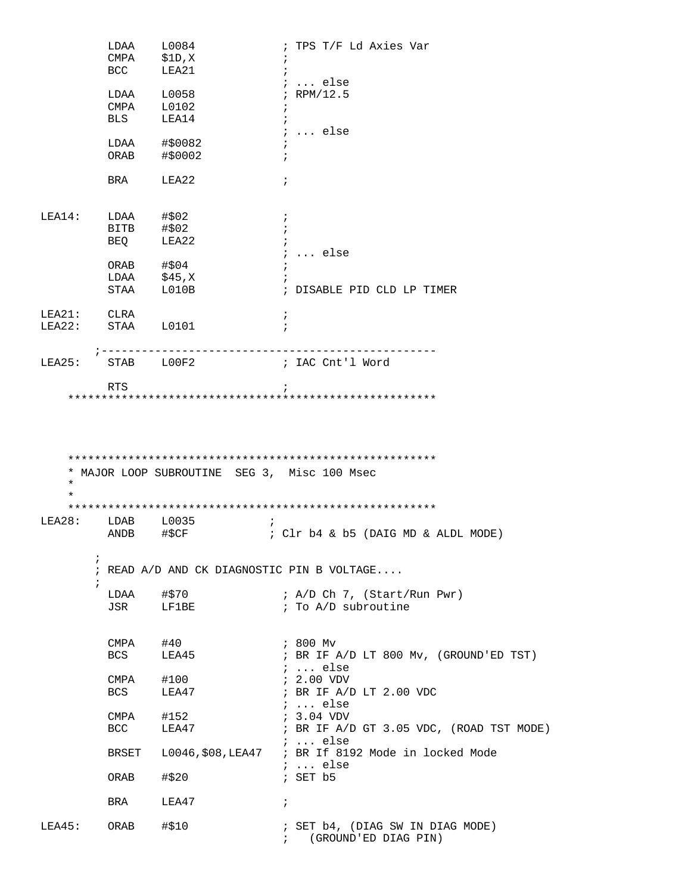```
          LDAA    L0084             ; TPS T/F Ld Axies Var
          CMPA    $1D,X             ;
          BCC     LEA21             ;
                                    ; ... else
          LDAA    L0058             ; RPM/12.5
          CMPA    L0102             ;
          BLS     LEA14             ;
                                    ; ... else
          LDAA    #$0082            ;
          ORAB    #$0002            ;

          BRA     LEA22             ;


LEA14:    LDAA    #$02              ;
          BITB    #$02              ;
          BEQ     LEA22             ;
                                    ; ... else
          ORAB    #$04              ;
          LDAA    $45,X             ;
          STAA    L010B             ; DISABLE PID CLD LP TIMER

LEA21:    CLRA                      ;
LEA22:    STAA    L0101             ;

        ;--------------------------------------------------
LEA25:    STAB    L00F2             ; IAC Cnt'l Word

          RTS                       ;
    ******************************************************





    ******************************************************
    * MAJOR LOOP SUBROUTINE  SEG 3,  Misc 100 Msec
    *
    *
    ******************************************************
LEA28:    LDAB    L0035         ;
          ANDB    #$CF          ; Clr b4 & b5 (DAIG MD & ALDL MODE)

        ;
        ; READ A/D AND CK DIAGNOSTIC PIN B VOLTAGE....
        ;
          LDAA    #$70              ; A/D Ch 7, (Start/Run Pwr)
          JSR     LF1BE             ; To A/D subroutine


          CMPA    #40               ; 800 Mv
          BCS     LEA45             ; BR IF A/D LT 800 Mv, (GROUND'ED TST)
                                    ; ... else
          CMPA    #100              ; 2.00 VDV
          BCS     LEA47             ; BR IF A/D LT 2.00 VDC
                                    ; ... else
          CMPA    #152              ; 3.04 VDV
          BCC     LEA47             ; BR IF A/D GT 3.05 VDC, (ROAD TST MODE)
                                    ; ... else
          BRSET   L0046,$08,LEA47   ; BR If 8192 Mode in locked Mode
                                    ; ... else
          ORAB    #$20              ; SET b5

          BRA     LEA47             ;

LEA45:    ORAB    #$10              ; SET b4, (DIAG SW IN DIAG MODE)
                                    ;   (GROUND'ED DIAG PIN)
```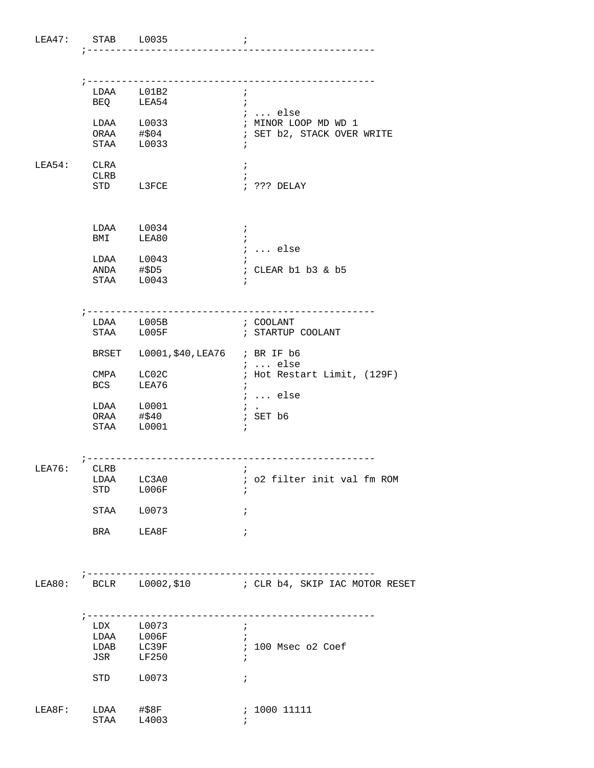```
LEA47:    STAB    L0035              ;
        ;-------------------------------------------------


        ;-------------------------------------------------
          LDAA    L01B2              ;
          BEQ     LEA54              ;
                                     ; ... else
          LDAA    L0033              ; MINOR LOOP MD WD 1
          ORAA    #$04               ; SET b2, STACK OVER WRITE
          STAA    L0033              ;

LEA54:    CLRA                       ;
          CLRB                       ;
          STD     L3FCE              ; ??? DELAY



          LDAA    L0034              ;
          BMI     LEA80              ;
                                     ; ... else
          LDAA    L0043              ;
          ANDA    #$D5               ; CLEAR b1 b3 & b5
          STAA    L0043              ;


        ;-------------------------------------------------
          LDAA    L005B              ; COOLANT
          STAA    L005F              ; STARTUP COOLANT

          BRSET   L0001,$40,LEA76    ; BR IF b6
                                     ; ... else
          CMPA    LC02C              ; Hot Restart Limit, (129F)
          BCS     LEA76              ;
                                     ; ... else
          LDAA    L0001              ; .
          ORAA    #$40               ; SET b6
          STAA    L0001              ;


        ;-------------------------------------------------
LEA76:    CLRB                       ;
          LDAA    LC3A0              ; o2 filter init val fm ROM
          STD     L006F              ;

          STAA    L0073              ;

          BRA     LEA8F              ;



        ;-------------------------------------------------
LEA80:    BCLR    L0002,$10          ; CLR b4, SKIP IAC MOTOR RESET


        ;-------------------------------------------------
          LDX     L0073              ;
          LDAA    L006F              ;
          LDAB    LC39F              ; 100 Msec o2 Coef
          JSR     LF250              ;

          STD     L0073              ;


LEA8F:    LDAA    #$8F               ; 1000 11111
          STAA    L4003              ;
```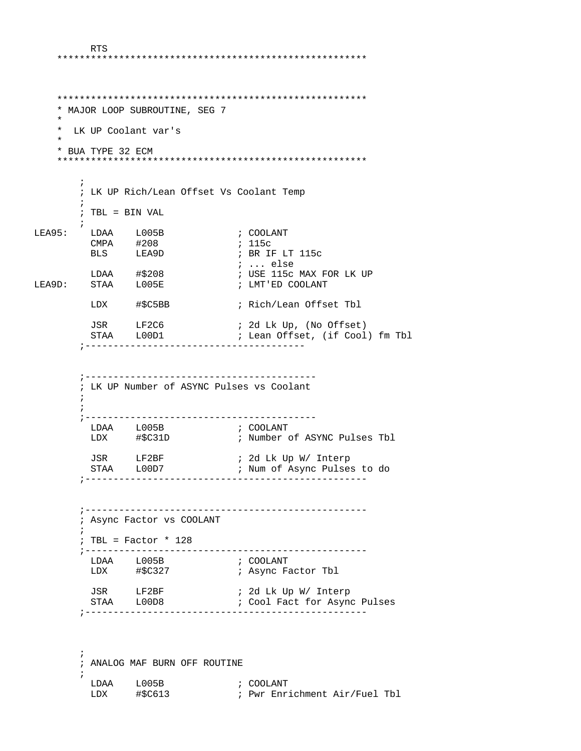```
        RTS
    *****************************************************



    *****************************************************
    * MAJOR LOOP SUBROUTINE, SEG 7
    *
    *  LK UP Coolant var's
    *
    * BUA TYPE 32 ECM
    *****************************************************

        ;
        ; LK UP Rich/Lean Offset Vs Coolant Temp
        ;
        ; TBL = BIN VAL
        ;
LEA95:    LDAA    L005B              ; COOLANT
          CMPA    #208               ; 115c
          BLS     LEA9D              ; BR IF LT 115c
                                     ; ... else
          LDAA    #$208              ; USE 115c MAX FOR LK UP
LEA9D:    STAA    L005E              ; LMT'ED COOLANT

          LDX     #$C5BB             ; Rich/Lean Offset Tbl

          JSR     LF2C6              ; 2d Lk Up, (No Offset)
          STAA    L00D1              ; Lean Offset, (if Cool) fm Tbl
        ;---------------------------------------


        ;-----------------------------------------
        ; LK UP Number of ASYNC Pulses vs Coolant
        ;
        ;
        ;-----------------------------------------
          LDAA    L005B              ; COOLANT
          LDX     #$C31D             ; Number of ASYNC Pulses Tbl

          JSR     LF2BF              ; 2d Lk Up W/ Interp
          STAA    L00D7              ; Num of Async Pulses to do
        ;-------------------------------------------------


        ;-------------------------------------------------
        ; Async Factor vs COOLANT
        ;
        ; TBL = Factor * 128
        ;-------------------------------------------------
          LDAA    L005B              ; COOLANT
          LDX     #$C327             ; Async Factor Tbl

          JSR     LF2BF              ; 2d Lk Up W/ Interp
          STAA    L00D8              ; Cool Fact for Async Pulses
        ;-------------------------------------------------



        ;
        ; ANALOG MAF BURN OFF ROUTINE
        ;
          LDAA    L005B              ; COOLANT
          LDX     #$C613             ; Pwr Enrichment Air/Fuel Tbl
```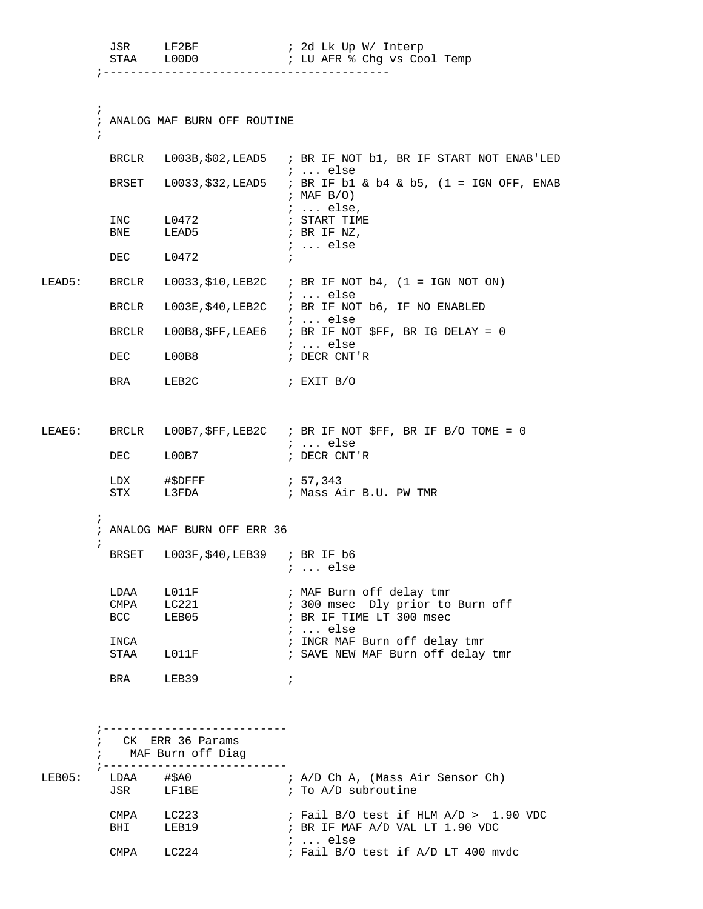```
          JSR     LF2BF             ; 2d Lk Up W/ Interp
          STAA    L00D0             ; LU AFR % Chg vs Cool Temp
        ;-----------------------------------------


        ;
        ; ANALOG MAF BURN OFF ROUTINE
        ;

          BRCLR   L003B,$02,LEAD5   ; BR IF NOT b1, BR IF START NOT ENAB'LED
                                    ; ... else
          BRSET   L0033,$32,LEAD5   ; BR IF b1 & b4 & b5, (1 = IGN OFF, ENAB
                                    ; MAF B/O)
                                    ; ... else,
          INC     L0472             ; START TIME
          BNE     LEAD5             ; BR IF NZ,
                                    ; ... else
          DEC     L0472             ;

LEAD5:    BRCLR   L0033,$10,LEB2C   ; BR IF NOT b4, (1 = IGN NOT ON)
                                    ; ... else
          BRCLR   L003E,$40,LEB2C   ; BR IF NOT b6, IF NO ENABLED
                                    ; ... else
          BRCLR   L00B8,$FF,LEAE6   ; BR IF NOT $FF, BR IG DELAY = 0
                                    ; ... else
          DEC     L00B8             ; DECR CNT'R

          BRA     LEB2C             ; EXIT B/O



LEAE6:    BRCLR   L00B7,$FF,LEB2C   ; BR IF NOT $FF, BR IF B/O TOME = 0
                                    ; ... else
          DEC     L00B7             ; DECR CNT'R

          LDX     #$DFFF            ; 57,343
          STX     L3FDA             ; Mass Air B.U. PW TMR

        ;
        ; ANALOG MAF BURN OFF ERR 36
        ;
          BRSET   L003F,$40,LEB39   ; BR IF b6
                                    ; ... else

          LDAA    L011F             ; MAF Burn off delay tmr
          CMPA    LC221             ; 300 msec  Dly prior to Burn off
          BCC     LEB05             ; BR IF TIME LT 300 msec
                                    ; ... else
          INCA                      ; INCR MAF Burn off delay tmr
          STAA    L011F             ; SAVE NEW MAF Burn off delay tmr

          BRA     LEB39             ;



        ;---------------------------
        ;   CK  ERR 36 Params
        ;    MAF Burn off Diag
        ;---------------------------
LEB05:    LDAA    #$A0              ; A/D Ch A, (Mass Air Sensor Ch)
          JSR     LF1BE             ; To A/D subroutine

          CMPA    LC223             ; Fail B/O test if HLM A/D >  1.90 VDC
          BHI     LEB19             ; BR IF MAF A/D VAL LT 1.90 VDC
                                    ; ... else
          CMPA    LC224             ; Fail B/O test if A/D LT 400 mvdc
```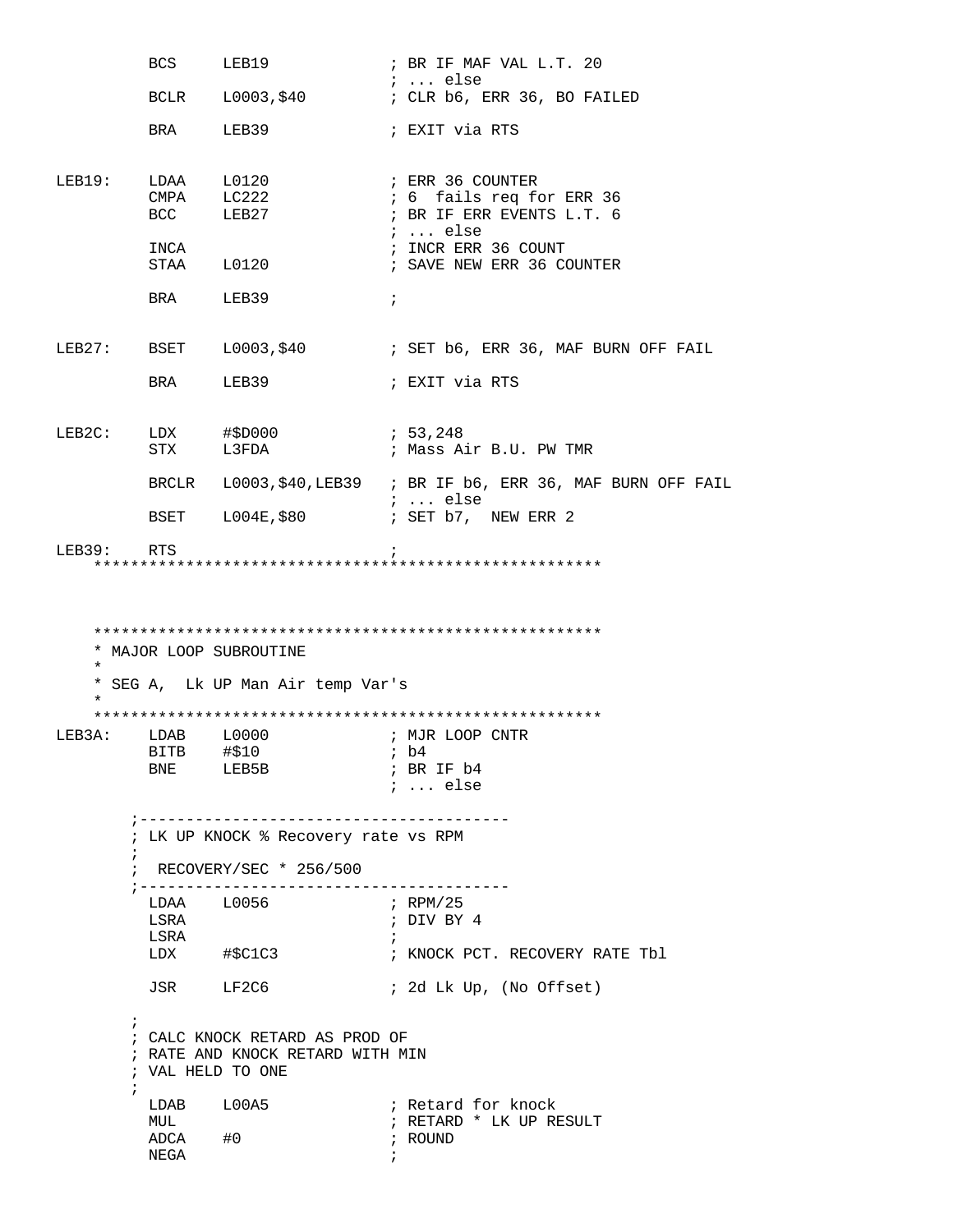```
        BCS     LEB19             ; BR IF MAF VAL L.T. 20
                                  ; ... else
        BCLR    L0003,$40         ; CLR b6, ERR 36, BO FAILED

        BRA     LEB39             ; EXIT via RTS


LEB19:  LDAA    L0120             ; ERR 36 COUNTER
        CMPA    LC222             ; 6  fails req for ERR 36
        BCC     LEB27             ; BR IF ERR EVENTS L.T. 6
                                  ; ... else
        INCA                      ; INCR ERR 36 COUNT
        STAA    L0120             ; SAVE NEW ERR 36 COUNTER

        BRA     LEB39             ;


LEB27:  BSET    L0003,$40         ; SET b6, ERR 36, MAF BURN OFF FAIL

        BRA     LEB39             ; EXIT via RTS


LEB2C:  LDX     #$D000            ; 53,248
        STX     L3FDA             ; Mass Air B.U. PW TMR

        BRCLR   L0003,$40,LEB39   ; BR IF b6, ERR 36, MAF BURN OFF FAIL
                                  ; ... else
        BSET    L004E,$80         ; SET b7,  NEW ERR 2

LEB39:  RTS                       ;
    ******************************************************



    ******************************************************
    * MAJOR LOOP SUBROUTINE
    *
    * SEG A,  Lk UP Man Air temp Var's
    *
    ******************************************************
LEB3A:  LDAB    L0000             ; MJR LOOP CNTR
        BITB    #$10              ; b4
        BNE     LEB5B             ; BR IF b4
                                  ; ... else

      ;----------------------------------------
      ; LK UP KNOCK % Recovery rate vs RPM
      ;
      ;  RECOVERY/SEC * 256/500
      ;----------------------------------------
        LDAA    L0056             ; RPM/25
        LSRA                      ; DIV BY 4
        LSRA                      ;
        LDX     #$C1C3            ; KNOCK PCT. RECOVERY RATE Tbl

        JSR     LF2C6             ; 2d Lk Up, (No Offset)

      ;
      ; CALC KNOCK RETARD AS PROD OF
      ; RATE AND KNOCK RETARD WITH MIN
      ; VAL HELD TO ONE
      ;
        LDAB    L00A5             ; Retard for knock
        MUL                       ; RETARD * LK UP RESULT
        ADCA    #0                ; ROUND
        NEGA                      ;
```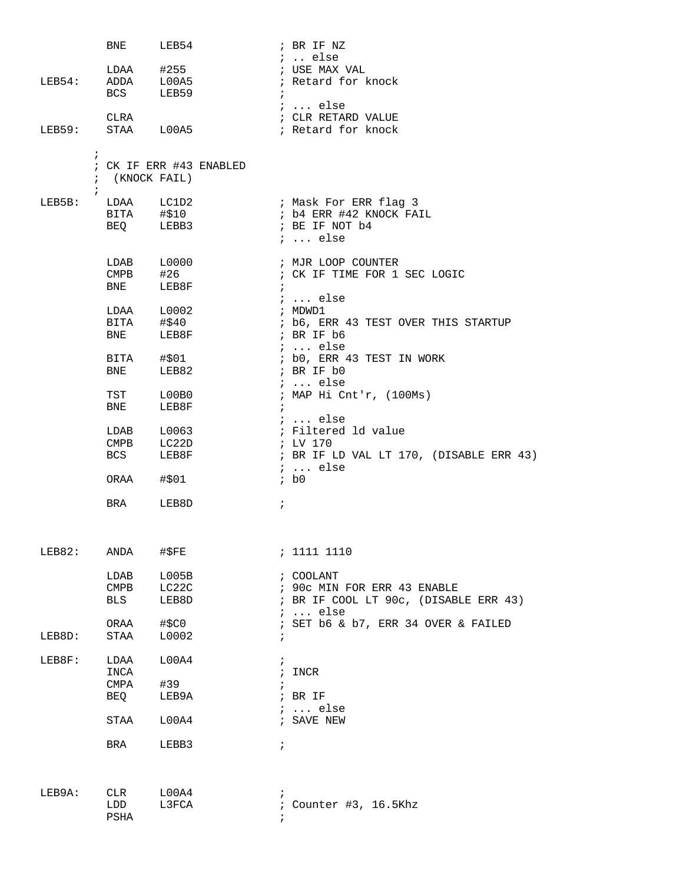```
          BNE     LEB54             ; BR IF NZ
                                    ; .. else
          LDAA    #255              ; USE MAX VAL
LEB54:    ADDA    L00A5             ; Retard for knock
          BCS     LEB59             ;
                                    ; ... else
          CLRA                      ; CLR RETARD VALUE
LEB59:    STAA    L00A5             ; Retard for knock

        ;
        ; CK IF ERR #43 ENABLED
        ;  (KNOCK FAIL)
        ;
LEB5B:    LDAA    LC1D2             ; Mask For ERR flag 3
          BITA    #$10              ; b4 ERR #42 KNOCK FAIL
          BEQ     LEBB3             ; BE IF NOT b4
                                    ; ... else

          LDAB    L0000             ; MJR LOOP COUNTER
          CMPB    #26               ; CK IF TIME FOR 1 SEC LOGIC
          BNE     LEB8F             ;
                                    ; ... else
          LDAA    L0002             ; MDWD1
          BITA    #$40              ; b6, ERR 43 TEST OVER THIS STARTUP
          BNE     LEB8F             ; BR IF b6
                                    ; ... else
          BITA    #$01              ; b0, ERR 43 TEST IN WORK
          BNE     LEB82             ; BR IF b0
                                    ; ... else
          TST     L00B0             ; MAP Hi Cnt'r, (100Ms)
          BNE     LEB8F             ;
                                    ; ... else
          LDAB    L0063             ; Filtered ld value
          CMPB    LC22D             ; LV 170
          BCS     LEB8F             ; BR IF LD VAL LT 170, (DISABLE ERR 43)
                                    ; ... else
          ORAA    #$01              ; b0

          BRA     LEB8D             ;



LEB82:    ANDA    #$FE              ; 1111 1110

          LDAB    L005B             ; COOLANT
          CMPB    LC22C             ; 90c MIN FOR ERR 43 ENABLE
          BLS     LEB8D             ; BR IF COOL LT 90c, (DISABLE ERR 43)
                                    ; ... else
          ORAA    #$C0              ; SET b6 & b7, ERR 34 OVER & FAILED
LEB8D:    STAA    L0002             ;

LEB8F:    LDAA    L00A4             ;
          INCA                      ; INCR
          CMPA    #39               ;
          BEQ     LEB9A             ; BR IF
                                    ; ... else
          STAA    L00A4             ; SAVE NEW

          BRA     LEBB3             ;



LEB9A:    CLR     L00A4             ;
          LDD     L3FCA             ; Counter #3, 16.5Khz
          PSHA                      ;
```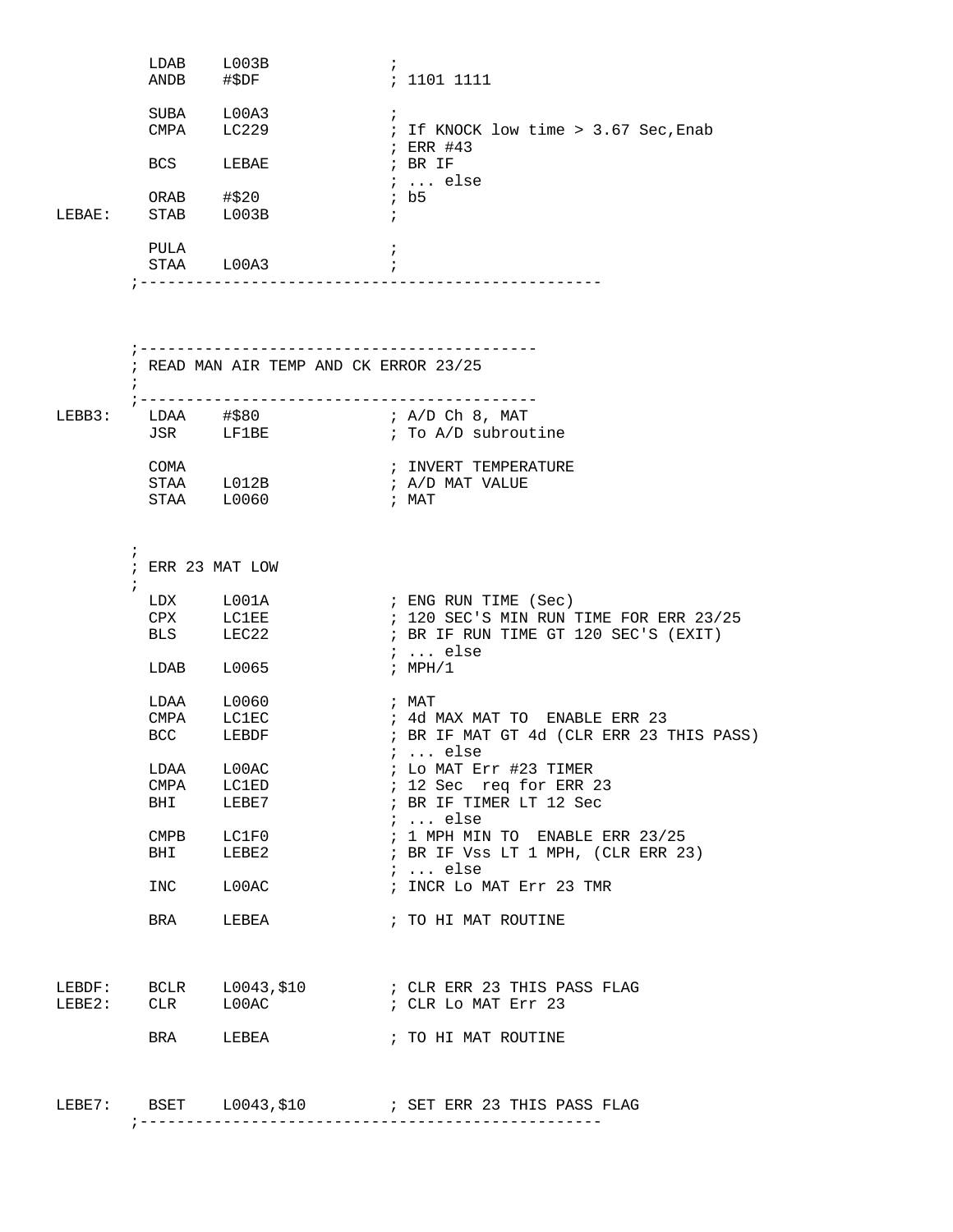```
          LDAB    L003B              ;
          ANDB    #$DF               ; 1101 1111

          SUBA    L00A3              ;
          CMPA    LC229              ; If KNOCK low time > 3.67 Sec,Enab
                                     ; ERR #43
          BCS     LEBAE              ; BR IF
                                     ; ... else
          ORAB    #$20               ; b5
LEBAE:    STAB    L003B              ;

          PULA                       ;
          STAA    L00A3              ;
        ;--------------------------------------------------



        ;--------------------------------------------
        ; READ MAN AIR TEMP AND CK ERROR 23/25
        ;
        ;--------------------------------------------
LEBB3:    LDAA    #$80               ; A/D Ch 8, MAT
          JSR     LF1BE              ; To A/D subroutine

          COMA                       ; INVERT TEMPERATURE
          STAA    L012B              ; A/D MAT VALUE
          STAA    L0060              ; MAT


        ;
        ; ERR 23 MAT LOW
        ;
          LDX     L001A              ; ENG RUN TIME (Sec)
          CPX     LC1EE              ; 120 SEC'S MIN RUN TIME FOR ERR 23/25
          BLS     LEC22              ; BR IF RUN TIME GT 120 SEC'S (EXIT)
                                     ; ... else
          LDAB    L0065              ; MPH/1

          LDAA    L0060              ; MAT
          CMPA    LC1EC              ; 4d MAX MAT TO  ENABLE ERR 23
          BCC     LEBDF              ; BR IF MAT GT 4d (CLR ERR 23 THIS PASS)
                                     ; ... else
          LDAA    L00AC              ; Lo MAT Err #23 TIMER
          CMPA    LC1ED              ; 12 Sec  req for ERR 23
          BHI     LEBE7              ; BR IF TIMER LT 12 Sec
                                     ; ... else
          CMPB    LC1F0              ; 1 MPH MIN TO  ENABLE ERR 23/25
          BHI     LEBE2              ; BR IF Vss LT 1 MPH, (CLR ERR 23)
                                     ; ... else
          INC     L00AC              ; INCR Lo MAT Err 23 TMR

          BRA     LEBEA              ; TO HI MAT ROUTINE



LEBDF:    BCLR    L0043,$10          ; CLR ERR 23 THIS PASS FLAG
LEBE2:    CLR     L00AC              ; CLR Lo MAT Err 23

          BRA     LEBEA              ; TO HI MAT ROUTINE



LEBE7:    BSET    L0043,$10          ; SET ERR 23 THIS PASS FLAG
        ;--------------------------------------------------
```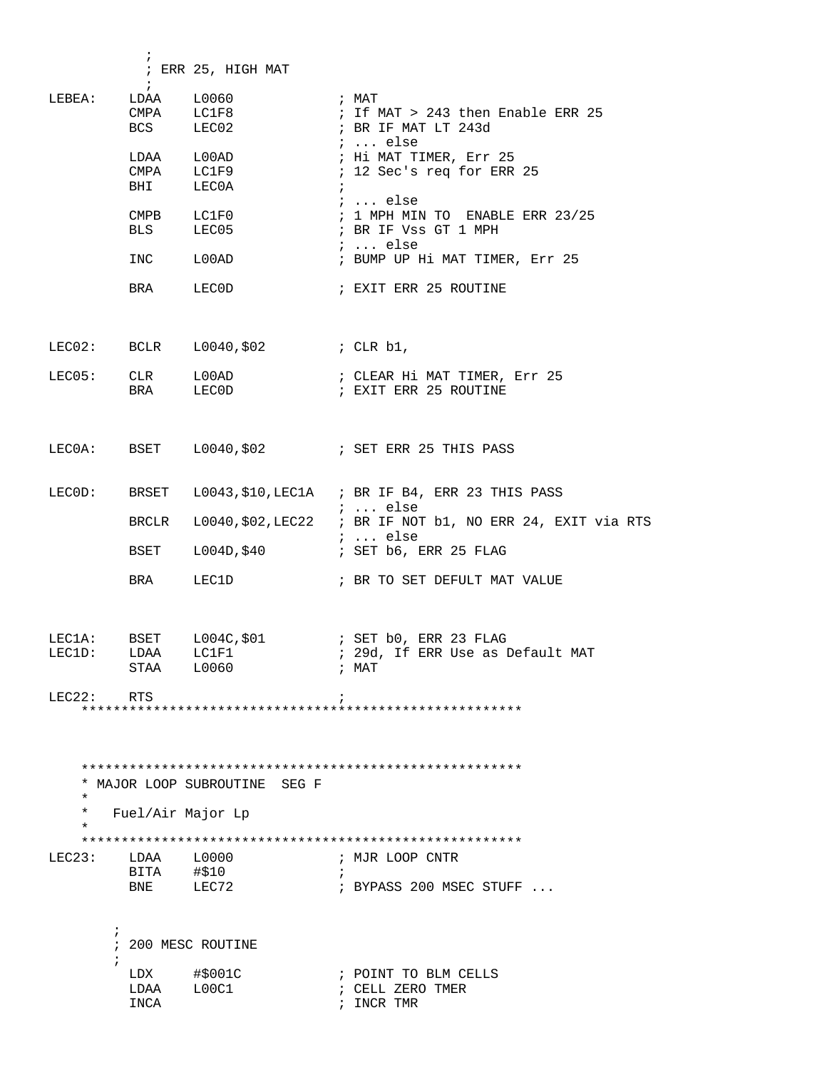```
            ;
            ; ERR 25, HIGH MAT
            ;
LEBEA:    LDAA    L0060             ; MAT
          CMPA    LC1F8             ; If MAT > 243 then Enable ERR 25
          BCS     LEC02             ; BR IF MAT LT 243d
                                    ; ... else
          LDAA    L00AD             ; Hi MAT TIMER, Err 25
          CMPA    LC1F9             ; 12 Sec's req for ERR 25
          BHI     LEC0A             ;
                                    ; ... else
          CMPB    LC1F0             ; 1 MPH MIN TO  ENABLE ERR 23/25
          BLS     LEC05             ; BR IF Vss GT 1 MPH
                                    ; ... else
          INC     L00AD             ; BUMP UP Hi MAT TIMER, Err 25

          BRA     LEC0D             ; EXIT ERR 25 ROUTINE



LEC02:    BCLR    L0040,$02         ; CLR b1,

LEC05:    CLR     L00AD             ; CLEAR Hi MAT TIMER, Err 25
          BRA     LEC0D             ; EXIT ERR 25 ROUTINE



LEC0A:    BSET    L0040,$02         ; SET ERR 25 THIS PASS


LEC0D:    BRSET   L0043,$10,LEC1A   ; BR IF B4, ERR 23 THIS PASS
                                    ; ... else
          BRCLR   L0040,$02,LEC22   ; BR IF NOT b1, NO ERR 24, EXIT via RTS
                                    ; ... else
          BSET    L004D,$40         ; SET b6, ERR 25 FLAG

          BRA     LEC1D             ; BR TO SET DEFULT MAT VALUE



LEC1A:    BSET    L004C,$01         ; SET b0, ERR 23 FLAG
LEC1D:    LDAA    LC1F1             ; 29d, If ERR Use as Default MAT
          STAA    L0060             ; MAT

LEC22:    RTS                       ;
     *******************************************************




     *******************************************************
     * MAJOR LOOP SUBROUTINE  SEG F
     *
     *   Fuel/Air Major Lp
     *
     *******************************************************
LEC23:    LDAA    L0000             ; MJR LOOP CNTR
          BITA    #$10              ;
          BNE     LEC72             ; BYPASS 200 MSEC STUFF ...


        ;
        ; 200 MESC ROUTINE
        ;
          LDX     #$001C            ; POINT TO BLM CELLS
          LDAA    L00C1             ; CELL ZERO TMER
          INCA                      ; INCR TMR
```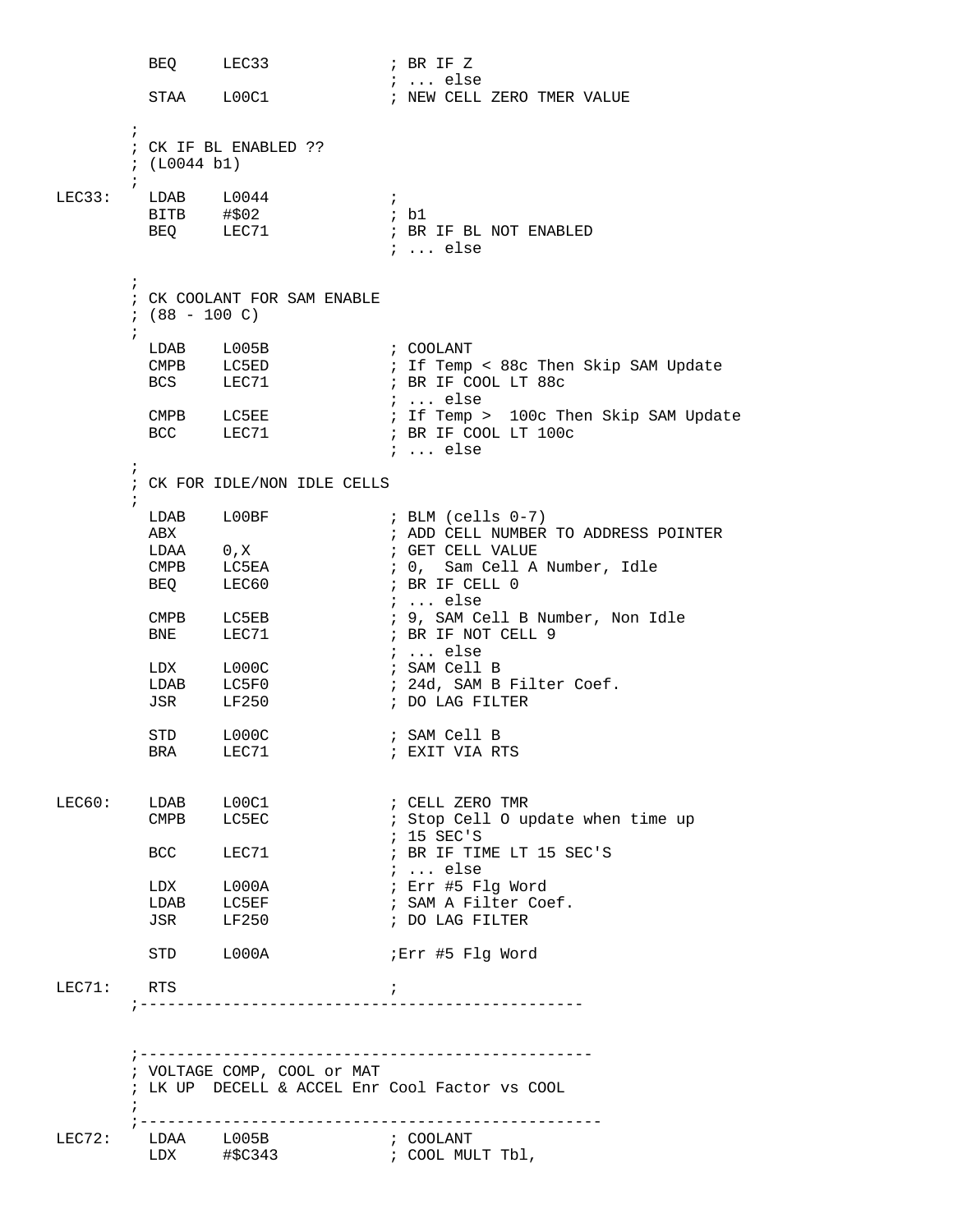```
          BEQ     LEC33             ; BR IF Z
                                    ; ... else
          STAA    L00C1             ; NEW CELL ZERO TMER VALUE

        ;
        ; CK IF BL ENABLED ??
        ; (L0044 b1)
        ;
LEC33:    LDAB    L0044             ;
          BITB    #$02              ; b1
          BEQ     LEC71             ; BR IF BL NOT ENABLED
                                    ; ... else

        ;
        ; CK COOLANT FOR SAM ENABLE
        ; (88 - 100 C)
        ;
          LDAB    L005B             ; COOLANT
          CMPB    LC5ED             ; If Temp < 88c Then Skip SAM Update
          BCS     LEC71             ; BR IF COOL LT 88c
                                    ; ... else
          CMPB    LC5EE             ; If Temp >  100c Then Skip SAM Update
          BCC     LEC71             ; BR IF COOL LT 100c
                                    ; ... else
        ;
        ; CK FOR IDLE/NON IDLE CELLS
        ;
          LDAB    L00BF             ; BLM (cells 0-7)
          ABX                       ; ADD CELL NUMBER TO ADDRESS POINTER
          LDAA    0,X               ; GET CELL VALUE
          CMPB    LC5EA             ; 0,  Sam Cell A Number, Idle
          BEQ     LEC60             ; BR IF CELL 0
                                    ; ... else
          CMPB    LC5EB             ; 9, SAM Cell B Number, Non Idle
          BNE     LEC71             ; BR IF NOT CELL 9
                                    ; ... else
          LDX     L000C             ; SAM Cell B
          LDAB    LC5F0             ; 24d, SAM B Filter Coef.
          JSR     LF250             ; DO LAG FILTER

          STD     L000C             ; SAM Cell B
          BRA     LEC71             ; EXIT VIA RTS


LEC60:    LDAB    L00C1             ; CELL ZERO TMR
          CMPB    LC5EC             ; Stop Cell 0 update when time up
                                    ; 15 SEC'S
          BCC     LEC71             ; BR IF TIME LT 15 SEC'S
                                    ; ... else
          LDX     L000A             ; Err #5 Flg Word
          LDAB    LC5EF             ; SAM A Filter Coef.
          JSR     LF250             ; DO LAG FILTER

          STD     L000A             ;Err #5 Flg Word

LEC71:    RTS                       ;
        ;-----------------------------------------------



        ;------------------------------------------------
        ; VOLTAGE COMP, COOL or MAT
        ; LK UP  DECELL & ACCEL Enr Cool Factor vs COOL
        ;
        ;--------------------------------------------------
LEC72:    LDAA    L005B             ; COOLANT
          LDX     #$C343            ; COOL MULT Tbl,
```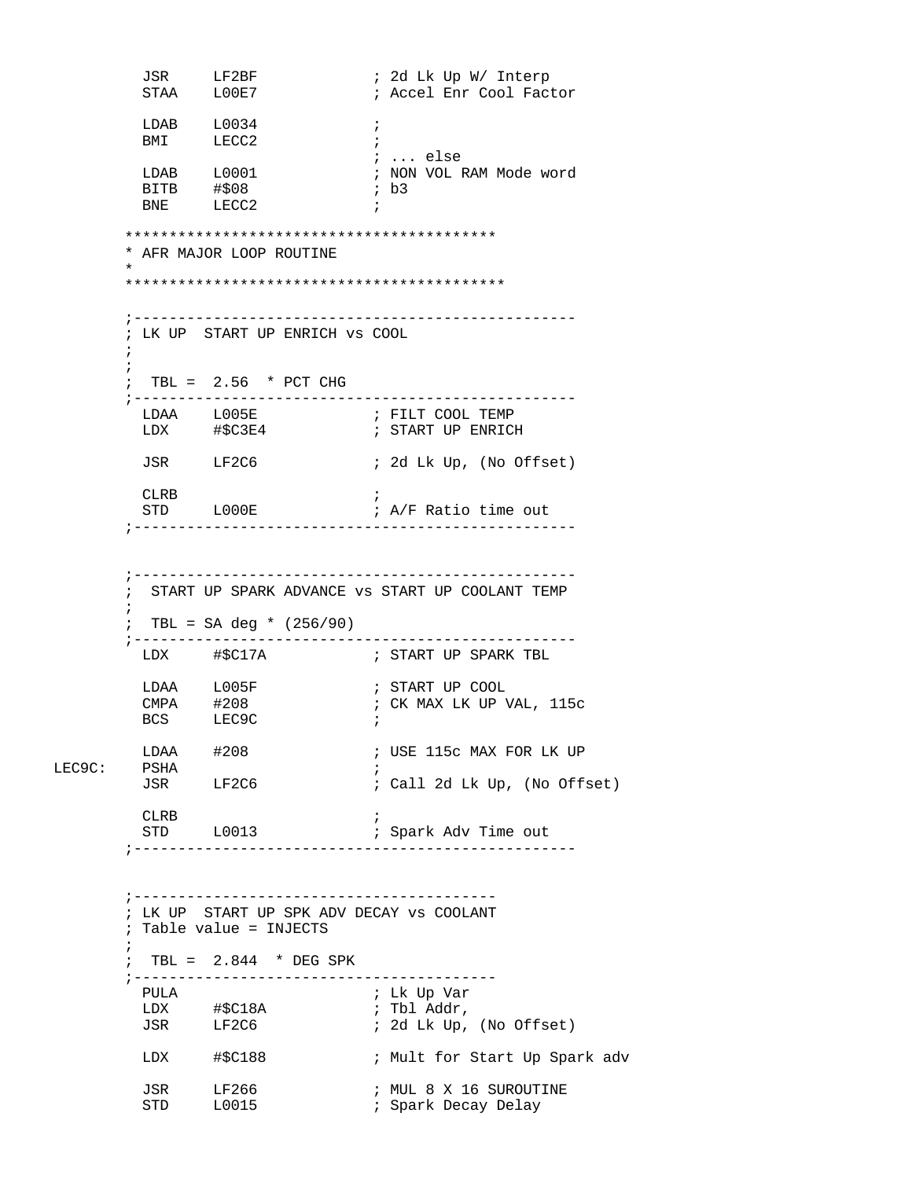```
        JSR     LF2BF             ; 2d Lk Up W/ Interp
        STAA    L00E7             ; Accel Enr Cool Factor

        LDAB    L0034             ;
        BMI     LECC2             ;
                                  ; ... else
        LDAB    L0001             ; NON VOL RAM Mode word
        BITB    #$08              ; b3
        BNE     LECC2             ;

      ******************************************
      * AFR MAJOR LOOP ROUTINE
      *
      *******************************************

      ;--------------------------------------------------
      ; LK UP  START UP ENRICH vs COOL
      ;
      ;
      ;  TBL =  2.56  * PCT CHG
      ;--------------------------------------------------
        LDAA    L005E             ; FILT COOL TEMP
        LDX     #$C3E4            ; START UP ENRICH

        JSR     LF2C6             ; 2d Lk Up, (No Offset)

        CLRB                      ;
        STD     L000E             ; A/F Ratio time out
      ;--------------------------------------------------


      ;--------------------------------------------------
      ;  START UP SPARK ADVANCE vs START UP COOLANT TEMP
      ;
      ;  TBL = SA deg * (256/90)
      ;--------------------------------------------------
        LDX     #$C17A            ; START UP SPARK TBL

        LDAA    L005F             ; START UP COOL
        CMPA    #208              ; CK MAX LK UP VAL, 115c
        BCS     LEC9C             ;

        LDAA    #208              ; USE 115c MAX FOR LK UP
LEC9C:  PSHA                      ;
        JSR     LF2C6             ; Call 2d Lk Up, (No Offset)

        CLRB                      ;
        STD     L0013             ; Spark Adv Time out
      ;--------------------------------------------------


      ;----------------------------------------
      ; LK UP  START UP SPK ADV DECAY vs COOLANT
      ; Table value = INJECTS
      ;
      ;  TBL =  2.844  * DEG SPK
      ;----------------------------------------
        PULA                      ; Lk Up Var
        LDX     #$C18A            ; Tbl Addr,
        JSR     LF2C6             ; 2d Lk Up, (No Offset)

        LDX     #$C188            ; Mult for Start Up Spark adv

        JSR     LF266             ; MUL 8 X 16 SUROUTINE
        STD     L0015             ; Spark Decay Delay
```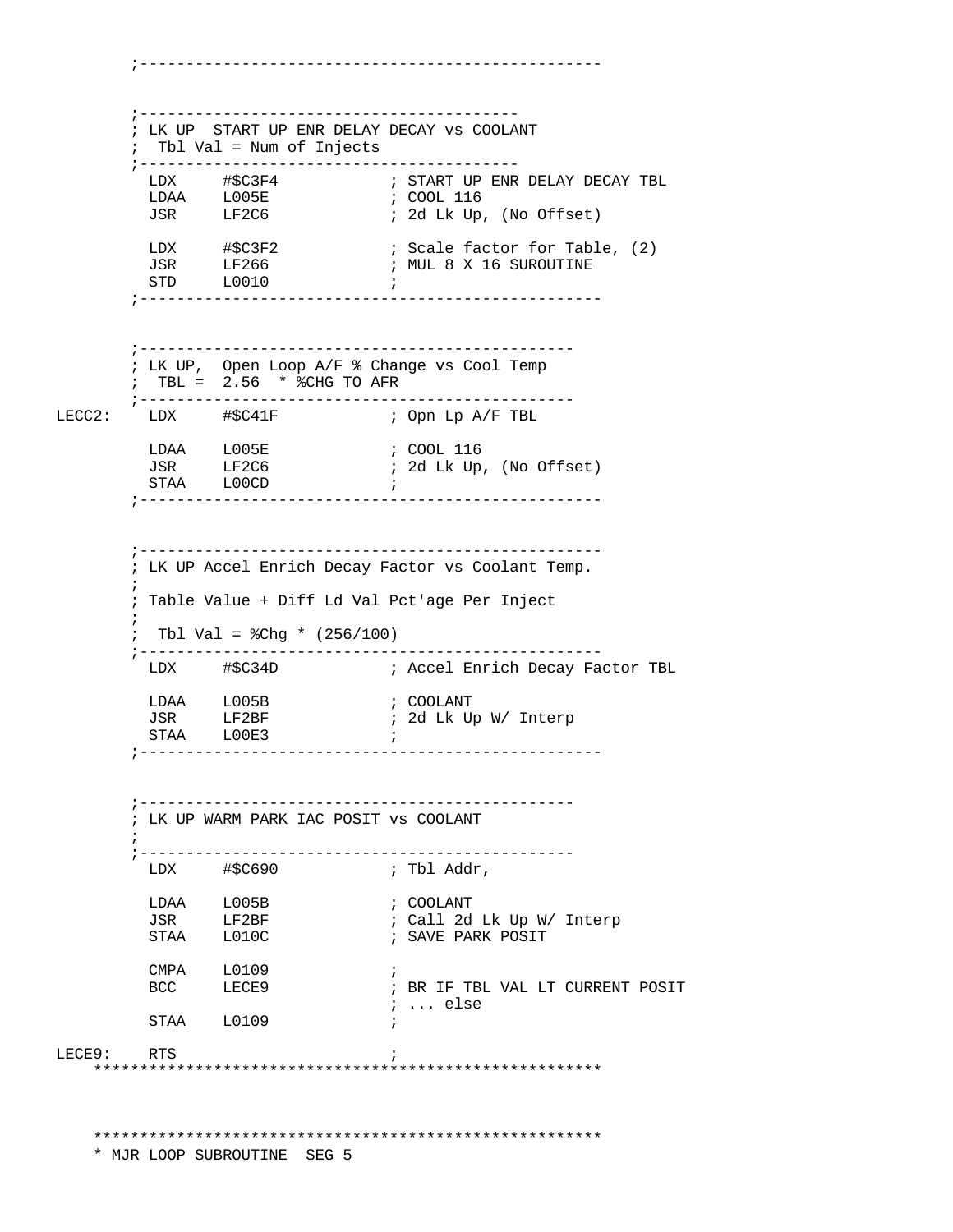```
        ;-------------------------------------------------


        ;-----------------------------------------
        ; LK UP  START UP ENR DELAY DECAY vs COOLANT
        ;  Tbl Val = Num of Injects
        ;-----------------------------------------
          LDX     #$C3F4            ; START UP ENR DELAY DECAY TBL
          LDAA    L005E             ; COOL 116
          JSR     LF2C6             ; 2d Lk Up, (No Offset)

          LDX     #$C3F2            ; Scale factor for Table, (2)
          JSR     LF266             ; MUL 8 X 16 SUROUTINE
          STD     L0010             ;
        ;-------------------------------------------------


        ;----------------------------------------------
        ; LK UP,  Open Loop A/F % Change vs Cool Temp
        ;  TBL =  2.56  * %CHG TO AFR
        ;----------------------------------------------
LECC2:    LDX     #$C41F            ; Opn Lp A/F TBL

          LDAA    L005E             ; COOL 116
          JSR     LF2C6             ; 2d Lk Up, (No Offset)
          STAA    L00CD             ;
        ;-------------------------------------------------


        ;-------------------------------------------------
        ; LK UP Accel Enrich Decay Factor vs Coolant Temp.
        ;
        ; Table Value + Diff Ld Val Pct'age Per Inject
        ;
        ;  Tbl Val = %Chg * (256/100)
        ;-------------------------------------------------
          LDX     #$C34D            ; Accel Enrich Decay Factor TBL

          LDAA    L005B             ; COOLANT
          JSR     LF2BF             ; 2d Lk Up W/ Interp
          STAA    L00E3             ;
        ;-------------------------------------------------


        ;----------------------------------------------
        ; LK UP WARM PARK IAC POSIT vs COOLANT
        ;
        ;----------------------------------------------
          LDX     #$C690            ; Tbl Addr,

          LDAA    L005B             ; COOLANT
          JSR     LF2BF             ; Call 2d Lk Up W/ Interp
          STAA    L010C             ; SAVE PARK POSIT

          CMPA    L0109             ;
          BCC     LECE9             ; BR IF TBL VAL LT CURRENT POSIT
                                    ; ... else
          STAA    L0109             ;

LECE9:    RTS                       ;
    *******************************************************


    *******************************************************
    * MJR LOOP SUBROUTINE  SEG 5
```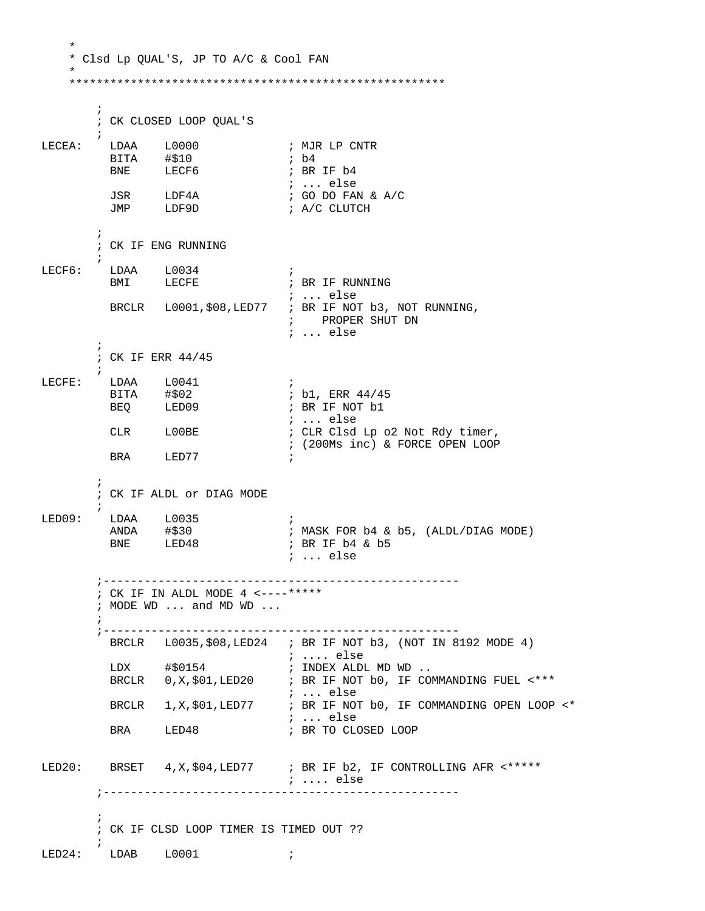```
    *
    * Clsd Lp QUAL'S, JP TO A/C & Cool FAN
    *
    ******************************************************

        ;
        ; CK CLOSED LOOP QUAL'S
        ;
LECEA:    LDAA    L0000             ; MJR LP CNTR
          BITA    #$10              ; b4
          BNE     LECF6             ; BR IF b4
                                    ; ... else
          JSR     LDF4A             ; GO DO FAN & A/C
          JMP     LDF9D             ; A/C CLUTCH

        ;
        ; CK IF ENG RUNNING
        ;
LECF6:    LDAA    L0034             ;
          BMI     LECFE             ; BR IF RUNNING
                                    ; ... else
          BRCLR   L0001,$08,LED77   ; BR IF NOT b3, NOT RUNNING,
                                    ;    PROPER SHUT DN
                                    ; ... else
        ;
        ; CK IF ERR 44/45
        ;
LECFE:    LDAA    L0041             ;
          BITA    #$02              ; b1, ERR 44/45
          BEQ     LED09             ; BR IF NOT b1
                                    ; ... else
          CLR     L00BE             ; CLR Clsd Lp o2 Not Rdy timer,
                                    ; (200Ms inc) & FORCE OPEN LOOP
          BRA     LED77             ;

        ;
        ; CK IF ALDL or DIAG MODE
        ;
LED09:    LDAA    L0035             ;
          ANDA    #$30              ; MASK FOR b4 & b5, (ALDL/DIAG MODE)
          BNE     LED48             ; BR IF b4 & b5
                                    ; ... else

        ;---------------------------------------------------
        ; CK IF IN ALDL MODE 4 <----*****
        ; MODE WD ... and MD WD ...
        ;
        ;---------------------------------------------------
          BRCLR   L0035,$08,LED24   ; BR IF NOT b3, (NOT IN 8192 MODE 4)
                                    ; .... else
          LDX     #$0154            ; INDEX ALDL MD WD ..
          BRCLR   0,X,$01,LED20     ; BR IF NOT b0, IF COMMANDING FUEL <***
                                    ; ... else
          BRCLR   1,X,$01,LED77     ; BR IF NOT b0, IF COMMANDING OPEN LOOP <*
                                    ; ... else
          BRA     LED48             ; BR TO CLOSED LOOP


LED20:    BRSET   4,X,$04,LED77     ; BR IF b2, IF CONTROLLING AFR <*****
                                    ; .... else
        ;---------------------------------------------------

        ;
        ; CK IF CLSD LOOP TIMER IS TIMED OUT ??
        ;
LED24:    LDAB    L0001             ;
```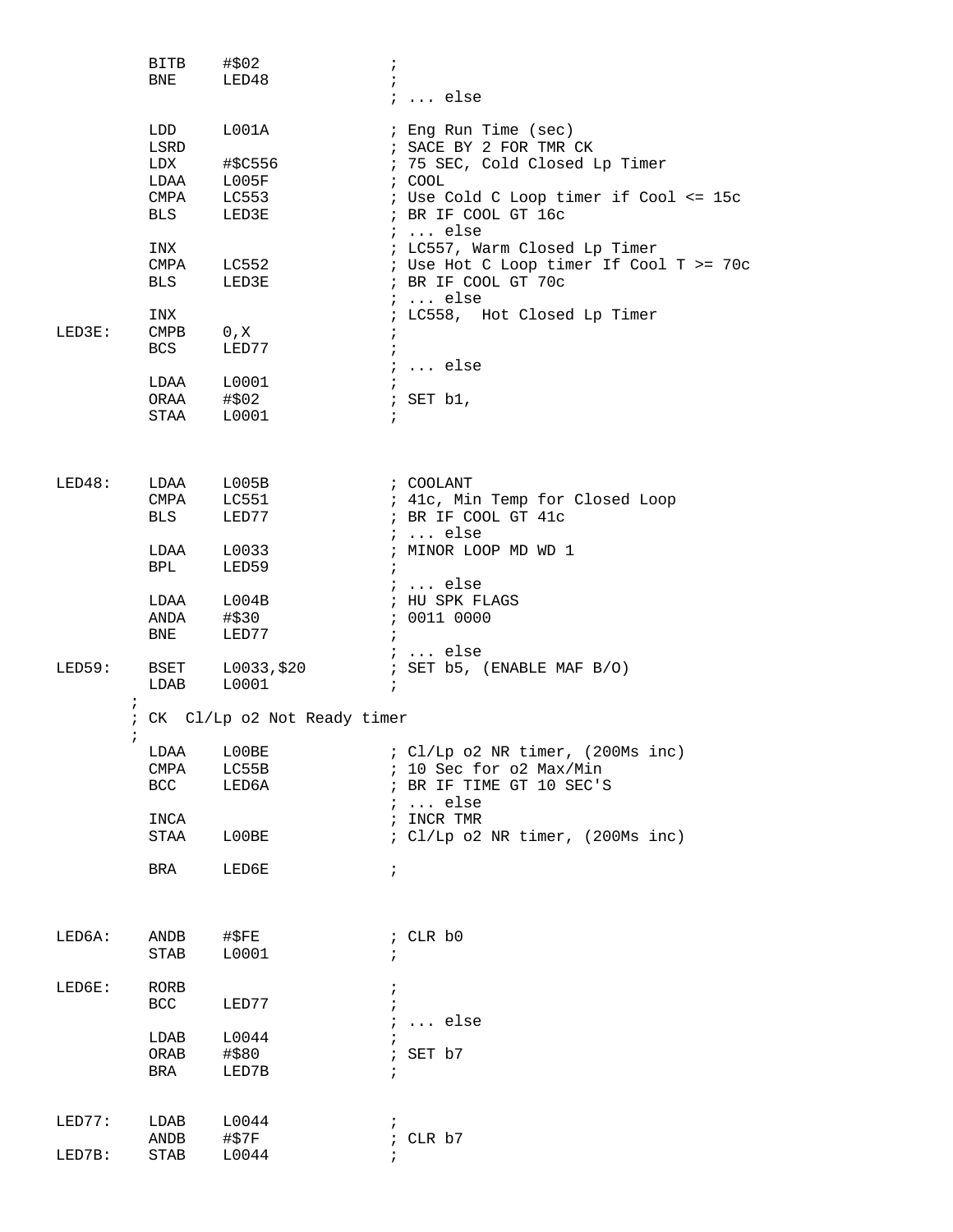```
         BITB    #$02              ;
         BNE     LED48             ;
                                   ; ... else

         LDD     L001A             ; Eng Run Time (sec)
         LSRD                      ; SACE BY 2 FOR TMR CK
         LDX     #$C556            ; 75 SEC, Cold Closed Lp Timer
         LDAA    L005F             ; COOL
         CMPA    LC553             ; Use Cold C Loop timer if Cool <= 15c
         BLS     LED3E             ; BR IF COOL GT 16c
                                   ; ... else
         INX                       ; LC557, Warm Closed Lp Timer
         CMPA    LC552             ; Use Hot C Loop timer If Cool T >= 70c
         BLS     LED3E             ; BR IF COOL GT 70c
                                   ; ... else
         INX                       ; LC558,  Hot Closed Lp Timer
LED3E:   CMPB    0,X               ;
         BCS     LED77             ;
                                   ; ... else
         LDAA    L0001             ;
         ORAA    #$02              ; SET b1,
         STAA    L0001             ;



LED48:   LDAA    L005B             ; COOLANT
         CMPA    LC551             ; 41c, Min Temp for Closed Loop
         BLS     LED77             ; BR IF COOL GT 41c
                                   ; ... else
         LDAA    L0033             ; MINOR LOOP MD WD 1
         BPL     LED59             ;
                                   ; ... else
         LDAA    L004B             ; HU SPK FLAGS
         ANDA    #$30              ; 0011 0000
         BNE     LED77             ;
                                   ; ... else
LED59:   BSET    L0033,$20         ; SET b5, (ENABLE MAF B/O)
         LDAB    L0001             ;
        ;
        ; CK  Cl/Lp o2 Not Ready timer
        ;
         LDAA    L00BE             ; Cl/Lp o2 NR timer, (200Ms inc)
         CMPA    LC55B             ; 10 Sec for o2 Max/Min
         BCC     LED6A             ; BR IF TIME GT 10 SEC'S
                                   ; ... else
         INCA                      ; INCR TMR
         STAA    L00BE             ; Cl/Lp o2 NR timer, (200Ms inc)

         BRA     LED6E             ;



LED6A:   ANDB    #$FE              ; CLR b0
         STAB    L0001             ;

LED6E:   RORB                      ;
         BCC     LED77             ;
                                   ; ... else
         LDAB    L0044             ;
         ORAB    #$80              ; SET b7
         BRA     LED7B             ;


LED77:   LDAB    L0044             ;
         ANDB    #$7F              ; CLR b7
LED7B:   STAB    L0044             ;
```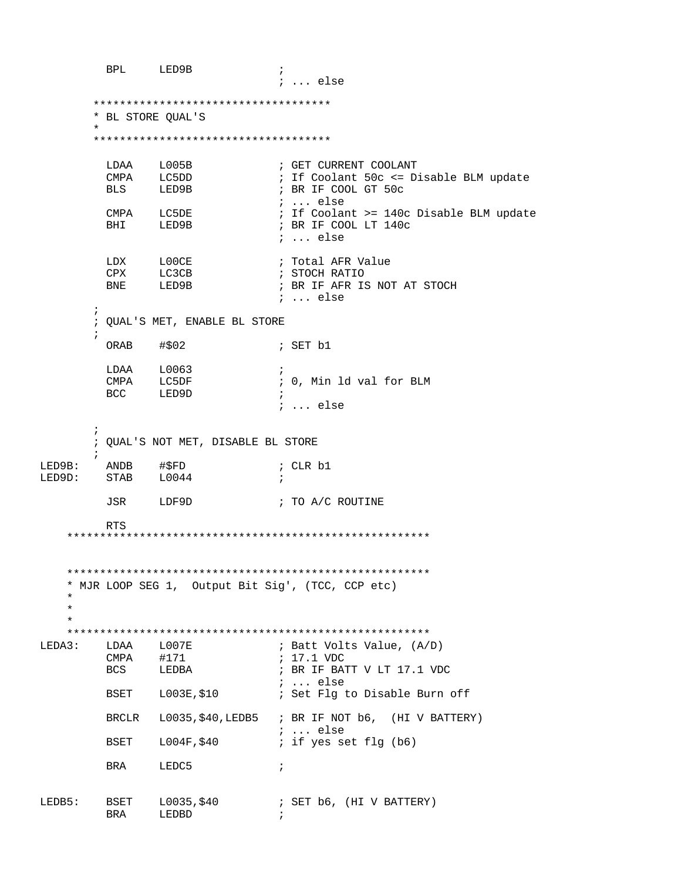```
          BPL     LED9B             ;
                                    ; ... else

       ************************************
       * BL STORE QUAL'S
       *
       ************************************

          LDAA    L005B             ; GET CURRENT COOLANT
          CMPA    LC5DD             ; If Coolant 50c <= Disable BLM update
          BLS     LED9B             ; BR IF COOL GT 50c
                                    ; ... else
          CMPA    LC5DE             ; If Coolant >= 140c Disable BLM update
          BHI     LED9B             ; BR IF COOL LT 140c
                                    ; ... else

          LDX     L00CE             ; Total AFR Value
          CPX     LC3CB             ; STOCH RATIO
          BNE     LED9B             ; BR IF AFR IS NOT AT STOCH
                                    ; ... else
       ;
       ; QUAL'S MET, ENABLE BL STORE
       ;
          ORAB    #$02              ; SET b1

          LDAA    L0063             ;
          CMPA    LC5DF             ; 0, Min ld val for BLM
          BCC     LED9D             ;
                                    ; ... else

       ;
       ; QUAL'S NOT MET, DISABLE BL STORE
       ;
LED9B:    ANDB    #$FD              ; CLR b1
LED9D:    STAB    L0044             ;

          JSR     LDF9D             ; TO A/C ROUTINE

          RTS
    *******************************************************


    *******************************************************
    * MJR LOOP SEG 1,  Output Bit Sig', (TCC, CCP etc)
    *
    *
    *
    *******************************************************
LEDA3:    LDAA    L007E             ; Batt Volts Value, (A/D)
          CMPA    #171              ; 17.1 VDC
          BCS     LEDBA             ; BR IF BATT V LT 17.1 VDC
                                    ; ... else
          BSET    L003E,$10         ; Set Flg to Disable Burn off

          BRCLR   L0035,$40,LEDB5   ; BR IF NOT b6,  (HI V BATTERY)
                                    ; ... else
          BSET    L004F,$40         ; if yes set flg (b6)

          BRA     LEDC5             ;


LEDB5:    BSET    L0035,$40         ; SET b6, (HI V BATTERY)
          BRA     LEDBD             ;
```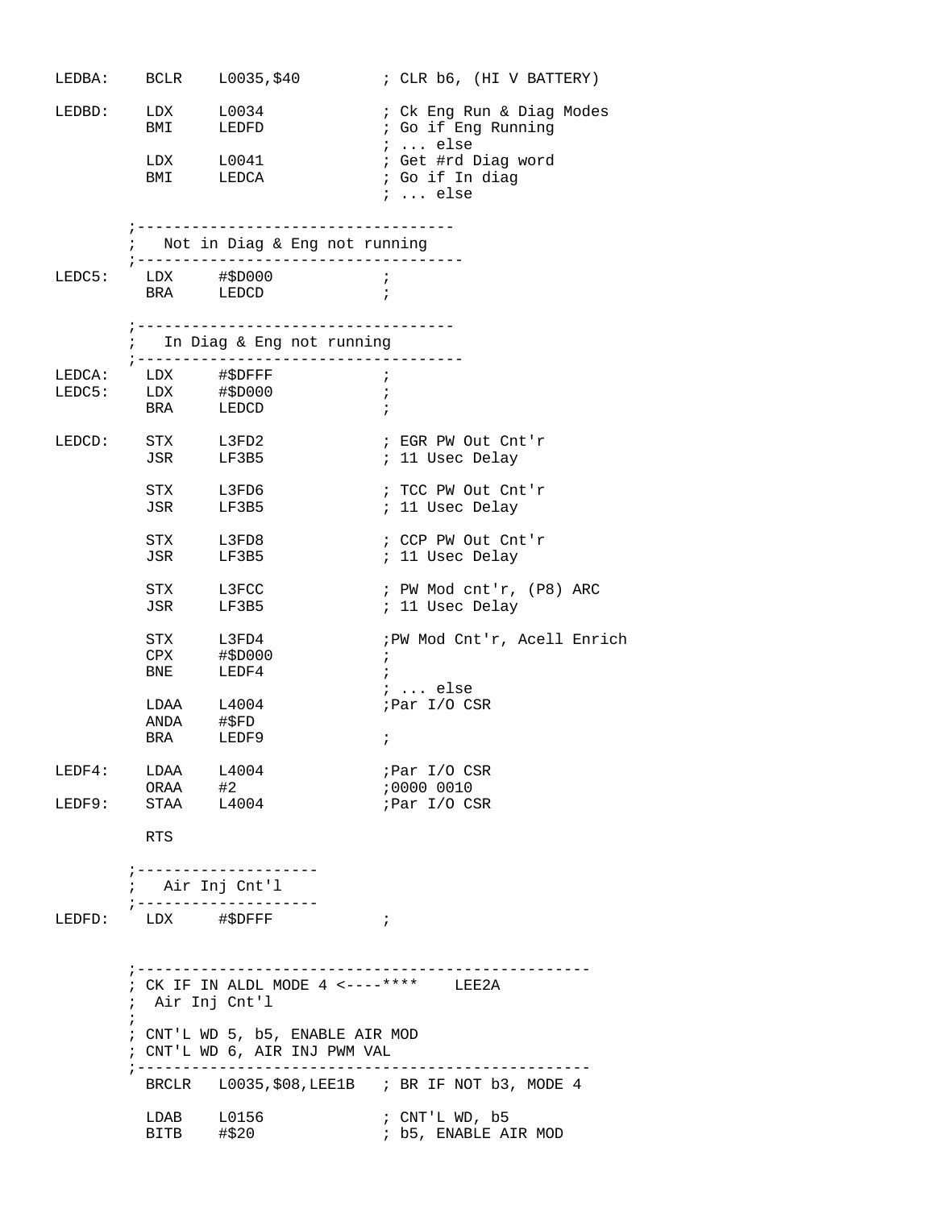```
LEDBA:    BCLR    L0035,$40         ; CLR b6, (HI V BATTERY)

LEDBD:    LDX     L0034             ; Ck Eng Run & Diag Modes
          BMI     LEDFD             ; Go if Eng Running
                                    ; ... else
          LDX     L0041             ; Get #rd Diag word
          BMI     LEDCA             ; Go if In diag
                                    ; ... else

        ;-----------------------------------
        ;   Not in Diag & Eng not running
        ;------------------------------------
LEDC5:    LDX     #$D000            ;
          BRA     LEDCD             ;

        ;-----------------------------------
        ;   In Diag & Eng not running
        ;------------------------------------
LEDCA:    LDX     #$DFFF            ;
LEDC5:    LDX     #$D000            ;
          BRA     LEDCD             ;

LEDCD:    STX     L3FD2             ; EGR PW Out Cnt'r
          JSR     LF3B5             ; 11 Usec Delay

          STX     L3FD6             ; TCC PW Out Cnt'r
          JSR     LF3B5             ; 11 Usec Delay

          STX     L3FD8             ; CCP PW Out Cnt'r
          JSR     LF3B5             ; 11 Usec Delay

          STX     L3FCC             ; PW Mod cnt'r, (P8) ARC
          JSR     LF3B5             ; 11 Usec Delay

          STX     L3FD4             ;PW Mod Cnt'r, Acell Enrich
          CPX     #$D000            ;
          BNE     LEDF4             ;
                                    ; ... else
          LDAA    L4004             ;Par I/O CSR
          ANDA    #$FD
          BRA     LEDF9             ;

LEDF4:    LDAA    L4004             ;Par I/O CSR
          ORAA    #2                ;0000 0010
LEDF9:    STAA    L4004             ;Par I/O CSR

          RTS

        ;--------------------
        ;   Air Inj Cnt'l
        ;--------------------
LEDFD:    LDX     #$DFFF            ;


        ;-------------------------------------------------
        ; CK IF IN ALDL MODE 4 <----****    LEE2A
        ;  Air Inj Cnt'l
        ;
        ; CNT'L WD 5, b5, ENABLE AIR MOD
        ; CNT'L WD 6, AIR INJ PWM VAL
        ;-------------------------------------------------
          BRCLR   L0035,$08,LEE1B   ; BR IF NOT b3, MODE 4

          LDAB    L0156             ; CNT'L WD, b5
          BITB    #$20              ; b5, ENABLE AIR MOD
```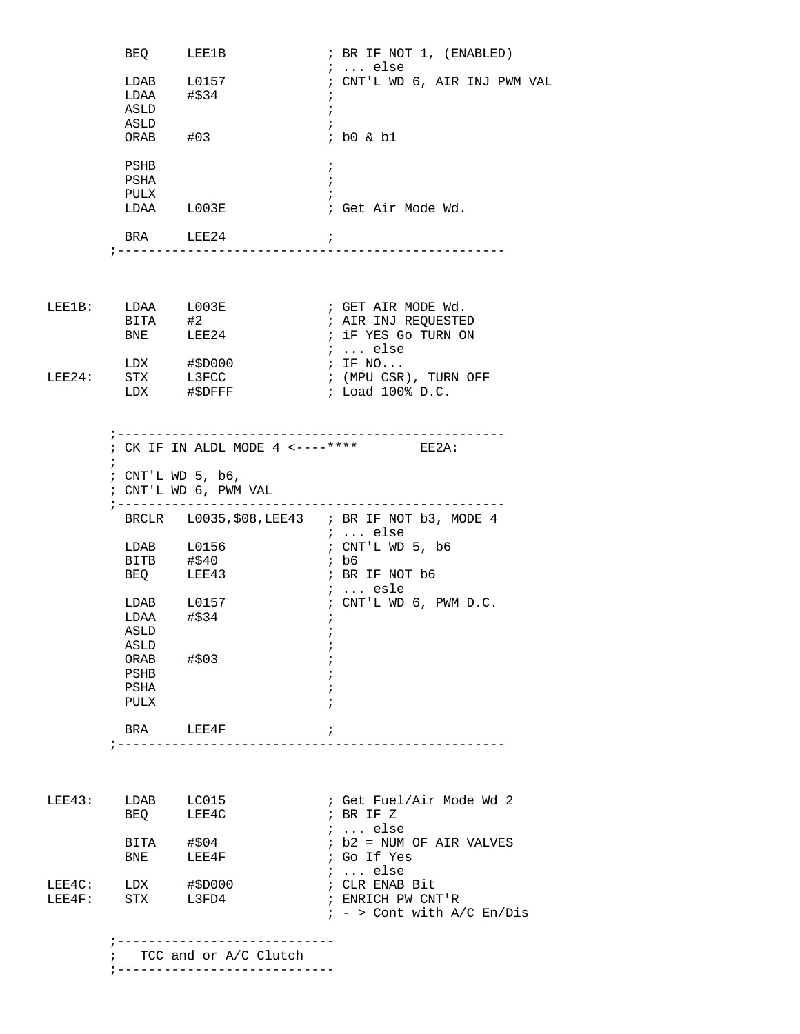```
          BEQ     LEE1B             ; BR IF NOT 1, (ENABLED)
                                    ; ... else
          LDAB    L0157             ; CNT'L WD 6, AIR INJ PWM VAL
          LDAA    #$34              ;
          ASLD                      ;
          ASLD                      ;
          ORAB    #03               ; b0 & b1

          PSHB                      ;
          PSHA                      ;
          PULX                      ;
          LDAA    L003E             ; Get Air Mode Wd.

          BRA     LEE24             ;
        ;--------------------------------------------------



LEE1B:    LDAA    L003E             ; GET AIR MODE Wd.
          BITA    #2                ; AIR INJ REQUESTED
          BNE     LEE24             ; iF YES Go TURN ON
                                    ; ... else
          LDX     #$D000            ; IF NO...
LEE24:    STX     L3FCC             ; (MPU CSR), TURN OFF
          LDX     #$DFFF            ; Load 100% D.C.


        ;--------------------------------------------------
        ; CK IF IN ALDL MODE 4 <----****        EE2A:
        ;
        ; CNT'L WD 5, b6,
        ; CNT'L WD 6, PWM VAL
        ;--------------------------------------------------
          BRCLR   L0035,$08,LEE43   ; BR IF NOT b3, MODE 4
                                    ; ... else
          LDAB    L0156             ; CNT'L WD 5, b6
          BITB    #$40              ; b6
          BEQ     LEE43             ; BR IF NOT b6
                                    ; ... esle
          LDAB    L0157             ; CNT'L WD 6, PWM D.C.
          LDAA    #$34              ;
          ASLD                      ;
          ASLD                      ;
          ORAB    #$03              ;
          PSHB                      ;
          PSHA                      ;
          PULX                      ;

          BRA     LEE4F             ;
        ;--------------------------------------------------



LEE43:    LDAB    LC015             ; Get Fuel/Air Mode Wd 2
          BEQ     LEE4C             ; BR IF Z
                                    ; ... else
          BITA    #$04              ; b2 = NUM OF AIR VALVES
          BNE     LEE4F             ; Go If Yes
                                    ; ... else
LEE4C:    LDX     #$D000            ; CLR ENAB Bit
LEE4F:    STX     L3FD4             ; ENRICH PW CNT'R
                                    ; - > Cont with A/C En/Dis

        ;----------------------------
        ;   TCC and or A/C Clutch
        ;----------------------------
```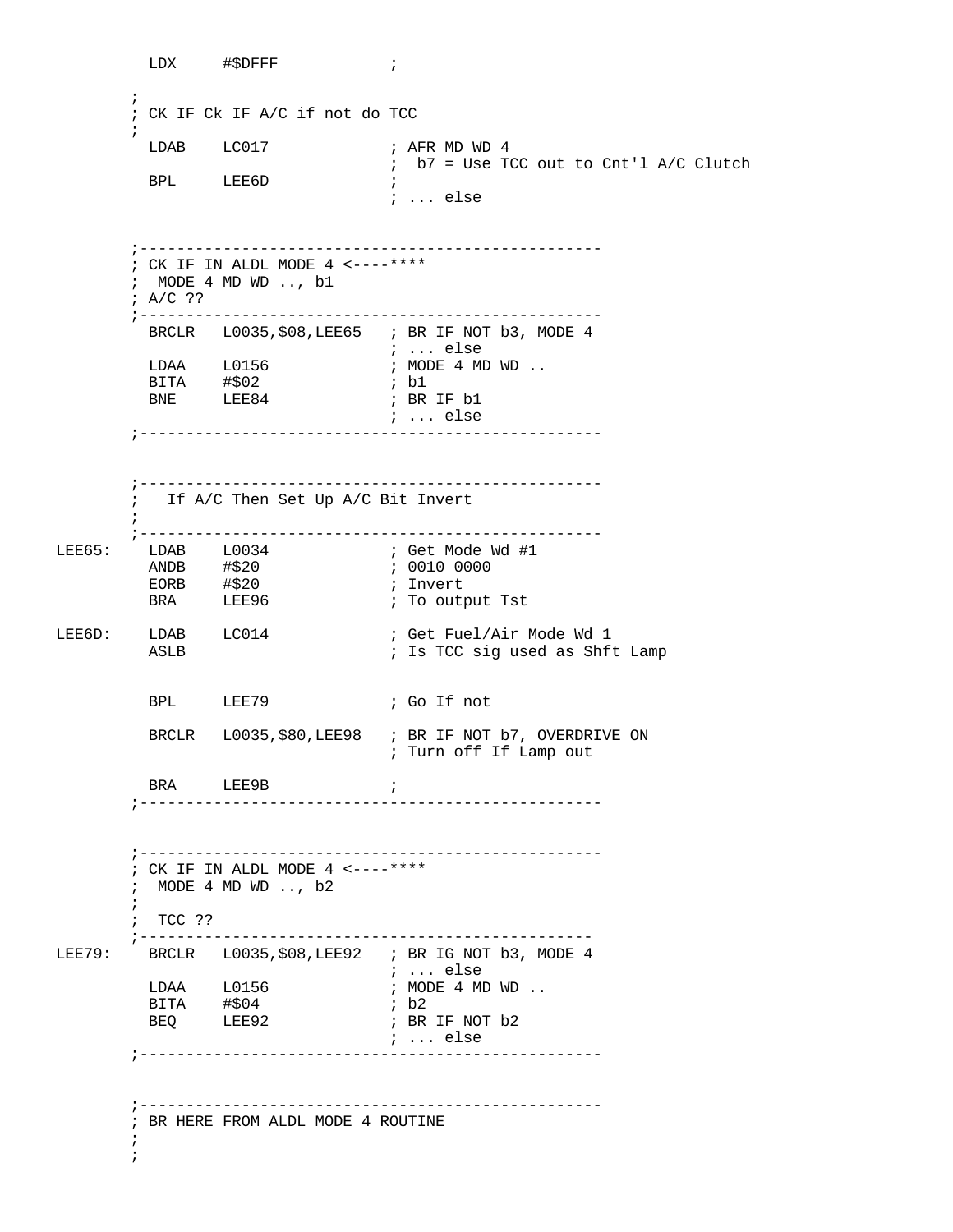```
          LDX     #$DFFF            ;

        ;
        ; CK IF Ck IF A/C if not do TCC
        ;
          LDAB    LC017             ; AFR MD WD 4
                                    ;  b7 = Use TCC out to Cnt'l A/C Clutch
          BPL     LEE6D             ;
                                    ; ... else


        ;-------------------------------------------------
        ; CK IF IN ALDL MODE 4 <----****
        ;  MODE 4 MD WD .., b1
        ; A/C ??
        ;-------------------------------------------------
          BRCLR   L0035,$08,LEE65   ; BR IF NOT b3, MODE 4
                                    ; ... else
          LDAA    L0156             ; MODE 4 MD WD ..
          BITA    #$02              ; b1
          BNE     LEE84             ; BR IF b1
                                    ; ... else
        ;-------------------------------------------------


        ;-------------------------------------------------
        ;   If A/C Then Set Up A/C Bit Invert
        ;
        ;-------------------------------------------------
LEE65:    LDAB    L0034             ; Get Mode Wd #1
          ANDB    #$20              ; 0010 0000
          EORB    #$20              ; Invert
          BRA     LEE96             ; To output Tst

LEE6D:    LDAB    LC014             ; Get Fuel/Air Mode Wd 1
          ASLB                      ; Is TCC sig used as Shft Lamp


          BPL     LEE79             ; Go If not

          BRCLR   L0035,$80,LEE98   ; BR IF NOT b7, OVERDRIVE ON
                                    ; Turn off If Lamp out

          BRA     LEE9B             ;
        ;-------------------------------------------------


        ;-------------------------------------------------
        ; CK IF IN ALDL MODE 4 <----****
        ;  MODE 4 MD WD .., b2
        ;
        ;  TCC ??
        ;------------------------------------------------
LEE79:    BRCLR   L0035,$08,LEE92   ; BR IG NOT b3, MODE 4
                                    ; ... else
          LDAA    L0156             ; MODE 4 MD WD ..
          BITA    #$04              ; b2
          BEQ     LEE92             ; BR IF NOT b2
                                    ; ... else
        ;-------------------------------------------------


        ;-------------------------------------------------
        ; BR HERE FROM ALDL MODE 4 ROUTINE
        ;
        ;
```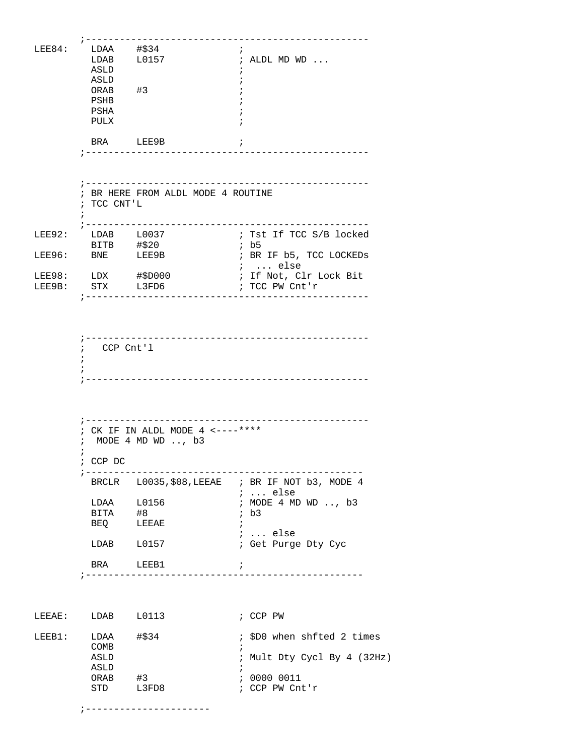```
        ;-------------------------------------------------
LEE84:    LDAA    #$34               ;
          LDAB    L0157              ; ALDL MD WD ...
          ASLD                       ;
          ASLD                       ;
          ORAB    #3                 ;
          PSHB                       ;
          PSHA                       ;
          PULX                       ;

          BRA     LEE9B              ;
        ;-------------------------------------------------


        ;-------------------------------------------------
        ; BR HERE FROM ALDL MODE 4 ROUTINE
        ; TCC CNT'L
        ;
        ;-------------------------------------------------
LEE92:    LDAB    L0037              ; Tst If TCC S/B locked
          BITB    #$20               ; b5
LEE96:    BNE     LEE9B              ; BR IF b5, TCC LOCKEDs
                                     ;  ... else
LEE98:    LDX     #$D000             ; If Not, Clr Lock Bit
LEE9B:    STX     L3FD6              ; TCC PW Cnt'r
        ;-------------------------------------------------



        ;-------------------------------------------------
        ;   CCP Cnt'l
        ;
        ;
        ;-------------------------------------------------



        ;-------------------------------------------------
        ; CK IF IN ALDL MODE 4 <----****
        ;  MODE 4 MD WD .., b3
        ;
        ; CCP DC
        ;------------------------------------------------
          BRCLR   L0035,$08,LEEAE   ; BR IF NOT b3, MODE 4
                                     ; ... else
          LDAA    L0156              ; MODE 4 MD WD .., b3
          BITA    #8                 ; b3
          BEQ     LEEAE              ;
                                     ; ... else
          LDAB    L0157              ; Get Purge Dty Cyc

          BRA     LEEB1              ;
        ;------------------------------------------------


LEEAE:    LDAB    L0113              ; CCP PW

LEEB1:    LDAA    #$34               ; $D0 when shfted 2 times
          COMB                       ;
          ASLD                       ; Mult Dty Cycl By 4 (32Hz)
          ASLD                       ;
          ORAB    #3                 ; 0000 0011
          STD     L3FD8              ; CCP PW Cnt'r

        ;----------------------
```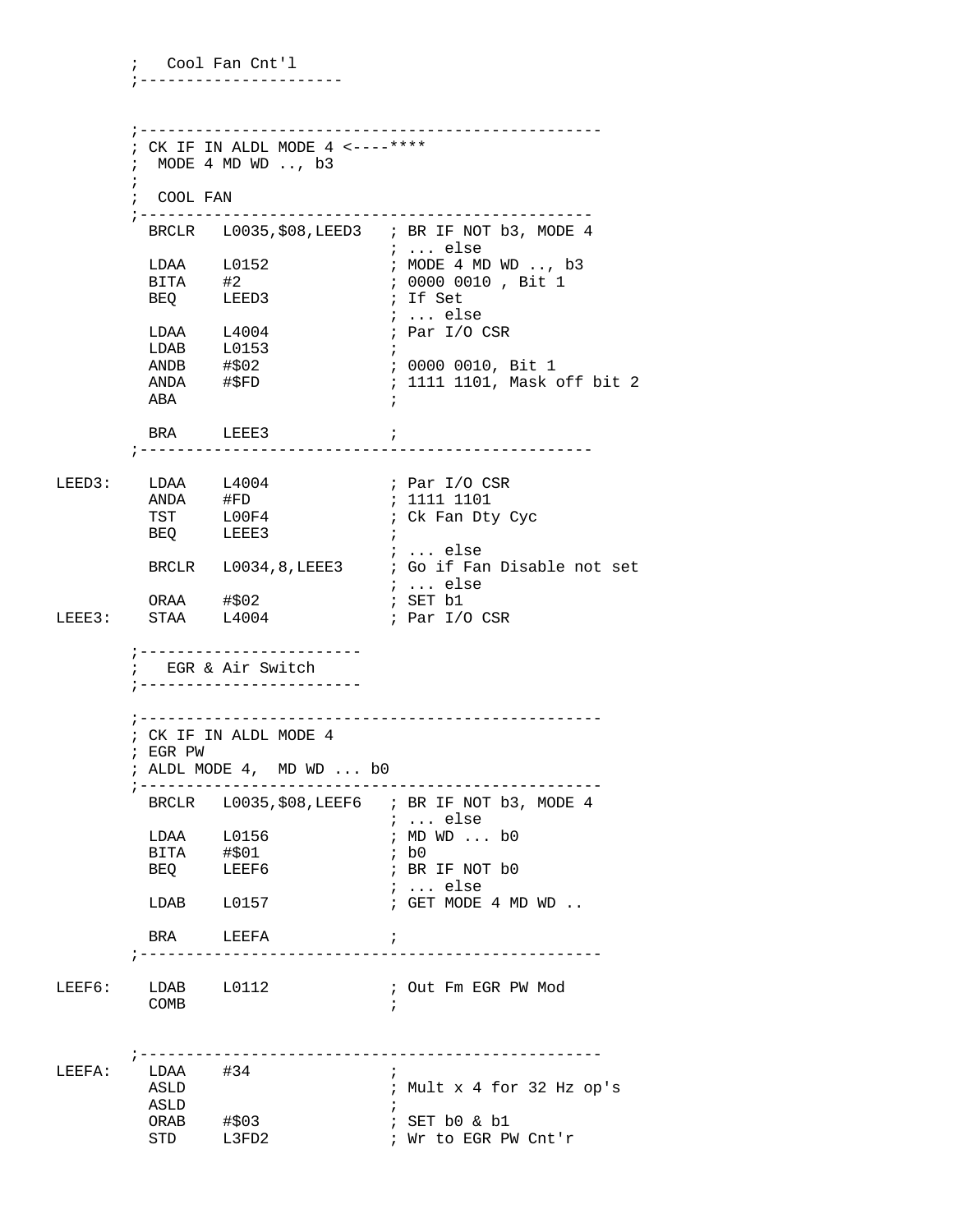```
        ;   Cool Fan Cnt'l
        ;----------------------


        ;-------------------------------------------------
        ; CK IF IN ALDL MODE 4 <----****
        ;  MODE 4 MD WD .., b3
        ;
        ;  COOL FAN
        ;-------------------------------------------------
          BRCLR   L0035,$08,LEED3   ; BR IF NOT b3, MODE 4
                                    ; ... else
          LDAA    L0152             ; MODE 4 MD WD .., b3
          BITA    #2                ; 0000 0010 , Bit 1
          BEQ     LEED3             ; If Set
                                    ; ... else
          LDAA    L4004             ; Par I/O CSR
          LDAB    L0153             ;
          ANDB    #$02              ; 0000 0010, Bit 1
          ANDA    #$FD              ; 1111 1101, Mask off bit 2
          ABA                       ;

          BRA     LEEE3             ;
        ;-------------------------------------------------

LEED3:    LDAA    L4004             ; Par I/O CSR
          ANDA    #FD               ; 1111 1101
          TST     L00F4             ; Ck Fan Dty Cyc
          BEQ     LEEE3             ;
                                    ; ... else
          BRCLR   L0034,8,LEEE3     ; Go if Fan Disable not set
                                    ; ... else
          ORAA    #$02              ; SET b1
LEEE3:    STAA    L4004             ; Par I/O CSR

        ;-----------------------
        ;   EGR & Air Switch
        ;-----------------------

        ;-------------------------------------------------
        ; CK IF IN ALDL MODE 4
        ; EGR PW
        ; ALDL MODE 4,  MD WD ... b0
        ;-------------------------------------------------
          BRCLR   L0035,$08,LEEF6   ; BR IF NOT b3, MODE 4
                                    ; ... else
          LDAA    L0156             ; MD WD ... b0
          BITA    #$01              ; b0
          BEQ     LEEF6             ; BR IF NOT b0
                                    ; ... else
          LDAB    L0157             ; GET MODE 4 MD WD ..

          BRA     LEEFA             ;
        ;-------------------------------------------------

LEEF6:    LDAB    L0112             ; Out Fm EGR PW Mod
          COMB                      ;


        ;-------------------------------------------------
LEEFA:    LDAA    #34               ;
          ASLD                      ; Mult x 4 for 32 Hz op's
          ASLD                      ;
          ORAB    #$03              ; SET b0 & b1
          STD     L3FD2             ; Wr to EGR PW Cnt'r
```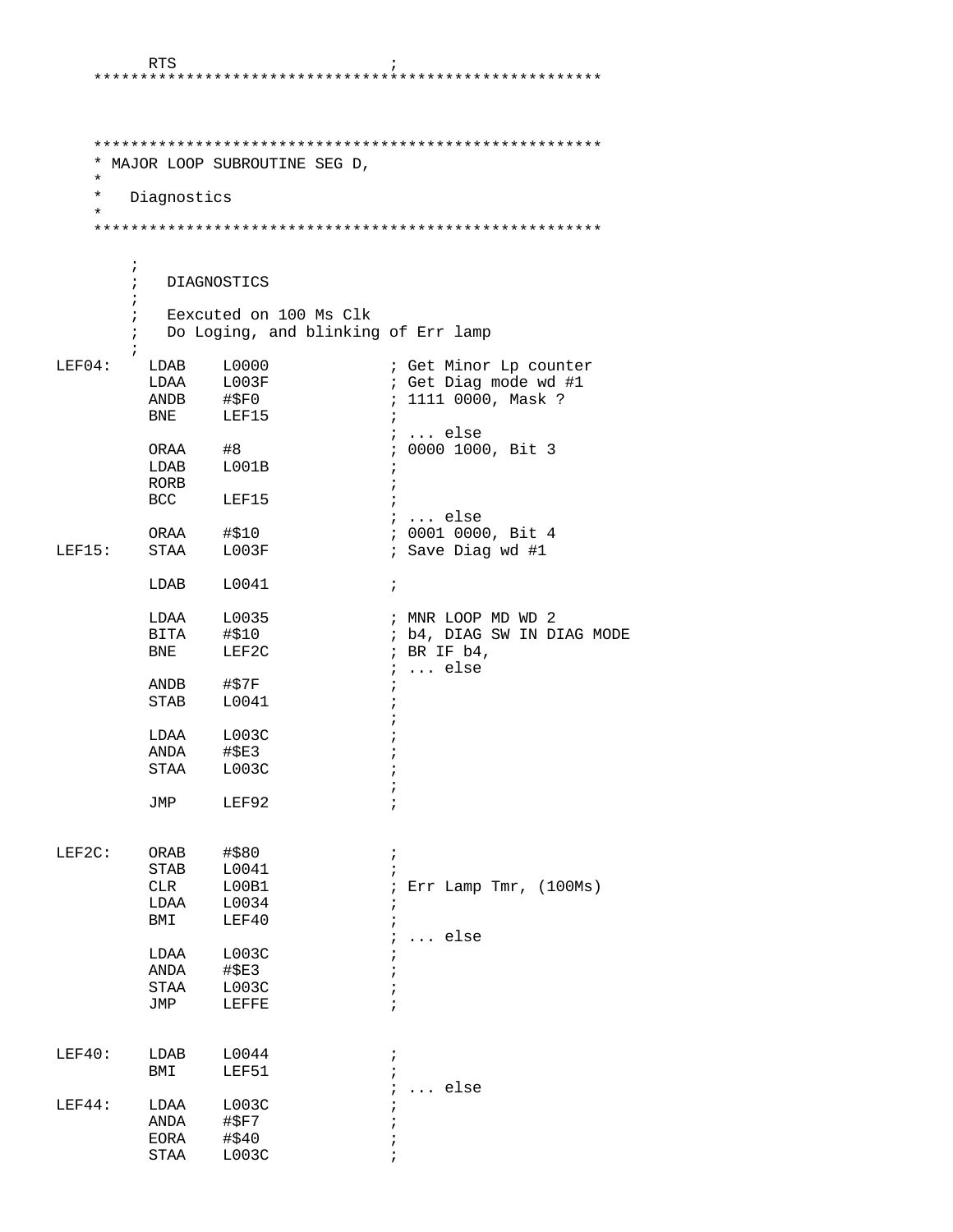```
        RTS                         ;
    *****************************************************



    *****************************************************
    * MAJOR LOOP SUBROUTINE SEG D,
    *
    *   Diagnostics
    *
    *****************************************************

        ;
        ;   DIAGNOSTICS
        ;
        ;   Eexcuted on 100 Ms Clk
        ;   Do Loging, and blinking of Err lamp
        ;
LEF04:    LDAB    L0000             ; Get Minor Lp counter
          LDAA    L003F             ; Get Diag mode wd #1
          ANDB    #$F0              ; 1111 0000, Mask ?
          BNE     LEF15             ;
                                    ; ... else
          ORAA    #8                ; 0000 1000, Bit 3
          LDAB    L001B             ;
          RORB                      ;
          BCC     LEF15             ;
                                    ; ... else
          ORAA    #$10              ; 0001 0000, Bit 4
LEF15:    STAA    L003F             ; Save Diag wd #1

          LDAB    L0041             ;

          LDAA    L0035             ; MNR LOOP MD WD 2
          BITA    #$10              ; b4, DIAG SW IN DIAG MODE
          BNE     LEF2C             ; BR IF b4,
                                    ; ... else
          ANDB    #$7F              ;
          STAB    L0041             ;
                                    ;
          LDAA    L003C             ;
          ANDA    #$E3              ;
          STAA    L003C             ;
                                    ;
          JMP     LEF92             ;


LEF2C:    ORAB    #$80              ;
          STAB    L0041             ;
          CLR     L00B1             ; Err Lamp Tmr, (100Ms)
          LDAA    L0034             ;
          BMI     LEF40             ;
                                    ; ... else
          LDAA    L003C             ;
          ANDA    #$E3              ;
          STAA    L003C             ;
          JMP     LEFFE             ;


LEF40:    LDAB    L0044             ;
          BMI     LEF51             ;
                                    ; ... else
LEF44:    LDAA    L003C             ;
          ANDA    #$F7              ;
          EORA    #$40              ;
          STAA    L003C             ;
```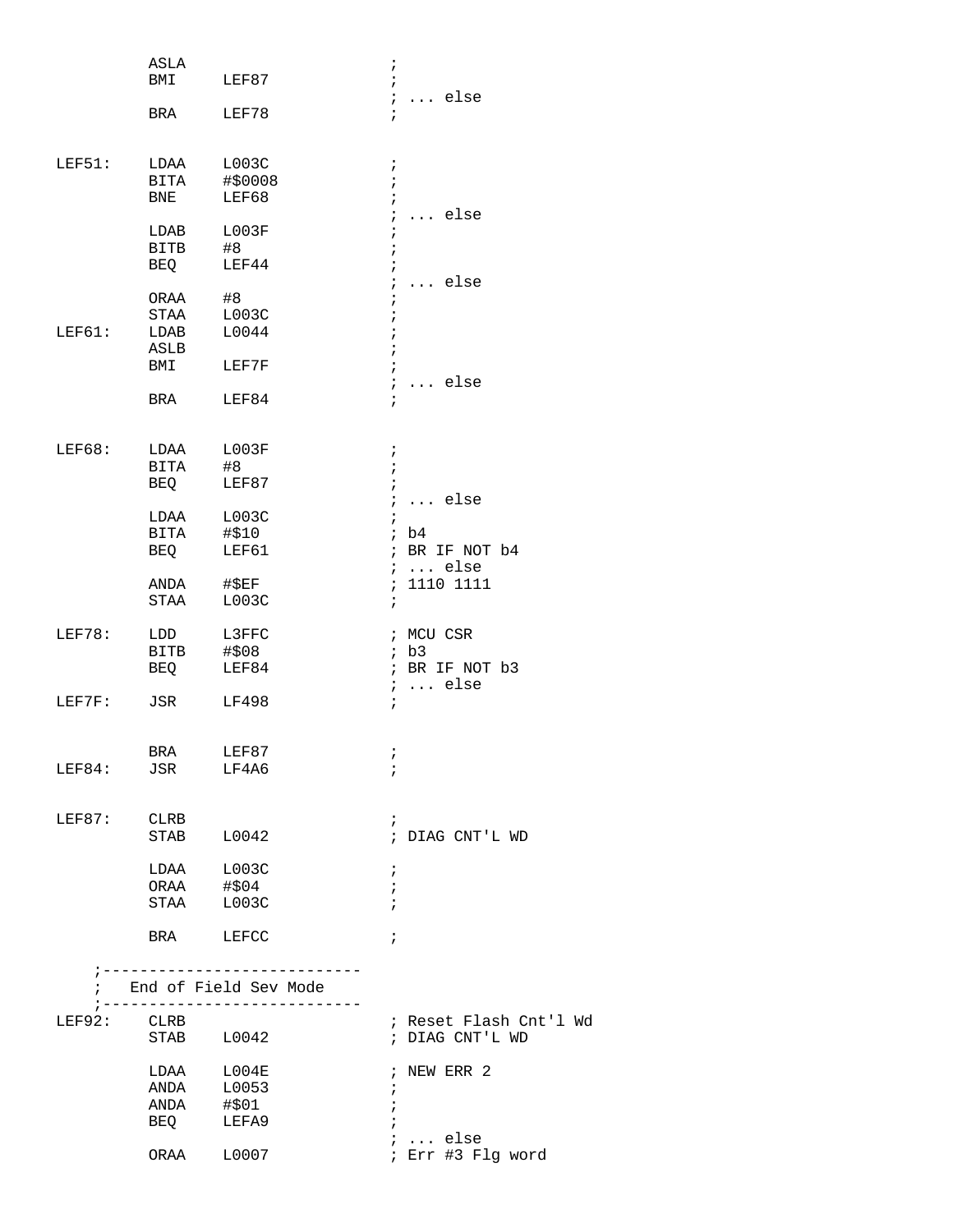```
        ASLA                    ;
        BMI     LEF87           ;
                                ; ... else
        BRA     LEF78           ;


LEF51:  LDAA    L003C           ;
        BITA    #$0008          ;
        BNE     LEF68           ;
                                ; ... else
        LDAB    L003F           ;
        BITB    #8              ;
        BEQ     LEF44           ;
                                ; ... else
        ORAA    #8              ;
        STAA    L003C           ;
LEF61:  LDAB    L0044           ;
        ASLB                    ;
        BMI     LEF7F           ;
                                ; ... else
        BRA     LEF84           ;


LEF68:  LDAA    L003F           ;
        BITA    #8              ;
        BEQ     LEF87           ;
                                ; ... else
        LDAA    L003C           ;
        BITA    #$10            ; b4
        BEQ     LEF61           ; BR IF NOT b4
                                ; ... else
        ANDA    #$EF            ; 1110 1111
        STAA    L003C           ;

LEF78:  LDD     L3FFC           ; MCU CSR
        BITB    #$08            ; b3
        BEQ     LEF84           ; BR IF NOT b3
                                ; ... else
LEF7F:  JSR     LF498           ;


        BRA     LEF87           ;
LEF84:  JSR     LF4A6           ;


LEF87:  CLRB                    ;
        STAB    L0042           ; DIAG CNT'L WD

        LDAA    L003C           ;
        ORAA    #$04            ;
        STAA    L003C           ;

        BRA     LEFCC           ;

    ;----------------------------
    ;   End of Field Sev Mode
    ;----------------------------
LEF92:  CLRB                    ; Reset Flash Cnt'l Wd
        STAB    L0042           ; DIAG CNT'L WD

        LDAA    L004E           ; NEW ERR 2
        ANDA    L0053           ;
        ANDA    #$01            ;
        BEQ     LEFA9           ;
                                ; ... else
        ORAA    L0007           ; Err #3 Flg word
```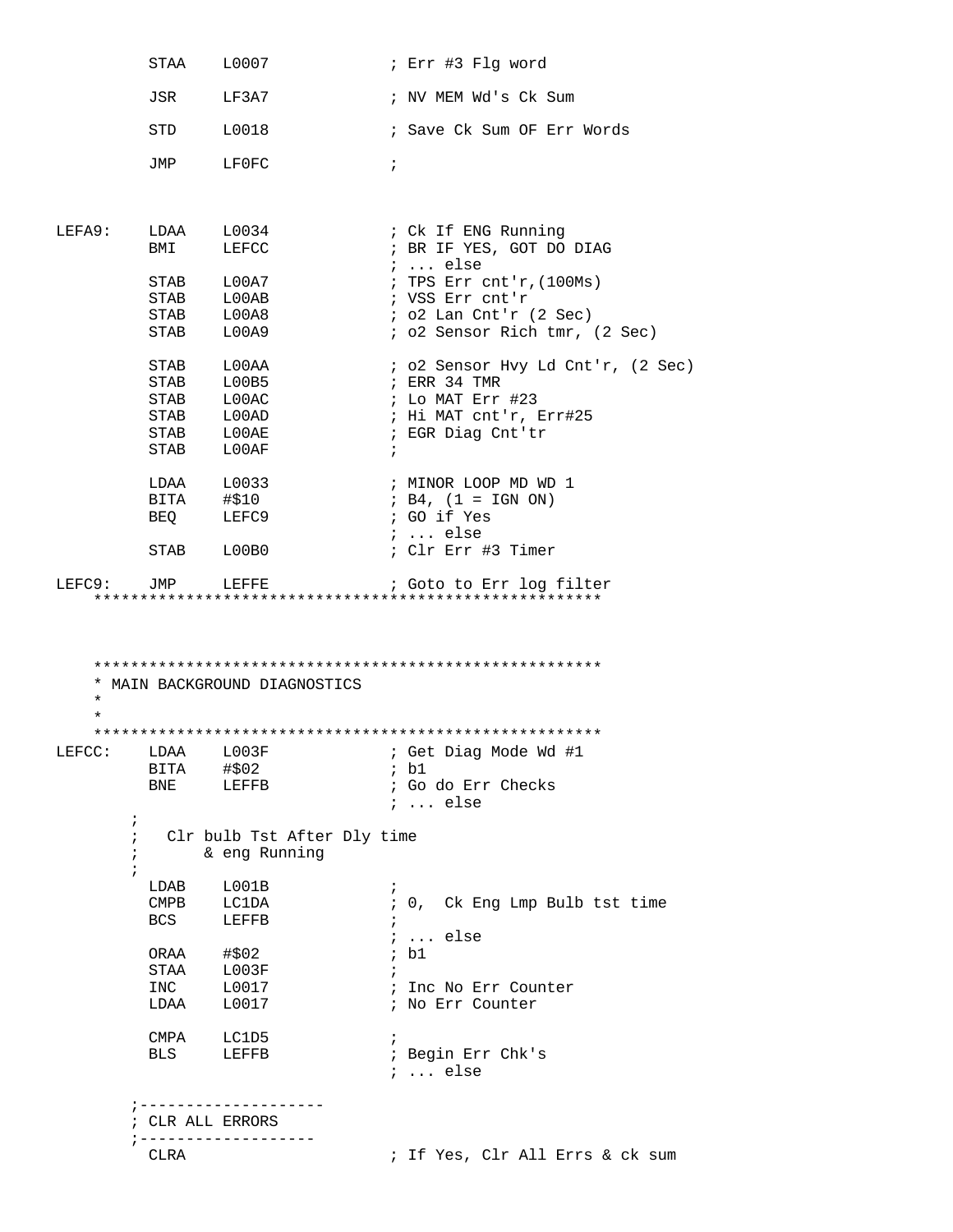```
          STAA    L0007             ; Err #3 Flg word

          JSR     LF3A7             ; NV MEM Wd's Ck Sum

          STD     L0018             ; Save Ck Sum OF Err Words

          JMP     LF0FC             ;



LEFA9:    LDAA    L0034             ; Ck If ENG Running
          BMI     LEFCC             ; BR IF YES, GOT DO DIAG
                                    ; ... else
          STAB    L00A7             ; TPS Err cnt'r,(100Ms)
          STAB    L00AB             ; VSS Err cnt'r
          STAB    L00A8             ; o2 Lan Cnt'r (2 Sec)
          STAB    L00A9             ; o2 Sensor Rich tmr, (2 Sec)

          STAB    L00AA             ; o2 Sensor Hvy Ld Cnt'r, (2 Sec)
          STAB    L00B5             ; ERR 34 TMR
          STAB    L00AC             ; Lo MAT Err #23
          STAB    L00AD             ; Hi MAT cnt'r, Err#25
          STAB    L00AE             ; EGR Diag Cnt'tr
          STAB    L00AF             ;

          LDAA    L0033             ; MINOR LOOP MD WD 1
          BITA    #$10              ; B4, (1 = IGN ON)
          BEQ     LEFC9             ; GO if Yes
                                    ; ... else
          STAB    L00B0             ; Clr Err #3 Timer

LEFC9:    JMP     LEFFE             ; Goto to Err log filter
    *******************************************************



    *******************************************************
    * MAIN BACKGROUND DIAGNOSTICS
    *
    *
    *******************************************************
LEFCC:    LDAA    L003F             ; Get Diag Mode Wd #1
          BITA    #$02              ; b1
          BNE     LEFFB             ; Go do Err Checks
                                    ; ... else
        ;
        ;   Clr bulb Tst After Dly time
        ;       & eng Running
        ;
          LDAB    L001B             ;
          CMPB    LC1DA             ; 0,  Ck Eng Lmp Bulb tst time
          BCS     LEFFB             ;
                                    ; ... else
          ORAA    #$02              ; b1
          STAA    L003F             ;
          INC     L0017             ; Inc No Err Counter
          LDAA    L0017             ; No Err Counter

          CMPA    LC1D5             ;
          BLS     LEFFB             ; Begin Err Chk's
                                    ; ... else

        ;--------------------
        ; CLR ALL ERRORS
        ;-------------------
          CLRA                      ; If Yes, Clr All Errs & ck sum
```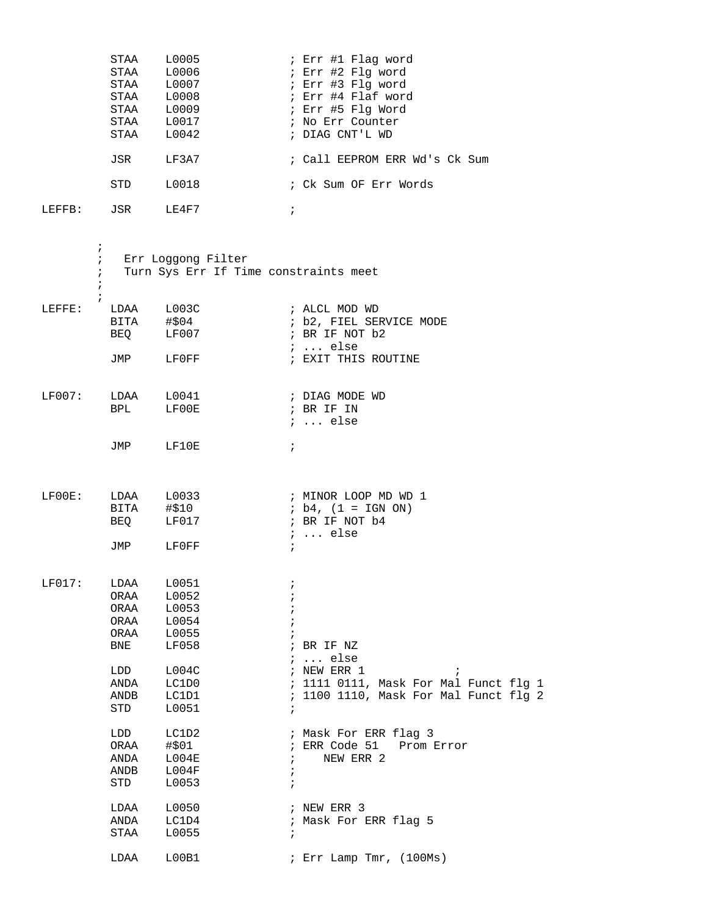```
          STAA    L0005              ; Err #1 Flag word
          STAA    L0006              ; Err #2 Flg word
          STAA    L0007              ; Err #3 Flg word
          STAA    L0008              ; Err #4 Flaf word
          STAA    L0009              ; Err #5 Flg Word
          STAA    L0017              ; No Err Counter
          STAA    L0042              ; DIAG CNT'L WD

          JSR     LF3A7              ; Call EEPROM ERR Wd's Ck Sum

          STD     L0018              ; Ck Sum OF Err Words

LEFFB:    JSR     LE4F7              ;


        ;
        ;   Err Loggong Filter
        ;   Turn Sys Err If Time constraints meet
        ;
        ;
LEFFE:    LDAA    L003C              ; ALCL MOD WD
          BITA    #$04               ; b2, FIEL SERVICE MODE
          BEQ     LF007              ; BR IF NOT b2
                                     ; ... else
          JMP     LF0FF              ; EXIT THIS ROUTINE


LF007:    LDAA    L0041              ; DIAG MODE WD
          BPL     LF00E              ; BR IF IN
                                     ; ... else

          JMP     LF10E              ;



LF00E:    LDAA    L0033              ; MINOR LOOP MD WD 1
          BITA    #$10               ; b4, (1 = IGN ON)
          BEQ     LF017              ; BR IF NOT b4
                                     ; ... else
          JMP     LF0FF              ;


LF017:    LDAA    L0051              ;
          ORAA    L0052              ;
          ORAA    L0053              ;
          ORAA    L0054              ;
          ORAA    L0055              ;
          BNE     LF058              ; BR IF NZ
                                     ; ... else
          LDD     L004C              ; NEW ERR 1              ;
          ANDA    LC1D0              ; 1111 0111, Mask For Mal Funct flg 1
          ANDB    LC1D1              ; 1100 1110, Mask For Mal Funct flg 2
          STD     L0051              ;

          LDD     LC1D2              ; Mask For ERR flag 3
          ORAA    #$01               ; ERR Code 51   Prom Error
          ANDA    L004E              ;    NEW ERR 2
          ANDB    L004F              ;
          STD     L0053              ;

          LDAA    L0050              ; NEW ERR 3
          ANDA    LC1D4              ; Mask For ERR flag 5
          STAA    L0055              ;

          LDAA    L00B1              ; Err Lamp Tmr, (100Ms)
```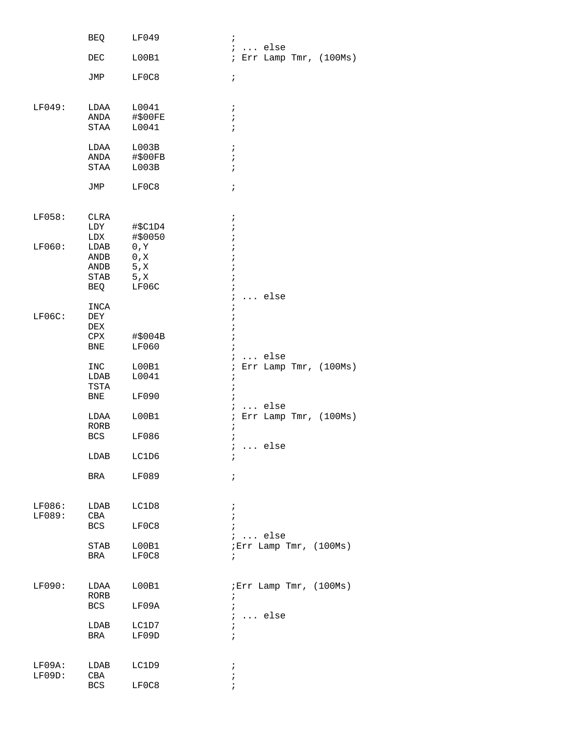```
        BEQ     LF049               ;
                                    ; ... else
        DEC     L00B1               ; Err Lamp Tmr, (100Ms)

        JMP     LF0C8               ;


LF049:  LDAA    L0041               ;
        ANDA    #$00FE              ;
        STAA    L0041               ;

        LDAA    L003B               ;
        ANDA    #$00FB              ;
        STAA    L003B               ;

        JMP     LF0C8               ;


LF058:  CLRA                        ;
        LDY     #$C1D4              ;
        LDX     #$0050              ;
LF060:  LDAB    0,Y                 ;
        ANDB    0,X                 ;
        ANDB    5,X                 ;
        STAB    5,X                 ;
        BEQ     LF06C               ;
                                    ; ... else
        INCA                        ;
LF06C:  DEY                         ;
        DEX                         ;
        CPX     #$004B              ;
        BNE     LF060               ;
                                    ; ... else
        INC     L00B1               ; Err Lamp Tmr, (100Ms)
        LDAB    L0041               ;
        TSTA                        ;
        BNE     LF090               ;
                                    ; ... else
        LDAA    L00B1               ; Err Lamp Tmr, (100Ms)
        RORB                        ;
        BCS     LF086               ;
                                    ; ... else
        LDAB    LC1D6               ;

        BRA     LF089               ;


LF086:  LDAB    LC1D8               ;
LF089:  CBA                         ;
        BCS     LF0C8               ;
                                    ; ... else
        STAB    L00B1               ;Err Lamp Tmr, (100Ms)
        BRA     LF0C8               ;


LF090:  LDAA    L00B1               ;Err Lamp Tmr, (100Ms)
        RORB                        ;
        BCS     LF09A               ;
                                    ; ... else
        LDAB    LC1D7               ;
        BRA     LF09D               ;


LF09A:  LDAB    LC1D9               ;
LF09D:  CBA                         ;
        BCS     LF0C8               ;
```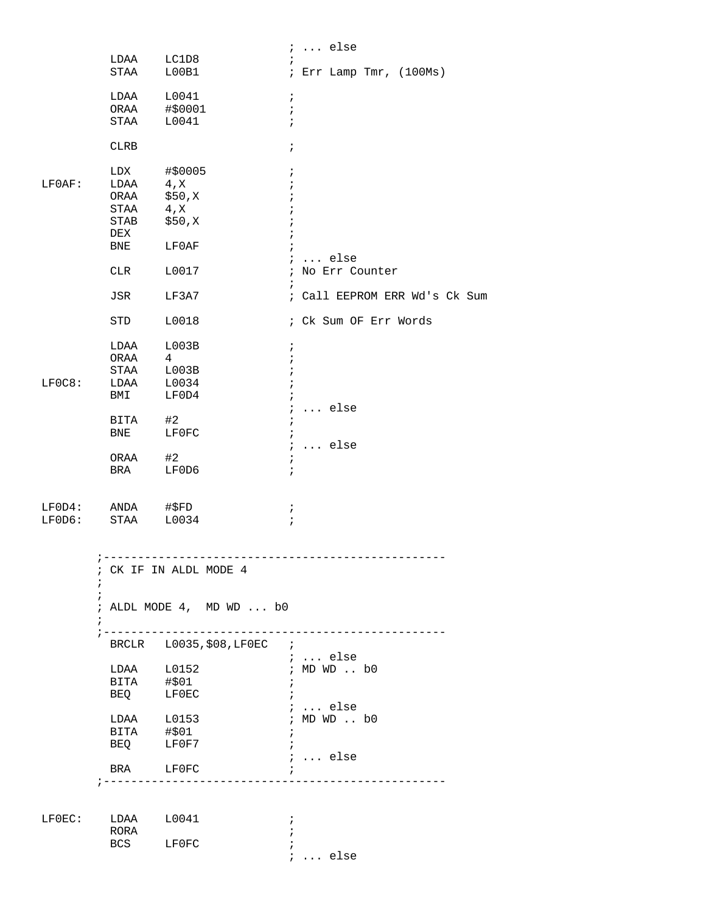```
                                ; ... else
        LDAA    LC1D8           ;
        STAA    L00B1           ; Err Lamp Tmr, (100Ms)

        LDAA    L0041           ;
        ORAA    #$0001          ;
        STAA    L0041           ;

        CLRB                    ;

        LDX     #$0005          ;
LF0AF:  LDAA    4,X             ;
        ORAA    $50,X           ;
        STAA    4,X             ;
        STAB    $50,X           ;
        DEX                     ;
        BNE     LF0AF           ;
                                ; ... else
        CLR     L0017           ; No Err Counter
                                ;
        JSR     LF3A7           ; Call EEPROM ERR Wd's Ck Sum

        STD     L0018           ; Ck Sum OF Err Words

        LDAA    L003B           ;
        ORAA    4               ;
        STAA    L003B           ;
LF0C8:  LDAA    L0034           ;
        BMI     LF0D4           ;
                                ; ... else
        BITA    #2              ;
        BNE     LF0FC           ;
                                ; ... else
        ORAA    #2              ;
        BRA     LF0D6           ;


LF0D4:  ANDA    #$FD            ;
LF0D6:  STAA    L0034           ;


       ;-------------------------------------------------
       ; CK IF IN ALDL MODE 4
       ;
       ;
       ; ALDL MODE 4,  MD WD ... b0
       ;
       ;-------------------------------------------------
        BRCLR   L0035,$08,LF0EC   ;
                                ; ... else
        LDAA    L0152           ; MD WD .. b0
        BITA    #$01            ;
        BEQ     LF0EC           ;
                                ; ... else
        LDAA    L0153           ; MD WD .. b0
        BITA    #$01            ;
        BEQ     LF0F7           ;
                                ; ... else
        BRA     LF0FC           ;
       ;-------------------------------------------------


LF0EC:  LDAA    L0041           ;
        RORA                    ;
        BCS     LF0FC           ;
                                ; ... else
```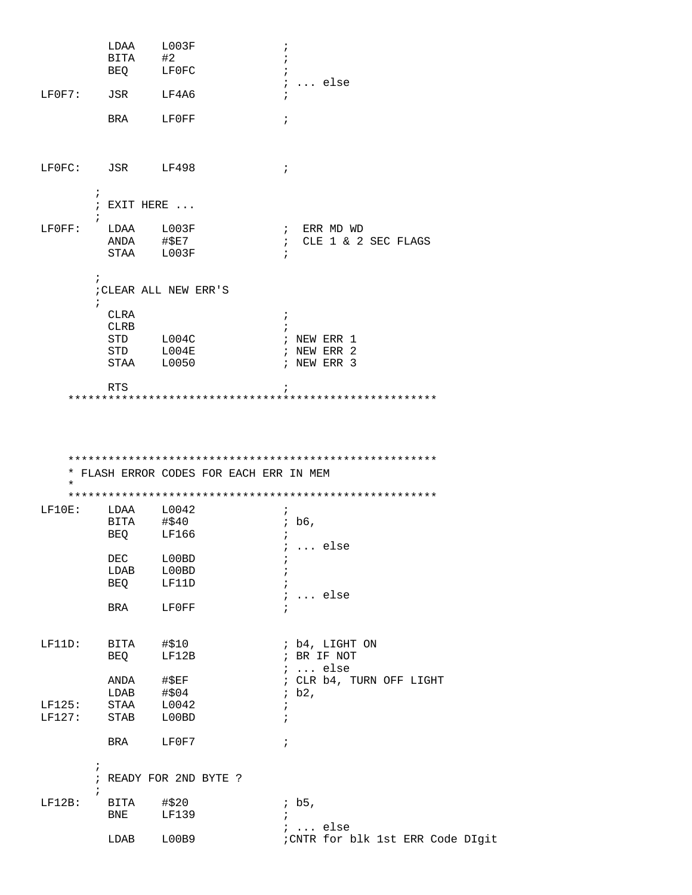```
          LDAA    L003F               ;
          BITA    #2                  ;
          BEQ     LF0FC               ;
                                      ; ... else
LF0F7:    JSR     LF4A6               ;

          BRA     LF0FF               ;



LF0FC:    JSR     LF498               ;

        ;
        ; EXIT HERE ...
        ;
LF0FF:    LDAA    L003F               ;  ERR MD WD
          ANDA    #$E7                ;  CLE 1 & 2 SEC FLAGS
          STAA    L003F               ;

        ;
        ;CLEAR ALL NEW ERR'S
        ;
          CLRA                        ;
          CLRB                        ;
          STD     L004C               ; NEW ERR 1
          STD     L004E               ; NEW ERR 2
          STAA    L0050               ; NEW ERR 3

          RTS                         ;
    *******************************************************
```

```
    *******************************************************
    * FLASH ERROR CODES FOR EACH ERR IN MEM
    *
    *******************************************************
LF10E:    LDAA    L0042               ;
          BITA    #$40                ; b6,
          BEQ     LF166               ;
                                      ; ... else
          DEC     L00BD               ;
          LDAB    L00BD               ;
          BEQ     LF11D               ;
                                      ; ... else
          BRA     LF0FF               ;


LF11D:    BITA    #$10                ; b4, LIGHT ON
          BEQ     LF12B               ; BR IF NOT
                                      ; ... else
          ANDA    #$EF                ; CLR b4, TURN OFF LIGHT
          LDAB    #$04                ; b2,
LF125:    STAA    L0042               ;
LF127:    STAB    L00BD               ;

          BRA     LF0F7               ;

        ;
        ; READY FOR 2ND BYTE ?
        ;
LF12B:    BITA    #$20                ; b5,
          BNE     LF139               ;
                                      ; ... else
          LDAB    L00B9               ;CNTR for blk 1st ERR Code DIgit
```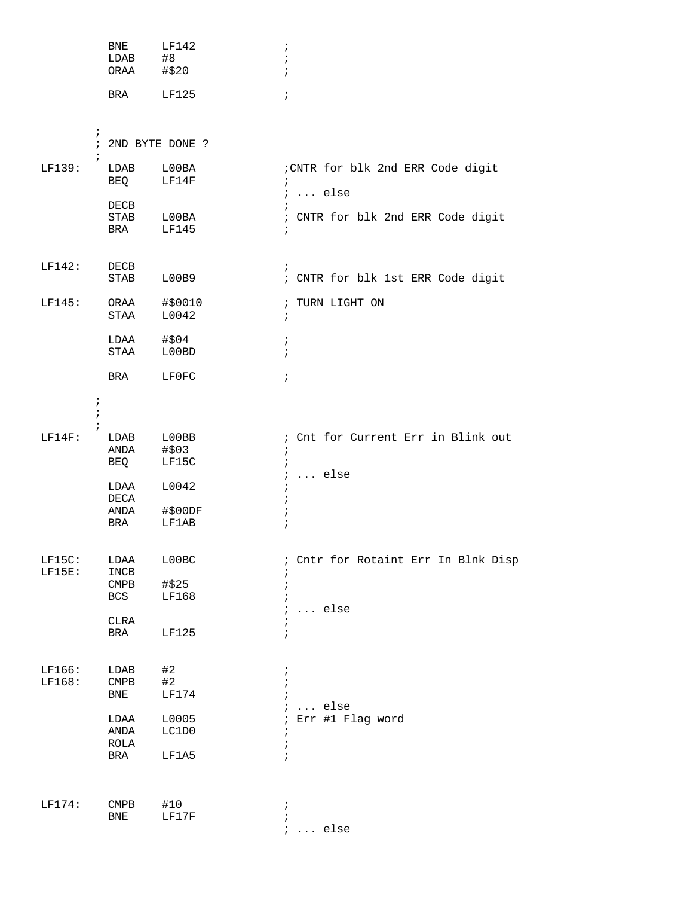```
         BNE     LF142              ;
         LDAB    #8                 ;
         ORAA    #$20               ;

         BRA     LF125              ;


        ;
        ; 2ND BYTE DONE ?
        ;
LF139:   LDAB    L00BA              ;CNTR for blk 2nd ERR Code digit
         BEQ     LF14F              ;
                                    ; ... else
         DECB                       ;
         STAB    L00BA              ; CNTR for blk 2nd ERR Code digit
         BRA     LF145              ;


LF142:   DECB                       ;
         STAB    L00B9              ; CNTR for blk 1st ERR Code digit

LF145:   ORAA    #$0010             ; TURN LIGHT ON
         STAA    L0042              ;

         LDAA    #$04               ;
         STAA    L00BD              ;

         BRA     LF0FC              ;

        ;
        ;
        ;
LF14F:   LDAB    L00BB              ; Cnt for Current Err in Blink out
         ANDA    #$03               ;
         BEQ     LF15C              ;
                                    ; ... else
         LDAA    L0042              ;
         DECA                       ;
         ANDA    #$00DF             ;
         BRA     LF1AB              ;


LF15C:   LDAA    L00BC              ; Cntr for Rotaint Err In Blnk Disp
LF15E:   INCB                       ;
         CMPB    #$25               ;
         BCS     LF168              ;
                                    ; ... else
         CLRA                       ;
         BRA     LF125              ;


LF166:   LDAB    #2                 ;
LF168:   CMPB    #2                 ;
         BNE     LF174              ;
                                    ; ... else
         LDAA    L0005              ; Err #1 Flag word
         ANDA    LC1D0              ;
         ROLA                       ;
         BRA     LF1A5              ;



LF174:   CMPB    #10                ;
         BNE     LF17F              ;
                                    ; ... else
```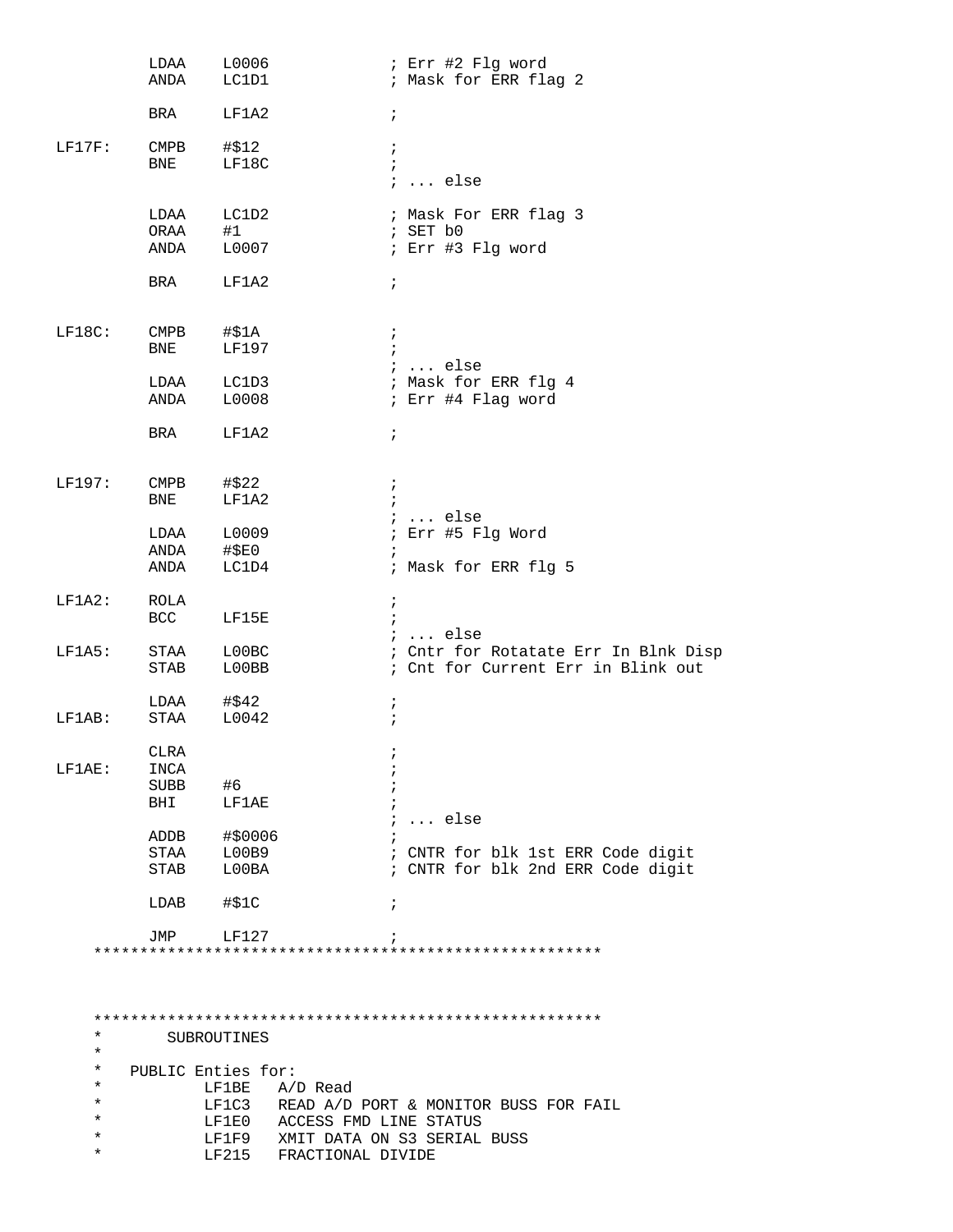```
        LDAA    L0006               ; Err #2 Flg word
        ANDA    LC1D1               ; Mask for ERR flag 2

        BRA     LF1A2               ;

LF17F:  CMPB    #$12                ;
        BNE     LF18C               ;
                                    ; ... else

        LDAA    LC1D2               ; Mask For ERR flag 3
        ORAA    #1                  ; SET b0
        ANDA    L0007               ; Err #3 Flg word

        BRA     LF1A2               ;


LF18C:  CMPB    #$1A                ;
        BNE     LF197               ;
                                    ; ... else
        LDAA    LC1D3               ; Mask for ERR flg 4
        ANDA    L0008               ; Err #4 Flag word

        BRA     LF1A2               ;


LF197:  CMPB    #$22                ;
        BNE     LF1A2               ;
                                    ; ... else
        LDAA    L0009               ; Err #5 Flg Word
        ANDA    #$E0                ;
        ANDA    LC1D4               ; Mask for ERR flg 5

LF1A2:  ROLA                        ;
        BCC     LF15E               ;
                                    ; ... else
LF1A5:  STAA    L00BC               ; Cntr for Rotatate Err In Blnk Disp
        STAB    L00BB               ; Cnt for Current Err in Blink out

        LDAA    #$42                ;
LF1AB:  STAA    L0042               ;

        CLRA                        ;
LF1AE:  INCA                        ;
        SUBB    #6                  ;
        BHI     LF1AE               ;
                                    ; ... else
        ADDB    #$0006              ;
        STAA    L00B9               ; CNTR for blk 1st ERR Code digit
        STAB    L00BA               ; CNTR for blk 2nd ERR Code digit

        LDAB    #$1C                ;

        JMP     LF127               ;
    *******************************************************



    *******************************************************
    *       SUBROUTINES
    *
    *   PUBLIC Enties for:
    *           LF1BE   A/D Read
    *           LF1C3   READ A/D PORT & MONITOR BUSS FOR FAIL
    *           LF1E0   ACCESS FMD LINE STATUS
    *           LF1F9   XMIT DATA ON S3 SERIAL BUSS
    *           LF215   FRACTIONAL DIVIDE
```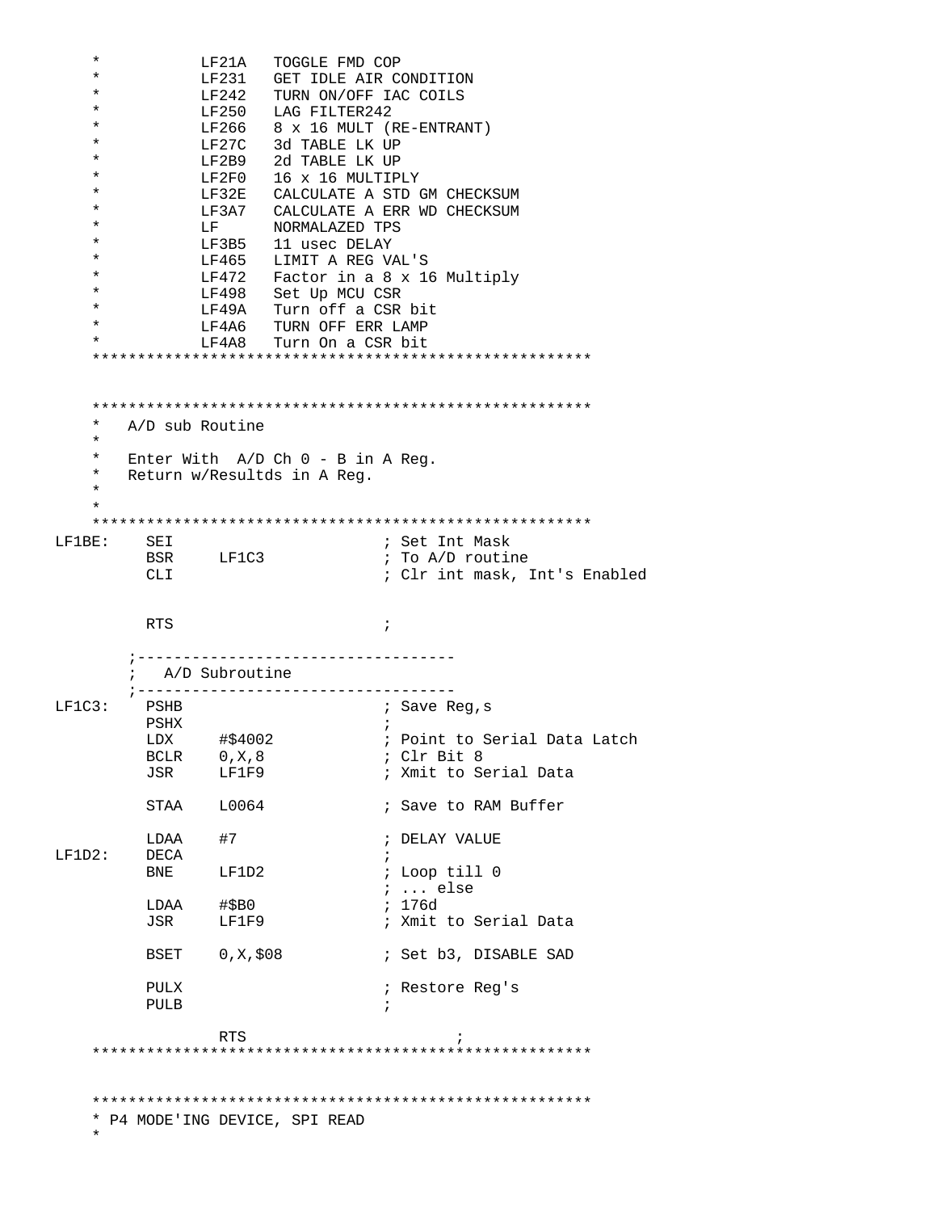```
    *           LF21A   TOGGLE FMD COP
    *           LF231   GET IDLE AIR CONDITION
    *           LF242   TURN ON/OFF IAC COILS
    *           LF250   LAG FILTER242
    *           LF266   8 x 16 MULT (RE-ENTRANT)
    *           LF27C   3d TABLE LK UP
    *           LF2B9   2d TABLE LK UP
    *           LF2F0   16 x 16 MULTIPLY
    *           LF32E   CALCULATE A STD GM CHECKSUM
    *           LF3A7   CALCULATE A ERR WD CHECKSUM
    *           LF      NORMALAZED TPS
    *           LF3B5   11 usec DELAY
    *           LF465   LIMIT A REG VAL'S
    *           LF472   Factor in a 8 x 16 Multiply
    *           LF498   Set Up MCU CSR
    *           LF49A   Turn off a CSR bit
    *           LF4A6   TURN OFF ERR LAMP
    *           LF4A8   Turn On a CSR bit
    *******************************************************


    *******************************************************
    *   A/D sub Routine
    *
    *   Enter With  A/D Ch 0 - B in A Reg.
    *   Return w/Resultds in A Reg.
    *
    *
    *******************************************************
LF1BE:    SEI                       ; Set Int Mask
          BSR     LF1C3             ; To A/D routine
          CLI                       ; Clr int mask, Int's Enabled


          RTS                       ;

        ;-----------------------------------
        ;   A/D Subroutine
        ;-----------------------------------
LF1C3:    PSHB                      ; Save Reg,s
          PSHX                      ;
          LDX     #$4002            ; Point to Serial Data Latch
          BCLR    0,X,8             ; Clr Bit 8
          JSR     LF1F9             ; Xmit to Serial Data

          STAA    L0064             ; Save to RAM Buffer

          LDAA    #7                ; DELAY VALUE
LF1D2:    DECA                      ;
          BNE     LF1D2             ; Loop till 0
                                    ; ... else
          LDAA    #$B0              ; 176d
          JSR     LF1F9             ; Xmit to Serial Data

          BSET    0,X,$08           ; Set b3, DISABLE SAD

          PULX                      ; Restore Reg's
          PULB                      ;

                  RTS                       ;
    *******************************************************


    *******************************************************
    * P4 MODE'ING DEVICE, SPI READ
    *
```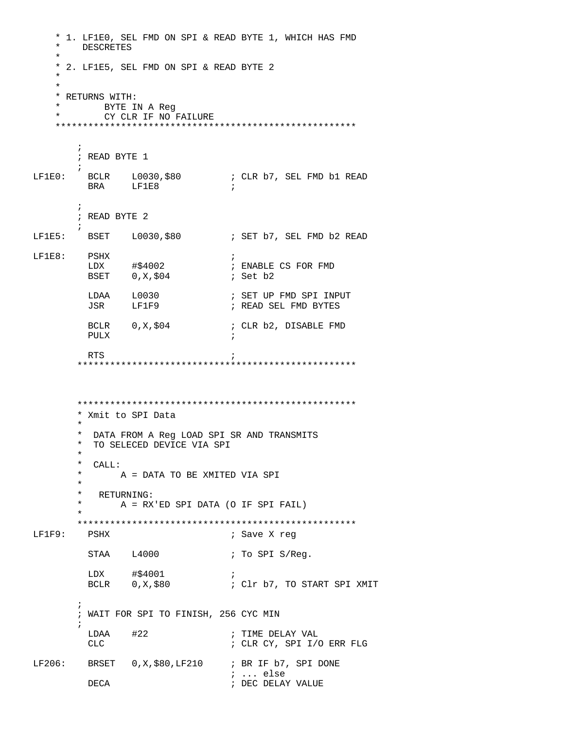```
    * 1. LF1E0, SEL FMD ON SPI & READ BYTE 1, WHICH HAS FMD
    *    DESCRETES
    *
    * 2. LF1E5, SEL FMD ON SPI & READ BYTE 2
    *
    *
    * RETURNS WITH:
    *        BYTE IN A Reg
    *        CY CLR IF NO FAILURE
    *******************************************************

        ;
        ; READ BYTE 1
        ;
LF1E0:    BCLR    L0030,$80         ; CLR b7, SEL FMD b1 READ
          BRA     LF1E8             ;

        ;
        ; READ BYTE 2
        ;
LF1E5:    BSET    L0030,$80         ; SET b7, SEL FMD b2 READ

LF1E8:    PSHX                      ;
          LDX     #$4002            ; ENABLE CS FOR FMD
          BSET    0,X,$04           ; Set b2

          LDAA    L0030             ; SET UP FMD SPI INPUT
          JSR     LF1F9             ; READ SEL FMD BYTES

          BCLR    0,X,$04           ; CLR b2, DISABLE FMD
          PULX                      ;

          RTS                       ;
        ***************************************************



        ***************************************************
        * Xmit to SPI Data
        *
        *  DATA FROM A Reg LOAD SPI SR AND TRANSMITS
        *  TO SELECED DEVICE VIA SPI
        *
        *  CALL:
        *       A = DATA TO BE XMITED VIA SPI
        *
        *   RETURNING:
        *       A = RX'ED SPI DATA (O IF SPI FAIL)
        *
        ***************************************************
LF1F9:    PSHX                      ; Save X reg

          STAA    L4000             ; To SPI S/Reg.

          LDX     #$4001            ;
          BCLR    0,X,$80           ; Clr b7, TO START SPI XMIT

        ;
        ; WAIT FOR SPI TO FINISH, 256 CYC MIN
        ;
          LDAA    #22               ; TIME DELAY VAL
          CLC                       ; CLR CY, SPI I/O ERR FLG

LF206:    BRSET   0,X,$80,LF210     ; BR IF b7, SPI DONE
                                    ; ... else
          DECA                      ; DEC DELAY VALUE
```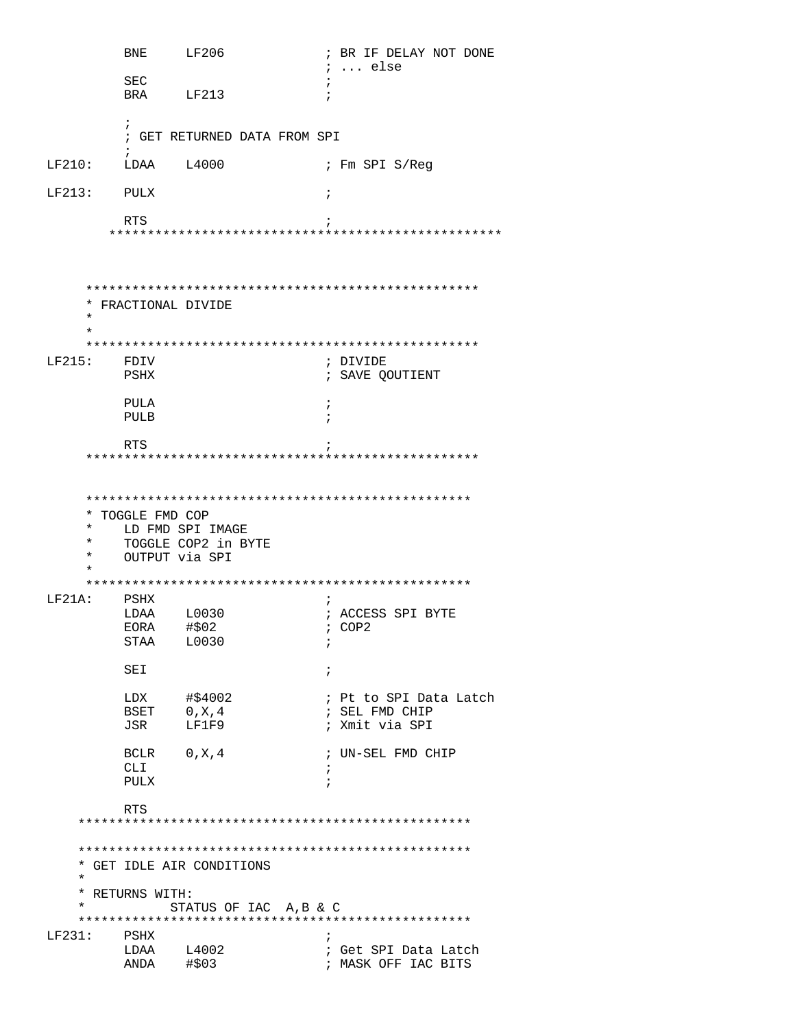```
          BNE     LF206             ; BR IF DELAY NOT DONE
                                    ; ... else
          SEC                       ;
          BRA     LF213             ;

          ;
          ; GET RETURNED DATA FROM SPI
          ;
LF210:    LDAA    L4000             ; Fm SPI S/Reg

LF213:    PULX                      ;

          RTS                       ;
        ***************************************************



     ***************************************************
     * FRACTIONAL DIVIDE
     *
     *
     ***************************************************
LF215:    FDIV                      ; DIVIDE
          PSHX                      ; SAVE QOUTIENT

          PULA                      ;
          PULB                      ;

          RTS                       ;
     ***************************************************



     ***************************************************
     * TOGGLE FMD COP
     *    LD FMD SPI IMAGE
     *    TOGGLE COP2 in BYTE
     *    OUTPUT via SPI
     *
     ***************************************************
LF21A:    PSHX                      ;
          LDAA    L0030             ; ACCESS SPI BYTE
          EORA    #$02              ; COP2
          STAA    L0030             ;

          SEI                       ;

          LDX     #$4002            ; Pt to SPI Data Latch
          BSET    0,X,4             ; SEL FMD CHIP
          JSR     LF1F9             ; Xmit via SPI

          BCLR    0,X,4             ; UN-SEL FMD CHIP
          CLI                       ;
          PULX                      ;

          RTS
    ***************************************************

    ***************************************************
    * GET IDLE AIR CONDITIONS
    *
    * RETURNS WITH:
    *           STATUS OF IAC  A,B & C
    ***************************************************
LF231:    PSHX                      ;
          LDAA    L4002             ; Get SPI Data Latch
          ANDA    #$03              ; MASK OFF IAC BITS
```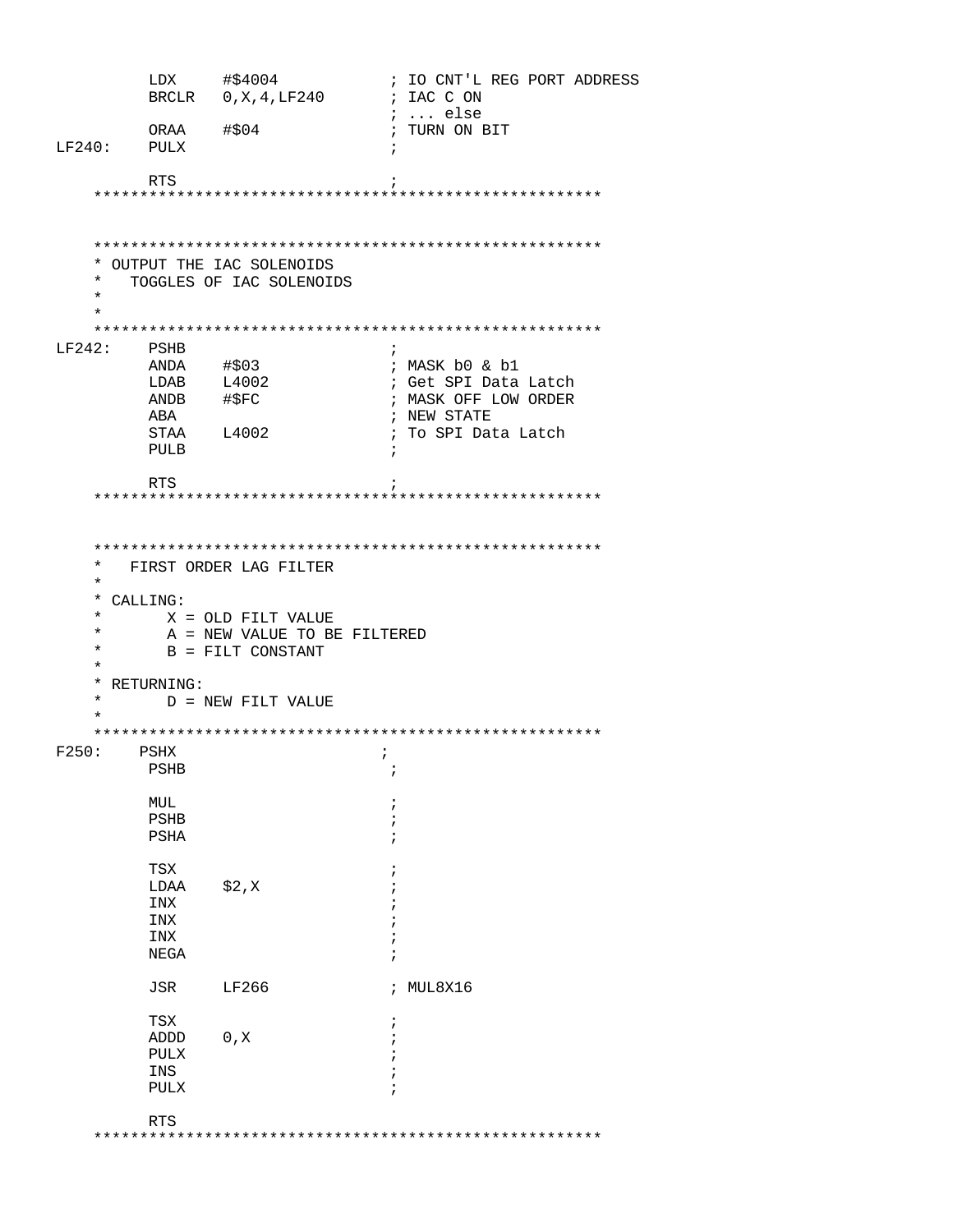```
         LDX     #$4004            ; IO CNT'L REG PORT ADDRESS
         BRCLR   0,X,4,LF240       ; IAC C ON
                                   ; ... else
         ORAA    #$04              ; TURN ON BIT
LF240:   PULX                      ;

         RTS                       ;
    *******************************************************


    *******************************************************
    * OUTPUT THE IAC SOLENOIDS
    *   TOGGLES OF IAC SOLENOIDS
    *
    *
    *******************************************************
LF242:   PSHB                      ;
         ANDA    #$03              ; MASK b0 & b1
         LDAB    L4002             ; Get SPI Data Latch
         ANDB    #$FC              ; MASK OFF LOW ORDER
         ABA                       ; NEW STATE
         STAA    L4002             ; To SPI Data Latch
         PULB                      ;

         RTS                       ;
    *******************************************************


    *******************************************************
    *   FIRST ORDER LAG FILTER
    *
    * CALLING:
    *       X = OLD FILT VALUE
    *       A = NEW VALUE TO BE FILTERED
    *       B = FILT CONSTANT
    *
    * RETURNING:
    *       D = NEW FILT VALUE
    *
    *******************************************************
F250:   PSHX                      ;
         PSHB                      ;

         MUL                       ;
         PSHB                      ;
         PSHA                      ;

         TSX                       ;
         LDAA    $2,X              ;
         INX                       ;
         INX                       ;
         INX                       ;
         NEGA                      ;

         JSR     LF266             ; MUL8X16

         TSX                       ;
         ADDD    0,X               ;
         PULX                      ;
         INS                       ;
         PULX                      ;

         RTS
    *******************************************************
```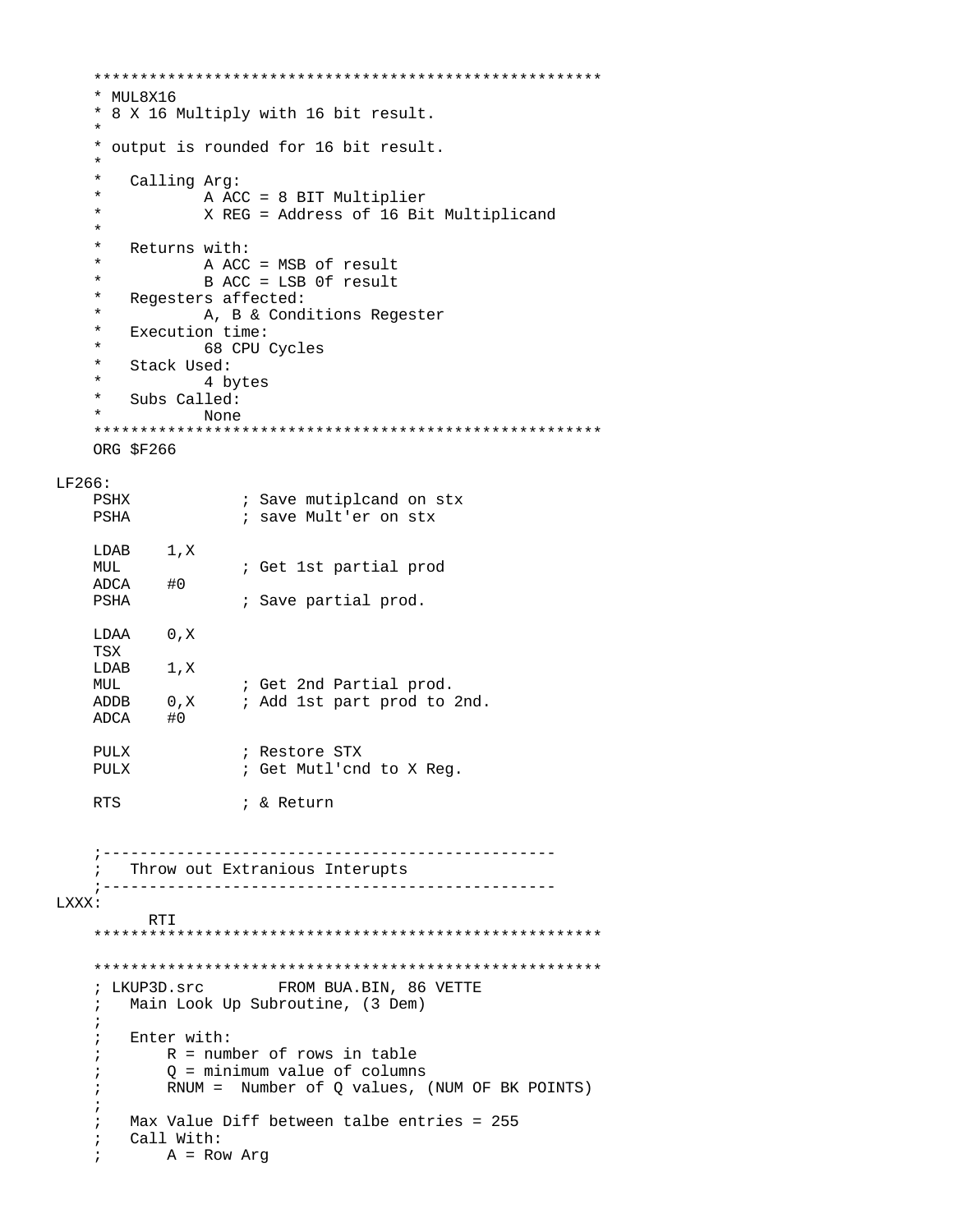```
    *****************************************************
    * MUL8X16
    * 8 X 16 Multiply with 16 bit result.
    *
    * output is rounded for 16 bit result.
    *
    *   Calling Arg:
    *           A ACC = 8 BIT Multiplier
    *           X REG = Address of 16 Bit Multiplicand
    *
    *   Returns with:
    *           A ACC = MSB of result
    *           B ACC = LSB 0f result
    *   Regesters affected:
    *           A, B & Conditions Regester
    *   Execution time:
    *           68 CPU Cycles
    *   Stack Used:
    *           4 bytes
    *   Subs Called:
    *           None
    *****************************************************
    ORG $F266

LF266:
    PSHX            ; Save mutiplcand on stx
    PSHA            ; save Mult'er on stx

    LDAB    1,X
    MUL             ; Get 1st partial prod
    ADCA    #0
    PSHA            ; Save partial prod.

    LDAA    0,X
    TSX
    LDAB    1,X
    MUL             ; Get 2nd Partial prod.
    ADDB    0,X     ; Add 1st part prod to 2nd.
    ADCA    #0

    PULX            ; Restore STX
    PULX            ; Get Mutl'cnd to X Reg.

    RTS             ; & Return


    ;-------------------------------------------------
    ;   Throw out Extranious Interupts
    ;-------------------------------------------------
LXXX:
          RTI
    *****************************************************

    *****************************************************
    ; LKUP3D.src        FROM BUA.BIN, 86 VETTE
    ;   Main Look Up Subroutine, (3 Dem)
    ;
    ;   Enter with:
    ;       R = number of rows in table
    ;       Q = minimum value of columns
    ;       RNUM =  Number of Q values, (NUM OF BK POINTS)
    ;
    ;   Max Value Diff between talbe entries = 255
    ;   Call With:
    ;       A = Row Arg
```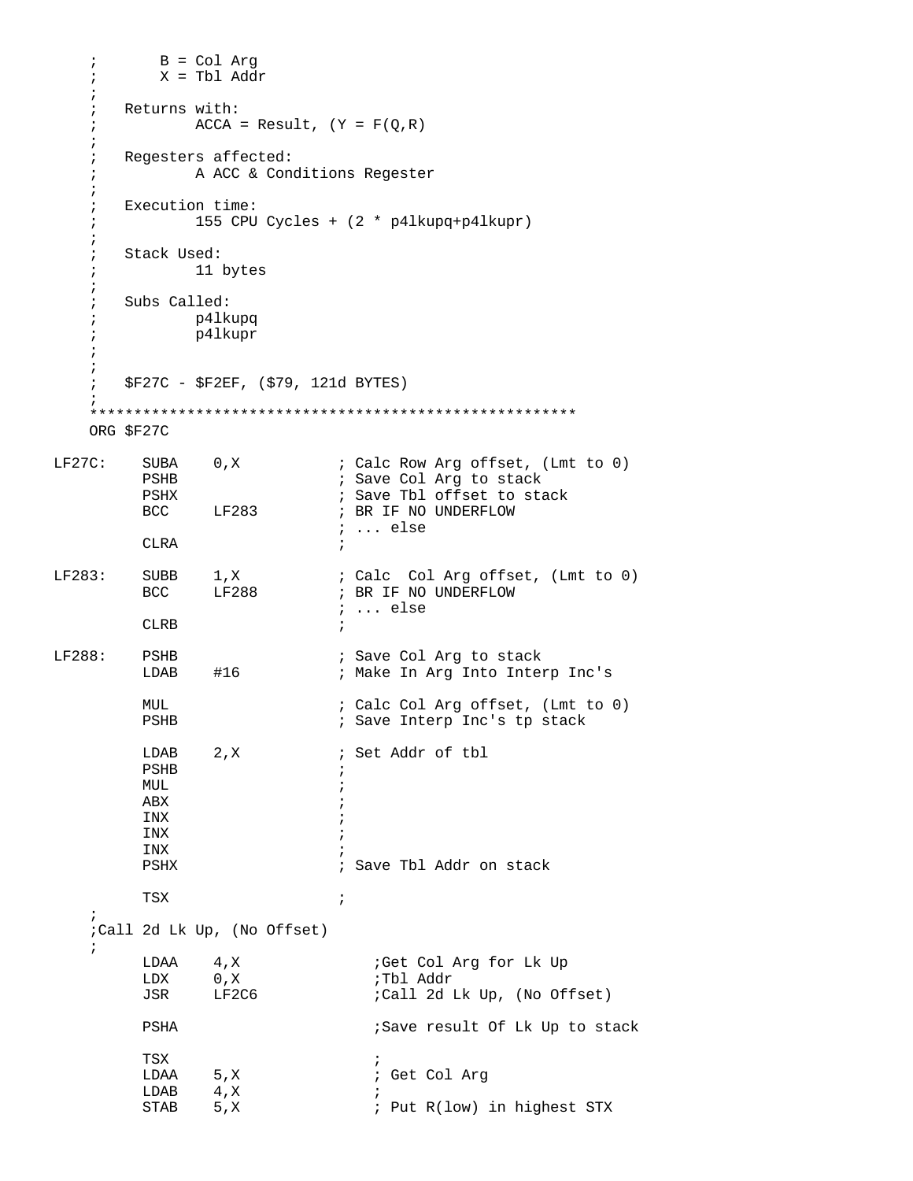```
    ;       B = Col Arg
    ;       X = Tbl Addr
    ;
    ;   Returns with:
    ;           ACCA = Result, (Y = F(Q,R)
    ;
    ;   Regesters affected:
    ;           A ACC & Conditions Regester
    ;
    ;   Execution time:
    ;           155 CPU Cycles + (2 * p4lkupq+p4lkupr)
    ;
    ;   Stack Used:
    ;           11 bytes
    ;
    ;   Subs Called:
    ;           p4lkupq
    ;           p4lkupr
    ;
    ;
    ;   $F27C - $F2EF, ($79, 121d BYTES)
    ;
    *******************************************************
    ORG $F27C

LF27C:    SUBA    0,X           ; Calc Row Arg offset, (Lmt to 0)
          PSHB                  ; Save Col Arg to stack
          PSHX                  ; Save Tbl offset to stack
          BCC     LF283         ; BR IF NO UNDERFLOW
                                ; ... else
          CLRA                  ;

LF283:    SUBB    1,X           ; Calc  Col Arg offset, (Lmt to 0)
          BCC     LF288         ; BR IF NO UNDERFLOW
                                ; ... else
          CLRB                  ;

LF288:    PSHB                  ; Save Col Arg to stack
          LDAB    #16           ; Make In Arg Into Interp Inc's

          MUL                   ; Calc Col Arg offset, (Lmt to 0)
          PSHB                  ; Save Interp Inc's tp stack

          LDAB    2,X           ; Set Addr of tbl
          PSHB                  ;
          MUL                   ;
          ABX                   ;
          INX                   ;
          INX                   ;
          INX                   ;
          PSHX                  ; Save Tbl Addr on stack

          TSX                   ;
    ;
    ;Call 2d Lk Up, (No Offset)
    ;
          LDAA    4,X               ;Get Col Arg for Lk Up
          LDX     0,X               ;Tbl Addr
          JSR     LF2C6             ;Call 2d Lk Up, (No Offset)

          PSHA                      ;Save result Of Lk Up to stack

          TSX                       ;
          LDAA    5,X               ; Get Col Arg
          LDAB    4,X               ;
          STAB    5,X               ; Put R(low) in highest STX
```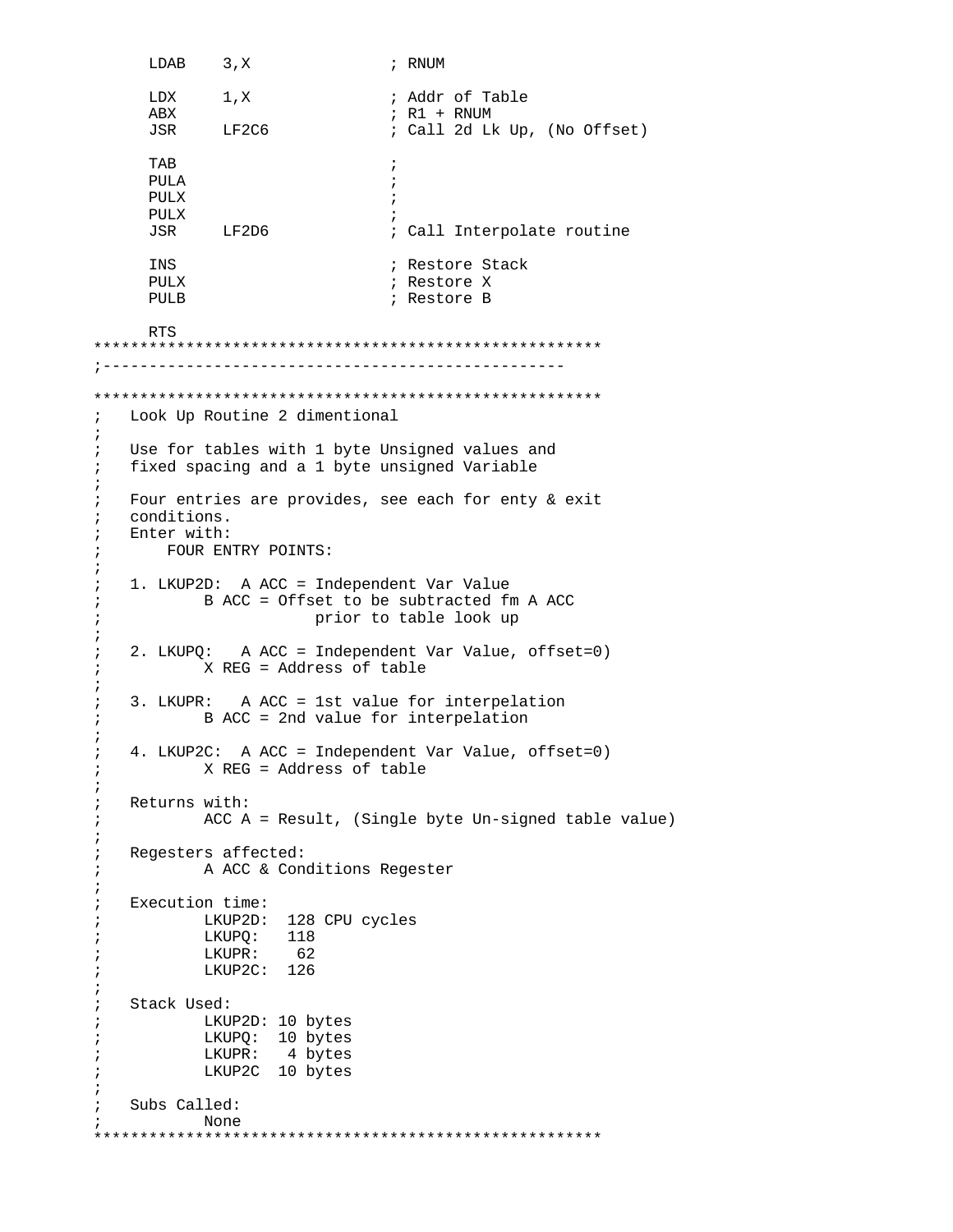```
      LDAB    3,X              ; RNUM

      LDX     1,X              ; Addr of Table
      ABX                      ; R1 + RNUM
      JSR     LF2C6            ; Call 2d Lk Up, (No Offset)

      TAB                      ;
      PULA                     ;
      PULX                     ;
      PULX                     ;
      JSR     LF2D6            ; Call Interpolate routine

      INS                      ; Restore Stack
      PULX                     ; Restore X
      PULB                     ; Restore B

      RTS
*******************************************************
;-------------------------------------------------

*******************************************************
;   Look Up Routine 2 dimentional
;
;   Use for tables with 1 byte Unsigned values and
;   fixed spacing and a 1 byte unsigned Variable
;
;   Four entries are provides, see each for enty & exit
;   conditions.
;   Enter with:
;       FOUR ENTRY POINTS:
;
;   1. LKUP2D:  A ACC = Independent Var Value
;           B ACC = Offset to be subtracted fm A ACC
;                       prior to table look up
;
;   2. LKUPQ:   A ACC = Independent Var Value, offset=0)
;           X REG = Address of table
;
;   3. LKUPR:   A ACC = 1st value for interpelation
;           B ACC = 2nd value for interpelation
;
;   4. LKUP2C:  A ACC = Independent Var Value, offset=0)
;           X REG = Address of table
;
;   Returns with:
;           ACC A = Result, (Single byte Un-signed table value)
;
;   Regesters affected:
;           A ACC & Conditions Regester
;
;   Execution time:
;           LKUP2D:  128 CPU cycles
;           LKUPQ:   118
;           LKUPR:    62
;           LKUP2C:  126
;
;   Stack Used:
;           LKUP2D: 10 bytes
;           LKUPQ:  10 bytes
;           LKUPR:   4 bytes
;           LKUP2C  10 bytes
;
;   Subs Called:
;           None
*******************************************************
```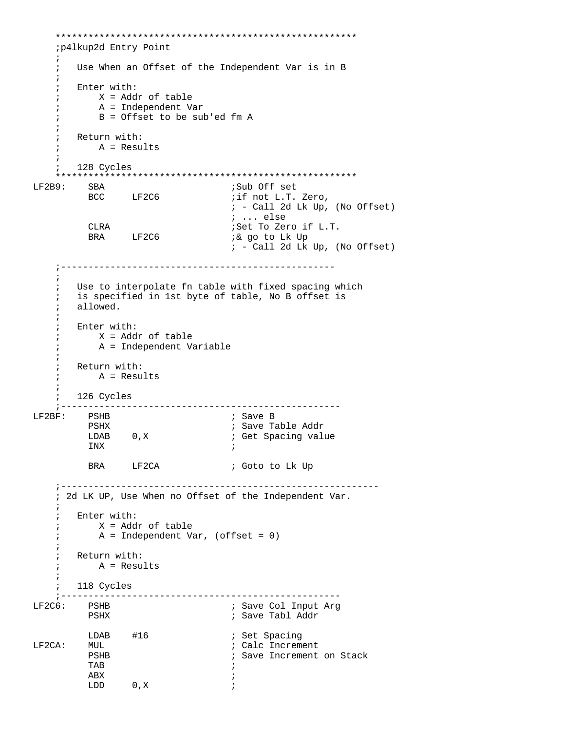```
     ******************************************************
     ;p4lkup2d Entry Point
     ;
     ;   Use When an Offset of the Independent Var is in B
     ;
     ;   Enter with:
     ;       X = Addr of table
     ;       A = Independent Var
     ;       B = Offset to be sub'ed fm A
     ;
     ;   Return with:
     ;       A = Results
     ;
     ;   128 Cycles
     ******************************************************
LF2B9:     SBA                       ;Sub Off set
           BCC     LF2C6             ;if not L.T. Zero,
                                     ; - Call 2d Lk Up, (No Offset)
                                     ; ... else
           CLRA                      ;Set To Zero if L.T.
           BRA     LF2C6             ;& go to Lk Up
                                     ; - Call 2d Lk Up, (No Offset)

     ;--------------------------------------------------
     ;
     ;   Use to interpolate fn table with fixed spacing which
     ;   is specified in 1st byte of table, No B offset is
     ;   allowed.
     ;
     ;   Enter with:
     ;       X = Addr of table
     ;       A = Independent Variable
     ;
     ;   Return with:
     ;       A = Results
     ;
     ;   126 Cycles
     ;---------------------------------------------------
LF2BF:     PSHB                      ; Save B
           PSHX                      ; Save Table Addr
           LDAB    0,X               ; Get Spacing value
           INX                       ;

           BRA     LF2CA             ; Goto to Lk Up

     ;----------------------------------------------------------
     ; 2d LK UP, Use When no Offset of the Independent Var.
     ;
     ;   Enter with:
     ;       X = Addr of table
     ;       A = Independent Var, (offset = 0)
     ;
     ;   Return with:
     ;       A = Results
     ;
     ;   118 Cycles
     ;---------------------------------------------------
LF2C6:     PSHB                      ; Save Col Input Arg
           PSHX                      ; Save Tabl Addr

           LDAB    #16               ; Set Spacing
LF2CA:     MUL                       ; Calc Increment
           PSHB                      ; Save Increment on Stack
           TAB                       ;
           ABX                       ;
           LDD     0,X               ;
```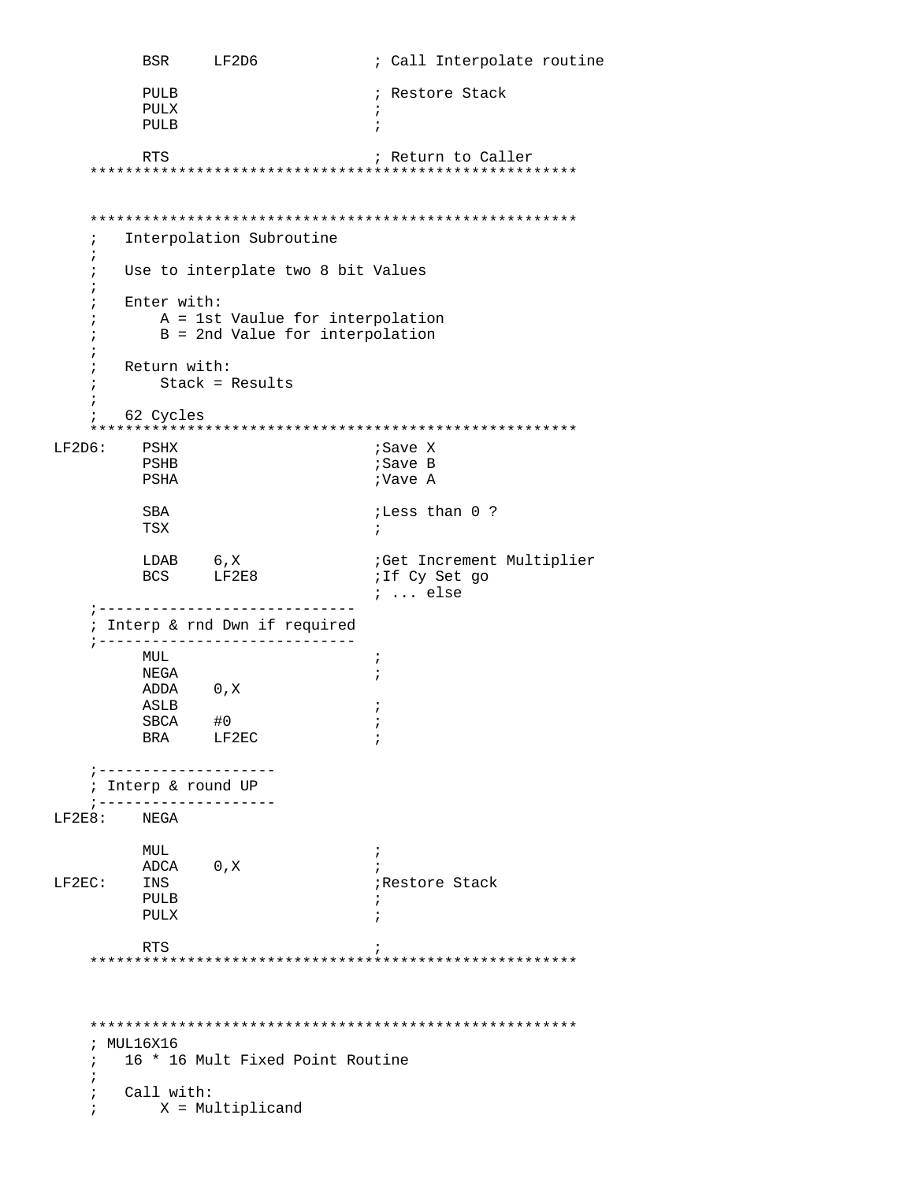```
          BSR     LF2D6             ; Call Interpolate routine

          PULB                      ; Restore Stack
          PULX                      ;
          PULB                      ;

          RTS                       ; Return to Caller
    ******************************************************
```

```
    ******************************************************
    ;   Interpolation Subroutine
    ;
    ;   Use to interplate two 8 bit Values
    ;
    ;   Enter with:
    ;       A = 1st Vaulue for interpolation
    ;       B = 2nd Value for interpolation
    ;
    ;   Return with:
    ;       Stack = Results
    ;
    ;   62 Cycles
    ******************************************************
LF2D6:    PSHX                      ;Save X
          PSHB                      ;Save B
          PSHA                      ;Vave A

          SBA                       ;Less than 0 ?
          TSX                       ;

          LDAB    6,X               ;Get Increment Multiplier
          BCS     LF2E8             ;If Cy Set go
                                    ; ... else
    ;----------------------------
    ; Interp & rnd Dwn if required
    ;----------------------------
          MUL                       ;
          NEGA                      ;
          ADDA    0,X
          ASLB                      ;
          SBCA    #0                ;
          BRA     LF2EC             ;

    ;-------------------
    ; Interp & round UP
    ;-------------------
LF2E8:    NEGA

          MUL                       ;
          ADCA    0,X               ;
LF2EC:    INS                       ;Restore Stack
          PULB                      ;
          PULX                      ;

          RTS                       ;
    ******************************************************
```

```
    ******************************************************
    ; MUL16X16
    ;   16 * 16 Mult Fixed Point Routine
    ;
    ;   Call with:
    ;       X = Multiplicand
```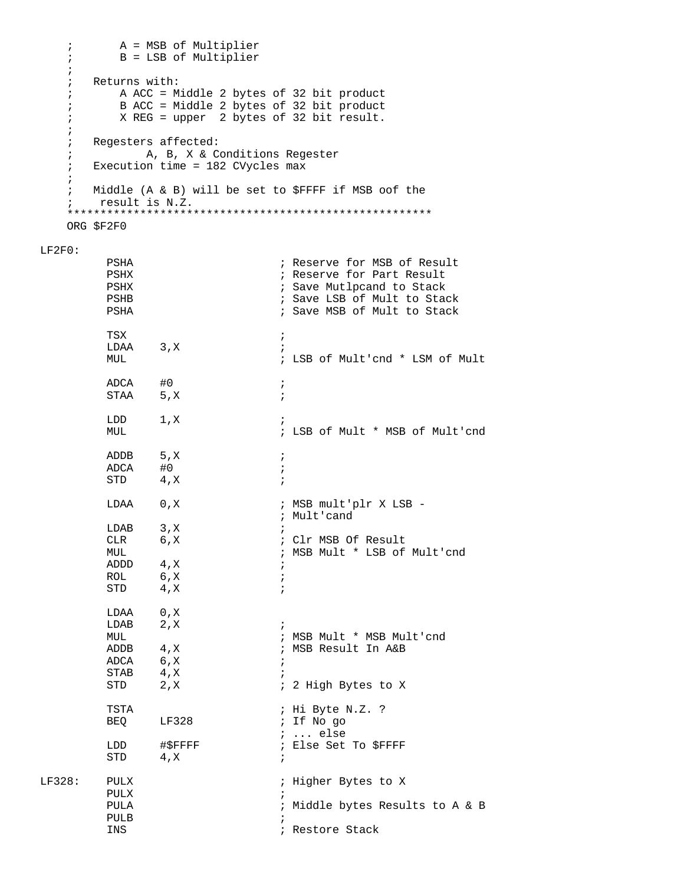```
    ;       A = MSB of Multiplier
    ;       B = LSB of Multiplier
    ;
    ;   Returns with:
    ;       A ACC = Middle 2 bytes of 32 bit product
    ;       B ACC = Middle 2 bytes of 32 bit product
    ;       X REG = upper  2 bytes of 32 bit result.
    ;
    ;   Regesters affected:
    ;           A, B, X & Conditions Regester
    ;   Execution time = 182 CVycles max
    ;
    ;   Middle (A & B) will be set to $FFFF if MSB oof the
    ;    result is N.Z.
    *****************************************************
    ORG $F2F0

LF2F0:
        PSHA                        ; Reserve for MSB of Result
        PSHX                        ; Reserve for Part Result
        PSHX                        ; Save Mutlpcand to Stack
        PSHB                        ; Save LSB of Mult to Stack
        PSHA                        ; Save MSB of Mult to Stack

        TSX                         ;
        LDAA    3,X                 ;
        MUL                         ; LSB of Mult'cnd * LSM of Mult

        ADCA    #0                  ;
        STAA    5,X                 ;

        LDD     1,X                 ;
        MUL                         ; LSB of Mult * MSB of Mult'cnd

        ADDB    5,X                 ;
        ADCA    #0                  ;
        STD     4,X                 ;

        LDAA    0,X                 ; MSB mult'plr X LSB -
                                    ; Mult'cand
        LDAB    3,X                 ;
        CLR     6,X                 ; Clr MSB Of Result
        MUL                         ; MSB Mult * LSB of Mult'cnd
        ADDD    4,X                 ;
        ROL     6,X                 ;
        STD     4,X                 ;

        LDAA    0,X
        LDAB    2,X                 ;
        MUL                         ; MSB Mult * MSB Mult'cnd
        ADDB    4,X                 ; MSB Result In A&B
        ADCA    6,X                 ;
        STAB    4,X                 ;
        STD     2,X                 ; 2 High Bytes to X

        TSTA                        ; Hi Byte N.Z. ?
        BEQ     LF328               ; If No go
                                    ; ... else
        LDD     #$FFFF              ; Else Set To $FFFF
        STD     4,X                 ;

LF328:  PULX                        ; Higher Bytes to X
        PULX                        ;
        PULA                        ; Middle bytes Results to A & B
        PULB                        ;
        INS                         ; Restore Stack
```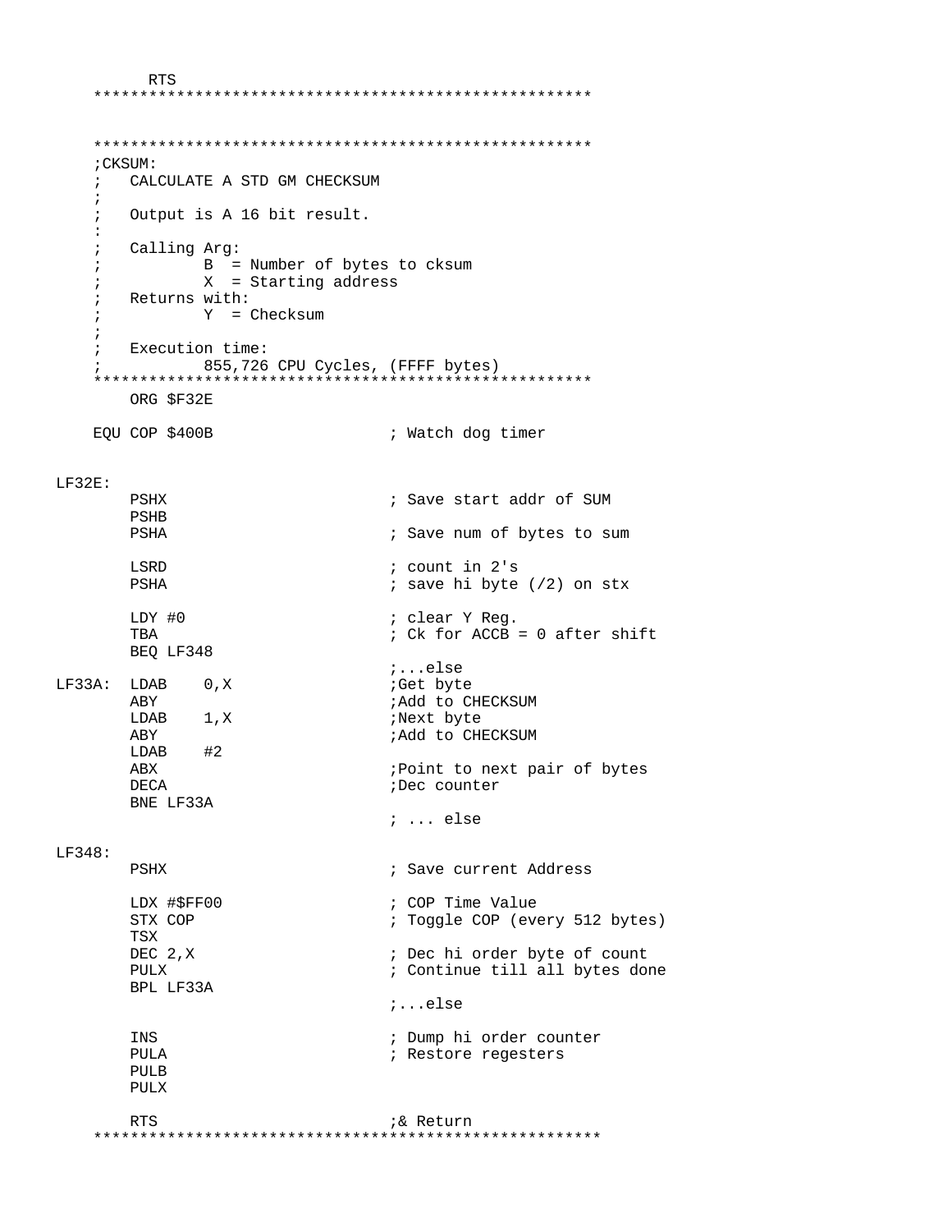```
        RTS
    *****************************************************


    *****************************************************
    ;CKSUM:
    ;   CALCULATE A STD GM CHECKSUM
    ;
    ;   Output is A 16 bit result.
    :
    ;   Calling Arg:
    ;           B  = Number of bytes to cksum
    ;           X  = Starting address
    ;   Returns with:
    ;           Y  = Checksum
    ;
    ;   Execution time:
    ;           855,726 CPU Cycles, (FFFF bytes)
    *****************************************************
        ORG $F32E

    EQU COP $400B                   ; Watch dog timer


LF32E:
        PSHX                        ; Save start addr of SUM
        PSHB
        PSHA                        ; Save num of bytes to sum

        LSRD                        ; count in 2's
        PSHA                        ; save hi byte (/2) on stx

        LDY #0                      ; clear Y Reg.
        TBA                         ; Ck for ACCB = 0 after shift
        BEQ LF348
                                    ;...else
LF33A:  LDAB    0,X                 ;Get byte
        ABY                         ;Add to CHECKSUM
        LDAB    1,X                 ;Next byte
        ABY                         ;Add to CHECKSUM
        LDAB    #2
        ABX                         ;Point to next pair of bytes
        DECA                        ;Dec counter
        BNE LF33A
                                    ; ... else

LF348:
        PSHX                        ; Save current Address

        LDX #$FF00                  ; COP Time Value
        STX COP                     ; Toggle COP (every 512 bytes)
        TSX
        DEC 2,X                     ; Dec hi order byte of count
        PULX                        ; Continue till all bytes done
        BPL LF33A
                                    ;...else

        INS                         ; Dump hi order counter
        PULA                        ; Restore regesters
        PULB
        PULX

        RTS                         ;& Return
    *****************************************************
```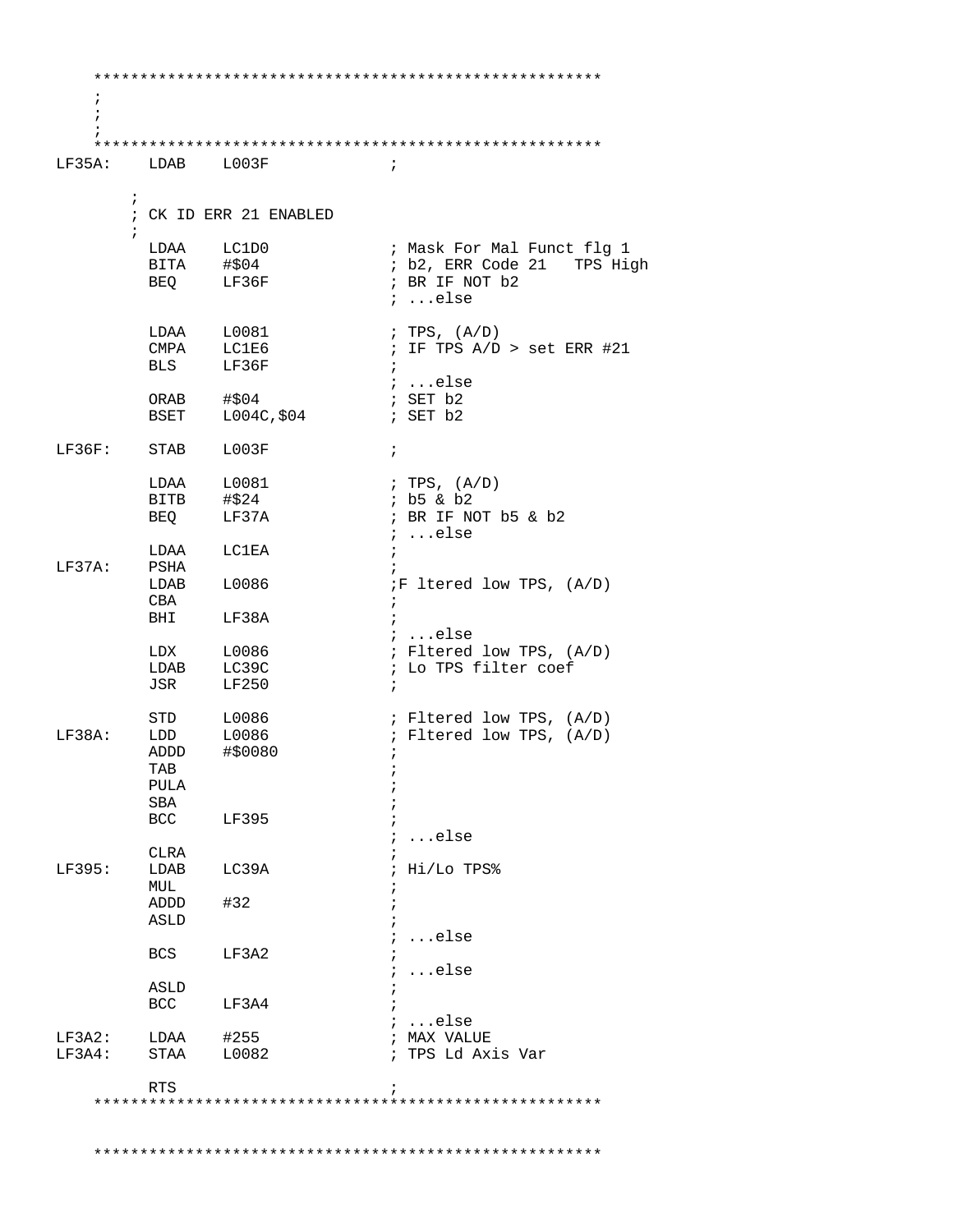```
    *******************************************************
    ;
    ;
    ;
    *******************************************************
LF35A:    LDAB    L003F             ;

        ;
        ; CK ID ERR 21 ENABLED
        ;
          LDAA    LC1D0             ; Mask For Mal Funct flg 1
          BITA    #$04              ; b2, ERR Code 21   TPS High
          BEQ     LF36F             ; BR IF NOT b2
                                    ; ...else

          LDAA    L0081             ; TPS, (A/D)
          CMPA    LC1E6             ; IF TPS A/D > set ERR #21
          BLS     LF36F             ;
                                    ; ...else
          ORAB    #$04              ; SET b2
          BSET    L004C,$04         ; SET b2

LF36F:    STAB    L003F             ;

          LDAA    L0081             ; TPS, (A/D)
          BITB    #$24              ; b5 & b2
          BEQ     LF37A             ; BR IF NOT b5 & b2
                                    ; ...else
          LDAA    LC1EA             ;
LF37A:    PSHA                      ;
          LDAB    L0086             ;F ltered low TPS, (A/D)
          CBA                       ;
          BHI     LF38A             ;
                                    ; ...else
          LDX     L0086             ; Fltered low TPS, (A/D)
          LDAB    LC39C             ; Lo TPS filter coef
          JSR     LF250             ;

          STD     L0086             ; Fltered low TPS, (A/D)
LF38A:    LDD     L0086             ; Fltered low TPS, (A/D)
          ADDD    #$0080            ;
          TAB                       ;
          PULA                      ;
          SBA                       ;
          BCC     LF395             ;
                                    ; ...else
          CLRA                      ;
LF395:    LDAB    LC39A             ; Hi/Lo TPS%
          MUL                       ;
          ADDD    #32               ;
          ASLD                      ;
                                    ; ...else
          BCS     LF3A2             ;
                                    ; ...else
          ASLD                      ;
          BCC     LF3A4             ;
                                    ; ...else
LF3A2:    LDAA    #255              ; MAX VALUE
LF3A4:    STAA    L0082             ; TPS Ld Axis Var

          RTS                       ;
    *******************************************************


    *******************************************************
```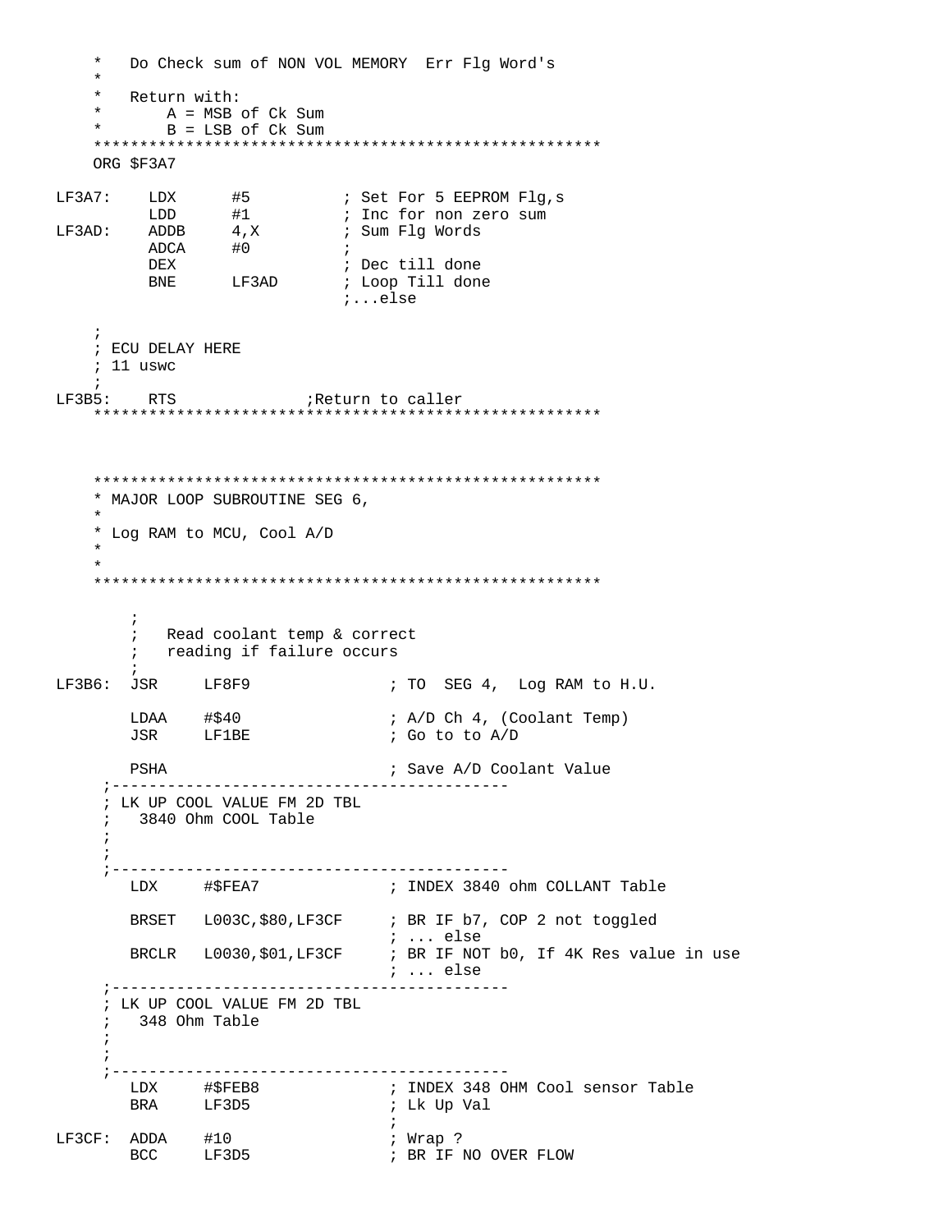```
    *   Do Check sum of NON VOL MEMORY  Err Flg Word's
    *
    *   Return with:
    *       A = MSB of Ck Sum
    *       B = LSB of Ck Sum
    *******************************************************
    ORG $F3A7

LF3A7:    LDX      #5          ; Set For 5 EEPROM Flg,s
          LDD      #1          ; Inc for non zero sum
LF3AD:    ADDB     4,X         ; Sum Flg Words
          ADCA     #0          ;
          DEX                  ; Dec till done
          BNE      LF3AD       ; Loop Till done
                               ;...else

    ;
    ; ECU DELAY HERE
    ; 11 uswc
    ;
LF3B5:    RTS              ;Return to caller
    *******************************************************



    *******************************************************
    * MAJOR LOOP SUBROUTINE SEG 6,
    *
    * Log RAM to MCU, Cool A/D
    *
    *
    *******************************************************

        ;
        ;   Read coolant temp & correct
        ;   reading if failure occurs
        ;
LF3B6:  JSR     LF8F9               ; TO  SEG 4,  Log RAM to H.U.

        LDAA    #$40                ; A/D Ch 4, (Coolant Temp)
        JSR     LF1BE               ; Go to to A/D

        PSHA                        ; Save A/D Coolant Value
     ;-------------------------------------------
     ; LK UP COOL VALUE FM 2D TBL
     ;   3840 Ohm COOL Table
     ;
     ;
     ;-------------------------------------------
        LDX     #$FEA7              ; INDEX 3840 ohm COLLANT Table

        BRSET   L003C,$80,LF3CF     ; BR IF b7, COP 2 not toggled
                                    ; ... else
        BRCLR   L0030,$01,LF3CF     ; BR IF NOT b0, If 4K Res value in use
                                    ; ... else
     ;-------------------------------------------
     ; LK UP COOL VALUE FM 2D TBL
     ;   348 Ohm Table
     ;
     ;
     ;-------------------------------------------
        LDX     #$FEB8              ; INDEX 348 OHM Cool sensor Table
        BRA     LF3D5               ; Lk Up Val
                                    ;
LF3CF:  ADDA    #10                 ; Wrap ?
        BCC     LF3D5               ; BR IF NO OVER FLOW
```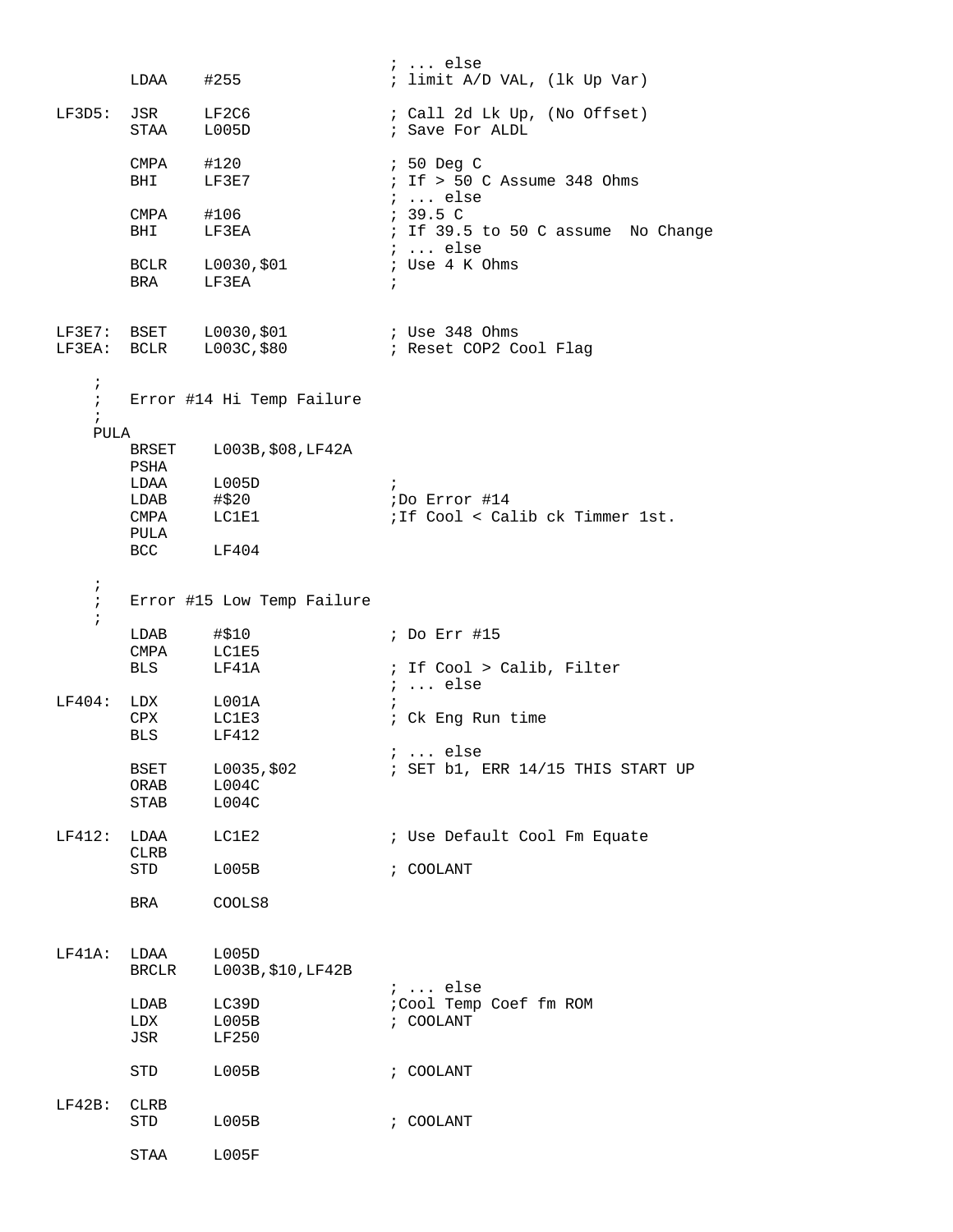```
                                  ; ... else
        LDAA    #255              ; limit A/D VAL, (lk Up Var)

LF3D5:  JSR     LF2C6             ; Call 2d Lk Up, (No Offset)
        STAA    L005D             ; Save For ALDL

        CMPA    #120              ; 50 Deg C
        BHI     LF3E7             ; If > 50 C Assume 348 Ohms
                                  ; ... else
        CMPA    #106              ; 39.5 C
        BHI     LF3EA             ; If 39.5 to 50 C assume  No Change
                                  ; ... else
        BCLR    L0030,$01         ; Use 4 K Ohms
        BRA     LF3EA             ;


LF3E7:  BSET    L0030,$01         ; Use 348 Ohms
LF3EA:  BCLR    L003C,$80         ; Reset COP2 Cool Flag

    ;
    ;   Error #14 Hi Temp Failure
    ;
    PULA
        BRSET    L003B,$08,LF42A
        PSHA
        LDAA     L005D            ;
        LDAB     #$20             ;Do Error #14
        CMPA     LC1E1            ;If Cool < Calib ck Timmer 1st.
        PULA
        BCC      LF404

    ;
    ;   Error #15 Low Temp Failure
    ;
        LDAB     #$10             ; Do Err #15
        CMPA     LC1E5
        BLS      LF41A            ; If Cool > Calib, Filter
                                  ; ... else
LF404:  LDX      L001A            ;
        CPX      LC1E3            ; Ck Eng Run time
        BLS      LF412
                                  ; ... else
        BSET     L0035,$02        ; SET b1, ERR 14/15 THIS START UP
        ORAB     L004C
        STAB     L004C

LF412:  LDAA     LC1E2            ; Use Default Cool Fm Equate
        CLRB
        STD      L005B            ; COOLANT

        BRA      COOLS8


LF41A:  LDAA     L005D
        BRCLR    L003B,$10,LF42B
                                  ; ... else
        LDAB     LC39D            ;Cool Temp Coef fm ROM
        LDX      L005B            ; COOLANT
        JSR      LF250

        STD      L005B            ; COOLANT

LF42B:  CLRB
        STD      L005B            ; COOLANT

        STAA     L005F
```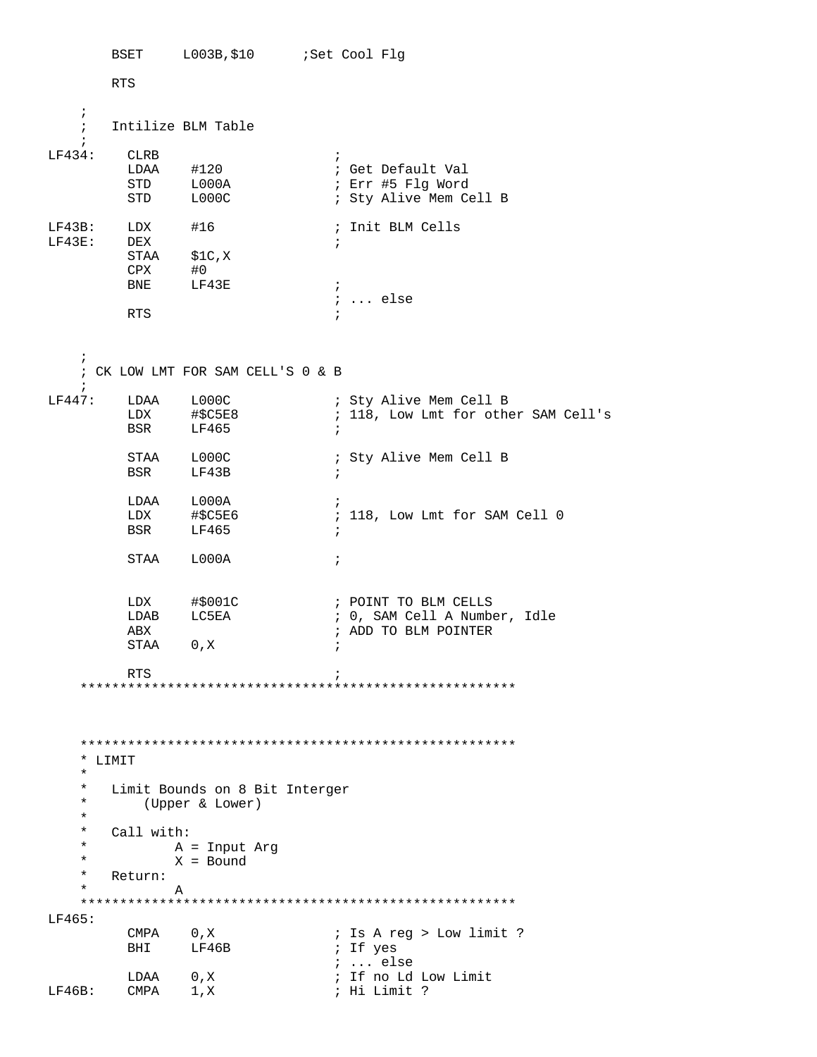```
        BSET     L003B,$10      ;Set Cool Flg

        RTS

    ;
    ;   Intilize BLM Table
    ;
LF434:     CLRB                        ;
           LDAA    #120                ; Get Default Val
           STD     L000A               ; Err #5 Flg Word
           STD     L000C               ; Sty Alive Mem Cell B

LF43B:     LDX     #16                 ; Init BLM Cells
LF43E:     DEX                         ;
           STAA    $1C,X
           CPX     #0
           BNE     LF43E               ;
                                       ; ... else
           RTS                         ;


    ;
    ; CK LOW LMT FOR SAM CELL'S 0 & B
    ;
LF447:     LDAA    L000C               ; Sty Alive Mem Cell B
           LDX     #$C5E8              ; 118, Low Lmt for other SAM Cell's
           BSR     LF465               ;

           STAA    L000C               ; Sty Alive Mem Cell B
           BSR     LF43B               ;

           LDAA    L000A               ;
           LDX     #$C5E6              ; 118, Low Lmt for SAM Cell 0
           BSR     LF465               ;

           STAA    L000A               ;


           LDX     #$001C              ; POINT TO BLM CELLS
           LDAB    LC5EA               ; 0, SAM Cell A Number, Idle
           ABX                         ; ADD TO BLM POINTER
           STAA    0,X                 ;

           RTS                         ;
    *******************************************************



    *******************************************************
    * LIMIT
    *
    *   Limit Bounds on 8 Bit Interger
    *       (Upper & Lower)
    *
    *   Call with:
    *           A = Input Arg
    *           X = Bound
    *   Return:
    *           A
    *******************************************************
LF465:
           CMPA    0,X                 ; Is A reg > Low limit ?
           BHI     LF46B               ; If yes
                                       ; ... else
           LDAA    0,X                 ; If no Ld Low Limit
LF46B:     CMPA    1,X                 ; Hi Limit ?
```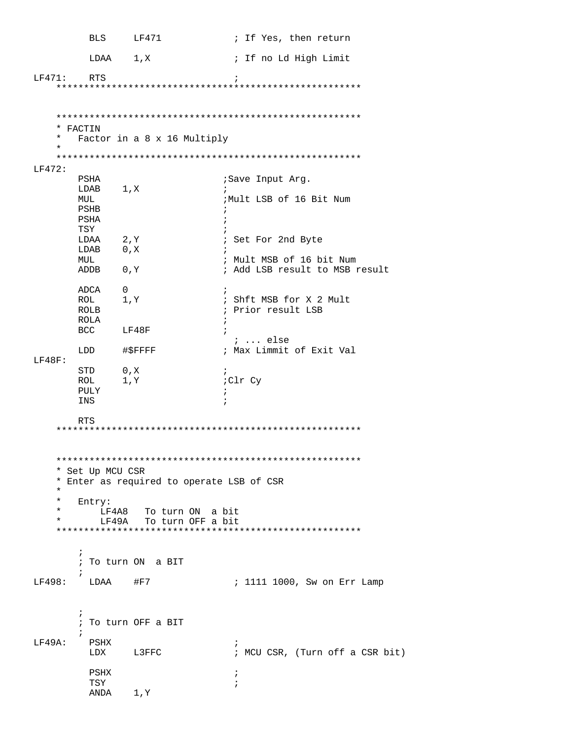```
          BLS     LF471             ; If Yes, then return

          LDAA    1,X               ; If no Ld High Limit

LF471:    RTS                       ;
    *******************************************************


    *******************************************************
    * FACTIN
    *   Factor in a 8 x 16 Multiply
    *
    *******************************************************
LF472:
        PSHA                       ;Save Input Arg.
        LDAB    1,X                ;
        MUL                        ;Mult LSB of 16 Bit Num
        PSHB                       ;
        PSHA                       ;
        TSY                        ;
        LDAA    2,Y                ; Set For 2nd Byte
        LDAB    0,X                ;
        MUL                        ; Mult MSB of 16 bit Num
        ADDB    0,Y                ; Add LSB result to MSB result

        ADCA    0                  ;
        ROL     1,Y                ; Shft MSB for X 2 Mult
        ROLB                       ; Prior result LSB
        ROLA                       ;
        BCC     LF48F              ;
                                     ; ... else
        LDD     #$FFFF             ; Max Limmit of Exit Val
LF48F:
        STD     0,X                ;
        ROL     1,Y                ;Clr Cy
        PULY                       ;
        INS                        ;

        RTS
    *******************************************************


    *******************************************************
    * Set Up MCU CSR
    * Enter as required to operate LSB of CSR
    *
    *   Entry:
    *       LF4A8   To turn ON  a bit
    *       LF49A   To turn OFF a bit
    *******************************************************

        ;
        ; To turn ON  a BIT
        ;
LF498:    LDAA    #F7               ; 1111 1000, Sw on Err Lamp



        ;
        ; To turn OFF a BIT
        ;
LF49A:    PSHX                      ;
          LDX     L3FFC             ; MCU CSR, (Turn off a CSR bit)

          PSHX                      ;
          TSY                       ;
          ANDA    1,Y
```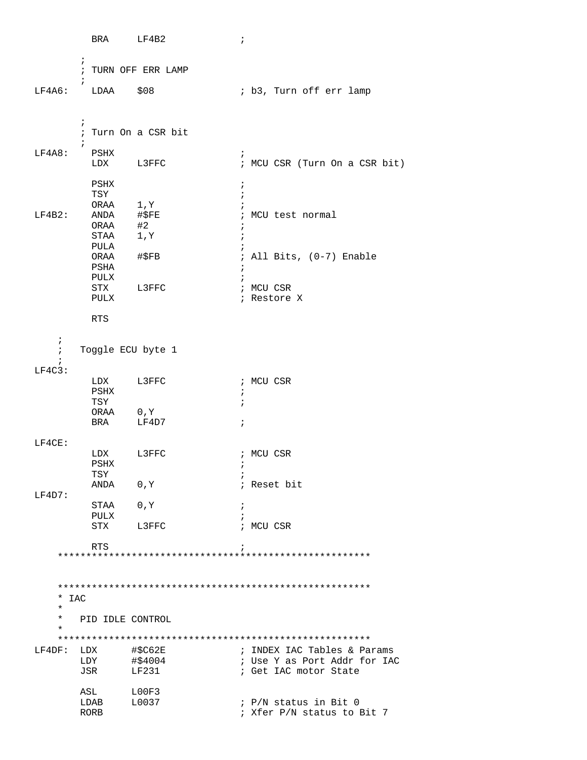```
          BRA     LF4B2             ;

        ;
        ; TURN OFF ERR LAMP
        ;
LF4A6:    LDAA    $08               ; b3, Turn off err lamp


        ;
        ; Turn On a CSR bit
        ;
LF4A8:    PSHX                      ;
          LDX     L3FFC             ; MCU CSR (Turn On a CSR bit)

          PSHX                      ;
          TSY                       ;
          ORAA    1,Y               ;
LF4B2:    ANDA    #$FE              ; MCU test normal
          ORAA    #2                ;
          STAA    1,Y               ;
          PULA                      ;
          ORAA    #$FB              ; All Bits, (0-7) Enable
          PSHA                      ;
          PULX                      ;
          STX     L3FFC             ; MCU CSR
          PULX                      ; Restore X

          RTS

    ;
    ;   Toggle ECU byte 1
    ;
LF4C3:
          LDX     L3FFC             ; MCU CSR
          PSHX                      ;
          TSY                       ;
          ORAA    0,Y
          BRA     LF4D7             ;

LF4CE:
          LDX     L3FFC             ; MCU CSR
          PSHX                      ;
          TSY                       ;
          ANDA    0,Y               ; Reset bit
LF4D7:
          STAA    0,Y               ;
          PULX                      ;
          STX     L3FFC             ; MCU CSR

          RTS                       ;
    *******************************************************


    *******************************************************
    * IAC
    *
    *   PID IDLE CONTROL
    *
    *******************************************************
LF4DF:  LDX      #$C62E             ; INDEX IAC Tables & Params
        LDY      #$4004             ; Use Y as Port Addr for IAC
        JSR      LF231              ; Get IAC motor State

        ASL      L00F3
        LDAB     L0037              ; P/N status in Bit 0
        RORB                        ; Xfer P/N status to Bit 7
```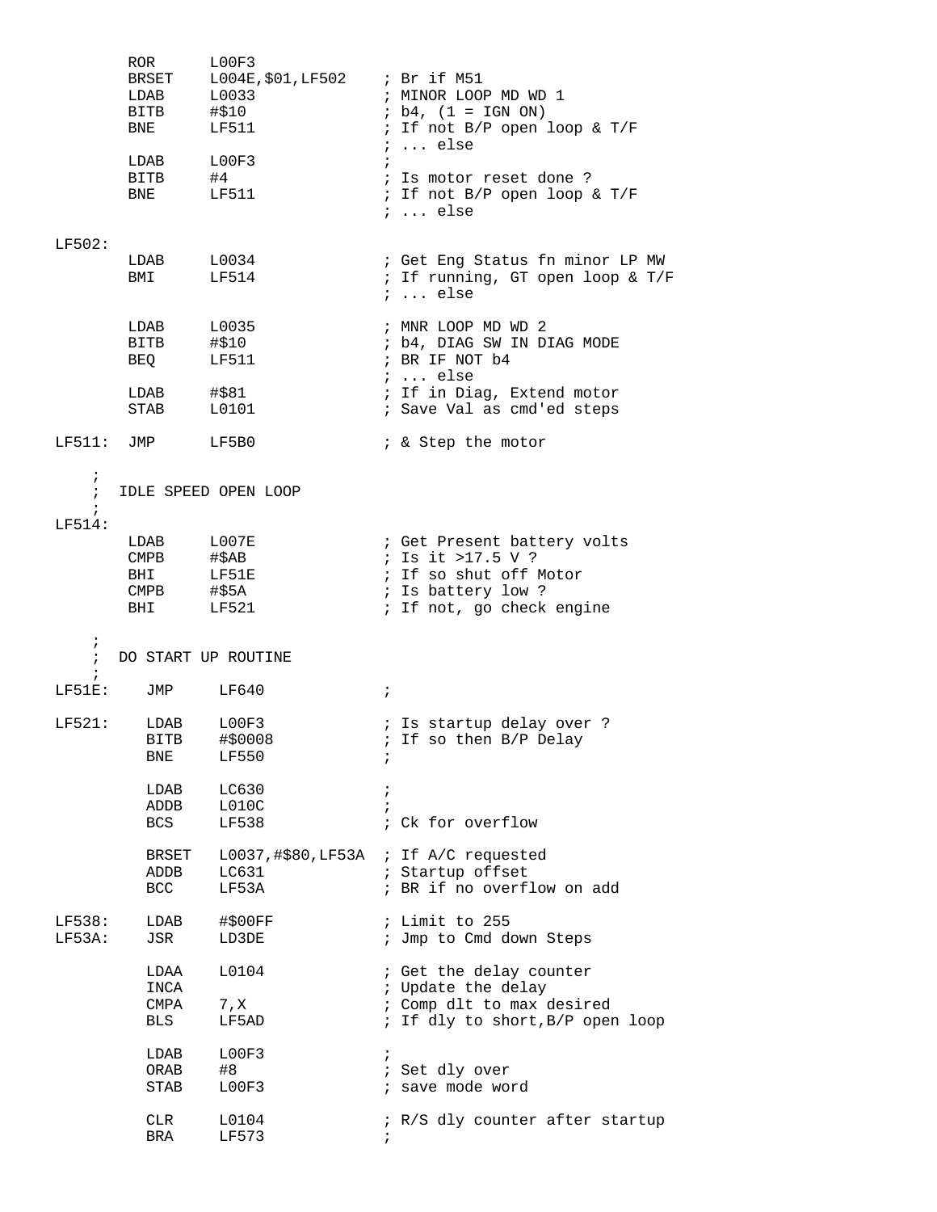```
        ROR      L00F3
        BRSET    L004E,$01,LF502    ; Br if M51
        LDAB     L0033              ; MINOR LOOP MD WD 1
        BITB     #$10               ; b4, (1 = IGN ON)
        BNE      LF511              ; If not B/P open loop & T/F
                                    ; ... else
        LDAB     L00F3              ;
        BITB     #4                 ; Is motor reset done ?
        BNE      LF511              ; If not B/P open loop & T/F
                                    ; ... else

LF502:
        LDAB     L0034              ; Get Eng Status fn minor LP MW
        BMI      LF514              ; If running, GT open loop & T/F
                                    ; ... else

        LDAB     L0035              ; MNR LOOP MD WD 2
        BITB     #$10               ; b4, DIAG SW IN DIAG MODE
        BEQ      LF511              ; BR IF NOT b4
                                    ; ... else
        LDAB     #$81               ; If in Diag, Extend motor
        STAB     L0101              ; Save Val as cmd'ed steps

LF511:  JMP      LF5B0              ; & Step the motor

    ;
    ;  IDLE SPEED OPEN LOOP
    ;
LF514:
        LDAB     L007E              ; Get Present battery volts
        CMPB     #$AB               ; Is it >17.5 V ?
        BHI      LF51E              ; If so shut off Motor
        CMPB     #$5A               ; Is battery low ?
        BHI      LF521              ; If not, go check engine

    ;
    ;  DO START UP ROUTINE
    ;
LF51E:    JMP     LF640             ;

LF521:    LDAB    L00F3             ; Is startup delay over ?
          BITB    #$0008            ; If so then B/P Delay
          BNE     LF550             ;

          LDAB    LC630             ;
          ADDB    L010C             ;
          BCS     LF538             ; Ck for overflow

          BRSET   L0037,#$80,LF53A  ; If A/C requested
          ADDB    LC631             ; Startup offset
          BCC     LF53A             ; BR if no overflow on add

LF538:    LDAB    #$00FF            ; Limit to 255
LF53A:    JSR     LD3DE             ; Jmp to Cmd down Steps

          LDAA    L0104             ; Get the delay counter
          INCA                      ; Update the delay
          CMPA    7,X               ; Comp dlt to max desired
          BLS     LF5AD             ; If dly to short,B/P open loop

          LDAB    L00F3             ;
          ORAB    #8                ; Set dly over
          STAB    L00F3             ; save mode word

          CLR     L0104             ; R/S dly counter after startup
          BRA     LF573             ;
```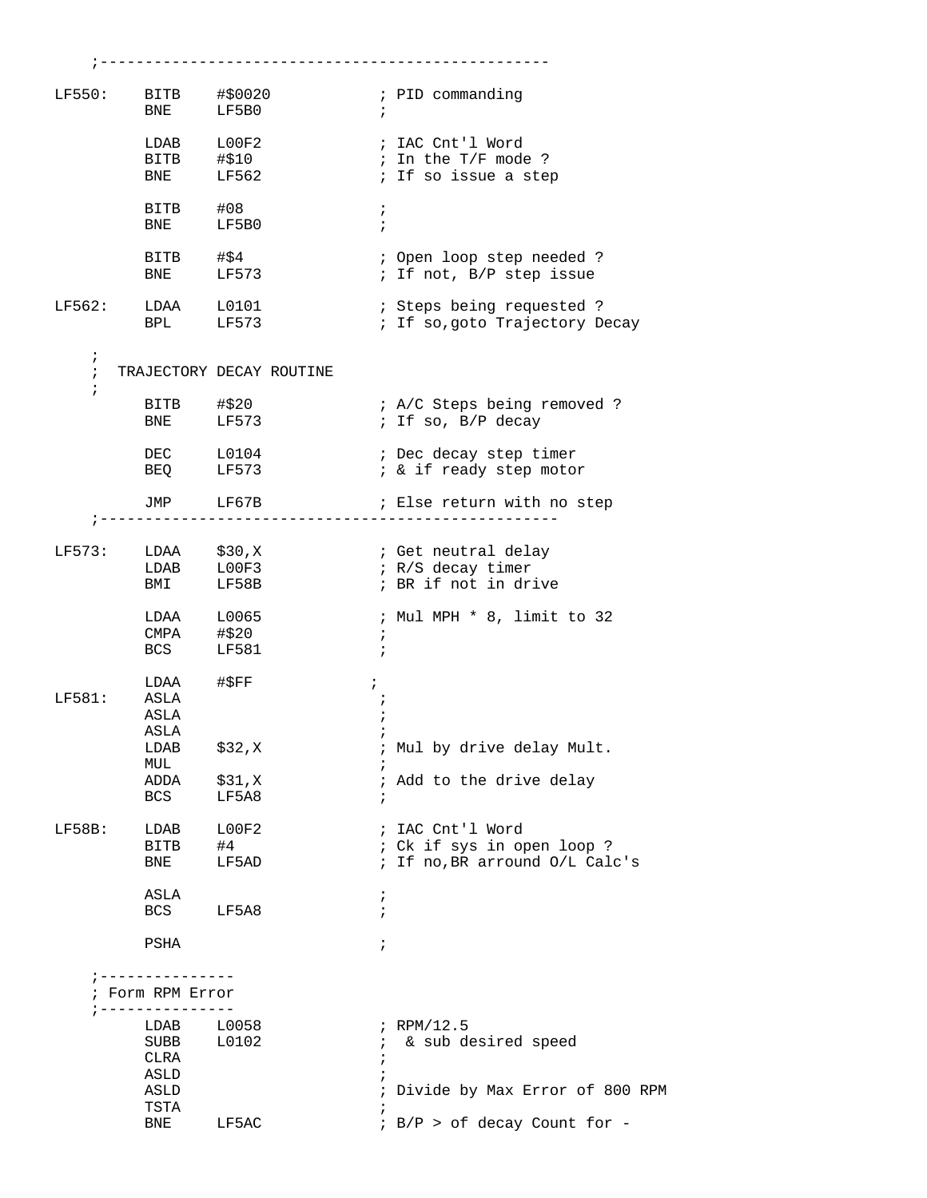```
    ;--------------------------------------------------

LF550:    BITB    #$0020           ; PID commanding
          BNE     LF5B0            ;

          LDAB    L00F2            ; IAC Cnt'l Word
          BITB    #$10             ; In the T/F mode ?
          BNE     LF562            ; If so issue a step

          BITB    #08              ;
          BNE     LF5B0            ;

          BITB    #$4              ; Open loop step needed ?
          BNE     LF573            ; If not, B/P step issue

LF562:    LDAA    L0101            ; Steps being requested ?
          BPL     LF573            ; If so,goto Trajectory Decay

    ;
    ;  TRAJECTORY DECAY ROUTINE
    ;
          BITB    #$20             ; A/C Steps being removed ?
          BNE     LF573            ; If so, B/P decay

          DEC     L0104            ; Dec decay step timer
          BEQ     LF573            ; & if ready step motor

          JMP     LF67B            ; Else return with no step
    ;---------------------------------------------------

LF573:    LDAA    $30,X            ; Get neutral delay
          LDAB    L00F3            ; R/S decay timer
          BMI     LF58B            ; BR if not in drive

          LDAA    L0065            ; Mul MPH * 8, limit to 32
          CMPA    #$20             ;
          BCS     LF581            ;

          LDAA    #$FF            ;
LF581:    ASLA                     ;
          ASLA                     ;
          ASLA                     ;
          LDAB    $32,X            ; Mul by drive delay Mult.
          MUL                      ;
          ADDA    $31,X            ; Add to the drive delay
          BCS     LF5A8            ;

LF58B:    LDAB    L00F2            ; IAC Cnt'l Word
          BITB    #4               ; Ck if sys in open loop ?
          BNE     LF5AD            ; If no,BR arround O/L Calc's

          ASLA                     ;
          BCS     LF5A8            ;

          PSHA                     ;

    ;---------------
    ; Form RPM Error
    ;---------------
          LDAB    L0058            ; RPM/12.5
          SUBB    L0102            ;  & sub desired speed
          CLRA                     ;
          ASLD                     ;
          ASLD                     ; Divide by Max Error of 800 RPM
          TSTA                     ;
          BNE     LF5AC            ; B/P > of decay Count for -
```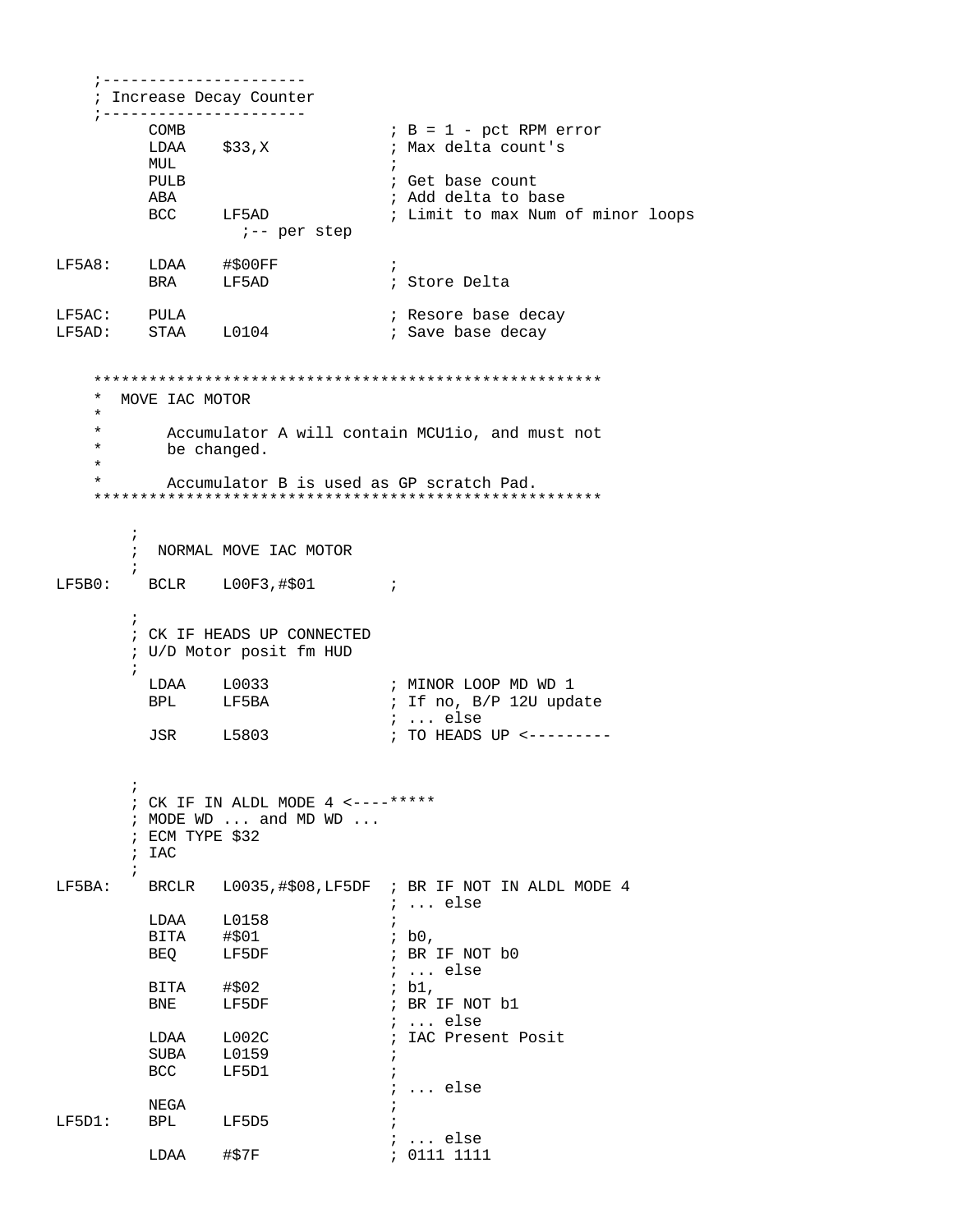```
    ;----------------------
    ; Increase Decay Counter
    ;----------------------
          COMB                     ; B = 1 - pct RPM error
          LDAA    $33,X            ; Max delta count's
          MUL                      ;
          PULB                     ; Get base count
          ABA                      ; Add delta to base
          BCC     LF5AD            ; Limit to max Num of minor loops
                    ;-- per step

LF5A8:    LDAA    #$00FF           ;
          BRA     LF5AD            ; Store Delta

LF5AC:    PULA                     ; Resore base decay
LF5AD:    STAA    L0104            ; Save base decay


    *******************************************************
    *  MOVE IAC MOTOR
    *
    *       Accumulator A will contain MCU1io, and must not
    *       be changed.
    *
    *       Accumulator B is used as GP scratch Pad.
    *******************************************************

        ;
        ;  NORMAL MOVE IAC MOTOR
        ;
LF5B0:    BCLR    L00F3,#$01       ;

        ;
        ; CK IF HEADS UP CONNECTED
        ; U/D Motor posit fm HUD
        ;
          LDAA    L0033            ; MINOR LOOP MD WD 1
          BPL     LF5BA            ; If no, B/P 12U update
                                   ; ... else
          JSR     L5803            ; TO HEADS UP <---------


        ;
        ; CK IF IN ALDL MODE 4 <----*****
        ; MODE WD ... and MD WD ...
        ; ECM TYPE $32
        ; IAC
        ;
LF5BA:    BRCLR   L0035,#$08,LF5DF  ; BR IF NOT IN ALDL MODE 4
                                   ; ... else
          LDAA    L0158            ;
          BITA    #$01             ; b0,
          BEQ     LF5DF            ; BR IF NOT b0
                                   ; ... else
          BITA    #$02             ; b1,
          BNE     LF5DF            ; BR IF NOT b1
                                   ; ... else
          LDAA    L002C            ; IAC Present Posit
          SUBA    L0159            ;
          BCC     LF5D1            ;
                                   ; ... else
          NEGA                     ;
LF5D1:    BPL     LF5D5            ;
                                   ; ... else
          LDAA    #$7F             ; 0111 1111
```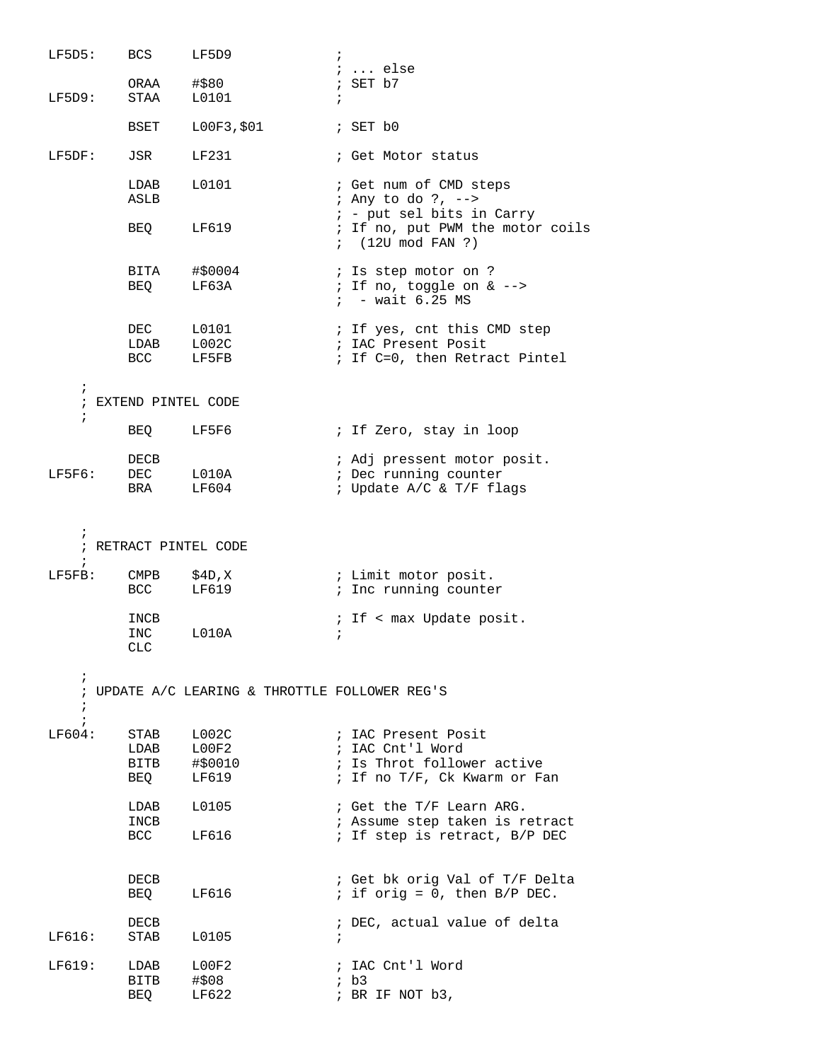```
LF5D5:    BCS     LF5D9             ;
                                    ; ... else
          ORAA    #$80              ; SET b7
LF5D9:    STAA    L0101             ;

          BSET    L00F3,$01         ; SET b0

LF5DF:    JSR     LF231             ; Get Motor status

          LDAB    L0101             ; Get num of CMD steps
          ASLB                      ; Any to do ?, -->
                                    ; - put sel bits in Carry
          BEQ     LF619             ; If no, put PWM the motor coils
                                    ;  (12U mod FAN ?)

          BITA    #$0004            ; Is step motor on ?
          BEQ     LF63A             ; If no, toggle on & -->
                                    ;  - wait 6.25 MS

          DEC     L0101             ; If yes, cnt this CMD step
          LDAB    L002C             ; IAC Present Posit
          BCC     LF5FB             ; If C=0, then Retract Pintel

    ;
    ; EXTEND PINTEL CODE
    ;
          BEQ     LF5F6             ; If Zero, stay in loop

          DECB                      ; Adj pressent motor posit.
LF5F6:    DEC     L010A             ; Dec running counter
          BRA     LF604             ; Update A/C & T/F flags


    ;
    ; RETRACT PINTEL CODE
    ;
LF5FB:    CMPB    $4D,X             ; Limit motor posit.
          BCC     LF619             ; Inc running counter

          INCB                      ; If < max Update posit.
          INC     L010A             ;
          CLC

    ;
    ; UPDATE A/C LEARING & THROTTLE FOLLOWER REG'S
    ;
    ;
LF604:    STAB    L002C             ; IAC Present Posit
          LDAB    L00F2             ; IAC Cnt'l Word
          BITB    #$0010            ; Is Throt follower active
          BEQ     LF619             ; If no T/F, Ck Kwarm or Fan

          LDAB    L0105             ; Get the T/F Learn ARG.
          INCB                      ; Assume step taken is retract
          BCC     LF616             ; If step is retract, B/P DEC


          DECB                      ; Get bk orig Val of T/F Delta
          BEQ     LF616             ; if orig = 0, then B/P DEC.

          DECB                      ; DEC, actual value of delta
LF616:    STAB    L0105             ;

LF619:    LDAB    L00F2             ; IAC Cnt'l Word
          BITB    #$08              ; b3
          BEQ     LF622             ; BR IF NOT b3,
```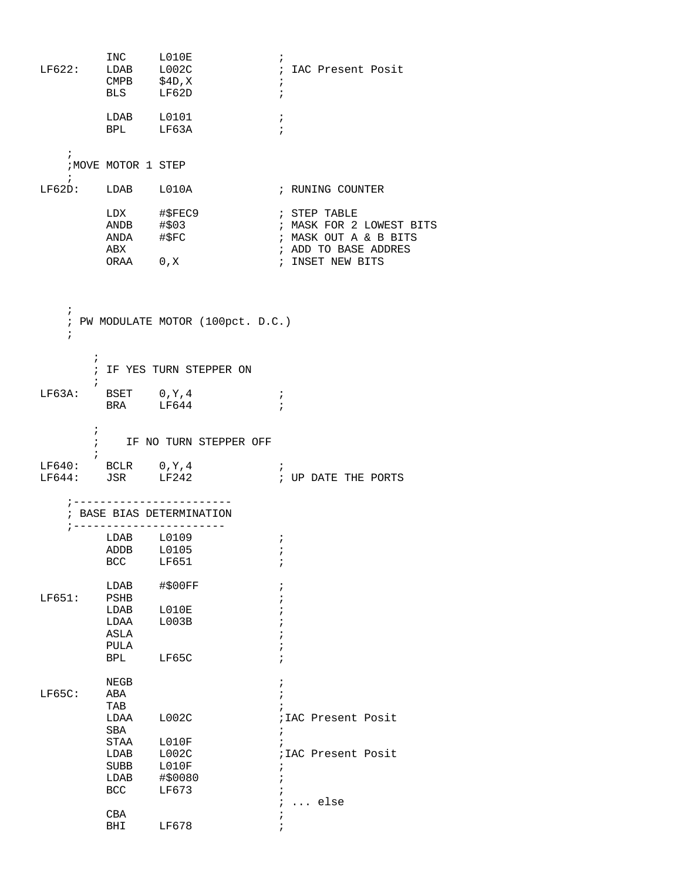```
         INC     L010E              ;
LF622:   LDAB    L002C              ; IAC Present Posit
         CMPB    $4D,X              ;
         BLS     LF62D              ;

         LDAB    L0101              ;
         BPL     LF63A              ;

    ;
    ;MOVE MOTOR 1 STEP
    ;
LF62D:   LDAB    L010A              ; RUNING COUNTER

         LDX     #$FEC9             ; STEP TABLE
         ANDB    #$03               ; MASK FOR 2 LOWEST BITS
         ANDA    #$FC               ; MASK OUT A & B BITS
         ABX                        ; ADD TO BASE ADDRES
         ORAA    0,X                ; INSET NEW BITS



    ;
    ; PW MODULATE MOTOR (100pct. D.C.)
    ;

        ;
        ; IF YES TURN STEPPER ON
        ;
LF63A:   BSET    0,Y,4              ;
         BRA     LF644              ;

        ;
        ;   IF NO TURN STEPPER OFF
        ;
LF640:   BCLR    0,Y,4              ;
LF644:   JSR     LF242              ; UP DATE THE PORTS

    ;------------------------
    ; BASE BIAS DETERMINATION
    ;-----------------------
         LDAB    L0109              ;
         ADDB    L0105              ;
         BCC     LF651              ;

         LDAB    #$00FF             ;
LF651:   PSHB                       ;
         LDAB    L010E              ;
         LDAA    L003B              ;
         ASLA                       ;
         PULA                       ;
         BPL     LF65C              ;

         NEGB                       ;
LF65C:   ABA                        ;
         TAB                        ;
         LDAA    L002C              ;IAC Present Posit
         SBA                        ;
         STAA    L010F              ;
         LDAB    L002C              ;IAC Present Posit
         SUBB    L010F              ;
         LDAB    #$0080             ;
         BCC     LF673              ;
                                    ; ... else
         CBA                        ;
         BHI     LF678              ;
```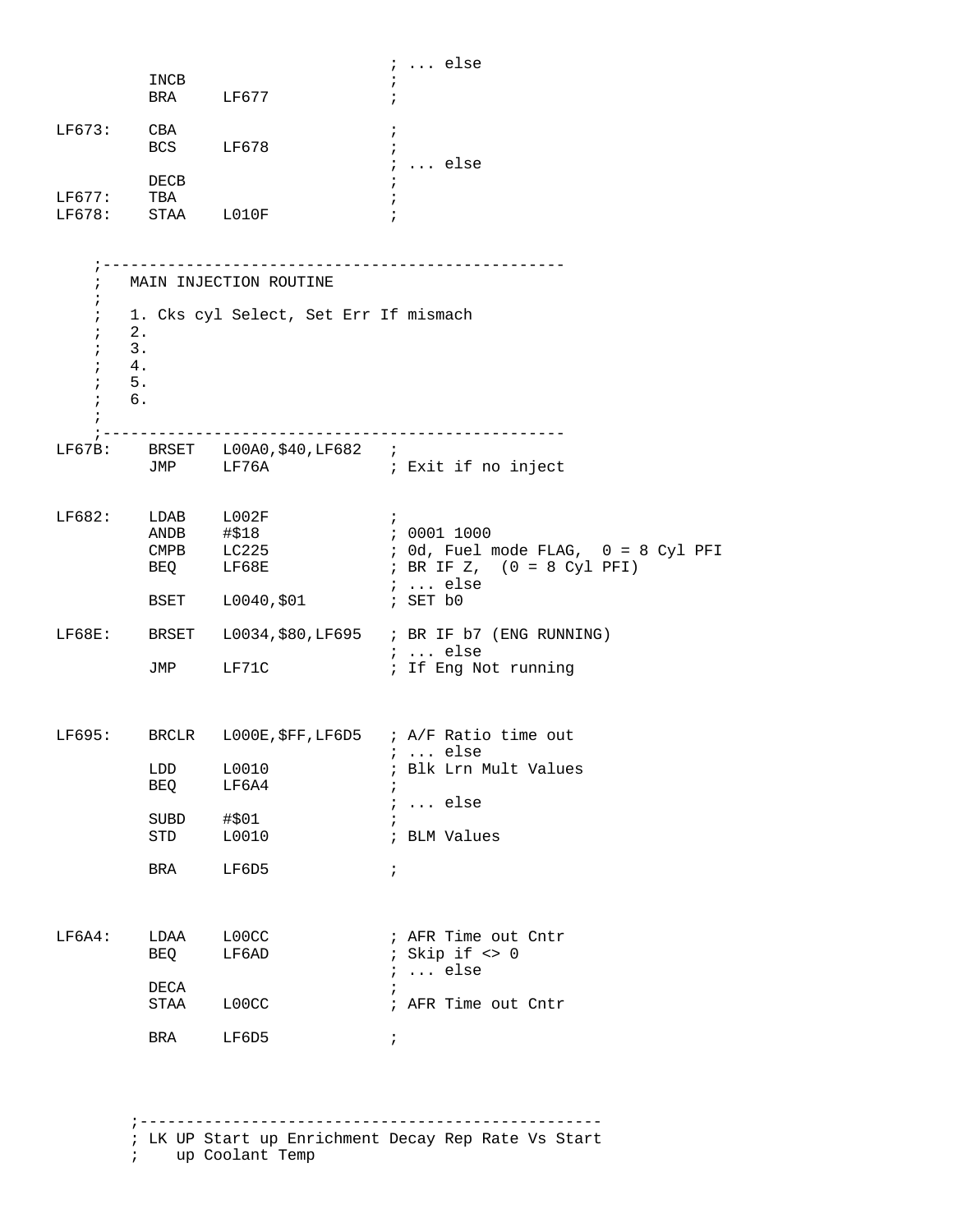```
                                        ; ... else
          INCB                          ;
          BRA     LF677                 ;

LF673:    CBA                           ;
          BCS     LF678                 ;
                                        ; ... else
          DECB                          ;
LF677:    TBA                           ;
LF678:    STAA    L010F                 ;


     ;--------------------------------------------------
     ;   MAIN INJECTION ROUTINE
     ;
     ;   1. Cks cyl Select, Set Err If mismach
     ;   2.
     ;   3.
     ;   4.
     ;   5.
     ;   6.
     ;
     ;--------------------------------------------------
LF67B:    BRSET   L00A0,$40,LF682   ;
          JMP     LF76A             ; Exit if no inject


LF682:    LDAB    L002F             ;
          ANDB    #$18              ; 0001 1000
          CMPB    LC225             ; 0d, Fuel mode FLAG,  0 = 8 Cyl PFI
          BEQ     LF68E             ; BR IF Z,  (0 = 8 Cyl PFI)
                                    ; ... else
          BSET    L0040,$01         ; SET b0

LF68E:    BRSET   L0034,$80,LF695   ; BR IF b7 (ENG RUNNING)
                                    ; ... else
          JMP     LF71C             ; If Eng Not running



LF695:    BRCLR   L000E,$FF,LF6D5   ; A/F Ratio time out
                                    ; ... else
          LDD     L0010             ; Blk Lrn Mult Values
          BEQ     LF6A4             ;
                                    ; ... else
          SUBD    #$01              ;
          STD     L0010             ; BLM Values

          BRA     LF6D5             ;



LF6A4:    LDAA    L00CC             ; AFR Time out Cntr
          BEQ     LF6AD             ; Skip if <> 0
                                    ; ... else
          DECA                      ;
          STAA    L00CC             ; AFR Time out Cntr

          BRA     LF6D5             ;




        ;--------------------------------------------------
        ; LK UP Start up Enrichment Decay Rep Rate Vs Start
        ;    up Coolant Temp
```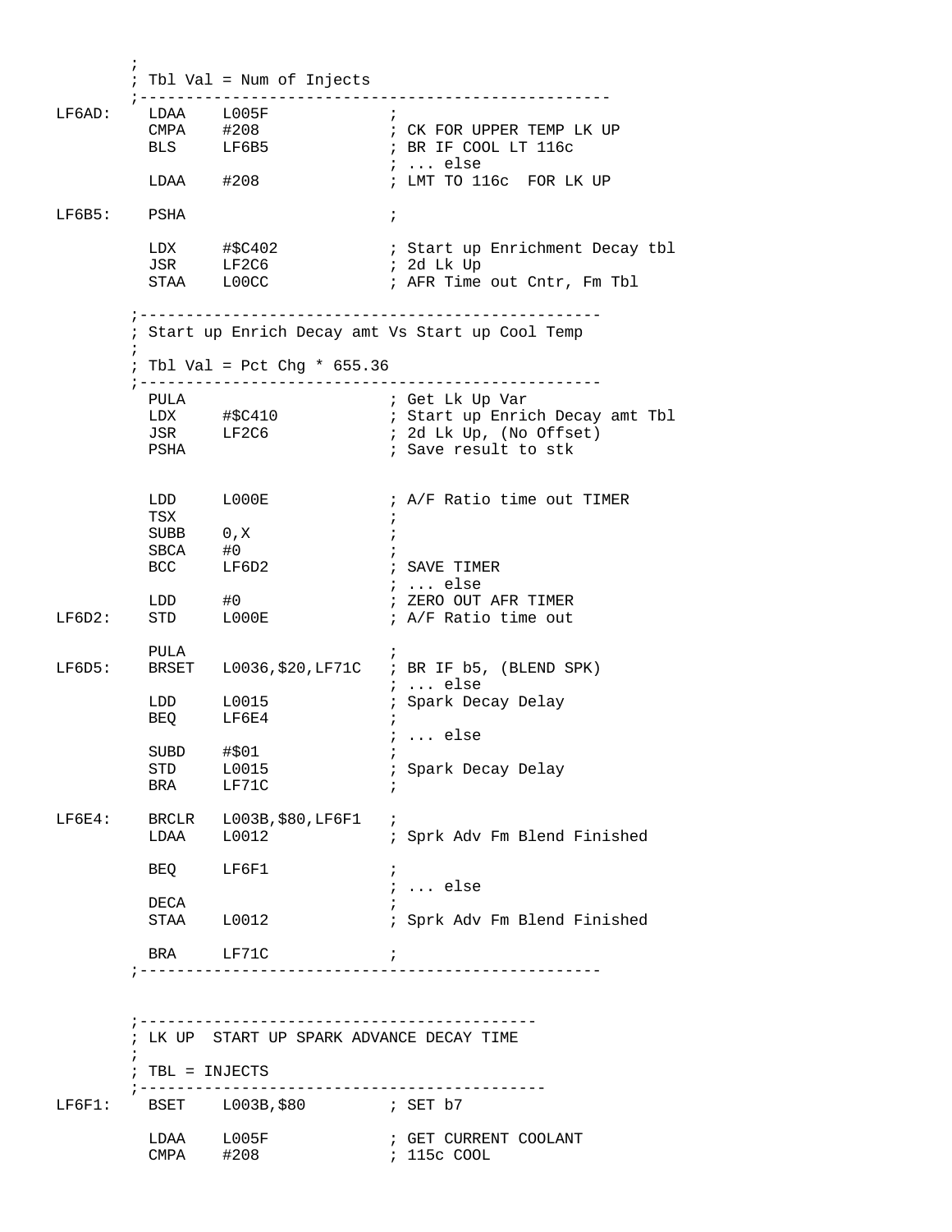```
        ;
        ; Tbl Val = Num of Injects
        ;--------------------------------------------------
LF6AD:    LDAA    L005F               ;
          CMPA    #208                ; CK FOR UPPER TEMP LK UP
          BLS     LF6B5               ; BR IF COOL LT 116c
                                      ; ... else
          LDAA    #208                ; LMT TO 116c  FOR LK UP

LF6B5:    PSHA                        ;

          LDX     #$C402              ; Start up Enrichment Decay tbl
          JSR     LF2C6               ; 2d Lk Up
          STAA    L00CC               ; AFR Time out Cntr, Fm Tbl

        ;-------------------------------------------------
        ; Start up Enrich Decay amt Vs Start up Cool Temp
        ;
        ; Tbl Val = Pct Chg * 655.36
        ;-------------------------------------------------
          PULA                        ; Get Lk Up Var
          LDX     #$C410              ; Start up Enrich Decay amt Tbl
          JSR     LF2C6               ; 2d Lk Up, (No Offset)
          PSHA                        ; Save result to stk


          LDD     L000E               ; A/F Ratio time out TIMER
          TSX                         ;
          SUBB    0,X                 ;
          SBCA    #0                  ;
          BCC     LF6D2               ; SAVE TIMER
                                      ; ... else
          LDD     #0                  ; ZERO OUT AFR TIMER
LF6D2:    STD     L000E               ; A/F Ratio time out

          PULA                        ;
LF6D5:    BRSET   L0036,$20,LF71C     ; BR IF b5, (BLEND SPK)
                                      ; ... else
          LDD     L0015               ; Spark Decay Delay
          BEQ     LF6E4               ;
                                      ; ... else
          SUBD    #$01                ;
          STD     L0015               ; Spark Decay Delay
          BRA     LF71C               ;

LF6E4:    BRCLR   L003B,$80,LF6F1     ;
          LDAA    L0012               ; Sprk Adv Fm Blend Finished

          BEQ     LF6F1               ;
                                      ; ... else
          DECA                        ;
          STAA    L0012               ; Sprk Adv Fm Blend Finished

          BRA     LF71C               ;
        ;-------------------------------------------------



        ;------------------------------------------
        ; LK UP  START UP SPARK ADVANCE DECAY TIME
        ;
        ; TBL = INJECTS
        ;-------------------------------------------
LF6F1:    BSET    L003B,$80           ; SET b7

          LDAA    L005F               ; GET CURRENT COOLANT
          CMPA    #208                ; 115c COOL
```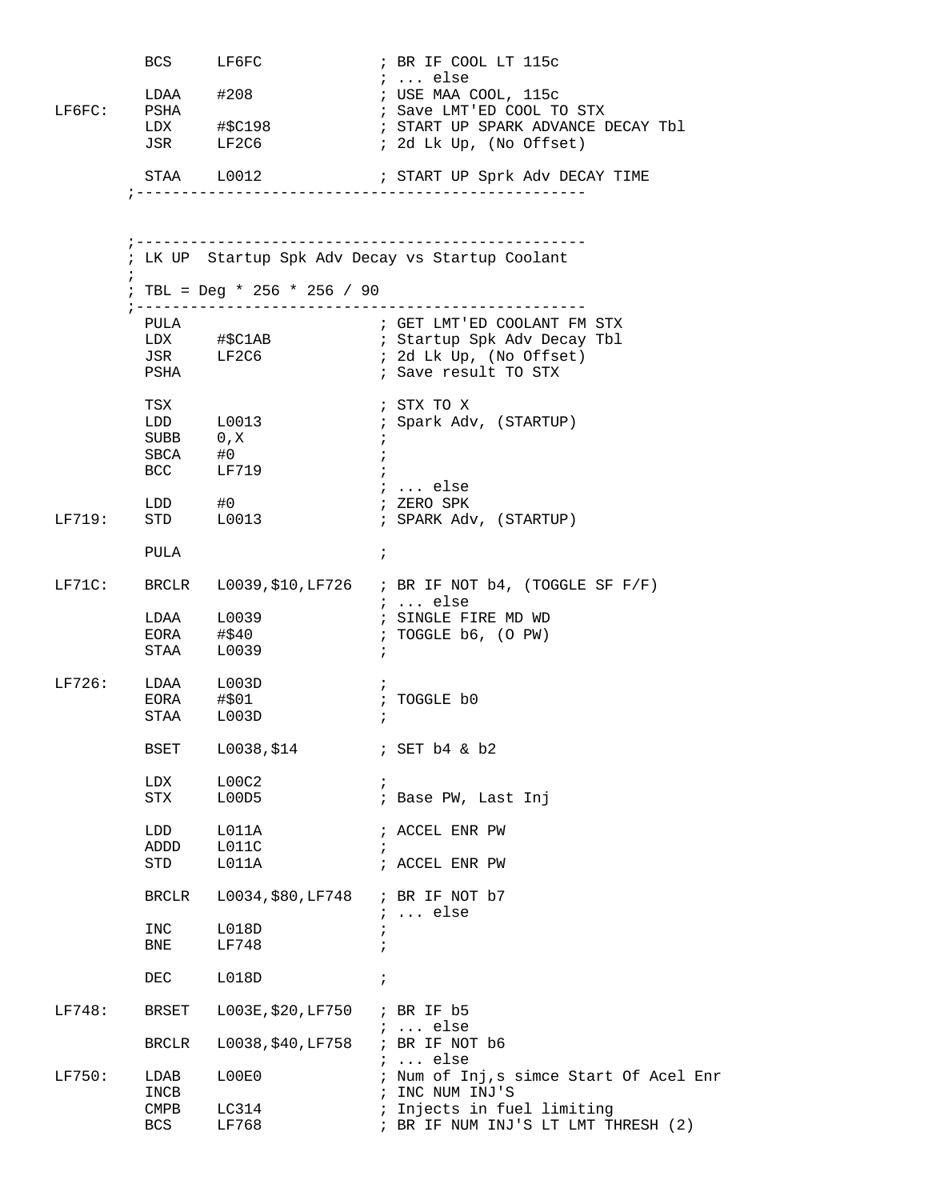```
        BCS     LF6FC               ; BR IF COOL LT 115c
                                    ; ... else
        LDAA    #208                ; USE MAA COOL, 115c
LF6FC:  PSHA                        ; Save LMT'ED COOL TO STX
        LDX     #$C198              ; START UP SPARK ADVANCE DECAY Tbl
        JSR     LF2C6               ; 2d Lk Up, (No Offset)

        STAA    L0012               ; START UP Sprk Adv DECAY TIME
       ;--------------------------------------------------



       ;--------------------------------------------------
       ; LK UP  Startup Spk Adv Decay vs Startup Coolant
       ;
       ; TBL = Deg * 256 * 256 / 90
       ;--------------------------------------------------
        PULA                        ; GET LMT'ED COOLANT FM STX
        LDX     #$C1AB              ; Startup Spk Adv Decay Tbl
        JSR     LF2C6               ; 2d Lk Up, (No Offset)
        PSHA                        ; Save result TO STX

        TSX                         ; STX TO X
        LDD     L0013               ; Spark Adv, (STARTUP)
        SUBB    0,X                 ;
        SBCA    #0                  ;
        BCC     LF719               ;
                                    ; ... else
        LDD     #0                  ; ZERO SPK
LF719:  STD     L0013               ; SPARK Adv, (STARTUP)

        PULA                        ;

LF71C:  BRCLR   L0039,$10,LF726     ; BR IF NOT b4, (TOGGLE SF F/F)
                                    ; ... else
        LDAA    L0039               ; SINGLE FIRE MD WD
        EORA    #$40                ; TOGGLE b6, (O PW)
        STAA    L0039               ;

LF726:  LDAA    L003D               ;
        EORA    #$01                ; TOGGLE b0
        STAA    L003D               ;

        BSET    L0038,$14           ; SET b4 & b2

        LDX     L00C2               ;
        STX     L00D5               ; Base PW, Last Inj

        LDD     L011A               ; ACCEL ENR PW
        ADDD    L011C               ;
        STD     L011A               ; ACCEL ENR PW

        BRCLR   L0034,$80,LF748     ; BR IF NOT b7
                                    ; ... else
        INC     L018D               ;
        BNE     LF748               ;

        DEC     L018D               ;

LF748:  BRSET   L003E,$20,LF750     ; BR IF b5
                                    ; ... else
        BRCLR   L0038,$40,LF758     ; BR IF NOT b6
                                    ; ... else
LF750:  LDAB    L00E0               ; Num of Inj,s simce Start Of Acel Enr
        INCB                        ; INC NUM INJ'S
        CMPB    LC314               ; Injects in fuel limiting
        BCS     LF768               ; BR IF NUM INJ'S LT LMT THRESH (2)
```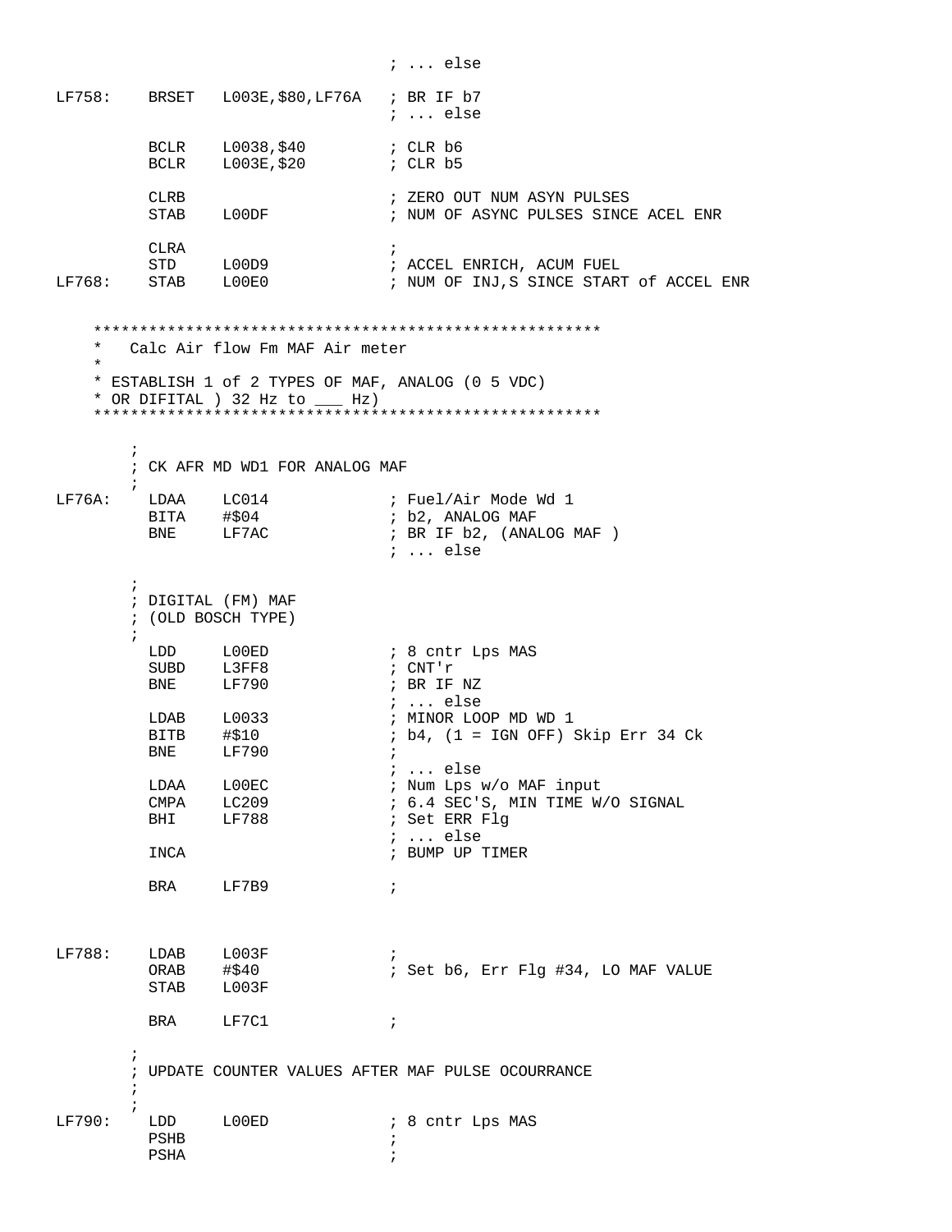```
                                        ; ... else

LF758:    BRSET   L003E,$80,LF76A   ; BR IF b7
                                        ; ... else

          BCLR    L0038,$40         ; CLR b6
          BCLR    L003E,$20         ; CLR b5

          CLRB                      ; ZERO OUT NUM ASYN PULSES
          STAB    L00DF             ; NUM OF ASYNC PULSES SINCE ACEL ENR

          CLRA                      ;
          STD     L00D9             ; ACCEL ENRICH, ACUM FUEL
LF768:    STAB    L00E0             ; NUM OF INJ,S SINCE START of ACCEL ENR


    *****************************************************
    *   Calc Air flow Fm MAF Air meter
    *
    * ESTABLISH 1 of 2 TYPES OF MAF, ANALOG (0 5 VDC)
    * OR DIFITAL ) 32 Hz to ___ Hz)
    *****************************************************

        ;
        ; CK AFR MD WD1 FOR ANALOG MAF
        ;
LF76A:    LDAA    LC014             ; Fuel/Air Mode Wd 1
          BITA    #$04              ; b2, ANALOG MAF
          BNE     LF7AC             ; BR IF b2, (ANALOG MAF )
                                        ; ... else

        ;
        ; DIGITAL (FM) MAF
        ; (OLD BOSCH TYPE)
        ;
          LDD     L00ED             ; 8 cntr Lps MAS
          SUBD    L3FF8             ; CNT'r
          BNE     LF790             ; BR IF NZ
                                        ; ... else
          LDAB    L0033             ; MINOR LOOP MD WD 1
          BITB    #$10              ; b4, (1 = IGN OFF) Skip Err 34 Ck
          BNE     LF790             ;
                                        ; ... else
          LDAA    L00EC             ; Num Lps w/o MAF input
          CMPA    LC209             ; 6.4 SEC'S, MIN TIME W/O SIGNAL
          BHI     LF788             ; Set ERR Flg
                                        ; ... else
          INCA                      ; BUMP UP TIMER

          BRA     LF7B9             ;



LF788:    LDAB    L003F             ;
          ORAB    #$40              ; Set b6, Err Flg #34, LO MAF VALUE
          STAB    L003F

          BRA     LF7C1             ;

        ;
        ; UPDATE COUNTER VALUES AFTER MAF PULSE OCOURRANCE
        ;
        ;
LF790:    LDD     L00ED             ; 8 cntr Lps MAS
          PSHB                      ;
          PSHA                      ;
```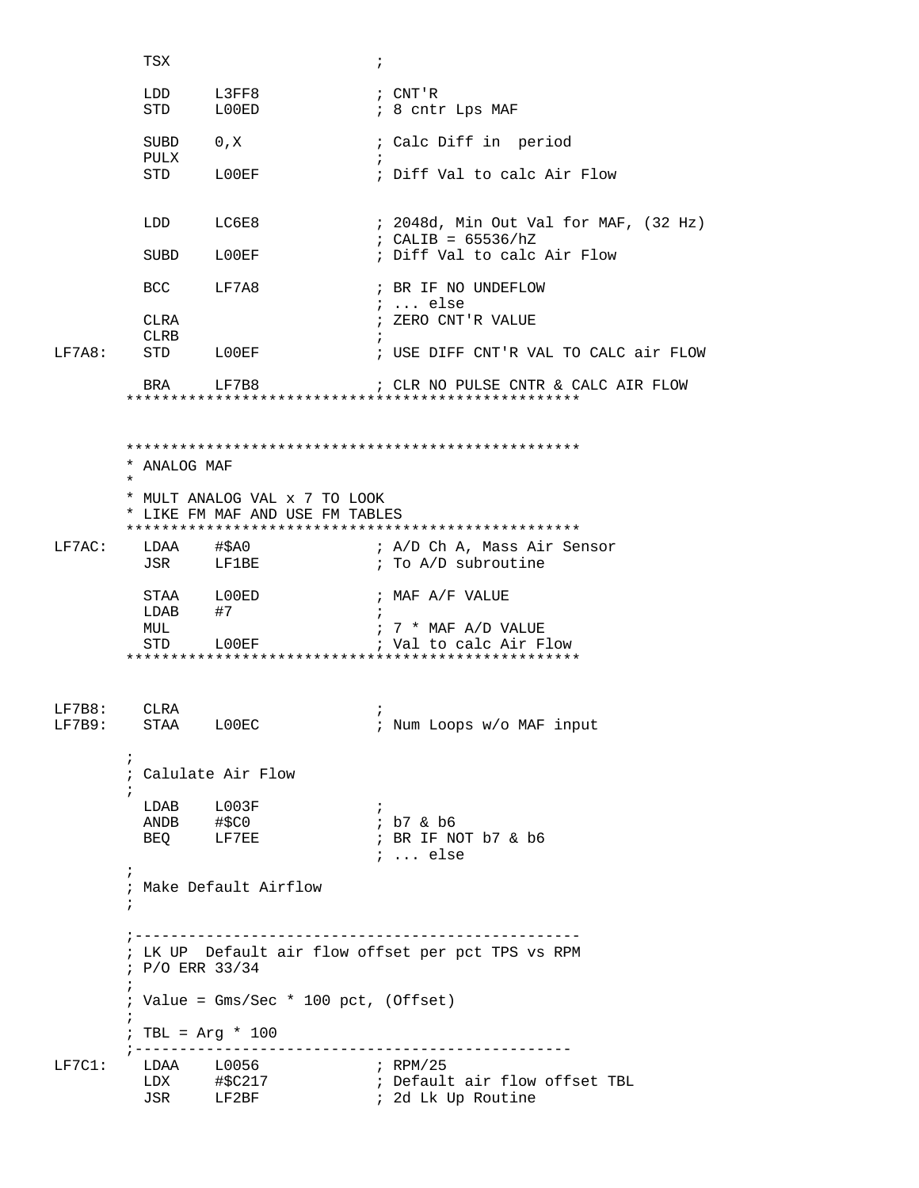```
         TSX                    ;

         LDD     L3FF8          ; CNT'R
         STD     L00ED          ; 8 cntr Lps MAF

         SUBD    0,X            ; Calc Diff in  period
         PULX                   ;
         STD     L00EF          ; Diff Val to calc Air Flow


         LDD     LC6E8          ; 2048d, Min Out Val for MAF, (32 Hz)
                                ; CALIB = 65536/hZ
         SUBD    L00EF          ; Diff Val to calc Air Flow

         BCC     LF7A8          ; BR IF NO UNDEFLOW
                                ; ... else
         CLRA                   ; ZERO CNT'R VALUE
         CLRB                   ;
LF7A8:   STD     L00EF          ; USE DIFF CNT'R VAL TO CALC air FLOW

         BRA     LF7B8          ; CLR NO PULSE CNTR & CALC AIR FLOW
       ***************************************************


       ***************************************************
       * ANALOG MAF
       *
       * MULT ANALOG VAL x 7 TO LOOK
       * LIKE FM MAF AND USE FM TABLES
       ***************************************************
LF7AC:   LDAA    #$A0           ; A/D Ch A, Mass Air Sensor
         JSR     LF1BE          ; To A/D subroutine

         STAA    L00ED          ; MAF A/F VALUE
         LDAB    #7             ;
         MUL                    ; 7 * MAF A/D VALUE
         STD     L00EF          ; Val to calc Air Flow
       ***************************************************


LF7B8:   CLRA                   ;
LF7B9:   STAA    L00EC          ; Num Loops w/o MAF input

       ;
       ; Calulate Air Flow
       ;
         LDAB    L003F          ;
         ANDB    #$C0           ; b7 & b6
         BEQ     LF7EE          ; BR IF NOT b7 & b6
                                ; ... else
       ;
       ; Make Default Airflow
       ;

       ;--------------------------------------------------
       ; LK UP  Default air flow offset per pct TPS vs RPM
       ; P/O ERR 33/34
       ;
       ; Value = Gms/Sec * 100 pct, (Offset)
       ;
       ; TBL = Arg * 100
       ;-------------------------------------------------
LF7C1:   LDAA    L0056          ; RPM/25
         LDX     #$C217         ; Default air flow offset TBL
         JSR     LF2BF          ; 2d Lk Up Routine
```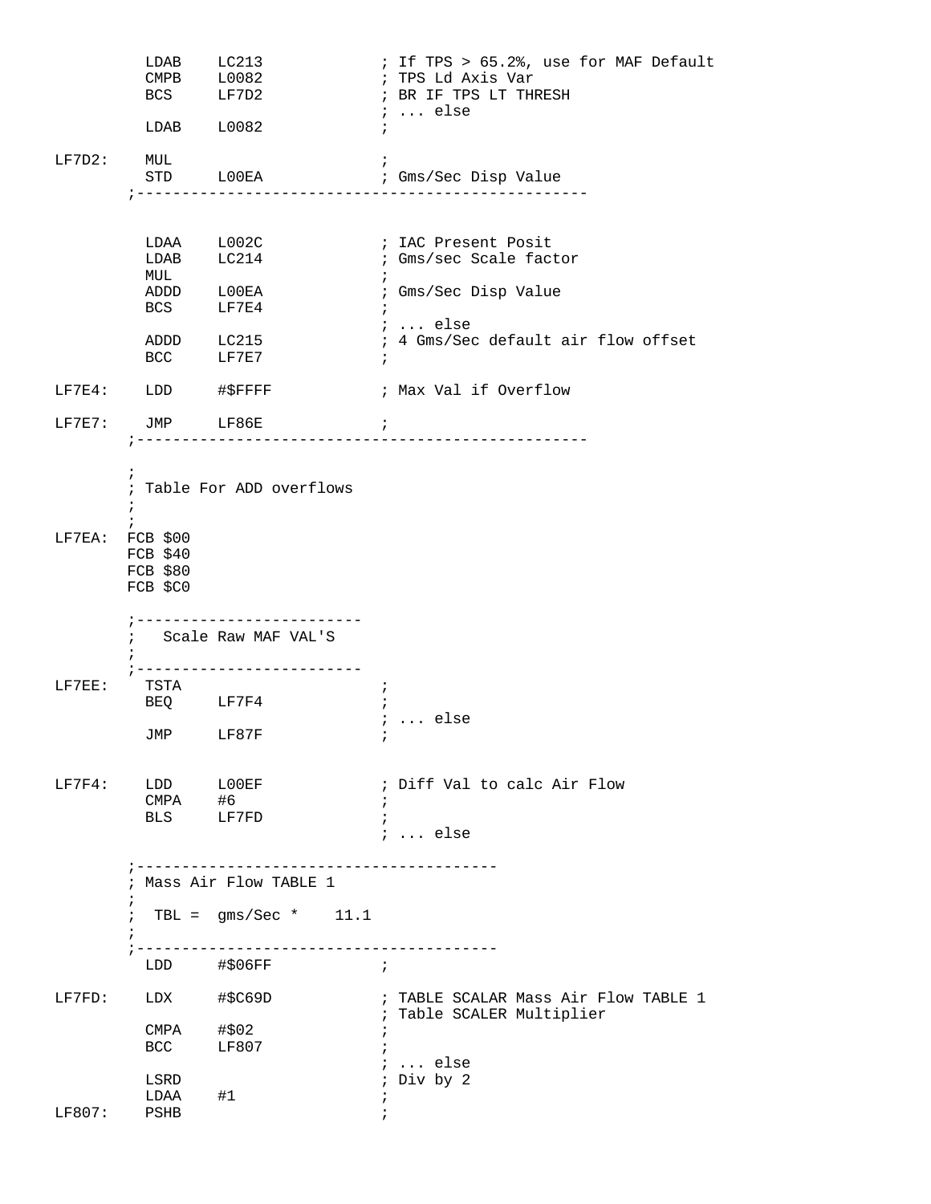```
          LDAB    LC213             ; If TPS > 65.2%, use for MAF Default
          CMPB    L0082             ; TPS Ld Axis Var
          BCS     LF7D2             ; BR IF TPS LT THRESH
                                    ; ... else
          LDAB    L0082             ;

LF7D2:    MUL                       ;
          STD     L00EA             ; Gms/Sec Disp Value
        ;--------------------------------------------------


          LDAA    L002C             ; IAC Present Posit
          LDAB    LC214             ; Gms/sec Scale factor
          MUL                       ;
          ADDD    L00EA             ; Gms/Sec Disp Value
          BCS     LF7E4             ;
                                    ; ... else
          ADDD    LC215             ; 4 Gms/Sec default air flow offset
          BCC     LF7E7             ;

LF7E4:    LDD     #$FFFF            ; Max Val if Overflow

LF7E7:    JMP     LF86E             ;
        ;--------------------------------------------------

        ;
        ; Table For ADD overflows
        ;
        ;
LF7EA:  FCB $00
        FCB $40
        FCB $80
        FCB $C0

        ;-------------------------
        ;   Scale Raw MAF VAL'S
        ;
        ;-------------------------
LF7EE:    TSTA                      ;
          BEQ     LF7F4             ;
                                    ; ... else
          JMP     LF87F             ;


LF7F4:    LDD     L00EF             ; Diff Val to calc Air Flow
          CMPA    #6                ;
          BLS     LF7FD             ;
                                    ; ... else

        ;----------------------------------------
        ; Mass Air Flow TABLE 1
        ;
        ;  TBL =  gms/Sec *    11.1
        ;
        ;----------------------------------------
          LDD     #$06FF            ;

LF7FD:    LDX     #$C69D            ; TABLE SCALAR Mass Air Flow TABLE 1
                                    ; Table SCALER Multiplier
          CMPA    #$02              ;
          BCC     LF807             ;
                                    ; ... else
          LSRD                      ; Div by 2
          LDAA    #1                ;
LF807:    PSHB                      ;
```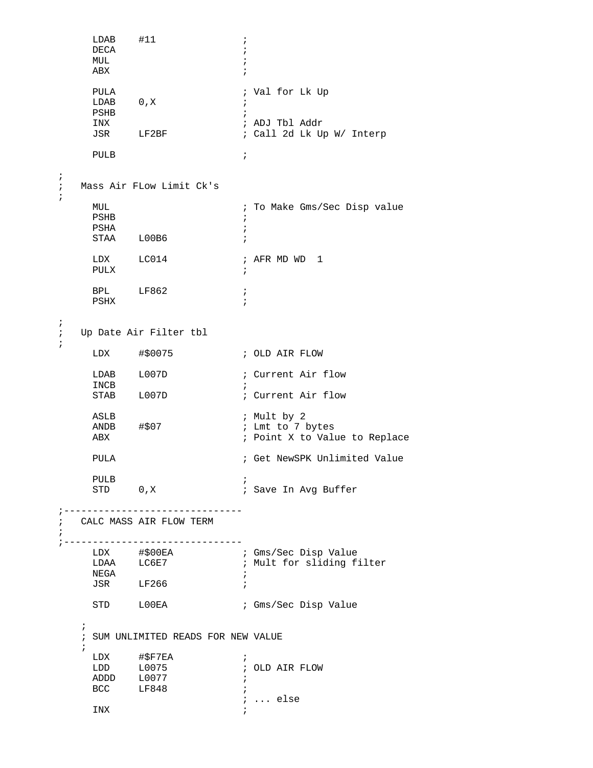```
        LDAB    #11                 ;
        DECA                        ;
        MUL                         ;
        ABX                         ;

        PULA                        ; Val for Lk Up
        LDAB    0,X                 ;
        PSHB                        ;
        INX                         ; ADJ Tbl Addr
        JSR     LF2BF               ; Call 2d Lk Up W/ Interp

        PULB                        ;

;
;   Mass Air FLow Limit Ck's
;
        MUL                         ; To Make Gms/Sec Disp value
        PSHB                        ;
        PSHA                        ;
        STAA    L00B6               ;

        LDX     LC014               ; AFR MD WD  1
        PULX                        ;

        BPL     LF862               ;
        PSHX                        ;

;
;   Up Date Air Filter tbl
;
        LDX     #$0075              ; OLD AIR FLOW

        LDAB    L007D               ; Current Air flow
        INCB                        ;
        STAB    L007D               ; Current Air flow

        ASLB                        ; Mult by 2
        ANDB    #$07                ; Lmt to 7 bytes
        ABX                         ; Point X to Value to Replace

        PULA                        ; Get NewSPK Unlimited Value

        PULB                        ;
        STD     0,X                 ; Save In Avg Buffer

;-------------------------------
;   CALC MASS AIR FLOW TERM
;
;-------------------------------
        LDX     #$00EA              ; Gms/Sec Disp Value
        LDAA    LC6E7               ; Mult for sliding filter
        NEGA                        ;
        JSR     LF266               ;

        STD     L00EA               ; Gms/Sec Disp Value

    ;
    ; SUM UNLIMITED READS FOR NEW VALUE
    ;
        LDX     #$F7EA              ;
        LDD     L0075               ; OLD AIR FLOW
        ADDD    L0077               ;
        BCC     LF848               ;
                                    ; ... else
        INX                         ;
```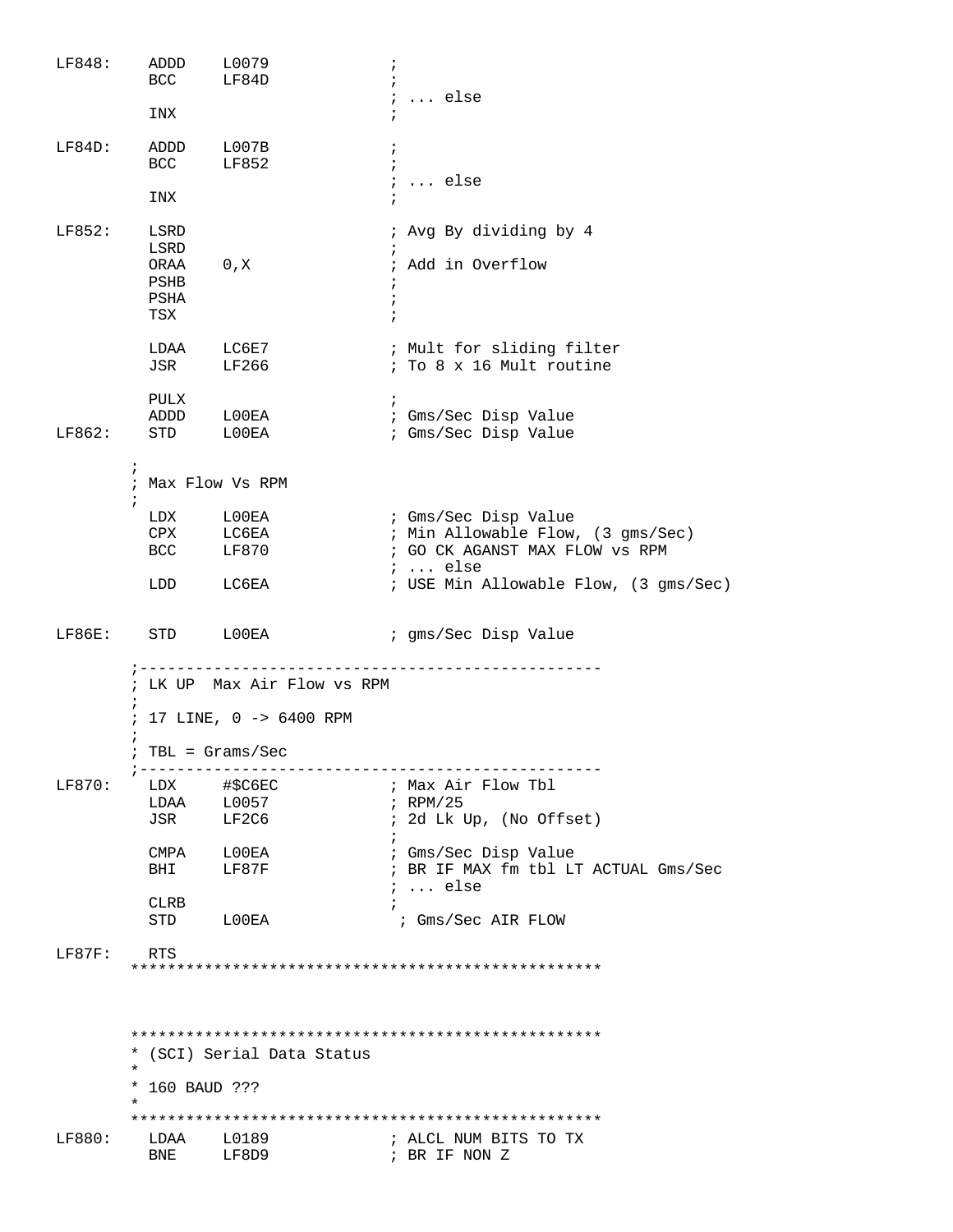```
LF848:    ADDD    L0079               ;
          BCC     LF84D               ;
                                      ; ... else
          INX                         ;

LF84D:    ADDD    L007B               ;
          BCC     LF852               ;
                                      ; ... else
          INX                         ;

LF852:    LSRD                        ; Avg By dividing by 4
          LSRD                        ;
          ORAA    0,X                 ; Add in Overflow
          PSHB                        ;
          PSHA                        ;
          TSX                         ;

          LDAA    LC6E7               ; Mult for sliding filter
          JSR     LF266               ; To 8 x 16 Mult routine

          PULX                        ;
          ADDD    L00EA               ; Gms/Sec Disp Value
LF862:    STD     L00EA               ; Gms/Sec Disp Value

        ;
        ; Max Flow Vs RPM
        ;
          LDX     L00EA               ; Gms/Sec Disp Value
          CPX     LC6EA               ; Min Allowable Flow, (3 gms/Sec)
          BCC     LF870               ; GO CK AGANST MAX FLOW vs RPM
                                      ; ... else
          LDD     LC6EA               ; USE Min Allowable Flow, (3 gms/Sec)


LF86E:    STD     L00EA               ; gms/Sec Disp Value

        ;-------------------------------------------------
        ; LK UP  Max Air Flow vs RPM
        ;
        ; 17 LINE, 0 -> 6400 RPM
        ;
        ; TBL = Grams/Sec
        ;-------------------------------------------------
LF870:    LDX     #$C6EC              ; Max Air Flow Tbl
          LDAA    L0057               ; RPM/25
          JSR     LF2C6               ; 2d Lk Up, (No Offset)
                                      ;
          CMPA    L00EA               ; Gms/Sec Disp Value
          BHI     LF87F               ; BR IF MAX fm tbl LT ACTUAL Gms/Sec
                                      ; ... else
          CLRB                        ;
          STD     L00EA                ; Gms/Sec AIR FLOW

LF87F:    RTS
        **************************************************



        **************************************************
        * (SCI) Serial Data Status
        *
        * 160 BAUD ???
        *
        **************************************************
LF880:    LDAA    L0189               ; ALCL NUM BITS TO TX
          BNE     LF8D9               ; BR IF NON Z
```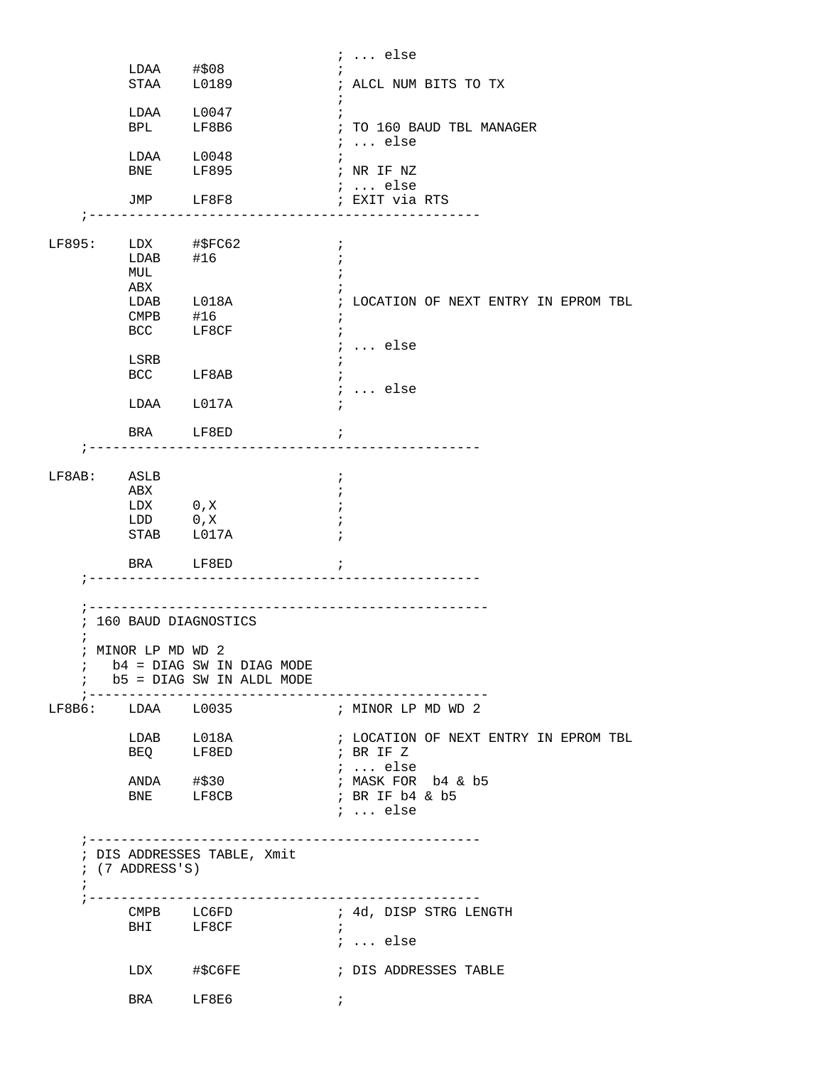```
                                    ; ... else
         LDAA    #$08               ;
         STAA    L0189              ; ALCL NUM BITS TO TX
                                    ;
         LDAA    L0047              ;
         BPL     LF8B6              ; TO 160 BAUD TBL MANAGER
                                    ; ... else
         LDAA    L0048              ;
         BNE     LF895              ; NR IF NZ
                                    ; ... else
         JMP     LF8F8              ; EXIT via RTS
    ;-------------------------------------------------

LF895:   LDX     #$FC62             ;
         LDAB    #16                ;
         MUL                        ;
         ABX                        ;
         LDAB    L018A              ; LOCATION OF NEXT ENTRY IN EPROM TBL
         CMPB    #16                ;
         BCC     LF8CF              ;
                                    ; ... else
         LSRB                       ;
         BCC     LF8AB              ;
                                    ; ... else
         LDAA    L017A              ;

         BRA     LF8ED              ;
    ;-------------------------------------------------

LF8AB:   ASLB                       ;
         ABX                        ;
         LDX     0,X                ;
         LDD     0,X                ;
         STAB    L017A              ;

         BRA     LF8ED              ;
    ;-------------------------------------------------

    ;-------------------------------------------------
    ; 160 BAUD DIAGNOSTICS
    ;
    ; MINOR LP MD WD 2
    ;   b4 = DIAG SW IN DIAG MODE
    ;   b5 = DIAG SW IN ALDL MODE
    ;-------------------------------------------------
LF8B6:   LDAA    L0035              ; MINOR LP MD WD 2

         LDAB    L018A              ; LOCATION OF NEXT ENTRY IN EPROM TBL
         BEQ     LF8ED              ; BR IF Z
                                    ; ... else
         ANDA    #$30               ; MASK FOR  b4 & b5
         BNE     LF8CB              ; BR IF b4 & b5
                                    ; ... else

    ;-------------------------------------------------
    ; DIS ADDRESSES TABLE, Xmit
    ; (7 ADDRESS'S)
    ;
    ;-------------------------------------------------
         CMPB    LC6FD              ; 4d, DISP STRG LENGTH
         BHI     LF8CF              ;
                                    ; ... else

         LDX     #$C6FE             ; DIS ADDRESSES TABLE

         BRA     LF8E6              ;
```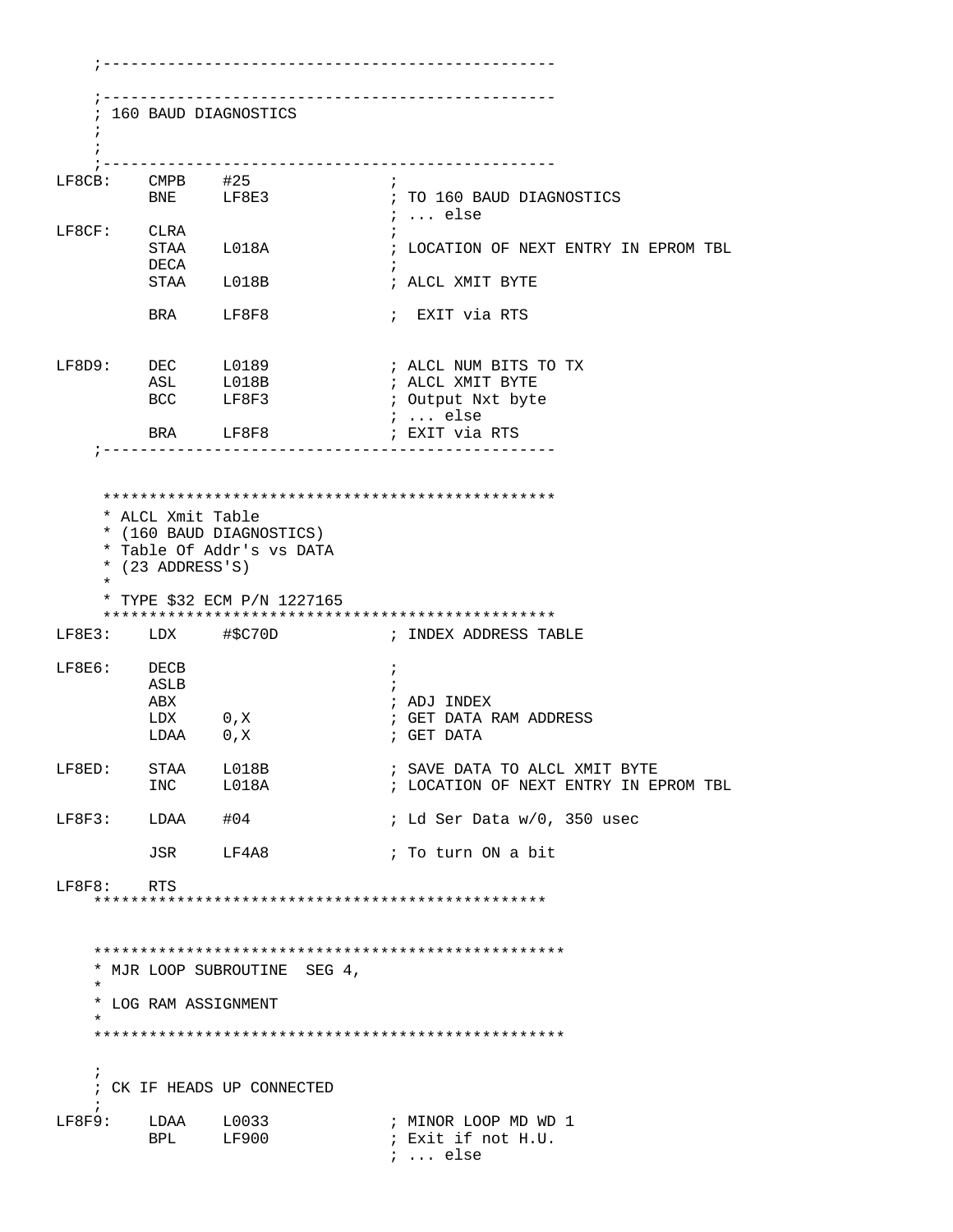```
    ;-------------------------------------------------

    ;-------------------------------------------------
    ; 160 BAUD DIAGNOSTICS
    ;
    ;
    ;-------------------------------------------------
LF8CB:    CMPB    #25              ;
          BNE     LF8E3            ; TO 160 BAUD DIAGNOSTICS
                                   ; ... else
LF8CF:    CLRA                     ;
          STAA    L018A            ; LOCATION OF NEXT ENTRY IN EPROM TBL
          DECA                     ;
          STAA    L018B            ; ALCL XMIT BYTE

          BRA     LF8F8            ;  EXIT via RTS


LF8D9:    DEC     L0189            ; ALCL NUM BITS TO TX
          ASL     L018B            ; ALCL XMIT BYTE
          BCC     LF8F3            ; Output Nxt byte
                                   ; ... else
          BRA     LF8F8            ; EXIT via RTS
    ;-------------------------------------------------


     *************************************************
     * ALCL Xmit Table
     * (160 BAUD DIAGNOSTICS)
     * Table Of Addr's vs DATA
     * (23 ADDRESS'S)
     *
     * TYPE $32 ECM P/N 1227165
     *************************************************
LF8E3:    LDX     #$C70D           ; INDEX ADDRESS TABLE

LF8E6:    DECB                     ;
          ASLB                     ;
          ABX                      ; ADJ INDEX
          LDX     0,X              ; GET DATA RAM ADDRESS
          LDAA    0,X              ; GET DATA

LF8ED:    STAA    L018B            ; SAVE DATA TO ALCL XMIT BYTE
          INC     L018A            ; LOCATION OF NEXT ENTRY IN EPROM TBL

LF8F3:    LDAA    #04              ; Ld Ser Data w/0, 350 usec

          JSR     LF4A8            ; To turn ON a bit

LF8F8:    RTS
    *************************************************


    **************************************************
    * MJR LOOP SUBROUTINE  SEG 4,
    *
    * LOG RAM ASSIGNMENT
    *
    **************************************************

    ;
    ; CK IF HEADS UP CONNECTED
    ;
LF8F9:    LDAA    L0033            ; MINOR LOOP MD WD 1
          BPL     LF900            ; Exit if not H.U.
                                   ; ... else
```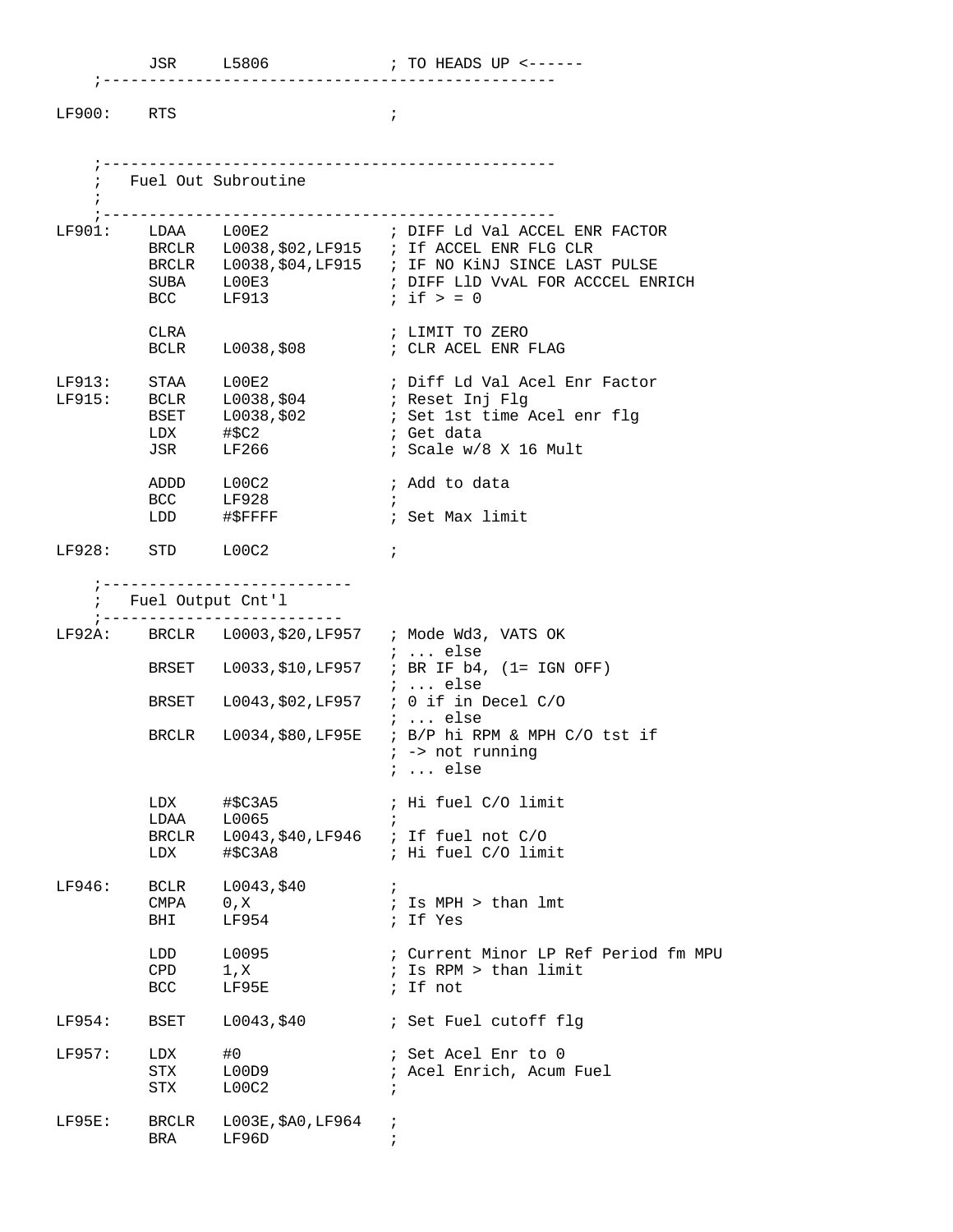```
          JSR     L5806             ; TO HEADS UP <------
    ;-------------------------------------------------

LF900:    RTS                       ;


    ;-------------------------------------------------
    ;   Fuel Out Subroutine
    ;
    ;-------------------------------------------------
LF901:    LDAA    L00E2             ; DIFF Ld Val ACCEL ENR FACTOR
          BRCLR   L0038,$02,LF915   ; If ACCEL ENR FLG CLR
          BRCLR   L0038,$04,LF915   ; IF NO KiNJ SINCE LAST PULSE
          SUBA    L00E3             ; DIFF LlD VvAL FOR ACCCEL ENRICH
          BCC     LF913             ; if > = 0

          CLRA                      ; LIMIT TO ZERO
          BCLR    L0038,$08         ; CLR ACEL ENR FLAG

LF913:    STAA    L00E2             ; Diff Ld Val Acel Enr Factor
LF915:    BCLR    L0038,$04         ; Reset Inj Flg
          BSET    L0038,$02         ; Set 1st time Acel enr flg
          LDX     #$C2              ; Get data
          JSR     LF266             ; Scale w/8 X 16 Mult

          ADDD    L00C2             ; Add to data
          BCC     LF928             ;
          LDD     #$FFFF            ; Set Max limit

LF928:    STD     L00C2             ;

    ;---------------------------
    ;   Fuel Output Cnt'l
    ;--------------------------
LF92A:    BRCLR   L0003,$20,LF957   ; Mode Wd3, VATS OK
                                    ; ... else
          BRSET   L0033,$10,LF957   ; BR IF b4, (1= IGN OFF)
                                    ; ... else
          BRSET   L0043,$02,LF957   ; 0 if in Decel C/O
                                    ; ... else
          BRCLR   L0034,$80,LF95E   ; B/P hi RPM & MPH C/O tst if
                                    ; -> not running
                                    ; ... else

          LDX     #$C3A5            ; Hi fuel C/O limit
          LDAA    L0065             ;
          BRCLR   L0043,$40,LF946   ; If fuel not C/O
          LDX     #$C3A8            ; Hi fuel C/O limit

LF946:    BCLR    L0043,$40         ;
          CMPA    0,X               ; Is MPH > than lmt
          BHI     LF954             ; If Yes

          LDD     L0095             ; Current Minor LP Ref Period fm MPU
          CPD     1,X               ; Is RPM > than limit
          BCC     LF95E             ; If not

LF954:    BSET    L0043,$40         ; Set Fuel cutoff flg

LF957:    LDX     #0                ; Set Acel Enr to 0
          STX     L00D9             ; Acel Enrich, Acum Fuel
          STX     L00C2             ;

LF95E:    BRCLR   L003E,$A0,LF964   ;
          BRA     LF96D             ;
```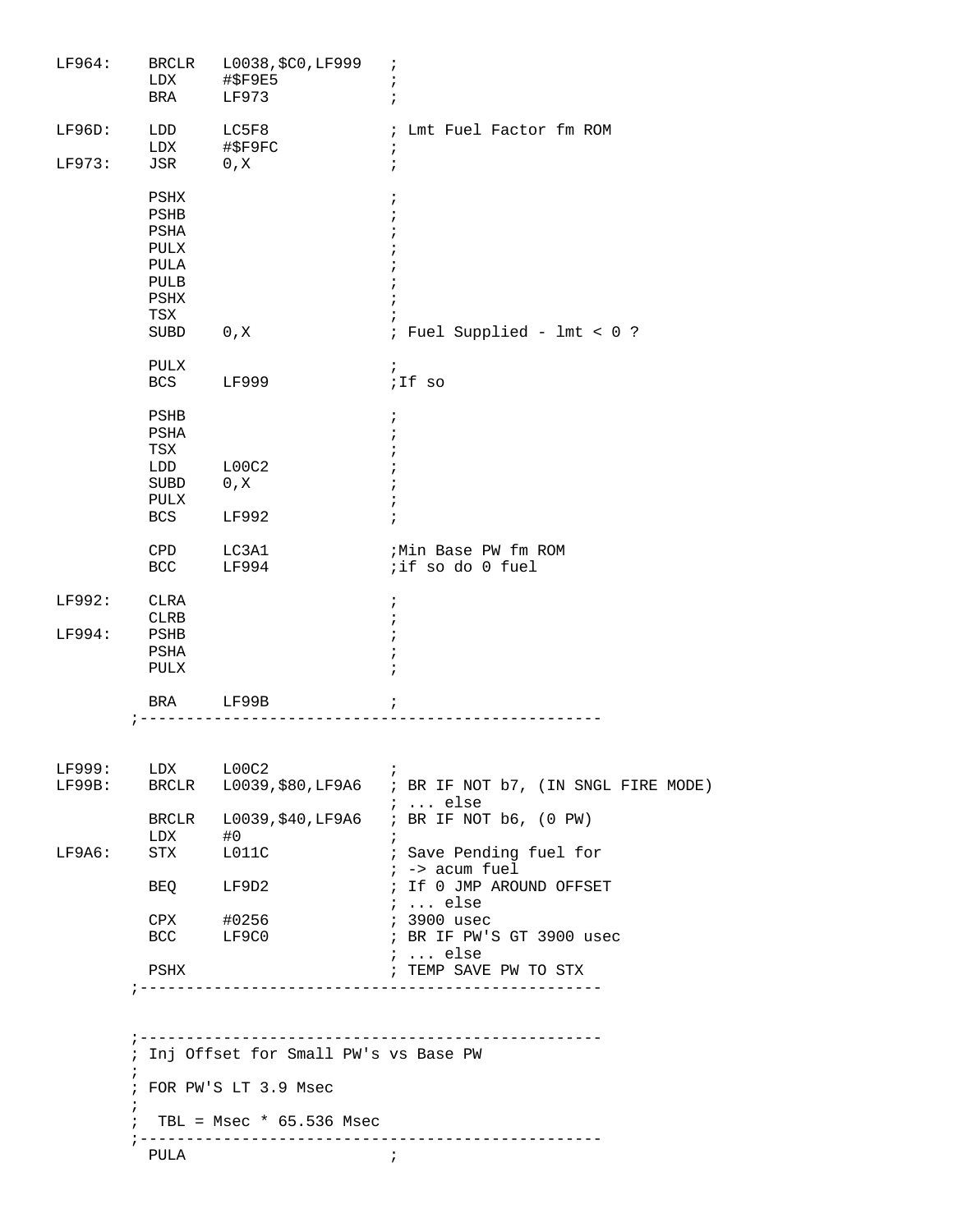```
LF964:    BRCLR   L0038,$C0,LF999   ;
          LDX     #$F9E5            ;
          BRA     LF973             ;

LF96D:    LDD     LC5F8             ; Lmt Fuel Factor fm ROM
          LDX     #$F9FC            ;
LF973:    JSR     0,X               ;

          PSHX                      ;
          PSHB                      ;
          PSHA                      ;
          PULX                      ;
          PULA                      ;
          PULB                      ;
          PSHX                      ;
          TSX                       ;
          SUBD    0,X               ; Fuel Supplied - lmt < 0 ?

          PULX                      ;
          BCS     LF999             ;If so

          PSHB                      ;
          PSHA                      ;
          TSX                       ;
          LDD     L00C2             ;
          SUBD    0,X               ;
          PULX                      ;
          BCS     LF992             ;

          CPD     LC3A1             ;Min Base PW fm ROM
          BCC     LF994             ;if so do 0 fuel

LF992:    CLRA                      ;
          CLRB                      ;
LF994:    PSHB                      ;
          PSHA                      ;
          PULX                      ;

          BRA     LF99B             ;
        ;-------------------------------------------------


LF999:    LDX     L00C2             ;
LF99B:    BRCLR   L0039,$80,LF9A6   ; BR IF NOT b7, (IN SNGL FIRE MODE)
                                    ; ... else
          BRCLR   L0039,$40,LF9A6   ; BR IF NOT b6, (0 PW)
          LDX     #0                ;
LF9A6:    STX     L011C             ; Save Pending fuel for
                                    ; -> acum fuel
          BEQ     LF9D2             ; If 0 JMP AROUND OFFSET
                                    ; ... else
          CPX     #0256             ; 3900 usec
          BCC     LF9C0             ; BR IF PW'S GT 3900 usec
                                    ; ... else
          PSHX                      ; TEMP SAVE PW TO STX
        ;-------------------------------------------------


        ;-------------------------------------------------
        ; Inj Offset for Small PW's vs Base PW
        ;
        ; FOR PW'S LT 3.9 Msec
        ;
        ;  TBL = Msec * 65.536 Msec
        ;-------------------------------------------------
          PULA                      ;
```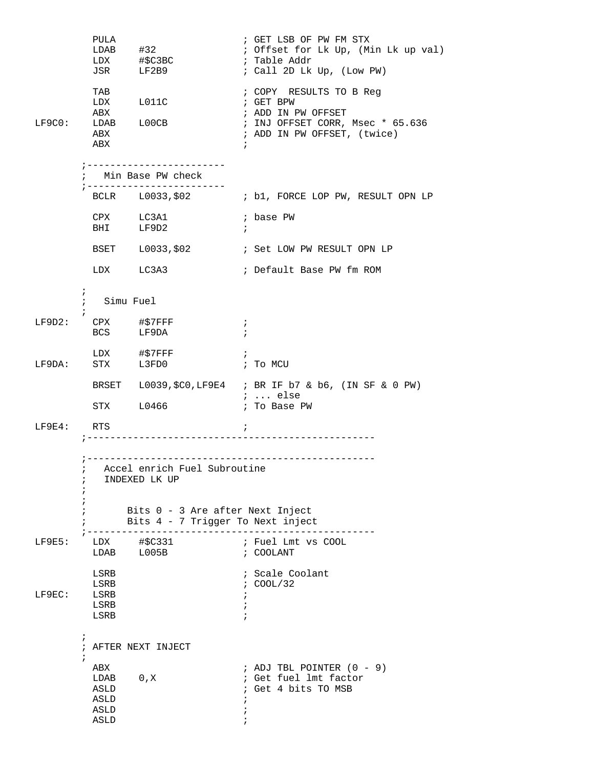```
         PULA                       ; GET LSB OF PW FM STX
         LDAB    #32                ; Offset for Lk Up, (Min Lk up val)
         LDX     #$C3BC             ; Table Addr
         JSR     LF2B9              ; Call 2D Lk Up, (Low PW)

         TAB                        ; COPY  RESULTS TO B Reg
         LDX     L011C              ; GET BPW
         ABX                        ; ADD IN PW OFFSET
LF9C0:   LDAB    L00CB              ; INJ OFFSET CORR, Msec * 65.636
         ABX                        ; ADD IN PW OFFSET, (twice)
         ABX                        ;

       ;------------------------
       ;   Min Base PW check
       ;------------------------
         BCLR    L0033,$02          ; b1, FORCE LOP PW, RESULT OPN LP

         CPX     LC3A1              ; base PW
         BHI     LF9D2              ;

         BSET    L0033,$02          ; Set LOW PW RESULT OPN LP

         LDX     LC3A3              ; Default Base PW fm ROM

       ;
       ;   Simu Fuel
       ;
LF9D2:   CPX     #$7FFF             ;
         BCS     LF9DA              ;

         LDX     #$7FFF             ;
LF9DA:   STX     L3FD0              ; To MCU

         BRSET   L0039,$C0,LF9E4    ; BR IF b7 & b6, (IN SF & 0 PW)
                                    ; ... else
         STX     L0466              ; To Base PW

LF9E4:   RTS                        ;
       ;-------------------------------------------------

       ;-------------------------------------------------
       ;   Accel enrich Fuel Subroutine
       ;   INDEXED LK UP
       ;
       ;
       ;       Bits 0 - 3 Are after Next Inject
       ;       Bits 4 - 7 Trigger To Next inject
       ;-------------------------------------------------
LF9E5:   LDX     #$C331             ; Fuel Lmt vs COOL
         LDAB    L005B              ; COOLANT

         LSRB                       ; Scale Coolant
         LSRB                       ; COOL/32
LF9EC:   LSRB                       ;
         LSRB                       ;
         LSRB                       ;

       ;
       ; AFTER NEXT INJECT
       ;
         ABX                        ; ADJ TBL POINTER (0 - 9)
         LDAB    0,X                ; Get fuel lmt factor
         ASLD                       ; Get 4 bits TO MSB
         ASLD                       ;
         ASLD                       ;
         ASLD                       ;
```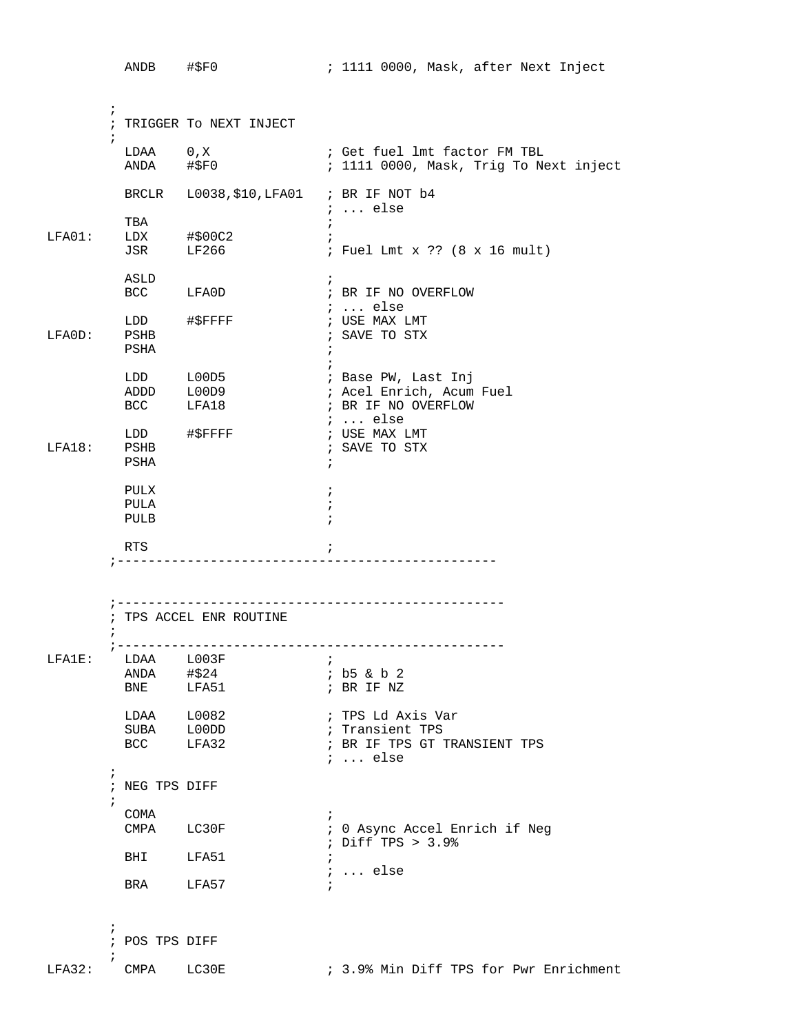```
          ANDB    #$F0              ; 1111 0000, Mask, after Next Inject


        ;
        ; TRIGGER To NEXT INJECT
        ;
          LDAA    0,X               ; Get fuel lmt factor FM TBL
          ANDA    #$F0              ; 1111 0000, Mask, Trig To Next inject

          BRCLR   L0038,$10,LFA01   ; BR IF NOT b4
                                    ; ... else
          TBA                       ;
LFA01:    LDX     #$00C2            ;
          JSR     LF266             ; Fuel Lmt x ?? (8 x 16 mult)

          ASLD                      ;
          BCC     LFA0D             ; BR IF NO OVERFLOW
                                    ; ... else
          LDD     #$FFFF            ; USE MAX LMT
LFA0D:    PSHB                      ; SAVE TO STX
          PSHA                      ;
                                    ;
          LDD     L00D5             ; Base PW, Last Inj
          ADDD    L00D9             ; Acel Enrich, Acum Fuel
          BCC     LFA18             ; BR IF NO OVERFLOW
                                    ; ... else
          LDD     #$FFFF            ; USE MAX LMT
LFA18:    PSHB                      ; SAVE TO STX
          PSHA                      ;

          PULX                      ;
          PULA                      ;
          PULB                      ;

          RTS                       ;
        ;-----------------------------------------------



        ;------------------------------------------------
        ; TPS ACCEL ENR ROUTINE
        ;
        ;------------------------------------------------
LFA1E:    LDAA    L003F             ;
          ANDA    #$24              ; b5 & b 2
          BNE     LFA51             ; BR IF NZ

          LDAA    L0082             ; TPS Ld Axis Var
          SUBA    L00DD             ; Transient TPS
          BCC     LFA32             ; BR IF TPS GT TRANSIENT TPS
                                    ; ... else
        ;
        ; NEG TPS DIFF
        ;
          COMA                      ;
          CMPA    LC30F             ; 0 Async Accel Enrich if Neg
                                    ; Diff TPS > 3.9%
          BHI     LFA51             ;
                                    ; ... else
          BRA     LFA57             ;


        ;
        ; POS TPS DIFF
        ;
LFA32:    CMPA    LC30E             ; 3.9% Min Diff TPS for Pwr Enrichment
```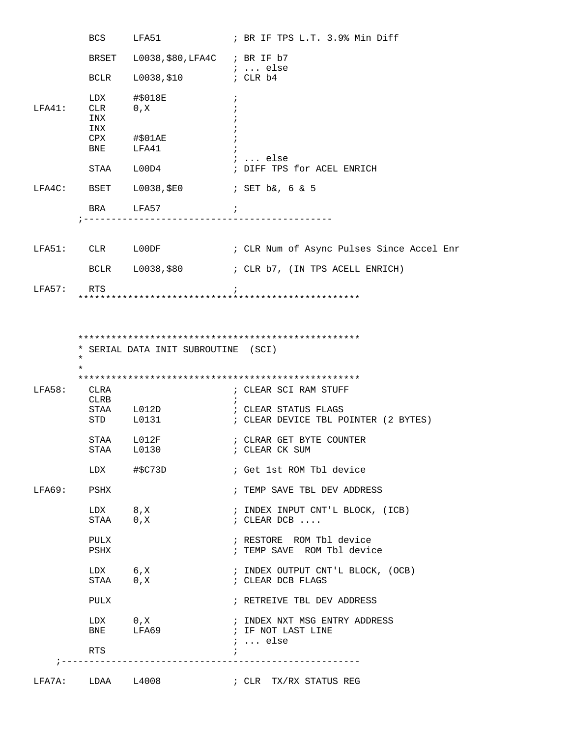```
         BCS     LFA51             ; BR IF TPS L.T. 3.9% Min Diff

         BRSET   L0038,$80,LFA4C   ; BR IF b7
                                   ; ... else
         BCLR    L0038,$10         ; CLR b4

         LDX     #$018E            ;
LFA41:   CLR     0,X               ;
         INX                       ;
         INX                       ;
         CPX     #$01AE            ;
         BNE     LFA41             ;
                                   ; ... else
         STAA    L00D4             ; DIFF TPS for ACEL ENRICH

LFA4C:   BSET    L0038,$E0         ; SET b&, 6 & 5

         BRA     LFA57             ;
       ;---------------------------------------------


LFA51:   CLR     L00DF             ; CLR Num of Async Pulses Since Accel Enr

         BCLR    L0038,$80         ; CLR b7, (IN TPS ACELL ENRICH)

LFA57:   RTS                       ;
       **************************************************



       **************************************************
       * SERIAL DATA INIT SUBROUTINE  (SCI)
       *
       *
       **************************************************
LFA58:   CLRA                      ; CLEAR SCI RAM STUFF
         CLRB                      ;
         STAA    L012D             ; CLEAR STATUS FLAGS
         STD     L0131             ; CLEAR DEVICE TBL POINTER (2 BYTES)

         STAA    L012F             ; CLRAR GET BYTE COUNTER
         STAA    L0130             ; CLEAR CK SUM

         LDX     #$C73D            ; Get 1st ROM Tbl device

LFA69:   PSHX                      ; TEMP SAVE TBL DEV ADDRESS

         LDX     8,X               ; INDEX INPUT CNT'L BLOCK, (ICB)
         STAA    0,X               ; CLEAR DCB ....

         PULX                      ; RESTORE  ROM Tbl device
         PSHX                      ; TEMP SAVE  ROM Tbl device

         LDX     6,X               ; INDEX OUTPUT CNT'L BLOCK, (OCB)
         STAA    0,X               ; CLEAR DCB FLAGS

         PULX                      ; RETREIVE TBL DEV ADDRESS

         LDX     0,X               ; INDEX NXT MSG ENTRY ADDRESS
         BNE     LFA69             ; IF NOT LAST LINE
                                   ; ... else
         RTS                       ;
    ;-----------------------------------------------------

LFA7A:   LDAA    L4008             ; CLR  TX/RX STATUS REG
```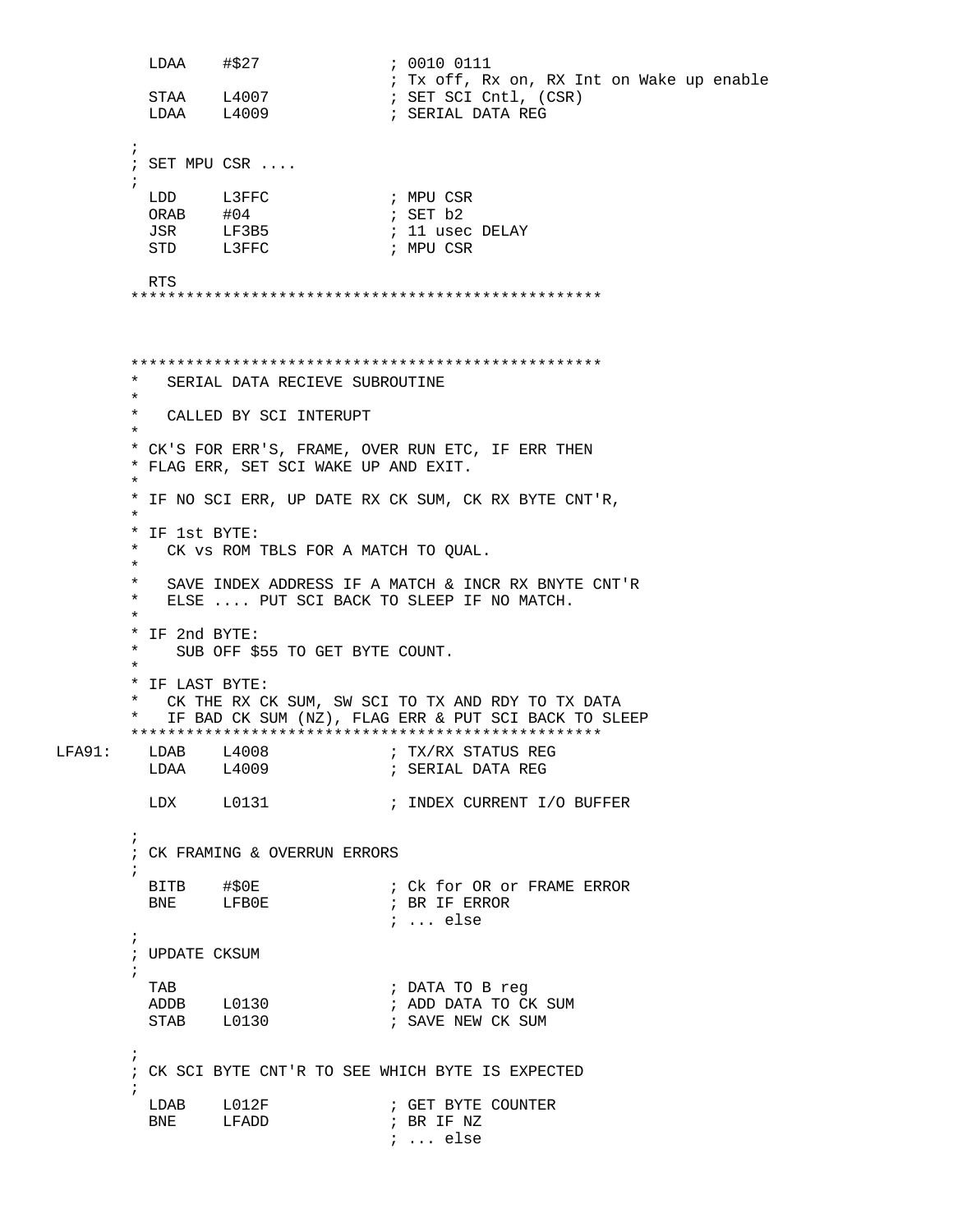```
          LDAA    #$27              ; 0010 0111
                                    ; Tx off, Rx on, RX Int on Wake up enable
          STAA    L4007             ; SET SCI Cntl, (CSR)
          LDAA    L4009             ; SERIAL DATA REG

        ;
        ; SET MPU CSR ....
        ;
          LDD     L3FFC             ; MPU CSR
          ORAB    #04               ; SET b2
          JSR     LF3B5             ; 11 usec DELAY
          STD     L3FFC             ; MPU CSR

          RTS
        ***************************************************



        ***************************************************
        *   SERIAL DATA RECIEVE SUBROUTINE
        *
        *   CALLED BY SCI INTERUPT
        *
        * CK'S FOR ERR'S, FRAME, OVER RUN ETC, IF ERR THEN
        * FLAG ERR, SET SCI WAKE UP AND EXIT.
        *
        * IF NO SCI ERR, UP DATE RX CK SUM, CK RX BYTE CNT'R,
        *
        * IF 1st BYTE:
        *   CK vs ROM TBLS FOR A MATCH TO QUAL.
        *
        *   SAVE INDEX ADDRESS IF A MATCH & INCR RX BNYTE CNT'R
        *   ELSE .... PUT SCI BACK TO SLEEP IF NO MATCH.
        *
        * IF 2nd BYTE:
        *    SUB OFF $55 TO GET BYTE COUNT.
        *
        * IF LAST BYTE:
        *   CK THE RX CK SUM, SW SCI TO TX AND RDY TO TX DATA
        *   IF BAD CK SUM (NZ), FLAG ERR & PUT SCI BACK TO SLEEP
        ***************************************************
LFA91:    LDAB    L4008             ; TX/RX STATUS REG
          LDAA    L4009             ; SERIAL DATA REG

          LDX     L0131             ; INDEX CURRENT I/O BUFFER

        ;
        ; CK FRAMING & OVERRUN ERRORS
        ;
          BITB    #$0E              ; Ck for OR or FRAME ERROR
          BNE     LFB0E             ; BR IF ERROR
                                    ; ... else
        ;
        ; UPDATE CKSUM
        ;
          TAB                       ; DATA TO B reg
          ADDB    L0130             ; ADD DATA TO CK SUM
          STAB    L0130             ; SAVE NEW CK SUM

        ;
        ; CK SCI BYTE CNT'R TO SEE WHICH BYTE IS EXPECTED
        ;
          LDAB    L012F             ; GET BYTE COUNTER
          BNE     LFADD             ; BR IF NZ
                                    ; ... else
```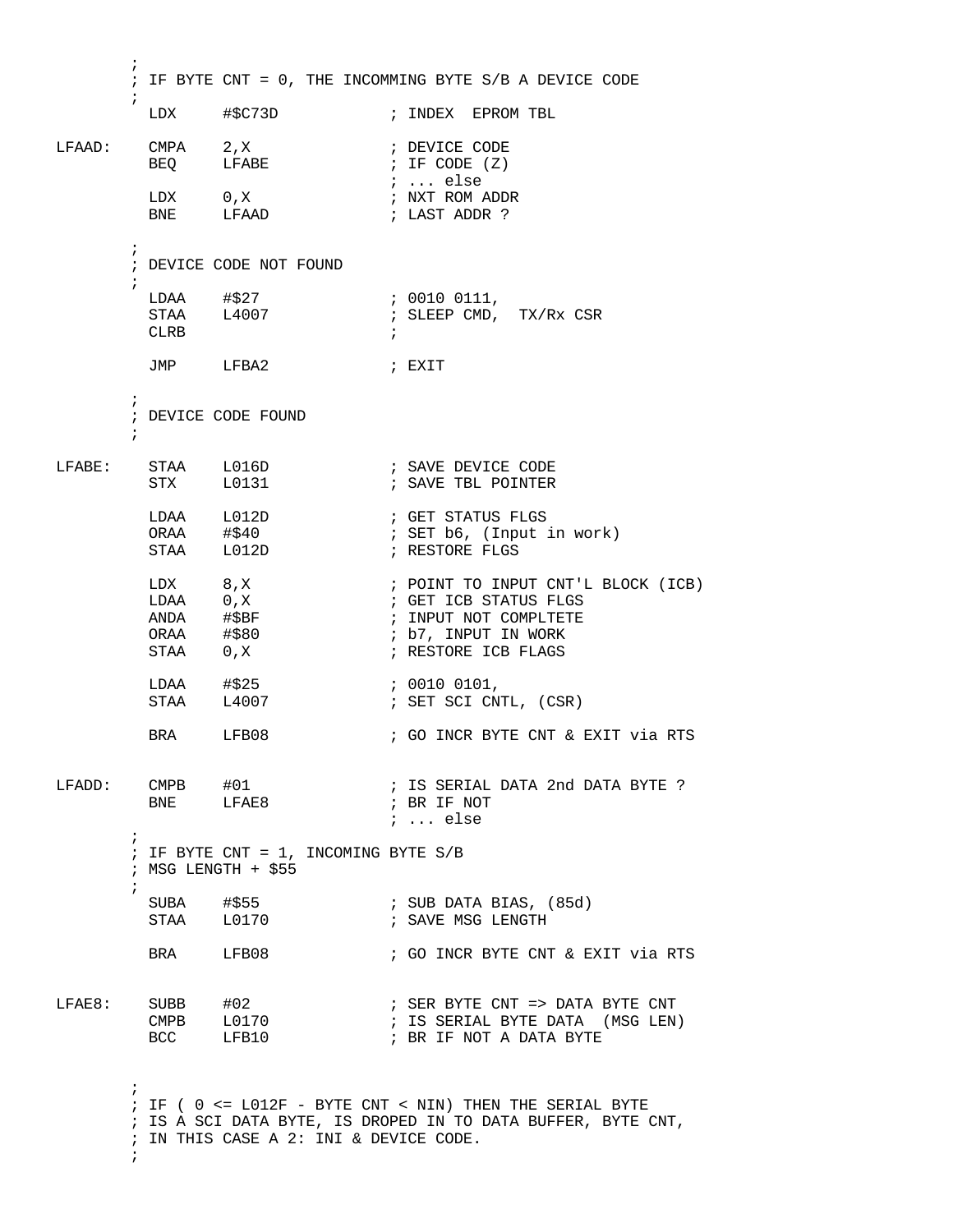```
        ;
        ; IF BYTE CNT = 0, THE INCOMMING BYTE S/B A DEVICE CODE
        ;
          LDX     #$C73D            ; INDEX  EPROM TBL

LFAAD:    CMPA    2,X               ; DEVICE CODE
          BEQ     LFABE             ; IF CODE (Z)
                                    ; ... else
          LDX     0,X               ; NXT ROM ADDR
          BNE     LFAAD             ; LAST ADDR ?

        ;
        ; DEVICE CODE NOT FOUND
        ;
          LDAA    #$27              ; 0010 0111,
          STAA    L4007             ; SLEEP CMD,  TX/Rx CSR
          CLRB                      ;

          JMP     LFBA2             ; EXIT

        ;
        ; DEVICE CODE FOUND
        ;

LFABE:    STAA    L016D             ; SAVE DEVICE CODE
          STX     L0131             ; SAVE TBL POINTER

          LDAA    L012D             ; GET STATUS FLGS
          ORAA    #$40              ; SET b6, (Input in work)
          STAA    L012D             ; RESTORE FLGS

          LDX     8,X               ; POINT TO INPUT CNT'L BLOCK (ICB)
          LDAA    0,X               ; GET ICB STATUS FLGS
          ANDA    #$BF              ; INPUT NOT COMPLTETE
          ORAA    #$80              ; b7, INPUT IN WORK
          STAA    0,X               ; RESTORE ICB FLAGS

          LDAA    #$25              ; 0010 0101,
          STAA    L4007             ; SET SCI CNTL, (CSR)

          BRA     LFB08             ; GO INCR BYTE CNT & EXIT via RTS


LFADD:    CMPB    #01               ; IS SERIAL DATA 2nd DATA BYTE ?
          BNE     LFAE8             ; BR IF NOT
                                    ; ... else
        ;
        ; IF BYTE CNT = 1, INCOMING BYTE S/B
        ; MSG LENGTH + $55
        ;
          SUBA    #$55              ; SUB DATA BIAS, (85d)
          STAA    L0170             ; SAVE MSG LENGTH

          BRA     LFB08             ; GO INCR BYTE CNT & EXIT via RTS


LFAE8:    SUBB    #02               ; SER BYTE CNT => DATA BYTE CNT
          CMPB    L0170             ; IS SERIAL BYTE DATA  (MSG LEN)
          BCC     LFB10             ; BR IF NOT A DATA BYTE


        ;
        ; IF ( 0 <= L012F - BYTE CNT < NIN) THEN THE SERIAL BYTE
        ; IS A SCI DATA BYTE, IS DROPED IN TO DATA BUFFER, BYTE CNT,
        ; IN THIS CASE A 2: INI & DEVICE CODE.
        ;
```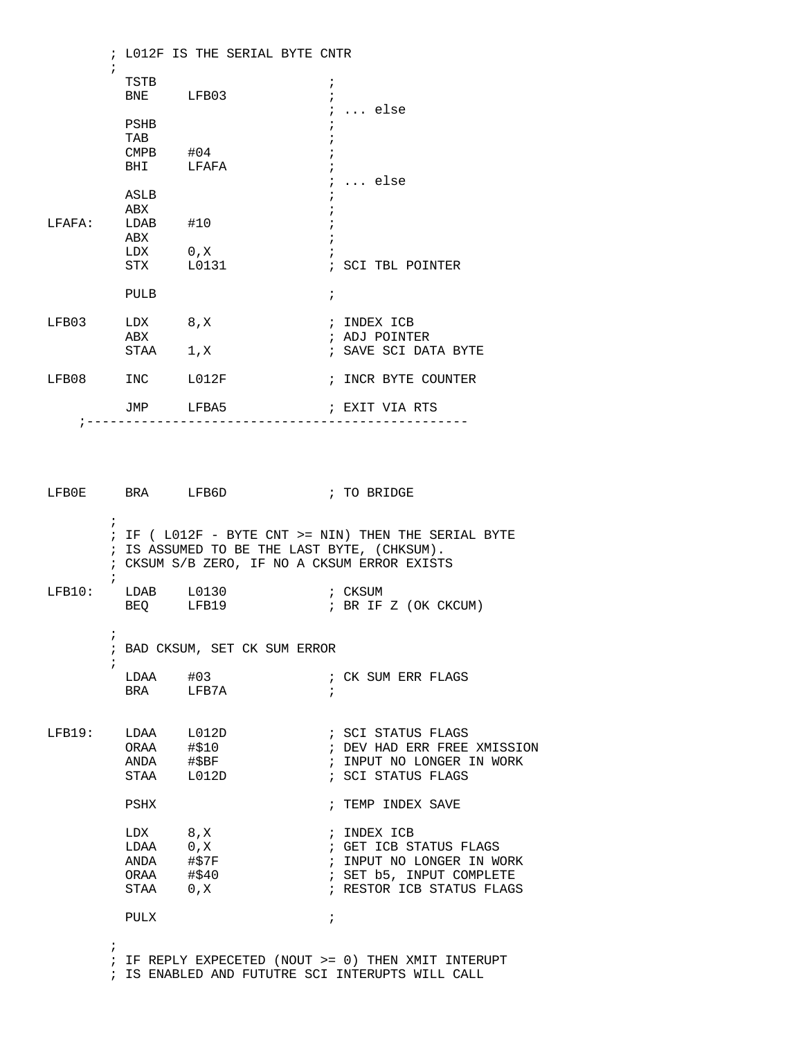```
        ; L012F IS THE SERIAL BYTE CNTR
        ;
          TSTB                        ;
          BNE     LFB03               ;
                                      ; ... else
          PSHB                        ;
          TAB                         ;
          CMPB    #04                 ;
          BHI     LFAFA               ;
                                      ; ... else
          ASLB                        ;
          ABX                         ;
LFAFA:    LDAB    #10                 ;
          ABX                         ;
          LDX     0,X                 ;
          STX     L0131               ; SCI TBL POINTER

          PULB                        ;

LFB03     LDX     8,X                 ; INDEX ICB
          ABX                         ; ADJ POINTER
          STAA    1,X                 ; SAVE SCI DATA BYTE

LFB08     INC     L012F               ; INCR BYTE COUNTER

          JMP     LFBA5               ; EXIT VIA RTS
    ;-------------------------------------------------




LFB0E     BRA     LFB6D               ; TO BRIDGE

        ;
        ; IF ( L012F - BYTE CNT >= NIN) THEN THE SERIAL BYTE
        ; IS ASSUMED TO BE THE LAST BYTE, (CHKSUM).
        ; CKSUM S/B ZERO, IF NO A CKSUM ERROR EXISTS
        ;
LFB10:    LDAB    L0130               ; CKSUM
          BEQ     LFB19               ; BR IF Z (OK CKCUM)

        ;
        ; BAD CKSUM, SET CK SUM ERROR
        ;
          LDAA    #03                 ; CK SUM ERR FLAGS
          BRA     LFB7A               ;


LFB19:    LDAA    L012D               ; SCI STATUS FLAGS
          ORAA    #$10                ; DEV HAD ERR FREE XMISSION
          ANDA    #$BF                ; INPUT NO LONGER IN WORK
          STAA    L012D               ; SCI STATUS FLAGS

          PSHX                        ; TEMP INDEX SAVE

          LDX     8,X                 ; INDEX ICB
          LDAA    0,X                 ; GET ICB STATUS FLAGS
          ANDA    #$7F                ; INPUT NO LONGER IN WORK
          ORAA    #$40                ; SET b5, INPUT COMPLETE
          STAA    0,X                 ; RESTOR ICB STATUS FLAGS

          PULX                        ;

        ;
        ; IF REPLY EXPECETED (NOUT >= 0) THEN XMIT INTERUPT
        ; IS ENABLED AND FUTUTRE SCI INTERUPTS WILL CALL
```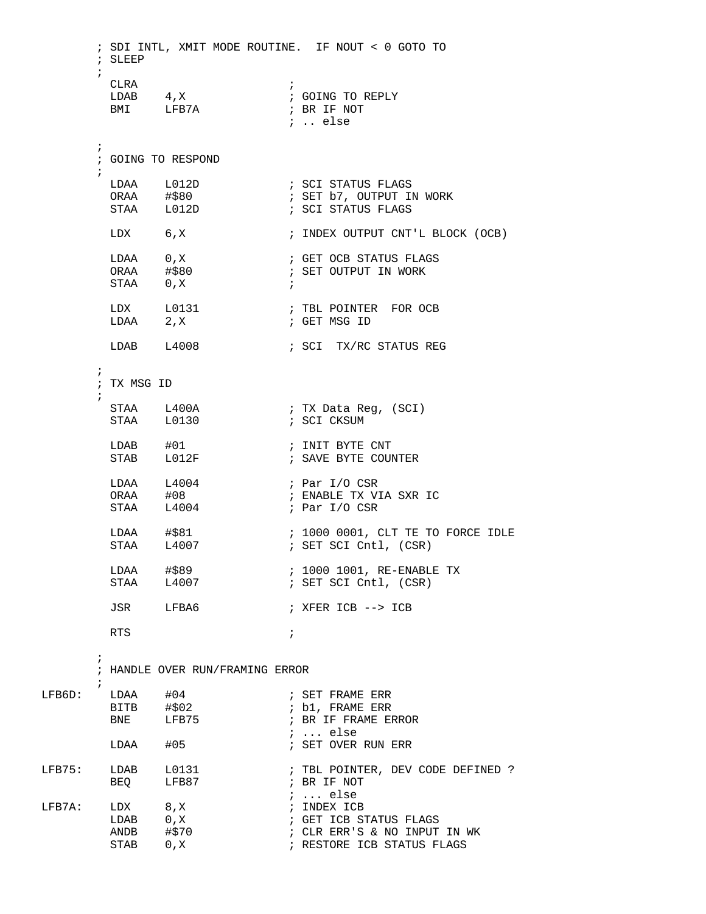```
        ; SDI INTL, XMIT MODE ROUTINE.  IF NOUT < 0 GOTO TO
        ; SLEEP
        ;
          CLRA                        ;
          LDAB    4,X                 ; GOING TO REPLY
          BMI     LFB7A               ; BR IF NOT
                                      ; .. else

        ;
        ; GOING TO RESPOND
        ;
          LDAA    L012D               ; SCI STATUS FLAGS
          ORAA    #$80                ; SET b7, OUTPUT IN WORK
          STAA    L012D               ; SCI STATUS FLAGS

          LDX     6,X                 ; INDEX OUTPUT CNT'L BLOCK (OCB)

          LDAA    0,X                 ; GET OCB STATUS FLAGS
          ORAA    #$80                ; SET OUTPUT IN WORK
          STAA    0,X                 ;

          LDX     L0131               ; TBL POINTER  FOR OCB
          LDAA    2,X                 ; GET MSG ID

          LDAB    L4008               ; SCI  TX/RC STATUS REG

        ;
        ; TX MSG ID
        ;
          STAA    L400A               ; TX Data Reg, (SCI)
          STAA    L0130               ; SCI CKSUM

          LDAB    #01                 ; INIT BYTE CNT
          STAB    L012F               ; SAVE BYTE COUNTER

          LDAA    L4004               ; Par I/O CSR
          ORAA    #08                 ; ENABLE TX VIA SXR IC
          STAA    L4004               ; Par I/O CSR

          LDAA    #$81                ; 1000 0001, CLT TE TO FORCE IDLE
          STAA    L4007               ; SET SCI Cntl, (CSR)

          LDAA    #$89                ; 1000 1001, RE-ENABLE TX
          STAA    L4007               ; SET SCI Cntl, (CSR)

          JSR     LFBA6               ; XFER ICB --> ICB

          RTS                         ;

        ;
        ; HANDLE OVER RUN/FRAMING ERROR
        ;
LFB6D:    LDAA    #04                 ; SET FRAME ERR
          BITB    #$02                ; b1, FRAME ERR
          BNE     LFB75               ; BR IF FRAME ERROR
                                      ; ... else
          LDAA    #05                 ; SET OVER RUN ERR

LFB75:    LDAB    L0131               ; TBL POINTER, DEV CODE DEFINED ?
          BEQ     LFB87               ; BR IF NOT
                                      ; ... else
LFB7A:    LDX     8,X                 ; INDEX ICB
          LDAB    0,X                 ; GET ICB STATUS FLAGS
          ANDB    #$70                ; CLR ERR'S & NO INPUT IN WK
          STAB    0,X                 ; RESTORE ICB STATUS FLAGS
```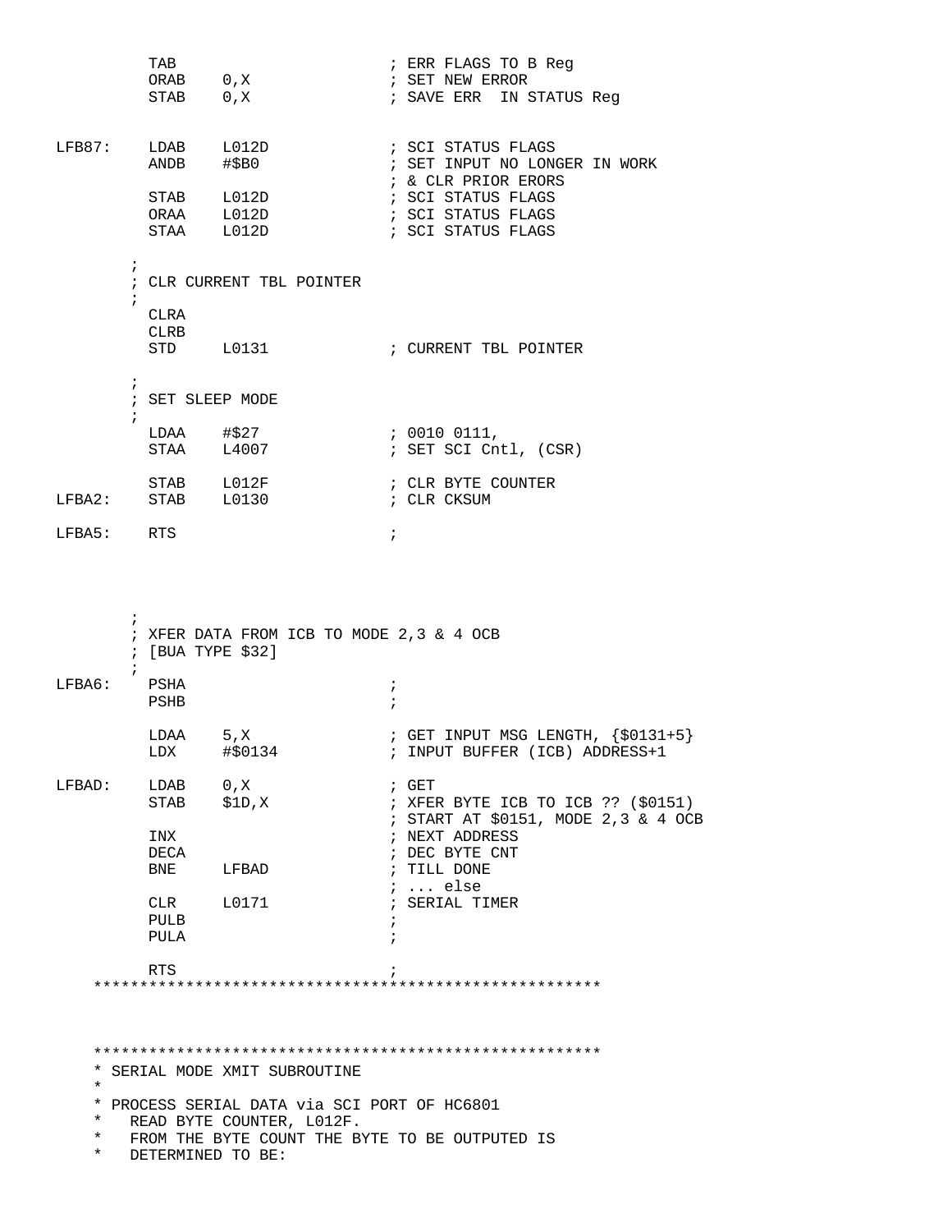```
          TAB                       ; ERR FLAGS TO B Reg
          ORAB    0,X               ; SET NEW ERROR
          STAB    0,X               ; SAVE ERR  IN STATUS Reg


LFB87:    LDAB    L012D             ; SCI STATUS FLAGS
          ANDB    #$B0              ; SET INPUT NO LONGER IN WORK
                                    ; & CLR PRIOR ERORS
          STAB    L012D             ; SCI STATUS FLAGS
          ORAA    L012D             ; SCI STATUS FLAGS
          STAA    L012D             ; SCI STATUS FLAGS

        ;
        ; CLR CURRENT TBL POINTER
        ;
          CLRA
          CLRB
          STD     L0131             ; CURRENT TBL POINTER

        ;
        ; SET SLEEP MODE
        ;
          LDAA    #$27              ; 0010 0111,
          STAA    L4007             ; SET SCI Cntl, (CSR)

          STAB    L012F             ; CLR BYTE COUNTER
LFBA2:    STAB    L0130             ; CLR CKSUM

LFBA5:    RTS                       ;




        ;
        ; XFER DATA FROM ICB TO MODE 2,3 & 4 OCB
        ; [BUA TYPE $32]
        ;
LFBA6:    PSHA                      ;
          PSHB                      ;

          LDAA    5,X               ; GET INPUT MSG LENGTH, {$0131+5}
          LDX     #$0134            ; INPUT BUFFER (ICB) ADDRESS+1

LFBAD:    LDAB    0,X               ; GET
          STAB    $1D,X             ; XFER BYTE ICB TO ICB ?? ($0151)
                                    ; START AT $0151, MODE 2,3 & 4 OCB
          INX                       ; NEXT ADDRESS
          DECA                      ; DEC BYTE CNT
          BNE     LFBAD             ; TILL DONE
                                    ; ... else
          CLR     L0171             ; SERIAL TIMER
          PULB                      ;
          PULA                      ;

          RTS                       ;
    *******************************************************



    *******************************************************
    * SERIAL MODE XMIT SUBROUTINE
    *
    * PROCESS SERIAL DATA via SCI PORT OF HC6801
    *   READ BYTE COUNTER, L012F.
    *   FROM THE BYTE COUNT THE BYTE TO BE OUTPUTED IS
    *   DETERMINED TO BE:
```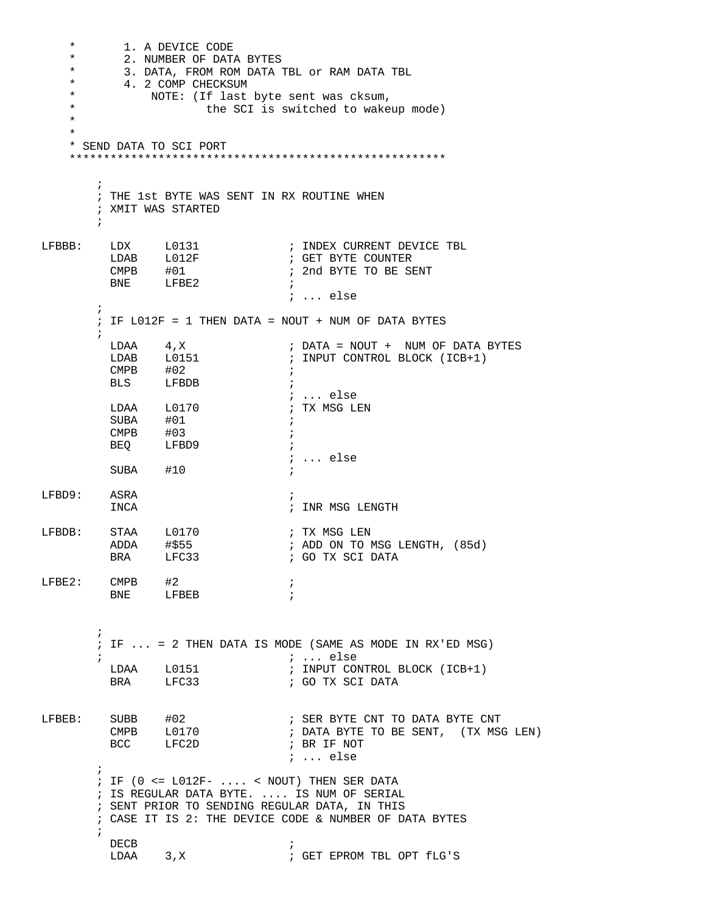```
    *       1. A DEVICE CODE
    *       2. NUMBER OF DATA BYTES
    *       3. DATA, FROM ROM DATA TBL or RAM DATA TBL
    *       4. 2 COMP CHECKSUM
    *           NOTE: (If last byte sent was cksum,
    *                   the SCI is switched to wakeup mode)
    *
    *
    * SEND DATA TO SCI PORT
    ******************************************************

        ;
        ; THE 1st BYTE WAS SENT IN RX ROUTINE WHEN
        ; XMIT WAS STARTED
        ;

LFBBB:    LDX     L0131              ; INDEX CURRENT DEVICE TBL
          LDAB    L012F              ; GET BYTE COUNTER
          CMPB    #01                ; 2nd BYTE TO BE SENT
          BNE     LFBE2              ;
                                     ; ... else
        ;
        ; IF L012F = 1 THEN DATA = NOUT + NUM OF DATA BYTES
        ;
          LDAA    4,X                ; DATA = NOUT +  NUM OF DATA BYTES
          LDAB    L0151              ; INPUT CONTROL BLOCK (ICB+1)
          CMPB    #02                ;
          BLS     LFBDB              ;
                                     ; ... else
          LDAA    L0170              ; TX MSG LEN
          SUBA    #01                ;
          CMPB    #03                ;
          BEQ     LFBD9              ;
                                     ; ... else
          SUBA    #10                ;

LFBD9:    ASRA                       ;
          INCA                       ; INR MSG LENGTH

LFBDB:    STAA    L0170              ; TX MSG LEN
          ADDA    #$55               ; ADD ON TO MSG LENGTH, (85d)
          BRA     LFC33              ; GO TX SCI DATA

LFBE2:    CMPB    #2                 ;
          BNE     LFBEB              ;


        ;
        ; IF ... = 2 THEN DATA IS MODE (SAME AS MODE IN RX'ED MSG)
        ;                            ; ... else
          LDAA    L0151              ; INPUT CONTROL BLOCK (ICB+1)
          BRA     LFC33              ; GO TX SCI DATA


LFBEB:    SUBB    #02                ; SER BYTE CNT TO DATA BYTE CNT
          CMPB    L0170              ; DATA BYTE TO BE SENT,  (TX MSG LEN)
          BCC     LFC2D              ; BR IF NOT
                                     ; ... else
        ;
        ; IF (0 <= L012F- .... < NOUT) THEN SER DATA
        ; IS REGULAR DATA BYTE. .... IS NUM OF SERIAL
        ; SENT PRIOR TO SENDING REGULAR DATA, IN THIS
        ; CASE IT IS 2: THE DEVICE CODE & NUMBER OF DATA BYTES
        ;
          DECB                       ;
          LDAA    3,X                ; GET EPROM TBL OPT fLG'S
```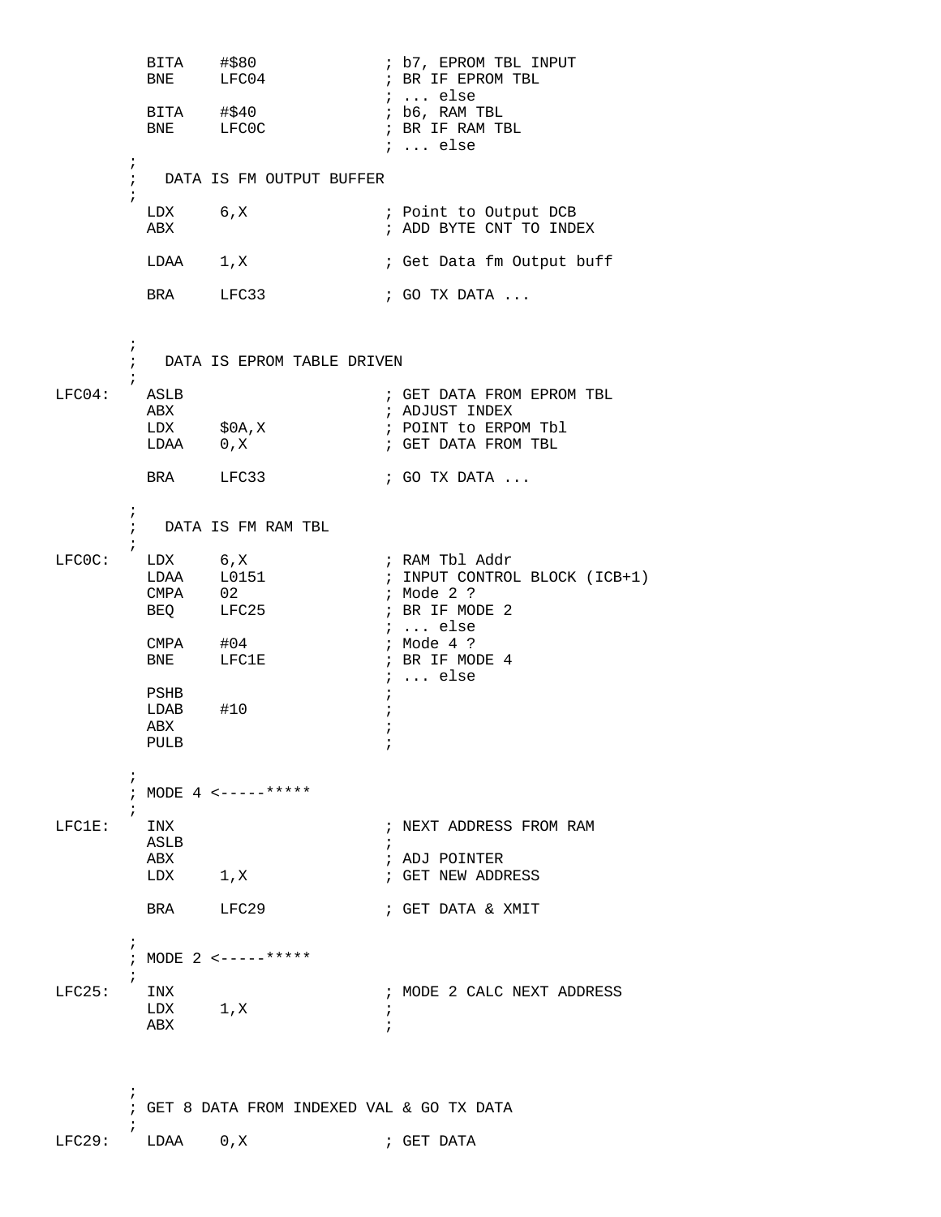```
          BITA    #$80              ; b7, EPROM TBL INPUT
          BNE     LFC04             ; BR IF EPROM TBL
                                    ; ... else
          BITA    #$40              ; b6, RAM TBL
          BNE     LFC0C             ; BR IF RAM TBL
                                    ; ... else
        ;
        ;   DATA IS FM OUTPUT BUFFER
        ;
          LDX     6,X               ; Point to Output DCB
          ABX                       ; ADD BYTE CNT TO INDEX

          LDAA    1,X               ; Get Data fm Output buff

          BRA     LFC33             ; GO TX DATA ...


        ;
        ;   DATA IS EPROM TABLE DRIVEN
        ;
LFC04:    ASLB                      ; GET DATA FROM EPROM TBL
          ABX                       ; ADJUST INDEX
          LDX     $0A,X             ; POINT to ERPOM Tbl
          LDAA    0,X               ; GET DATA FROM TBL

          BRA     LFC33             ; GO TX DATA ...

        ;
        ;   DATA IS FM RAM TBL
        ;
LFC0C:    LDX     6,X               ; RAM Tbl Addr
          LDAA    L0151             ; INPUT CONTROL BLOCK (ICB+1)
          CMPA    02                ; Mode 2 ?
          BEQ     LFC25             ; BR IF MODE 2
                                    ; ... else
          CMPA    #04               ; Mode 4 ?
          BNE     LFC1E             ; BR IF MODE 4
                                    ; ... else
          PSHB                      ;
          LDAB    #10               ;
          ABX                       ;
          PULB                      ;

        ;
        ; MODE 4 <-----*****
        ;
LFC1E:    INX                       ; NEXT ADDRESS FROM RAM
          ASLB                      ;
          ABX                       ; ADJ POINTER
          LDX     1,X               ; GET NEW ADDRESS

          BRA     LFC29             ; GET DATA & XMIT

        ;
        ; MODE 2 <-----*****
        ;
LFC25:    INX                       ; MODE 2 CALC NEXT ADDRESS
          LDX     1,X               ;
          ABX                       ;



        ;
        ; GET 8 DATA FROM INDEXED VAL & GO TX DATA
        ;
LFC29:    LDAA    0,X               ; GET DATA
```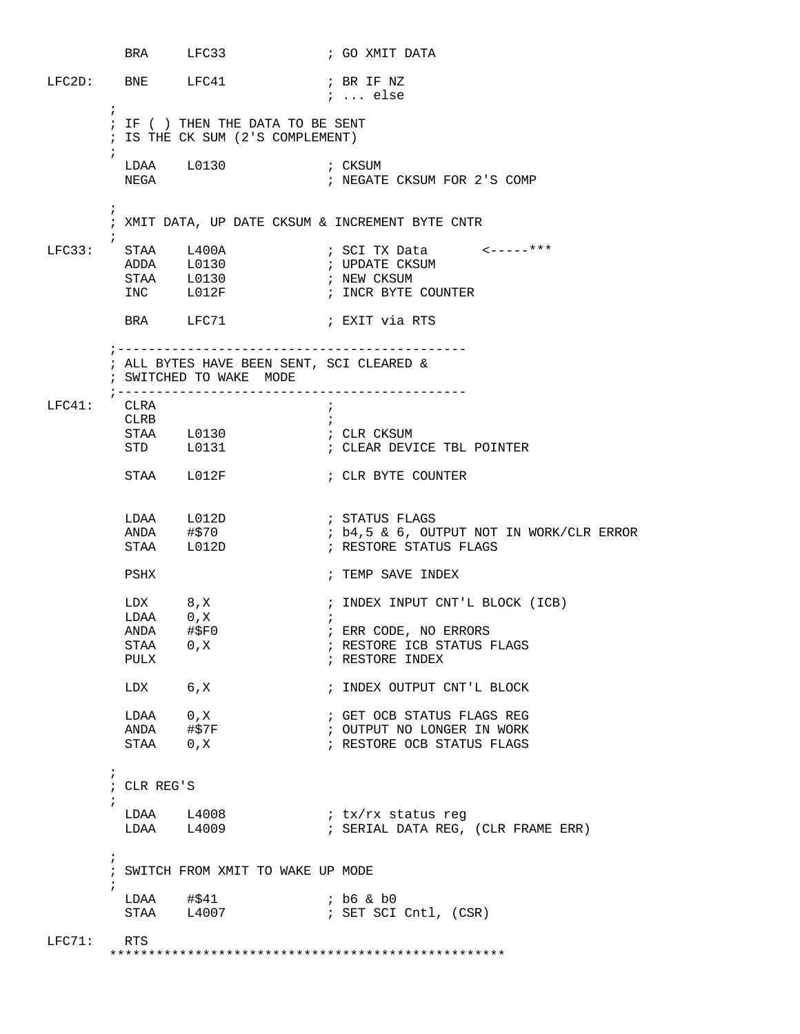```
          BRA     LFC33             ; GO XMIT DATA

LFC2D:    BNE     LFC41             ; BR IF NZ
                                    ; ... else
        ;
        ; IF ( ) THEN THE DATA TO BE SENT
        ; IS THE CK SUM (2'S COMPLEMENT)
        ;
          LDAA    L0130             ; CKSUM
          NEGA                      ; NEGATE CKSUM FOR 2'S COMP

        ;
        ; XMIT DATA, UP DATE CKSUM & INCREMENT BYTE CNTR
        ;
LFC33:    STAA    L400A             ; SCI TX Data       <-----***
          ADDA    L0130             ; UPDATE CKSUM
          STAA    L0130             ; NEW CKSUM
          INC     L012F             ; INCR BYTE COUNTER

          BRA     LFC71             ; EXIT via RTS

        ;--------------------------------------------
        ; ALL BYTES HAVE BEEN SENT, SCI CLEARED &
        ; SWITCHED TO WAKE  MODE
        ;--------------------------------------------
LFC41:    CLRA                      ;
          CLRB                      ;
          STAA    L0130             ; CLR CKSUM
          STD     L0131             ; CLEAR DEVICE TBL POINTER

          STAA    L012F             ; CLR BYTE COUNTER


          LDAA    L012D             ; STATUS FLAGS
          ANDA    #$70              ; b4,5 & 6, OUTPUT NOT IN WORK/CLR ERROR
          STAA    L012D             ; RESTORE STATUS FLAGS

          PSHX                      ; TEMP SAVE INDEX

          LDX     8,X               ; INDEX INPUT CNT'L BLOCK (ICB)
          LDAA    0,X               ;
          ANDA    #$F0              ; ERR CODE, NO ERRORS
          STAA    0,X               ; RESTORE ICB STATUS FLAGS
          PULX                      ; RESTORE INDEX

          LDX     6,X               ; INDEX OUTPUT CNT'L BLOCK

          LDAA    0,X               ; GET OCB STATUS FLAGS REG
          ANDA    #$7F              ; OUTPUT NO LONGER IN WORK
          STAA    0,X               ; RESTORE OCB STATUS FLAGS

        ;
        ; CLR REG'S
        ;
          LDAA    L4008             ; tx/rx status reg
          LDAA    L4009             ; SERIAL DATA REG, (CLR FRAME ERR)

        ;
        ; SWITCH FROM XMIT TO WAKE UP MODE
        ;
          LDAA    #$41              ; b6 & b0
          STAA    L4007             ; SET SCI Cntl, (CSR)

LFC71:    RTS
        ***************************************************
```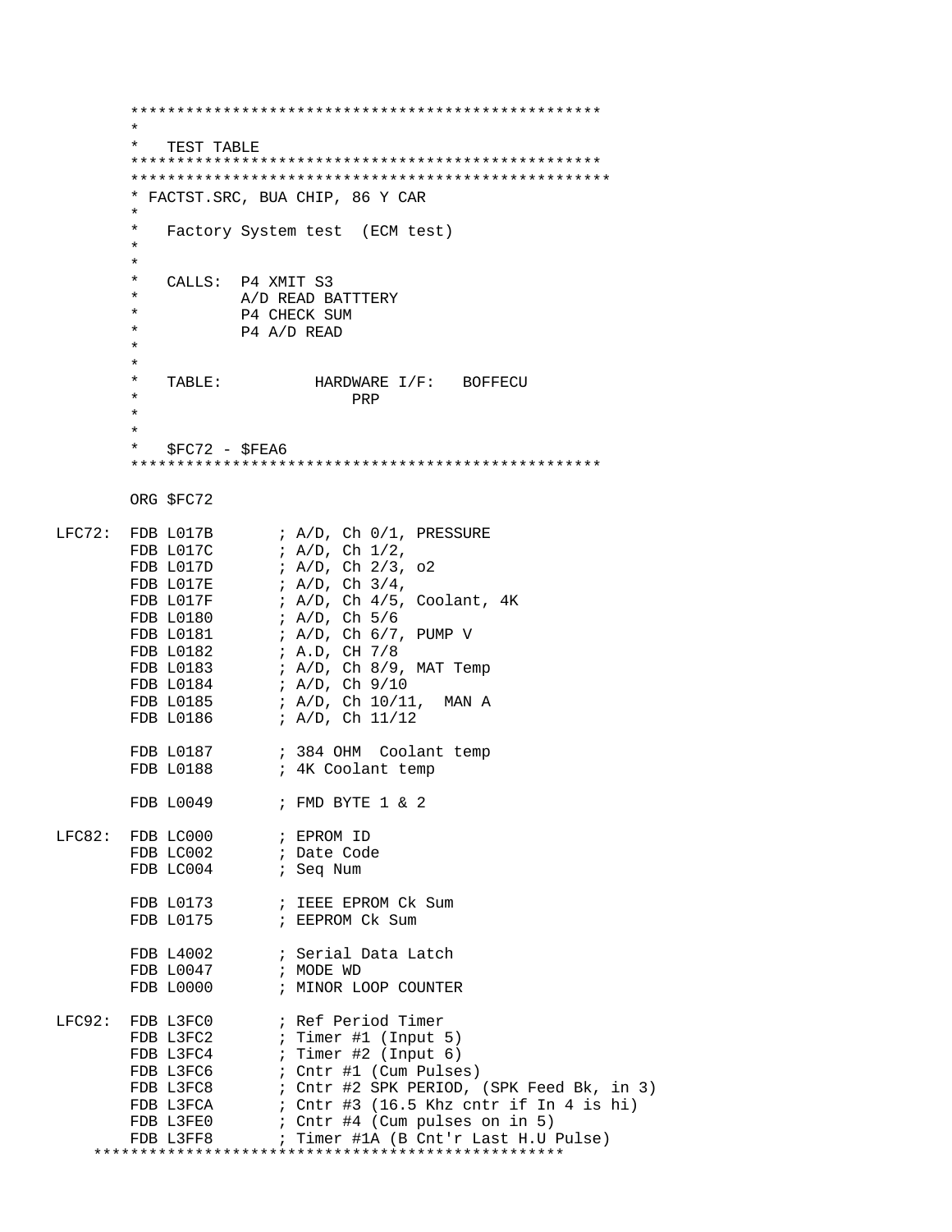```
        ***************************************************
        *
        *   TEST TABLE
        ***************************************************
        ****************************************************
        * FACTST.SRC, BUA CHIP, 86 Y CAR
        *
        *   Factory System test  (ECM test)
        *
        *
        *   CALLS:  P4 XMIT S3
        *           A/D READ BATTTERY
        *           P4 CHECK SUM
        *           P4 A/D READ
        *
        *
        *   TABLE:          HARDWARE I/F:   BOFFECU
        *                        PRP
        *
        *
        *   $FC72 - $FEA6
        ***************************************************

        ORG $FC72

LFC72:  FDB L017B       ; A/D, Ch 0/1, PRESSURE
        FDB L017C       ; A/D, Ch 1/2,
        FDB L017D       ; A/D, Ch 2/3, o2
        FDB L017E       ; A/D, Ch 3/4,
        FDB L017F       ; A/D, Ch 4/5, Coolant, 4K
        FDB L0180       ; A/D, Ch 5/6
        FDB L0181       ; A/D, Ch 6/7, PUMP V
        FDB L0182       ; A.D, CH 7/8
        FDB L0183       ; A/D, Ch 8/9, MAT Temp
        FDB L0184       ; A/D, Ch 9/10
        FDB L0185       ; A/D, Ch 10/11,  MAN A
        FDB L0186       ; A/D, Ch 11/12

        FDB L0187       ; 384 OHM  Coolant temp
        FDB L0188       ; 4K Coolant temp

        FDB L0049       ; FMD BYTE 1 & 2

LFC82:  FDB LC000       ; EPROM ID
        FDB LC002       ; Date Code
        FDB LC004       ; Seq Num

        FDB L0173       ; IEEE EPROM Ck Sum
        FDB L0175       ; EEPROM Ck Sum

        FDB L4002       ; Serial Data Latch
        FDB L0047       ; MODE WD
        FDB L0000       ; MINOR LOOP COUNTER

LFC92:  FDB L3FC0       ; Ref Period Timer
        FDB L3FC2       ; Timer #1 (Input 5)
        FDB L3FC4       ; Timer #2 (Input 6)
        FDB L3FC6       ; Cntr #1 (Cum Pulses)
        FDB L3FC8       ; Cntr #2 SPK PERIOD, (SPK Feed Bk, in 3)
        FDB L3FCA       ; Cntr #3 (16.5 Khz cntr if In 4 is hi)
        FDB L3FE0       ; Cntr #4 (Cum pulses on in 5)
        FDB L3FF8       ; Timer #1A (B Cnt'r Last H.U Pulse)
    ***************************************************
```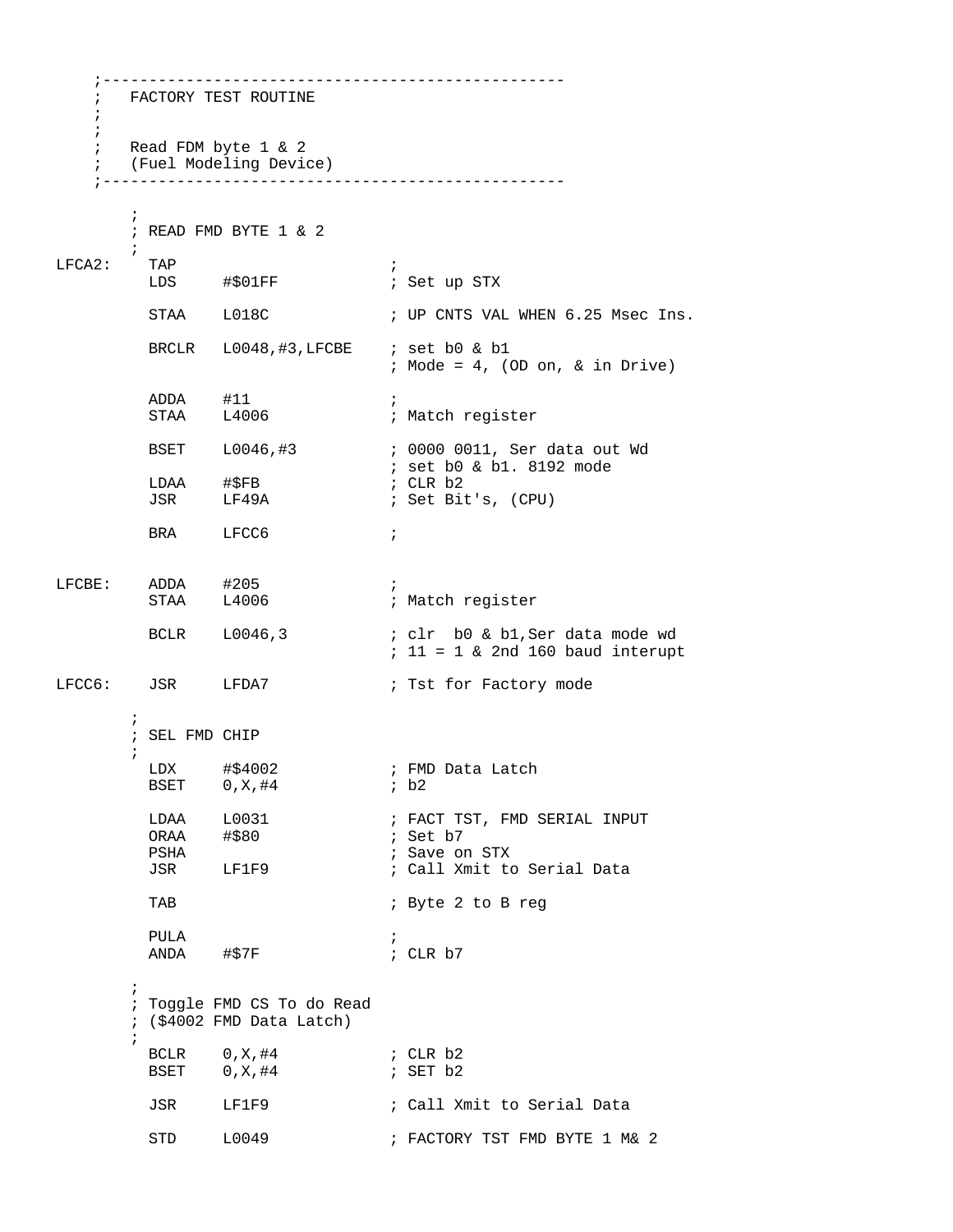```
    ;--------------------------------------------------
    ;   FACTORY TEST ROUTINE
    ;
    ;
    ;   Read FDM byte 1 & 2
    ;   (Fuel Modeling Device)
    ;--------------------------------------------------

        ;
        ; READ FMD BYTE 1 & 2
        ;
LFCA2:    TAP                        ;
          LDS     #$01FF             ; Set up STX

          STAA    L018C              ; UP CNTS VAL WHEN 6.25 Msec Ins.

          BRCLR   L0048,#3,LFCBE     ; set b0 & b1
                                     ; Mode = 4, (OD on, & in Drive)

          ADDA    #11                ;
          STAA    L4006              ; Match register

          BSET    L0046,#3           ; 0000 0011, Ser data out Wd
                                     ; set b0 & b1. 8192 mode
          LDAA    #$FB               ; CLR b2
          JSR     LF49A              ; Set Bit's, (CPU)

          BRA     LFCC6              ;


LFCBE:    ADDA    #205               ;
          STAA    L4006              ; Match register

          BCLR    L0046,3            ; clr  b0 & b1,Ser data mode wd
                                     ; 11 = 1 & 2nd 160 baud interupt

LFCC6:    JSR     LFDA7              ; Tst for Factory mode

        ;
        ; SEL FMD CHIP
        ;
          LDX     #$4002             ; FMD Data Latch
          BSET    0,X,#4             ; b2

          LDAA    L0031              ; FACT TST, FMD SERIAL INPUT
          ORAA    #$80               ; Set b7
          PSHA                       ; Save on STX
          JSR     LF1F9              ; Call Xmit to Serial Data

          TAB                        ; Byte 2 to B reg

          PULA                       ;
          ANDA    #$7F               ; CLR b7

        ;
        ; Toggle FMD CS To do Read
        ; ($4002 FMD Data Latch)
        ;
          BCLR    0,X,#4             ; CLR b2
          BSET    0,X,#4             ; SET b2

          JSR     LF1F9              ; Call Xmit to Serial Data

          STD     L0049              ; FACTORY TST FMD BYTE 1 M& 2
```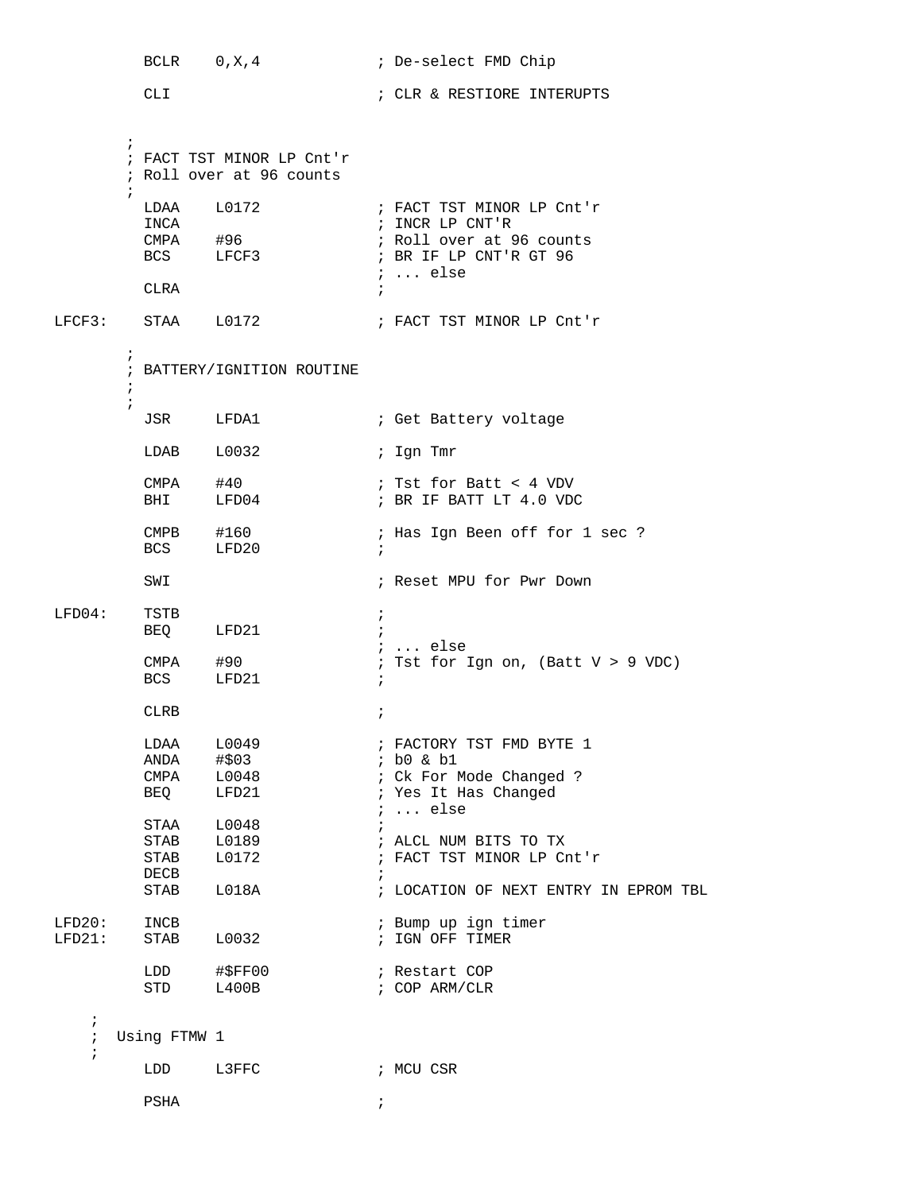```
          BCLR    0,X,4              ; De-select FMD Chip

          CLI                        ; CLR & RESTIORE INTERUPTS


        ;
        ; FACT TST MINOR LP Cnt'r
        ; Roll over at 96 counts
        ;
          LDAA    L0172              ; FACT TST MINOR LP Cnt'r
          INCA                       ; INCR LP CNT'R
          CMPA    #96                ; Roll over at 96 counts
          BCS     LFCF3              ; BR IF LP CNT'R GT 96
                                     ; ... else
          CLRA                       ;

LFCF3:    STAA    L0172              ; FACT TST MINOR LP Cnt'r

        ;
        ; BATTERY/IGNITION ROUTINE
        ;
        ;
          JSR     LFDA1              ; Get Battery voltage

          LDAB    L0032              ; Ign Tmr

          CMPA    #40                ; Tst for Batt < 4 VDV
          BHI     LFD04              ; BR IF BATT LT 4.0 VDC

          CMPB    #160               ; Has Ign Been off for 1 sec ?
          BCS     LFD20              ;

          SWI                        ; Reset MPU for Pwr Down

LFD04:    TSTB                       ;
          BEQ     LFD21              ;
                                     ; ... else
          CMPA    #90                ; Tst for Ign on, (Batt V > 9 VDC)
          BCS     LFD21              ;

          CLRB                       ;

          LDAA    L0049              ; FACTORY TST FMD BYTE 1
          ANDA    #$03               ; b0 & b1
          CMPA    L0048              ; Ck For Mode Changed ?
          BEQ     LFD21              ; Yes It Has Changed
                                     ; ... else
          STAA    L0048              ;
          STAB    L0189              ; ALCL NUM BITS TO TX
          STAB    L0172              ; FACT TST MINOR LP Cnt'r
          DECB                       ;
          STAB    L018A              ; LOCATION OF NEXT ENTRY IN EPROM TBL

LFD20:    INCB                       ; Bump up ign timer
LFD21:    STAB    L0032              ; IGN OFF TIMER

          LDD     #$FF00             ; Restart COP
          STD     L400B              ; COP ARM/CLR

    ;
    ;  Using FTMW 1
    ;
          LDD     L3FFC              ; MCU CSR

          PSHA                       ;
```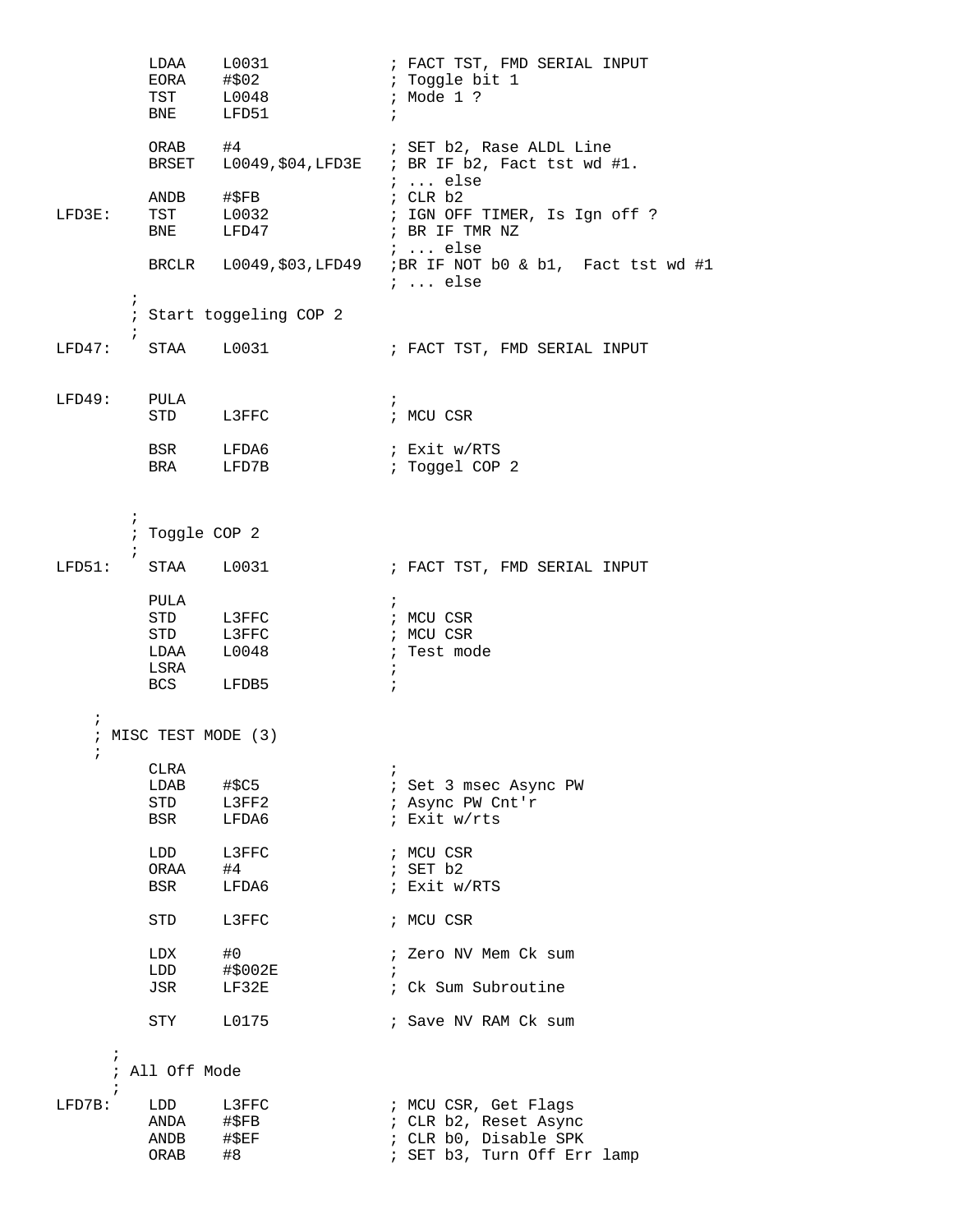```
          LDAA    L0031             ; FACT TST, FMD SERIAL INPUT
          EORA    #$02              ; Toggle bit 1
          TST     L0048             ; Mode 1 ?
          BNE     LFD51             ;

          ORAB    #4                ; SET b2, Rase ALDL Line
          BRSET   L0049,$04,LFD3E   ; BR IF b2, Fact tst wd #1.
                                    ; ... else
          ANDB    #$FB              ; CLR b2
LFD3E:    TST     L0032             ; IGN OFF TIMER, Is Ign off ?
          BNE     LFD47             ; BR IF TMR NZ
                                    ; ... else
          BRCLR   L0049,$03,LFD49   ;BR IF NOT b0 & b1,  Fact tst wd #1
                                    ; ... else
        ;
        ; Start toggeling COP 2
        ;
LFD47:    STAA    L0031             ; FACT TST, FMD SERIAL INPUT


LFD49:    PULA                      ;
          STD     L3FFC             ; MCU CSR

          BSR     LFDA6             ; Exit w/RTS
          BRA     LFD7B             ; Toggel COP 2



        ;
        ; Toggle COP 2
        ;
LFD51:    STAA    L0031             ; FACT TST, FMD SERIAL INPUT

          PULA                      ;
          STD     L3FFC             ; MCU CSR
          STD     L3FFC             ; MCU CSR
          LDAA    L0048             ; Test mode
          LSRA                      ;
          BCS     LFDB5             ;

    ;
    ; MISC TEST MODE (3)
    ;
          CLRA                      ;
          LDAB    #$C5              ; Set 3 msec Async PW
          STD     L3FF2             ; Async PW Cnt'r
          BSR     LFDA6             ; Exit w/rts

          LDD     L3FFC             ; MCU CSR
          ORAA    #4                ; SET b2
          BSR     LFDA6             ; Exit w/RTS

          STD     L3FFC             ; MCU CSR

          LDX     #0                ; Zero NV Mem Ck sum
          LDD     #$002E            ;
          JSR     LF32E             ; Ck Sum Subroutine

          STY     L0175             ; Save NV RAM Ck sum

      ;
      ; All Off Mode
      ;
LFD7B:    LDD     L3FFC             ; MCU CSR, Get Flags
          ANDA    #$FB              ; CLR b2, Reset Async
          ANDB    #$EF              ; CLR b0, Disable SPK
          ORAB    #8                ; SET b3, Turn Off Err lamp
```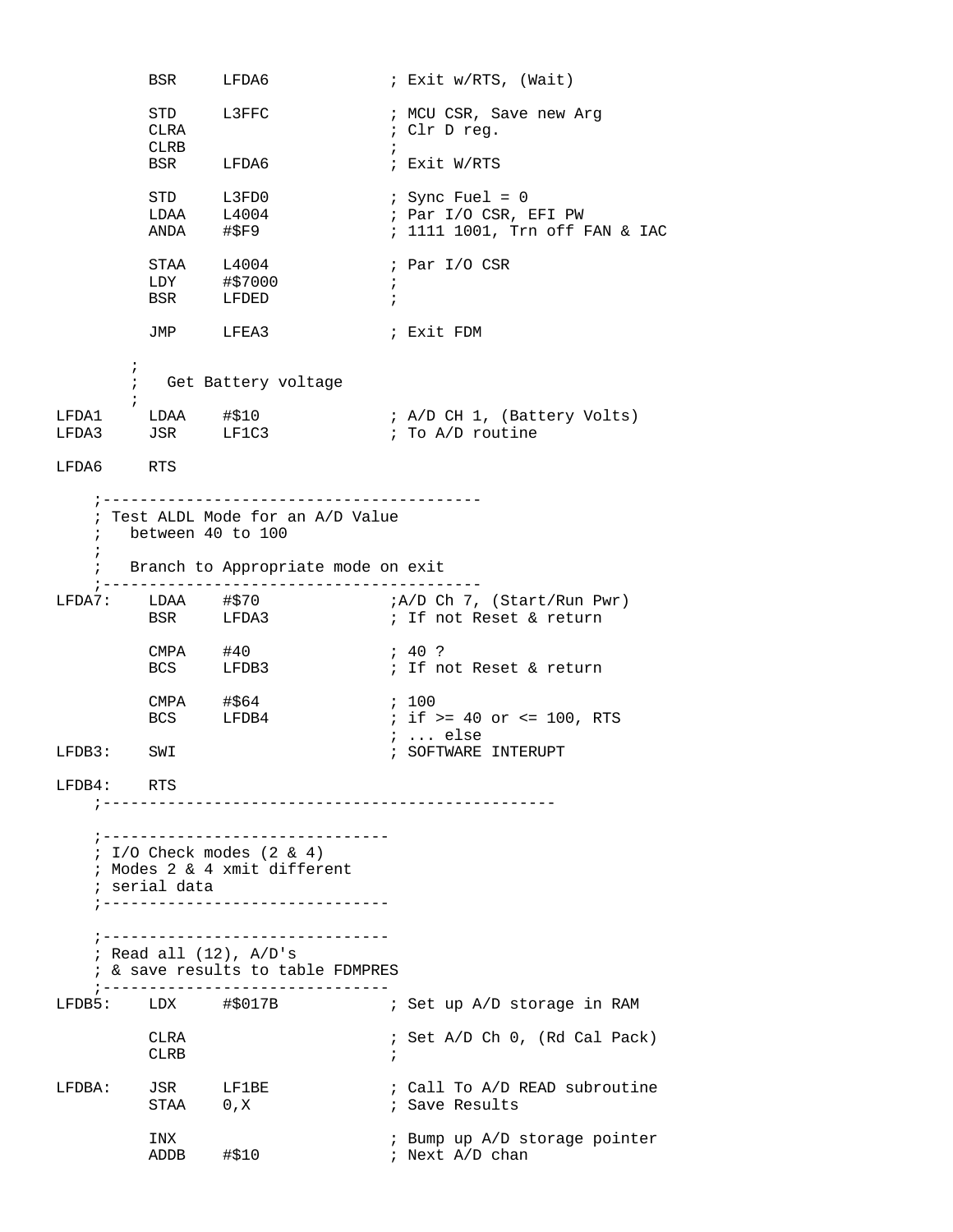```
          BSR     LFDA6             ; Exit w/RTS, (Wait)

          STD     L3FFC             ; MCU CSR, Save new Arg
          CLRA                      ; Clr D reg.
          CLRB                      ;
          BSR     LFDA6             ; Exit W/RTS

          STD     L3FD0             ; Sync Fuel = 0
          LDAA    L4004             ; Par I/O CSR, EFI PW
          ANDA    #$F9              ; 1111 1001, Trn off FAN & IAC

          STAA    L4004             ; Par I/O CSR
          LDY     #$7000            ;
          BSR     LFDED             ;

          JMP     LFEA3             ; Exit FDM

        ;
        ;   Get Battery voltage
        ;
LFDA1     LDAA    #$10              ; A/D CH 1, (Battery Volts)
LFDA3     JSR     LF1C3             ; To A/D routine

LFDA6     RTS

    ;----------------------------------------
    ; Test ALDL Mode for an A/D Value
    ;   between 40 to 100
    ;
    ;   Branch to Appropriate mode on exit
    ;----------------------------------------
LFDA7:    LDAA    #$70             ;A/D Ch 7, (Start/Run Pwr)
          BSR     LFDA3             ; If not Reset & return

          CMPA    #40               ; 40 ?
          BCS     LFDB3             ; If not Reset & return

          CMPA    #$64              ; 100
          BCS     LFDB4             ; if >= 40 or <= 100, RTS
                                    ; ... else
LFDB3:    SWI                       ; SOFTWARE INTERUPT

LFDB4:    RTS
    ;------------------------------------------------

    ;-------------------------------
    ; I/O Check modes (2 & 4)
    ; Modes 2 & 4 xmit different
    ; serial data
    ;-------------------------------

    ;-------------------------------
    ; Read all (12), A/D's
    ; & save results to table FDMPRES
    ;-------------------------------
LFDB5:    LDX     #$017B            ; Set up A/D storage in RAM

          CLRA                      ; Set A/D Ch 0, (Rd Cal Pack)
          CLRB                      ;

LFDBA:    JSR     LF1BE             ; Call To A/D READ subroutine
          STAA    0,X               ; Save Results

          INX                       ; Bump up A/D storage pointer
          ADDB    #$10              ; Next A/D chan
```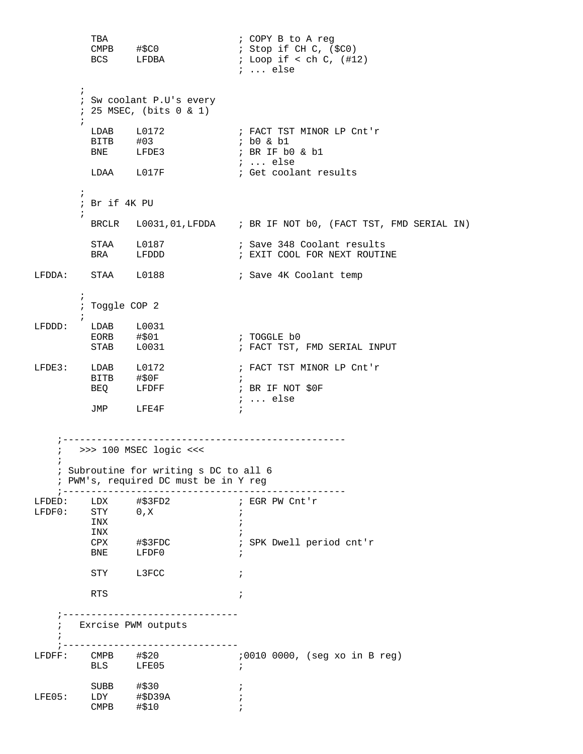```
          TBA                         ; COPY B to A reg
          CMPB    #$C0                ; Stop if CH C, ($C0)
          BCS     LFDBA               ; Loop if < ch C, (#12)
                                      ; ... else

        ;
        ; Sw coolant P.U's every
        ; 25 MSEC, (bits 0 & 1)
        ;
          LDAB    L0172               ; FACT TST MINOR LP Cnt'r
          BITB    #03                 ; b0 & b1
          BNE     LFDE3               ; BR IF b0 & b1
                                      ; ... else
          LDAA    L017F               ; Get coolant results

        ;
        ; Br if 4K PU
        ;
          BRCLR   L0031,01,LFDDA      ; BR IF NOT b0, (FACT TST, FMD SERIAL IN)

          STAA    L0187               ; Save 348 Coolant results
          BRA     LFDDD               ; EXIT COOL FOR NEXT ROUTINE

LFDDA:    STAA    L0188               ; Save 4K Coolant temp

        ;
        ; Toggle COP 2
        ;
LFDDD:    LDAB    L0031
          EORB    #$01                ; TOGGLE b0
          STAB    L0031               ; FACT TST, FMD SERIAL INPUT

LFDE3:    LDAB    L0172               ; FACT TST MINOR LP Cnt'r
          BITB    #$0F                ;
          BEQ     LFDFF               ; BR IF NOT $0F
                                      ; ... else
          JMP     LFE4F               ;


    ;--------------------------------------------------
    ;   >>> 100 MSEC logic <<<
    ;
    ; Subroutine for writing s DC to all 6
    ; PWM's, required DC must be in Y reg
    ;--------------------------------------------------
LFDED:    LDX     #$3FD2              ; EGR PW Cnt'r
LFDF0:    STY     0,X                 ;
          INX                         ;
          INX                         ;
          CPX     #$3FDC              ; SPK Dwell period cnt'r
          BNE     LFDF0               ;

          STY     L3FCC               ;

          RTS                         ;

    ;--------------------------------
    ;   Exrcise PWM outputs
    ;
    ;--------------------------------
LFDFF:    CMPB    #$20                ;0010 0000, (seg xo in B reg)
          BLS     LFE05               ;

          SUBB    #$30                ;
LFE05:    LDY     #$D39A              ;
          CMPB    #$10                ;
```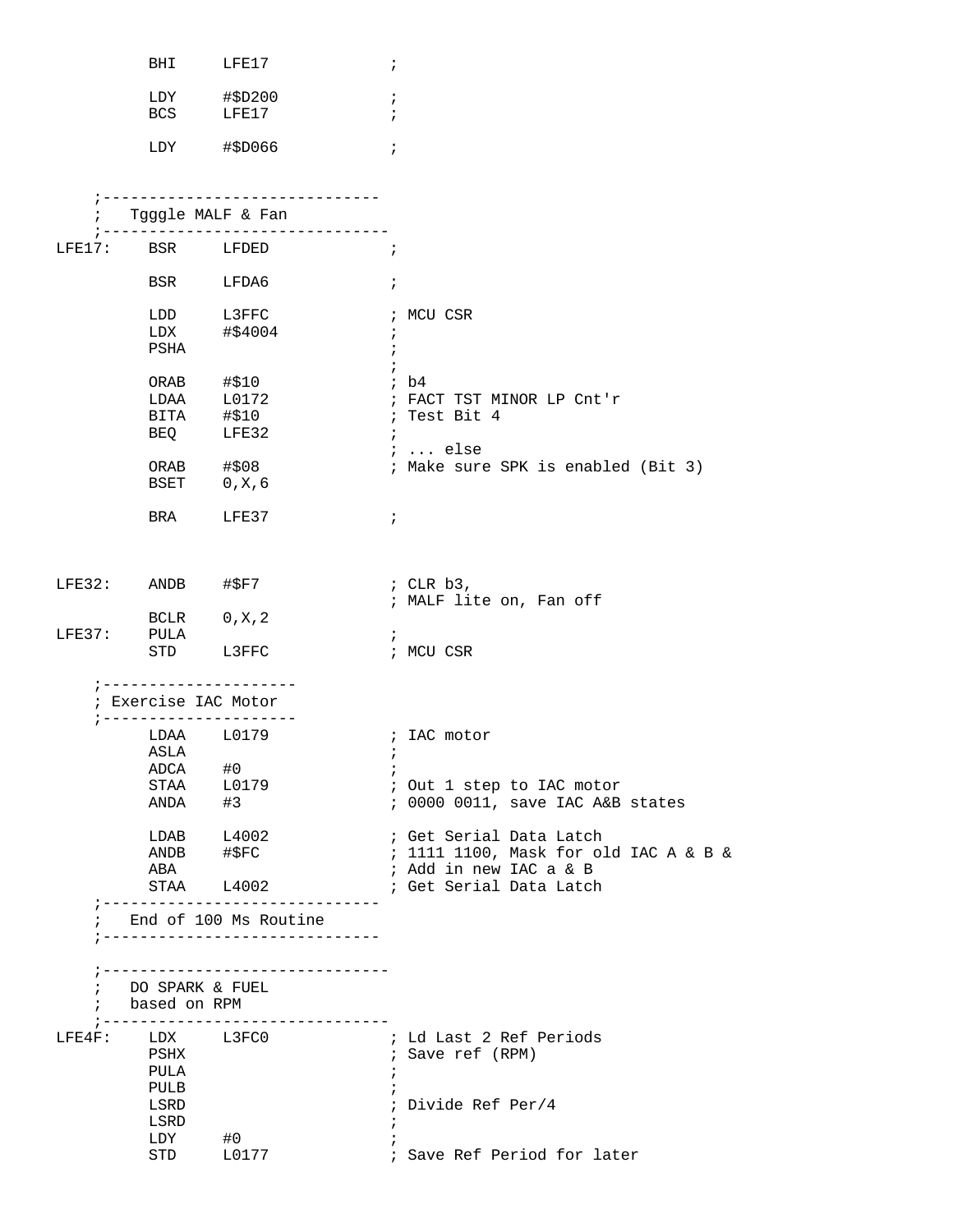```
          BHI     LFE17             ;

          LDY     #$D200            ;
          BCS     LFE17             ;

          LDY     #$D066            ;


     ;------------------------------
     ;   Tgggle MALF & Fan
     ;-------------------------------
LFE17:    BSR     LFDED             ;

          BSR     LFDA6             ;

          LDD     L3FFC             ; MCU CSR
          LDX     #$4004            ;
          PSHA                      ;
                                    ;
          ORAB    #$10              ; b4
          LDAA    L0172             ; FACT TST MINOR LP Cnt'r
          BITA    #$10              ; Test Bit 4
          BEQ     LFE32             ;
                                    ; ... else
          ORAB    #$08              ; Make sure SPK is enabled (Bit 3)
          BSET    0,X,6

          BRA     LFE37             ;



LFE32:    ANDB    #$F7              ; CLR b3,
                                    ; MALF lite on, Fan off
          BCLR    0,X,2
LFE37:    PULA                      ;
          STD     L3FFC             ; MCU CSR

     ;---------------------
     ; Exercise IAC Motor
     ;---------------------
          LDAA    L0179             ; IAC motor
          ASLA                      ;
          ADCA    #0                ;
          STAA    L0179             ; Out 1 step to IAC motor
          ANDA    #3                ; 0000 0011, save IAC A&B states

          LDAB    L4002             ; Get Serial Data Latch
          ANDB    #$FC              ; 1111 1100, Mask for old IAC A & B &
          ABA                       ; Add in new IAC a & B
          STAA    L4002             ; Get Serial Data Latch
     ;------------------------------
     ;   End of 100 Ms Routine
     ;------------------------------

     ;-------------------------------
     ;   DO SPARK & FUEL
     ;   based on RPM
     ;-------------------------------
LFE4F:    LDX     L3FC0             ; Ld Last 2 Ref Periods
          PSHX                      ; Save ref (RPM)
          PULA                      ;
          PULB                      ;
          LSRD                      ; Divide Ref Per/4
          LSRD                      ;
          LDY     #0                ;
          STD     L0177             ; Save Ref Period for later
```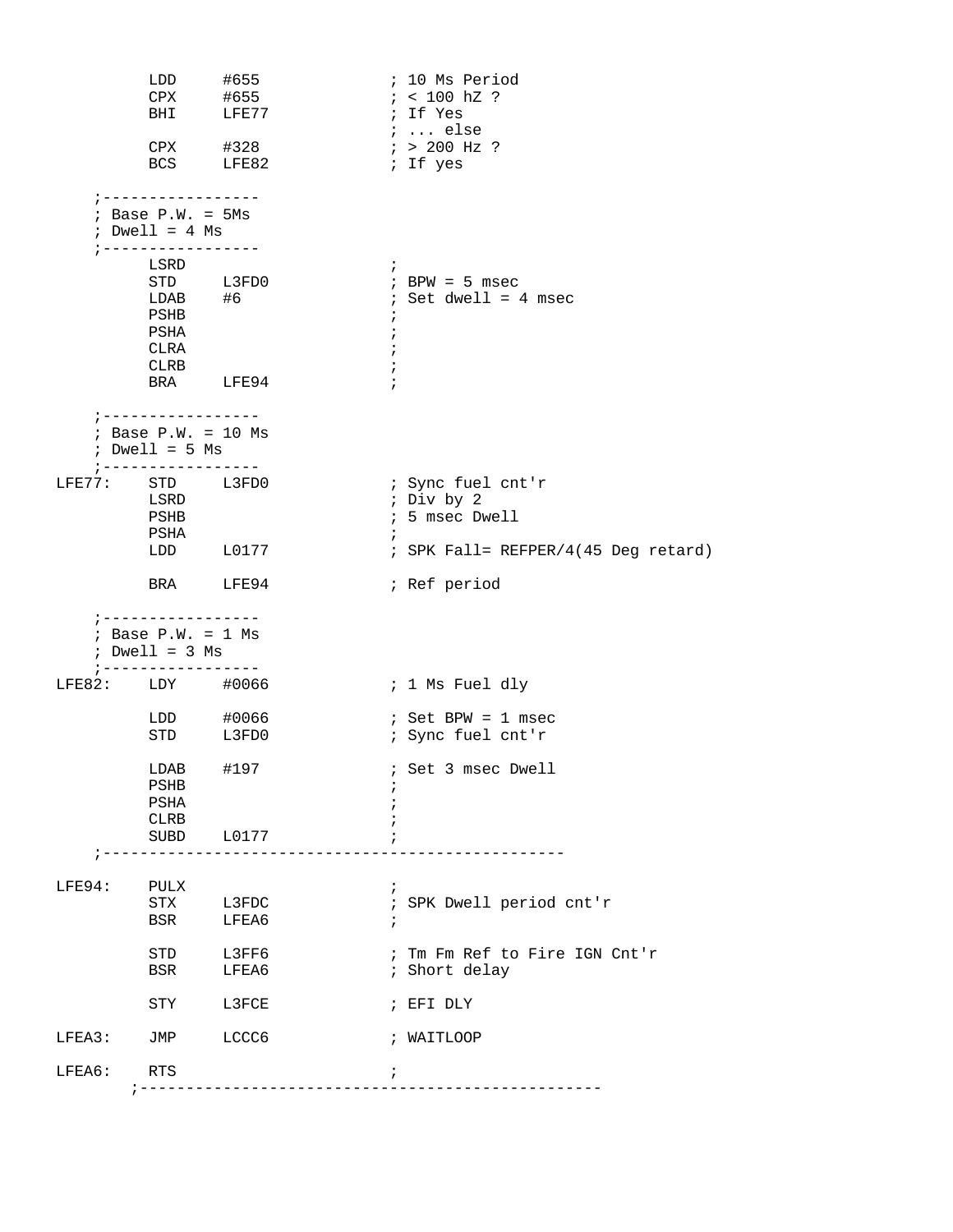```
          LDD     #655              ; 10 Ms Period
          CPX     #655              ; < 100 hZ ?
          BHI     LFE77             ; If Yes
                                    ; ... else
          CPX     #328              ; > 200 Hz ?
          BCS     LFE82             ; If yes

    ;-----------------
    ; Base P.W. = 5Ms
    ; Dwell = 4 Ms
    ;-----------------
          LSRD                      ;
          STD     L3FD0             ; BPW = 5 msec
          LDAB    #6                ; Set dwell = 4 msec
          PSHB                      ;
          PSHA                      ;
          CLRA                      ;
          CLRB                      ;
          BRA     LFE94             ;

    ;-----------------
    ; Base P.W. = 10 Ms
    ; Dwell = 5 Ms
    ;-----------------
LFE77:    STD     L3FD0             ; Sync fuel cnt'r
          LSRD                      ; Div by 2
          PSHB                      ; 5 msec Dwell
          PSHA                      ;
          LDD     L0177             ; SPK Fall= REFPER/4(45 Deg retard)

          BRA     LFE94             ; Ref period

    ;-----------------
    ; Base P.W. = 1 Ms
    ; Dwell = 3 Ms
    ;-----------------
LFE82:    LDY     #0066             ; 1 Ms Fuel dly

          LDD     #0066             ; Set BPW = 1 msec
          STD     L3FD0             ; Sync fuel cnt'r

          LDAB    #197              ; Set 3 msec Dwell
          PSHB                      ;
          PSHA                      ;
          CLRB                      ;
          SUBD    L0177             ;
    ;-------------------------------------------------

LFE94:    PULX                      ;
          STX     L3FDC             ; SPK Dwell period cnt'r
          BSR     LFEA6             ;

          STD     L3FF6             ; Tm Fm Ref to Fire IGN Cnt'r
          BSR     LFEA6             ; Short delay

          STY     L3FCE             ; EFI DLY

LFEA3:    JMP     LCCC6             ; WAITLOOP

LFEA6:    RTS                       ;
        ;-------------------------------------------------
```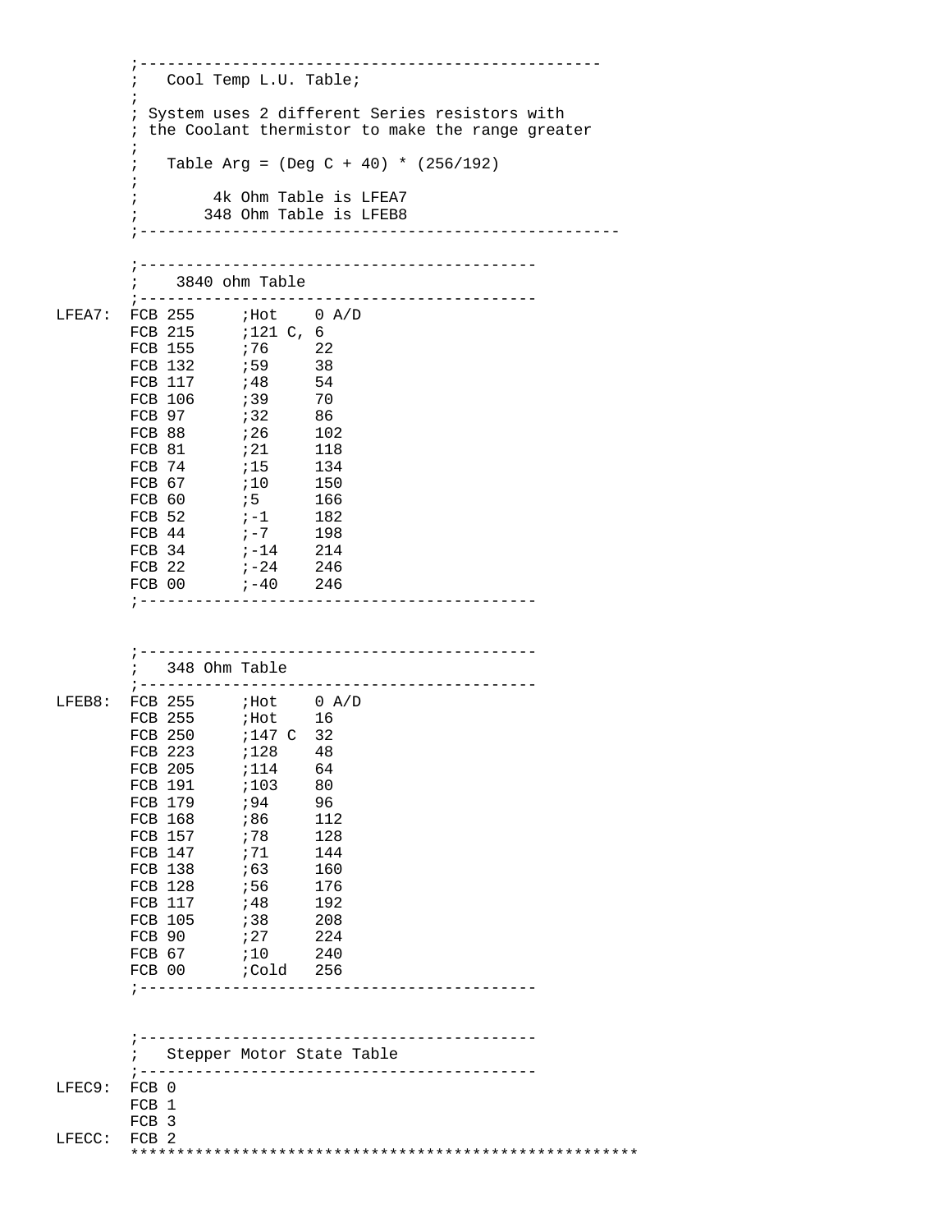```
        ;--------------------------------------------------
        ;   Cool Temp L.U. Table;
        ;
        ; System uses 2 different Series resistors with
        ; the Coolant thermistor to make the range greater
        ;
        ;   Table Arg = (Deg C + 40) * (256/192)
        ;
        ;        4k Ohm Table is LFEA7
        ;       348 Ohm Table is LFEB8
        ;----------------------------------------------------

        ;-------------------------------------------
        ;    3840 ohm Table
        ;-------------------------------------------
LFEA7:  FCB 255     ;Hot    0 A/D
        FCB 215     ;121 C, 6
        FCB 155     ;76     22
        FCB 132     ;59     38
        FCB 117     ;48     54
        FCB 106     ;39     70
        FCB 97      ;32     86
        FCB 88      ;26     102
        FCB 81      ;21     118
        FCB 74      ;15     134
        FCB 67      ;10     150
        FCB 60      ;5      166
        FCB 52      ;-1     182
        FCB 44      ;-7     198
        FCB 34      ;-14    214
        FCB 22      ;-24    246
        FCB 00      ;-40    246
        ;-------------------------------------------


        ;-------------------------------------------
        ;   348 Ohm Table
        ;-------------------------------------------
LFEB8:  FCB 255     ;Hot    0 A/D
        FCB 255     ;Hot    16
        FCB 250     ;147 C  32
        FCB 223     ;128    48
        FCB 205     ;114    64
        FCB 191     ;103    80
        FCB 179     ;94     96
        FCB 168     ;86     112
        FCB 157     ;78     128
        FCB 147     ;71     144
        FCB 138     ;63     160
        FCB 128     ;56     176
        FCB 117     ;48     192
        FCB 105     ;38     208
        FCB 90      ;27     224
        FCB 67      ;10     240
        FCB 00      ;Cold   256
        ;-------------------------------------------


        ;-------------------------------------------
        ;   Stepper Motor State Table
        ;-------------------------------------------
LFEC9:  FCB 0
        FCB 1
        FCB 3
LFECC:  FCB 2
        ******************************************************
```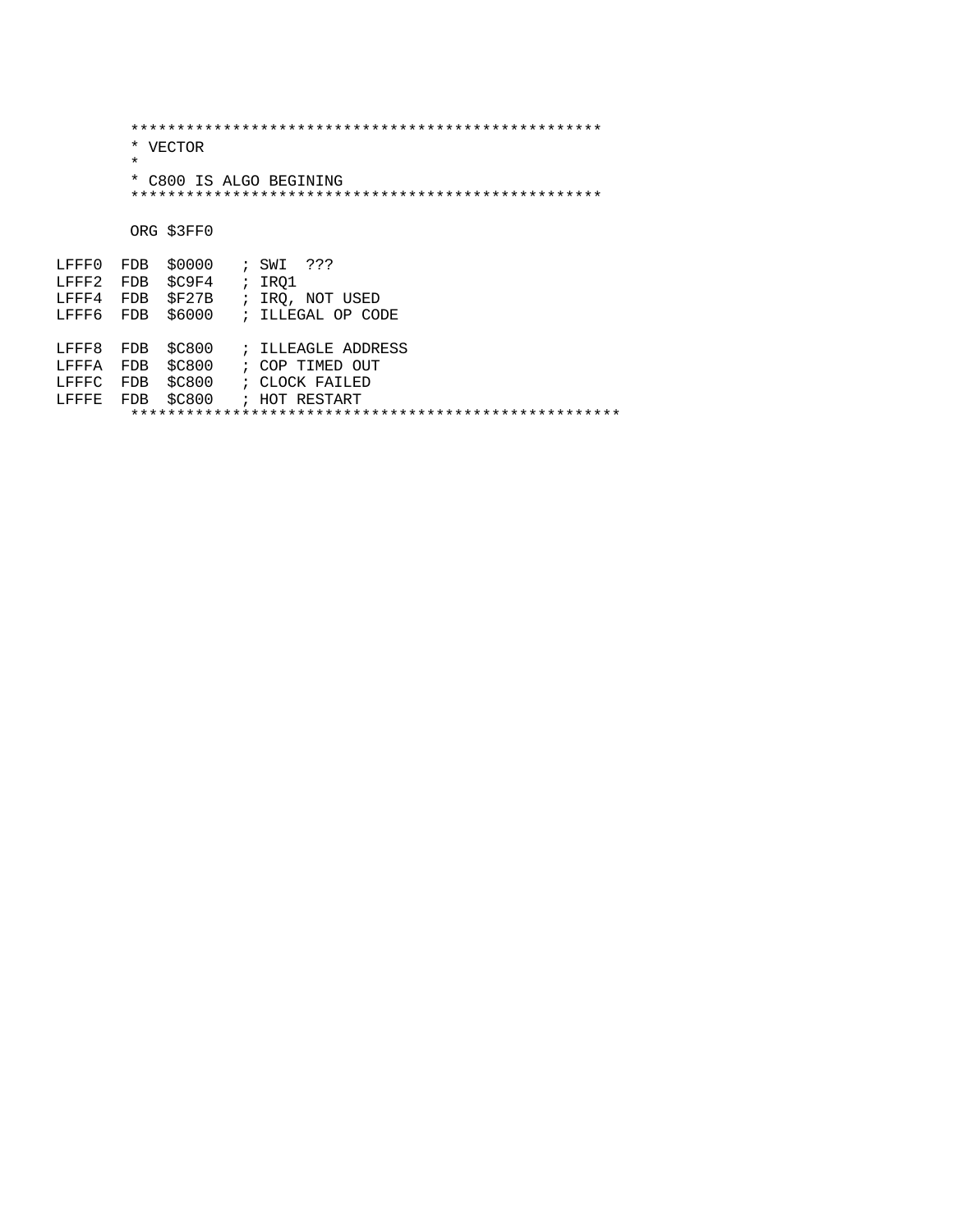```
        ***************************************************
        * VECTOR
        *
        * C800 IS ALGO BEGINING
        ***************************************************

        ORG $3FF0

LFFF0  FDB  $0000   ; SWI  ???
LFFF2  FDB  $C9F4   ; IRQ1
LFFF4  FDB  $F27B   ; IRQ, NOT USED
LFFF6  FDB  $6000   ; ILLEGAL OP CODE

LFFF8  FDB  $C800   ; ILLEAGLE ADDRESS
LFFFA  FDB  $C800   ; COP TIMED OUT
LFFFC  FDB  $C800   ; CLOCK FAILED
LFFFE  FDB  $C800   ; HOT RESTART
        *****************************************************
```